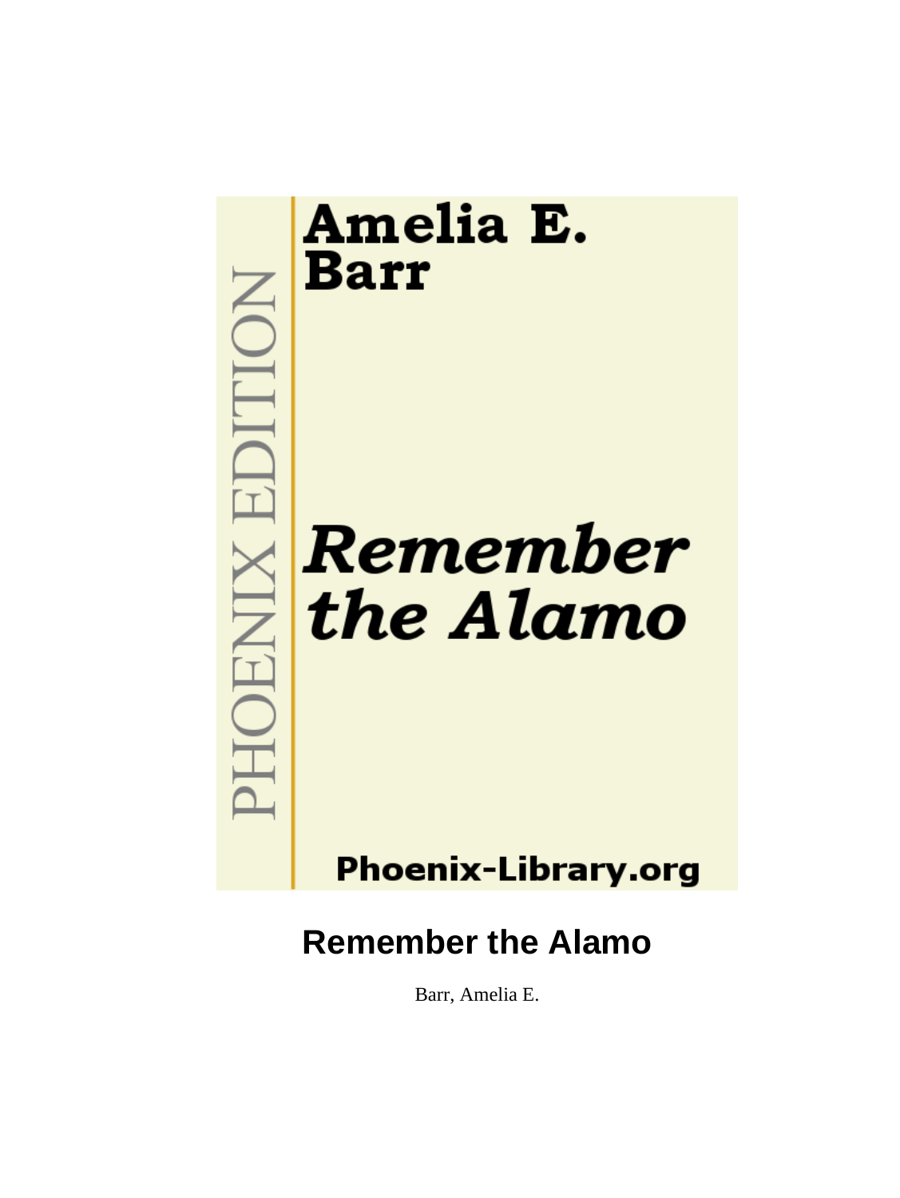Amelia E. Barr

*Remember the Alamo*

PHOENIX EDITION

Phoenix-Library.org

# Remember the Alamo

Barr, Amelia E.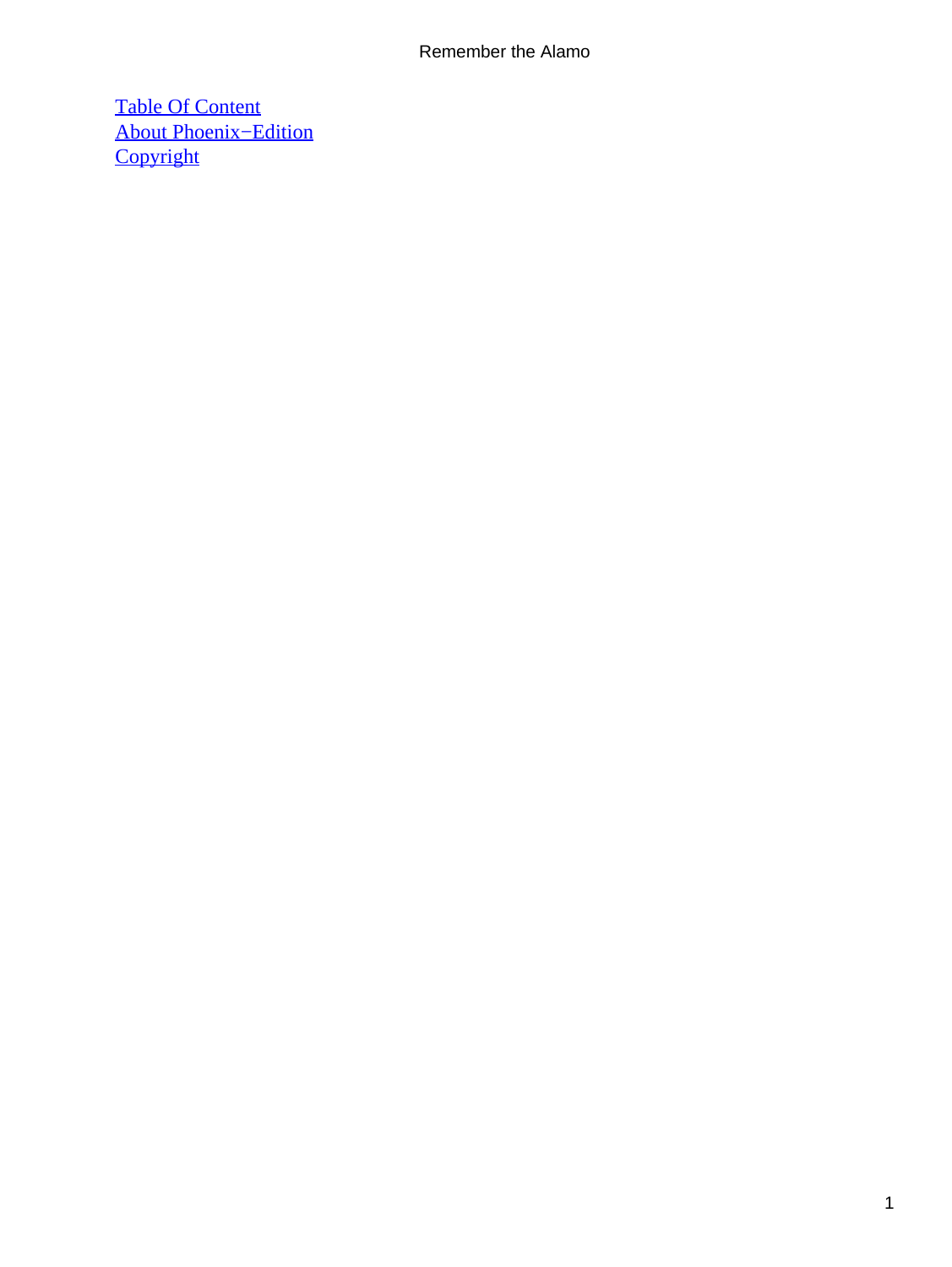[Table Of Content](#)
[About Phoenix−Edition](#)
[Copyright](#)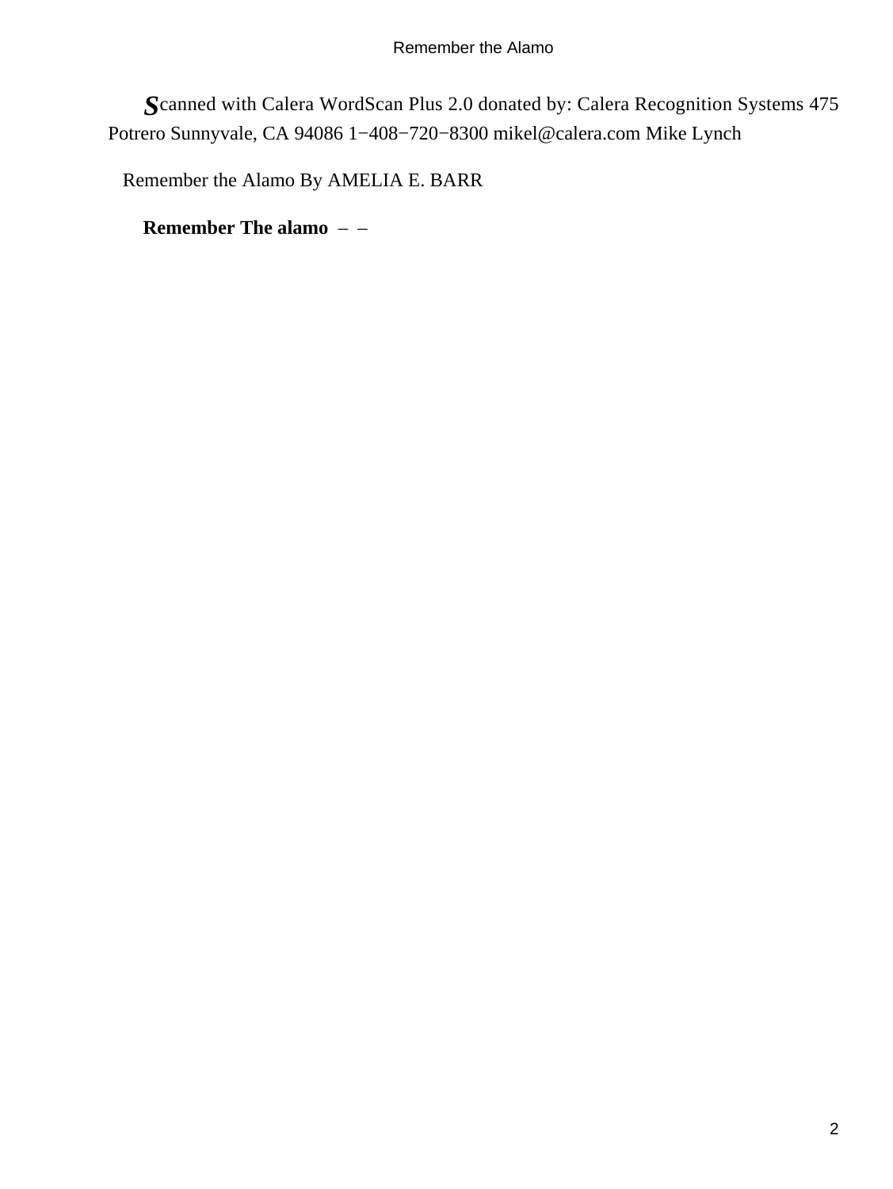Scanned with Calera WordScan Plus 2.0 donated by: Calera Recognition Systems 475 Potrero Sunnyvale, CA 94086 1−408−720−8300 mikel@calera.com Mike Lynch

Remember the Alamo By AMELIA E. BARR

**Remember The alamo** – –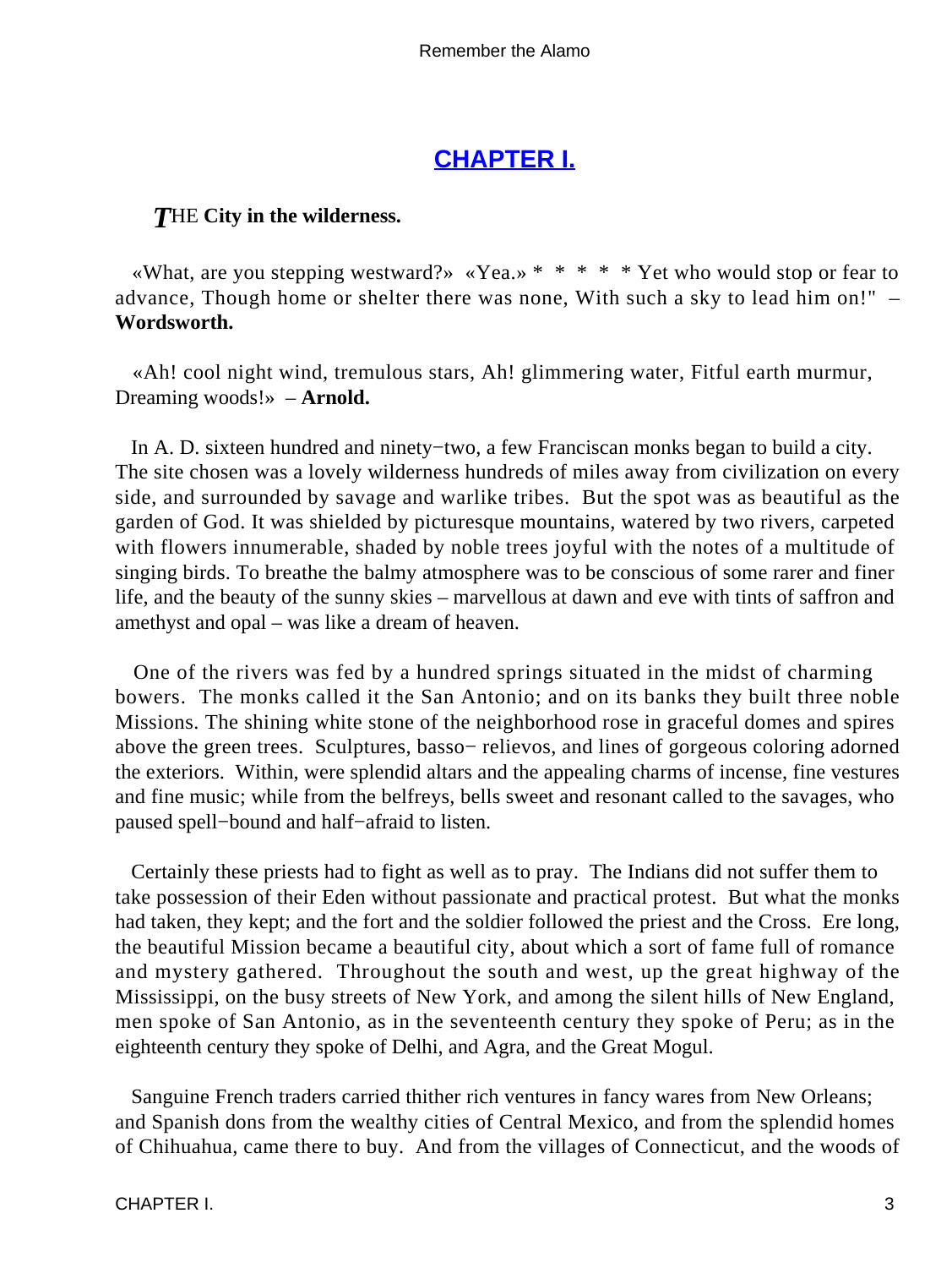## CHAPTER I.

***T***HE **City in the wilderness.**

«What, are you stepping westward?» «Yea.» * * * * * Yet who would stop or fear to advance, Though home or shelter there was none, With such a sky to lead him on!" – **Wordsworth.**

«Ah! cool night wind, tremulous stars, Ah! glimmering water, Fitful earth murmur, Dreaming woods!» – **Arnold.**

In A. D. sixteen hundred and ninety−two, a few Franciscan monks began to build a city. The site chosen was a lovely wilderness hundreds of miles away from civilization on every side, and surrounded by savage and warlike tribes. But the spot was as beautiful as the garden of God. It was shielded by picturesque mountains, watered by two rivers, carpeted with flowers innumerable, shaded by noble trees joyful with the notes of a multitude of singing birds. To breathe the balmy atmosphere was to be conscious of some rarer and finer life, and the beauty of the sunny skies – marvellous at dawn and eve with tints of saffron and amethyst and opal – was like a dream of heaven.

One of the rivers was fed by a hundred springs situated in the midst of charming bowers. The monks called it the San Antonio; and on its banks they built three noble Missions. The shining white stone of the neighborhood rose in graceful domes and spires above the green trees. Sculptures, basso− relievos, and lines of gorgeous coloring adorned the exteriors. Within, were splendid altars and the appealing charms of incense, fine vestures and fine music; while from the belfreys, bells sweet and resonant called to the savages, who paused spell−bound and half−afraid to listen.

Certainly these priests had to fight as well as to pray. The Indians did not suffer them to take possession of their Eden without passionate and practical protest. But what the monks had taken, they kept; and the fort and the soldier followed the priest and the Cross. Ere long, the beautiful Mission became a beautiful city, about which a sort of fame full of romance and mystery gathered. Throughout the south and west, up the great highway of the Mississippi, on the busy streets of New York, and among the silent hills of New England, men spoke of San Antonio, as in the seventeenth century they spoke of Peru; as in the eighteenth century they spoke of Delhi, and Agra, and the Great Mogul.

Sanguine French traders carried thither rich ventures in fancy wares from New Orleans; and Spanish dons from the wealthy cities of Central Mexico, and from the splendid homes of Chihuahua, came there to buy. And from the villages of Connecticut, and the woods of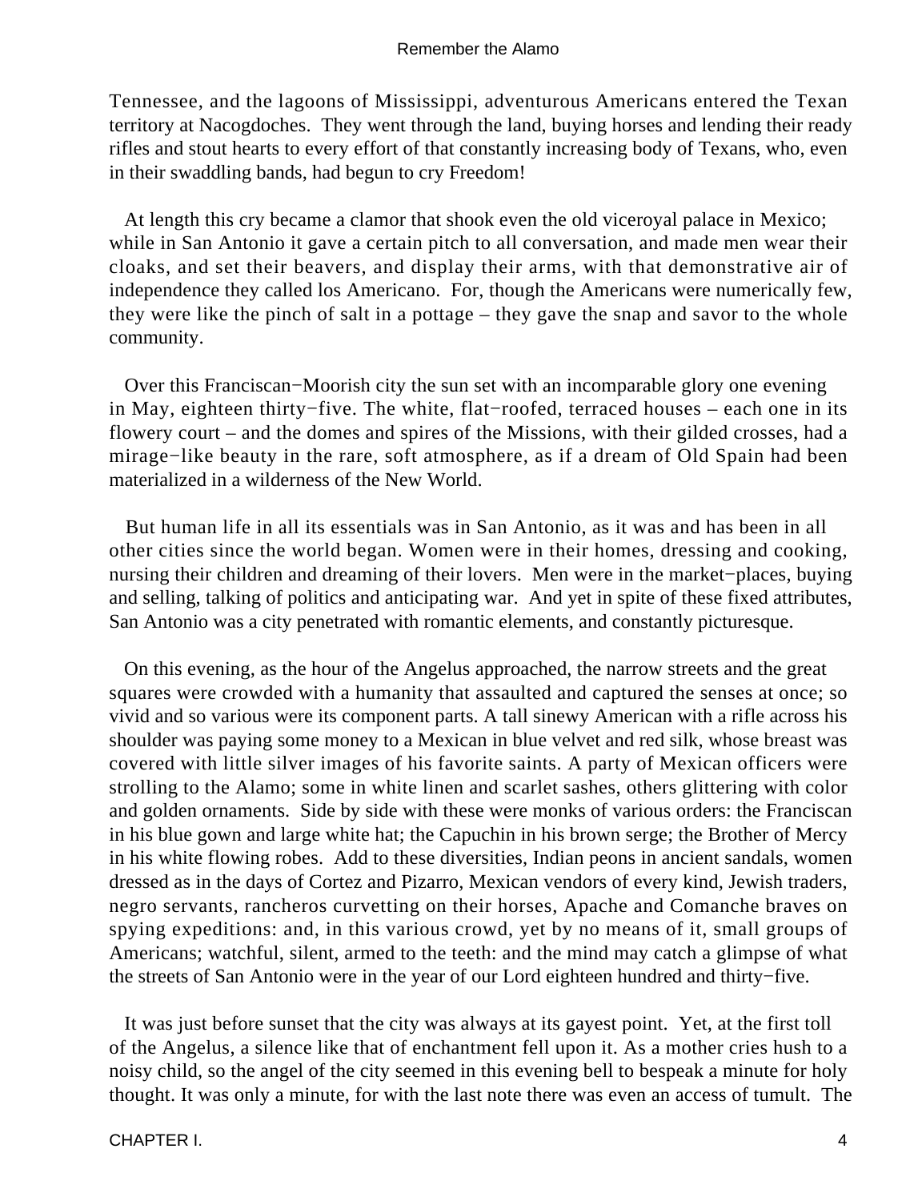Tennessee, and the lagoons of Mississippi, adventurous Americans entered the Texan territory at Nacogdoches. They went through the land, buying horses and lending their ready rifles and stout hearts to every effort of that constantly increasing body of Texans, who, even in their swaddling bands, had begun to cry Freedom!

At length this cry became a clamor that shook even the old viceroyal palace in Mexico; while in San Antonio it gave a certain pitch to all conversation, and made men wear their cloaks, and set their beavers, and display their arms, with that demonstrative air of independence they called los Americano. For, though the Americans were numerically few, they were like the pinch of salt in a pottage – they gave the snap and savor to the whole community.

Over this Franciscan−Moorish city the sun set with an incomparable glory one evening in May, eighteen thirty−five. The white, flat−roofed, terraced houses – each one in its flowery court – and the domes and spires of the Missions, with their gilded crosses, had a mirage−like beauty in the rare, soft atmosphere, as if a dream of Old Spain had been materialized in a wilderness of the New World.

But human life in all its essentials was in San Antonio, as it was and has been in all other cities since the world began. Women were in their homes, dressing and cooking, nursing their children and dreaming of their lovers. Men were in the market−places, buying and selling, talking of politics and anticipating war. And yet in spite of these fixed attributes, San Antonio was a city penetrated with romantic elements, and constantly picturesque.

On this evening, as the hour of the Angelus approached, the narrow streets and the great squares were crowded with a humanity that assaulted and captured the senses at once; so vivid and so various were its component parts. A tall sinewy American with a rifle across his shoulder was paying some money to a Mexican in blue velvet and red silk, whose breast was covered with little silver images of his favorite saints. A party of Mexican officers were strolling to the Alamo; some in white linen and scarlet sashes, others glittering with color and golden ornaments. Side by side with these were monks of various orders: the Franciscan in his blue gown and large white hat; the Capuchin in his brown serge; the Brother of Mercy in his white flowing robes. Add to these diversities, Indian peons in ancient sandals, women dressed as in the days of Cortez and Pizarro, Mexican vendors of every kind, Jewish traders, negro servants, rancheros curvetting on their horses, Apache and Comanche braves on spying expeditions: and, in this various crowd, yet by no means of it, small groups of Americans; watchful, silent, armed to the teeth: and the mind may catch a glimpse of what the streets of San Antonio were in the year of our Lord eighteen hundred and thirty−five.

It was just before sunset that the city was always at its gayest point. Yet, at the first toll of the Angelus, a silence like that of enchantment fell upon it. As a mother cries hush to a noisy child, so the angel of the city seemed in this evening bell to bespeak a minute for holy thought. It was only a minute, for with the last note there was even an access of tumult. The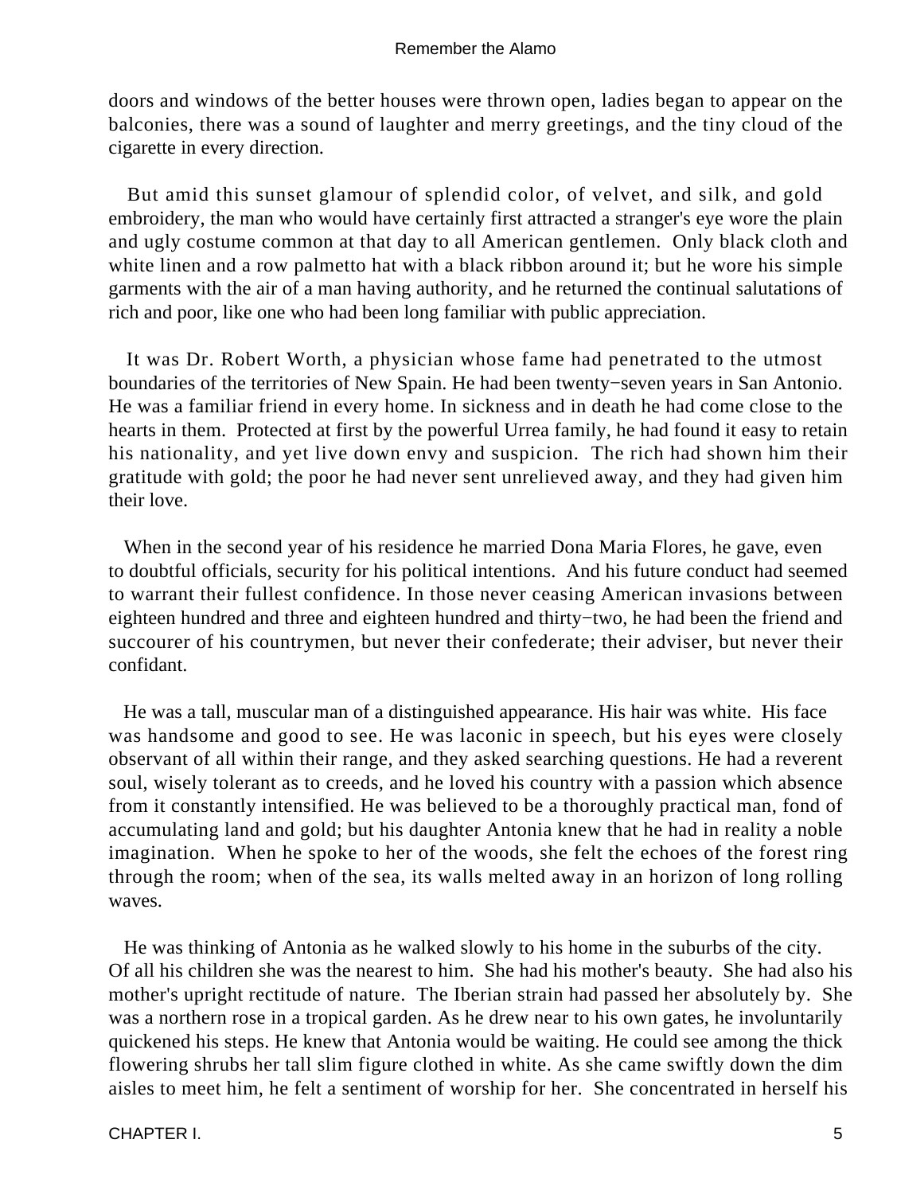doors and windows of the better houses were thrown open, ladies began to appear on the balconies, there was a sound of laughter and merry greetings, and the tiny cloud of the cigarette in every direction.

But amid this sunset glamour of splendid color, of velvet, and silk, and gold embroidery, the man who would have certainly first attracted a stranger's eye wore the plain and ugly costume common at that day to all American gentlemen. Only black cloth and white linen and a row palmetto hat with a black ribbon around it; but he wore his simple garments with the air of a man having authority, and he returned the continual salutations of rich and poor, like one who had been long familiar with public appreciation.

It was Dr. Robert Worth, a physician whose fame had penetrated to the utmost boundaries of the territories of New Spain. He had been twenty−seven years in San Antonio. He was a familiar friend in every home. In sickness and in death he had come close to the hearts in them. Protected at first by the powerful Urrea family, he had found it easy to retain his nationality, and yet live down envy and suspicion. The rich had shown him their gratitude with gold; the poor he had never sent unrelieved away, and they had given him their love.

When in the second year of his residence he married Dona Maria Flores, he gave, even to doubtful officials, security for his political intentions. And his future conduct had seemed to warrant their fullest confidence. In those never ceasing American invasions between eighteen hundred and three and eighteen hundred and thirty−two, he had been the friend and succourer of his countrymen, but never their confederate; their adviser, but never their confidant.

He was a tall, muscular man of a distinguished appearance. His hair was white. His face was handsome and good to see. He was laconic in speech, but his eyes were closely observant of all within their range, and they asked searching questions. He had a reverent soul, wisely tolerant as to creeds, and he loved his country with a passion which absence from it constantly intensified. He was believed to be a thoroughly practical man, fond of accumulating land and gold; but his daughter Antonia knew that he had in reality a noble imagination. When he spoke to her of the woods, she felt the echoes of the forest ring through the room; when of the sea, its walls melted away in an horizon of long rolling waves.

He was thinking of Antonia as he walked slowly to his home in the suburbs of the city. Of all his children she was the nearest to him. She had his mother's beauty. She had also his mother's upright rectitude of nature. The Iberian strain had passed her absolutely by. She was a northern rose in a tropical garden. As he drew near to his own gates, he involuntarily quickened his steps. He knew that Antonia would be waiting. He could see among the thick flowering shrubs her tall slim figure clothed in white. As she came swiftly down the dim aisles to meet him, he felt a sentiment of worship for her. She concentrated in herself his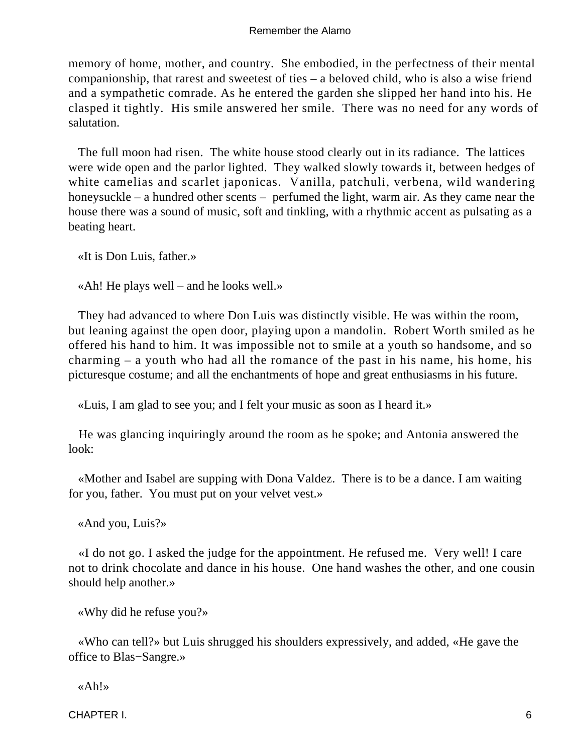memory of home, mother, and country. She embodied, in the perfectness of their mental companionship, that rarest and sweetest of ties – a beloved child, who is also a wise friend and a sympathetic comrade. As he entered the garden she slipped her hand into his. He clasped it tightly. His smile answered her smile. There was no need for any words of salutation.

The full moon had risen. The white house stood clearly out in its radiance. The lattices were wide open and the parlor lighted. They walked slowly towards it, between hedges of white camelias and scarlet japonicas. Vanilla, patchuli, verbena, wild wandering honeysuckle – a hundred other scents – perfumed the light, warm air. As they came near the house there was a sound of music, soft and tinkling, with a rhythmic accent as pulsating as a beating heart.

«It is Don Luis, father.»

«Ah! He plays well – and he looks well.»

They had advanced to where Don Luis was distinctly visible. He was within the room, but leaning against the open door, playing upon a mandolin. Robert Worth smiled as he offered his hand to him. It was impossible not to smile at a youth so handsome, and so charming – a youth who had all the romance of the past in his name, his home, his picturesque costume; and all the enchantments of hope and great enthusiasms in his future.

«Luis, I am glad to see you; and I felt your music as soon as I heard it.»

He was glancing inquiringly around the room as he spoke; and Antonia answered the look:

«Mother and Isabel are supping with Dona Valdez. There is to be a dance. I am waiting for you, father. You must put on your velvet vest.»

«And you, Luis?»

«I do not go. I asked the judge for the appointment. He refused me. Very well! I care not to drink chocolate and dance in his house. One hand washes the other, and one cousin should help another.»

«Why did he refuse you?»

«Who can tell?» but Luis shrugged his shoulders expressively, and added, «He gave the office to Blas−Sangre.»

«Ah!»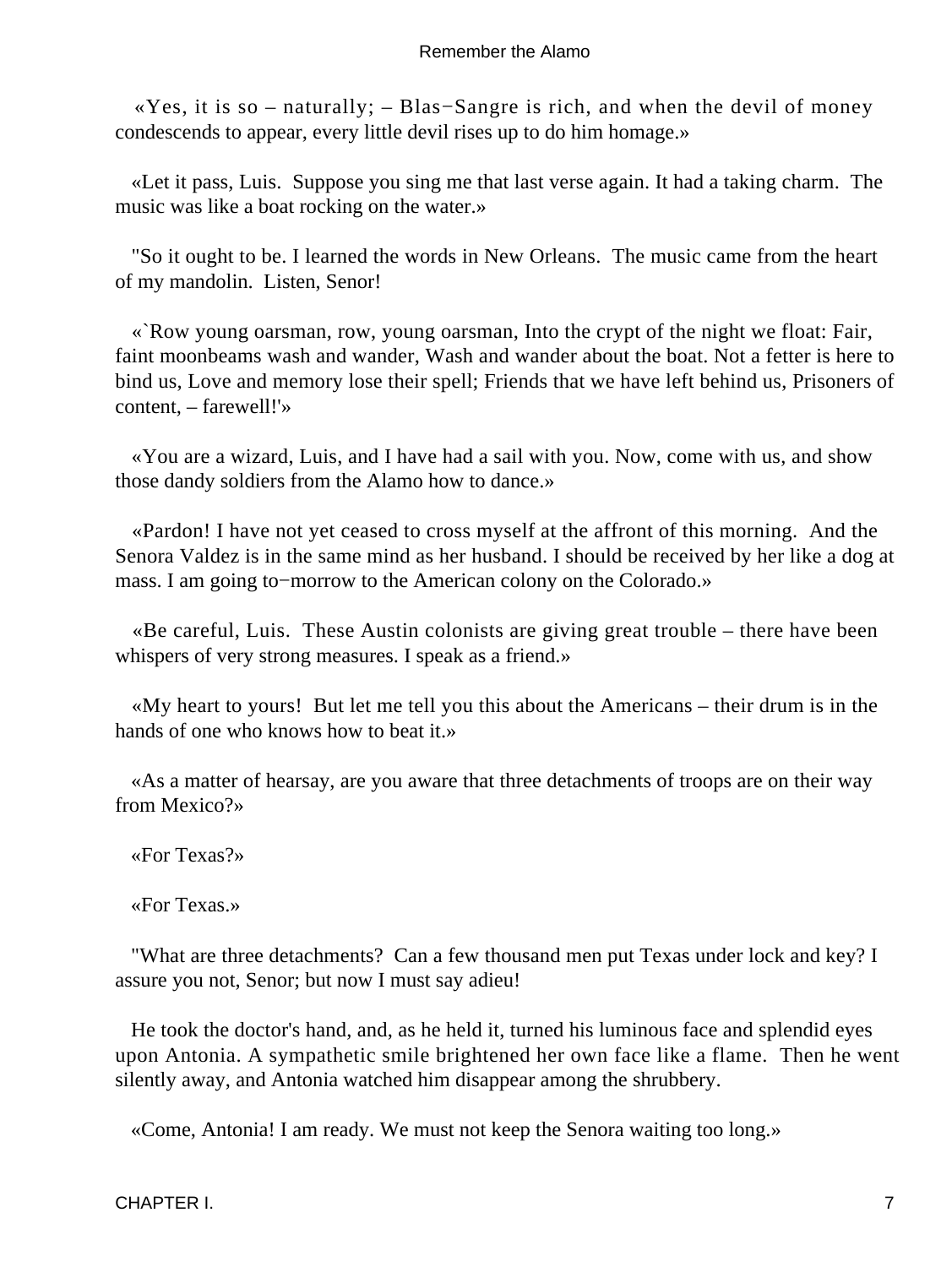«Yes, it is so – naturally; – Blas−Sangre is rich, and when the devil of money condescends to appear, every little devil rises up to do him homage.»

«Let it pass, Luis. Suppose you sing me that last verse again. It had a taking charm. The music was like a boat rocking on the water.»

"So it ought to be. I learned the words in New Orleans. The music came from the heart of my mandolin. Listen, Senor!

«`Row young oarsman, row, young oarsman, Into the crypt of the night we float: Fair, faint moonbeams wash and wander, Wash and wander about the boat. Not a fetter is here to bind us, Love and memory lose their spell; Friends that we have left behind us, Prisoners of content, – farewell!'»

«You are a wizard, Luis, and I have had a sail with you. Now, come with us, and show those dandy soldiers from the Alamo how to dance.»

«Pardon! I have not yet ceased to cross myself at the affront of this morning. And the Senora Valdez is in the same mind as her husband. I should be received by her like a dog at mass. I am going to−morrow to the American colony on the Colorado.»

«Be careful, Luis. These Austin colonists are giving great trouble – there have been whispers of very strong measures. I speak as a friend.»

«My heart to yours! But let me tell you this about the Americans – their drum is in the hands of one who knows how to beat it.»

«As a matter of hearsay, are you aware that three detachments of troops are on their way from Mexico?»

«For Texas?»

«For Texas.»

"What are three detachments? Can a few thousand men put Texas under lock and key? I assure you not, Senor; but now I must say adieu!

He took the doctor's hand, and, as he held it, turned his luminous face and splendid eyes upon Antonia. A sympathetic smile brightened her own face like a flame. Then he went silently away, and Antonia watched him disappear among the shrubbery.

«Come, Antonia! I am ready. We must not keep the Senora waiting too long.»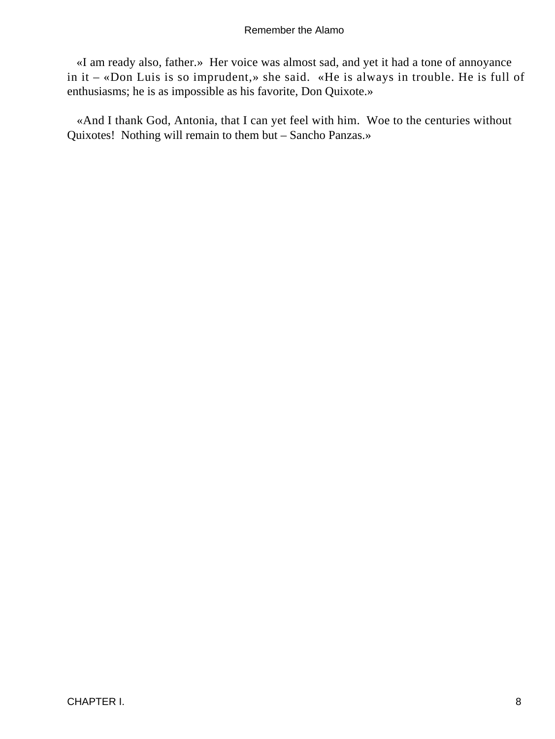«I am ready also, father.» Her voice was almost sad, and yet it had a tone of annoyance in it – «Don Luis is so imprudent,» she said. «He is always in trouble. He is full of enthusiasms; he is as impossible as his favorite, Don Quixote.»

«And I thank God, Antonia, that I can yet feel with him. Woe to the centuries without Quixotes! Nothing will remain to them but – Sancho Panzas.»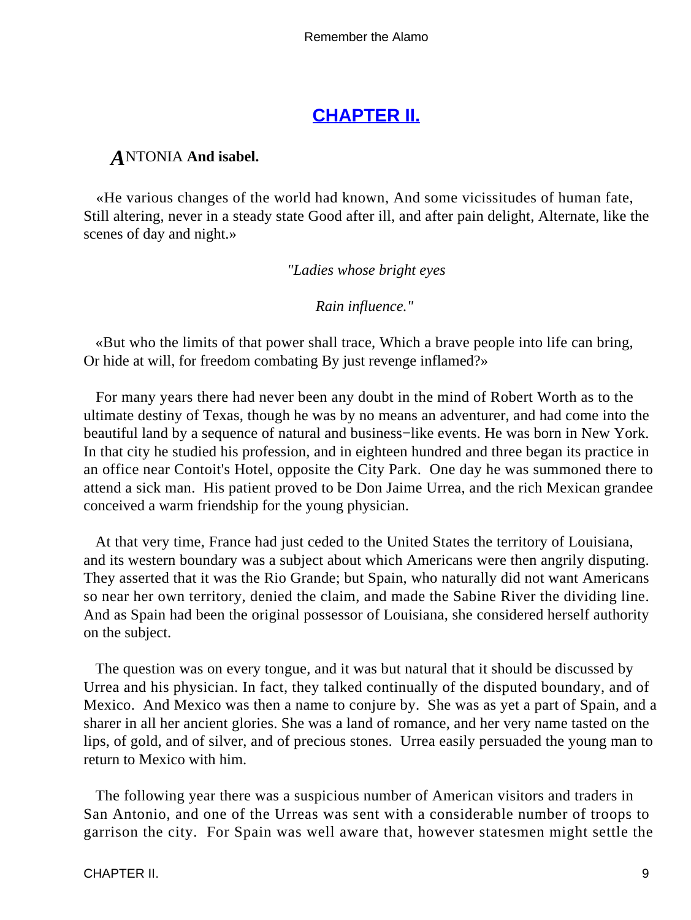## [CHAPTER II.](#)

***A*NTONIA And isabel.**

«He various changes of the world had known, And some vicissitudes of human fate, Still altering, never in a steady state Good after ill, and after pain delight, Alternate, like the scenes of day and night.»

*"Ladies whose bright eyes*

*Rain influence."*

«But who the limits of that power shall trace, Which a brave people into life can bring, Or hide at will, for freedom combating By just revenge inflamed?»

For many years there had never been any doubt in the mind of Robert Worth as to the ultimate destiny of Texas, though he was by no means an adventurer, and had come into the beautiful land by a sequence of natural and business−like events. He was born in New York. In that city he studied his profession, and in eighteen hundred and three began its practice in an office near Contoit's Hotel, opposite the City Park. One day he was summoned there to attend a sick man. His patient proved to be Don Jaime Urrea, and the rich Mexican grandee conceived a warm friendship for the young physician.

At that very time, France had just ceded to the United States the territory of Louisiana, and its western boundary was a subject about which Americans were then angrily disputing. They asserted that it was the Rio Grande; but Spain, who naturally did not want Americans so near her own territory, denied the claim, and made the Sabine River the dividing line. And as Spain had been the original possessor of Louisiana, she considered herself authority on the subject.

The question was on every tongue, and it was but natural that it should be discussed by Urrea and his physician. In fact, they talked continually of the disputed boundary, and of Mexico. And Mexico was then a name to conjure by. She was as yet a part of Spain, and a sharer in all her ancient glories. She was a land of romance, and her very name tasted on the lips, of gold, and of silver, and of precious stones. Urrea easily persuaded the young man to return to Mexico with him.

The following year there was a suspicious number of American visitors and traders in San Antonio, and one of the Urreas was sent with a considerable number of troops to garrison the city. For Spain was well aware that, however statesmen might settle the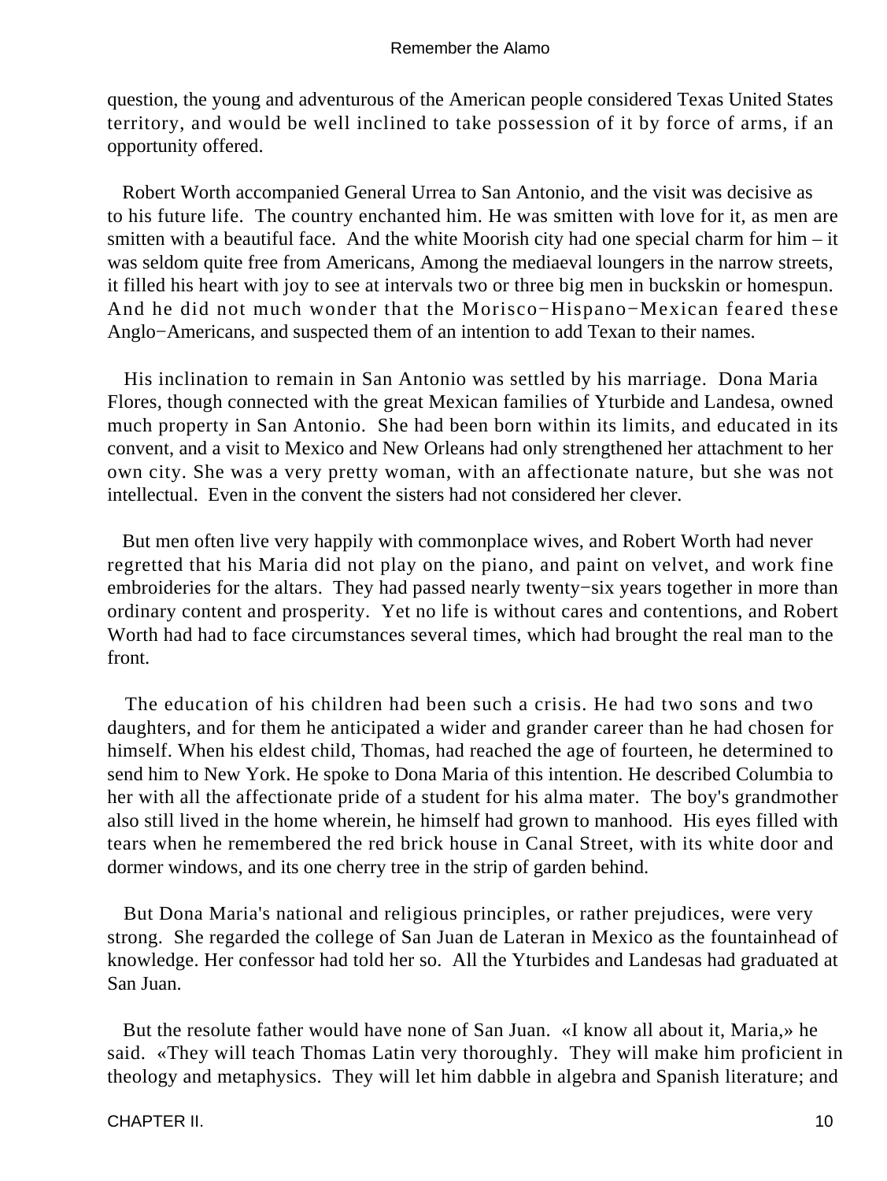question, the young and adventurous of the American people considered Texas United States territory, and would be well inclined to take possession of it by force of arms, if an opportunity offered.

Robert Worth accompanied General Urrea to San Antonio, and the visit was decisive as to his future life. The country enchanted him. He was smitten with love for it, as men are smitten with a beautiful face. And the white Moorish city had one special charm for him – it was seldom quite free from Americans, Among the mediaeval loungers in the narrow streets, it filled his heart with joy to see at intervals two or three big men in buckskin or homespun. And he did not much wonder that the Morisco−Hispano−Mexican feared these Anglo−Americans, and suspected them of an intention to add Texan to their names.

His inclination to remain in San Antonio was settled by his marriage. Dona Maria Flores, though connected with the great Mexican families of Yturbide and Landesa, owned much property in San Antonio. She had been born within its limits, and educated in its convent, and a visit to Mexico and New Orleans had only strengthened her attachment to her own city. She was a very pretty woman, with an affectionate nature, but she was not intellectual. Even in the convent the sisters had not considered her clever.

But men often live very happily with commonplace wives, and Robert Worth had never regretted that his Maria did not play on the piano, and paint on velvet, and work fine embroideries for the altars. They had passed nearly twenty−six years together in more than ordinary content and prosperity. Yet no life is without cares and contentions, and Robert Worth had had to face circumstances several times, which had brought the real man to the front.

The education of his children had been such a crisis. He had two sons and two daughters, and for them he anticipated a wider and grander career than he had chosen for himself. When his eldest child, Thomas, had reached the age of fourteen, he determined to send him to New York. He spoke to Dona Maria of this intention. He described Columbia to her with all the affectionate pride of a student for his alma mater. The boy's grandmother also still lived in the home wherein, he himself had grown to manhood. His eyes filled with tears when he remembered the red brick house in Canal Street, with its white door and dormer windows, and its one cherry tree in the strip of garden behind.

But Dona Maria's national and religious principles, or rather prejudices, were very strong. She regarded the college of San Juan de Lateran in Mexico as the fountainhead of knowledge. Her confessor had told her so. All the Yturbides and Landesas had graduated at San Juan.

But the resolute father would have none of San Juan. «I know all about it, Maria,» he said. «They will teach Thomas Latin very thoroughly. They will make him proficient in theology and metaphysics. They will let him dabble in algebra and Spanish literature; and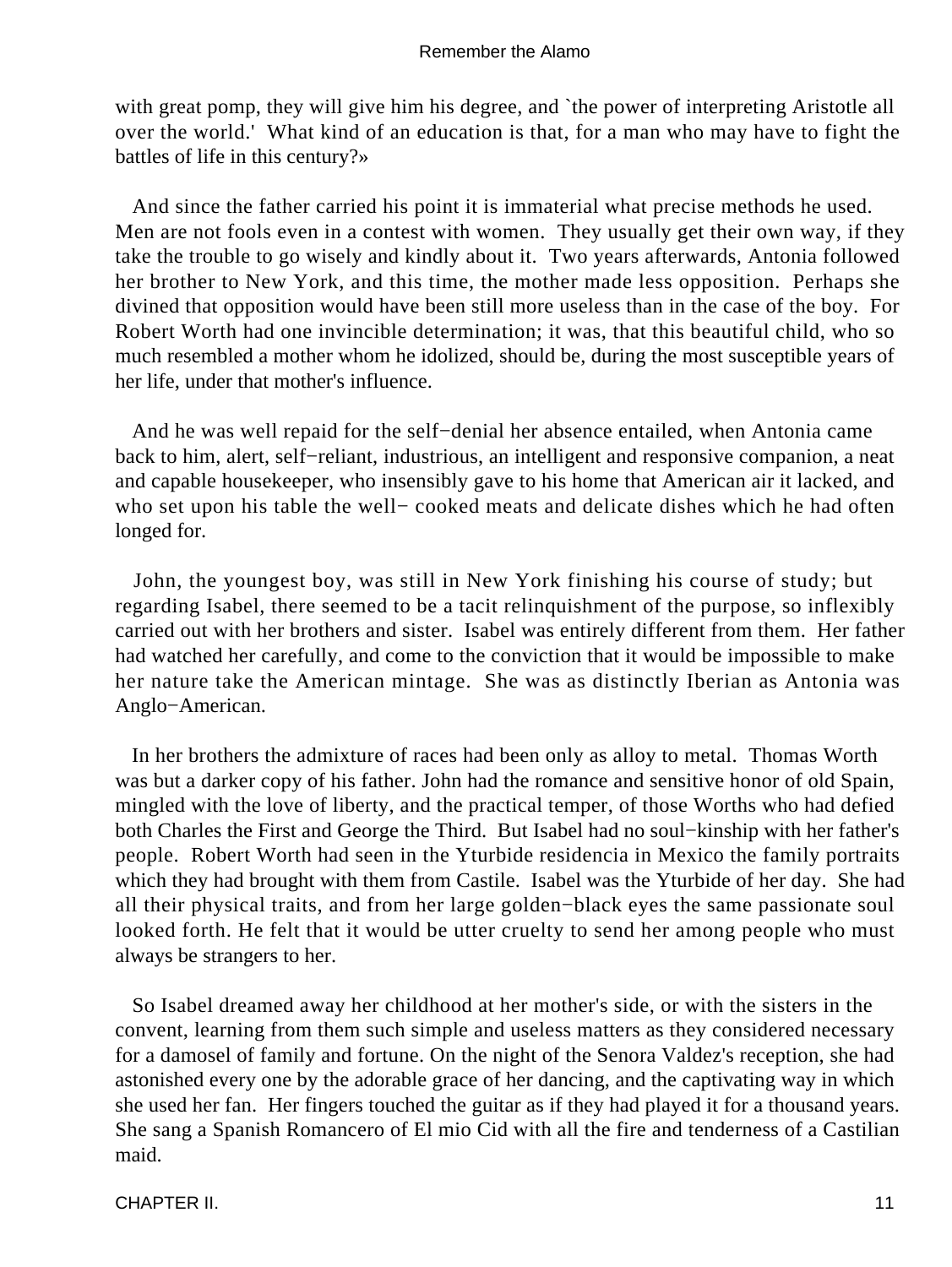with great pomp, they will give him his degree, and `the power of interpreting Aristotle all over the world.' What kind of an education is that, for a man who may have to fight the battles of life in this century?»

And since the father carried his point it is immaterial what precise methods he used. Men are not fools even in a contest with women. They usually get their own way, if they take the trouble to go wisely and kindly about it. Two years afterwards, Antonia followed her brother to New York, and this time, the mother made less opposition. Perhaps she divined that opposition would have been still more useless than in the case of the boy. For Robert Worth had one invincible determination; it was, that this beautiful child, who so much resembled a mother whom he idolized, should be, during the most susceptible years of her life, under that mother's influence.

And he was well repaid for the self−denial her absence entailed, when Antonia came back to him, alert, self−reliant, industrious, an intelligent and responsive companion, a neat and capable housekeeper, who insensibly gave to his home that American air it lacked, and who set upon his table the well− cooked meats and delicate dishes which he had often longed for.

John, the youngest boy, was still in New York finishing his course of study; but regarding Isabel, there seemed to be a tacit relinquishment of the purpose, so inflexibly carried out with her brothers and sister. Isabel was entirely different from them. Her father had watched her carefully, and come to the conviction that it would be impossible to make her nature take the American mintage. She was as distinctly Iberian as Antonia was Anglo−American.

In her brothers the admixture of races had been only as alloy to metal. Thomas Worth was but a darker copy of his father. John had the romance and sensitive honor of old Spain, mingled with the love of liberty, and the practical temper, of those Worths who had defied both Charles the First and George the Third. But Isabel had no soul−kinship with her father's people. Robert Worth had seen in the Yturbide residencia in Mexico the family portraits which they had brought with them from Castile. Isabel was the Yturbide of her day. She had all their physical traits, and from her large golden−black eyes the same passionate soul looked forth. He felt that it would be utter cruelty to send her among people who must always be strangers to her.

So Isabel dreamed away her childhood at her mother's side, or with the sisters in the convent, learning from them such simple and useless matters as they considered necessary for a damosel of family and fortune. On the night of the Senora Valdez's reception, she had astonished every one by the adorable grace of her dancing, and the captivating way in which she used her fan. Her fingers touched the guitar as if they had played it for a thousand years. She sang a Spanish Romancero of El mio Cid with all the fire and tenderness of a Castilian maid.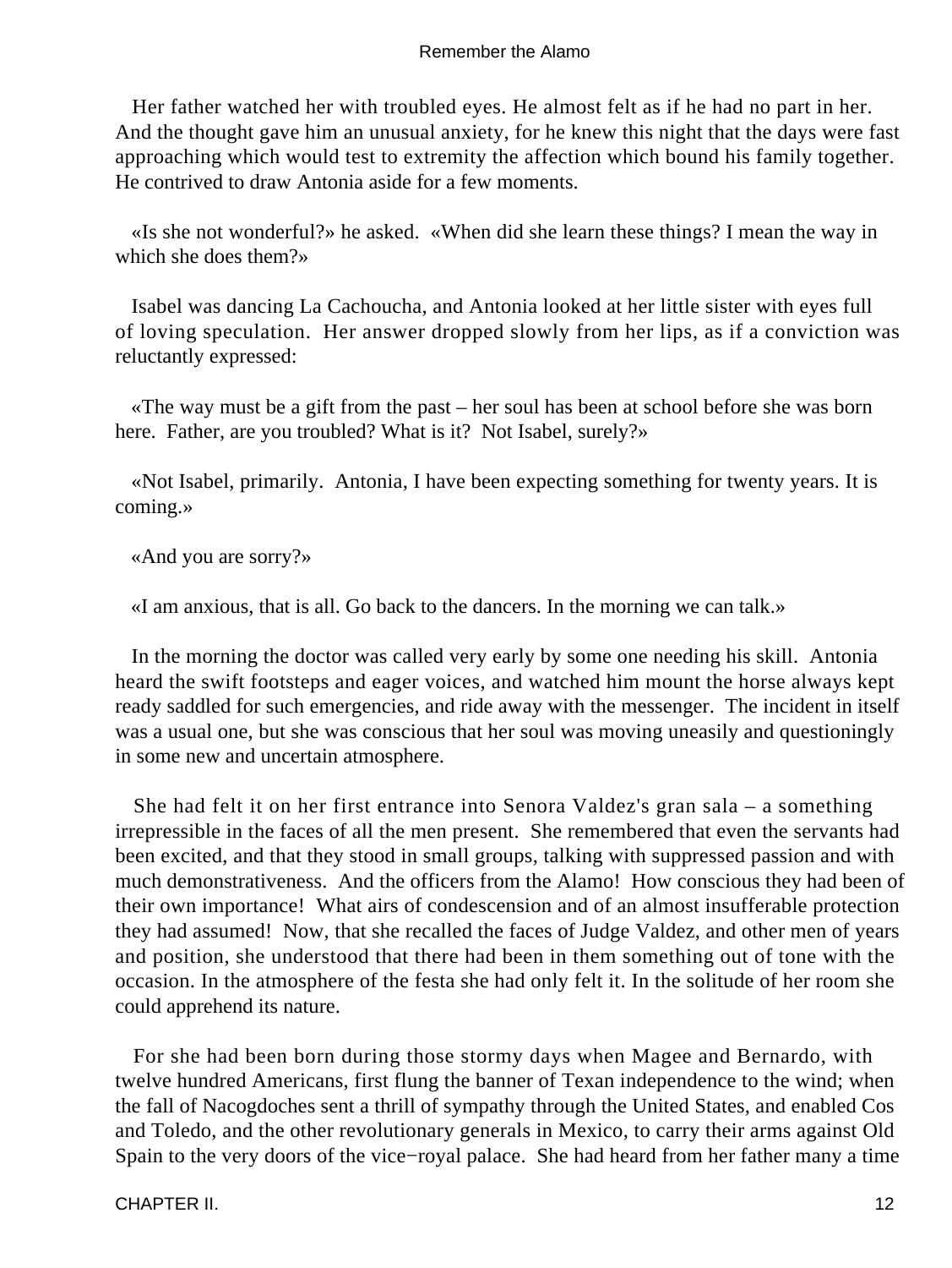Her father watched her with troubled eyes. He almost felt as if he had no part in her. And the thought gave him an unusual anxiety, for he knew this night that the days were fast approaching which would test to extremity the affection which bound his family together. He contrived to draw Antonia aside for a few moments.

«Is she not wonderful?» he asked. «When did she learn these things? I mean the way in which she does them?»

Isabel was dancing La Cachoucha, and Antonia looked at her little sister with eyes full of loving speculation. Her answer dropped slowly from her lips, as if a conviction was reluctantly expressed:

«The way must be a gift from the past – her soul has been at school before she was born here. Father, are you troubled? What is it? Not Isabel, surely?»

«Not Isabel, primarily. Antonia, I have been expecting something for twenty years. It is coming.»

«And you are sorry?»

«I am anxious, that is all. Go back to the dancers. In the morning we can talk.»

In the morning the doctor was called very early by some one needing his skill. Antonia heard the swift footsteps and eager voices, and watched him mount the horse always kept ready saddled for such emergencies, and ride away with the messenger. The incident in itself was a usual one, but she was conscious that her soul was moving uneasily and questioningly in some new and uncertain atmosphere.

She had felt it on her first entrance into Senora Valdez's gran sala – a something irrepressible in the faces of all the men present. She remembered that even the servants had been excited, and that they stood in small groups, talking with suppressed passion and with much demonstrativeness. And the officers from the Alamo! How conscious they had been of their own importance! What airs of condescension and of an almost insufferable protection they had assumed! Now, that she recalled the faces of Judge Valdez, and other men of years and position, she understood that there had been in them something out of tone with the occasion. In the atmosphere of the festa she had only felt it. In the solitude of her room she could apprehend its nature.

For she had been born during those stormy days when Magee and Bernardo, with twelve hundred Americans, first flung the banner of Texan independence to the wind; when the fall of Nacogdoches sent a thrill of sympathy through the United States, and enabled Cos and Toledo, and the other revolutionary generals in Mexico, to carry their arms against Old Spain to the very doors of the vice−royal palace. She had heard from her father many a time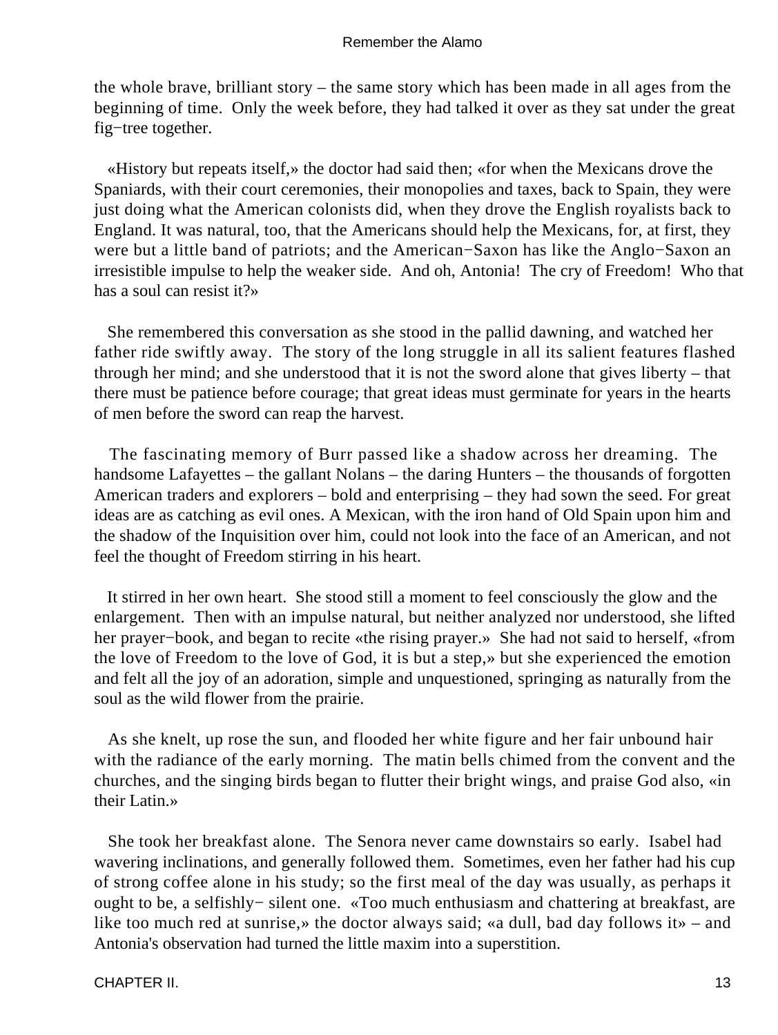the whole brave, brilliant story – the same story which has been made in all ages from the beginning of time. Only the week before, they had talked it over as they sat under the great fig−tree together.

«History but repeats itself,» the doctor had said then; «for when the Mexicans drove the Spaniards, with their court ceremonies, their monopolies and taxes, back to Spain, they were just doing what the American colonists did, when they drove the English royalists back to England. It was natural, too, that the Americans should help the Mexicans, for, at first, they were but a little band of patriots; and the American−Saxon has like the Anglo−Saxon an irresistible impulse to help the weaker side. And oh, Antonia! The cry of Freedom! Who that has a soul can resist it?»

She remembered this conversation as she stood in the pallid dawning, and watched her father ride swiftly away. The story of the long struggle in all its salient features flashed through her mind; and she understood that it is not the sword alone that gives liberty – that there must be patience before courage; that great ideas must germinate for years in the hearts of men before the sword can reap the harvest.

The fascinating memory of Burr passed like a shadow across her dreaming. The handsome Lafayettes – the gallant Nolans – the daring Hunters – the thousands of forgotten American traders and explorers – bold and enterprising – they had sown the seed. For great ideas are as catching as evil ones. A Mexican, with the iron hand of Old Spain upon him and the shadow of the Inquisition over him, could not look into the face of an American, and not feel the thought of Freedom stirring in his heart.

It stirred in her own heart. She stood still a moment to feel consciously the glow and the enlargement. Then with an impulse natural, but neither analyzed nor understood, she lifted her prayer−book, and began to recite «the rising prayer.» She had not said to herself, «from the love of Freedom to the love of God, it is but a step,» but she experienced the emotion and felt all the joy of an adoration, simple and unquestioned, springing as naturally from the soul as the wild flower from the prairie.

As she knelt, up rose the sun, and flooded her white figure and her fair unbound hair with the radiance of the early morning. The matin bells chimed from the convent and the churches, and the singing birds began to flutter their bright wings, and praise God also, «in their Latin.»

She took her breakfast alone. The Senora never came downstairs so early. Isabel had wavering inclinations, and generally followed them. Sometimes, even her father had his cup of strong coffee alone in his study; so the first meal of the day was usually, as perhaps it ought to be, a selfishly− silent one. «Too much enthusiasm and chattering at breakfast, are like too much red at sunrise,» the doctor always said; «a dull, bad day follows it» – and Antonia's observation had turned the little maxim into a superstition.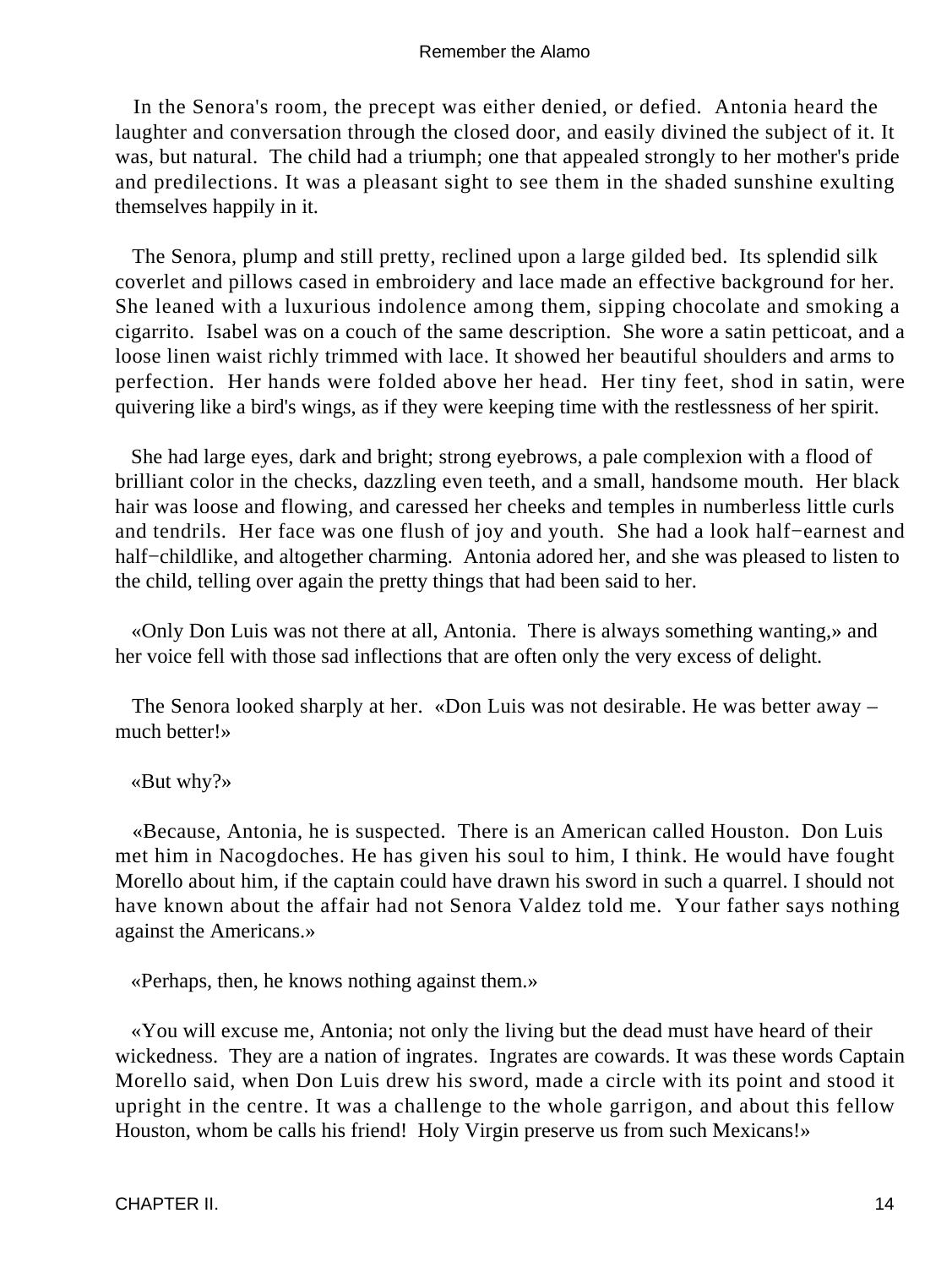In the Senora's room, the precept was either denied, or defied. Antonia heard the laughter and conversation through the closed door, and easily divined the subject of it. It was, but natural. The child had a triumph; one that appealed strongly to her mother's pride and predilections. It was a pleasant sight to see them in the shaded sunshine exulting themselves happily in it.

The Senora, plump and still pretty, reclined upon a large gilded bed. Its splendid silk coverlet and pillows cased in embroidery and lace made an effective background for her. She leaned with a luxurious indolence among them, sipping chocolate and smoking a cigarrito. Isabel was on a couch of the same description. She wore a satin petticoat, and a loose linen waist richly trimmed with lace. It showed her beautiful shoulders and arms to perfection. Her hands were folded above her head. Her tiny feet, shod in satin, were quivering like a bird's wings, as if they were keeping time with the restlessness of her spirit.

She had large eyes, dark and bright; strong eyebrows, a pale complexion with a flood of brilliant color in the checks, dazzling even teeth, and a small, handsome mouth. Her black hair was loose and flowing, and caressed her cheeks and temples in numberless little curls and tendrils. Her face was one flush of joy and youth. She had a look half−earnest and half−childlike, and altogether charming. Antonia adored her, and she was pleased to listen to the child, telling over again the pretty things that had been said to her.

«Only Don Luis was not there at all, Antonia. There is always something wanting,» and her voice fell with those sad inflections that are often only the very excess of delight.

The Senora looked sharply at her. «Don Luis was not desirable. He was better away – much better!»

«But why?»

«Because, Antonia, he is suspected. There is an American called Houston. Don Luis met him in Nacogdoches. He has given his soul to him, I think. He would have fought Morello about him, if the captain could have drawn his sword in such a quarrel. I should not have known about the affair had not Senora Valdez told me. Your father says nothing against the Americans.»

«Perhaps, then, he knows nothing against them.»

«You will excuse me, Antonia; not only the living but the dead must have heard of their wickedness. They are a nation of ingrates. Ingrates are cowards. It was these words Captain Morello said, when Don Luis drew his sword, made a circle with its point and stood it upright in the centre. It was a challenge to the whole garrigon, and about this fellow Houston, whom be calls his friend! Holy Virgin preserve us from such Mexicans!»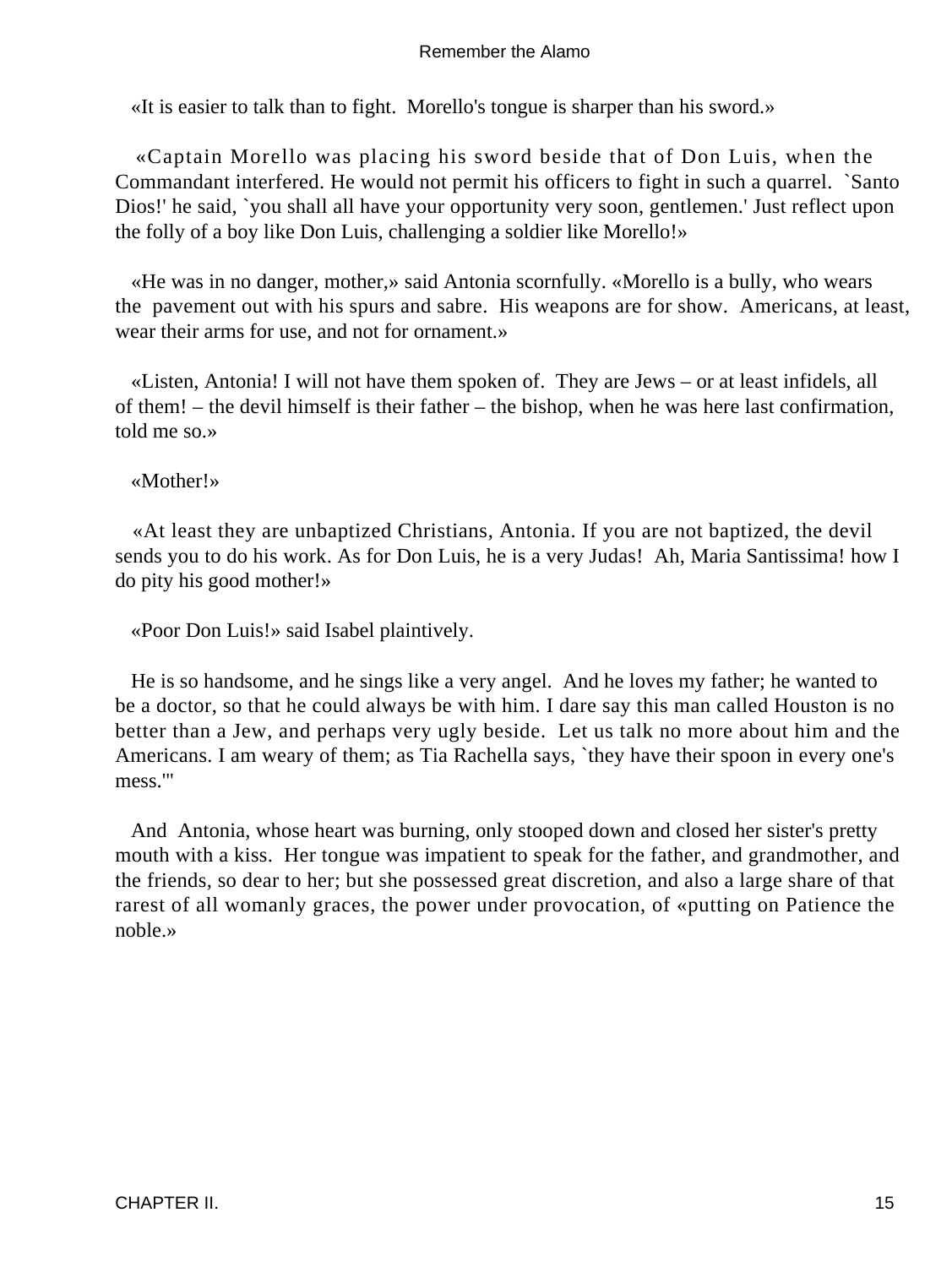«It is easier to talk than to fight. Morello's tongue is sharper than his sword.»

«Captain Morello was placing his sword beside that of Don Luis, when the Commandant interfered. He would not permit his officers to fight in such a quarrel. `Santo Dios!' he said, `you shall all have your opportunity very soon, gentlemen.' Just reflect upon the folly of a boy like Don Luis, challenging a soldier like Morello!»

«He was in no danger, mother,» said Antonia scornfully. «Morello is a bully, who wears the pavement out with his spurs and sabre. His weapons are for show. Americans, at least, wear their arms for use, and not for ornament.»

«Listen, Antonia! I will not have them spoken of. They are Jews – or at least infidels, all of them! – the devil himself is their father – the bishop, when he was here last confirmation, told me so.»

«Mother!»

«At least they are unbaptized Christians, Antonia. If you are not baptized, the devil sends you to do his work. As for Don Luis, he is a very Judas! Ah, Maria Santissima! how I do pity his good mother!»

«Poor Don Luis!» said Isabel plaintively.

He is so handsome, and he sings like a very angel. And he loves my father; he wanted to be a doctor, so that he could always be with him. I dare say this man called Houston is no better than a Jew, and perhaps very ugly beside. Let us talk no more about him and the Americans. I am weary of them; as Tia Rachella says, `they have their spoon in every one's mess.'"

And Antonia, whose heart was burning, only stooped down and closed her sister's pretty mouth with a kiss. Her tongue was impatient to speak for the father, and grandmother, and the friends, so dear to her; but she possessed great discretion, and also a large share of that rarest of all womanly graces, the power under provocation, of «putting on Patience the noble.»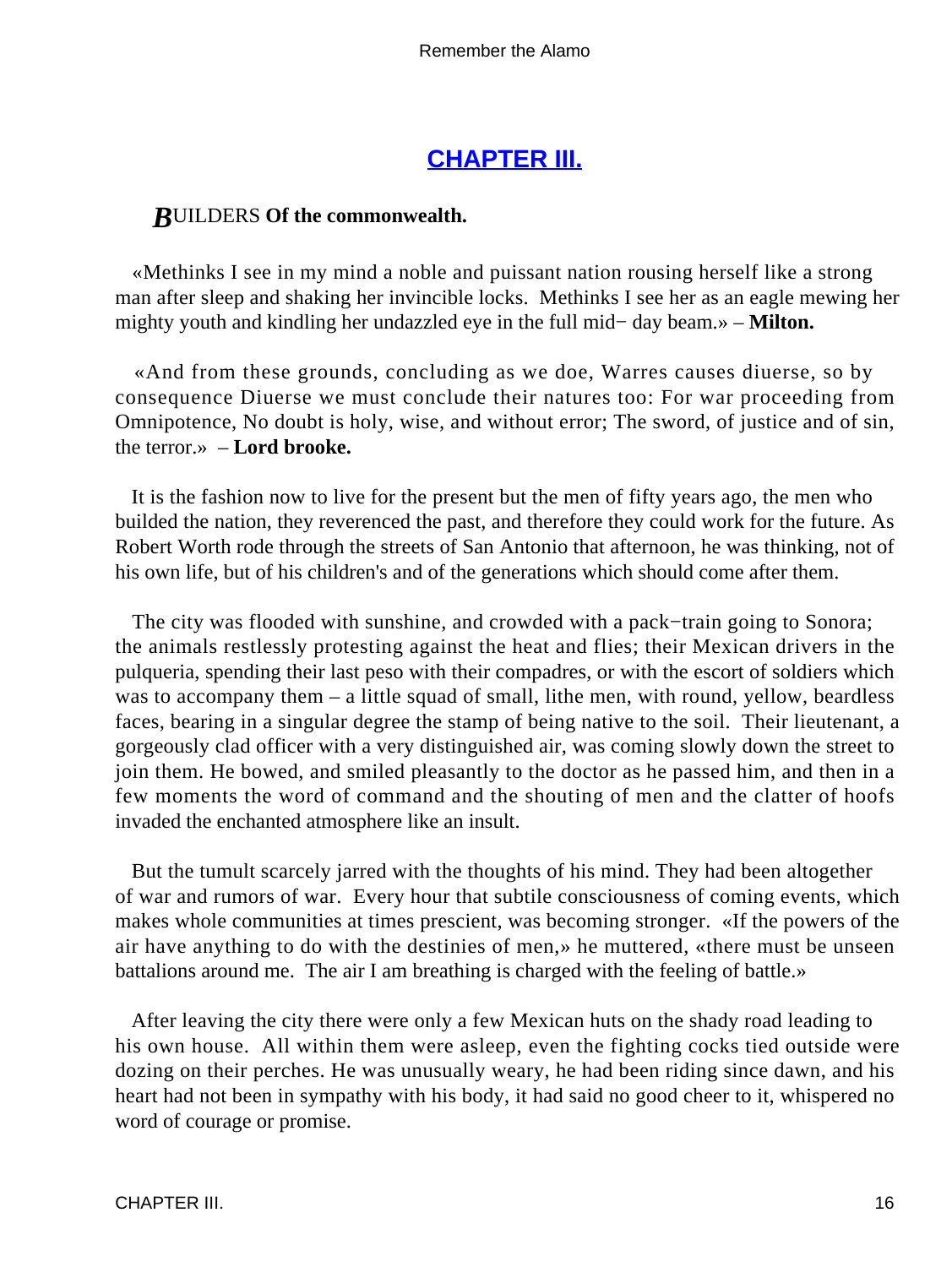## CHAPTER III.

***B***UILDERS **Of the commonwealth.**

«Methinks I see in my mind a noble and puissant nation rousing herself like a strong man after sleep and shaking her invincible locks. Methinks I see her as an eagle mewing her mighty youth and kindling her undazzled eye in the full mid− day beam.» – **Milton.**

«And from these grounds, concluding as we doe, Warres causes diuerse, so by consequence Diuerse we must conclude their natures too: For war proceeding from Omnipotence, No doubt is holy, wise, and without error; The sword, of justice and of sin, the terror.» – **Lord brooke.**

It is the fashion now to live for the present but the men of fifty years ago, the men who builded the nation, they reverenced the past, and therefore they could work for the future. As Robert Worth rode through the streets of San Antonio that afternoon, he was thinking, not of his own life, but of his children's and of the generations which should come after them.

The city was flooded with sunshine, and crowded with a pack−train going to Sonora; the animals restlessly protesting against the heat and flies; their Mexican drivers in the pulqueria, spending their last peso with their compadres, or with the escort of soldiers which was to accompany them – a little squad of small, lithe men, with round, yellow, beardless faces, bearing in a singular degree the stamp of being native to the soil. Their lieutenant, a gorgeously clad officer with a very distinguished air, was coming slowly down the street to join them. He bowed, and smiled pleasantly to the doctor as he passed him, and then in a few moments the word of command and the shouting of men and the clatter of hoofs invaded the enchanted atmosphere like an insult.

But the tumult scarcely jarred with the thoughts of his mind. They had been altogether of war and rumors of war. Every hour that subtile consciousness of coming events, which makes whole communities at times prescient, was becoming stronger. «If the powers of the air have anything to do with the destinies of men,» he muttered, «there must be unseen battalions around me. The air I am breathing is charged with the feeling of battle.»

After leaving the city there were only a few Mexican huts on the shady road leading to his own house. All within them were asleep, even the fighting cocks tied outside were dozing on their perches. He was unusually weary, he had been riding since dawn, and his heart had not been in sympathy with his body, it had said no good cheer to it, whispered no word of courage or promise.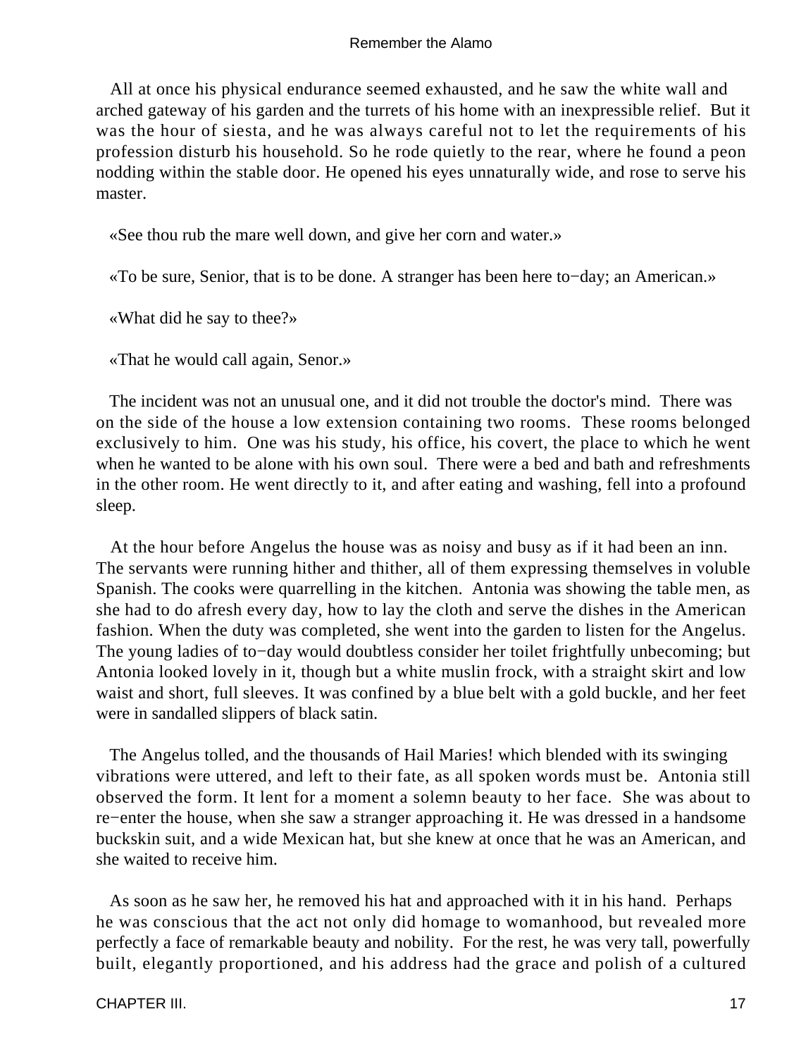All at once his physical endurance seemed exhausted, and he saw the white wall and arched gateway of his garden and the turrets of his home with an inexpressible relief. But it was the hour of siesta, and he was always careful not to let the requirements of his profession disturb his household. So he rode quietly to the rear, where he found a peon nodding within the stable door. He opened his eyes unnaturally wide, and rose to serve his master.

«See thou rub the mare well down, and give her corn and water.»

«To be sure, Senior, that is to be done. A stranger has been here to−day; an American.»

«What did he say to thee?»

«That he would call again, Senor.»

The incident was not an unusual one, and it did not trouble the doctor's mind. There was on the side of the house a low extension containing two rooms. These rooms belonged exclusively to him. One was his study, his office, his covert, the place to which he went when he wanted to be alone with his own soul. There were a bed and bath and refreshments in the other room. He went directly to it, and after eating and washing, fell into a profound sleep.

At the hour before Angelus the house was as noisy and busy as if it had been an inn. The servants were running hither and thither, all of them expressing themselves in voluble Spanish. The cooks were quarrelling in the kitchen. Antonia was showing the table men, as she had to do afresh every day, how to lay the cloth and serve the dishes in the American fashion. When the duty was completed, she went into the garden to listen for the Angelus. The young ladies of to−day would doubtless consider her toilet frightfully unbecoming; but Antonia looked lovely in it, though but a white muslin frock, with a straight skirt and low waist and short, full sleeves. It was confined by a blue belt with a gold buckle, and her feet were in sandalled slippers of black satin.

The Angelus tolled, and the thousands of Hail Maries! which blended with its swinging vibrations were uttered, and left to their fate, as all spoken words must be. Antonia still observed the form. It lent for a moment a solemn beauty to her face. She was about to re−enter the house, when she saw a stranger approaching it. He was dressed in a handsome buckskin suit, and a wide Mexican hat, but she knew at once that he was an American, and she waited to receive him.

As soon as he saw her, he removed his hat and approached with it in his hand. Perhaps he was conscious that the act not only did homage to womanhood, but revealed more perfectly a face of remarkable beauty and nobility. For the rest, he was very tall, powerfully built, elegantly proportioned, and his address had the grace and polish of a cultured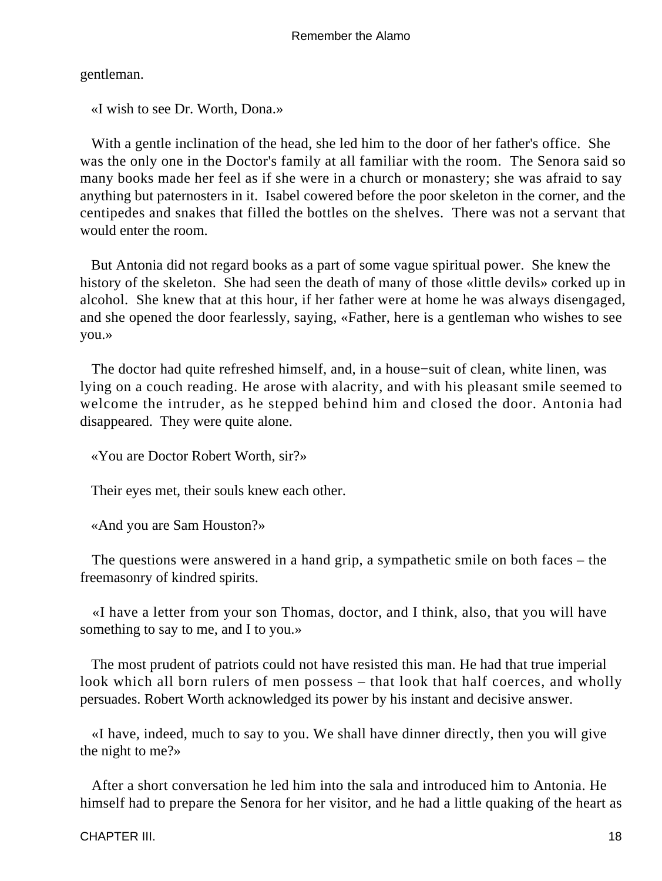gentleman.

«I wish to see Dr. Worth, Dona.»

With a gentle inclination of the head, she led him to the door of her father's office. She was the only one in the Doctor's family at all familiar with the room. The Senora said so many books made her feel as if she were in a church or monastery; she was afraid to say anything but paternosters in it. Isabel cowered before the poor skeleton in the corner, and the centipedes and snakes that filled the bottles on the shelves. There was not a servant that would enter the room.

But Antonia did not regard books as a part of some vague spiritual power. She knew the history of the skeleton. She had seen the death of many of those «little devils» corked up in alcohol. She knew that at this hour, if her father were at home he was always disengaged, and she opened the door fearlessly, saying, «Father, here is a gentleman who wishes to see you.»

The doctor had quite refreshed himself, and, in a house−suit of clean, white linen, was lying on a couch reading. He arose with alacrity, and with his pleasant smile seemed to welcome the intruder, as he stepped behind him and closed the door. Antonia had disappeared. They were quite alone.

«You are Doctor Robert Worth, sir?»

Their eyes met, their souls knew each other.

«And you are Sam Houston?»

The questions were answered in a hand grip, a sympathetic smile on both faces – the freemasonry of kindred spirits.

«I have a letter from your son Thomas, doctor, and I think, also, that you will have something to say to me, and I to you.»

The most prudent of patriots could not have resisted this man. He had that true imperial look which all born rulers of men possess – that look that half coerces, and wholly persuades. Robert Worth acknowledged its power by his instant and decisive answer.

«I have, indeed, much to say to you. We shall have dinner directly, then you will give the night to me?»

After a short conversation he led him into the sala and introduced him to Antonia. He himself had to prepare the Senora for her visitor, and he had a little quaking of the heart as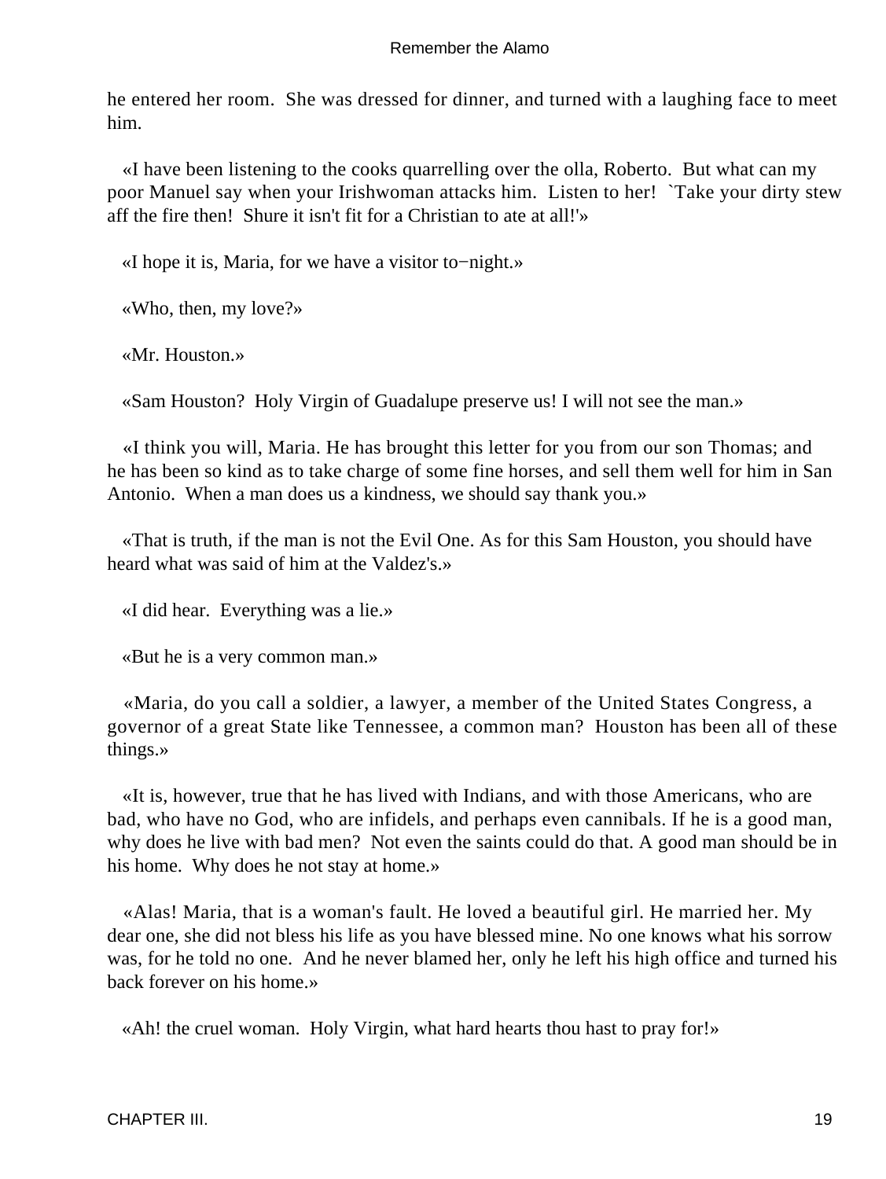he entered her room. She was dressed for dinner, and turned with a laughing face to meet him.

«I have been listening to the cooks quarrelling over the olla, Roberto. But what can my poor Manuel say when your Irishwoman attacks him. Listen to her! `Take your dirty stew aff the fire then! Shure it isn't fit for a Christian to ate at all!'»

«I hope it is, Maria, for we have a visitor to−night.»

«Who, then, my love?»

«Mr. Houston.»

«Sam Houston? Holy Virgin of Guadalupe preserve us! I will not see the man.»

«I think you will, Maria. He has brought this letter for you from our son Thomas; and he has been so kind as to take charge of some fine horses, and sell them well for him in San Antonio. When a man does us a kindness, we should say thank you.»

«That is truth, if the man is not the Evil One. As for this Sam Houston, you should have heard what was said of him at the Valdez's.»

«I did hear. Everything was a lie.»

«But he is a very common man.»

«Maria, do you call a soldier, a lawyer, a member of the United States Congress, a governor of a great State like Tennessee, a common man? Houston has been all of these things.»

«It is, however, true that he has lived with Indians, and with those Americans, who are bad, who have no God, who are infidels, and perhaps even cannibals. If he is a good man, why does he live with bad men? Not even the saints could do that. A good man should be in his home. Why does he not stay at home.»

«Alas! Maria, that is a woman's fault. He loved a beautiful girl. He married her. My dear one, she did not bless his life as you have blessed mine. No one knows what his sorrow was, for he told no one. And he never blamed her, only he left his high office and turned his back forever on his home.»

«Ah! the cruel woman. Holy Virgin, what hard hearts thou hast to pray for!»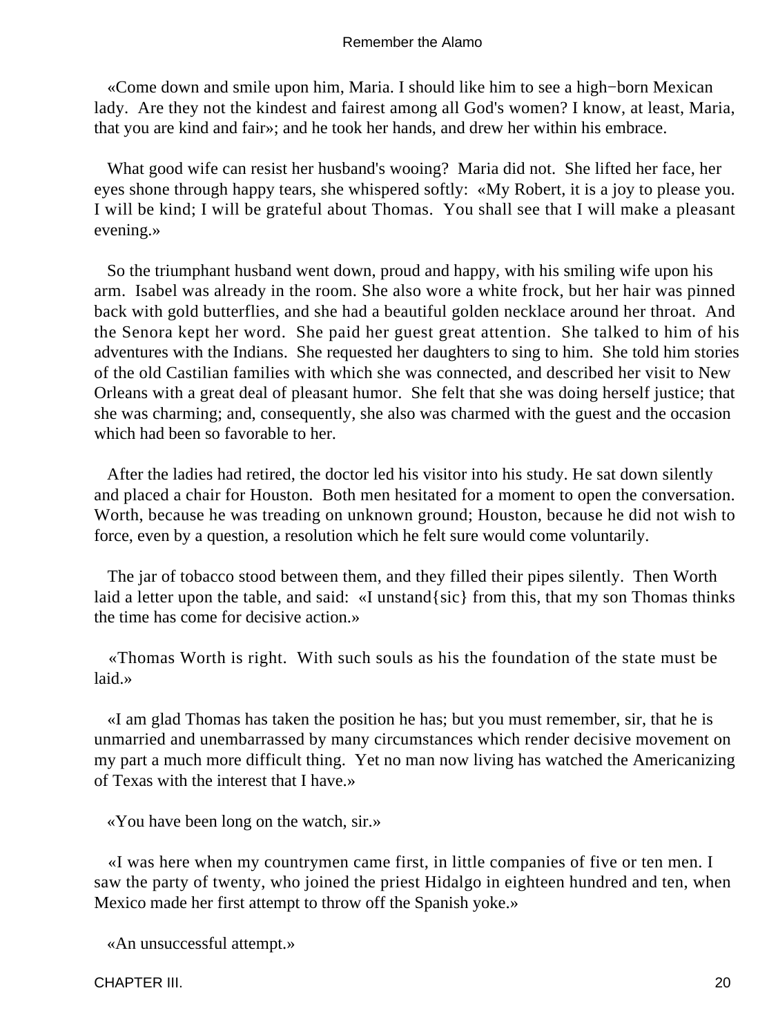«Come down and smile upon him, Maria. I should like him to see a high−born Mexican lady. Are they not the kindest and fairest among all God's women? I know, at least, Maria, that you are kind and fair»; and he took her hands, and drew her within his embrace.

What good wife can resist her husband's wooing? Maria did not. She lifted her face, her eyes shone through happy tears, she whispered softly: «My Robert, it is a joy to please you. I will be kind; I will be grateful about Thomas. You shall see that I will make a pleasant evening.»

So the triumphant husband went down, proud and happy, with his smiling wife upon his arm. Isabel was already in the room. She also wore a white frock, but her hair was pinned back with gold butterflies, and she had a beautiful golden necklace around her throat. And the Senora kept her word. She paid her guest great attention. She talked to him of his adventures with the Indians. She requested her daughters to sing to him. She told him stories of the old Castilian families with which she was connected, and described her visit to New Orleans with a great deal of pleasant humor. She felt that she was doing herself justice; that she was charming; and, consequently, she also was charmed with the guest and the occasion which had been so favorable to her.

After the ladies had retired, the doctor led his visitor into his study. He sat down silently and placed a chair for Houston. Both men hesitated for a moment to open the conversation. Worth, because he was treading on unknown ground; Houston, because he did not wish to force, even by a question, a resolution which he felt sure would come voluntarily.

The jar of tobacco stood between them, and they filled their pipes silently. Then Worth laid a letter upon the table, and said: «I unstand{sic} from this, that my son Thomas thinks the time has come for decisive action.»

«Thomas Worth is right. With such souls as his the foundation of the state must be laid.»

«I am glad Thomas has taken the position he has; but you must remember, sir, that he is unmarried and unembarrassed by many circumstances which render decisive movement on my part a much more difficult thing. Yet no man now living has watched the Americanizing of Texas with the interest that I have.»

«You have been long on the watch, sir.»

«I was here when my countrymen came first, in little companies of five or ten men. I saw the party of twenty, who joined the priest Hidalgo in eighteen hundred and ten, when Mexico made her first attempt to throw off the Spanish yoke.»

«An unsuccessful attempt.»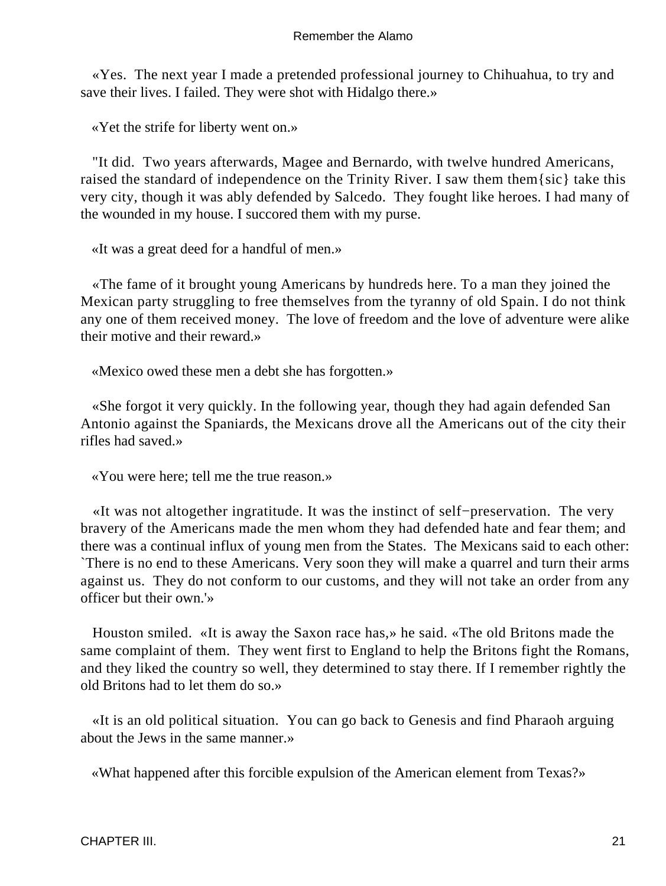«Yes. The next year I made a pretended professional journey to Chihuahua, to try and save their lives. I failed. They were shot with Hidalgo there.»

«Yet the strife for liberty went on.»

"It did. Two years afterwards, Magee and Bernardo, with twelve hundred Americans, raised the standard of independence on the Trinity River. I saw them them{sic} take this very city, though it was ably defended by Salcedo. They fought like heroes. I had many of the wounded in my house. I succored them with my purse.

«It was a great deed for a handful of men.»

«The fame of it brought young Americans by hundreds here. To a man they joined the Mexican party struggling to free themselves from the tyranny of old Spain. I do not think any one of them received money. The love of freedom and the love of adventure were alike their motive and their reward.»

«Mexico owed these men a debt she has forgotten.»

«She forgot it very quickly. In the following year, though they had again defended San Antonio against the Spaniards, the Mexicans drove all the Americans out of the city their rifles had saved.»

«You were here; tell me the true reason.»

«It was not altogether ingratitude. It was the instinct of self−preservation. The very bravery of the Americans made the men whom they had defended hate and fear them; and there was a continual influx of young men from the States. The Mexicans said to each other: `There is no end to these Americans. Very soon they will make a quarrel and turn their arms against us. They do not conform to our customs, and they will not take an order from any officer but their own.'»

Houston smiled. «It is away the Saxon race has,» he said. «The old Britons made the same complaint of them. They went first to England to help the Britons fight the Romans, and they liked the country so well, they determined to stay there. If I remember rightly the old Britons had to let them do so.»

«It is an old political situation. You can go back to Genesis and find Pharaoh arguing about the Jews in the same manner.»

«What happened after this forcible expulsion of the American element from Texas?»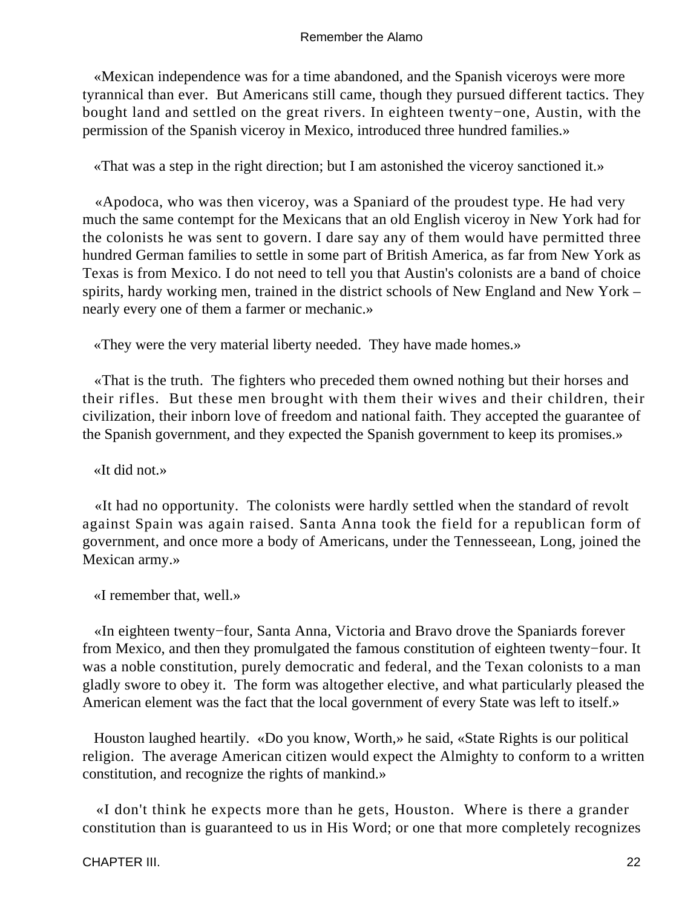«Mexican independence was for a time abandoned, and the Spanish viceroys were more tyrannical than ever. But Americans still came, though they pursued different tactics. They bought land and settled on the great rivers. In eighteen twenty−one, Austin, with the permission of the Spanish viceroy in Mexico, introduced three hundred families.»

«That was a step in the right direction; but I am astonished the viceroy sanctioned it.»

«Apodoca, who was then viceroy, was a Spaniard of the proudest type. He had very much the same contempt for the Mexicans that an old English viceroy in New York had for the colonists he was sent to govern. I dare say any of them would have permitted three hundred German families to settle in some part of British America, as far from New York as Texas is from Mexico. I do not need to tell you that Austin's colonists are a band of choice spirits, hardy working men, trained in the district schools of New England and New York – nearly every one of them a farmer or mechanic.»

«They were the very material liberty needed. They have made homes.»

«That is the truth. The fighters who preceded them owned nothing but their horses and their rifles. But these men brought with them their wives and their children, their civilization, their inborn love of freedom and national faith. They accepted the guarantee of the Spanish government, and they expected the Spanish government to keep its promises.»

«It did not.»

«It had no opportunity. The colonists were hardly settled when the standard of revolt against Spain was again raised. Santa Anna took the field for a republican form of government, and once more a body of Americans, under the Tennesseean, Long, joined the Mexican army.»

«I remember that, well.»

«In eighteen twenty−four, Santa Anna, Victoria and Bravo drove the Spaniards forever from Mexico, and then they promulgated the famous constitution of eighteen twenty−four. It was a noble constitution, purely democratic and federal, and the Texan colonists to a man gladly swore to obey it. The form was altogether elective, and what particularly pleased the American element was the fact that the local government of every State was left to itself.»

Houston laughed heartily. «Do you know, Worth,» he said, «State Rights is our political religion. The average American citizen would expect the Almighty to conform to a written constitution, and recognize the rights of mankind.»

«I don't think he expects more than he gets, Houston. Where is there a grander constitution than is guaranteed to us in His Word; or one that more completely recognizes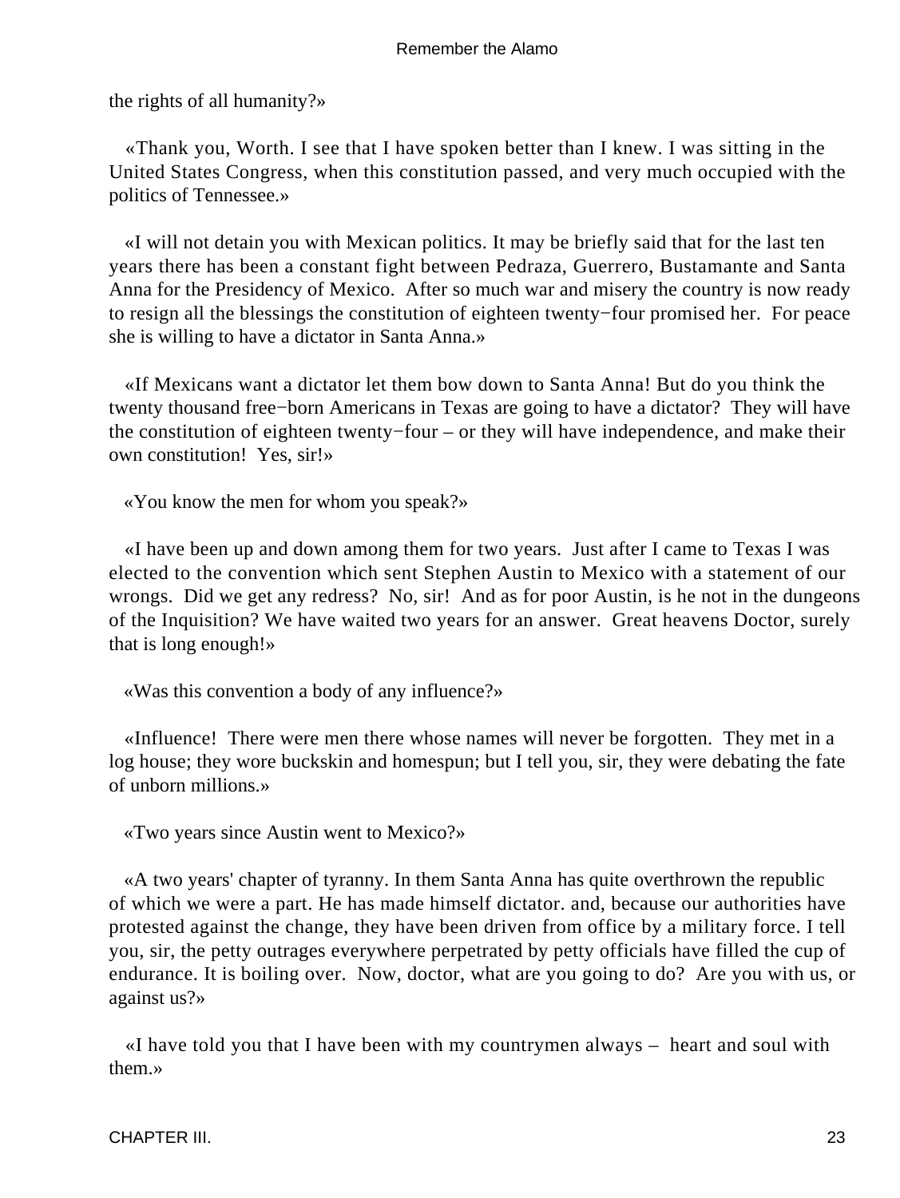the rights of all humanity?»

«Thank you, Worth. I see that I have spoken better than I knew. I was sitting in the United States Congress, when this constitution passed, and very much occupied with the politics of Tennessee.»

«I will not detain you with Mexican politics. It may be briefly said that for the last ten years there has been a constant fight between Pedraza, Guerrero, Bustamante and Santa Anna for the Presidency of Mexico. After so much war and misery the country is now ready to resign all the blessings the constitution of eighteen twenty−four promised her. For peace she is willing to have a dictator in Santa Anna.»

«If Mexicans want a dictator let them bow down to Santa Anna! But do you think the twenty thousand free−born Americans in Texas are going to have a dictator? They will have the constitution of eighteen twenty−four – or they will have independence, and make their own constitution! Yes, sir!»

«You know the men for whom you speak?»

«I have been up and down among them for two years. Just after I came to Texas I was elected to the convention which sent Stephen Austin to Mexico with a statement of our wrongs. Did we get any redress? No, sir! And as for poor Austin, is he not in the dungeons of the Inquisition? We have waited two years for an answer. Great heavens Doctor, surely that is long enough!»

«Was this convention a body of any influence?»

«Influence! There were men there whose names will never be forgotten. They met in a log house; they wore buckskin and homespun; but I tell you, sir, they were debating the fate of unborn millions.»

«Two years since Austin went to Mexico?»

«A two years' chapter of tyranny. In them Santa Anna has quite overthrown the republic of which we were a part. He has made himself dictator. and, because our authorities have protested against the change, they have been driven from office by a military force. I tell you, sir, the petty outrages everywhere perpetrated by petty officials have filled the cup of endurance. It is boiling over. Now, doctor, what are you going to do? Are you with us, or against us?»

«I have told you that I have been with my countrymen always – heart and soul with them.»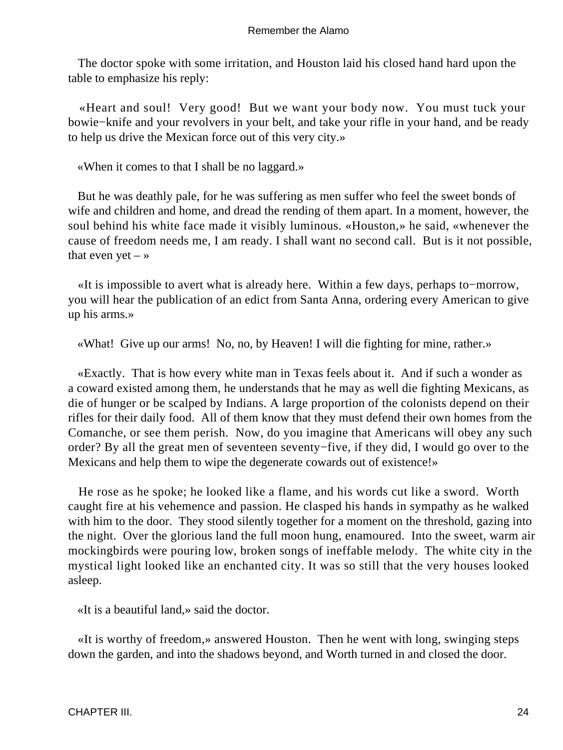The doctor spoke with some irritation, and Houston laid his closed hand hard upon the table to emphasize his reply:

«Heart and soul! Very good! But we want your body now. You must tuck your bowie−knife and your revolvers in your belt, and take your rifle in your hand, and be ready to help us drive the Mexican force out of this very city.»

«When it comes to that I shall be no laggard.»

But he was deathly pale, for he was suffering as men suffer who feel the sweet bonds of wife and children and home, and dread the rending of them apart. In a moment, however, the soul behind his white face made it visibly luminous. «Houston,» he said, «whenever the cause of freedom needs me, I am ready. I shall want no second call. But is it not possible, that even yet – »

«It is impossible to avert what is already here. Within a few days, perhaps to−morrow, you will hear the publication of an edict from Santa Anna, ordering every American to give up his arms.»

«What! Give up our arms! No, no, by Heaven! I will die fighting for mine, rather.»

«Exactly. That is how every white man in Texas feels about it. And if such a wonder as a coward existed among them, he understands that he may as well die fighting Mexicans, as die of hunger or be scalped by Indians. A large proportion of the colonists depend on their rifles for their daily food. All of them know that they must defend their own homes from the Comanche, or see them perish. Now, do you imagine that Americans will obey any such order? By all the great men of seventeen seventy−five, if they did, I would go over to the Mexicans and help them to wipe the degenerate cowards out of existence!»

He rose as he spoke; he looked like a flame, and his words cut like a sword. Worth caught fire at his vehemence and passion. He clasped his hands in sympathy as he walked with him to the door. They stood silently together for a moment on the threshold, gazing into the night. Over the glorious land the full moon hung, enamoured. Into the sweet, warm air mockingbirds were pouring low, broken songs of ineffable melody. The white city in the mystical light looked like an enchanted city. It was so still that the very houses looked asleep.

«It is a beautiful land,» said the doctor.

«It is worthy of freedom,» answered Houston. Then he went with long, swinging steps down the garden, and into the shadows beyond, and Worth turned in and closed the door.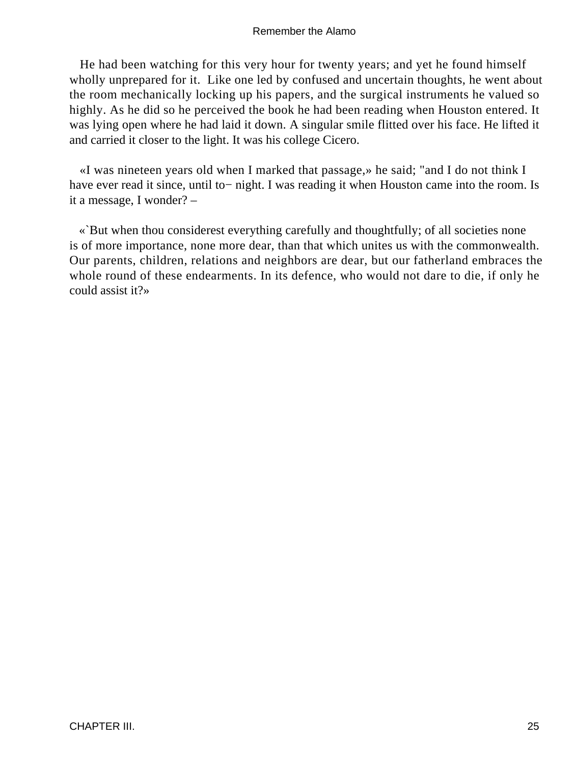He had been watching for this very hour for twenty years; and yet he found himself wholly unprepared for it. Like one led by confused and uncertain thoughts, he went about the room mechanically locking up his papers, and the surgical instruments he valued so highly. As he did so he perceived the book he had been reading when Houston entered. It was lying open where he had laid it down. A singular smile flitted over his face. He lifted it and carried it closer to the light. It was his college Cicero.

«I was nineteen years old when I marked that passage,» he said; "and I do not think I have ever read it since, until to− night. I was reading it when Houston came into the room. Is it a message, I wonder? –

«`But when thou considerest everything carefully and thoughtfully; of all societies none is of more importance, none more dear, than that which unites us with the commonwealth. Our parents, children, relations and neighbors are dear, but our fatherland embraces the whole round of these endearments. In its defence, who would not dare to die, if only he could assist it?»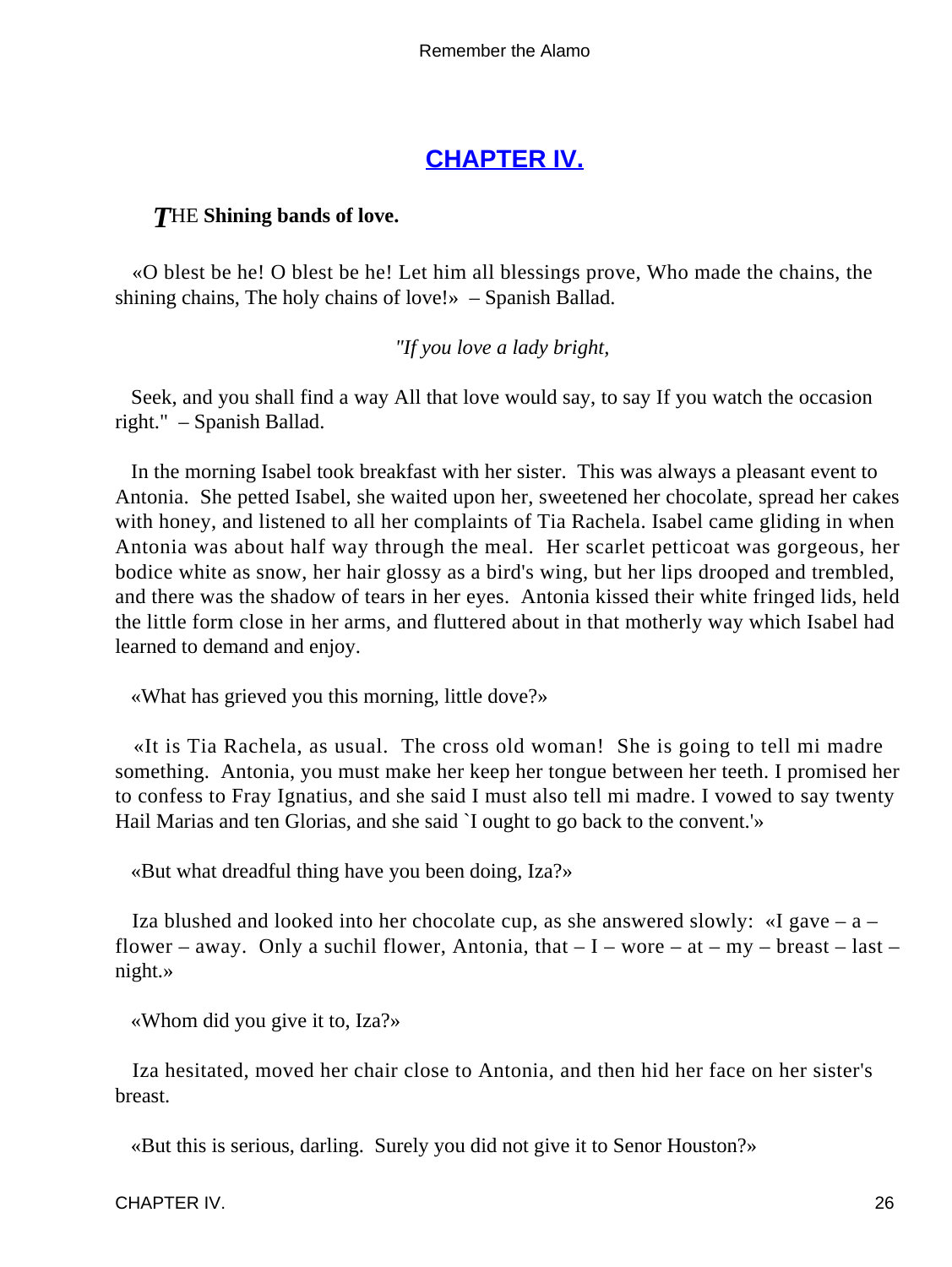## CHAPTER IV.

***T*HE Shining bands of love.**

«O blest be he! O blest be he! Let him all blessings prove, Who made the chains, the shining chains, The holy chains of love!» – Spanish Ballad.

*"If you love a lady bright,*

Seek, and you shall find a way All that love would say, to say If you watch the occasion right." – Spanish Ballad.

In the morning Isabel took breakfast with her sister. This was always a pleasant event to Antonia. She petted Isabel, she waited upon her, sweetened her chocolate, spread her cakes with honey, and listened to all her complaints of Tia Rachela. Isabel came gliding in when Antonia was about half way through the meal. Her scarlet petticoat was gorgeous, her bodice white as snow, her hair glossy as a bird's wing, but her lips drooped and trembled, and there was the shadow of tears in her eyes. Antonia kissed their white fringed lids, held the little form close in her arms, and fluttered about in that motherly way which Isabel had learned to demand and enjoy.

«What has grieved you this morning, little dove?»

«It is Tia Rachela, as usual. The cross old woman! She is going to tell mi madre something. Antonia, you must make her keep her tongue between her teeth. I promised her to confess to Fray Ignatius, and she said I must also tell mi madre. I vowed to say twenty Hail Marias and ten Glorias, and she said `I ought to go back to the convent.'»

«But what dreadful thing have you been doing, Iza?»

Iza blushed and looked into her chocolate cup, as she answered slowly: «I gave – a – flower – away. Only a suchil flower, Antonia, that – I – wore – at – my – breast – last – night.»

«Whom did you give it to, Iza?»

Iza hesitated, moved her chair close to Antonia, and then hid her face on her sister's breast.

«But this is serious, darling. Surely you did not give it to Senor Houston?»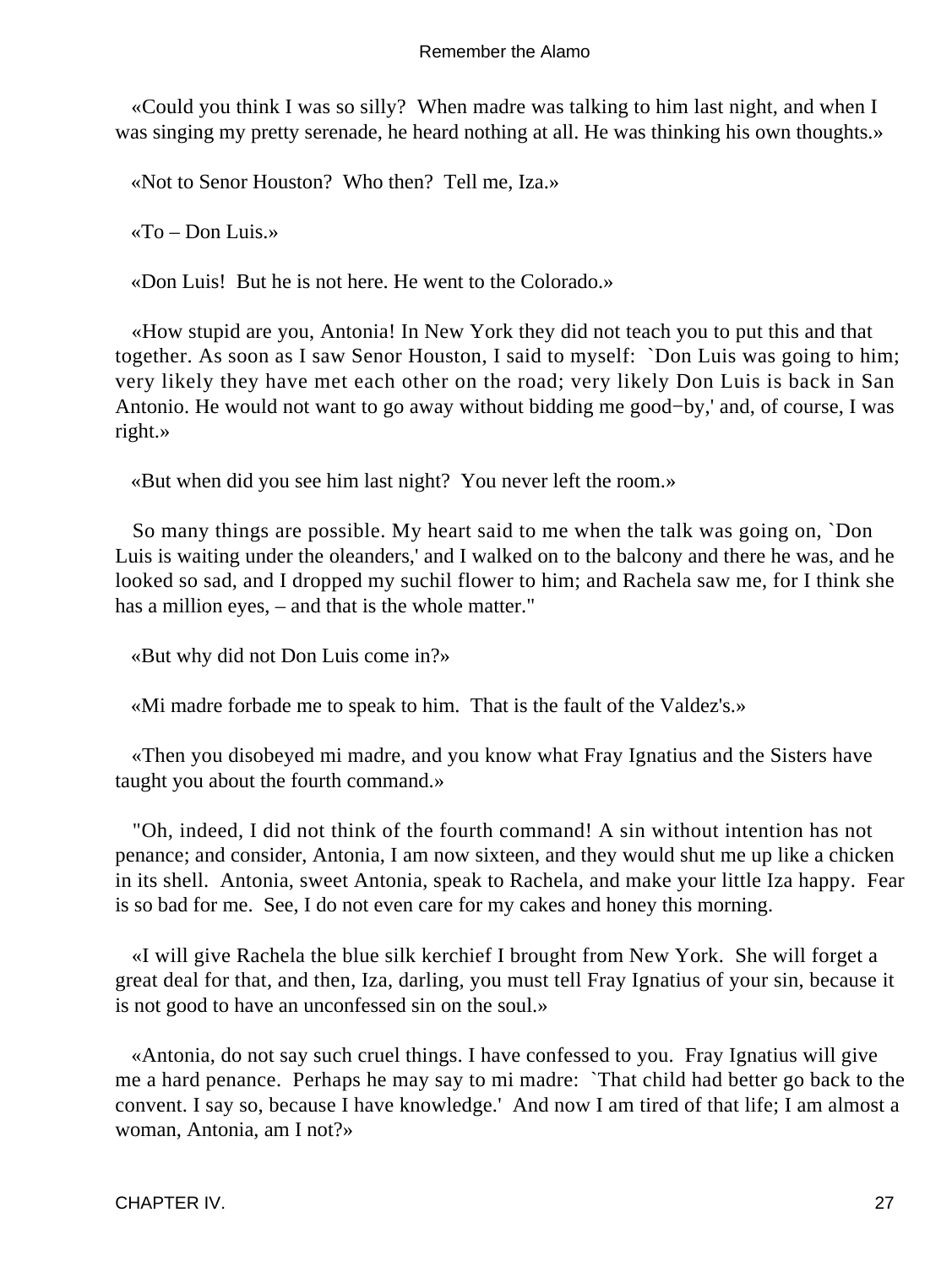«Could you think I was so silly?  When madre was talking to him last night, and when I was singing my pretty serenade, he heard nothing at all. He was thinking his own thoughts.»

«Not to Senor Houston?  Who then?  Tell me, Iza.»

«To – Don Luis.»

«Don Luis!  But he is not here. He went to the Colorado.»

«How stupid are you, Antonia! In New York they did not teach you to put this and that together. As soon as I saw Senor Houston, I said to myself:  `Don Luis was going to him; very likely they have met each other on the road; very likely Don Luis is back in San Antonio. He would not want to go away without bidding me good−by,' and, of course, I was right.»

«But when did you see him last night?  You never left the room.»

So many things are possible. My heart said to me when the talk was going on, `Don Luis is waiting under the oleanders,' and I walked on to the balcony and there he was, and he looked so sad, and I dropped my suchil flower to him; and Rachela saw me, for I think she has a million eyes, – and that is the whole matter."

«But why did not Don Luis come in?»

«Mi madre forbade me to speak to him.  That is the fault of the Valdez's.»

«Then you disobeyed mi madre, and you know what Fray Ignatius and the Sisters have taught you about the fourth command.»

"Oh, indeed, I did not think of the fourth command! A sin without intention has not penance; and consider, Antonia, I am now sixteen, and they would shut me up like a chicken in its shell.  Antonia, sweet Antonia, speak to Rachela, and make your little Iza happy.  Fear is so bad for me.  See, I do not even care for my cakes and honey this morning.

«I will give Rachela the blue silk kerchief I brought from New York.  She will forget a great deal for that, and then, Iza, darling, you must tell Fray Ignatius of your sin, because it is not good to have an unconfessed sin on the soul.»

«Antonia, do not say such cruel things. I have confessed to you.  Fray Ignatius will give me a hard penance.  Perhaps he may say to mi madre:  `That child had better go back to the convent. I say so, because I have knowledge.'  And now I am tired of that life; I am almost a woman, Antonia, am I not?»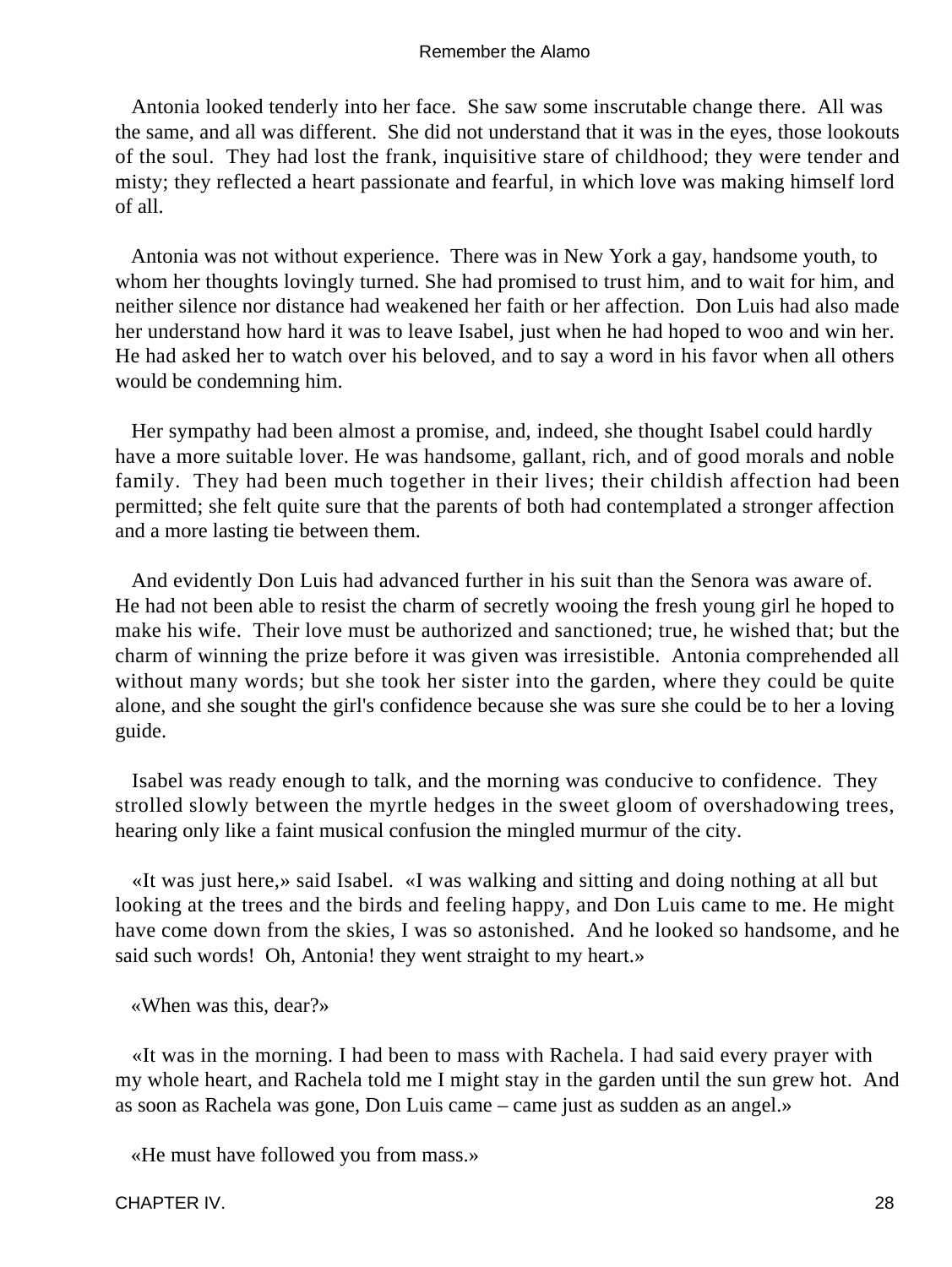Antonia looked tenderly into her face. She saw some inscrutable change there. All was the same, and all was different. She did not understand that it was in the eyes, those lookouts of the soul. They had lost the frank, inquisitive stare of childhood; they were tender and misty; they reflected a heart passionate and fearful, in which love was making himself lord of all.

Antonia was not without experience. There was in New York a gay, handsome youth, to whom her thoughts lovingly turned. She had promised to trust him, and to wait for him, and neither silence nor distance had weakened her faith or her affection. Don Luis had also made her understand how hard it was to leave Isabel, just when he had hoped to woo and win her. He had asked her to watch over his beloved, and to say a word in his favor when all others would be condemning him.

Her sympathy had been almost a promise, and, indeed, she thought Isabel could hardly have a more suitable lover. He was handsome, gallant, rich, and of good morals and noble family. They had been much together in their lives; their childish affection had been permitted; she felt quite sure that the parents of both had contemplated a stronger affection and a more lasting tie between them.

And evidently Don Luis had advanced further in his suit than the Senora was aware of. He had not been able to resist the charm of secretly wooing the fresh young girl he hoped to make his wife. Their love must be authorized and sanctioned; true, he wished that; but the charm of winning the prize before it was given was irresistible. Antonia comprehended all without many words; but she took her sister into the garden, where they could be quite alone, and she sought the girl's confidence because she was sure she could be to her a loving guide.

Isabel was ready enough to talk, and the morning was conducive to confidence. They strolled slowly between the myrtle hedges in the sweet gloom of overshadowing trees, hearing only like a faint musical confusion the mingled murmur of the city.

«It was just here,» said Isabel. «I was walking and sitting and doing nothing at all but looking at the trees and the birds and feeling happy, and Don Luis came to me. He might have come down from the skies, I was so astonished. And he looked so handsome, and he said such words! Oh, Antonia! they went straight to my heart.»

«When was this, dear?»

«It was in the morning. I had been to mass with Rachela. I had said every prayer with my whole heart, and Rachela told me I might stay in the garden until the sun grew hot. And as soon as Rachela was gone, Don Luis came – came just as sudden as an angel.»

«He must have followed you from mass.»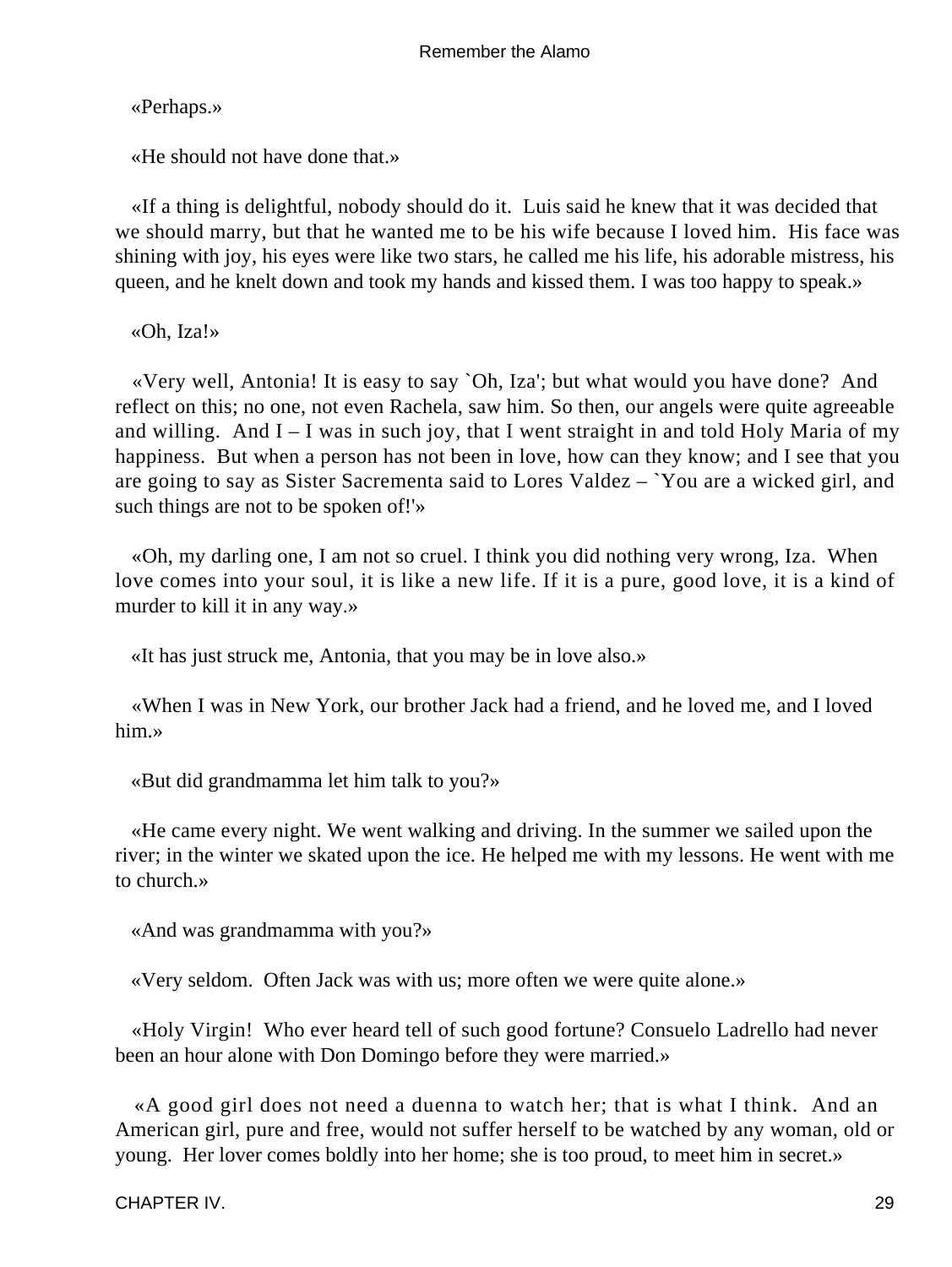«Perhaps.»

«He should not have done that.»

«If a thing is delightful, nobody should do it. Luis said he knew that it was decided that we should marry, but that he wanted me to be his wife because I loved him. His face was shining with joy, his eyes were like two stars, he called me his life, his adorable mistress, his queen, and he knelt down and took my hands and kissed them. I was too happy to speak.»

«Oh, Iza!»

«Very well, Antonia! It is easy to say `Oh, Iza'; but what would you have done? And reflect on this; no one, not even Rachela, saw him. So then, our angels were quite agreeable and willing. And I – I was in such joy, that I went straight in and told Holy Maria of my happiness. But when a person has not been in love, how can they know; and I see that you are going to say as Sister Sacrementa said to Lores Valdez – `You are a wicked girl, and such things are not to be spoken of!'»

«Oh, my darling one, I am not so cruel. I think you did nothing very wrong, Iza. When love comes into your soul, it is like a new life. If it is a pure, good love, it is a kind of murder to kill it in any way.»

«It has just struck me, Antonia, that you may be in love also.»

«When I was in New York, our brother Jack had a friend, and he loved me, and I loved him.»

«But did grandmamma let him talk to you?»

«He came every night. We went walking and driving. In the summer we sailed upon the river; in the winter we skated upon the ice. He helped me with my lessons. He went with me to church.»

«And was grandmamma with you?»

«Very seldom. Often Jack was with us; more often we were quite alone.»

«Holy Virgin! Who ever heard tell of such good fortune? Consuelo Ladrello had never been an hour alone with Don Domingo before they were married.»

«A good girl does not need a duenna to watch her; that is what I think. And an American girl, pure and free, would not suffer herself to be watched by any woman, old or young. Her lover comes boldly into her home; she is too proud, to meet him in secret.»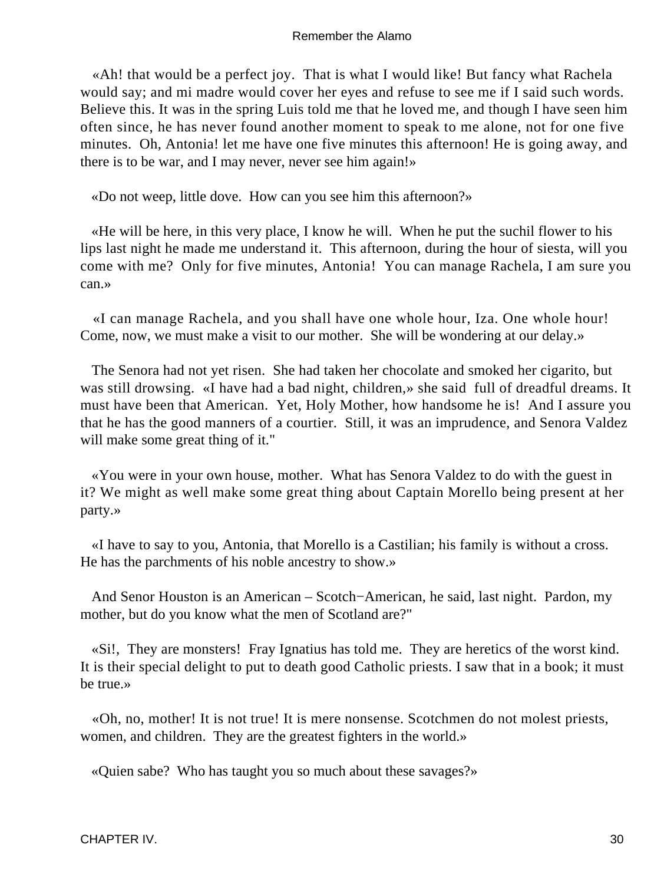«Ah! that would be a perfect joy. That is what I would like! But fancy what Rachela would say; and mi madre would cover her eyes and refuse to see me if I said such words. Believe this. It was in the spring Luis told me that he loved me, and though I have seen him often since, he has never found another moment to speak to me alone, not for one five minutes. Oh, Antonia! let me have one five minutes this afternoon! He is going away, and there is to be war, and I may never, never see him again!»

«Do not weep, little dove. How can you see him this afternoon?»

«He will be here, in this very place, I know he will. When he put the suchil flower to his lips last night he made me understand it. This afternoon, during the hour of siesta, will you come with me? Only for five minutes, Antonia! You can manage Rachela, I am sure you can.»

«I can manage Rachela, and you shall have one whole hour, Iza. One whole hour! Come, now, we must make a visit to our mother. She will be wondering at our delay.»

The Senora had not yet risen. She had taken her chocolate and smoked her cigarito, but was still drowsing. «I have had a bad night, children,» she said full of dreadful dreams. It must have been that American. Yet, Holy Mother, how handsome he is! And I assure you that he has the good manners of a courtier. Still, it was an imprudence, and Senora Valdez will make some great thing of it."

«You were in your own house, mother. What has Senora Valdez to do with the guest in it? We might as well make some great thing about Captain Morello being present at her party.»

«I have to say to you, Antonia, that Morello is a Castilian; his family is without a cross. He has the parchments of his noble ancestry to show.»

And Senor Houston is an American – Scotch−American, he said, last night. Pardon, my mother, but do you know what the men of Scotland are?"

«Si!, They are monsters! Fray Ignatius has told me. They are heretics of the worst kind. It is their special delight to put to death good Catholic priests. I saw that in a book; it must be true.»

«Oh, no, mother! It is not true! It is mere nonsense. Scotchmen do not molest priests, women, and children. They are the greatest fighters in the world.»

«Quien sabe? Who has taught you so much about these savages?»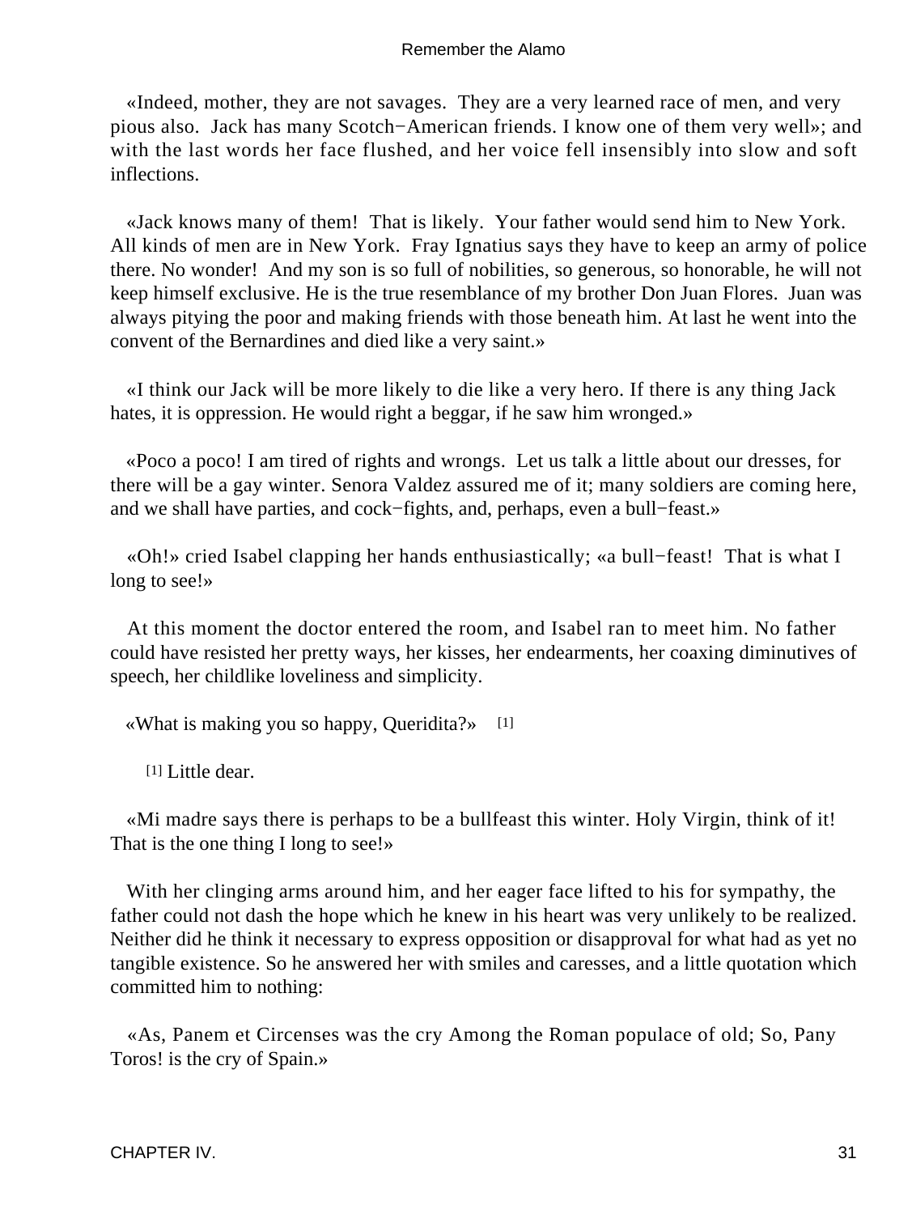«Indeed, mother, they are not savages. They are a very learned race of men, and very pious also. Jack has many Scotch−American friends. I know one of them very well»; and with the last words her face flushed, and her voice fell insensibly into slow and soft inflections.

«Jack knows many of them! That is likely. Your father would send him to New York. All kinds of men are in New York. Fray Ignatius says they have to keep an army of police there. No wonder! And my son is so full of nobilities, so generous, so honorable, he will not keep himself exclusive. He is the true resemblance of my brother Don Juan Flores. Juan was always pitying the poor and making friends with those beneath him. At last he went into the convent of the Bernardines and died like a very saint.»

«I think our Jack will be more likely to die like a very hero. If there is any thing Jack hates, it is oppression. He would right a beggar, if he saw him wronged.»

«Poco a poco! I am tired of rights and wrongs. Let us talk a little about our dresses, for there will be a gay winter. Senora Valdez assured me of it; many soldiers are coming here, and we shall have parties, and cock−fights, and, perhaps, even a bull−feast.»

«Oh!» cried Isabel clapping her hands enthusiastically; «a bull−feast! That is what I long to see!»

At this moment the doctor entered the room, and Isabel ran to meet him. No father could have resisted her pretty ways, her kisses, her endearments, her coaxing diminutives of speech, her childlike loveliness and simplicity.

«What is making you so happy, Queridita?» [1]

[1] Little dear.

«Mi madre says there is perhaps to be a bullfeast this winter. Holy Virgin, think of it! That is the one thing I long to see!»

With her clinging arms around him, and her eager face lifted to his for sympathy, the father could not dash the hope which he knew in his heart was very unlikely to be realized. Neither did he think it necessary to express opposition or disapproval for what had as yet no tangible existence. So he answered her with smiles and caresses, and a little quotation which committed him to nothing:

«As, Panem et Circenses was the cry Among the Roman populace of old; So, Pany Toros! is the cry of Spain.»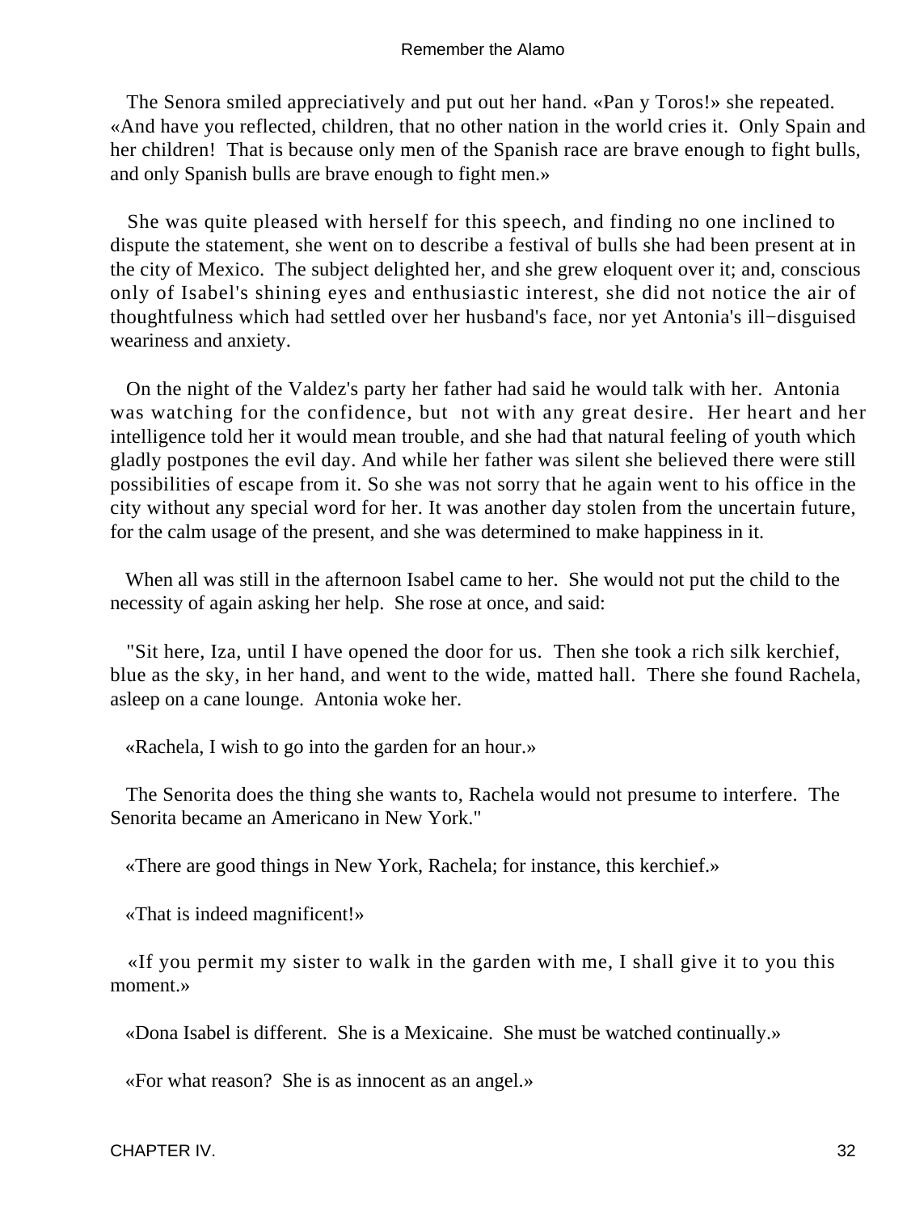The Senora smiled appreciatively and put out her hand. «Pan y Toros!» she repeated. «And have you reflected, children, that no other nation in the world cries it. Only Spain and her children! That is because only men of the Spanish race are brave enough to fight bulls, and only Spanish bulls are brave enough to fight men.»

She was quite pleased with herself for this speech, and finding no one inclined to dispute the statement, she went on to describe a festival of bulls she had been present at in the city of Mexico. The subject delighted her, and she grew eloquent over it; and, conscious only of Isabel's shining eyes and enthusiastic interest, she did not notice the air of thoughtfulness which had settled over her husband's face, nor yet Antonia's ill−disguised weariness and anxiety.

On the night of the Valdez's party her father had said he would talk with her. Antonia was watching for the confidence, but not with any great desire. Her heart and her intelligence told her it would mean trouble, and she had that natural feeling of youth which gladly postpones the evil day. And while her father was silent she believed there were still possibilities of escape from it. So she was not sorry that he again went to his office in the city without any special word for her. It was another day stolen from the uncertain future, for the calm usage of the present, and she was determined to make happiness in it.

When all was still in the afternoon Isabel came to her. She would not put the child to the necessity of again asking her help. She rose at once, and said:

"Sit here, Iza, until I have opened the door for us. Then she took a rich silk kerchief, blue as the sky, in her hand, and went to the wide, matted hall. There she found Rachela, asleep on a cane lounge. Antonia woke her.

«Rachela, I wish to go into the garden for an hour.»

The Senorita does the thing she wants to, Rachela would not presume to interfere. The Senorita became an Americano in New York."

«There are good things in New York, Rachela; for instance, this kerchief.»

«That is indeed magnificent!»

«If you permit my sister to walk in the garden with me, I shall give it to you this moment.»

«Dona Isabel is different. She is a Mexicaine. She must be watched continually.»

«For what reason? She is as innocent as an angel.»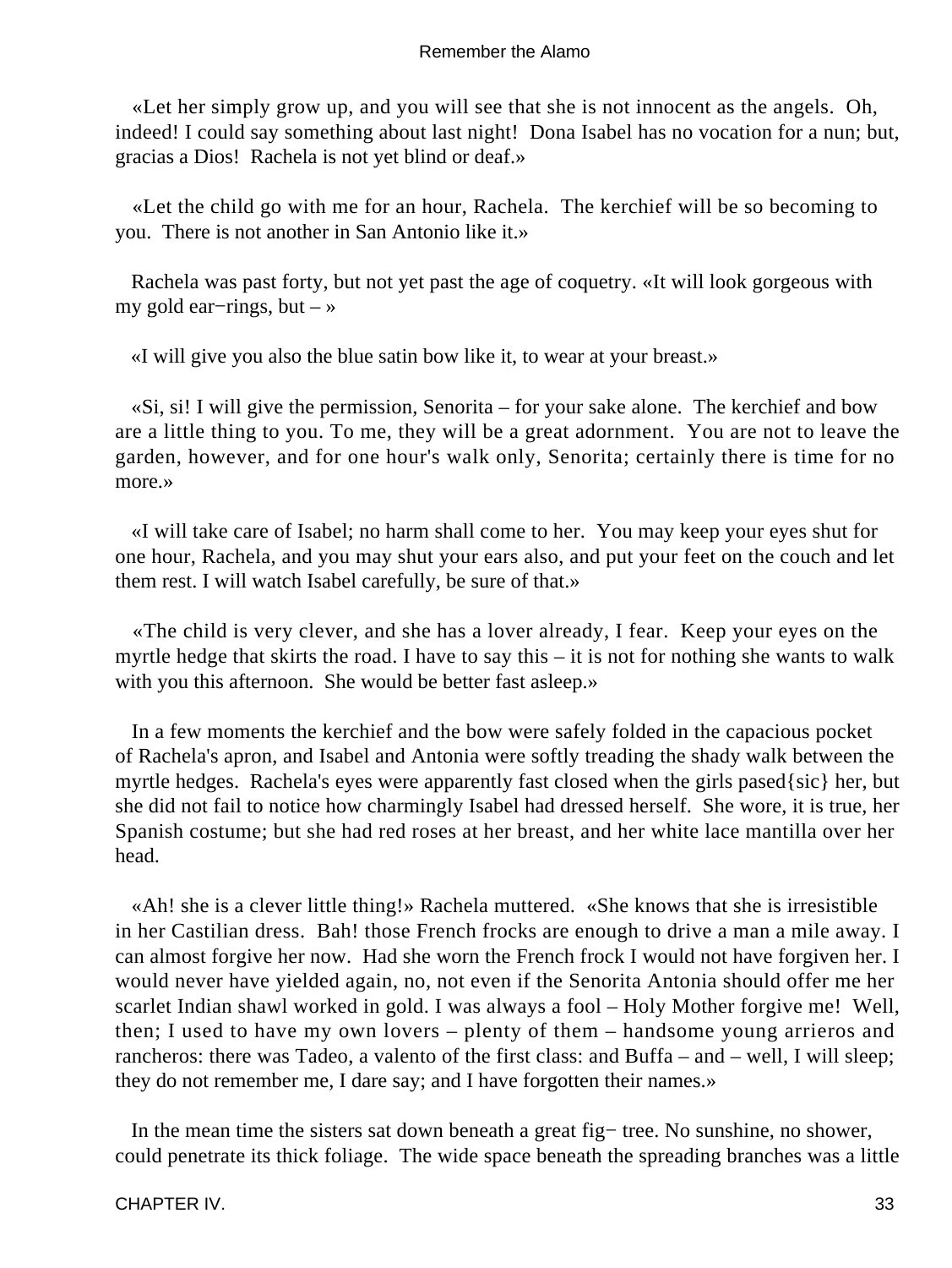«Let her simply grow up, and you will see that she is not innocent as the angels. Oh, indeed! I could say something about last night! Dona Isabel has no vocation for a nun; but, gracias a Dios! Rachela is not yet blind or deaf.»

«Let the child go with me for an hour, Rachela. The kerchief will be so becoming to you. There is not another in San Antonio like it.»

Rachela was past forty, but not yet past the age of coquetry. «It will look gorgeous with my gold ear−rings, but – »

«I will give you also the blue satin bow like it, to wear at your breast.»

«Si, si! I will give the permission, Senorita – for your sake alone. The kerchief and bow are a little thing to you. To me, they will be a great adornment. You are not to leave the garden, however, and for one hour's walk only, Senorita; certainly there is time for no more.»

«I will take care of Isabel; no harm shall come to her. You may keep your eyes shut for one hour, Rachela, and you may shut your ears also, and put your feet on the couch and let them rest. I will watch Isabel carefully, be sure of that.»

«The child is very clever, and she has a lover already, I fear. Keep your eyes on the myrtle hedge that skirts the road. I have to say this – it is not for nothing she wants to walk with you this afternoon. She would be better fast asleep.»

In a few moments the kerchief and the bow were safely folded in the capacious pocket of Rachela's apron, and Isabel and Antonia were softly treading the shady walk between the myrtle hedges. Rachela's eyes were apparently fast closed when the girls pased{sic} her, but she did not fail to notice how charmingly Isabel had dressed herself. She wore, it is true, her Spanish costume; but she had red roses at her breast, and her white lace mantilla over her head.

«Ah! she is a clever little thing!» Rachela muttered. «She knows that she is irresistible in her Castilian dress. Bah! those French frocks are enough to drive a man a mile away. I can almost forgive her now. Had she worn the French frock I would not have forgiven her. I would never have yielded again, no, not even if the Senorita Antonia should offer me her scarlet Indian shawl worked in gold. I was always a fool – Holy Mother forgive me! Well, then; I used to have my own lovers – plenty of them – handsome young arrieros and rancheros: there was Tadeo, a valento of the first class: and Buffa – and – well, I will sleep; they do not remember me, I dare say; and I have forgotten their names.»

In the mean time the sisters sat down beneath a great fig− tree. No sunshine, no shower, could penetrate its thick foliage. The wide space beneath the spreading branches was a little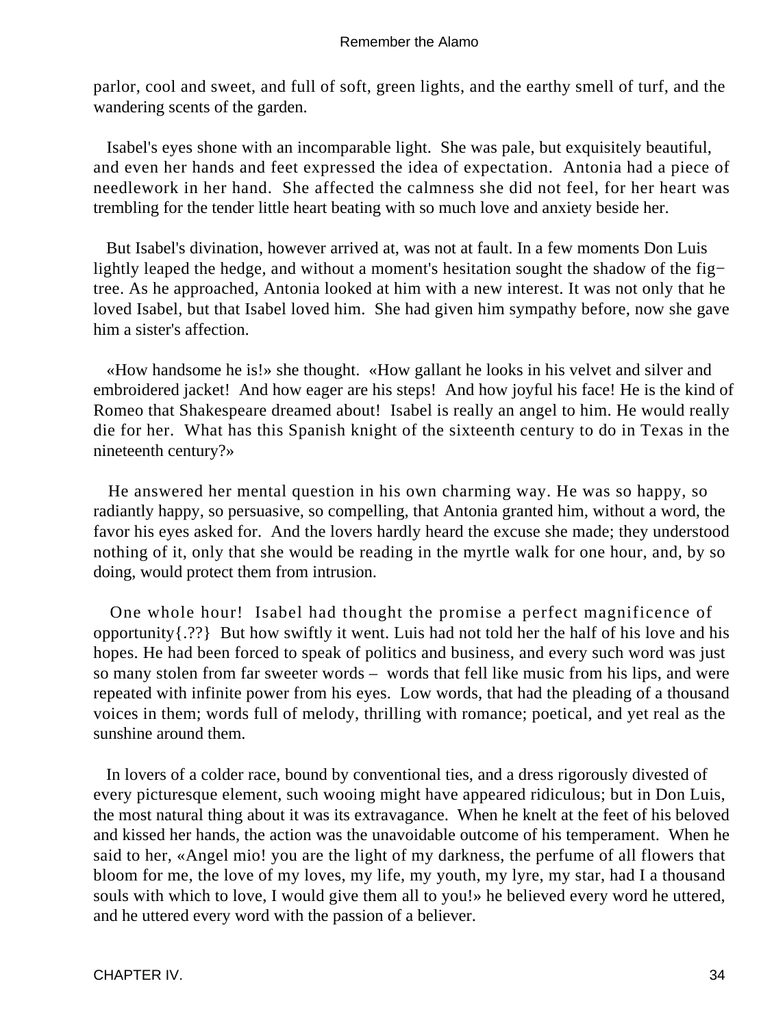parlor, cool and sweet, and full of soft, green lights, and the earthy smell of turf, and the wandering scents of the garden.

Isabel's eyes shone with an incomparable light. She was pale, but exquisitely beautiful, and even her hands and feet expressed the idea of expectation. Antonia had a piece of needlework in her hand. She affected the calmness she did not feel, for her heart was trembling for the tender little heart beating with so much love and anxiety beside her.

But Isabel's divination, however arrived at, was not at fault. In a few moments Don Luis lightly leaped the hedge, and without a moment's hesitation sought the shadow of the fig−tree. As he approached, Antonia looked at him with a new interest. It was not only that he loved Isabel, but that Isabel loved him. She had given him sympathy before, now she gave him a sister's affection.

«How handsome he is!» she thought. «How gallant he looks in his velvet and silver and embroidered jacket! And how eager are his steps! And how joyful his face! He is the kind of Romeo that Shakespeare dreamed about! Isabel is really an angel to him. He would really die for her. What has this Spanish knight of the sixteenth century to do in Texas in the nineteenth century?»

He answered her mental question in his own charming way. He was so happy, so radiantly happy, so persuasive, so compelling, that Antonia granted him, without a word, the favor his eyes asked for. And the lovers hardly heard the excuse she made; they understood nothing of it, only that she would be reading in the myrtle walk for one hour, and, by so doing, would protect them from intrusion.

One whole hour! Isabel had thought the promise a perfect magnificence of opportunity{.??} But how swiftly it went. Luis had not told her the half of his love and his hopes. He had been forced to speak of politics and business, and every such word was just so many stolen from far sweeter words – words that fell like music from his lips, and were repeated with infinite power from his eyes. Low words, that had the pleading of a thousand voices in them; words full of melody, thrilling with romance; poetical, and yet real as the sunshine around them.

In lovers of a colder race, bound by conventional ties, and a dress rigorously divested of every picturesque element, such wooing might have appeared ridiculous; but in Don Luis, the most natural thing about it was its extravagance. When he knelt at the feet of his beloved and kissed her hands, the action was the unavoidable outcome of his temperament. When he said to her, «Angel mio! you are the light of my darkness, the perfume of all flowers that bloom for me, the love of my loves, my life, my youth, my lyre, my star, had I a thousand souls with which to love, I would give them all to you!» he believed every word he uttered, and he uttered every word with the passion of a believer.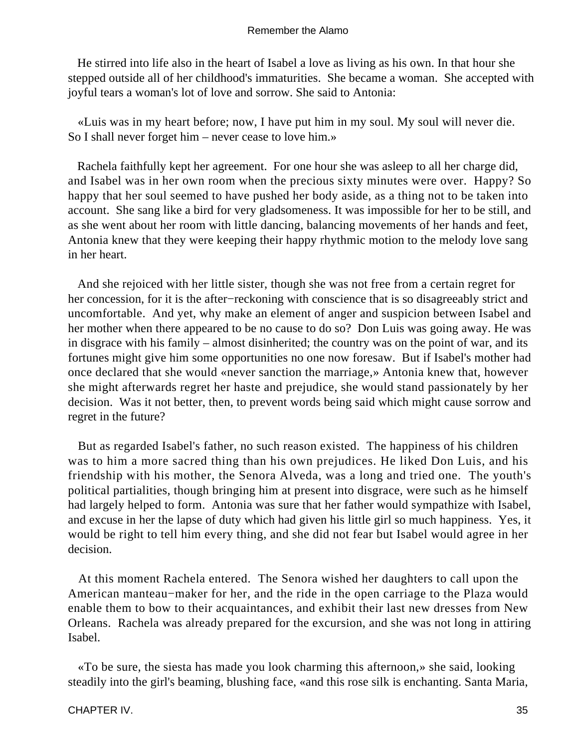He stirred into life also in the heart of Isabel a love as living as his own. In that hour she stepped outside all of her childhood's immaturities. She became a woman. She accepted with joyful tears a woman's lot of love and sorrow. She said to Antonia:

«Luis was in my heart before; now, I have put him in my soul. My soul will never die. So I shall never forget him – never cease to love him.»

Rachela faithfully kept her agreement. For one hour she was asleep to all her charge did, and Isabel was in her own room when the precious sixty minutes were over. Happy? So happy that her soul seemed to have pushed her body aside, as a thing not to be taken into account. She sang like a bird for very gladsomeness. It was impossible for her to be still, and as she went about her room with little dancing, balancing movements of her hands and feet, Antonia knew that they were keeping their happy rhythmic motion to the melody love sang in her heart.

And she rejoiced with her little sister, though she was not free from a certain regret for her concession, for it is the after−reckoning with conscience that is so disagreeably strict and uncomfortable. And yet, why make an element of anger and suspicion between Isabel and her mother when there appeared to be no cause to do so? Don Luis was going away. He was in disgrace with his family – almost disinherited; the country was on the point of war, and its fortunes might give him some opportunities no one now foresaw. But if Isabel's mother had once declared that she would «never sanction the marriage,» Antonia knew that, however she might afterwards regret her haste and prejudice, she would stand passionately by her decision. Was it not better, then, to prevent words being said which might cause sorrow and regret in the future?

But as regarded Isabel's father, no such reason existed. The happiness of his children was to him a more sacred thing than his own prejudices. He liked Don Luis, and his friendship with his mother, the Senora Alveda, was a long and tried one. The youth's political partialities, though bringing him at present into disgrace, were such as he himself had largely helped to form. Antonia was sure that her father would sympathize with Isabel, and excuse in her the lapse of duty which had given his little girl so much happiness. Yes, it would be right to tell him every thing, and she did not fear but Isabel would agree in her decision.

At this moment Rachela entered. The Senora wished her daughters to call upon the American manteau−maker for her, and the ride in the open carriage to the Plaza would enable them to bow to their acquaintances, and exhibit their last new dresses from New Orleans. Rachela was already prepared for the excursion, and she was not long in attiring Isabel.

«To be sure, the siesta has made you look charming this afternoon,» she said, looking steadily into the girl's beaming, blushing face, «and this rose silk is enchanting. Santa Maria,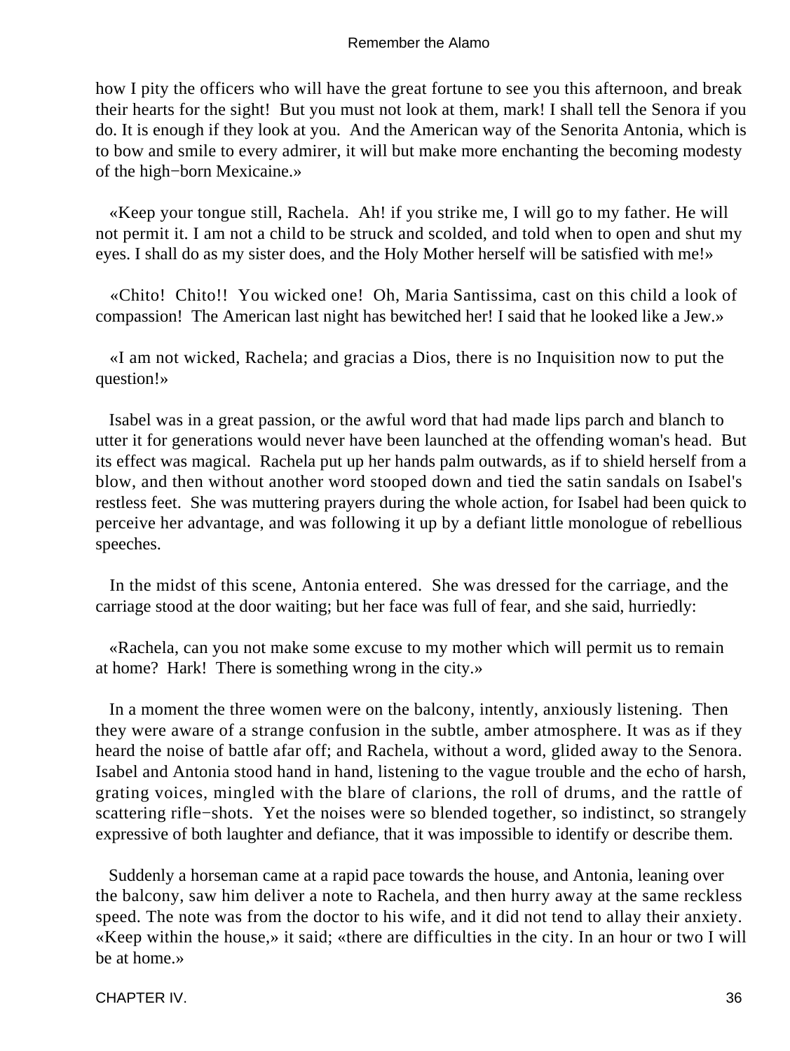how I pity the officers who will have the great fortune to see you this afternoon, and break their hearts for the sight! But you must not look at them, mark! I shall tell the Senora if you do. It is enough if they look at you. And the American way of the Senorita Antonia, which is to bow and smile to every admirer, it will but make more enchanting the becoming modesty of the high−born Mexicaine.»

«Keep your tongue still, Rachela. Ah! if you strike me, I will go to my father. He will not permit it. I am not a child to be struck and scolded, and told when to open and shut my eyes. I shall do as my sister does, and the Holy Mother herself will be satisfied with me!»

«Chito! Chito!! You wicked one! Oh, Maria Santissima, cast on this child a look of compassion! The American last night has bewitched her! I said that he looked like a Jew.»

«I am not wicked, Rachela; and gracias a Dios, there is no Inquisition now to put the question!»

Isabel was in a great passion, or the awful word that had made lips parch and blanch to utter it for generations would never have been launched at the offending woman's head. But its effect was magical. Rachela put up her hands palm outwards, as if to shield herself from a blow, and then without another word stooped down and tied the satin sandals on Isabel's restless feet. She was muttering prayers during the whole action, for Isabel had been quick to perceive her advantage, and was following it up by a defiant little monologue of rebellious speeches.

In the midst of this scene, Antonia entered. She was dressed for the carriage, and the carriage stood at the door waiting; but her face was full of fear, and she said, hurriedly:

«Rachela, can you not make some excuse to my mother which will permit us to remain at home? Hark! There is something wrong in the city.»

In a moment the three women were on the balcony, intently, anxiously listening. Then they were aware of a strange confusion in the subtle, amber atmosphere. It was as if they heard the noise of battle afar off; and Rachela, without a word, glided away to the Senora. Isabel and Antonia stood hand in hand, listening to the vague trouble and the echo of harsh, grating voices, mingled with the blare of clarions, the roll of drums, and the rattle of scattering rifle−shots. Yet the noises were so blended together, so indistinct, so strangely expressive of both laughter and defiance, that it was impossible to identify or describe them.

Suddenly a horseman came at a rapid pace towards the house, and Antonia, leaning over the balcony, saw him deliver a note to Rachela, and then hurry away at the same reckless speed. The note was from the doctor to his wife, and it did not tend to allay their anxiety. «Keep within the house,» it said; «there are difficulties in the city. In an hour or two I will be at home.»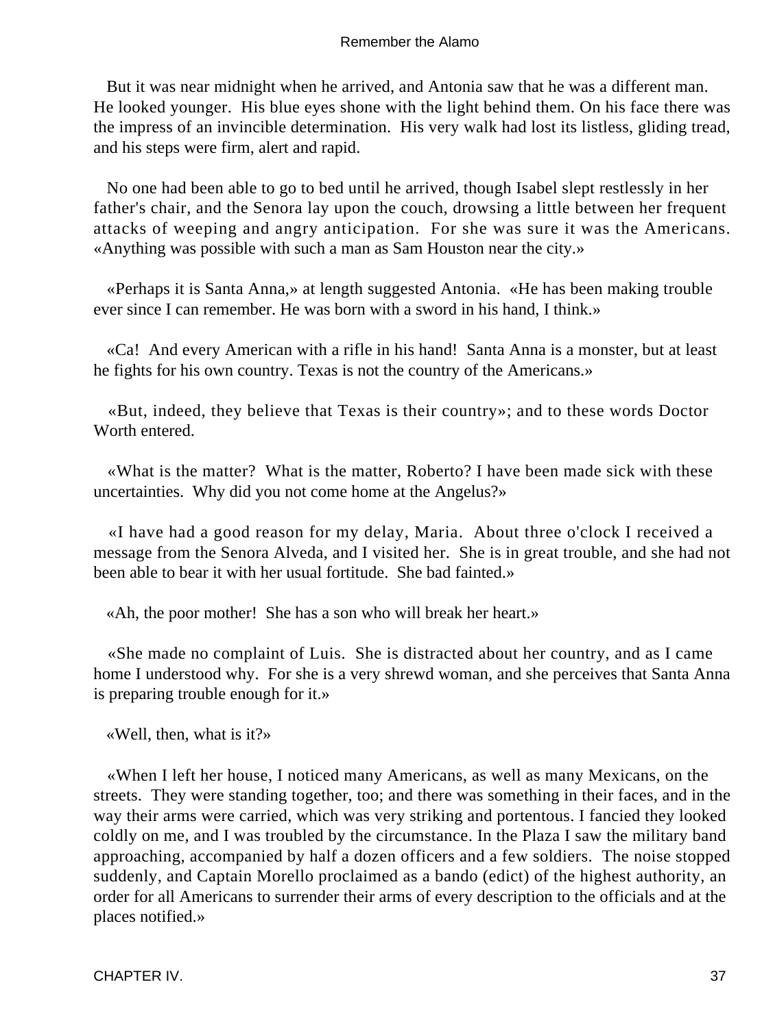But it was near midnight when he arrived, and Antonia saw that he was a different man. He looked younger. His blue eyes shone with the light behind them. On his face there was the impress of an invincible determination. His very walk had lost its listless, gliding tread, and his steps were firm, alert and rapid.

No one had been able to go to bed until he arrived, though Isabel slept restlessly in her father's chair, and the Senora lay upon the couch, drowsing a little between her frequent attacks of weeping and angry anticipation. For she was sure it was the Americans. «Anything was possible with such a man as Sam Houston near the city.»

«Perhaps it is Santa Anna,» at length suggested Antonia. «He has been making trouble ever since I can remember. He was born with a sword in his hand, I think.»

«Ca! And every American with a rifle in his hand! Santa Anna is a monster, but at least he fights for his own country. Texas is not the country of the Americans.»

«But, indeed, they believe that Texas is their country»; and to these words Doctor Worth entered.

«What is the matter? What is the matter, Roberto? I have been made sick with these uncertainties. Why did you not come home at the Angelus?»

«I have had a good reason for my delay, Maria. About three o'clock I received a message from the Senora Alveda, and I visited her. She is in great trouble, and she had not been able to bear it with her usual fortitude. She bad fainted.»

«Ah, the poor mother! She has a son who will break her heart.»

«She made no complaint of Luis. She is distracted about her country, and as I came home I understood why. For she is a very shrewd woman, and she perceives that Santa Anna is preparing trouble enough for it.»

«Well, then, what is it?»

«When I left her house, I noticed many Americans, as well as many Mexicans, on the streets. They were standing together, too; and there was something in their faces, and in the way their arms were carried, which was very striking and portentous. I fancied they looked coldly on me, and I was troubled by the circumstance. In the Plaza I saw the military band approaching, accompanied by half a dozen officers and a few soldiers. The noise stopped suddenly, and Captain Morello proclaimed as a bando (edict) of the highest authority, an order for all Americans to surrender their arms of every description to the officials and at the places notified.»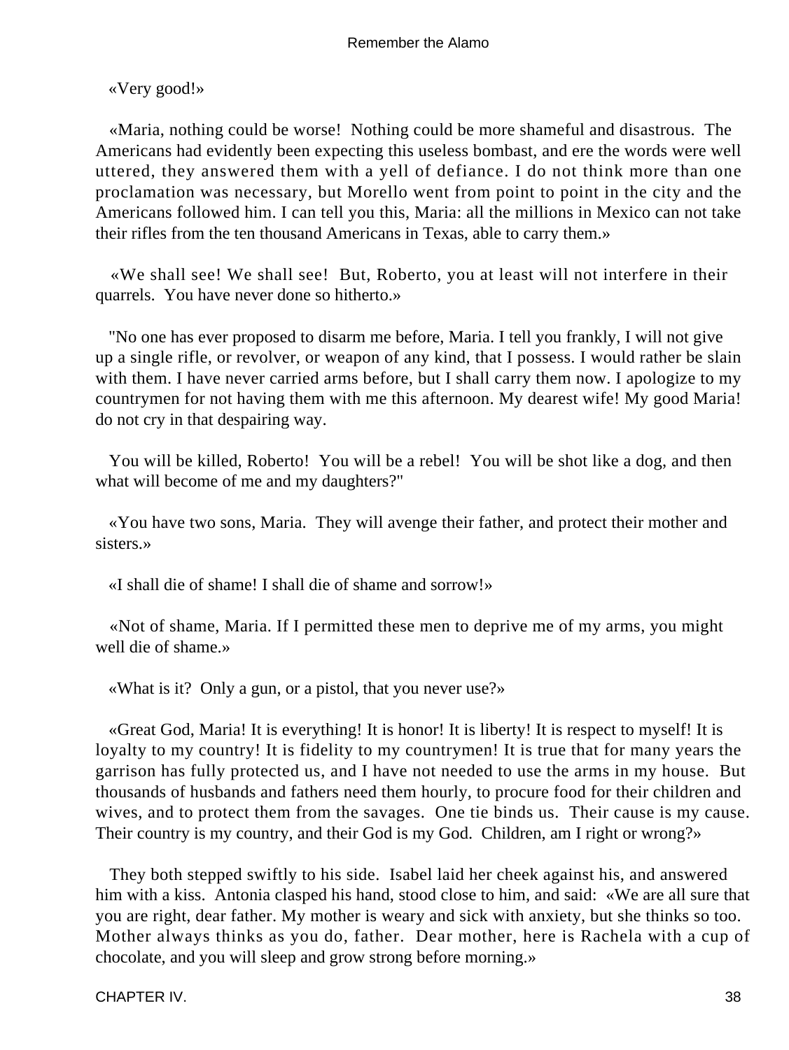«Very good!»

«Maria, nothing could be worse! Nothing could be more shameful and disastrous. The Americans had evidently been expecting this useless bombast, and ere the words were well uttered, they answered them with a yell of defiance. I do not think more than one proclamation was necessary, but Morello went from point to point in the city and the Americans followed him. I can tell you this, Maria: all the millions in Mexico can not take their rifles from the ten thousand Americans in Texas, able to carry them.»

«We shall see! We shall see! But, Roberto, you at least will not interfere in their quarrels. You have never done so hitherto.»

"No one has ever proposed to disarm me before, Maria. I tell you frankly, I will not give up a single rifle, or revolver, or weapon of any kind, that I possess. I would rather be slain with them. I have never carried arms before, but I shall carry them now. I apologize to my countrymen for not having them with me this afternoon. My dearest wife! My good Maria! do not cry in that despairing way.

You will be killed, Roberto! You will be a rebel! You will be shot like a dog, and then what will become of me and my daughters?"

«You have two sons, Maria. They will avenge their father, and protect their mother and sisters.»

«I shall die of shame! I shall die of shame and sorrow!»

«Not of shame, Maria. If I permitted these men to deprive me of my arms, you might well die of shame.»

«What is it? Only a gun, or a pistol, that you never use?»

«Great God, Maria! It is everything! It is honor! It is liberty! It is respect to myself! It is loyalty to my country! It is fidelity to my countrymen! It is true that for many years the garrison has fully protected us, and I have not needed to use the arms in my house. But thousands of husbands and fathers need them hourly, to procure food for their children and wives, and to protect them from the savages. One tie binds us. Their cause is my cause. Their country is my country, and their God is my God. Children, am I right or wrong?»

They both stepped swiftly to his side. Isabel laid her cheek against his, and answered him with a kiss. Antonia clasped his hand, stood close to him, and said: «We are all sure that you are right, dear father. My mother is weary and sick with anxiety, but she thinks so too. Mother always thinks as you do, father. Dear mother, here is Rachela with a cup of chocolate, and you will sleep and grow strong before morning.»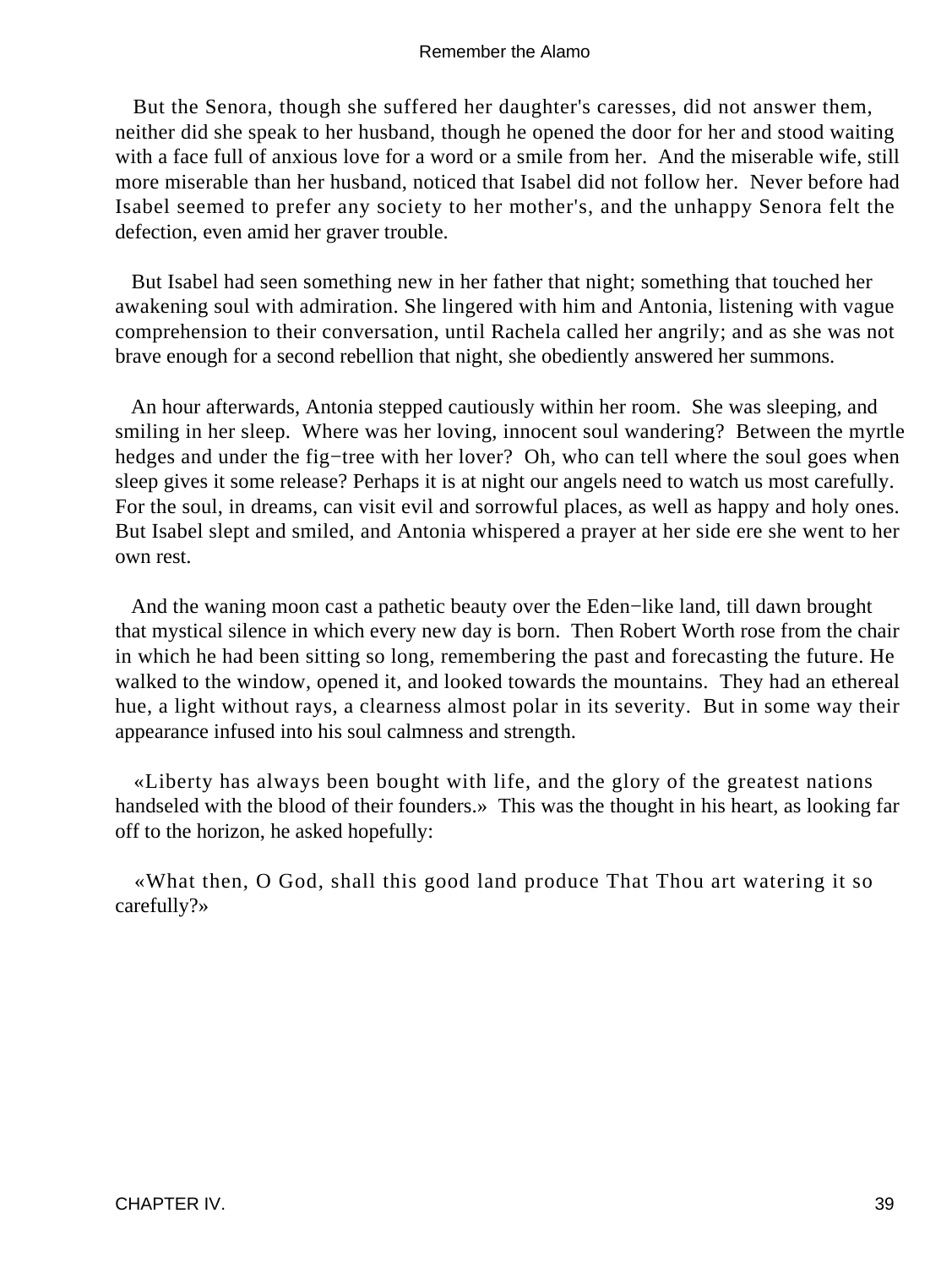But the Senora, though she suffered her daughter's caresses, did not answer them, neither did she speak to her husband, though he opened the door for her and stood waiting with a face full of anxious love for a word or a smile from her. And the miserable wife, still more miserable than her husband, noticed that Isabel did not follow her. Never before had Isabel seemed to prefer any society to her mother's, and the unhappy Senora felt the defection, even amid her graver trouble.

But Isabel had seen something new in her father that night; something that touched her awakening soul with admiration. She lingered with him and Antonia, listening with vague comprehension to their conversation, until Rachela called her angrily; and as she was not brave enough for a second rebellion that night, she obediently answered her summons.

An hour afterwards, Antonia stepped cautiously within her room. She was sleeping, and smiling in her sleep. Where was her loving, innocent soul wandering? Between the myrtle hedges and under the fig−tree with her lover? Oh, who can tell where the soul goes when sleep gives it some release? Perhaps it is at night our angels need to watch us most carefully. For the soul, in dreams, can visit evil and sorrowful places, as well as happy and holy ones. But Isabel slept and smiled, and Antonia whispered a prayer at her side ere she went to her own rest.

And the waning moon cast a pathetic beauty over the Eden−like land, till dawn brought that mystical silence in which every new day is born. Then Robert Worth rose from the chair in which he had been sitting so long, remembering the past and forecasting the future. He walked to the window, opened it, and looked towards the mountains. They had an ethereal hue, a light without rays, a clearness almost polar in its severity. But in some way their appearance infused into his soul calmness and strength.

«Liberty has always been bought with life, and the glory of the greatest nations handseled with the blood of their founders.» This was the thought in his heart, as looking far off to the horizon, he asked hopefully:

«What then, O God, shall this good land produce That Thou art watering it so carefully?»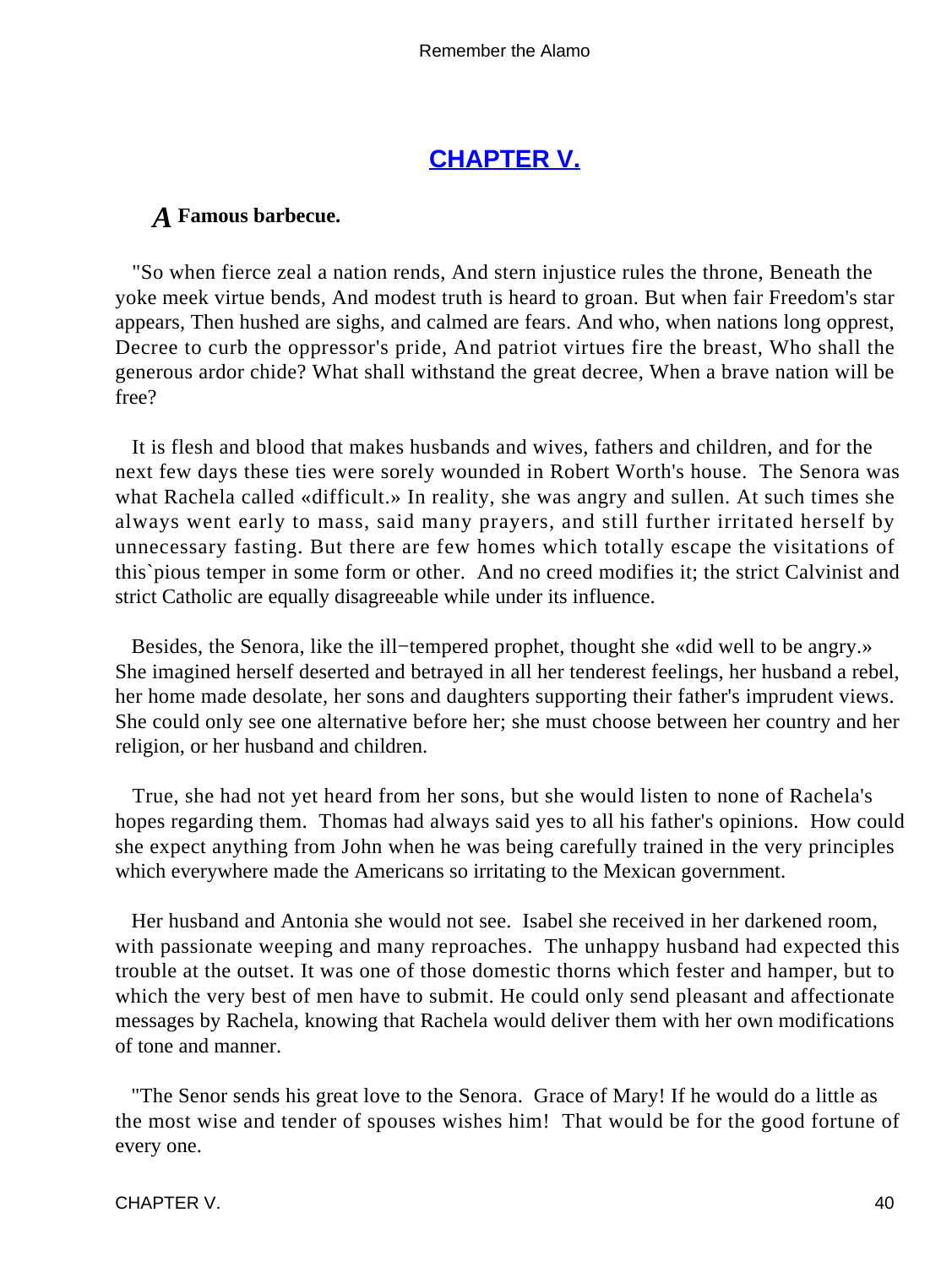## CHAPTER V.

***A*** **Famous barbecue.**

"So when fierce zeal a nation rends, And stern injustice rules the throne, Beneath the yoke meek virtue bends, And modest truth is heard to groan. But when fair Freedom's star appears, Then hushed are sighs, and calmed are fears. And who, when nations long opprest, Decree to curb the oppressor's pride, And patriot virtues fire the breast, Who shall the generous ardor chide? What shall withstand the great decree, When a brave nation will be free?

It is flesh and blood that makes husbands and wives, fathers and children, and for the next few days these ties were sorely wounded in Robert Worth's house. The Senora was what Rachela called «difficult.» In reality, she was angry and sullen. At such times she always went early to mass, said many prayers, and still further irritated herself by unnecessary fasting. But there are few homes which totally escape the visitations of this`pious temper in some form or other. And no creed modifies it; the strict Calvinist and strict Catholic are equally disagreeable while under its influence.

Besides, the Senora, like the ill−tempered prophet, thought she «did well to be angry.» She imagined herself deserted and betrayed in all her tenderest feelings, her husband a rebel, her home made desolate, her sons and daughters supporting their father's imprudent views. She could only see one alternative before her; she must choose between her country and her religion, or her husband and children.

True, she had not yet heard from her sons, but she would listen to none of Rachela's hopes regarding them. Thomas had always said yes to all his father's opinions. How could she expect anything from John when he was being carefully trained in the very principles which everywhere made the Americans so irritating to the Mexican government.

Her husband and Antonia she would not see. Isabel she received in her darkened room, with passionate weeping and many reproaches. The unhappy husband had expected this trouble at the outset. It was one of those domestic thorns which fester and hamper, but to which the very best of men have to submit. He could only send pleasant and affectionate messages by Rachela, knowing that Rachela would deliver them with her own modifications of tone and manner.

"The Senor sends his great love to the Senora. Grace of Mary! If he would do a little as the most wise and tender of spouses wishes him! That would be for the good fortune of every one.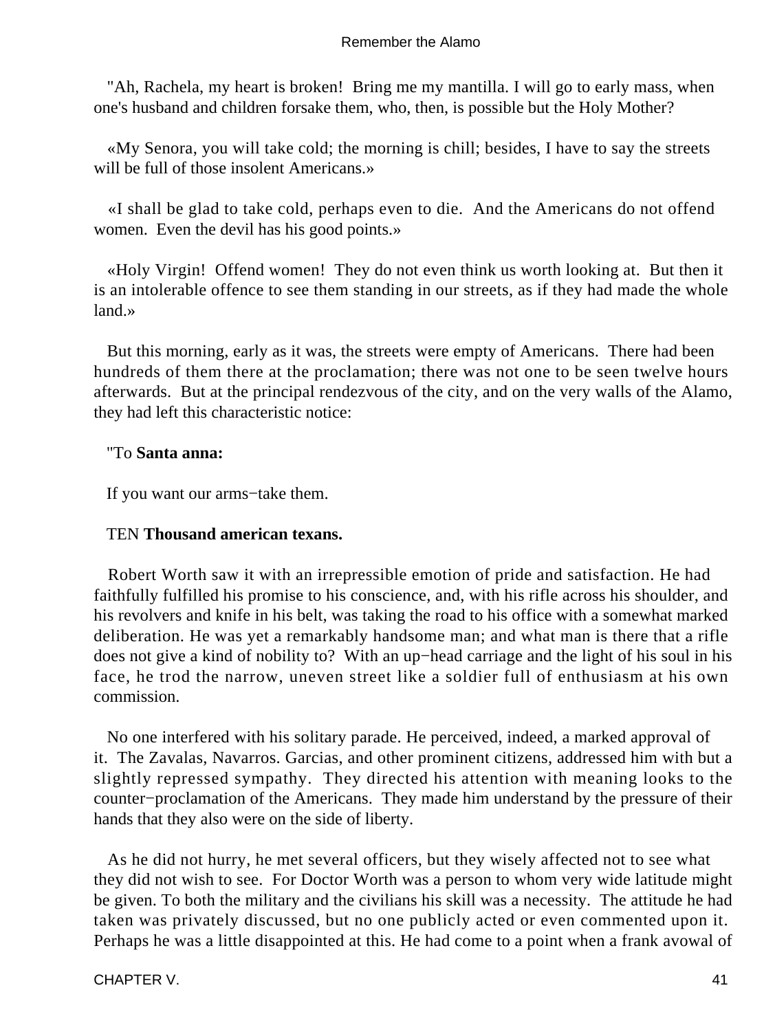"Ah, Rachela, my heart is broken! Bring me my mantilla. I will go to early mass, when one's husband and children forsake them, who, then, is possible but the Holy Mother?

«My Senora, you will take cold; the morning is chill; besides, I have to say the streets will be full of those insolent Americans.»

«I shall be glad to take cold, perhaps even to die. And the Americans do not offend women. Even the devil has his good points.»

«Holy Virgin! Offend women! They do not even think us worth looking at. But then it is an intolerable offence to see them standing in our streets, as if they had made the whole land.»

But this morning, early as it was, the streets were empty of Americans. There had been hundreds of them there at the proclamation; there was not one to be seen twelve hours afterwards. But at the principal rendezvous of the city, and on the very walls of the Alamo, they had left this characteristic notice:

"To **Santa anna:**

If you want our arms−take them.

TEN **Thousand american texans.**

Robert Worth saw it with an irrepressible emotion of pride and satisfaction. He had faithfully fulfilled his promise to his conscience, and, with his rifle across his shoulder, and his revolvers and knife in his belt, was taking the road to his office with a somewhat marked deliberation. He was yet a remarkably handsome man; and what man is there that a rifle does not give a kind of nobility to? With an up−head carriage and the light of his soul in his face, he trod the narrow, uneven street like a soldier full of enthusiasm at his own commission.

No one interfered with his solitary parade. He perceived, indeed, a marked approval of it. The Zavalas, Navarros. Garcias, and other prominent citizens, addressed him with but a slightly repressed sympathy. They directed his attention with meaning looks to the counter−proclamation of the Americans. They made him understand by the pressure of their hands that they also were on the side of liberty.

As he did not hurry, he met several officers, but they wisely affected not to see what they did not wish to see. For Doctor Worth was a person to whom very wide latitude might be given. To both the military and the civilians his skill was a necessity. The attitude he had taken was privately discussed, but no one publicly acted or even commented upon it. Perhaps he was a little disappointed at this. He had come to a point when a frank avowal of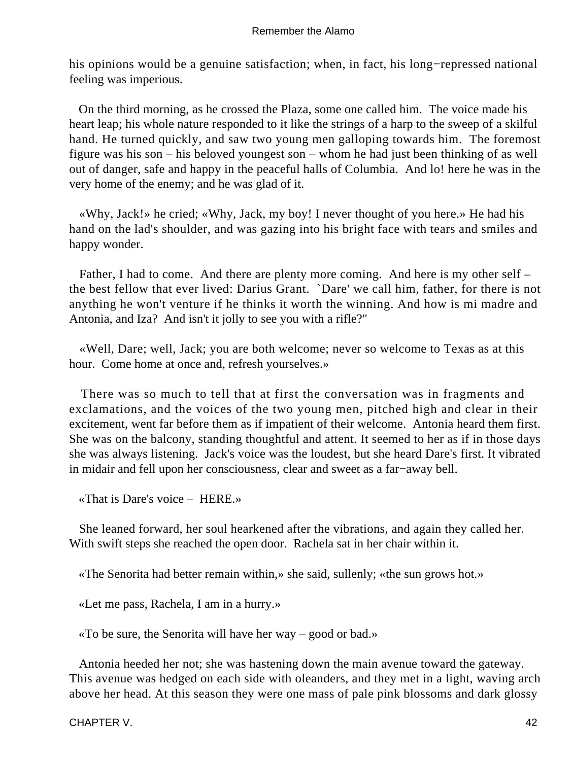his opinions would be a genuine satisfaction; when, in fact, his long−repressed national feeling was imperious.

On the third morning, as he crossed the Plaza, some one called him. The voice made his heart leap; his whole nature responded to it like the strings of a harp to the sweep of a skilful hand. He turned quickly, and saw two young men galloping towards him. The foremost figure was his son – his beloved youngest son – whom he had just been thinking of as well out of danger, safe and happy in the peaceful halls of Columbia. And lo! here he was in the very home of the enemy; and he was glad of it.

«Why, Jack!» he cried; «Why, Jack, my boy! I never thought of you here.» He had his hand on the lad's shoulder, and was gazing into his bright face with tears and smiles and happy wonder.

Father, I had to come. And there are plenty more coming. And here is my other self – the best fellow that ever lived: Darius Grant. `Dare' we call him, father, for there is not anything he won't venture if he thinks it worth the winning. And how is mi madre and Antonia, and Iza? And isn't it jolly to see you with a rifle?"

«Well, Dare; well, Jack; you are both welcome; never so welcome to Texas as at this hour. Come home at once and, refresh yourselves.»

There was so much to tell that at first the conversation was in fragments and exclamations, and the voices of the two young men, pitched high and clear in their excitement, went far before them as if impatient of their welcome. Antonia heard them first. She was on the balcony, standing thoughtful and attent. It seemed to her as if in those days she was always listening. Jack's voice was the loudest, but she heard Dare's first. It vibrated in midair and fell upon her consciousness, clear and sweet as a far−away bell.

«That is Dare's voice – HERE.»

She leaned forward, her soul hearkened after the vibrations, and again they called her. With swift steps she reached the open door. Rachela sat in her chair within it.

«The Senorita had better remain within,» she said, sullenly; «the sun grows hot.»

«Let me pass, Rachela, I am in a hurry.»

«To be sure, the Senorita will have her way – good or bad.»

Antonia heeded her not; she was hastening down the main avenue toward the gateway. This avenue was hedged on each side with oleanders, and they met in a light, waving arch above her head. At this season they were one mass of pale pink blossoms and dark glossy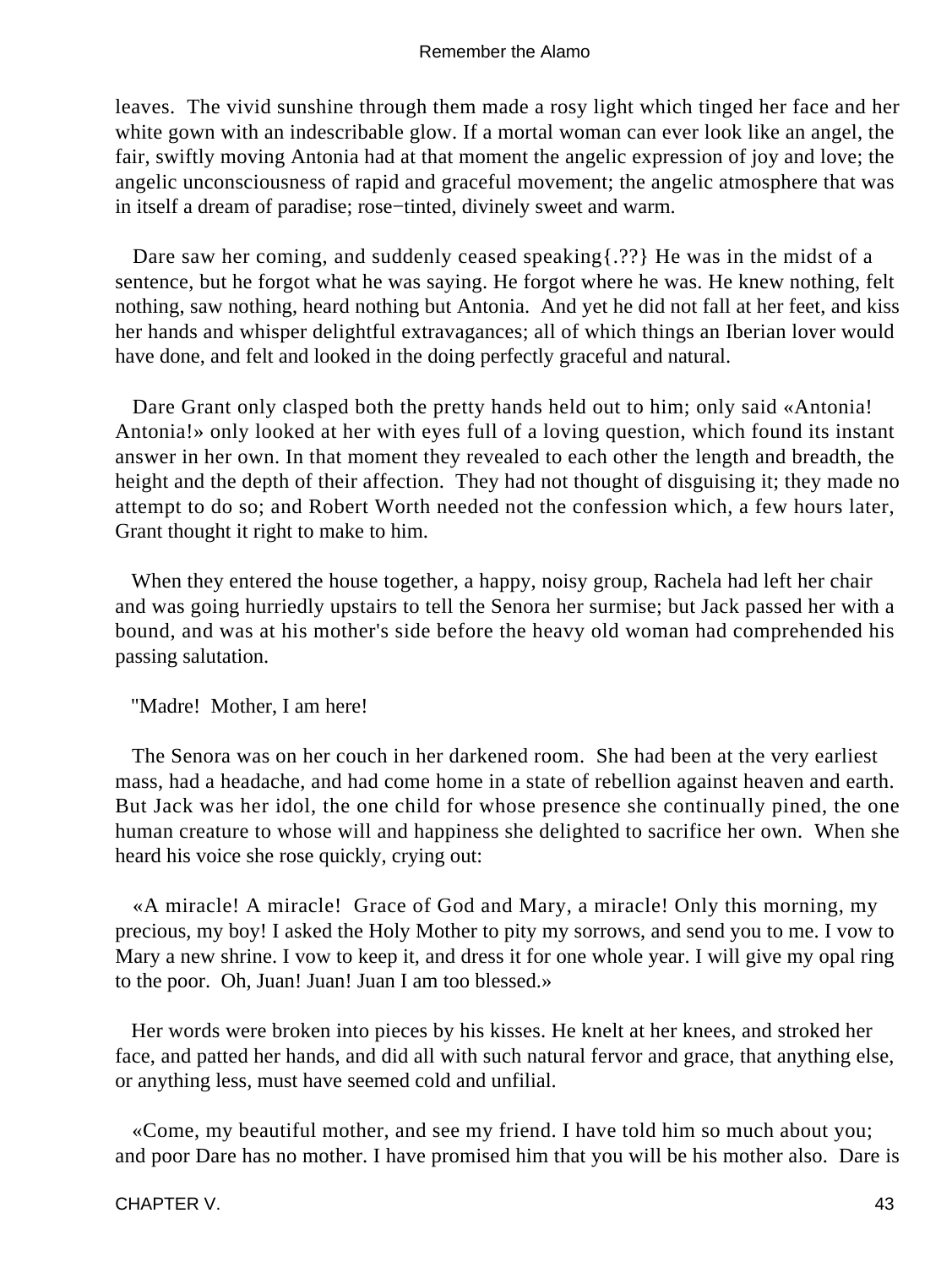leaves. The vivid sunshine through them made a rosy light which tinged her face and her white gown with an indescribable glow. If a mortal woman can ever look like an angel, the fair, swiftly moving Antonia had at that moment the angelic expression of joy and love; the angelic unconsciousness of rapid and graceful movement; the angelic atmosphere that was in itself a dream of paradise; rose−tinted, divinely sweet and warm.

Dare saw her coming, and suddenly ceased speaking{.??} He was in the midst of a sentence, but he forgot what he was saying. He forgot where he was. He knew nothing, felt nothing, saw nothing, heard nothing but Antonia. And yet he did not fall at her feet, and kiss her hands and whisper delightful extravagances; all of which things an Iberian lover would have done, and felt and looked in the doing perfectly graceful and natural.

Dare Grant only clasped both the pretty hands held out to him; only said «Antonia! Antonia!» only looked at her with eyes full of a loving question, which found its instant answer in her own. In that moment they revealed to each other the length and breadth, the height and the depth of their affection. They had not thought of disguising it; they made no attempt to do so; and Robert Worth needed not the confession which, a few hours later, Grant thought it right to make to him.

When they entered the house together, a happy, noisy group, Rachela had left her chair and was going hurriedly upstairs to tell the Senora her surmise; but Jack passed her with a bound, and was at his mother's side before the heavy old woman had comprehended his passing salutation.

"Madre! Mother, I am here!

The Senora was on her couch in her darkened room. She had been at the very earliest mass, had a headache, and had come home in a state of rebellion against heaven and earth. But Jack was her idol, the one child for whose presence she continually pined, the one human creature to whose will and happiness she delighted to sacrifice her own. When she heard his voice she rose quickly, crying out:

«A miracle! A miracle! Grace of God and Mary, a miracle! Only this morning, my precious, my boy! I asked the Holy Mother to pity my sorrows, and send you to me. I vow to Mary a new shrine. I vow to keep it, and dress it for one whole year. I will give my opal ring to the poor. Oh, Juan! Juan! Juan I am too blessed.»

Her words were broken into pieces by his kisses. He knelt at her knees, and stroked her face, and patted her hands, and did all with such natural fervor and grace, that anything else, or anything less, must have seemed cold and unfilial.

«Come, my beautiful mother, and see my friend. I have told him so much about you; and poor Dare has no mother. I have promised him that you will be his mother also. Dare is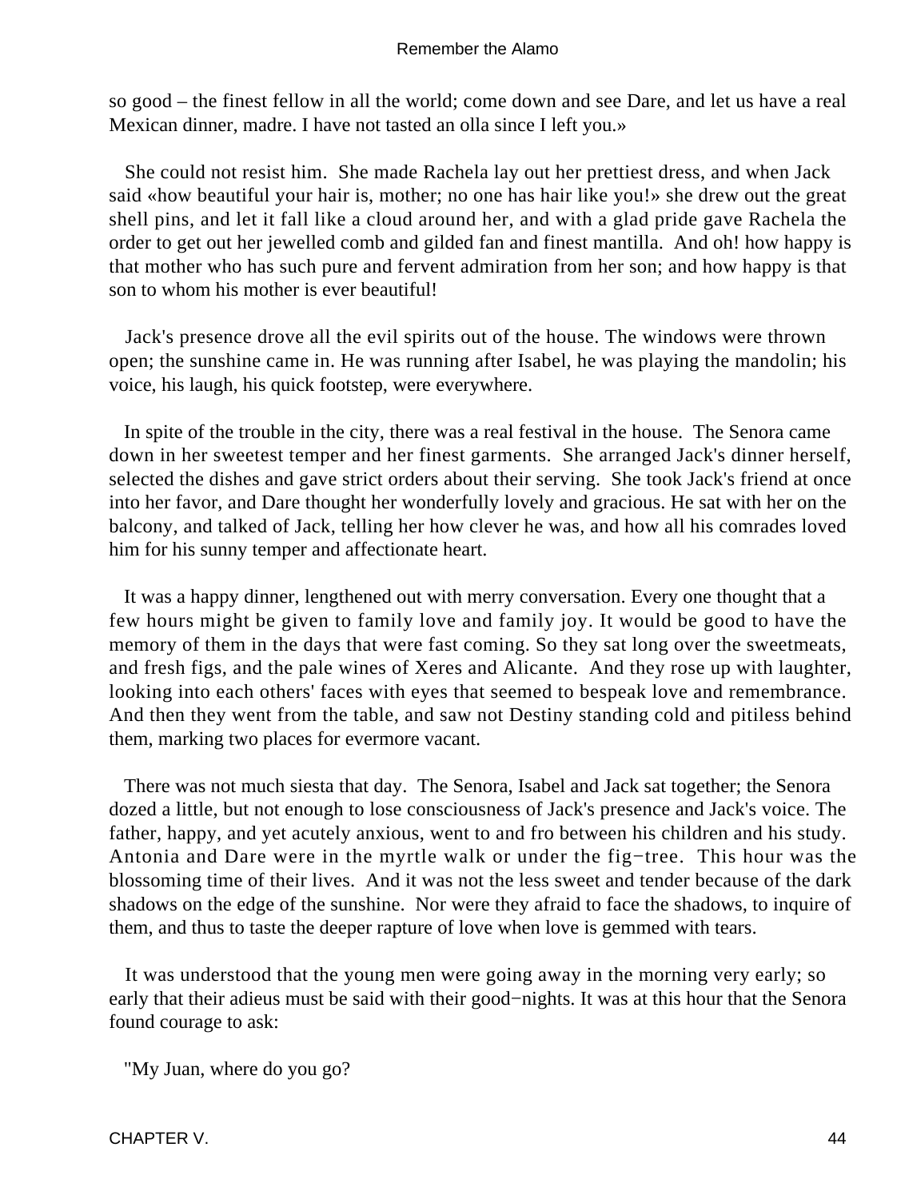so good – the finest fellow in all the world; come down and see Dare, and let us have a real Mexican dinner, madre. I have not tasted an olla since I left you.»

She could not resist him. She made Rachela lay out her prettiest dress, and when Jack said «how beautiful your hair is, mother; no one has hair like you!» she drew out the great shell pins, and let it fall like a cloud around her, and with a glad pride gave Rachela the order to get out her jewelled comb and gilded fan and finest mantilla. And oh! how happy is that mother who has such pure and fervent admiration from her son; and how happy is that son to whom his mother is ever beautiful!

Jack's presence drove all the evil spirits out of the house. The windows were thrown open; the sunshine came in. He was running after Isabel, he was playing the mandolin; his voice, his laugh, his quick footstep, were everywhere.

In spite of the trouble in the city, there was a real festival in the house. The Senora came down in her sweetest temper and her finest garments. She arranged Jack's dinner herself, selected the dishes and gave strict orders about their serving. She took Jack's friend at once into her favor, and Dare thought her wonderfully lovely and gracious. He sat with her on the balcony, and talked of Jack, telling her how clever he was, and how all his comrades loved him for his sunny temper and affectionate heart.

It was a happy dinner, lengthened out with merry conversation. Every one thought that a few hours might be given to family love and family joy. It would be good to have the memory of them in the days that were fast coming. So they sat long over the sweetmeats, and fresh figs, and the pale wines of Xeres and Alicante. And they rose up with laughter, looking into each others' faces with eyes that seemed to bespeak love and remembrance. And then they went from the table, and saw not Destiny standing cold and pitiless behind them, marking two places for evermore vacant.

There was not much siesta that day. The Senora, Isabel and Jack sat together; the Senora dozed a little, but not enough to lose consciousness of Jack's presence and Jack's voice. The father, happy, and yet acutely anxious, went to and fro between his children and his study. Antonia and Dare were in the myrtle walk or under the fig−tree. This hour was the blossoming time of their lives. And it was not the less sweet and tender because of the dark shadows on the edge of the sunshine. Nor were they afraid to face the shadows, to inquire of them, and thus to taste the deeper rapture of love when love is gemmed with tears.

It was understood that the young men were going away in the morning very early; so early that their adieus must be said with their good−nights. It was at this hour that the Senora found courage to ask:

"My Juan, where do you go?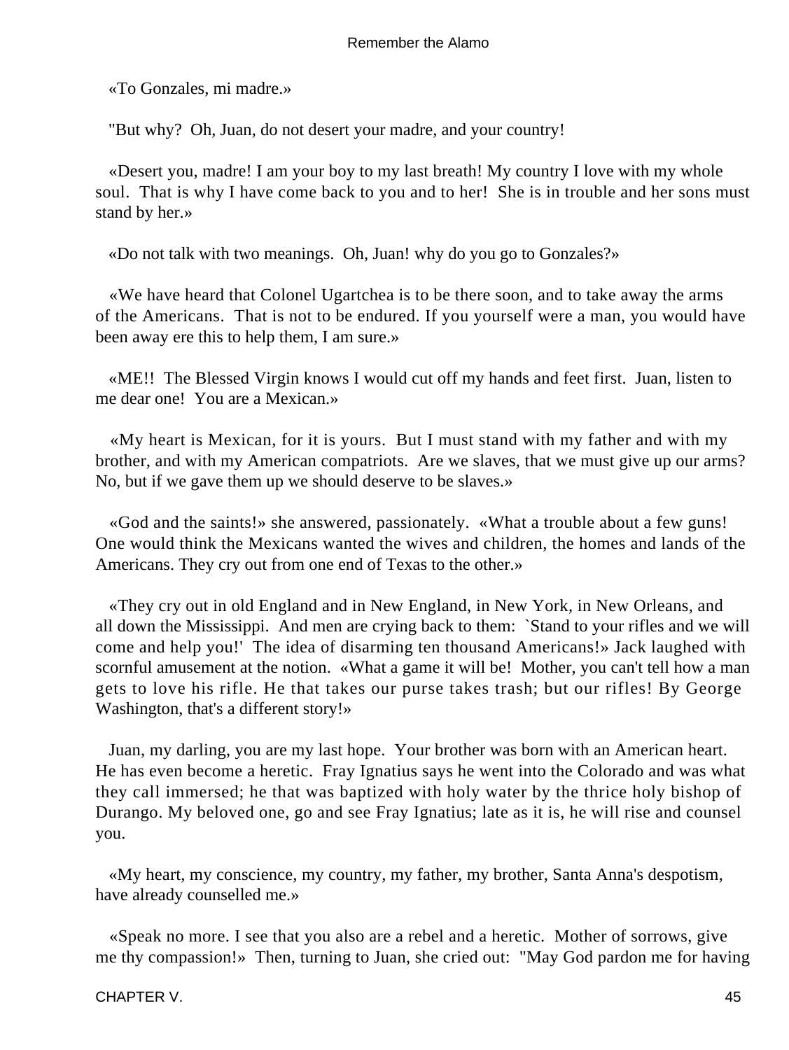«To Gonzales, mi madre.»

"But why? Oh, Juan, do not desert your madre, and your country!

«Desert you, madre! I am your boy to my last breath! My country I love with my whole soul. That is why I have come back to you and to her! She is in trouble and her sons must stand by her.»

«Do not talk with two meanings. Oh, Juan! why do you go to Gonzales?»

«We have heard that Colonel Ugartchea is to be there soon, and to take away the arms of the Americans. That is not to be endured. If you yourself were a man, you would have been away ere this to help them, I am sure.»

«ME!! The Blessed Virgin knows I would cut off my hands and feet first. Juan, listen to me dear one! You are a Mexican.»

«My heart is Mexican, for it is yours. But I must stand with my father and with my brother, and with my American compatriots. Are we slaves, that we must give up our arms? No, but if we gave them up we should deserve to be slaves.»

«God and the saints!» she answered, passionately. «What a trouble about a few guns! One would think the Mexicans wanted the wives and children, the homes and lands of the Americans. They cry out from one end of Texas to the other.»

«They cry out in old England and in New England, in New York, in New Orleans, and all down the Mississippi. And men are crying back to them: `Stand to your rifles and we will come and help you!' The idea of disarming ten thousand Americans!» Jack laughed with scornful amusement at the notion. «What a game it will be! Mother, you can't tell how a man gets to love his rifle. He that takes our purse takes trash; but our rifles! By George Washington, that's a different story!»

Juan, my darling, you are my last hope. Your brother was born with an American heart. He has even become a heretic. Fray Ignatius says he went into the Colorado and was what they call immersed; he that was baptized with holy water by the thrice holy bishop of Durango. My beloved one, go and see Fray Ignatius; late as it is, he will rise and counsel you.

«My heart, my conscience, my country, my father, my brother, Santa Anna's despotism, have already counselled me.»

«Speak no more. I see that you also are a rebel and a heretic. Mother of sorrows, give me thy compassion!» Then, turning to Juan, she cried out: "May God pardon me for having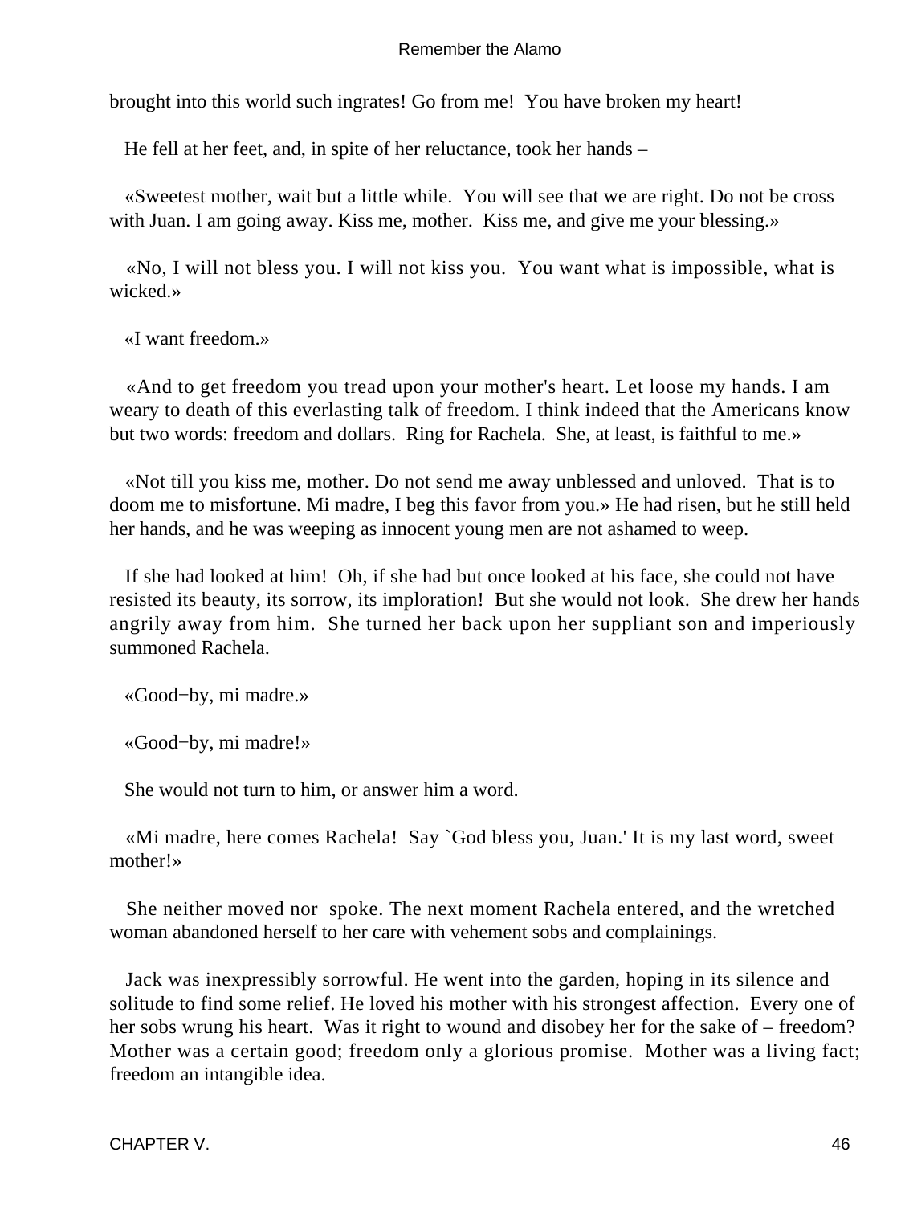brought into this world such ingrates! Go from me!  You have broken my heart!

He fell at her feet, and, in spite of her reluctance, took her hands –

«Sweetest mother, wait but a little while.  You will see that we are right. Do not be cross with Juan. I am going away. Kiss me, mother.  Kiss me, and give me your blessing.»

«No, I will not bless you. I will not kiss you.  You want what is impossible, what is wicked.»

«I want freedom.»

«And to get freedom you tread upon your mother's heart. Let loose my hands. I am weary to death of this everlasting talk of freedom. I think indeed that the Americans know but two words: freedom and dollars.  Ring for Rachela.  She, at least, is faithful to me.»

«Not till you kiss me, mother. Do not send me away unblessed and unloved.  That is to doom me to misfortune. Mi madre, I beg this favor from you.» He had risen, but he still held her hands, and he was weeping as innocent young men are not ashamed to weep.

If she had looked at him!  Oh, if she had but once looked at his face, she could not have resisted its beauty, its sorrow, its imploration!  But she would not look.  She drew her hands angrily away from him.  She turned her back upon her suppliant son and imperiously summoned Rachela.

«Good−by, mi madre.»

«Good−by, mi madre!»

She would not turn to him, or answer him a word.

«Mi madre, here comes Rachela!  Say `God bless you, Juan.' It is my last word, sweet mother!»

She neither moved nor  spoke. The next moment Rachela entered, and the wretched woman abandoned herself to her care with vehement sobs and complainings.

Jack was inexpressibly sorrowful. He went into the garden, hoping in its silence and solitude to find some relief. He loved his mother with his strongest affection.  Every one of her sobs wrung his heart.  Was it right to wound and disobey her for the sake of – freedom?  Mother was a certain good; freedom only a glorious promise.  Mother was a living fact; freedom an intangible idea.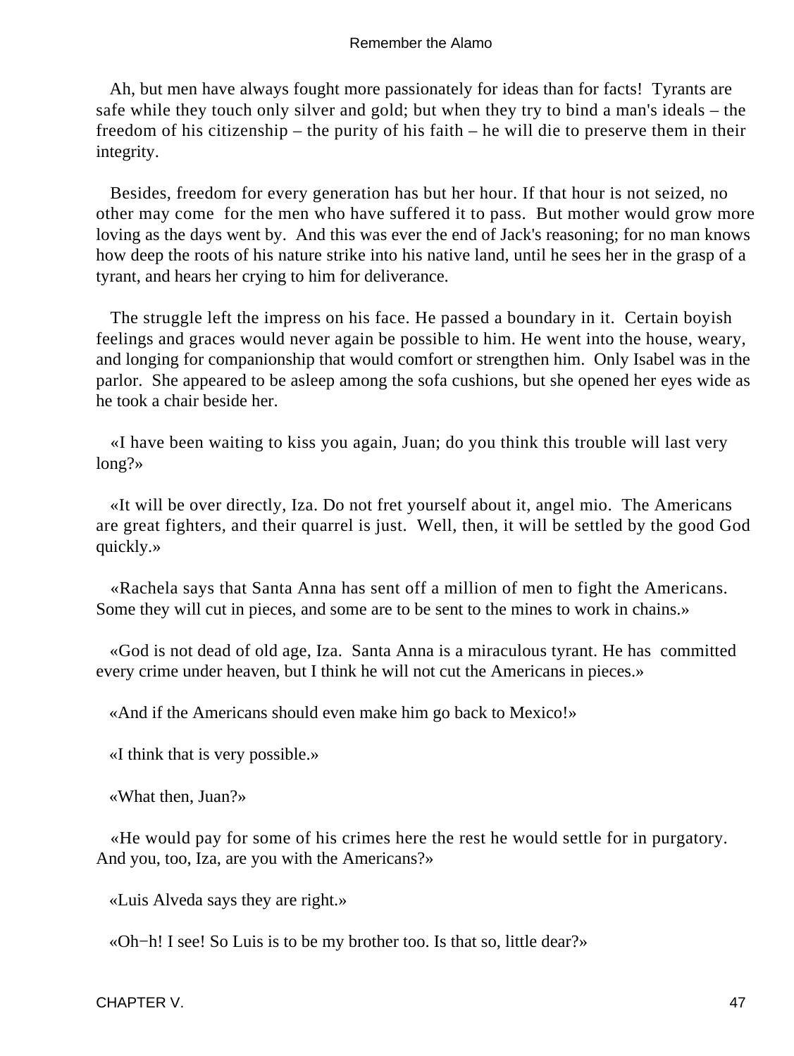Ah, but men have always fought more passionately for ideas than for facts! Tyrants are safe while they touch only silver and gold; but when they try to bind a man's ideals – the freedom of his citizenship – the purity of his faith – he will die to preserve them in their integrity.

Besides, freedom for every generation has but her hour. If that hour is not seized, no other may come for the men who have suffered it to pass. But mother would grow more loving as the days went by. And this was ever the end of Jack's reasoning; for no man knows how deep the roots of his nature strike into his native land, until he sees her in the grasp of a tyrant, and hears her crying to him for deliverance.

The struggle left the impress on his face. He passed a boundary in it. Certain boyish feelings and graces would never again be possible to him. He went into the house, weary, and longing for companionship that would comfort or strengthen him. Only Isabel was in the parlor. She appeared to be asleep among the sofa cushions, but she opened her eyes wide as he took a chair beside her.

«I have been waiting to kiss you again, Juan; do you think this trouble will last very long?»

«It will be over directly, Iza. Do not fret yourself about it, angel mio. The Americans are great fighters, and their quarrel is just. Well, then, it will be settled by the good God quickly.»

«Rachela says that Santa Anna has sent off a million of men to fight the Americans. Some they will cut in pieces, and some are to be sent to the mines to work in chains.»

«God is not dead of old age, Iza. Santa Anna is a miraculous tyrant. He has committed every crime under heaven, but I think he will not cut the Americans in pieces.»

«And if the Americans should even make him go back to Mexico!»

«I think that is very possible.»

«What then, Juan?»

«He would pay for some of his crimes here the rest he would settle for in purgatory. And you, too, Iza, are you with the Americans?»

«Luis Alveda says they are right.»

«Oh−h! I see! So Luis is to be my brother too. Is that so, little dear?»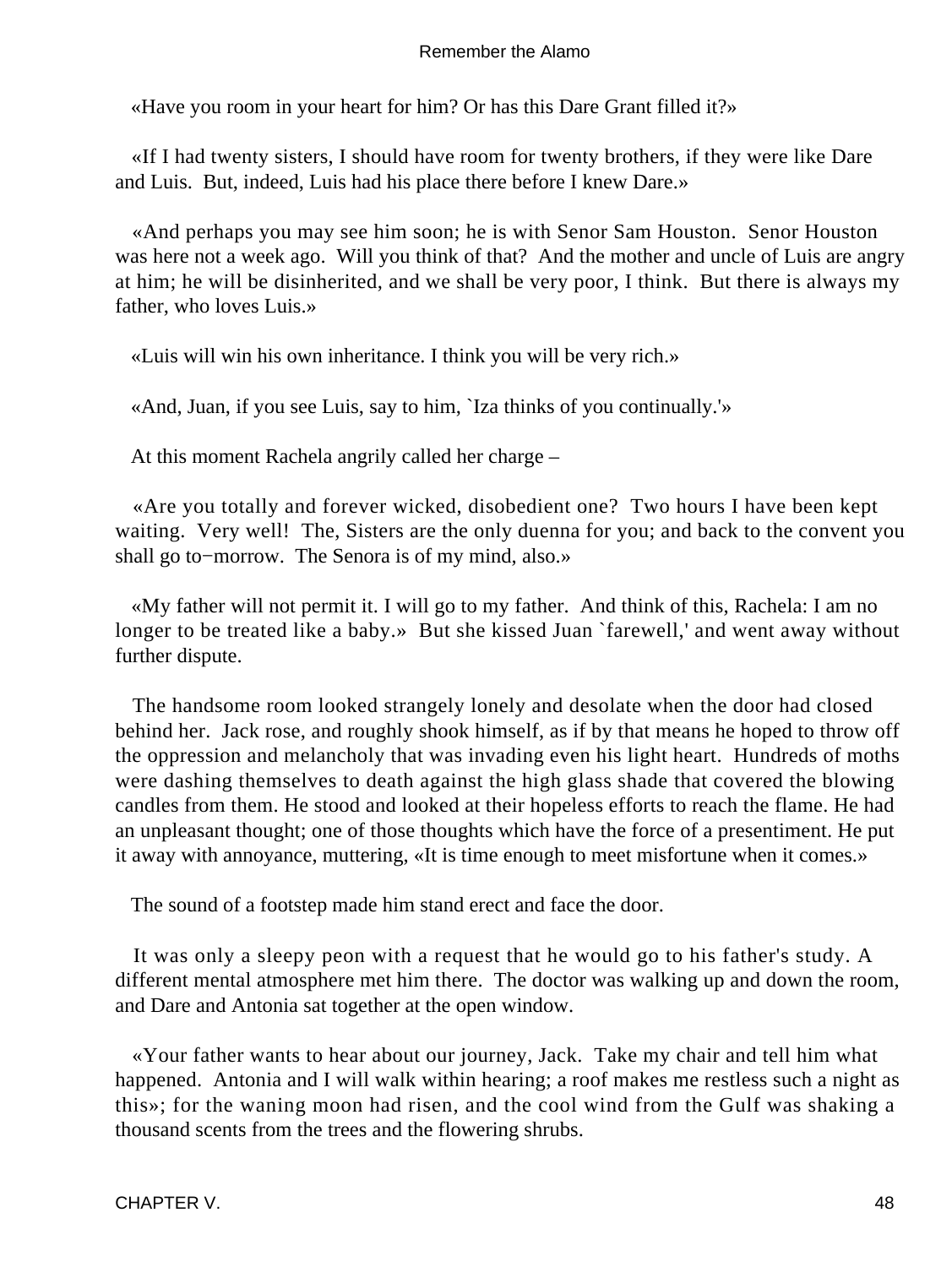«Have you room in your heart for him? Or has this Dare Grant filled it?»

«If I had twenty sisters, I should have room for twenty brothers, if they were like Dare and Luis. But, indeed, Luis had his place there before I knew Dare.»

«And perhaps you may see him soon; he is with Senor Sam Houston. Senor Houston was here not a week ago. Will you think of that? And the mother and uncle of Luis are angry at him; he will be disinherited, and we shall be very poor, I think. But there is always my father, who loves Luis.»

«Luis will win his own inheritance. I think you will be very rich.»

«And, Juan, if you see Luis, say to him, `Iza thinks of you continually.'»

At this moment Rachela angrily called her charge –

«Are you totally and forever wicked, disobedient one? Two hours I have been kept waiting. Very well! The, Sisters are the only duenna for you; and back to the convent you shall go to−morrow. The Senora is of my mind, also.»

«My father will not permit it. I will go to my father. And think of this, Rachela: I am no longer to be treated like a baby.» But she kissed Juan `farewell,' and went away without further dispute.

The handsome room looked strangely lonely and desolate when the door had closed behind her. Jack rose, and roughly shook himself, as if by that means he hoped to throw off the oppression and melancholy that was invading even his light heart. Hundreds of moths were dashing themselves to death against the high glass shade that covered the blowing candles from them. He stood and looked at their hopeless efforts to reach the flame. He had an unpleasant thought; one of those thoughts which have the force of a presentiment. He put it away with annoyance, muttering, «It is time enough to meet misfortune when it comes.»

The sound of a footstep made him stand erect and face the door.

It was only a sleepy peon with a request that he would go to his father's study. A different mental atmosphere met him there. The doctor was walking up and down the room, and Dare and Antonia sat together at the open window.

«Your father wants to hear about our journey, Jack. Take my chair and tell him what happened. Antonia and I will walk within hearing; a roof makes me restless such a night as this»; for the waning moon had risen, and the cool wind from the Gulf was shaking a thousand scents from the trees and the flowering shrubs.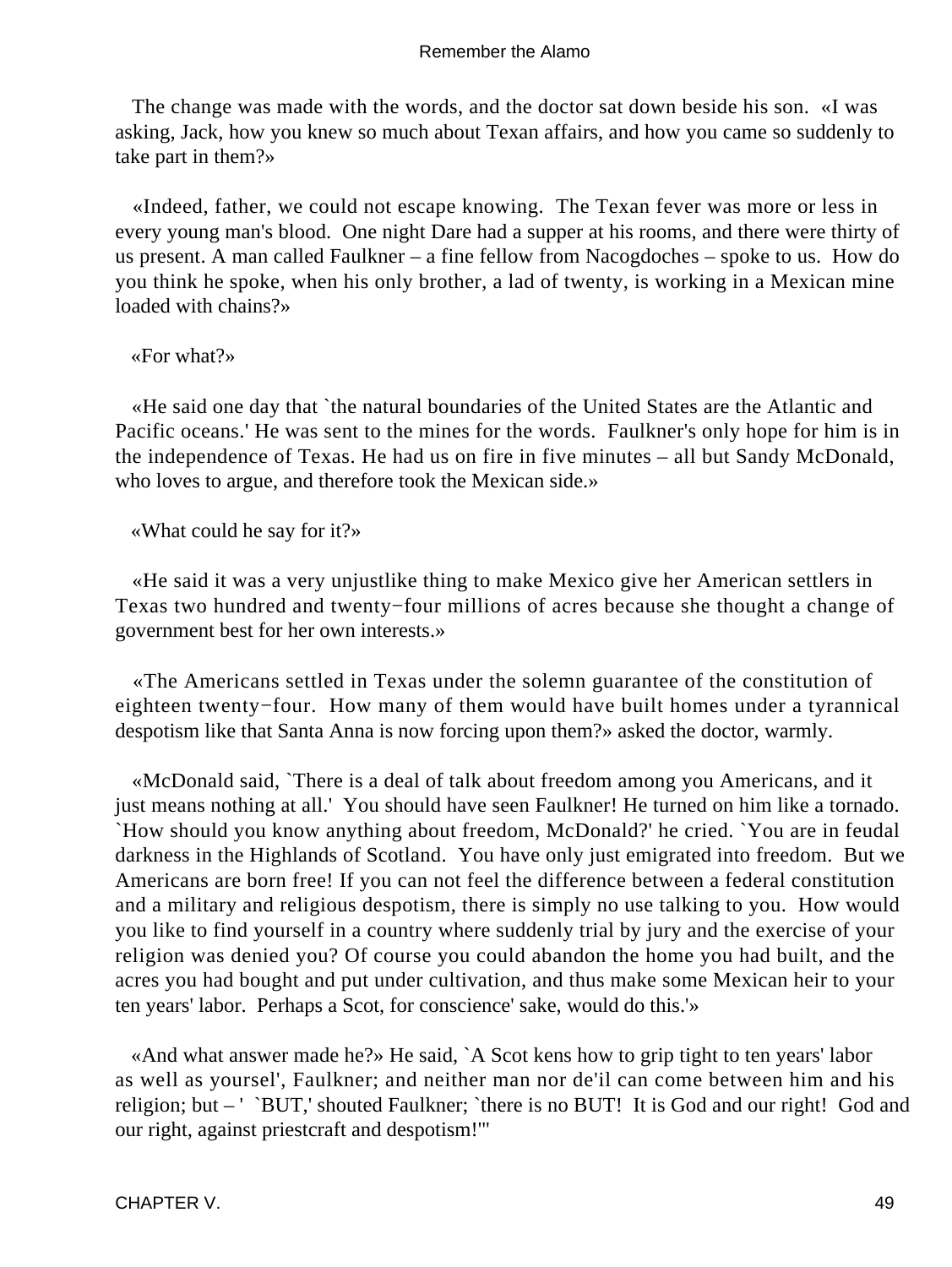The change was made with the words, and the doctor sat down beside his son. «I was asking, Jack, how you knew so much about Texan affairs, and how you came so suddenly to take part in them?»

«Indeed, father, we could not escape knowing. The Texan fever was more or less in every young man's blood. One night Dare had a supper at his rooms, and there were thirty of us present. A man called Faulkner – a fine fellow from Nacogdoches – spoke to us. How do you think he spoke, when his only brother, a lad of twenty, is working in a Mexican mine loaded with chains?»

«For what?»

«He said one day that `the natural boundaries of the United States are the Atlantic and Pacific oceans.' He was sent to the mines for the words. Faulkner's only hope for him is in the independence of Texas. He had us on fire in five minutes – all but Sandy McDonald, who loves to argue, and therefore took the Mexican side.»

«What could he say for it?»

«He said it was a very unjustlike thing to make Mexico give her American settlers in Texas two hundred and twenty−four millions of acres because she thought a change of government best for her own interests.»

«The Americans settled in Texas under the solemn guarantee of the constitution of eighteen twenty−four. How many of them would have built homes under a tyrannical despotism like that Santa Anna is now forcing upon them?» asked the doctor, warmly.

«McDonald said, `There is a deal of talk about freedom among you Americans, and it just means nothing at all.' You should have seen Faulkner! He turned on him like a tornado. `How should you know anything about freedom, McDonald?' he cried. `You are in feudal darkness in the Highlands of Scotland. You have only just emigrated into freedom. But we Americans are born free! If you can not feel the difference between a federal constitution and a military and religious despotism, there is simply no use talking to you. How would you like to find yourself in a country where suddenly trial by jury and the exercise of your religion was denied you? Of course you could abandon the home you had built, and the acres you had bought and put under cultivation, and thus make some Mexican heir to your ten years' labor. Perhaps a Scot, for conscience' sake, would do this.'»

«And what answer made he?» He said, `A Scot kens how to grip tight to ten years' labor as well as yoursel', Faulkner; and neither man nor de'il can come between him and his religion; but – ' `BUT,' shouted Faulkner; `there is no BUT! It is God and our right! God and our right, against priestcraft and despotism!'"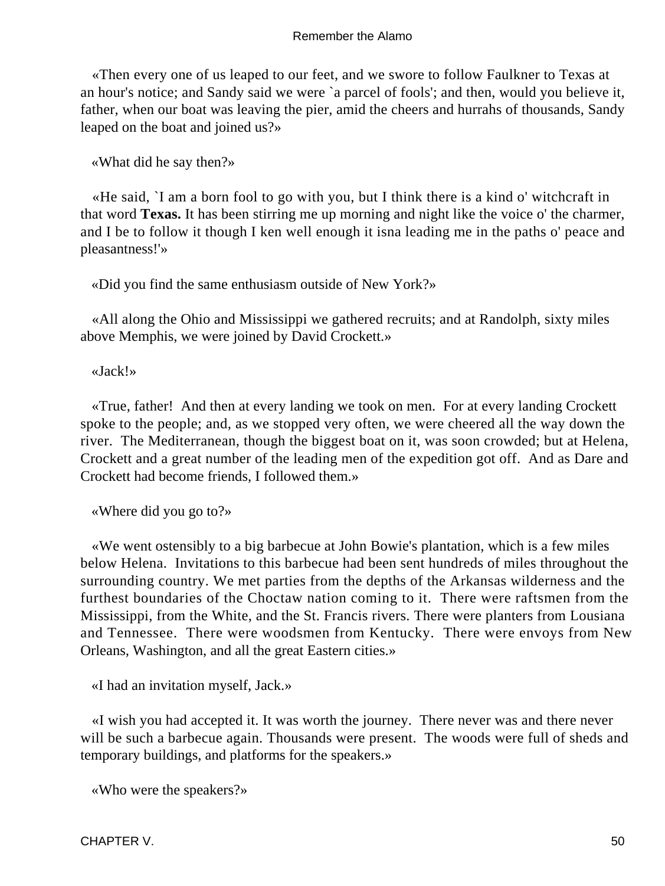«Then every one of us leaped to our feet, and we swore to follow Faulkner to Texas at an hour's notice; and Sandy said we were `a parcel of fools'; and then, would you believe it, father, when our boat was leaving the pier, amid the cheers and hurrahs of thousands, Sandy leaped on the boat and joined us?»

«What did he say then?»

«He said, `I am a born fool to go with you, but I think there is a kind o' witchcraft in that word **Texas.** It has been stirring me up morning and night like the voice o' the charmer, and I be to follow it though I ken well enough it isna leading me in the paths o' peace and pleasantness!'»

«Did you find the same enthusiasm outside of New York?»

«All along the Ohio and Mississippi we gathered recruits; and at Randolph, sixty miles above Memphis, we were joined by David Crockett.»

«Jack!»

«True, father!  And then at every landing we took on men.  For at every landing Crockett spoke to the people; and, as we stopped very often, we were cheered all the way down the river.  The Mediterranean, though the biggest boat on it, was soon crowded; but at Helena, Crockett and a great number of the leading men of the expedition got off.  And as Dare and Crockett had become friends, I followed them.»

«Where did you go to?»

«We went ostensibly to a big barbecue at John Bowie's plantation, which is a few miles below Helena.  Invitations to this barbecue had been sent hundreds of miles throughout the surrounding country. We met parties from the depths of the Arkansas wilderness and the furthest boundaries of the Choctaw nation coming to it.  There were raftsmen from the Mississippi, from the White, and the St. Francis rivers. There were planters from Lousiana and Tennessee.  There were woodsmen from Kentucky.  There were envoys from New Orleans, Washington, and all the great Eastern cities.»

«I had an invitation myself, Jack.»

«I wish you had accepted it. It was worth the journey.  There never was and there never will be such a barbecue again. Thousands were present.  The woods were full of sheds and temporary buildings, and platforms for the speakers.»

«Who were the speakers?»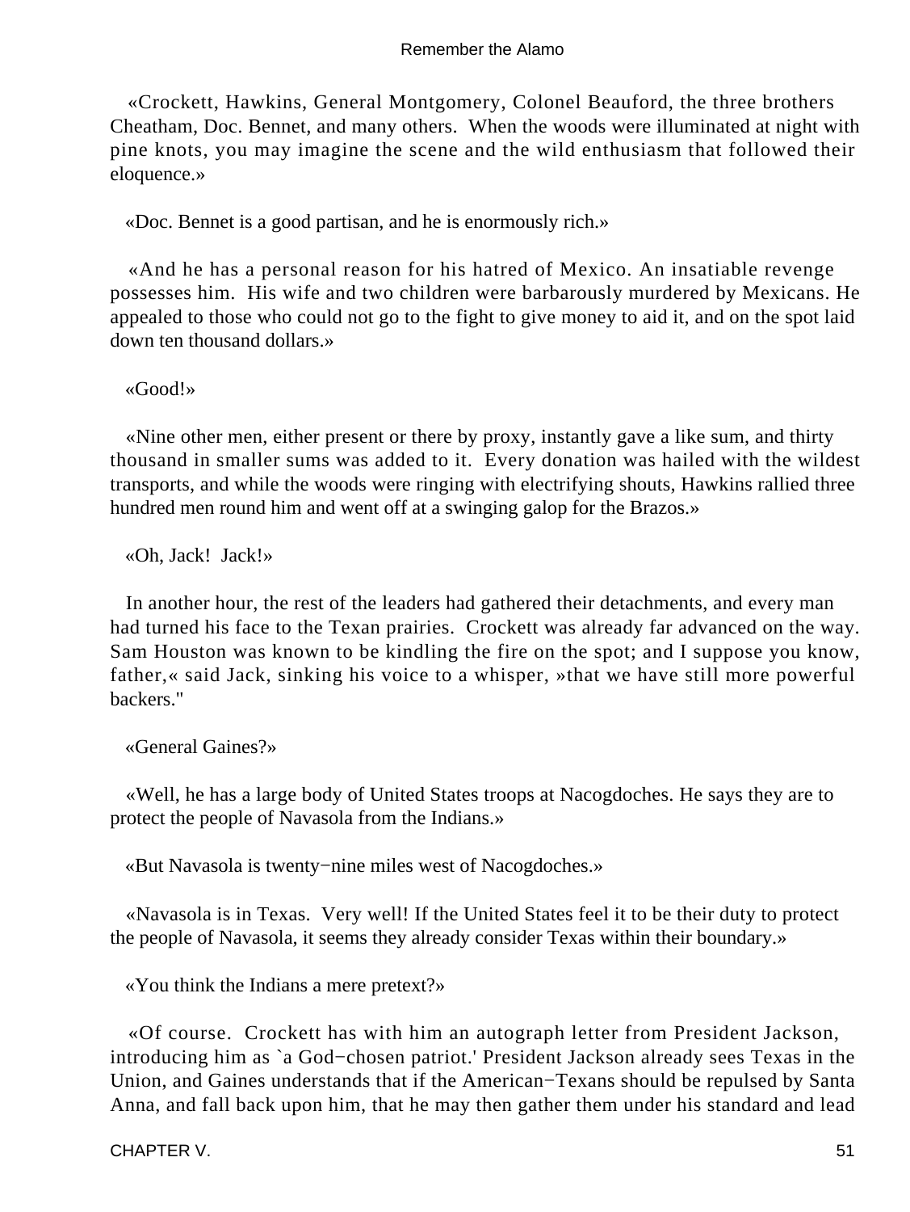«Crockett, Hawkins, General Montgomery, Colonel Beauford, the three brothers Cheatham, Doc. Bennet, and many others. When the woods were illuminated at night with pine knots, you may imagine the scene and the wild enthusiasm that followed their eloquence.»

«Doc. Bennet is a good partisan, and he is enormously rich.»

«And he has a personal reason for his hatred of Mexico. An insatiable revenge possesses him. His wife and two children were barbarously murdered by Mexicans. He appealed to those who could not go to the fight to give money to aid it, and on the spot laid down ten thousand dollars.»

«Good!»

«Nine other men, either present or there by proxy, instantly gave a like sum, and thirty thousand in smaller sums was added to it. Every donation was hailed with the wildest transports, and while the woods were ringing with electrifying shouts, Hawkins rallied three hundred men round him and went off at a swinging galop for the Brazos.»

«Oh, Jack! Jack!»

In another hour, the rest of the leaders had gathered their detachments, and every man had turned his face to the Texan prairies. Crockett was already far advanced on the way. Sam Houston was known to be kindling the fire on the spot; and I suppose you know, father,« said Jack, sinking his voice to a whisper, »that we have still more powerful backers."

«General Gaines?»

«Well, he has a large body of United States troops at Nacogdoches. He says they are to protect the people of Navasola from the Indians.»

«But Navasola is twenty−nine miles west of Nacogdoches.»

«Navasola is in Texas. Very well! If the United States feel it to be their duty to protect the people of Navasola, it seems they already consider Texas within their boundary.»

«You think the Indians a mere pretext?»

«Of course. Crockett has with him an autograph letter from President Jackson, introducing him as `a God−chosen patriot.' President Jackson already sees Texas in the Union, and Gaines understands that if the American−Texans should be repulsed by Santa Anna, and fall back upon him, that he may then gather them under his standard and lead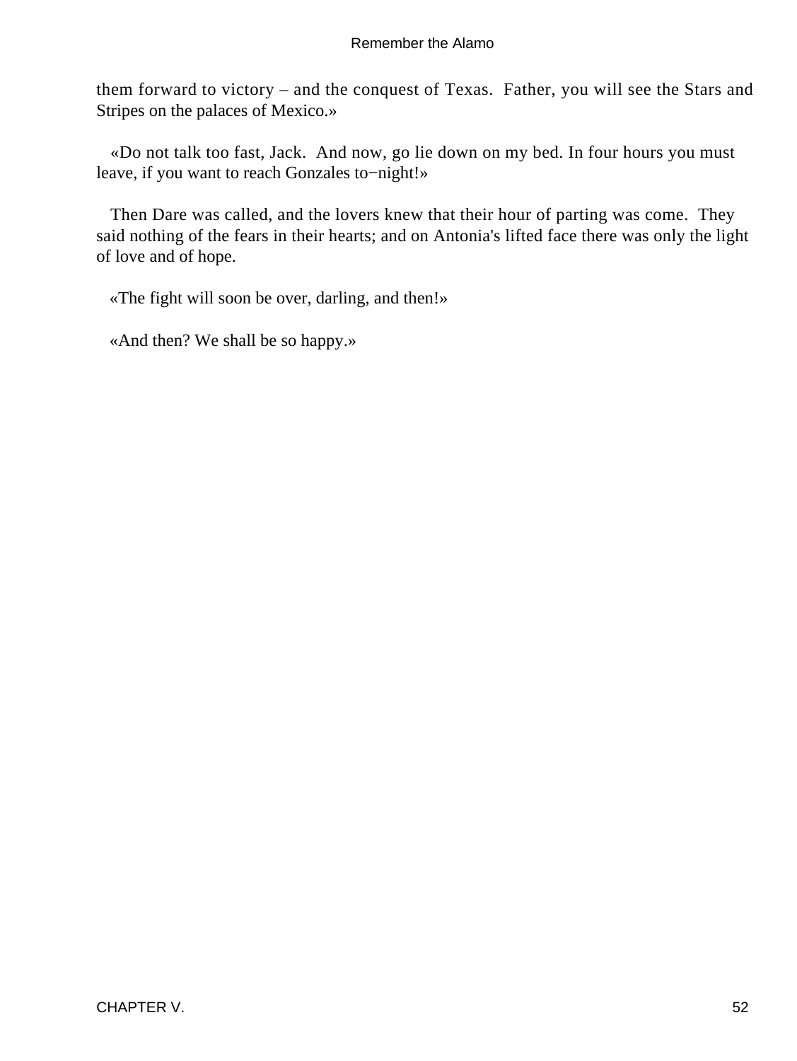them forward to victory – and the conquest of Texas.  Father, you will see the Stars and Stripes on the palaces of Mexico.»

«Do not talk too fast, Jack.  And now, go lie down on my bed. In four hours you must leave, if you want to reach Gonzales to−night!»

Then Dare was called, and the lovers knew that their hour of parting was come.  They said nothing of the fears in their hearts; and on Antonia's lifted face there was only the light of love and of hope.

«The fight will soon be over, darling, and then!»

«And then? We shall be so happy.»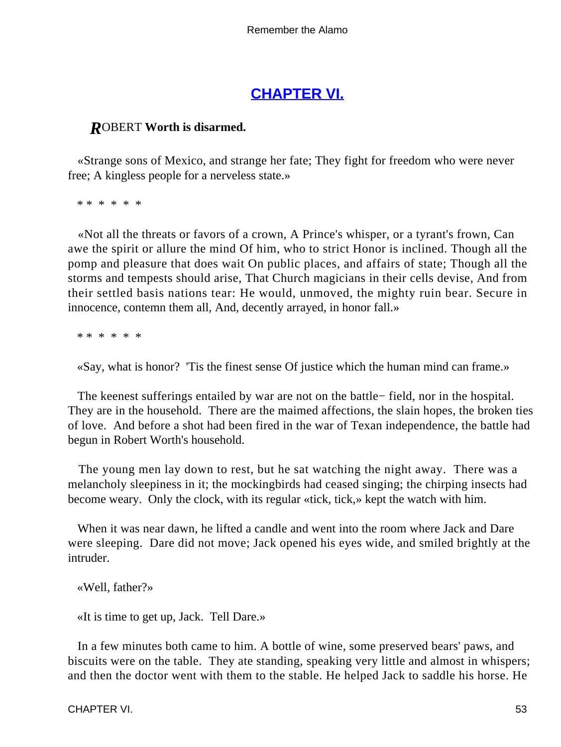## CHAPTER VI.

***R*OBERT Worth is disarmed.**

«Strange sons of Mexico, and strange her fate; They fight for freedom who were never free; A kingless people for a nerveless state.»

\* \* \* \* \* \*

«Not all the threats or favors of a crown, A Prince's whisper, or a tyrant's frown, Can awe the spirit or allure the mind Of him, who to strict Honor is inclined. Though all the pomp and pleasure that does wait On public places, and affairs of state; Though all the storms and tempests should arise, That Church magicians in their cells devise, And from their settled basis nations tear: He would, unmoved, the mighty ruin bear. Secure in innocence, contemn them all, And, decently arrayed, in honor fall.»

\* \* \* \* \* \*

«Say, what is honor? 'Tis the finest sense Of justice which the human mind can frame.»

The keenest sufferings entailed by war are not on the battle− field, nor in the hospital. They are in the household. There are the maimed affections, the slain hopes, the broken ties of love. And before a shot had been fired in the war of Texan independence, the battle had begun in Robert Worth's household.

The young men lay down to rest, but he sat watching the night away. There was a melancholy sleepiness in it; the mockingbirds had ceased singing; the chirping insects had become weary. Only the clock, with its regular «tick, tick,» kept the watch with him.

When it was near dawn, he lifted a candle and went into the room where Jack and Dare were sleeping. Dare did not move; Jack opened his eyes wide, and smiled brightly at the intruder.

«Well, father?»

«It is time to get up, Jack. Tell Dare.»

In a few minutes both came to him. A bottle of wine, some preserved bears' paws, and biscuits were on the table. They ate standing, speaking very little and almost in whispers; and then the doctor went with them to the stable. He helped Jack to saddle his horse. He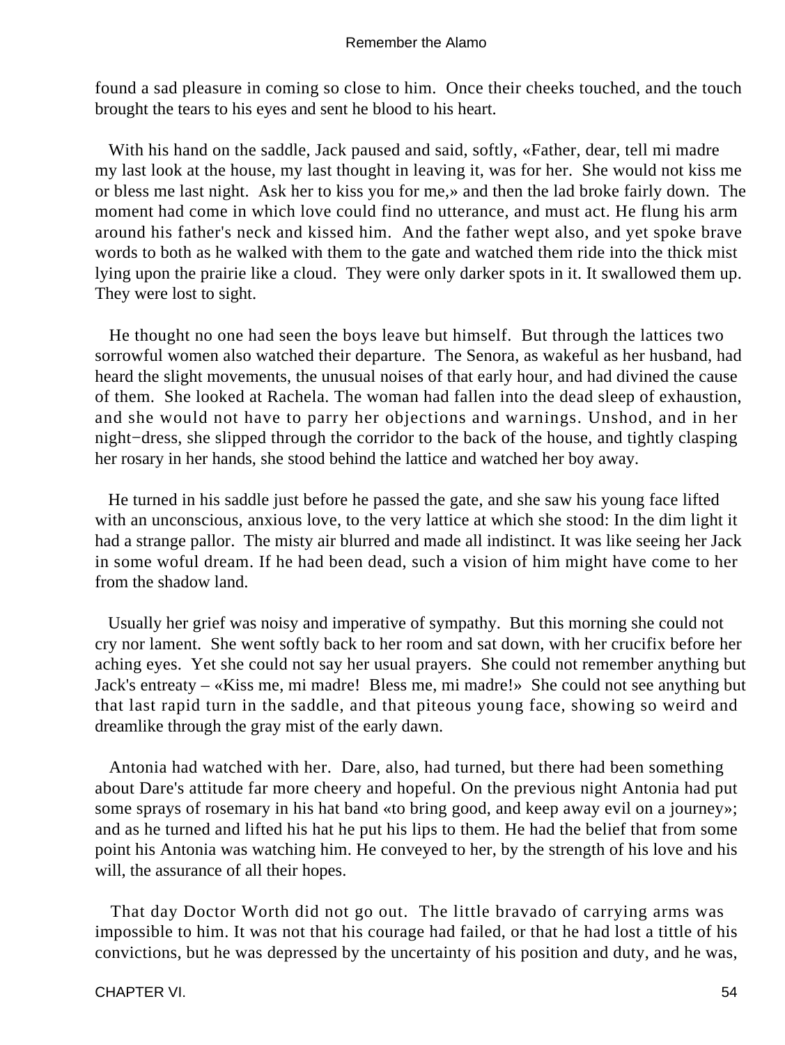found a sad pleasure in coming so close to him. Once their cheeks touched, and the touch brought the tears to his eyes and sent he blood to his heart.

With his hand on the saddle, Jack paused and said, softly, «Father, dear, tell mi madre my last look at the house, my last thought in leaving it, was for her. She would not kiss me or bless me last night. Ask her to kiss you for me,» and then the lad broke fairly down. The moment had come in which love could find no utterance, and must act. He flung his arm around his father's neck and kissed him. And the father wept also, and yet spoke brave words to both as he walked with them to the gate and watched them ride into the thick mist lying upon the prairie like a cloud. They were only darker spots in it. It swallowed them up. They were lost to sight.

He thought no one had seen the boys leave but himself. But through the lattices two sorrowful women also watched their departure. The Senora, as wakeful as her husband, had heard the slight movements, the unusual noises of that early hour, and had divined the cause of them. She looked at Rachela. The woman had fallen into the dead sleep of exhaustion, and she would not have to parry her objections and warnings. Unshod, and in her night−dress, she slipped through the corridor to the back of the house, and tightly clasping her rosary in her hands, she stood behind the lattice and watched her boy away.

He turned in his saddle just before he passed the gate, and she saw his young face lifted with an unconscious, anxious love, to the very lattice at which she stood: In the dim light it had a strange pallor. The misty air blurred and made all indistinct. It was like seeing her Jack in some woful dream. If he had been dead, such a vision of him might have come to her from the shadow land.

Usually her grief was noisy and imperative of sympathy. But this morning she could not cry nor lament. She went softly back to her room and sat down, with her crucifix before her aching eyes. Yet she could not say her usual prayers. She could not remember anything but Jack's entreaty – «Kiss me, mi madre! Bless me, mi madre!» She could not see anything but that last rapid turn in the saddle, and that piteous young face, showing so weird and dreamlike through the gray mist of the early dawn.

Antonia had watched with her. Dare, also, had turned, but there had been something about Dare's attitude far more cheery and hopeful. On the previous night Antonia had put some sprays of rosemary in his hat band «to bring good, and keep away evil on a journey»; and as he turned and lifted his hat he put his lips to them. He had the belief that from some point his Antonia was watching him. He conveyed to her, by the strength of his love and his will, the assurance of all their hopes.

That day Doctor Worth did not go out. The little bravado of carrying arms was impossible to him. It was not that his courage had failed, or that he had lost a tittle of his convictions, but he was depressed by the uncertainty of his position and duty, and he was,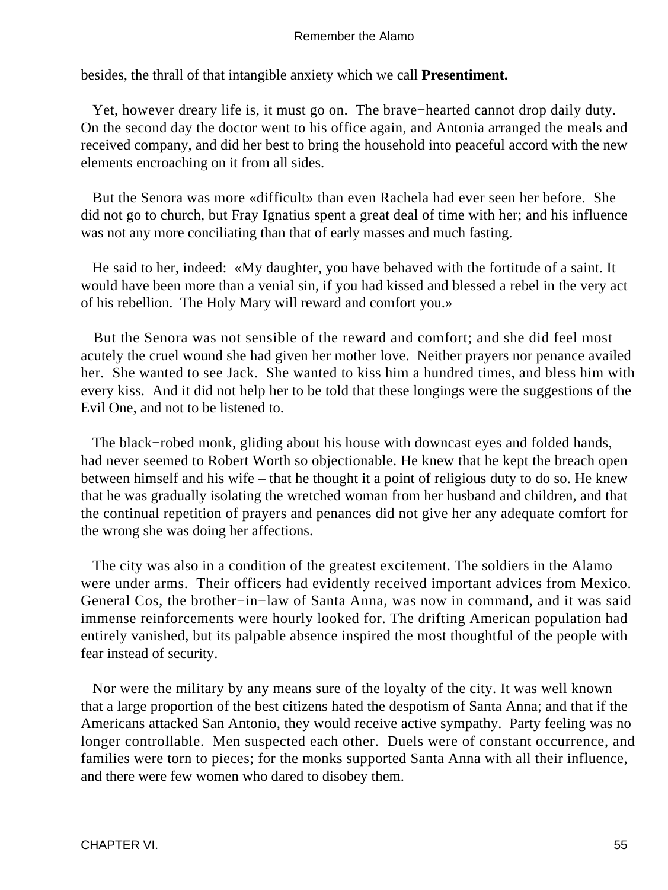besides, the thrall of that intangible anxiety which we call **Presentiment.**

Yet, however dreary life is, it must go on. The brave−hearted cannot drop daily duty. On the second day the doctor went to his office again, and Antonia arranged the meals and received company, and did her best to bring the household into peaceful accord with the new elements encroaching on it from all sides.

But the Senora was more «difficult» than even Rachela had ever seen her before. She did not go to church, but Fray Ignatius spent a great deal of time with her; and his influence was not any more conciliating than that of early masses and much fasting.

He said to her, indeed: «My daughter, you have behaved with the fortitude of a saint. It would have been more than a venial sin, if you had kissed and blessed a rebel in the very act of his rebellion. The Holy Mary will reward and comfort you.»

But the Senora was not sensible of the reward and comfort; and she did feel most acutely the cruel wound she had given her mother love. Neither prayers nor penance availed her. She wanted to see Jack. She wanted to kiss him a hundred times, and bless him with every kiss. And it did not help her to be told that these longings were the suggestions of the Evil One, and not to be listened to.

The black−robed monk, gliding about his house with downcast eyes and folded hands, had never seemed to Robert Worth so objectionable. He knew that he kept the breach open between himself and his wife – that he thought it a point of religious duty to do so. He knew that he was gradually isolating the wretched woman from her husband and children, and that the continual repetition of prayers and penances did not give her any adequate comfort for the wrong she was doing her affections.

The city was also in a condition of the greatest excitement. The soldiers in the Alamo were under arms. Their officers had evidently received important advices from Mexico. General Cos, the brother−in−law of Santa Anna, was now in command, and it was said immense reinforcements were hourly looked for. The drifting American population had entirely vanished, but its palpable absence inspired the most thoughtful of the people with fear instead of security.

Nor were the military by any means sure of the loyalty of the city. It was well known that a large proportion of the best citizens hated the despotism of Santa Anna; and that if the Americans attacked San Antonio, they would receive active sympathy. Party feeling was no longer controllable. Men suspected each other. Duels were of constant occurrence, and families were torn to pieces; for the monks supported Santa Anna with all their influence, and there were few women who dared to disobey them.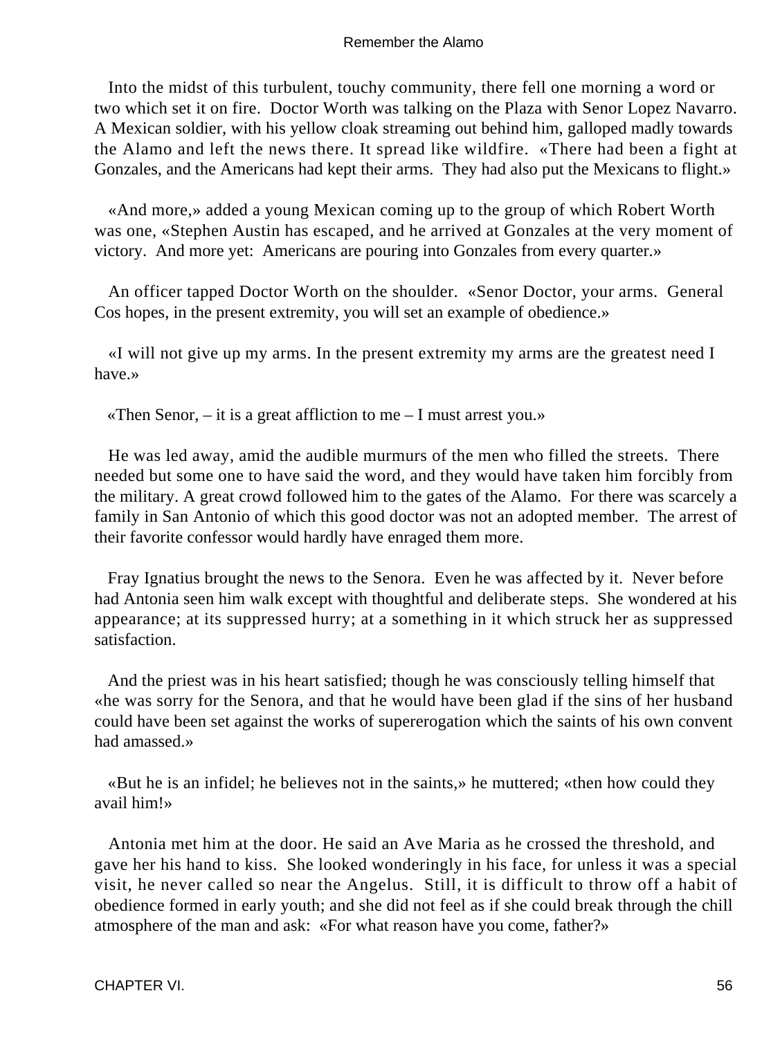Into the midst of this turbulent, touchy community, there fell one morning a word or two which set it on fire. Doctor Worth was talking on the Plaza with Senor Lopez Navarro. A Mexican soldier, with his yellow cloak streaming out behind him, galloped madly towards the Alamo and left the news there. It spread like wildfire. «There had been a fight at Gonzales, and the Americans had kept their arms. They had also put the Mexicans to flight.»

«And more,» added a young Mexican coming up to the group of which Robert Worth was one, «Stephen Austin has escaped, and he arrived at Gonzales at the very moment of victory. And more yet: Americans are pouring into Gonzales from every quarter.»

An officer tapped Doctor Worth on the shoulder. «Senor Doctor, your arms. General Cos hopes, in the present extremity, you will set an example of obedience.»

«I will not give up my arms. In the present extremity my arms are the greatest need I have.»

«Then Senor, – it is a great affliction to me – I must arrest you.»

He was led away, amid the audible murmurs of the men who filled the streets. There needed but some one to have said the word, and they would have taken him forcibly from the military. A great crowd followed him to the gates of the Alamo. For there was scarcely a family in San Antonio of which this good doctor was not an adopted member. The arrest of their favorite confessor would hardly have enraged them more.

Fray Ignatius brought the news to the Senora. Even he was affected by it. Never before had Antonia seen him walk except with thoughtful and deliberate steps. She wondered at his appearance; at its suppressed hurry; at a something in it which struck her as suppressed satisfaction.

And the priest was in his heart satisfied; though he was consciously telling himself that «he was sorry for the Senora, and that he would have been glad if the sins of her husband could have been set against the works of supererogation which the saints of his own convent had amassed.»

«But he is an infidel; he believes not in the saints,» he muttered; «then how could they avail him!»

Antonia met him at the door. He said an Ave Maria as he crossed the threshold, and gave her his hand to kiss. She looked wonderingly in his face, for unless it was a special visit, he never called so near the Angelus. Still, it is difficult to throw off a habit of obedience formed in early youth; and she did not feel as if she could break through the chill atmosphere of the man and ask: «For what reason have you come, father?»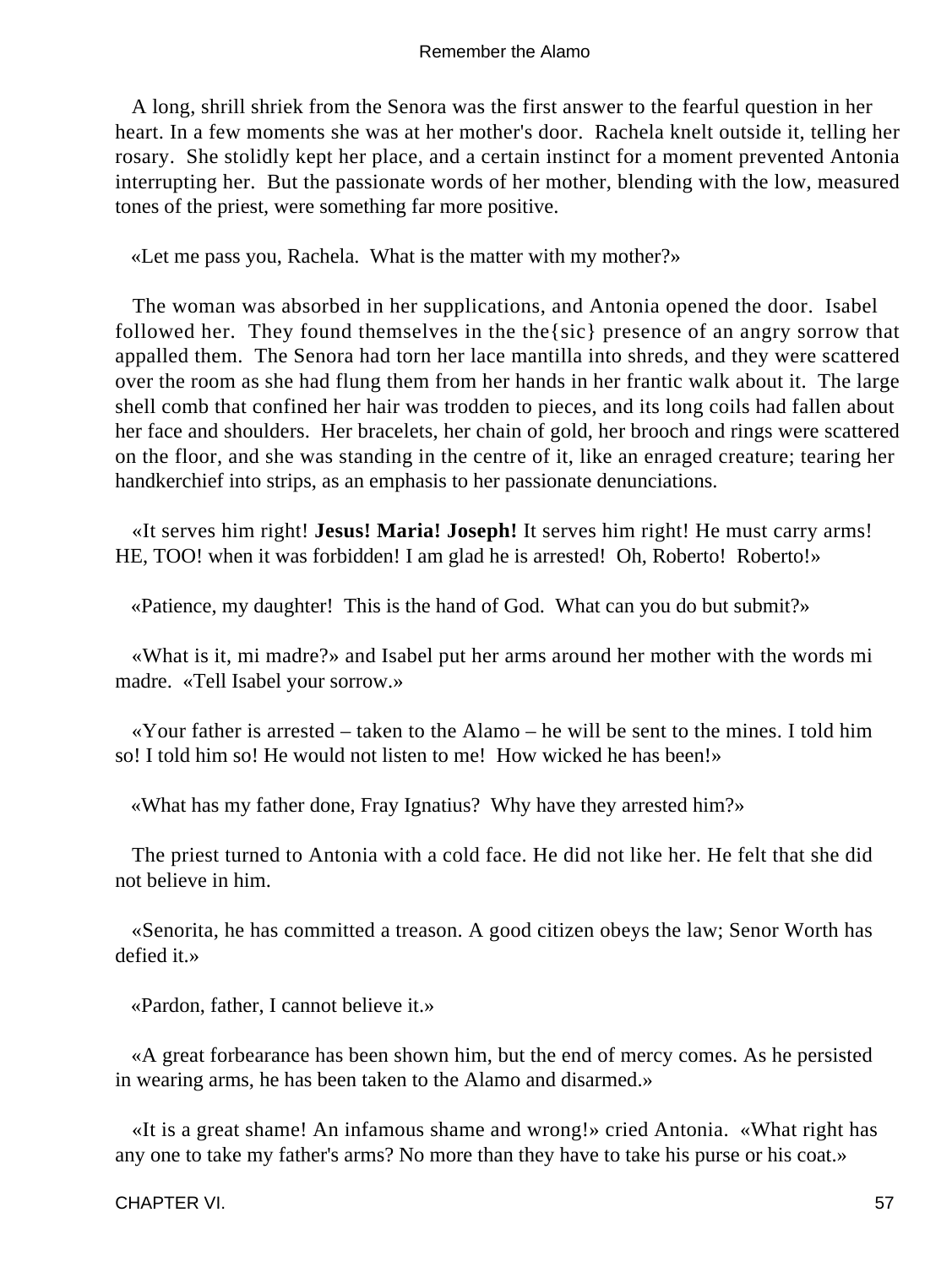A long, shrill shriek from the Senora was the first answer to the fearful question in her heart. In a few moments she was at her mother's door. Rachela knelt outside it, telling her rosary. She stolidly kept her place, and a certain instinct for a moment prevented Antonia interrupting her. But the passionate words of her mother, blending with the low, measured tones of the priest, were something far more positive.

«Let me pass you, Rachela. What is the matter with my mother?»

The woman was absorbed in her supplications, and Antonia opened the door. Isabel followed her. They found themselves in the the{sic} presence of an angry sorrow that appalled them. The Senora had torn her lace mantilla into shreds, and they were scattered over the room as she had flung them from her hands in her frantic walk about it. The large shell comb that confined her hair was trodden to pieces, and its long coils had fallen about her face and shoulders. Her bracelets, her chain of gold, her brooch and rings were scattered on the floor, and she was standing in the centre of it, like an enraged creature; tearing her handkerchief into strips, as an emphasis to her passionate denunciations.

«It serves him right! **Jesus! Maria! Joseph!** It serves him right! He must carry arms! HE, TOO! when it was forbidden! I am glad he is arrested! Oh, Roberto! Roberto!»

«Patience, my daughter! This is the hand of God. What can you do but submit?»

«What is it, mi madre?» and Isabel put her arms around her mother with the words mi madre. «Tell Isabel your sorrow.»

«Your father is arrested – taken to the Alamo – he will be sent to the mines. I told him so! I told him so! He would not listen to me! How wicked he has been!»

«What has my father done, Fray Ignatius? Why have they arrested him?»

The priest turned to Antonia with a cold face. He did not like her. He felt that she did not believe in him.

«Senorita, he has committed a treason. A good citizen obeys the law; Senor Worth has defied it.»

«Pardon, father, I cannot believe it.»

«A great forbearance has been shown him, but the end of mercy comes. As he persisted in wearing arms, he has been taken to the Alamo and disarmed.»

«It is a great shame! An infamous shame and wrong!» cried Antonia. «What right has any one to take my father's arms? No more than they have to take his purse or his coat.»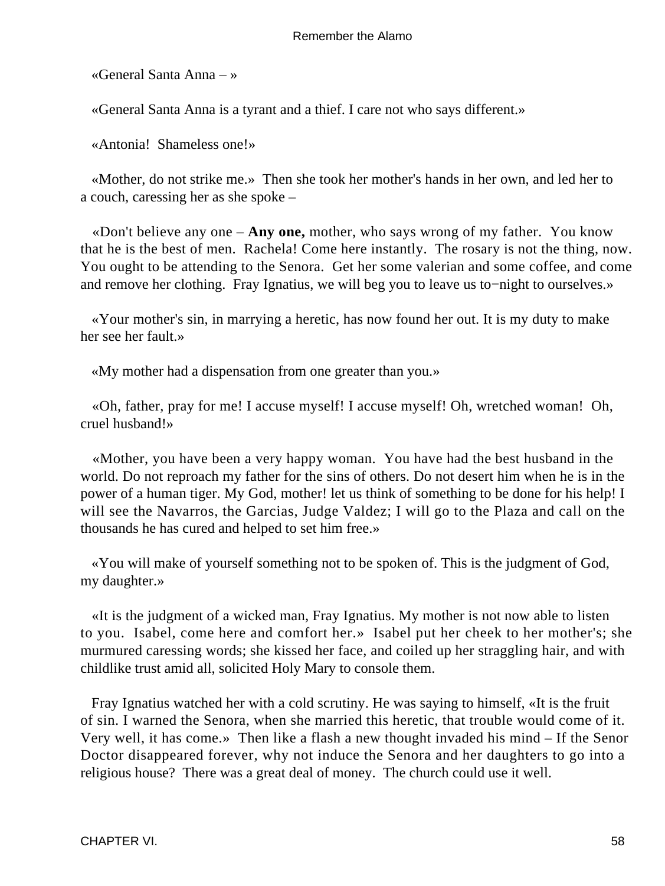«General Santa Anna – »

«General Santa Anna is a tyrant and a thief. I care not who says different.»

«Antonia!  Shameless one!»

«Mother, do not strike me.»  Then she took her mother's hands in her own, and led her to a couch, caressing her as she spoke –

«Don't believe any one – **Any one,** mother, who says wrong of my father.  You know that he is the best of men.  Rachela! Come here instantly.  The rosary is not the thing, now.  You ought to be attending to the Senora.  Get her some valerian and some coffee, and come and remove her clothing.  Fray Ignatius, we will beg you to leave us to−night to ourselves.»

«Your mother's sin, in marrying a heretic, has now found her out. It is my duty to make her see her fault.»

«My mother had a dispensation from one greater than you.»

«Oh, father, pray for me! I accuse myself! I accuse myself! Oh, wretched woman!  Oh, cruel husband!»

«Mother, you have been a very happy woman.  You have had the best husband in the world. Do not reproach my father for the sins of others. Do not desert him when he is in the power of a human tiger. My God, mother! let us think of something to be done for his help! I will see the Navarros, the Garcias, Judge Valdez; I will go to the Plaza and call on the thousands he has cured and helped to set him free.»

«You will make of yourself something not to be spoken of. This is the judgment of God, my daughter.»

«It is the judgment of a wicked man, Fray Ignatius. My mother is not now able to listen to you.  Isabel, come here and comfort her.»  Isabel put her cheek to her mother's; she murmured caressing words; she kissed her face, and coiled up her straggling hair, and with childlike trust amid all, solicited Holy Mary to console them.

Fray Ignatius watched her with a cold scrutiny. He was saying to himself, «It is the fruit of sin. I warned the Senora, when she married this heretic, that trouble would come of it. Very well, it has come.»  Then like a flash a new thought invaded his mind – If the Senor Doctor disappeared forever, why not induce the Senora and her daughters to go into a religious house?  There was a great deal of money.  The church could use it well.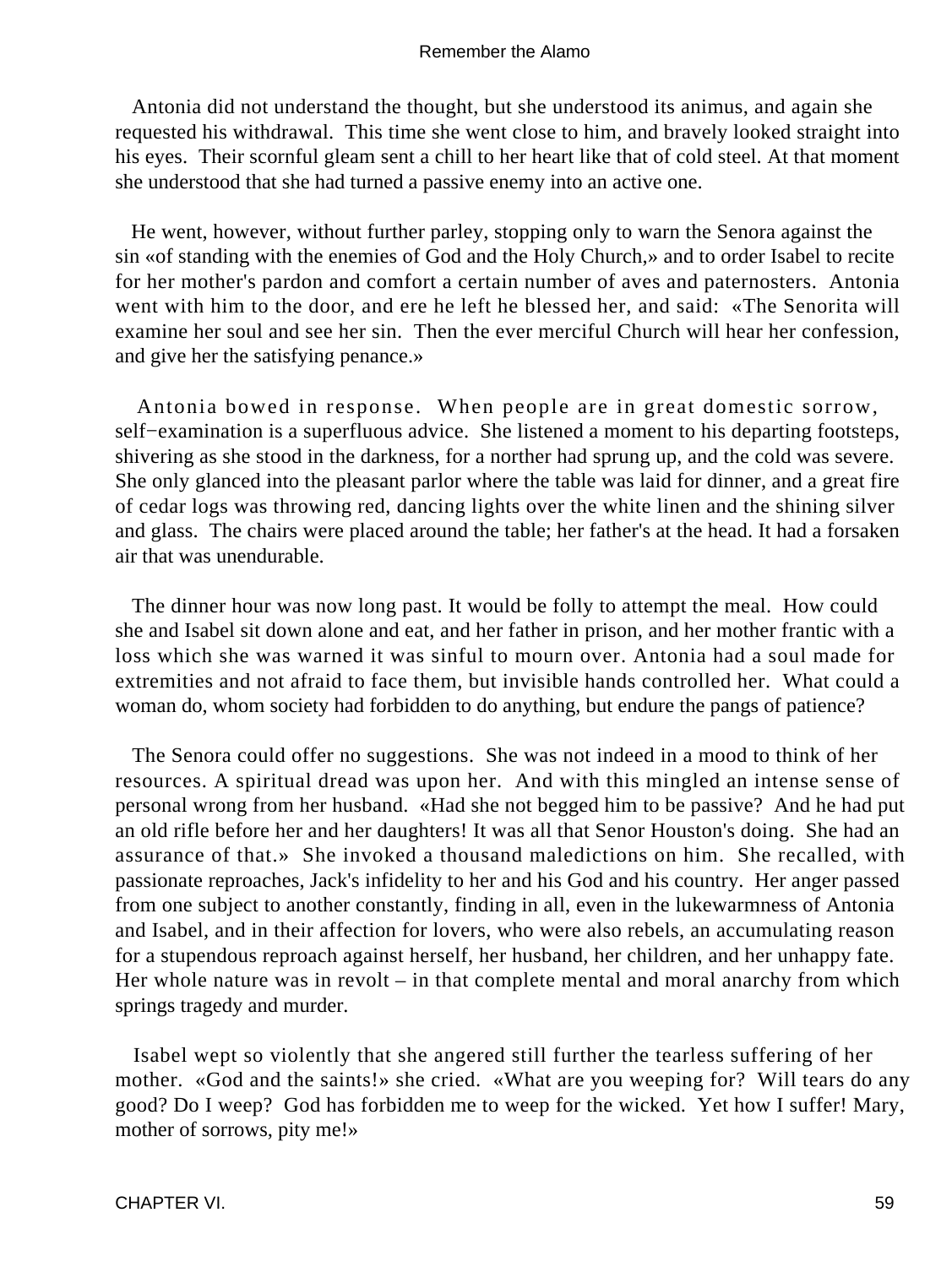Antonia did not understand the thought, but she understood its animus, and again she requested his withdrawal. This time she went close to him, and bravely looked straight into his eyes. Their scornful gleam sent a chill to her heart like that of cold steel. At that moment she understood that she had turned a passive enemy into an active one.

He went, however, without further parley, stopping only to warn the Senora against the sin «of standing with the enemies of God and the Holy Church,» and to order Isabel to recite for her mother's pardon and comfort a certain number of aves and paternosters. Antonia went with him to the door, and ere he left he blessed her, and said: «The Senorita will examine her soul and see her sin. Then the ever merciful Church will hear her confession, and give her the satisfying penance.»

Antonia bowed in response. When people are in great domestic sorrow, self−examination is a superfluous advice. She listened a moment to his departing footsteps, shivering as she stood in the darkness, for a norther had sprung up, and the cold was severe. She only glanced into the pleasant parlor where the table was laid for dinner, and a great fire of cedar logs was throwing red, dancing lights over the white linen and the shining silver and glass. The chairs were placed around the table; her father's at the head. It had a forsaken air that was unendurable.

The dinner hour was now long past. It would be folly to attempt the meal. How could she and Isabel sit down alone and eat, and her father in prison, and her mother frantic with a loss which she was warned it was sinful to mourn over. Antonia had a soul made for extremities and not afraid to face them, but invisible hands controlled her. What could a woman do, whom society had forbidden to do anything, but endure the pangs of patience?

The Senora could offer no suggestions. She was not indeed in a mood to think of her resources. A spiritual dread was upon her. And with this mingled an intense sense of personal wrong from her husband. «Had she not begged him to be passive? And he had put an old rifle before her and her daughters! It was all that Senor Houston's doing. She had an assurance of that.» She invoked a thousand maledictions on him. She recalled, with passionate reproaches, Jack's infidelity to her and his God and his country. Her anger passed from one subject to another constantly, finding in all, even in the lukewarmness of Antonia and Isabel, and in their affection for lovers, who were also rebels, an accumulating reason for a stupendous reproach against herself, her husband, her children, and her unhappy fate. Her whole nature was in revolt – in that complete mental and moral anarchy from which springs tragedy and murder.

Isabel wept so violently that she angered still further the tearless suffering of her mother. «God and the saints!» she cried. «What are you weeping for? Will tears do any good? Do I weep? God has forbidden me to weep for the wicked. Yet how I suffer! Mary, mother of sorrows, pity me!»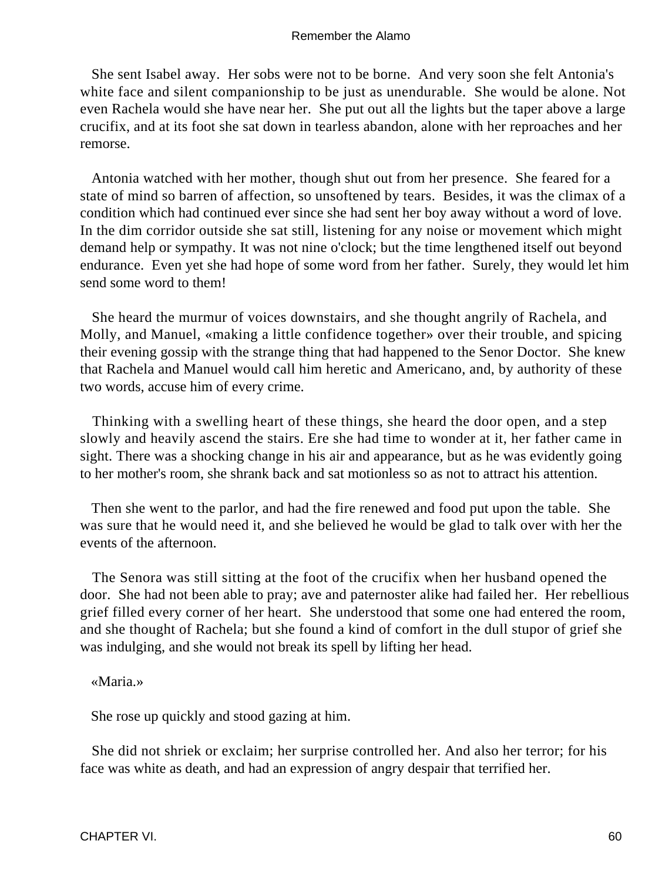She sent Isabel away. Her sobs were not to be borne. And very soon she felt Antonia's white face and silent companionship to be just as unendurable. She would be alone. Not even Rachela would she have near her. She put out all the lights but the taper above a large crucifix, and at its foot she sat down in tearless abandon, alone with her reproaches and her remorse.

Antonia watched with her mother, though shut out from her presence. She feared for a state of mind so barren of affection, so unsoftened by tears. Besides, it was the climax of a condition which had continued ever since she had sent her boy away without a word of love. In the dim corridor outside she sat still, listening for any noise or movement which might demand help or sympathy. It was not nine o'clock; but the time lengthened itself out beyond endurance. Even yet she had hope of some word from her father. Surely, they would let him send some word to them!

She heard the murmur of voices downstairs, and she thought angrily of Rachela, and Molly, and Manuel, «making a little confidence together» over their trouble, and spicing their evening gossip with the strange thing that had happened to the Senor Doctor. She knew that Rachela and Manuel would call him heretic and Americano, and, by authority of these two words, accuse him of every crime.

Thinking with a swelling heart of these things, she heard the door open, and a step slowly and heavily ascend the stairs. Ere she had time to wonder at it, her father came in sight. There was a shocking change in his air and appearance, but as he was evidently going to her mother's room, she shrank back and sat motionless so as not to attract his attention.

Then she went to the parlor, and had the fire renewed and food put upon the table. She was sure that he would need it, and she believed he would be glad to talk over with her the events of the afternoon.

The Senora was still sitting at the foot of the crucifix when her husband opened the door. She had not been able to pray; ave and paternoster alike had failed her. Her rebellious grief filled every corner of her heart. She understood that some one had entered the room, and she thought of Rachela; but she found a kind of comfort in the dull stupor of grief she was indulging, and she would not break its spell by lifting her head.

«Maria.»

She rose up quickly and stood gazing at him.

She did not shriek or exclaim; her surprise controlled her. And also her terror; for his face was white as death, and had an expression of angry despair that terrified her.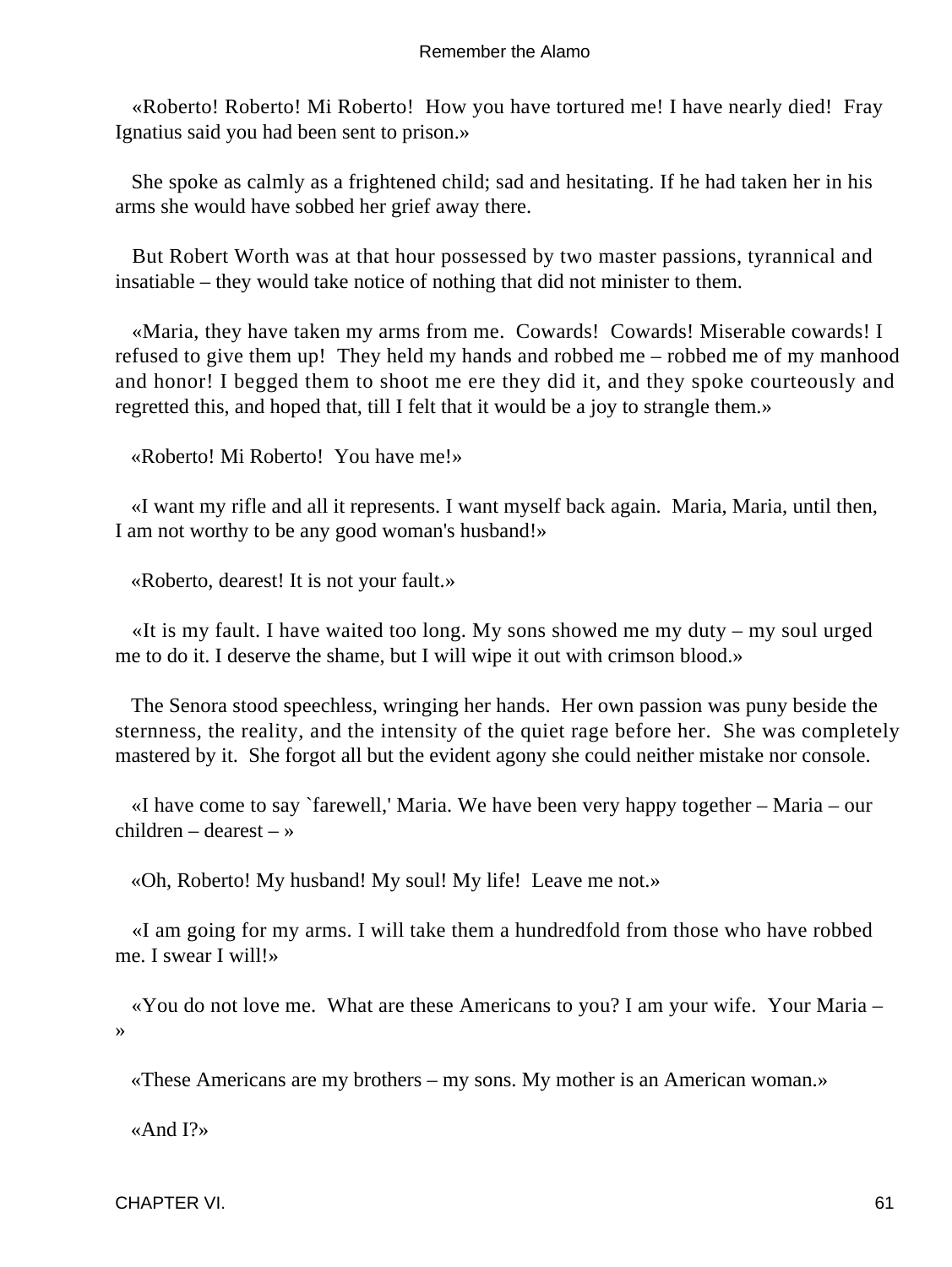«Roberto! Roberto! Mi Roberto!  How you have tortured me! I have nearly died!  Fray Ignatius said you had been sent to prison.»

She spoke as calmly as a frightened child; sad and hesitating. If he had taken her in his arms she would have sobbed her grief away there.

But Robert Worth was at that hour possessed by two master passions, tyrannical and insatiable – they would take notice of nothing that did not minister to them.

«Maria, they have taken my arms from me.  Cowards!  Cowards! Miserable cowards! I refused to give them up!  They held my hands and robbed me – robbed me of my manhood and honor! I begged them to shoot me ere they did it, and they spoke courteously and regretted this, and hoped that, till I felt that it would be a joy to strangle them.»

«Roberto! Mi Roberto!  You have me!»

«I want my rifle and all it represents. I want myself back again.  Maria, Maria, until then, I am not worthy to be any good woman's husband!»

«Roberto, dearest! It is not your fault.»

«It is my fault. I have waited too long. My sons showed me my duty – my soul urged me to do it. I deserve the shame, but I will wipe it out with crimson blood.»

The Senora stood speechless, wringing her hands.  Her own passion was puny beside the sternness, the reality, and the intensity of the quiet rage before her.  She was completely mastered by it.  She forgot all but the evident agony she could neither mistake nor console.

«I have come to say `farewell,' Maria. We have been very happy together – Maria – our children – dearest – »

«Oh, Roberto! My husband! My soul! My life!  Leave me not.»

«I am going for my arms. I will take them a hundredfold from those who have robbed me. I swear I will!»

«You do not love me.  What are these Americans to you? I am your wife.  Your Maria – »

«These Americans are my brothers – my sons. My mother is an American woman.»

«And I?»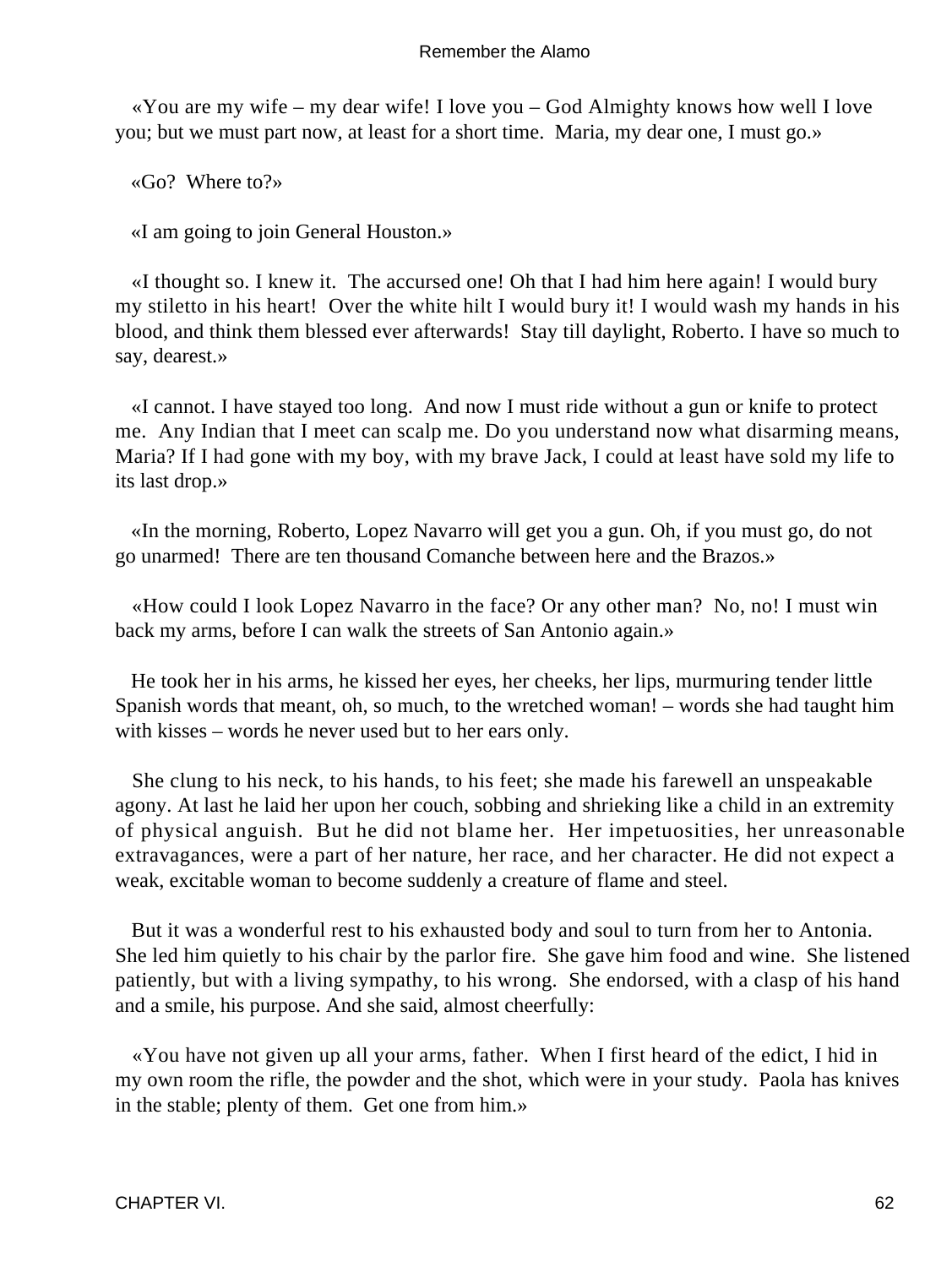«You are my wife – my dear wife! I love you – God Almighty knows how well I love you; but we must part now, at least for a short time. Maria, my dear one, I must go.»

«Go? Where to?»

«I am going to join General Houston.»

«I thought so. I knew it. The accursed one! Oh that I had him here again! I would bury my stiletto in his heart! Over the white hilt I would bury it! I would wash my hands in his blood, and think them blessed ever afterwards! Stay till daylight, Roberto. I have so much to say, dearest.»

«I cannot. I have stayed too long. And now I must ride without a gun or knife to protect me. Any Indian that I meet can scalp me. Do you understand now what disarming means, Maria? If I had gone with my boy, with my brave Jack, I could at least have sold my life to its last drop.»

«In the morning, Roberto, Lopez Navarro will get you a gun. Oh, if you must go, do not go unarmed! There are ten thousand Comanche between here and the Brazos.»

«How could I look Lopez Navarro in the face? Or any other man? No, no! I must win back my arms, before I can walk the streets of San Antonio again.»

He took her in his arms, he kissed her eyes, her cheeks, her lips, murmuring tender little Spanish words that meant, oh, so much, to the wretched woman! – words she had taught him with kisses – words he never used but to her ears only.

She clung to his neck, to his hands, to his feet; she made his farewell an unspeakable agony. At last he laid her upon her couch, sobbing and shrieking like a child in an extremity of physical anguish. But he did not blame her. Her impetuosities, her unreasonable extravagances, were a part of her nature, her race, and her character. He did not expect a weak, excitable woman to become suddenly a creature of flame and steel.

But it was a wonderful rest to his exhausted body and soul to turn from her to Antonia. She led him quietly to his chair by the parlor fire. She gave him food and wine. She listened patiently, but with a living sympathy, to his wrong. She endorsed, with a clasp of his hand and a smile, his purpose. And she said, almost cheerfully:

«You have not given up all your arms, father. When I first heard of the edict, I hid in my own room the rifle, the powder and the shot, which were in your study. Paola has knives in the stable; plenty of them. Get one from him.»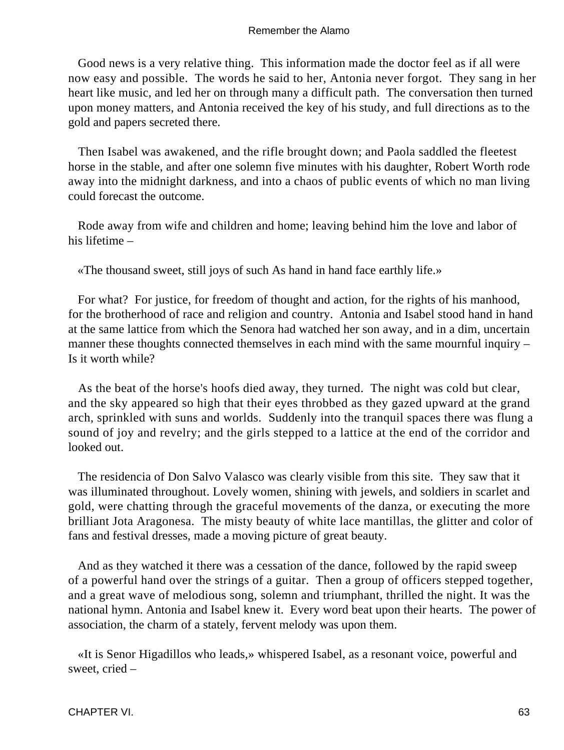Good news is a very relative thing. This information made the doctor feel as if all were now easy and possible. The words he said to her, Antonia never forgot. They sang in her heart like music, and led her on through many a difficult path. The conversation then turned upon money matters, and Antonia received the key of his study, and full directions as to the gold and papers secreted there.

Then Isabel was awakened, and the rifle brought down; and Paola saddled the fleetest horse in the stable, and after one solemn five minutes with his daughter, Robert Worth rode away into the midnight darkness, and into a chaos of public events of which no man living could forecast the outcome.

Rode away from wife and children and home; leaving behind him the love and labor of his lifetime –

«The thousand sweet, still joys of such As hand in hand face earthly life.»

For what? For justice, for freedom of thought and action, for the rights of his manhood, for the brotherhood of race and religion and country. Antonia and Isabel stood hand in hand at the same lattice from which the Senora had watched her son away, and in a dim, uncertain manner these thoughts connected themselves in each mind with the same mournful inquiry – Is it worth while?

As the beat of the horse's hoofs died away, they turned. The night was cold but clear, and the sky appeared so high that their eyes throbbed as they gazed upward at the grand arch, sprinkled with suns and worlds. Suddenly into the tranquil spaces there was flung a sound of joy and revelry; and the girls stepped to a lattice at the end of the corridor and looked out.

The residencia of Don Salvo Valasco was clearly visible from this site. They saw that it was illuminated throughout. Lovely women, shining with jewels, and soldiers in scarlet and gold, were chatting through the graceful movements of the danza, or executing the more brilliant Jota Aragonesa. The misty beauty of white lace mantillas, the glitter and color of fans and festival dresses, made a moving picture of great beauty.

And as they watched it there was a cessation of the dance, followed by the rapid sweep of a powerful hand over the strings of a guitar. Then a group of officers stepped together, and a great wave of melodious song, solemn and triumphant, thrilled the night. It was the national hymn. Antonia and Isabel knew it. Every word beat upon their hearts. The power of association, the charm of a stately, fervent melody was upon them.

«It is Senor Higadillos who leads,» whispered Isabel, as a resonant voice, powerful and sweet, cried –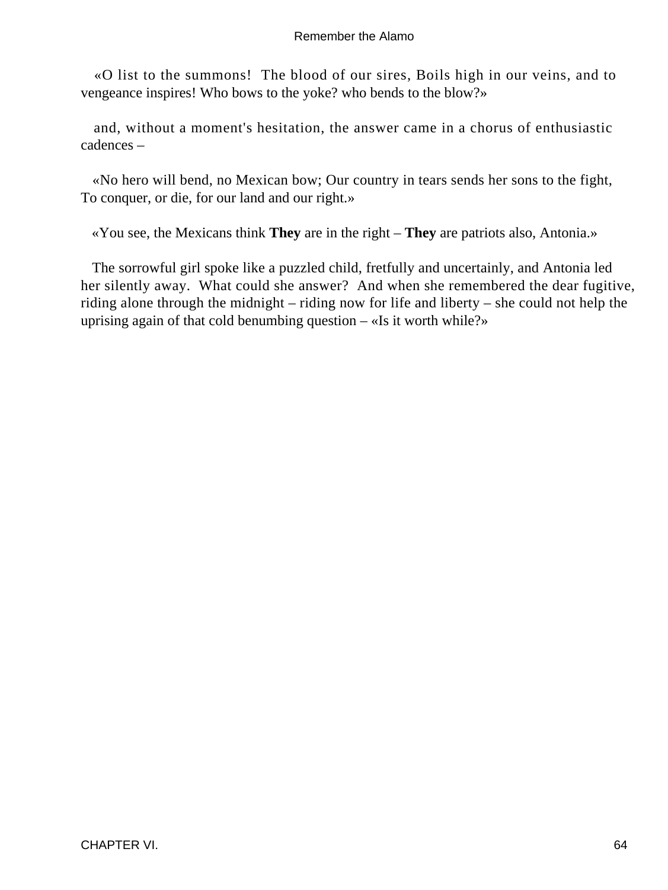«O list to the summons! The blood of our sires, Boils high in our veins, and to vengeance inspires! Who bows to the yoke? who bends to the blow?»

and, without a moment's hesitation, the answer came in a chorus of enthusiastic cadences –

«No hero will bend, no Mexican bow; Our country in tears sends her sons to the fight, To conquer, or die, for our land and our right.»

«You see, the Mexicans think **They** are in the right – **They** are patriots also, Antonia.»

The sorrowful girl spoke like a puzzled child, fretfully and uncertainly, and Antonia led her silently away. What could she answer? And when she remembered the dear fugitive, riding alone through the midnight – riding now for life and liberty – she could not help the uprising again of that cold benumbing question – «Is it worth while?»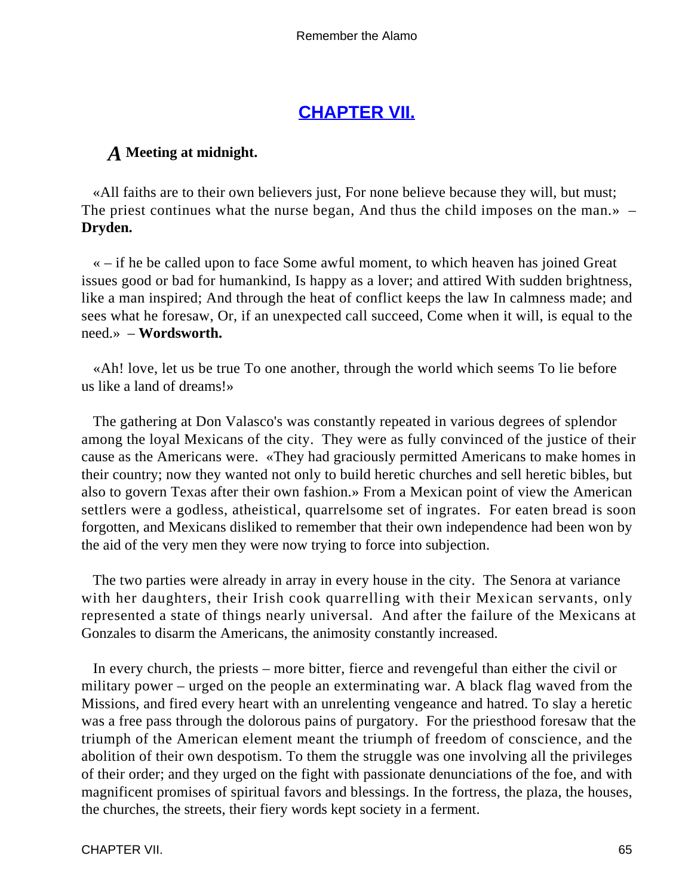## [CHAPTER VII.](#)

### *A* Meeting at midnight.

«All faiths are to their own believers just, For none believe because they will, but must; The priest continues what the nurse began, And thus the child imposes on the man.» – **Dryden.**

« – if he be called upon to face Some awful moment, to which heaven has joined Great issues good or bad for humankind, Is happy as a lover; and attired With sudden brightness, like a man inspired; And through the heat of conflict keeps the law In calmness made; and sees what he foresaw, Or, if an unexpected call succeed, Come when it will, is equal to the need.» – **Wordsworth.**

«Ah! love, let us be true To one another, through the world which seems To lie before us like a land of dreams!»

The gathering at Don Valasco's was constantly repeated in various degrees of splendor among the loyal Mexicans of the city. They were as fully convinced of the justice of their cause as the Americans were. «They had graciously permitted Americans to make homes in their country; now they wanted not only to build heretic churches and sell heretic bibles, but also to govern Texas after their own fashion.» From a Mexican point of view the American settlers were a godless, atheistical, quarrelsome set of ingrates. For eaten bread is soon forgotten, and Mexicans disliked to remember that their own independence had been won by the aid of the very men they were now trying to force into subjection.

The two parties were already in array in every house in the city. The Senora at variance with her daughters, their Irish cook quarrelling with their Mexican servants, only represented a state of things nearly universal. And after the failure of the Mexicans at Gonzales to disarm the Americans, the animosity constantly increased.

In every church, the priests – more bitter, fierce and revengeful than either the civil or military power – urged on the people an exterminating war. A black flag waved from the Missions, and fired every heart with an unrelenting vengeance and hatred. To slay a heretic was a free pass through the dolorous pains of purgatory. For the priesthood foresaw that the triumph of the American element meant the triumph of freedom of conscience, and the abolition of their own despotism. To them the struggle was one involving all the privileges of their order; and they urged on the fight with passionate denunciations of the foe, and with magnificent promises of spiritual favors and blessings. In the fortress, the plaza, the houses, the churches, the streets, their fiery words kept society in a ferment.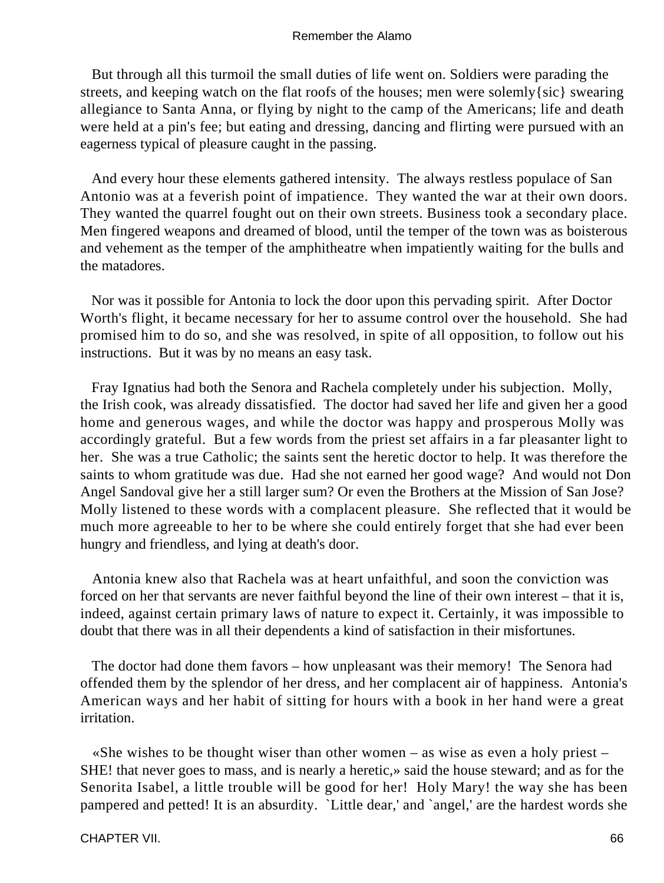But through all this turmoil the small duties of life went on. Soldiers were parading the streets, and keeping watch on the flat roofs of the houses; men were solemly{sic} swearing allegiance to Santa Anna, or flying by night to the camp of the Americans; life and death were held at a pin's fee; but eating and dressing, dancing and flirting were pursued with an eagerness typical of pleasure caught in the passing.

And every hour these elements gathered intensity. The always restless populace of San Antonio was at a feverish point of impatience. They wanted the war at their own doors. They wanted the quarrel fought out on their own streets. Business took a secondary place. Men fingered weapons and dreamed of blood, until the temper of the town was as boisterous and vehement as the temper of the amphitheatre when impatiently waiting for the bulls and the matadores.

Nor was it possible for Antonia to lock the door upon this pervading spirit. After Doctor Worth's flight, it became necessary for her to assume control over the household. She had promised him to do so, and she was resolved, in spite of all opposition, to follow out his instructions. But it was by no means an easy task.

Fray Ignatius had both the Senora and Rachela completely under his subjection. Molly, the Irish cook, was already dissatisfied. The doctor had saved her life and given her a good home and generous wages, and while the doctor was happy and prosperous Molly was accordingly grateful. But a few words from the priest set affairs in a far pleasanter light to her. She was a true Catholic; the saints sent the heretic doctor to help. It was therefore the saints to whom gratitude was due. Had she not earned her good wage? And would not Don Angel Sandoval give her a still larger sum? Or even the Brothers at the Mission of San Jose? Molly listened to these words with a complacent pleasure. She reflected that it would be much more agreeable to her to be where she could entirely forget that she had ever been hungry and friendless, and lying at death's door.

Antonia knew also that Rachela was at heart unfaithful, and soon the conviction was forced on her that servants are never faithful beyond the line of their own interest – that it is, indeed, against certain primary laws of nature to expect it. Certainly, it was impossible to doubt that there was in all their dependents a kind of satisfaction in their misfortunes.

The doctor had done them favors – how unpleasant was their memory! The Senora had offended them by the splendor of her dress, and her complacent air of happiness. Antonia's American ways and her habit of sitting for hours with a book in her hand were a great irritation.

«She wishes to be thought wiser than other women – as wise as even a holy priest – SHE! that never goes to mass, and is nearly a heretic,» said the house steward; and as for the Senorita Isabel, a little trouble will be good for her! Holy Mary! the way she has been pampered and petted! It is an absurdity. `Little dear,' and `angel,' are the hardest words she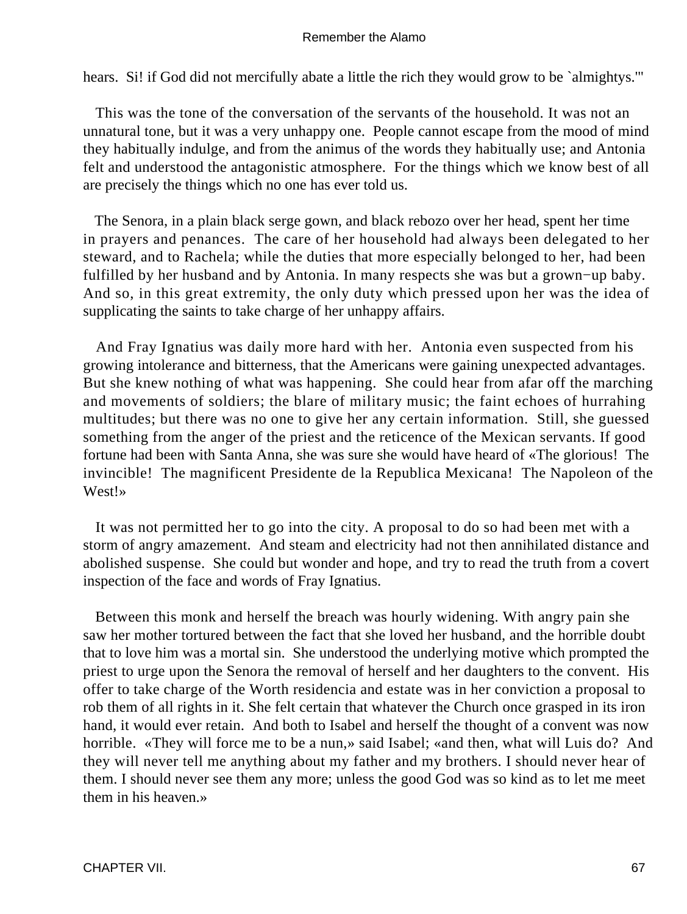hears. Si! if God did not mercifully abate a little the rich they would grow to be `almightys.'"

This was the tone of the conversation of the servants of the household. It was not an unnatural tone, but it was a very unhappy one. People cannot escape from the mood of mind they habitually indulge, and from the animus of the words they habitually use; and Antonia felt and understood the antagonistic atmosphere. For the things which we know best of all are precisely the things which no one has ever told us.

The Senora, in a plain black serge gown, and black rebozo over her head, spent her time in prayers and penances. The care of her household had always been delegated to her steward, and to Rachela; while the duties that more especially belonged to her, had been fulfilled by her husband and by Antonia. In many respects she was but a grown−up baby. And so, in this great extremity, the only duty which pressed upon her was the idea of supplicating the saints to take charge of her unhappy affairs.

And Fray Ignatius was daily more hard with her. Antonia even suspected from his growing intolerance and bitterness, that the Americans were gaining unexpected advantages. But she knew nothing of what was happening. She could hear from afar off the marching and movements of soldiers; the blare of military music; the faint echoes of hurrahing multitudes; but there was no one to give her any certain information. Still, she guessed something from the anger of the priest and the reticence of the Mexican servants. If good fortune had been with Santa Anna, she was sure she would have heard of «The glorious! The invincible! The magnificent Presidente de la Republica Mexicana! The Napoleon of the West!»

It was not permitted her to go into the city. A proposal to do so had been met with a storm of angry amazement. And steam and electricity had not then annihilated distance and abolished suspense. She could but wonder and hope, and try to read the truth from a covert inspection of the face and words of Fray Ignatius.

Between this monk and herself the breach was hourly widening. With angry pain she saw her mother tortured between the fact that she loved her husband, and the horrible doubt that to love him was a mortal sin. She understood the underlying motive which prompted the priest to urge upon the Senora the removal of herself and her daughters to the convent. His offer to take charge of the Worth residencia and estate was in her conviction a proposal to rob them of all rights in it. She felt certain that whatever the Church once grasped in its iron hand, it would ever retain. And both to Isabel and herself the thought of a convent was now horrible. «They will force me to be a nun,» said Isabel; «and then, what will Luis do? And they will never tell me anything about my father and my brothers. I should never hear of them. I should never see them any more; unless the good God was so kind as to let me meet them in his heaven.»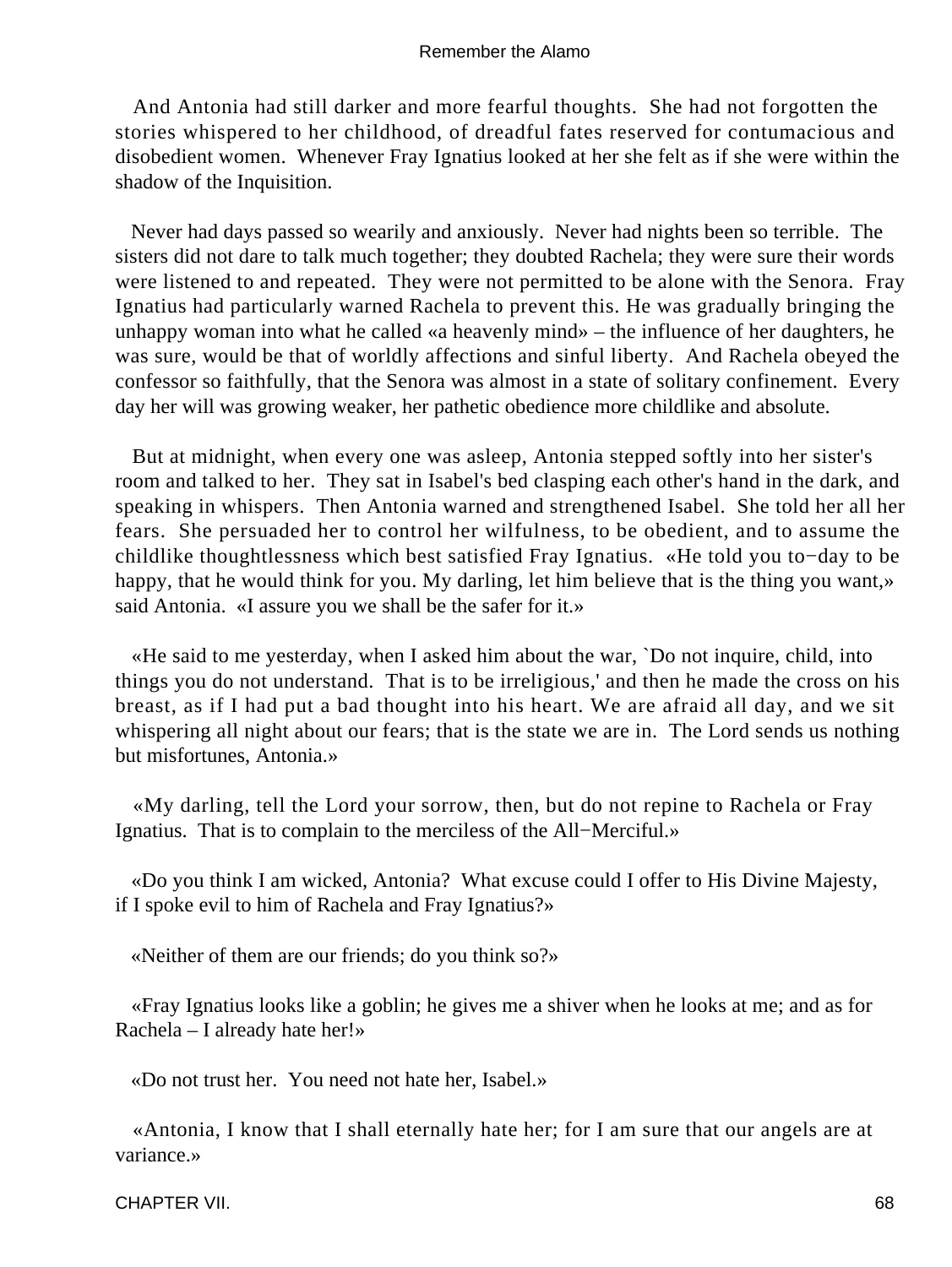And Antonia had still darker and more fearful thoughts. She had not forgotten the stories whispered to her childhood, of dreadful fates reserved for contumacious and disobedient women. Whenever Fray Ignatius looked at her she felt as if she were within the shadow of the Inquisition.

Never had days passed so wearily and anxiously. Never had nights been so terrible. The sisters did not dare to talk much together; they doubted Rachela; they were sure their words were listened to and repeated. They were not permitted to be alone with the Senora. Fray Ignatius had particularly warned Rachela to prevent this. He was gradually bringing the unhappy woman into what he called «a heavenly mind» – the influence of her daughters, he was sure, would be that of worldly affections and sinful liberty. And Rachela obeyed the confessor so faithfully, that the Senora was almost in a state of solitary confinement. Every day her will was growing weaker, her pathetic obedience more childlike and absolute.

But at midnight, when every one was asleep, Antonia stepped softly into her sister's room and talked to her. They sat in Isabel's bed clasping each other's hand in the dark, and speaking in whispers. Then Antonia warned and strengthened Isabel. She told her all her fears. She persuaded her to control her wilfulness, to be obedient, and to assume the childlike thoughtlessness which best satisfied Fray Ignatius. «He told you to−day to be happy, that he would think for you. My darling, let him believe that is the thing you want,» said Antonia. «I assure you we shall be the safer for it.»

«He said to me yesterday, when I asked him about the war, `Do not inquire, child, into things you do not understand. That is to be irreligious,' and then he made the cross on his breast, as if I had put a bad thought into his heart. We are afraid all day, and we sit whispering all night about our fears; that is the state we are in. The Lord sends us nothing but misfortunes, Antonia.»

«My darling, tell the Lord your sorrow, then, but do not repine to Rachela or Fray Ignatius. That is to complain to the merciless of the All−Merciful.»

«Do you think I am wicked, Antonia? What excuse could I offer to His Divine Majesty, if I spoke evil to him of Rachela and Fray Ignatius?»

«Neither of them are our friends; do you think so?»

«Fray Ignatius looks like a goblin; he gives me a shiver when he looks at me; and as for Rachela – I already hate her!»

«Do not trust her. You need not hate her, Isabel.»

«Antonia, I know that I shall eternally hate her; for I am sure that our angels are at variance.»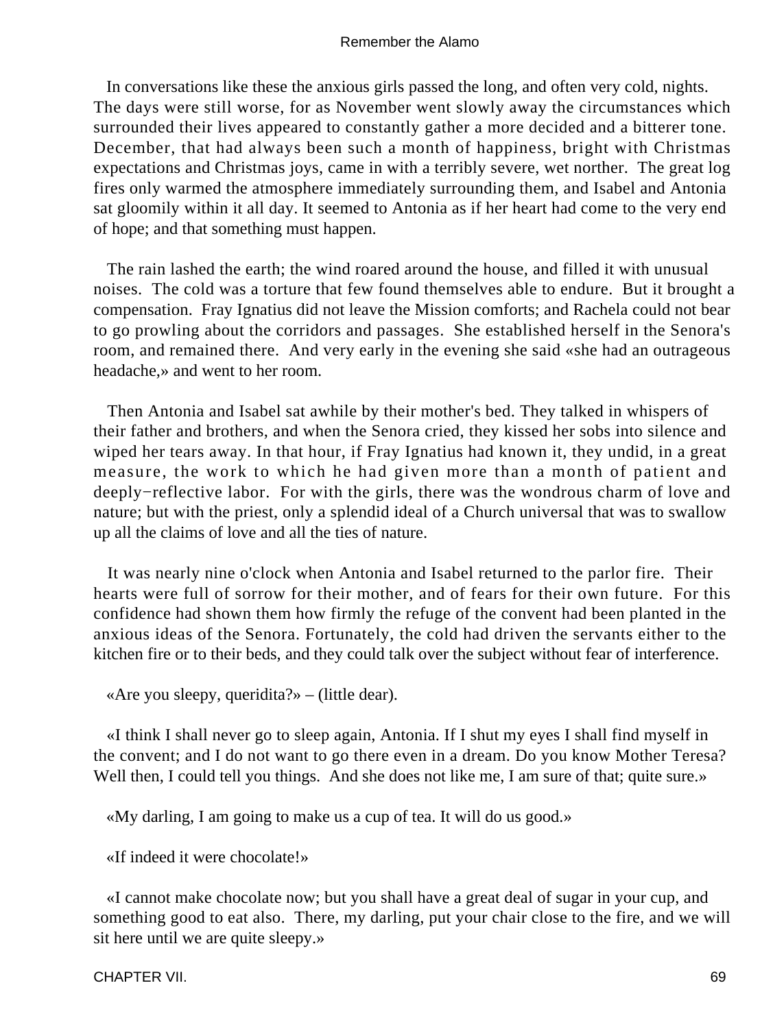In conversations like these the anxious girls passed the long, and often very cold, nights. The days were still worse, for as November went slowly away the circumstances which surrounded their lives appeared to constantly gather a more decided and a bitterer tone. December, that had always been such a month of happiness, bright with Christmas expectations and Christmas joys, came in with a terribly severe, wet norther. The great log fires only warmed the atmosphere immediately surrounding them, and Isabel and Antonia sat gloomily within it all day. It seemed to Antonia as if her heart had come to the very end of hope; and that something must happen.

The rain lashed the earth; the wind roared around the house, and filled it with unusual noises. The cold was a torture that few found themselves able to endure. But it brought a compensation. Fray Ignatius did not leave the Mission comforts; and Rachela could not bear to go prowling about the corridors and passages. She established herself in the Senora's room, and remained there. And very early in the evening she said «she had an outrageous headache,» and went to her room.

Then Antonia and Isabel sat awhile by their mother's bed. They talked in whispers of their father and brothers, and when the Senora cried, they kissed her sobs into silence and wiped her tears away. In that hour, if Fray Ignatius had known it, they undid, in a great measure, the work to which he had given more than a month of patient and deeply−reflective labor. For with the girls, there was the wondrous charm of love and nature; but with the priest, only a splendid ideal of a Church universal that was to swallow up all the claims of love and all the ties of nature.

It was nearly nine o'clock when Antonia and Isabel returned to the parlor fire. Their hearts were full of sorrow for their mother, and of fears for their own future. For this confidence had shown them how firmly the refuge of the convent had been planted in the anxious ideas of the Senora. Fortunately, the cold had driven the servants either to the kitchen fire or to their beds, and they could talk over the subject without fear of interference.

«Are you sleepy, queridita?» – (little dear).

«I think I shall never go to sleep again, Antonia. If I shut my eyes I shall find myself in the convent; and I do not want to go there even in a dream. Do you know Mother Teresa? Well then, I could tell you things. And she does not like me, I am sure of that; quite sure.»

«My darling, I am going to make us a cup of tea. It will do us good.»

«If indeed it were chocolate!»

«I cannot make chocolate now; but you shall have a great deal of sugar in your cup, and something good to eat also. There, my darling, put your chair close to the fire, and we will sit here until we are quite sleepy.»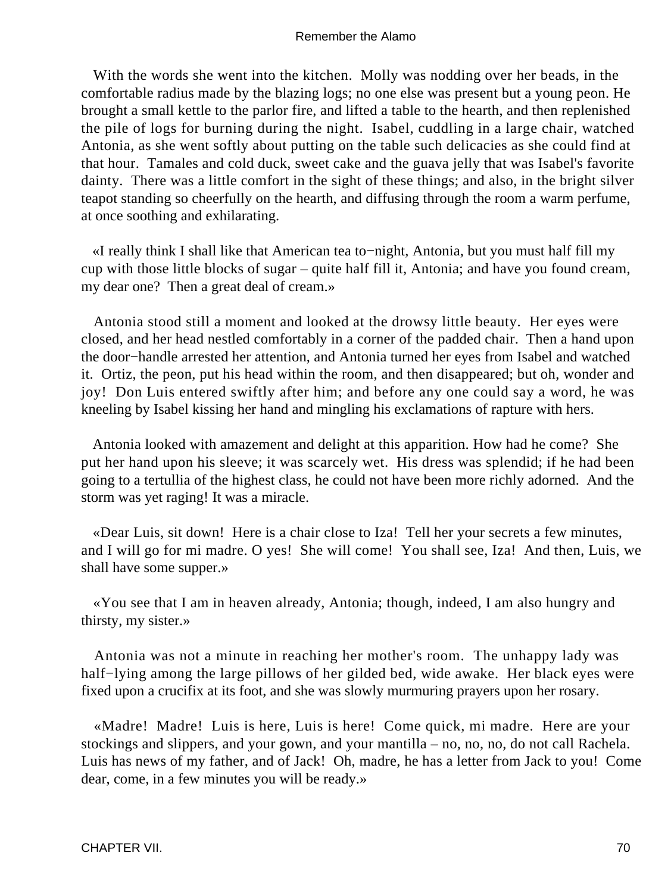With the words she went into the kitchen. Molly was nodding over her beads, in the comfortable radius made by the blazing logs; no one else was present but a young peon. He brought a small kettle to the parlor fire, and lifted a table to the hearth, and then replenished the pile of logs for burning during the night. Isabel, cuddling in a large chair, watched Antonia, as she went softly about putting on the table such delicacies as she could find at that hour. Tamales and cold duck, sweet cake and the guava jelly that was Isabel's favorite dainty. There was a little comfort in the sight of these things; and also, in the bright silver teapot standing so cheerfully on the hearth, and diffusing through the room a warm perfume, at once soothing and exhilarating.

«I really think I shall like that American tea to−night, Antonia, but you must half fill my cup with those little blocks of sugar – quite half fill it, Antonia; and have you found cream, my dear one? Then a great deal of cream.»

Antonia stood still a moment and looked at the drowsy little beauty. Her eyes were closed, and her head nestled comfortably in a corner of the padded chair. Then a hand upon the door−handle arrested her attention, and Antonia turned her eyes from Isabel and watched it. Ortiz, the peon, put his head within the room, and then disappeared; but oh, wonder and joy! Don Luis entered swiftly after him; and before any one could say a word, he was kneeling by Isabel kissing her hand and mingling his exclamations of rapture with hers.

Antonia looked with amazement and delight at this apparition. How had he come? She put her hand upon his sleeve; it was scarcely wet. His dress was splendid; if he had been going to a tertullia of the highest class, he could not have been more richly adorned. And the storm was yet raging! It was a miracle.

«Dear Luis, sit down! Here is a chair close to Iza! Tell her your secrets a few minutes, and I will go for mi madre. O yes! She will come! You shall see, Iza! And then, Luis, we shall have some supper.»

«You see that I am in heaven already, Antonia; though, indeed, I am also hungry and thirsty, my sister.»

Antonia was not a minute in reaching her mother's room. The unhappy lady was half−lying among the large pillows of her gilded bed, wide awake. Her black eyes were fixed upon a crucifix at its foot, and she was slowly murmuring prayers upon her rosary.

«Madre! Madre! Luis is here, Luis is here! Come quick, mi madre. Here are your stockings and slippers, and your gown, and your mantilla – no, no, no, do not call Rachela. Luis has news of my father, and of Jack! Oh, madre, he has a letter from Jack to you! Come dear, come, in a few minutes you will be ready.»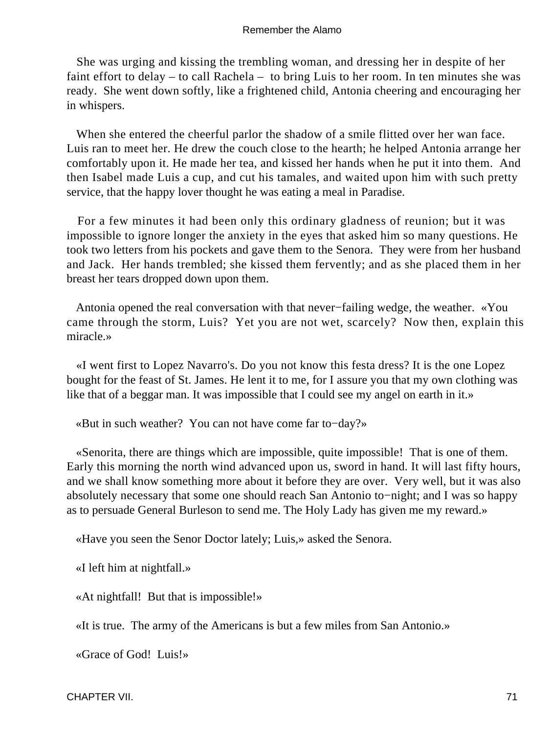She was urging and kissing the trembling woman, and dressing her in despite of her faint effort to delay – to call Rachela – to bring Luis to her room. In ten minutes she was ready. She went down softly, like a frightened child, Antonia cheering and encouraging her in whispers.

When she entered the cheerful parlor the shadow of a smile flitted over her wan face. Luis ran to meet her. He drew the couch close to the hearth; he helped Antonia arrange her comfortably upon it. He made her tea, and kissed her hands when he put it into them. And then Isabel made Luis a cup, and cut his tamales, and waited upon him with such pretty service, that the happy lover thought he was eating a meal in Paradise.

For a few minutes it had been only this ordinary gladness of reunion; but it was impossible to ignore longer the anxiety in the eyes that asked him so many questions. He took two letters from his pockets and gave them to the Senora. They were from her husband and Jack. Her hands trembled; she kissed them fervently; and as she placed them in her breast her tears dropped down upon them.

Antonia opened the real conversation with that never−failing wedge, the weather. «You came through the storm, Luis? Yet you are not wet, scarcely? Now then, explain this miracle.»

«I went first to Lopez Navarro's. Do you not know this festa dress? It is the one Lopez bought for the feast of St. James. He lent it to me, for I assure you that my own clothing was like that of a beggar man. It was impossible that I could see my angel on earth in it.»

«But in such weather? You can not have come far to−day?»

«Senorita, there are things which are impossible, quite impossible! That is one of them. Early this morning the north wind advanced upon us, sword in hand. It will last fifty hours, and we shall know something more about it before they are over. Very well, but it was also absolutely necessary that some one should reach San Antonio to−night; and I was so happy as to persuade General Burleson to send me. The Holy Lady has given me my reward.»

«Have you seen the Senor Doctor lately; Luis,» asked the Senora.

«I left him at nightfall.»

«At nightfall! But that is impossible!»

«It is true. The army of the Americans is but a few miles from San Antonio.»

«Grace of God! Luis!»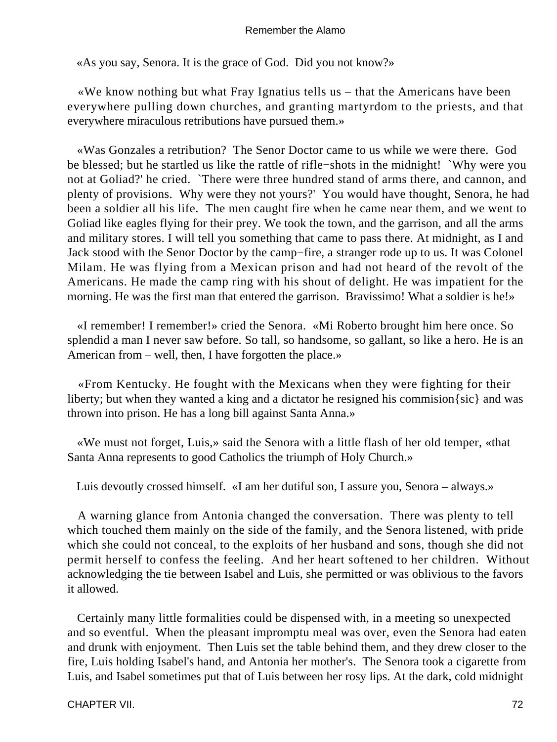«As you say, Senora. It is the grace of God. Did you not know?»

«We know nothing but what Fray Ignatius tells us – that the Americans have been everywhere pulling down churches, and granting martyrdom to the priests, and that everywhere miraculous retributions have pursued them.»

«Was Gonzales a retribution? The Senor Doctor came to us while we were there. God be blessed; but he startled us like the rattle of rifle−shots in the midnight! `Why were you not at Goliad?' he cried. `There were three hundred stand of arms there, and cannon, and plenty of provisions. Why were they not yours?' You would have thought, Senora, he had been a soldier all his life. The men caught fire when he came near them, and we went to Goliad like eagles flying for their prey. We took the town, and the garrison, and all the arms and military stores. I will tell you something that came to pass there. At midnight, as I and Jack stood with the Senor Doctor by the camp−fire, a stranger rode up to us. It was Colonel Milam. He was flying from a Mexican prison and had not heard of the revolt of the Americans. He made the camp ring with his shout of delight. He was impatient for the morning. He was the first man that entered the garrison. Bravissimo! What a soldier is he!»

«I remember! I remember!» cried the Senora. «Mi Roberto brought him here once. So splendid a man I never saw before. So tall, so handsome, so gallant, so like a hero. He is an American from – well, then, I have forgotten the place.»

«From Kentucky. He fought with the Mexicans when they were fighting for their liberty; but when they wanted a king and a dictator he resigned his commision{sic} and was thrown into prison. He has a long bill against Santa Anna.»

«We must not forget, Luis,» said the Senora with a little flash of her old temper, «that Santa Anna represents to good Catholics the triumph of Holy Church.»

Luis devoutly crossed himself. «I am her dutiful son, I assure you, Senora – always.»

A warning glance from Antonia changed the conversation. There was plenty to tell which touched them mainly on the side of the family, and the Senora listened, with pride which she could not conceal, to the exploits of her husband and sons, though she did not permit herself to confess the feeling. And her heart softened to her children. Without acknowledging the tie between Isabel and Luis, she permitted or was oblivious to the favors it allowed.

Certainly many little formalities could be dispensed with, in a meeting so unexpected and so eventful. When the pleasant impromptu meal was over, even the Senora had eaten and drunk with enjoyment. Then Luis set the table behind them, and they drew closer to the fire, Luis holding Isabel's hand, and Antonia her mother's. The Senora took a cigarette from Luis, and Isabel sometimes put that of Luis between her rosy lips. At the dark, cold midnight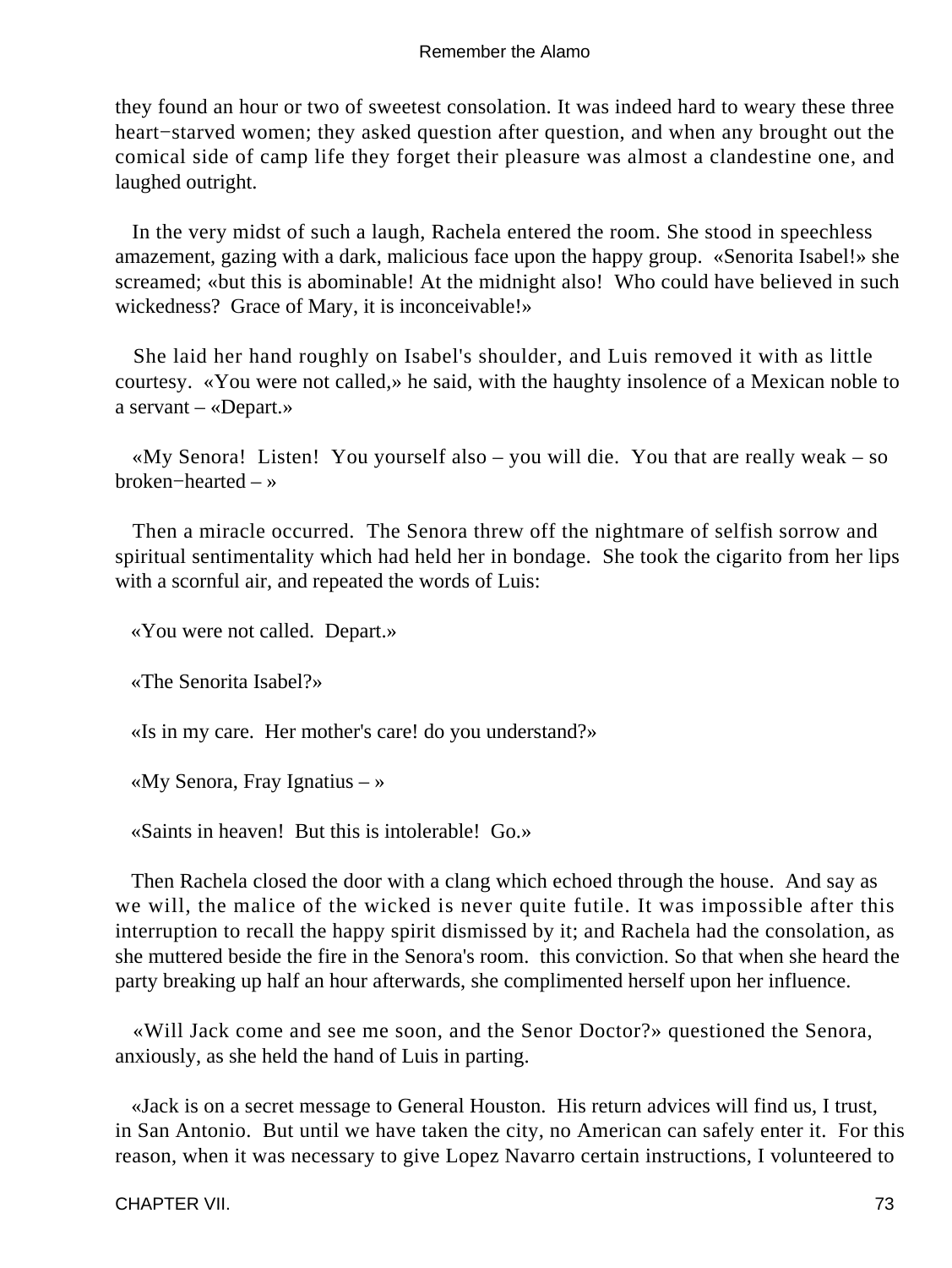they found an hour or two of sweetest consolation. It was indeed hard to weary these three heart−starved women; they asked question after question, and when any brought out the comical side of camp life they forget their pleasure was almost a clandestine one, and laughed outright.

In the very midst of such a laugh, Rachela entered the room. She stood in speechless amazement, gazing with a dark, malicious face upon the happy group. «Senorita Isabel!» she screamed; «but this is abominable! At the midnight also! Who could have believed in such wickedness? Grace of Mary, it is inconceivable!»

She laid her hand roughly on Isabel's shoulder, and Luis removed it with as little courtesy. «You were not called,» he said, with the haughty insolence of a Mexican noble to a servant – «Depart.»

«My Senora! Listen! You yourself also – you will die. You that are really weak – so broken−hearted – »

Then a miracle occurred. The Senora threw off the nightmare of selfish sorrow and spiritual sentimentality which had held her in bondage. She took the cigarito from her lips with a scornful air, and repeated the words of Luis:

«You were not called. Depart.»

«The Senorita Isabel?»

«Is in my care. Her mother's care! do you understand?»

«My Senora, Fray Ignatius – »

«Saints in heaven! But this is intolerable! Go.»

Then Rachela closed the door with a clang which echoed through the house. And say as we will, the malice of the wicked is never quite futile. It was impossible after this interruption to recall the happy spirit dismissed by it; and Rachela had the consolation, as she muttered beside the fire in the Senora's room. this conviction. So that when she heard the party breaking up half an hour afterwards, she complimented herself upon her influence.

«Will Jack come and see me soon, and the Senor Doctor?» questioned the Senora, anxiously, as she held the hand of Luis in parting.

«Jack is on a secret message to General Houston. His return advices will find us, I trust, in San Antonio. But until we have taken the city, no American can safely enter it. For this reason, when it was necessary to give Lopez Navarro certain instructions, I volunteered to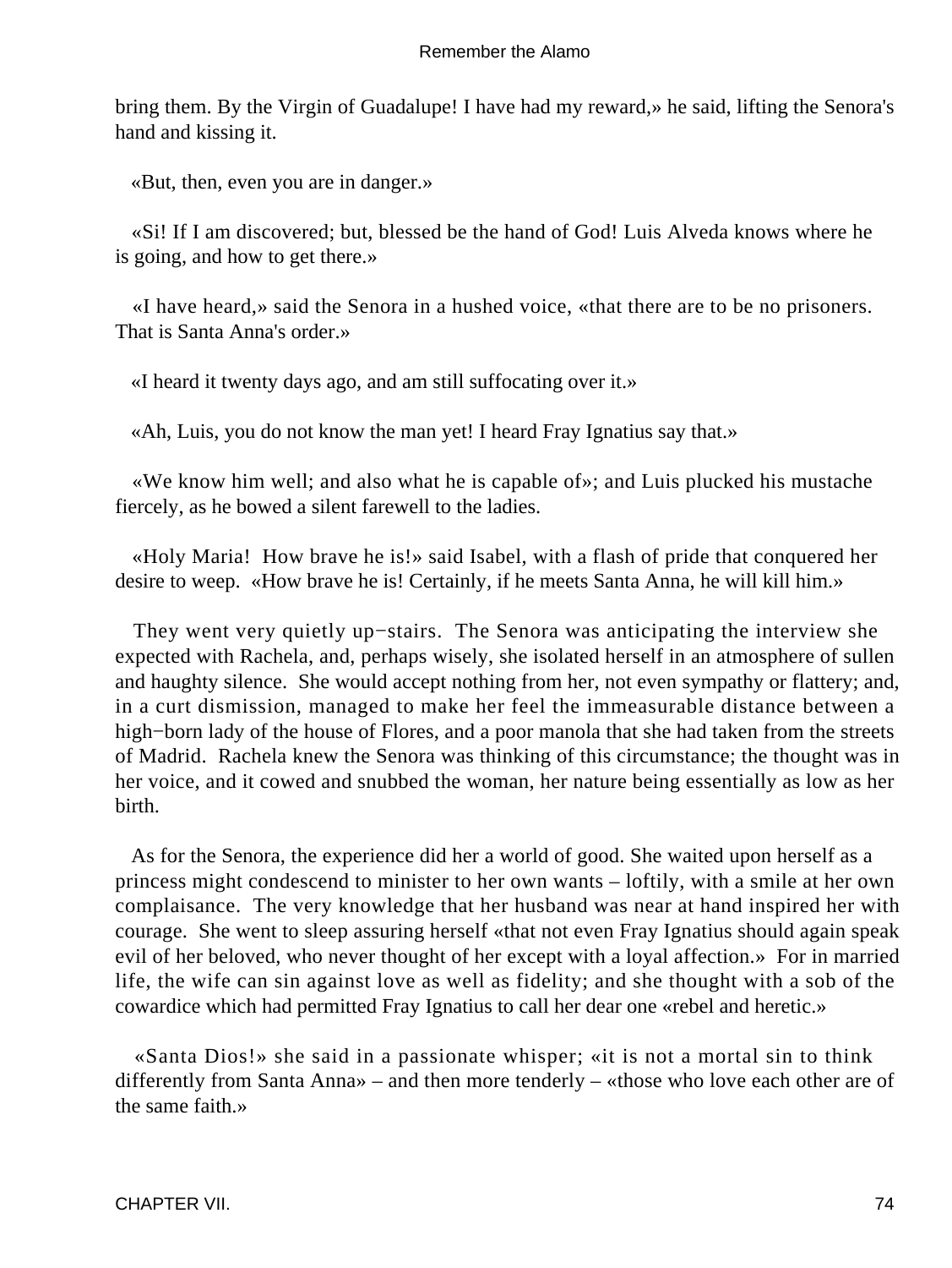bring them. By the Virgin of Guadalupe! I have had my reward,» he said, lifting the Senora's hand and kissing it.

«But, then, even you are in danger.»

«Si! If I am discovered; but, blessed be the hand of God! Luis Alveda knows where he is going, and how to get there.»

«I have heard,» said the Senora in a hushed voice, «that there are to be no prisoners. That is Santa Anna's order.»

«I heard it twenty days ago, and am still suffocating over it.»

«Ah, Luis, you do not know the man yet! I heard Fray Ignatius say that.»

«We know him well; and also what he is capable of»; and Luis plucked his mustache fiercely, as he bowed a silent farewell to the ladies.

«Holy Maria! How brave he is!» said Isabel, with a flash of pride that conquered her desire to weep. «How brave he is! Certainly, if he meets Santa Anna, he will kill him.»

They went very quietly up−stairs. The Senora was anticipating the interview she expected with Rachela, and, perhaps wisely, she isolated herself in an atmosphere of sullen and haughty silence. She would accept nothing from her, not even sympathy or flattery; and, in a curt dismission, managed to make her feel the immeasurable distance between a high−born lady of the house of Flores, and a poor manola that she had taken from the streets of Madrid. Rachela knew the Senora was thinking of this circumstance; the thought was in her voice, and it cowed and snubbed the woman, her nature being essentially as low as her birth.

As for the Senora, the experience did her a world of good. She waited upon herself as a princess might condescend to minister to her own wants – loftily, with a smile at her own complaisance. The very knowledge that her husband was near at hand inspired her with courage. She went to sleep assuring herself «that not even Fray Ignatius should again speak evil of her beloved, who never thought of her except with a loyal affection.» For in married life, the wife can sin against love as well as fidelity; and she thought with a sob of the cowardice which had permitted Fray Ignatius to call her dear one «rebel and heretic.»

«Santa Dios!» she said in a passionate whisper; «it is not a mortal sin to think differently from Santa Anna» – and then more tenderly – «those who love each other are of the same faith.»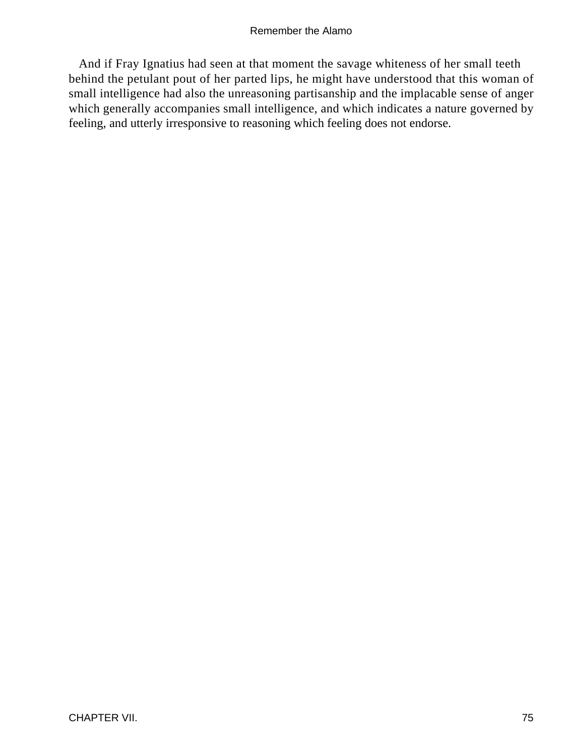And if Fray Ignatius had seen at that moment the savage whiteness of her small teeth behind the petulant pout of her parted lips, he might have understood that this woman of small intelligence had also the unreasoning partisanship and the implacable sense of anger which generally accompanies small intelligence, and which indicates a nature governed by feeling, and utterly irresponsive to reasoning which feeling does not endorse.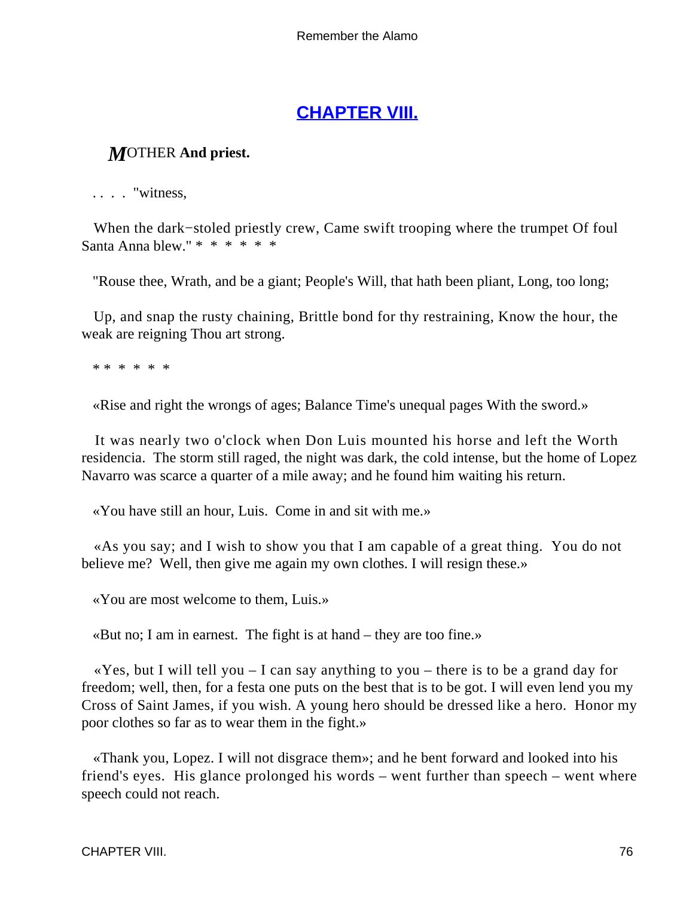## CHAPTER VIII.

***M*OTHER And priest.**

. . . . "witness,

When the dark−stoled priestly crew, Came swift trooping where the trumpet Of foul Santa Anna blew." * * * * * *

"Rouse thee, Wrath, and be a giant; People's Will, that hath been pliant, Long, too long;

Up, and snap the rusty chaining, Brittle bond for thy restraining, Know the hour, the weak are reigning Thou art strong.

* * * * * *

«Rise and right the wrongs of ages; Balance Time's unequal pages With the sword.»

It was nearly two o'clock when Don Luis mounted his horse and left the Worth residencia. The storm still raged, the night was dark, the cold intense, but the home of Lopez Navarro was scarce a quarter of a mile away; and he found him waiting his return.

«You have still an hour, Luis. Come in and sit with me.»

«As you say; and I wish to show you that I am capable of a great thing. You do not believe me? Well, then give me again my own clothes. I will resign these.»

«You are most welcome to them, Luis.»

«But no; I am in earnest. The fight is at hand – they are too fine.»

«Yes, but I will tell you – I can say anything to you – there is to be a grand day for freedom; well, then, for a festa one puts on the best that is to be got. I will even lend you my Cross of Saint James, if you wish. A young hero should be dressed like a hero. Honor my poor clothes so far as to wear them in the fight.»

«Thank you, Lopez. I will not disgrace them»; and he bent forward and looked into his friend's eyes. His glance prolonged his words – went further than speech – went where speech could not reach.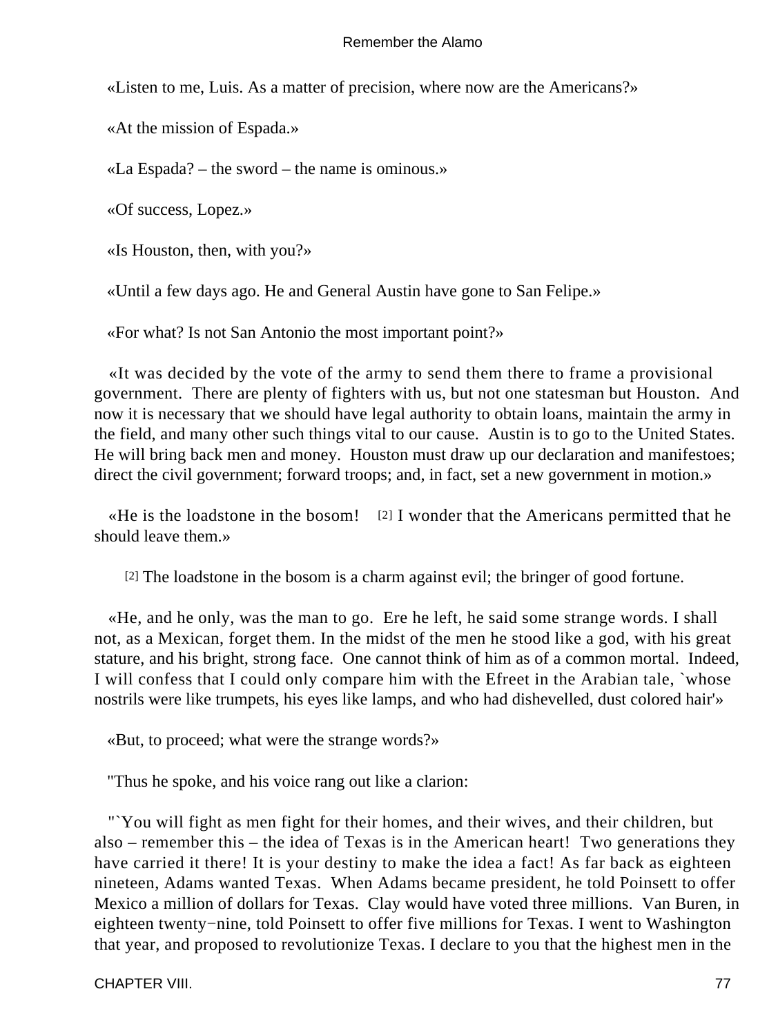«Listen to me, Luis. As a matter of precision, where now are the Americans?»

«At the mission of Espada.»

«La Espada? – the sword – the name is ominous.»

«Of success, Lopez.»

«Is Houston, then, with you?»

«Until a few days ago. He and General Austin have gone to San Felipe.»

«For what? Is not San Antonio the most important point?»

«It was decided by the vote of the army to send them there to frame a provisional government. There are plenty of fighters with us, but not one statesman but Houston. And now it is necessary that we should have legal authority to obtain loans, maintain the army in the field, and many other such things vital to our cause. Austin is to go to the United States. He will bring back men and money. Houston must draw up our declaration and manifestoes; direct the civil government; forward troops; and, in fact, set a new government in motion.»

«He is the loadstone in the bosom! [2] I wonder that the Americans permitted that he should leave them.»

[2] The loadstone in the bosom is a charm against evil; the bringer of good fortune.

«He, and he only, was the man to go. Ere he left, he said some strange words. I shall not, as a Mexican, forget them. In the midst of the men he stood like a god, with his great stature, and his bright, strong face. One cannot think of him as of a common mortal. Indeed, I will confess that I could only compare him with the Efreet in the Arabian tale, `whose nostrils were like trumpets, his eyes like lamps, and who had dishevelled, dust colored hair'»

«But, to proceed; what were the strange words?»

"Thus he spoke, and his voice rang out like a clarion:

"`You will fight as men fight for their homes, and their wives, and their children, but also – remember this – the idea of Texas is in the American heart! Two generations they have carried it there! It is your destiny to make the idea a fact! As far back as eighteen nineteen, Adams wanted Texas. When Adams became president, he told Poinsett to offer Mexico a million of dollars for Texas. Clay would have voted three millions. Van Buren, in eighteen twenty−nine, told Poinsett to offer five millions for Texas. I went to Washington that year, and proposed to revolutionize Texas. I declare to you that the highest men in the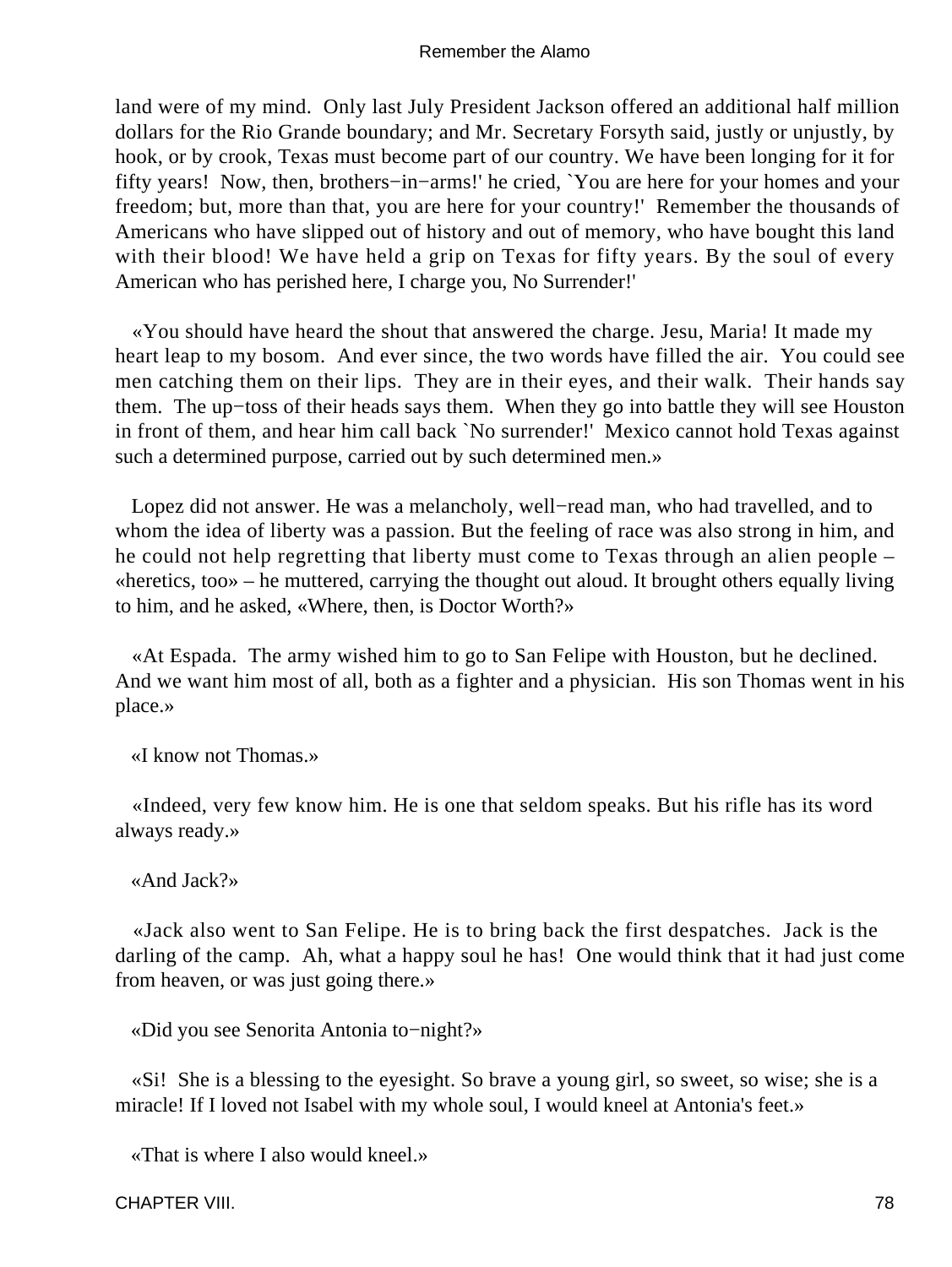land were of my mind. Only last July President Jackson offered an additional half million dollars for the Rio Grande boundary; and Mr. Secretary Forsyth said, justly or unjustly, by hook, or by crook, Texas must become part of our country. We have been longing for it for fifty years! Now, then, brothers−in−arms!' he cried, `You are here for your homes and your freedom; but, more than that, you are here for your country!' Remember the thousands of Americans who have slipped out of history and out of memory, who have bought this land with their blood! We have held a grip on Texas for fifty years. By the soul of every American who has perished here, I charge you, No Surrender!'

«You should have heard the shout that answered the charge. Jesu, Maria! It made my heart leap to my bosom. And ever since, the two words have filled the air. You could see men catching them on their lips. They are in their eyes, and their walk. Their hands say them. The up−toss of their heads says them. When they go into battle they will see Houston in front of them, and hear him call back `No surrender!' Mexico cannot hold Texas against such a determined purpose, carried out by such determined men.»

Lopez did not answer. He was a melancholy, well−read man, who had travelled, and to whom the idea of liberty was a passion. But the feeling of race was also strong in him, and he could not help regretting that liberty must come to Texas through an alien people – «heretics, too» – he muttered, carrying the thought out aloud. It brought others equally living to him, and he asked, «Where, then, is Doctor Worth?»

«At Espada. The army wished him to go to San Felipe with Houston, but he declined. And we want him most of all, both as a fighter and a physician. His son Thomas went in his place.»

«I know not Thomas.»

«Indeed, very few know him. He is one that seldom speaks. But his rifle has its word always ready.»

«And Jack?»

«Jack also went to San Felipe. He is to bring back the first despatches. Jack is the darling of the camp. Ah, what a happy soul he has! One would think that it had just come from heaven, or was just going there.»

«Did you see Senorita Antonia to−night?»

«Si! She is a blessing to the eyesight. So brave a young girl, so sweet, so wise; she is a miracle! If I loved not Isabel with my whole soul, I would kneel at Antonia's feet.»

«That is where I also would kneel.»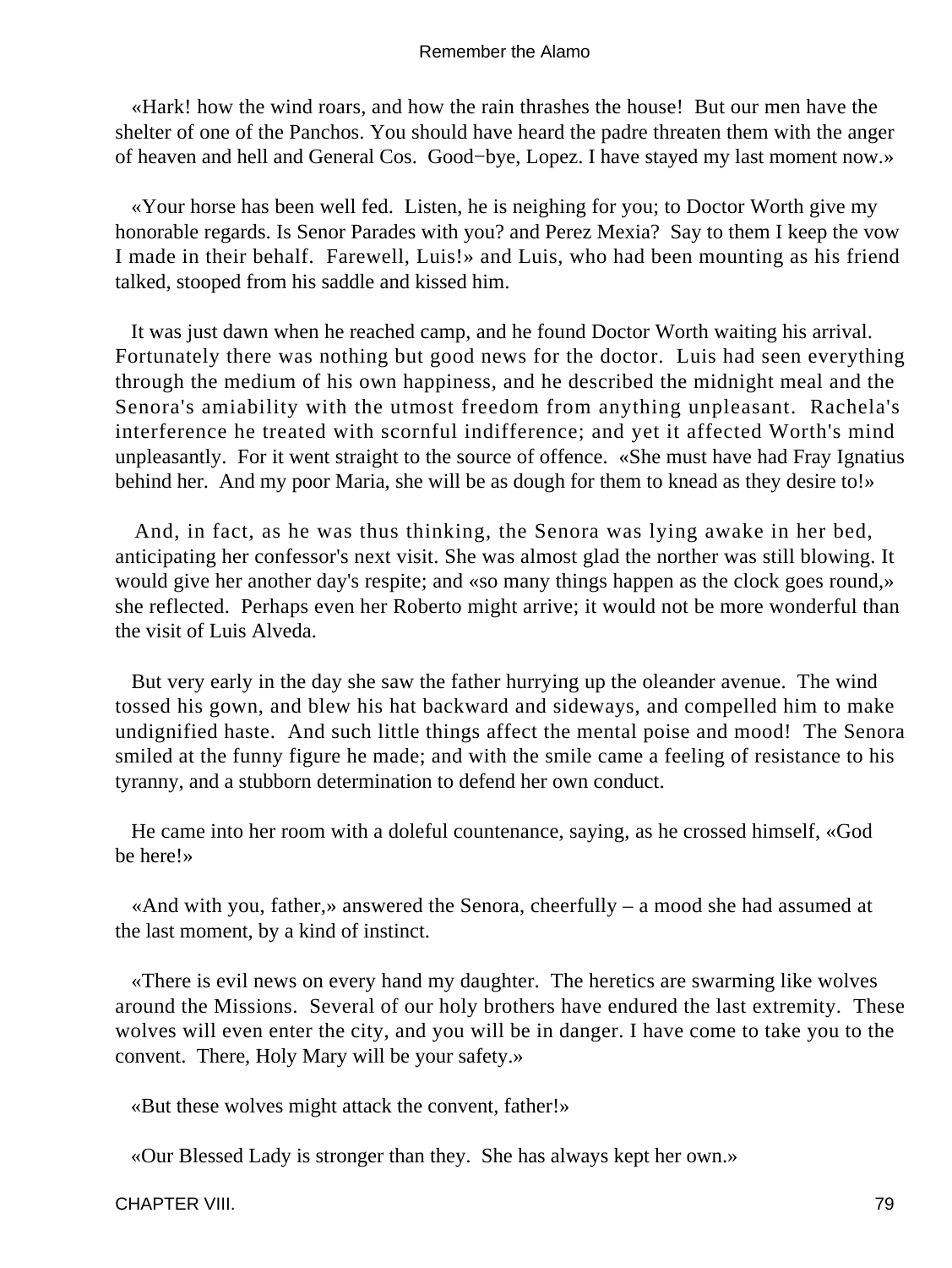«Hark! how the wind roars, and how the rain thrashes the house! But our men have the shelter of one of the Panchos. You should have heard the padre threaten them with the anger of heaven and hell and General Cos. Good−bye, Lopez. I have stayed my last moment now.»

«Your horse has been well fed. Listen, he is neighing for you; to Doctor Worth give my honorable regards. Is Senor Parades with you? and Perez Mexia? Say to them I keep the vow I made in their behalf. Farewell, Luis!» and Luis, who had been mounting as his friend talked, stooped from his saddle and kissed him.

It was just dawn when he reached camp, and he found Doctor Worth waiting his arrival. Fortunately there was nothing but good news for the doctor. Luis had seen everything through the medium of his own happiness, and he described the midnight meal and the Senora's amiability with the utmost freedom from anything unpleasant. Rachela's interference he treated with scornful indifference; and yet it affected Worth's mind unpleasantly. For it went straight to the source of offence. «She must have had Fray Ignatius behind her. And my poor Maria, she will be as dough for them to knead as they desire to!»

And, in fact, as he was thus thinking, the Senora was lying awake in her bed, anticipating her confessor's next visit. She was almost glad the norther was still blowing. It would give her another day's respite; and «so many things happen as the clock goes round,» she reflected. Perhaps even her Roberto might arrive; it would not be more wonderful than the visit of Luis Alveda.

But very early in the day she saw the father hurrying up the oleander avenue. The wind tossed his gown, and blew his hat backward and sideways, and compelled him to make undignified haste. And such little things affect the mental poise and mood! The Senora smiled at the funny figure he made; and with the smile came a feeling of resistance to his tyranny, and a stubborn determination to defend her own conduct.

He came into her room with a doleful countenance, saying, as he crossed himself, «God be here!»

«And with you, father,» answered the Senora, cheerfully – a mood she had assumed at the last moment, by a kind of instinct.

«There is evil news on every hand my daughter. The heretics are swarming like wolves around the Missions. Several of our holy brothers have endured the last extremity. These wolves will even enter the city, and you will be in danger. I have come to take you to the convent. There, Holy Mary will be your safety.»

«But these wolves might attack the convent, father!»

«Our Blessed Lady is stronger than they. She has always kept her own.»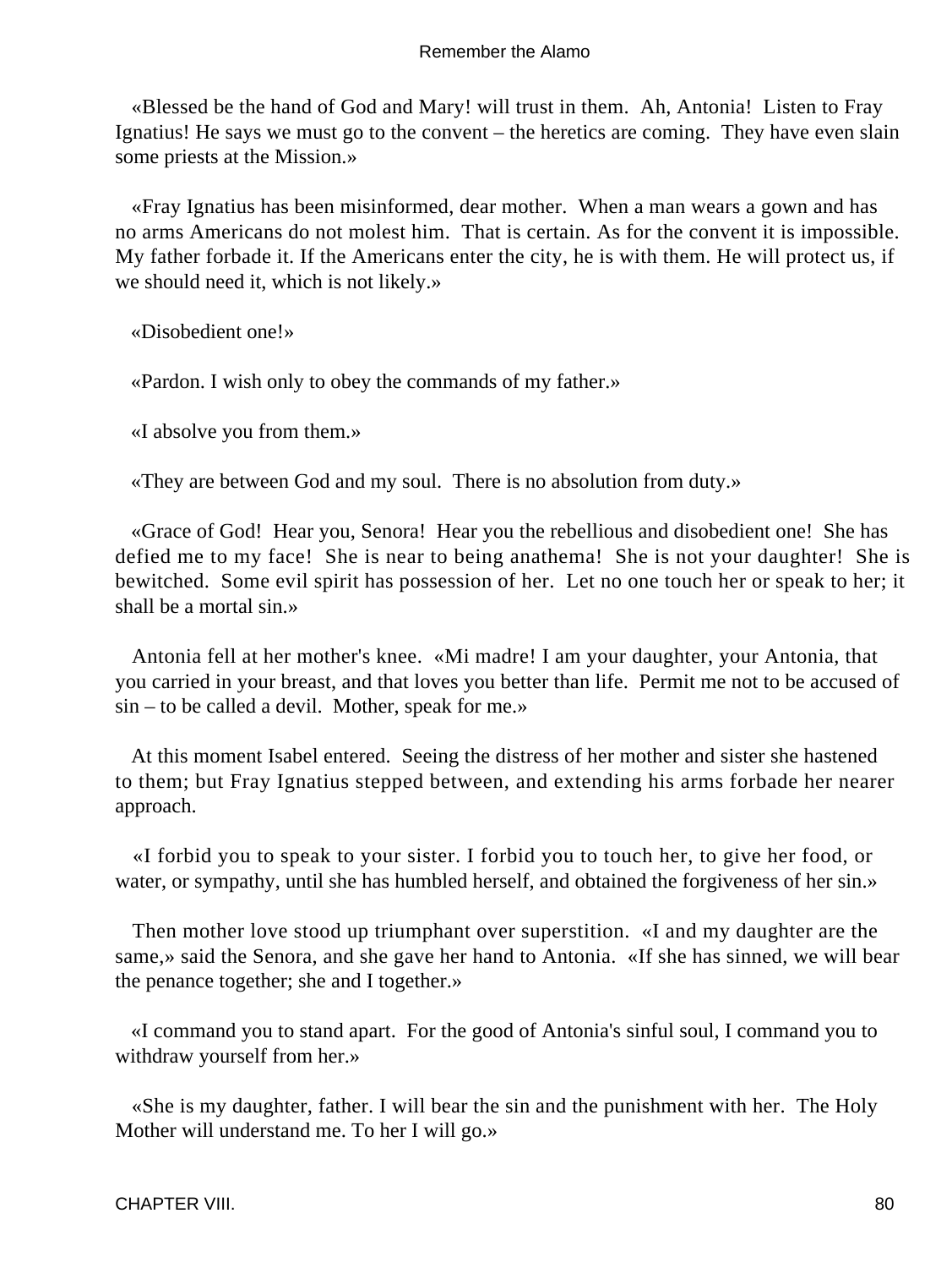«Blessed be the hand of God and Mary! will trust in them.  Ah, Antonia!  Listen to Fray Ignatius! He says we must go to the convent – the heretics are coming.  They have even slain some priests at the Mission.»

«Fray Ignatius has been misinformed, dear mother.  When a man wears a gown and has no arms Americans do not molest him.  That is certain. As for the convent it is impossible. My father forbade it. If the Americans enter the city, he is with them. He will protect us, if we should need it, which is not likely.»

«Disobedient one!»

«Pardon. I wish only to obey the commands of my father.»

«I absolve you from them.»

«They are between God and my soul.  There is no absolution from duty.»

«Grace of God!  Hear you, Senora!  Hear you the rebellious and disobedient one!  She has defied me to my face!  She is near to being anathema!  She is not your daughter!  She is bewitched.  Some evil spirit has possession of her.  Let no one touch her or speak to her; it shall be a mortal sin.»

Antonia fell at her mother's knee.  «Mi madre! I am your daughter, your Antonia, that you carried in your breast, and that loves you better than life.  Permit me not to be accused of sin – to be called a devil.  Mother, speak for me.»

At this moment Isabel entered.  Seeing the distress of her mother and sister she hastened to them; but Fray Ignatius stepped between, and extending his arms forbade her nearer approach.

«I forbid you to speak to your sister. I forbid you to touch her, to give her food, or water, or sympathy, until she has humbled herself, and obtained the forgiveness of her sin.»

Then mother love stood up triumphant over superstition.  «I and my daughter are the same,» said the Senora, and she gave her hand to Antonia.  «If she has sinned, we will bear the penance together; she and I together.»

«I command you to stand apart.  For the good of Antonia's sinful soul, I command you to withdraw yourself from her.»

«She is my daughter, father. I will bear the sin and the punishment with her.  The Holy Mother will understand me. To her I will go.»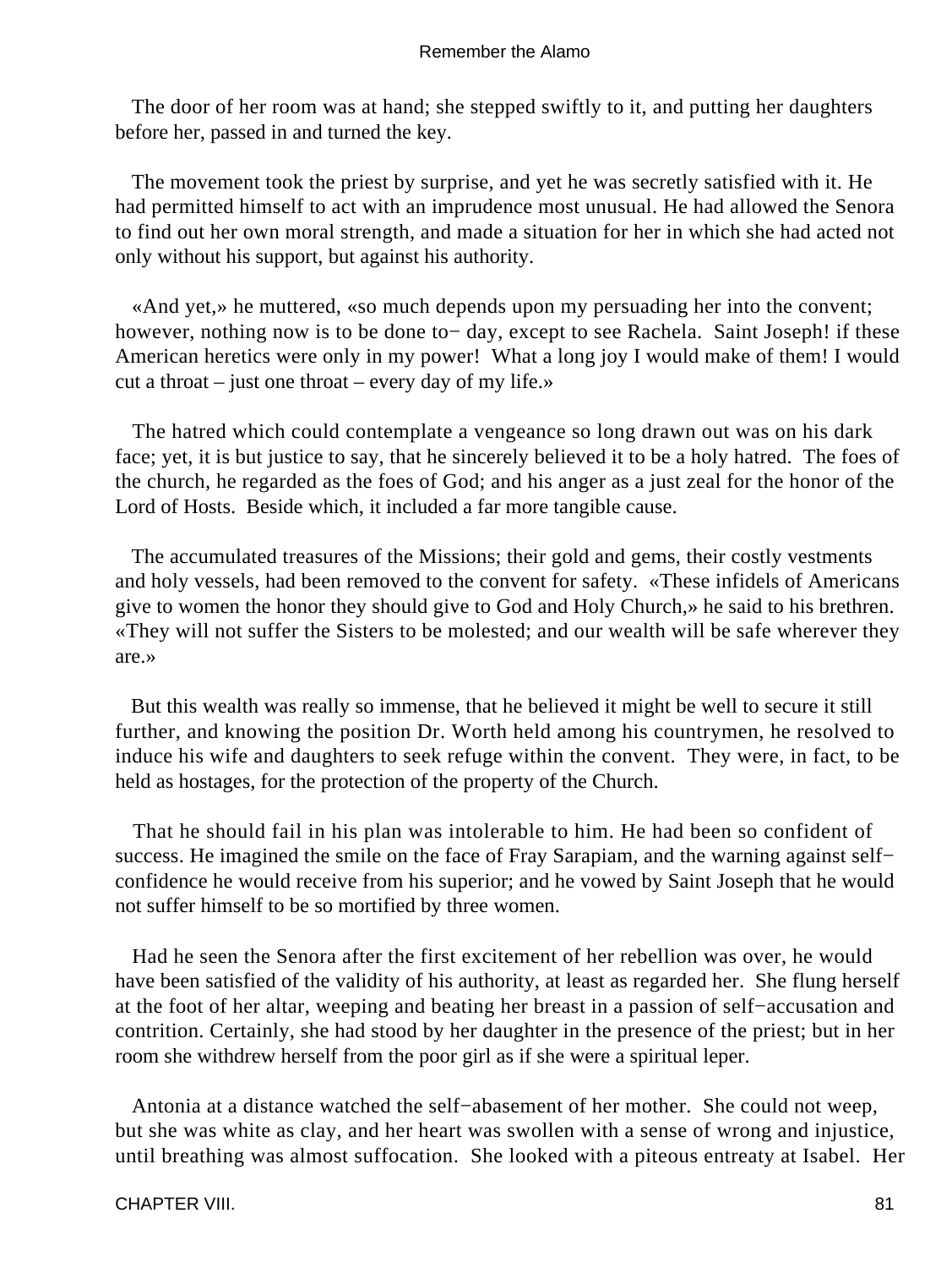The door of her room was at hand; she stepped swiftly to it, and putting her daughters before her, passed in and turned the key.

The movement took the priest by surprise, and yet he was secretly satisfied with it. He had permitted himself to act with an imprudence most unusual. He had allowed the Senora to find out her own moral strength, and made a situation for her in which she had acted not only without his support, but against his authority.

«And yet,» he muttered, «so much depends upon my persuading her into the convent; however, nothing now is to be done to− day, except to see Rachela. Saint Joseph! if these American heretics were only in my power! What a long joy I would make of them! I would cut a throat – just one throat – every day of my life.»

The hatred which could contemplate a vengeance so long drawn out was on his dark face; yet, it is but justice to say, that he sincerely believed it to be a holy hatred. The foes of the church, he regarded as the foes of God; and his anger as a just zeal for the honor of the Lord of Hosts. Beside which, it included a far more tangible cause.

The accumulated treasures of the Missions; their gold and gems, their costly vestments and holy vessels, had been removed to the convent for safety. «These infidels of Americans give to women the honor they should give to God and Holy Church,» he said to his brethren. «They will not suffer the Sisters to be molested; and our wealth will be safe wherever they are.»

But this wealth was really so immense, that he believed it might be well to secure it still further, and knowing the position Dr. Worth held among his countrymen, he resolved to induce his wife and daughters to seek refuge within the convent. They were, in fact, to be held as hostages, for the protection of the property of the Church.

That he should fail in his plan was intolerable to him. He had been so confident of success. He imagined the smile on the face of Fray Sarapiam, and the warning against self−confidence he would receive from his superior; and he vowed by Saint Joseph that he would not suffer himself to be so mortified by three women.

Had he seen the Senora after the first excitement of her rebellion was over, he would have been satisfied of the validity of his authority, at least as regarded her. She flung herself at the foot of her altar, weeping and beating her breast in a passion of self−accusation and contrition. Certainly, she had stood by her daughter in the presence of the priest; but in her room she withdrew herself from the poor girl as if she were a spiritual leper.

Antonia at a distance watched the self−abasement of her mother. She could not weep, but she was white as clay, and her heart was swollen with a sense of wrong and injustice, until breathing was almost suffocation. She looked with a piteous entreaty at Isabel. Her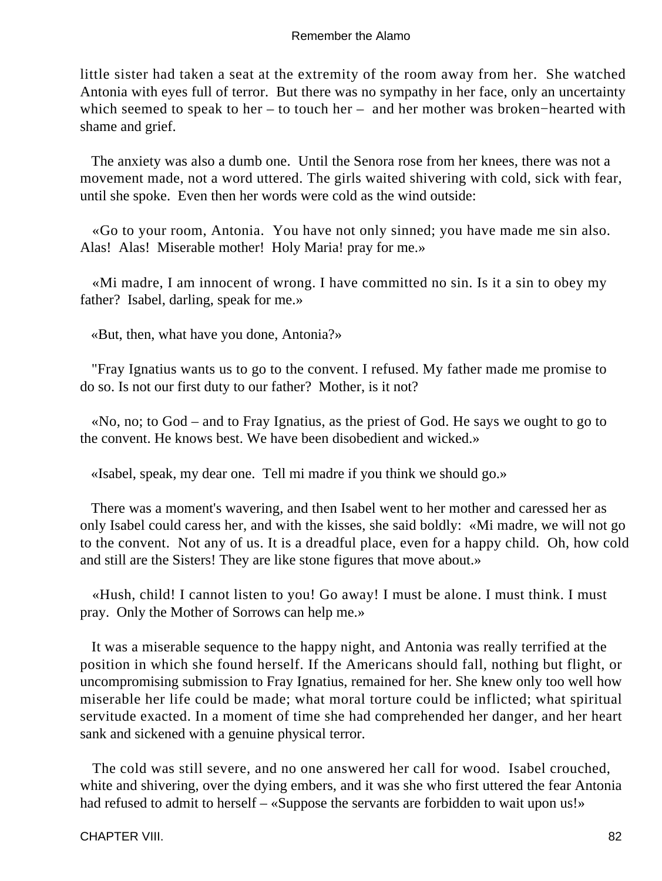little sister had taken a seat at the extremity of the room away from her. She watched Antonia with eyes full of terror. But there was no sympathy in her face, only an uncertainty which seemed to speak to her – to touch her – and her mother was broken−hearted with shame and grief.

The anxiety was also a dumb one. Until the Senora rose from her knees, there was not a movement made, not a word uttered. The girls waited shivering with cold, sick with fear, until she spoke. Even then her words were cold as the wind outside:

«Go to your room, Antonia. You have not only sinned; you have made me sin also. Alas! Alas! Miserable mother! Holy Maria! pray for me.»

«Mi madre, I am innocent of wrong. I have committed no sin. Is it a sin to obey my father? Isabel, darling, speak for me.»

«But, then, what have you done, Antonia?»

"Fray Ignatius wants us to go to the convent. I refused. My father made me promise to do so. Is not our first duty to our father? Mother, is it not?

«No, no; to God – and to Fray Ignatius, as the priest of God. He says we ought to go to the convent. He knows best. We have been disobedient and wicked.»

«Isabel, speak, my dear one. Tell mi madre if you think we should go.»

There was a moment's wavering, and then Isabel went to her mother and caressed her as only Isabel could caress her, and with the kisses, she said boldly: «Mi madre, we will not go to the convent. Not any of us. It is a dreadful place, even for a happy child. Oh, how cold and still are the Sisters! They are like stone figures that move about.»

«Hush, child! I cannot listen to you! Go away! I must be alone. I must think. I must pray. Only the Mother of Sorrows can help me.»

It was a miserable sequence to the happy night, and Antonia was really terrified at the position in which she found herself. If the Americans should fall, nothing but flight, or uncompromising submission to Fray Ignatius, remained for her. She knew only too well how miserable her life could be made; what moral torture could be inflicted; what spiritual servitude exacted. In a moment of time she had comprehended her danger, and her heart sank and sickened with a genuine physical terror.

The cold was still severe, and no one answered her call for wood. Isabel crouched, white and shivering, over the dying embers, and it was she who first uttered the fear Antonia had refused to admit to herself – «Suppose the servants are forbidden to wait upon us!»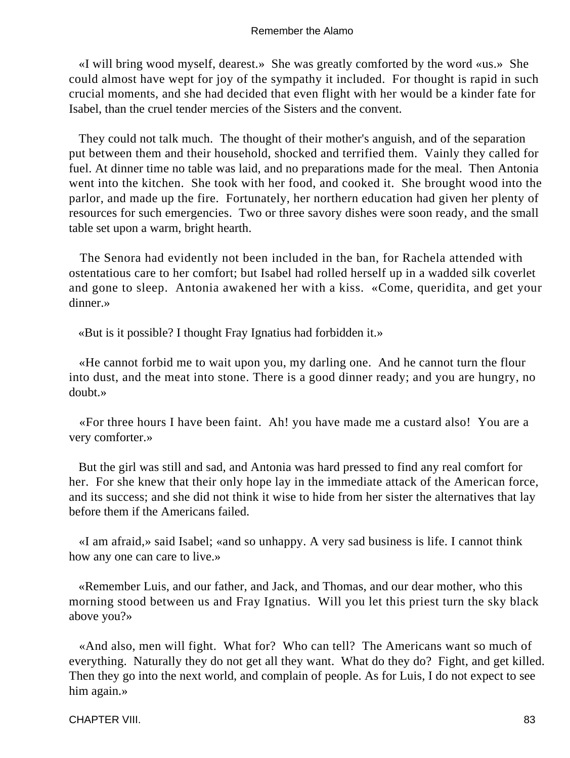«I will bring wood myself, dearest.» She was greatly comforted by the word «us.» She could almost have wept for joy of the sympathy it included. For thought is rapid in such crucial moments, and she had decided that even flight with her would be a kinder fate for Isabel, than the cruel tender mercies of the Sisters and the convent.

They could not talk much. The thought of their mother's anguish, and of the separation put between them and their household, shocked and terrified them. Vainly they called for fuel. At dinner time no table was laid, and no preparations made for the meal. Then Antonia went into the kitchen. She took with her food, and cooked it. She brought wood into the parlor, and made up the fire. Fortunately, her northern education had given her plenty of resources for such emergencies. Two or three savory dishes were soon ready, and the small table set upon a warm, bright hearth.

The Senora had evidently not been included in the ban, for Rachela attended with ostentatious care to her comfort; but Isabel had rolled herself up in a wadded silk coverlet and gone to sleep. Antonia awakened her with a kiss. «Come, queridita, and get your dinner.»

«But is it possible? I thought Fray Ignatius had forbidden it.»

«He cannot forbid me to wait upon you, my darling one. And he cannot turn the flour into dust, and the meat into stone. There is a good dinner ready; and you are hungry, no doubt.»

«For three hours I have been faint. Ah! you have made me a custard also! You are a very comforter.»

But the girl was still and sad, and Antonia was hard pressed to find any real comfort for her. For she knew that their only hope lay in the immediate attack of the American force, and its success; and she did not think it wise to hide from her sister the alternatives that lay before them if the Americans failed.

«I am afraid,» said Isabel; «and so unhappy. A very sad business is life. I cannot think how any one can care to live.»

«Remember Luis, and our father, and Jack, and Thomas, and our dear mother, who this morning stood between us and Fray Ignatius. Will you let this priest turn the sky black above you?»

«And also, men will fight. What for? Who can tell? The Americans want so much of everything. Naturally they do not get all they want. What do they do? Fight, and get killed. Then they go into the next world, and complain of people. As for Luis, I do not expect to see him again.»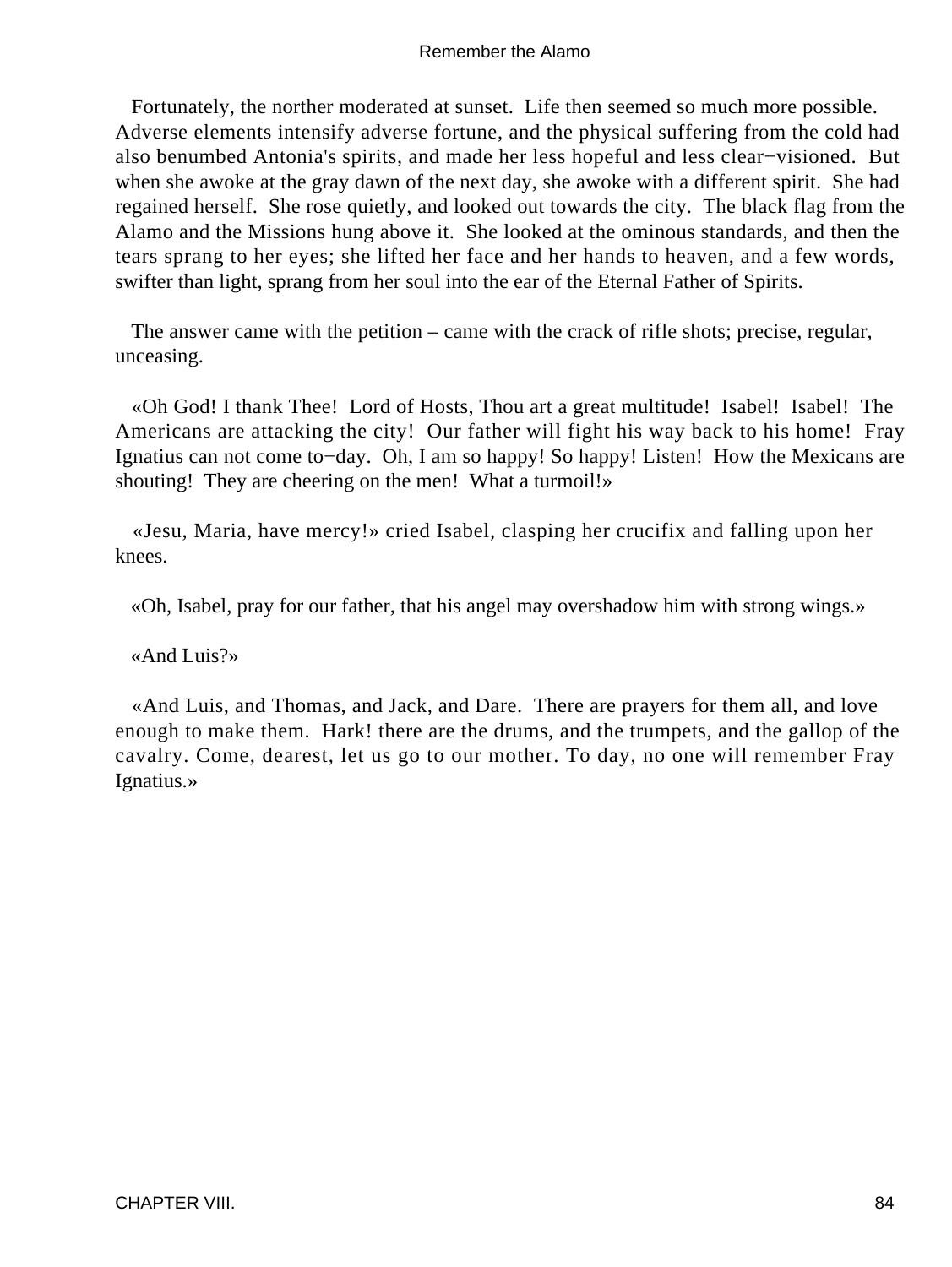Fortunately, the norther moderated at sunset. Life then seemed so much more possible. Adverse elements intensify adverse fortune, and the physical suffering from the cold had also benumbed Antonia's spirits, and made her less hopeful and less clear−visioned. But when she awoke at the gray dawn of the next day, she awoke with a different spirit. She had regained herself. She rose quietly, and looked out towards the city. The black flag from the Alamo and the Missions hung above it. She looked at the ominous standards, and then the tears sprang to her eyes; she lifted her face and her hands to heaven, and a few words, swifter than light, sprang from her soul into the ear of the Eternal Father of Spirits.

The answer came with the petition – came with the crack of rifle shots; precise, regular, unceasing.

«Oh God! I thank Thee! Lord of Hosts, Thou art a great multitude! Isabel! Isabel! The Americans are attacking the city! Our father will fight his way back to his home! Fray Ignatius can not come to−day. Oh, I am so happy! So happy! Listen! How the Mexicans are shouting! They are cheering on the men! What a turmoil!»

«Jesu, Maria, have mercy!» cried Isabel, clasping her crucifix and falling upon her knees.

«Oh, Isabel, pray for our father, that his angel may overshadow him with strong wings.»

«And Luis?»

«And Luis, and Thomas, and Jack, and Dare. There are prayers for them all, and love enough to make them. Hark! there are the drums, and the trumpets, and the gallop of the cavalry. Come, dearest, let us go to our mother. To day, no one will remember Fray Ignatius.»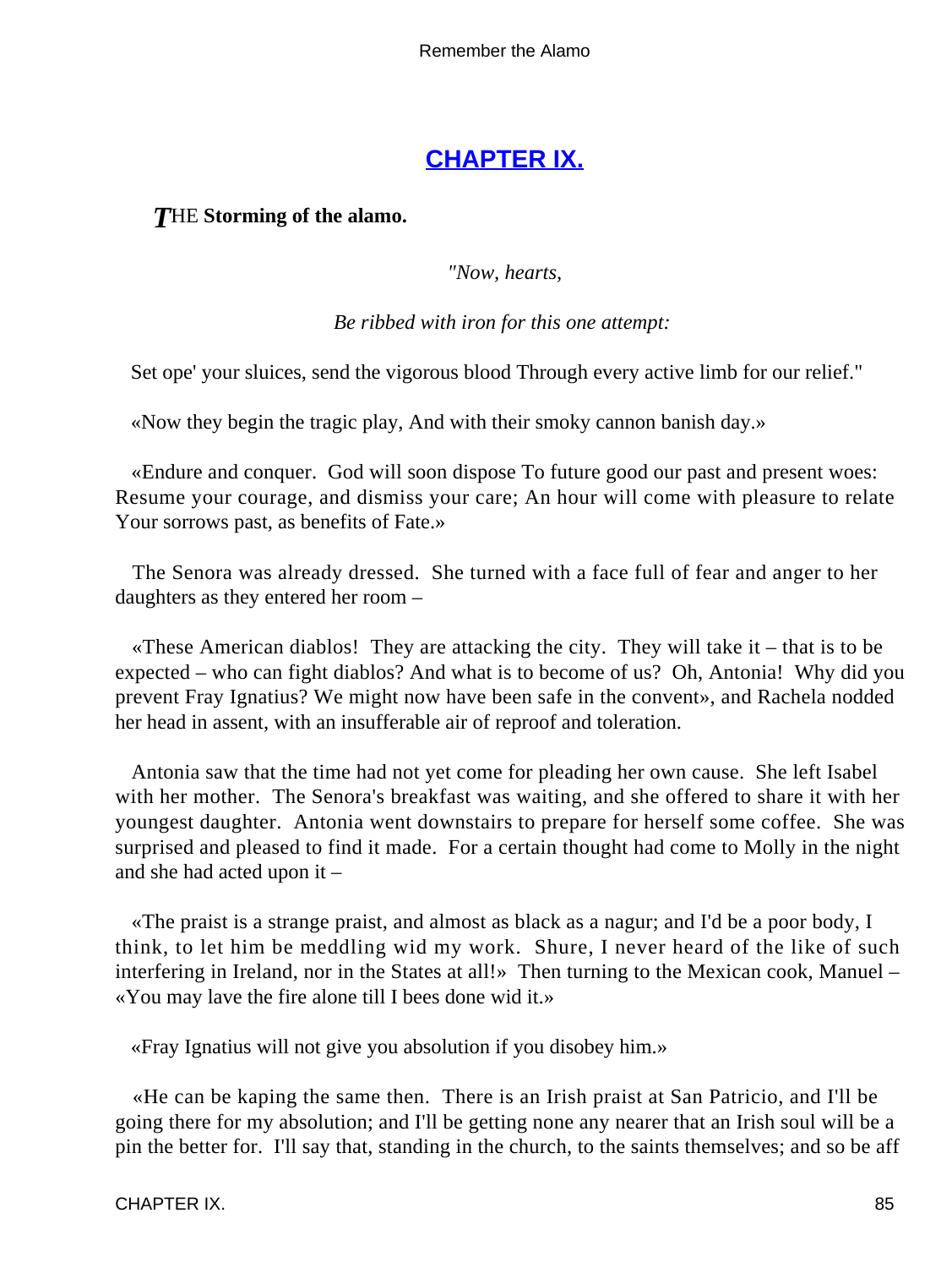## [CHAPTER IX.](#)

***T*HE Storming of the alamo.**

*"Now, hearts,*

*Be ribbed with iron for this one attempt:*

Set ope' your sluices, send the vigorous blood Through every active limb for our relief."

«Now they begin the tragic play, And with their smoky cannon banish day.»

«Endure and conquer. God will soon dispose To future good our past and present woes: Resume your courage, and dismiss your care; An hour will come with pleasure to relate Your sorrows past, as benefits of Fate.»

The Senora was already dressed. She turned with a face full of fear and anger to her daughters as they entered her room –

«These American diablos! They are attacking the city. They will take it – that is to be expected – who can fight diablos? And what is to become of us? Oh, Antonia! Why did you prevent Fray Ignatius? We might now have been safe in the convent», and Rachela nodded her head in assent, with an insufferable air of reproof and toleration.

Antonia saw that the time had not yet come for pleading her own cause. She left Isabel with her mother. The Senora's breakfast was waiting, and she offered to share it with her youngest daughter. Antonia went downstairs to prepare for herself some coffee. She was surprised and pleased to find it made. For a certain thought had come to Molly in the night and she had acted upon it –

«The praist is a strange praist, and almost as black as a nagur; and I'd be a poor body, I think, to let him be meddling wid my work. Shure, I never heard of the like of such interfering in Ireland, nor in the States at all!» Then turning to the Mexican cook, Manuel – «You may lave the fire alone till I bees done wid it.»

«Fray Ignatius will not give you absolution if you disobey him.»

«He can be kaping the same then. There is an Irish praist at San Patricio, and I'll be going there for my absolution; and I'll be getting none any nearer that an Irish soul will be a pin the better for. I'll say that, standing in the church, to the saints themselves; and so be aff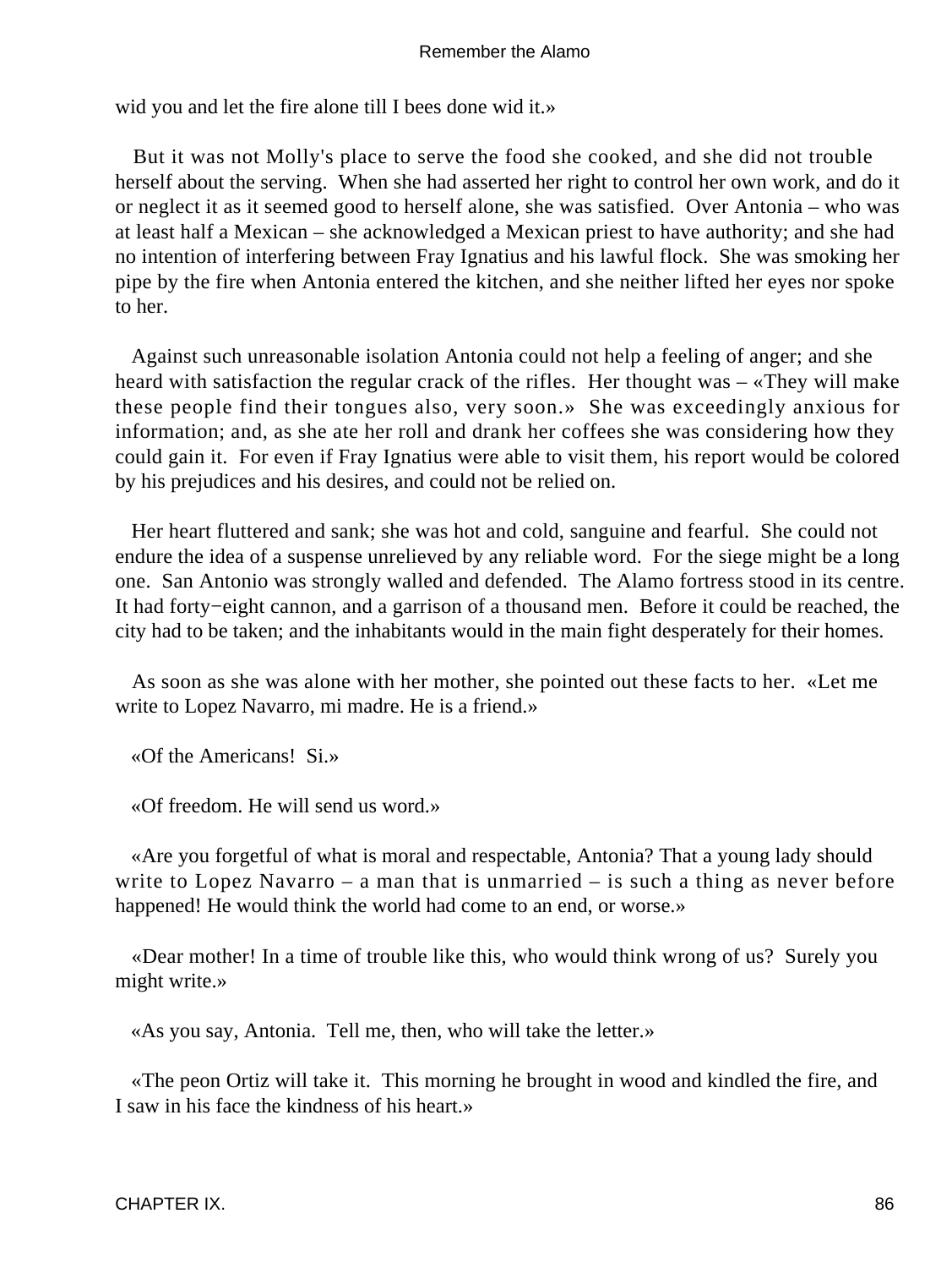wid you and let the fire alone till I bees done wid it.»

But it was not Molly's place to serve the food she cooked, and she did not trouble herself about the serving. When she had asserted her right to control her own work, and do it or neglect it as it seemed good to herself alone, she was satisfied. Over Antonia – who was at least half a Mexican – she acknowledged a Mexican priest to have authority; and she had no intention of interfering between Fray Ignatius and his lawful flock. She was smoking her pipe by the fire when Antonia entered the kitchen, and she neither lifted her eyes nor spoke to her.

Against such unreasonable isolation Antonia could not help a feeling of anger; and she heard with satisfaction the regular crack of the rifles. Her thought was – «They will make these people find their tongues also, very soon.» She was exceedingly anxious for information; and, as she ate her roll and drank her coffees she was considering how they could gain it. For even if Fray Ignatius were able to visit them, his report would be colored by his prejudices and his desires, and could not be relied on.

Her heart fluttered and sank; she was hot and cold, sanguine and fearful. She could not endure the idea of a suspense unrelieved by any reliable word. For the siege might be a long one. San Antonio was strongly walled and defended. The Alamo fortress stood in its centre. It had forty−eight cannon, and a garrison of a thousand men. Before it could be reached, the city had to be taken; and the inhabitants would in the main fight desperately for their homes.

As soon as she was alone with her mother, she pointed out these facts to her. «Let me write to Lopez Navarro, mi madre. He is a friend.»

«Of the Americans! Si.»

«Of freedom. He will send us word.»

«Are you forgetful of what is moral and respectable, Antonia? That a young lady should write to Lopez Navarro – a man that is unmarried – is such a thing as never before happened! He would think the world had come to an end, or worse.»

«Dear mother! In a time of trouble like this, who would think wrong of us? Surely you might write.»

«As you say, Antonia. Tell me, then, who will take the letter.»

«The peon Ortiz will take it. This morning he brought in wood and kindled the fire, and I saw in his face the kindness of his heart.»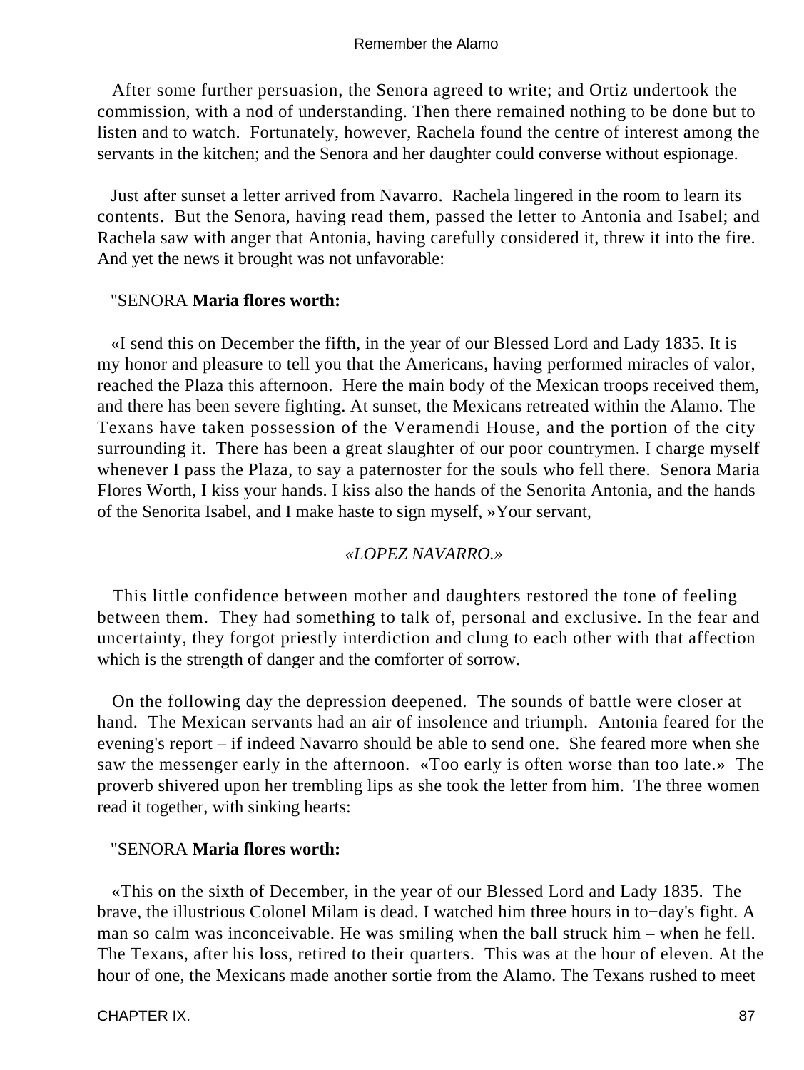After some further persuasion, the Senora agreed to write; and Ortiz undertook the commission, with a nod of understanding. Then there remained nothing to be done but to listen and to watch. Fortunately, however, Rachela found the centre of interest among the servants in the kitchen; and the Senora and her daughter could converse without espionage.

Just after sunset a letter arrived from Navarro. Rachela lingered in the room to learn its contents. But the Senora, having read them, passed the letter to Antonia and Isabel; and Rachela saw with anger that Antonia, having carefully considered it, threw it into the fire. And yet the news it brought was not unfavorable:

"SENORA **Maria flores worth:**

«I send this on December the fifth, in the year of our Blessed Lord and Lady 1835. It is my honor and pleasure to tell you that the Americans, having performed miracles of valor, reached the Plaza this afternoon. Here the main body of the Mexican troops received them, and there has been severe fighting. At sunset, the Mexicans retreated within the Alamo. The Texans have taken possession of the Veramendi House, and the portion of the city surrounding it. There has been a great slaughter of our poor countrymen. I charge myself whenever I pass the Plaza, to say a paternoster for the souls who fell there. Senora Maria Flores Worth, I kiss your hands. I kiss also the hands of the Senorita Antonia, and the hands of the Senorita Isabel, and I make haste to sign myself, »Your servant,

*«LOPEZ NAVARRO.»*

This little confidence between mother and daughters restored the tone of feeling between them. They had something to talk of, personal and exclusive. In the fear and uncertainty, they forgot priestly interdiction and clung to each other with that affection which is the strength of danger and the comforter of sorrow.

On the following day the depression deepened. The sounds of battle were closer at hand. The Mexican servants had an air of insolence and triumph. Antonia feared for the evening's report – if indeed Navarro should be able to send one. She feared more when she saw the messenger early in the afternoon. «Too early is often worse than too late.» The proverb shivered upon her trembling lips as she took the letter from him. The three women read it together, with sinking hearts:

"SENORA **Maria flores worth:**

«This on the sixth of December, in the year of our Blessed Lord and Lady 1835. The brave, the illustrious Colonel Milam is dead. I watched him three hours in to−day's fight. A man so calm was inconceivable. He was smiling when the ball struck him – when he fell. The Texans, after his loss, retired to their quarters. This was at the hour of eleven. At the hour of one, the Mexicans made another sortie from the Alamo. The Texans rushed to meet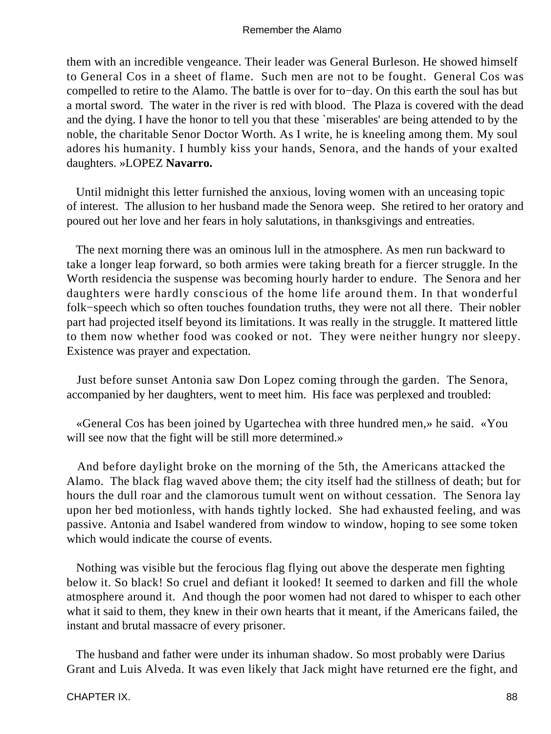them with an incredible vengeance. Their leader was General Burleson. He showed himself to General Cos in a sheet of flame. Such men are not to be fought. General Cos was compelled to retire to the Alamo. The battle is over for to−day. On this earth the soul has but a mortal sword. The water in the river is red with blood. The Plaza is covered with the dead and the dying. I have the honor to tell you that these `miserables' are being attended to by the noble, the charitable Senor Doctor Worth. As I write, he is kneeling among them. My soul adores his humanity. I humbly kiss your hands, Senora, and the hands of your exalted daughters. »LOPEZ **Navarro.**

Until midnight this letter furnished the anxious, loving women with an unceasing topic of interest. The allusion to her husband made the Senora weep. She retired to her oratory and poured out her love and her fears in holy salutations, in thanksgivings and entreaties.

The next morning there was an ominous lull in the atmosphere. As men run backward to take a longer leap forward, so both armies were taking breath for a fiercer struggle. In the Worth residencia the suspense was becoming hourly harder to endure. The Senora and her daughters were hardly conscious of the home life around them. In that wonderful folk−speech which so often touches foundation truths, they were not all there. Their nobler part had projected itself beyond its limitations. It was really in the struggle. It mattered little to them now whether food was cooked or not. They were neither hungry nor sleepy. Existence was prayer and expectation.

Just before sunset Antonia saw Don Lopez coming through the garden. The Senora, accompanied by her daughters, went to meet him. His face was perplexed and troubled:

«General Cos has been joined by Ugartechea with three hundred men,» he said. «You will see now that the fight will be still more determined.»

And before daylight broke on the morning of the 5th, the Americans attacked the Alamo. The black flag waved above them; the city itself had the stillness of death; but for hours the dull roar and the clamorous tumult went on without cessation. The Senora lay upon her bed motionless, with hands tightly locked. She had exhausted feeling, and was passive. Antonia and Isabel wandered from window to window, hoping to see some token which would indicate the course of events.

Nothing was visible but the ferocious flag flying out above the desperate men fighting below it. So black! So cruel and defiant it looked! It seemed to darken and fill the whole atmosphere around it. And though the poor women had not dared to whisper to each other what it said to them, they knew in their own hearts that it meant, if the Americans failed, the instant and brutal massacre of every prisoner.

The husband and father were under its inhuman shadow. So most probably were Darius Grant and Luis Alveda. It was even likely that Jack might have returned ere the fight, and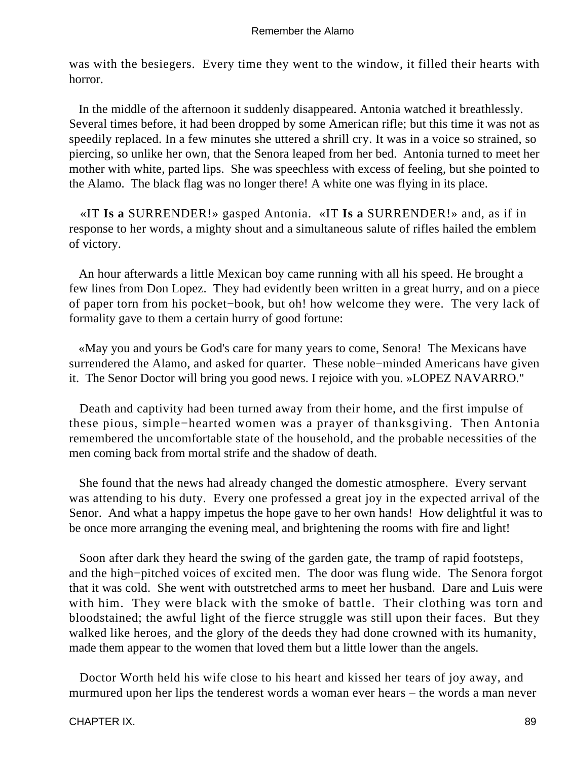was with the besiegers. Every time they went to the window, it filled their hearts with horror.

In the middle of the afternoon it suddenly disappeared. Antonia watched it breathlessly. Several times before, it had been dropped by some American rifle; but this time it was not as speedily replaced. In a few minutes she uttered a shrill cry. It was in a voice so strained, so piercing, so unlike her own, that the Senora leaped from her bed. Antonia turned to meet her mother with white, parted lips. She was speechless with excess of feeling, but she pointed to the Alamo. The black flag was no longer there! A white one was flying in its place.

«IT **Is a** SURRENDER!» gasped Antonia. «IT **Is a** SURRENDER!» and, as if in response to her words, a mighty shout and a simultaneous salute of rifles hailed the emblem of victory.

An hour afterwards a little Mexican boy came running with all his speed. He brought a few lines from Don Lopez. They had evidently been written in a great hurry, and on a piece of paper torn from his pocket−book, but oh! how welcome they were. The very lack of formality gave to them a certain hurry of good fortune:

«May you and yours be God's care for many years to come, Senora! The Mexicans have surrendered the Alamo, and asked for quarter. These noble−minded Americans have given it. The Senor Doctor will bring you good news. I rejoice with you. »LOPEZ NAVARRO."

Death and captivity had been turned away from their home, and the first impulse of these pious, simple−hearted women was a prayer of thanksgiving. Then Antonia remembered the uncomfortable state of the household, and the probable necessities of the men coming back from mortal strife and the shadow of death.

She found that the news had already changed the domestic atmosphere. Every servant was attending to his duty. Every one professed a great joy in the expected arrival of the Senor. And what a happy impetus the hope gave to her own hands! How delightful it was to be once more arranging the evening meal, and brightening the rooms with fire and light!

Soon after dark they heard the swing of the garden gate, the tramp of rapid footsteps, and the high−pitched voices of excited men. The door was flung wide. The Senora forgot that it was cold. She went with outstretched arms to meet her husband. Dare and Luis were with him. They were black with the smoke of battle. Their clothing was torn and bloodstained; the awful light of the fierce struggle was still upon their faces. But they walked like heroes, and the glory of the deeds they had done crowned with its humanity, made them appear to the women that loved them but a little lower than the angels.

Doctor Worth held his wife close to his heart and kissed her tears of joy away, and murmured upon her lips the tenderest words a woman ever hears – the words a man never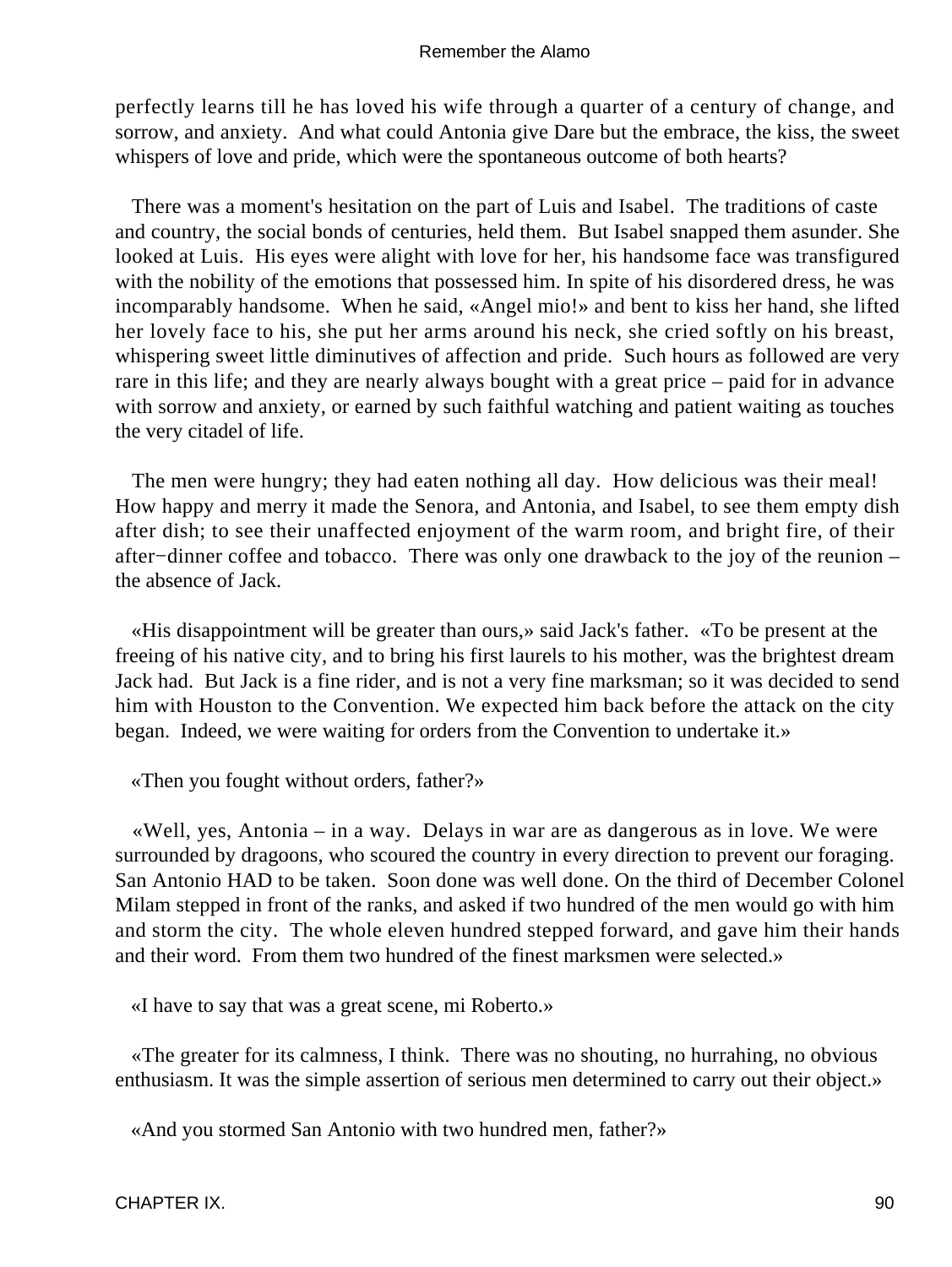perfectly learns till he has loved his wife through a quarter of a century of change, and sorrow, and anxiety. And what could Antonia give Dare but the embrace, the kiss, the sweet whispers of love and pride, which were the spontaneous outcome of both hearts?

There was a moment's hesitation on the part of Luis and Isabel. The traditions of caste and country, the social bonds of centuries, held them. But Isabel snapped them asunder. She looked at Luis. His eyes were alight with love for her, his handsome face was transfigured with the nobility of the emotions that possessed him. In spite of his disordered dress, he was incomparably handsome. When he said, «Angel mio!» and bent to kiss her hand, she lifted her lovely face to his, she put her arms around his neck, she cried softly on his breast, whispering sweet little diminutives of affection and pride. Such hours as followed are very rare in this life; and they are nearly always bought with a great price – paid for in advance with sorrow and anxiety, or earned by such faithful watching and patient waiting as touches the very citadel of life.

The men were hungry; they had eaten nothing all day. How delicious was their meal! How happy and merry it made the Senora, and Antonia, and Isabel, to see them empty dish after dish; to see their unaffected enjoyment of the warm room, and bright fire, of their after−dinner coffee and tobacco. There was only one drawback to the joy of the reunion – the absence of Jack.

«His disappointment will be greater than ours,» said Jack's father. «To be present at the freeing of his native city, and to bring his first laurels to his mother, was the brightest dream Jack had. But Jack is a fine rider, and is not a very fine marksman; so it was decided to send him with Houston to the Convention. We expected him back before the attack on the city began. Indeed, we were waiting for orders from the Convention to undertake it.»

«Then you fought without orders, father?»

«Well, yes, Antonia – in a way. Delays in war are as dangerous as in love. We were surrounded by dragoons, who scoured the country in every direction to prevent our foraging. San Antonio HAD to be taken. Soon done was well done. On the third of December Colonel Milam stepped in front of the ranks, and asked if two hundred of the men would go with him and storm the city. The whole eleven hundred stepped forward, and gave him their hands and their word. From them two hundred of the finest marksmen were selected.»

«I have to say that was a great scene, mi Roberto.»

«The greater for its calmness, I think. There was no shouting, no hurrahing, no obvious enthusiasm. It was the simple assertion of serious men determined to carry out their object.»

«And you stormed San Antonio with two hundred men, father?»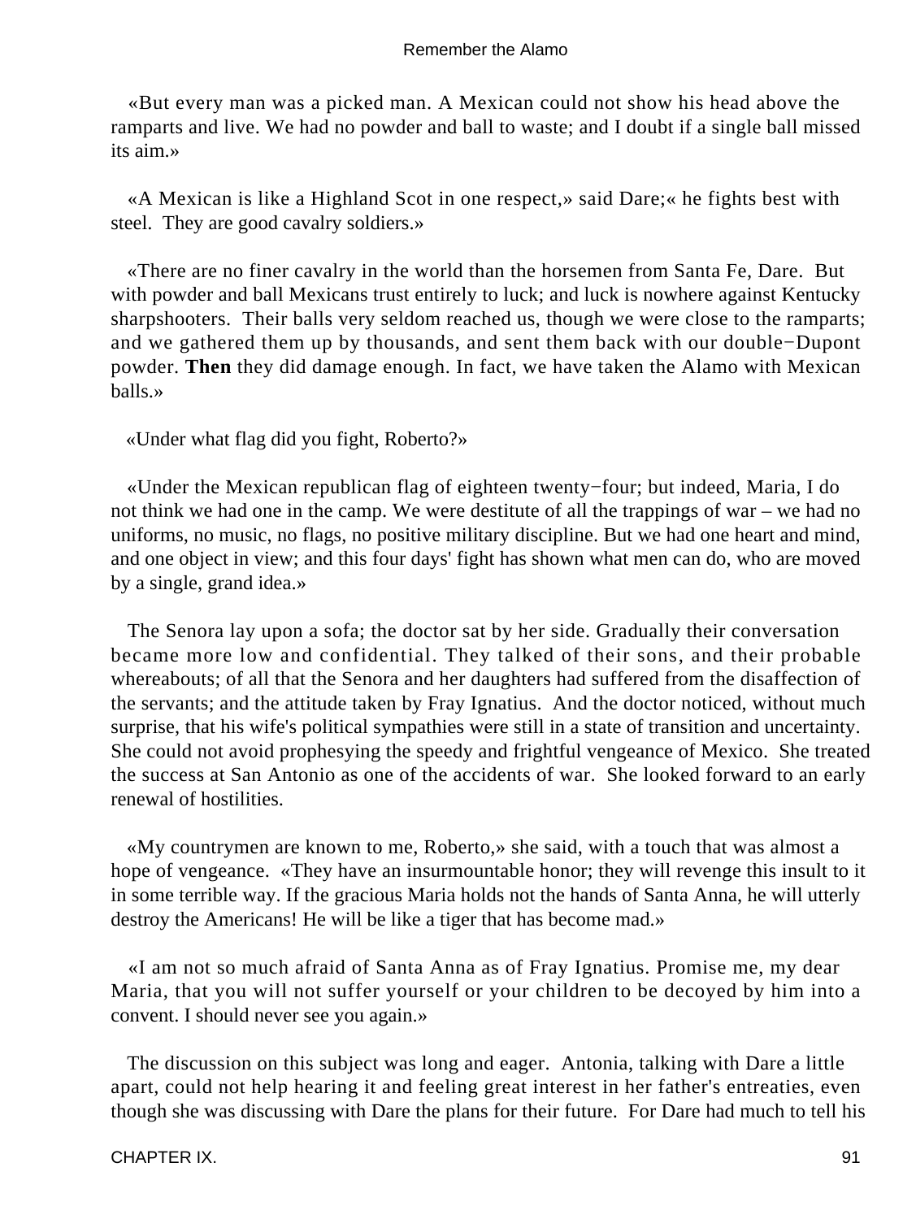«But every man was a picked man. A Mexican could not show his head above the ramparts and live. We had no powder and ball to waste; and I doubt if a single ball missed its aim.»

«A Mexican is like a Highland Scot in one respect,» said Dare;« he fights best with steel. They are good cavalry soldiers.»

«There are no finer cavalry in the world than the horsemen from Santa Fe, Dare. But with powder and ball Mexicans trust entirely to luck; and luck is nowhere against Kentucky sharpshooters. Their balls very seldom reached us, though we were close to the ramparts; and we gathered them up by thousands, and sent them back with our double−Dupont powder. **Then** they did damage enough. In fact, we have taken the Alamo with Mexican balls.»

«Under what flag did you fight, Roberto?»

«Under the Mexican republican flag of eighteen twenty−four; but indeed, Maria, I do not think we had one in the camp. We were destitute of all the trappings of war – we had no uniforms, no music, no flags, no positive military discipline. But we had one heart and mind, and one object in view; and this four days' fight has shown what men can do, who are moved by a single, grand idea.»

The Senora lay upon a sofa; the doctor sat by her side. Gradually their conversation became more low and confidential. They talked of their sons, and their probable whereabouts; of all that the Senora and her daughters had suffered from the disaffection of the servants; and the attitude taken by Fray Ignatius. And the doctor noticed, without much surprise, that his wife's political sympathies were still in a state of transition and uncertainty. She could not avoid prophesying the speedy and frightful vengeance of Mexico. She treated the success at San Antonio as one of the accidents of war. She looked forward to an early renewal of hostilities.

«My countrymen are known to me, Roberto,» she said, with a touch that was almost a hope of vengeance. «They have an insurmountable honor; they will revenge this insult to it in some terrible way. If the gracious Maria holds not the hands of Santa Anna, he will utterly destroy the Americans! He will be like a tiger that has become mad.»

«I am not so much afraid of Santa Anna as of Fray Ignatius. Promise me, my dear Maria, that you will not suffer yourself or your children to be decoyed by him into a convent. I should never see you again.»

The discussion on this subject was long and eager. Antonia, talking with Dare a little apart, could not help hearing it and feeling great interest in her father's entreaties, even though she was discussing with Dare the plans for their future. For Dare had much to tell his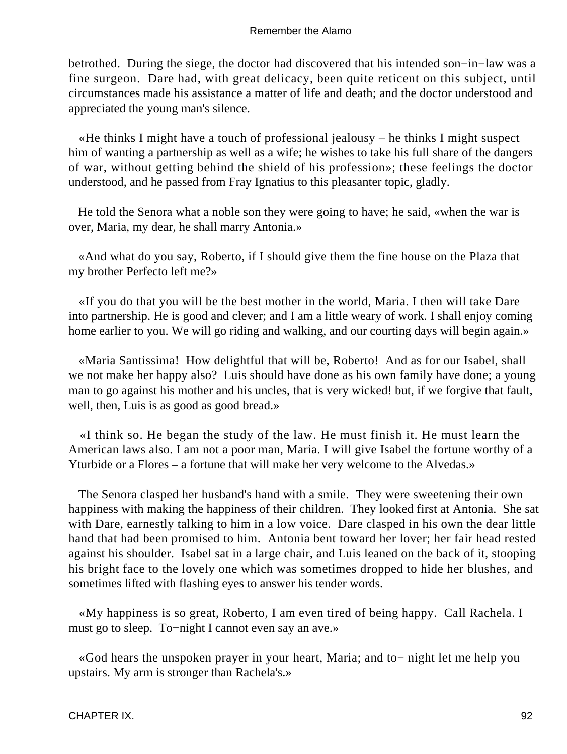betrothed. During the siege, the doctor had discovered that his intended son−in−law was a fine surgeon. Dare had, with great delicacy, been quite reticent on this subject, until circumstances made his assistance a matter of life and death; and the doctor understood and appreciated the young man's silence.

«He thinks I might have a touch of professional jealousy – he thinks I might suspect him of wanting a partnership as well as a wife; he wishes to take his full share of the dangers of war, without getting behind the shield of his profession»; these feelings the doctor understood, and he passed from Fray Ignatius to this pleasanter topic, gladly.

He told the Senora what a noble son they were going to have; he said, «when the war is over, Maria, my dear, he shall marry Antonia.»

«And what do you say, Roberto, if I should give them the fine house on the Plaza that my brother Perfecto left me?»

«If you do that you will be the best mother in the world, Maria. I then will take Dare into partnership. He is good and clever; and I am a little weary of work. I shall enjoy coming home earlier to you. We will go riding and walking, and our courting days will begin again.»

«Maria Santissima! How delightful that will be, Roberto! And as for our Isabel, shall we not make her happy also? Luis should have done as his own family have done; a young man to go against his mother and his uncles, that is very wicked! but, if we forgive that fault, well, then, Luis is as good as good bread.»

«I think so. He began the study of the law. He must finish it. He must learn the American laws also. I am not a poor man, Maria. I will give Isabel the fortune worthy of a Yturbide or a Flores – a fortune that will make her very welcome to the Alvedas.»

The Senora clasped her husband's hand with a smile. They were sweetening their own happiness with making the happiness of their children. They looked first at Antonia. She sat with Dare, earnestly talking to him in a low voice. Dare clasped in his own the dear little hand that had been promised to him. Antonia bent toward her lover; her fair head rested against his shoulder. Isabel sat in a large chair, and Luis leaned on the back of it, stooping his bright face to the lovely one which was sometimes dropped to hide her blushes, and sometimes lifted with flashing eyes to answer his tender words.

«My happiness is so great, Roberto, I am even tired of being happy. Call Rachela. I must go to sleep. To−night I cannot even say an ave.»

«God hears the unspoken prayer in your heart, Maria; and to− night let me help you upstairs. My arm is stronger than Rachela's.»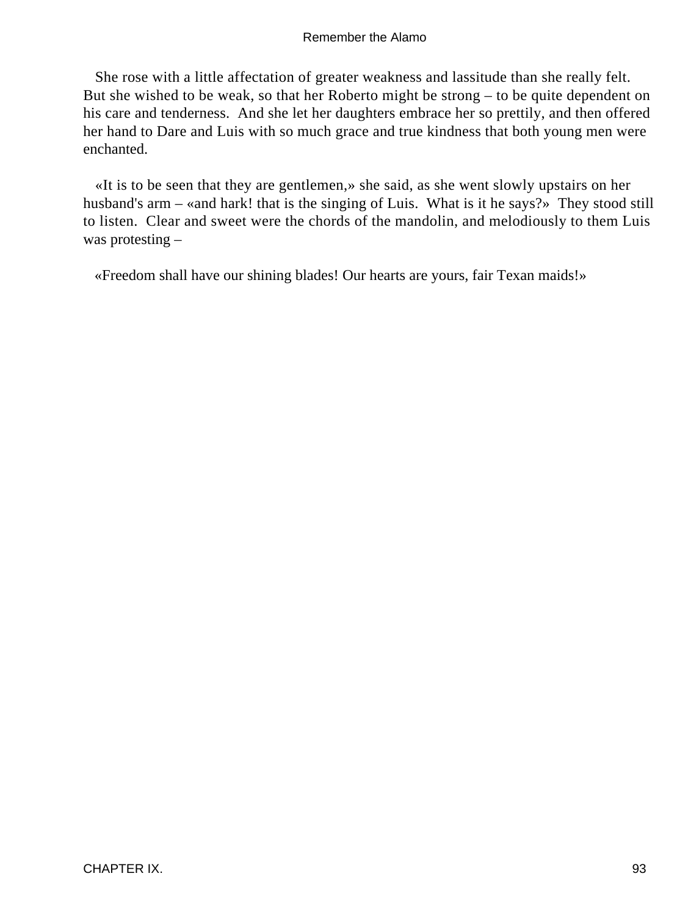She rose with a little affectation of greater weakness and lassitude than she really felt. But she wished to be weak, so that her Roberto might be strong – to be quite dependent on his care and tenderness. And she let her daughters embrace her so prettily, and then offered her hand to Dare and Luis with so much grace and true kindness that both young men were enchanted.

«It is to be seen that they are gentlemen,» she said, as she went slowly upstairs on her husband's arm – «and hark! that is the singing of Luis. What is it he says?» They stood still to listen. Clear and sweet were the chords of the mandolin, and melodiously to them Luis was protesting –

«Freedom shall have our shining blades! Our hearts are yours, fair Texan maids!»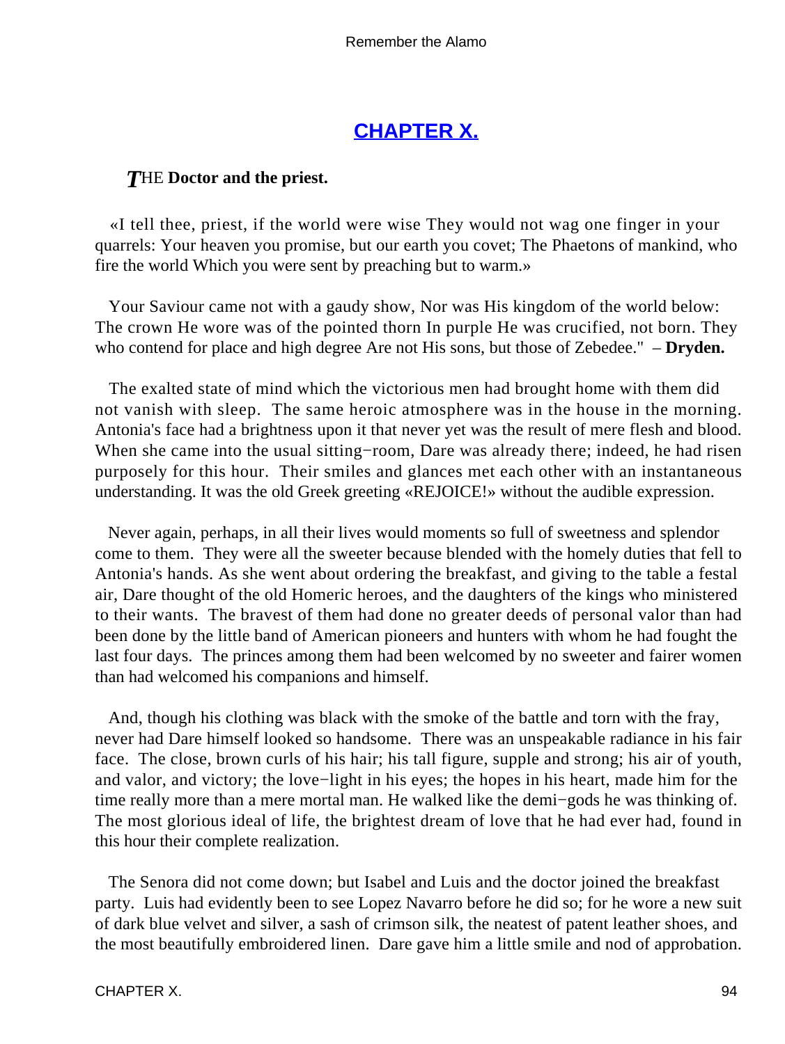## CHAPTER X.

***T**HE* **Doctor and the priest.**

«I tell thee, priest, if the world were wise They would not wag one finger in your quarrels: Your heaven you promise, but our earth you covet; The Phaetons of mankind, who fire the world Which you were sent by preaching but to warm.»

Your Saviour came not with a gaudy show, Nor was His kingdom of the world below: The crown He wore was of the pointed thorn In purple He was crucified, not born. They who contend for place and high degree Are not His sons, but those of Zebedee." – **Dryden.**

The exalted state of mind which the victorious men had brought home with them did not vanish with sleep. The same heroic atmosphere was in the house in the morning. Antonia's face had a brightness upon it that never yet was the result of mere flesh and blood. When she came into the usual sitting−room, Dare was already there; indeed, he had risen purposely for this hour. Their smiles and glances met each other with an instantaneous understanding. It was the old Greek greeting «REJOICE!» without the audible expression.

Never again, perhaps, in all their lives would moments so full of sweetness and splendor come to them. They were all the sweeter because blended with the homely duties that fell to Antonia's hands. As she went about ordering the breakfast, and giving to the table a festal air, Dare thought of the old Homeric heroes, and the daughters of the kings who ministered to their wants. The bravest of them had done no greater deeds of personal valor than had been done by the little band of American pioneers and hunters with whom he had fought the last four days. The princes among them had been welcomed by no sweeter and fairer women than had welcomed his companions and himself.

And, though his clothing was black with the smoke of the battle and torn with the fray, never had Dare himself looked so handsome. There was an unspeakable radiance in his fair face. The close, brown curls of his hair; his tall figure, supple and strong; his air of youth, and valor, and victory; the love−light in his eyes; the hopes in his heart, made him for the time really more than a mere mortal man. He walked like the demi−gods he was thinking of. The most glorious ideal of life, the brightest dream of love that he had ever had, found in this hour their complete realization.

The Senora did not come down; but Isabel and Luis and the doctor joined the breakfast party. Luis had evidently been to see Lopez Navarro before he did so; for he wore a new suit of dark blue velvet and silver, a sash of crimson silk, the neatest of patent leather shoes, and the most beautifully embroidered linen. Dare gave him a little smile and nod of approbation.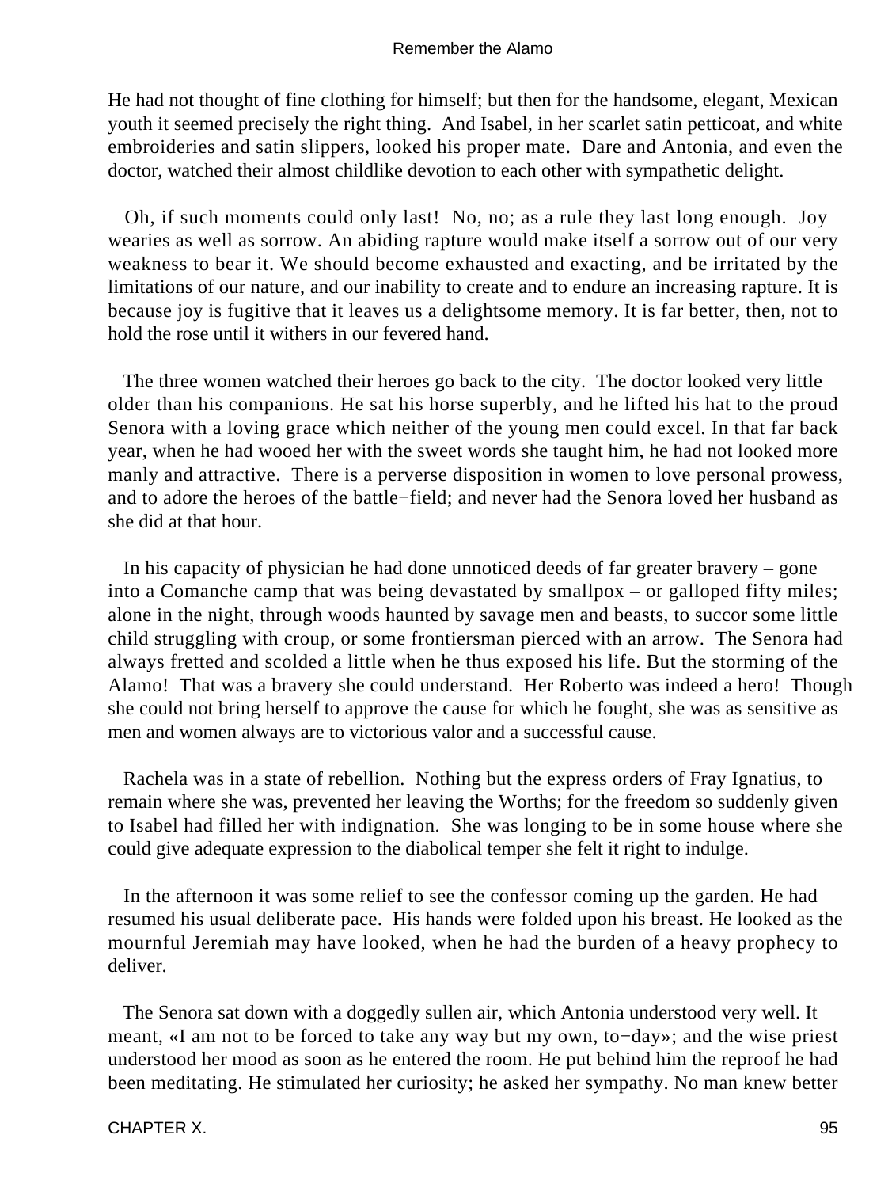He had not thought of fine clothing for himself; but then for the handsome, elegant, Mexican youth it seemed precisely the right thing. And Isabel, in her scarlet satin petticoat, and white embroideries and satin slippers, looked his proper mate. Dare and Antonia, and even the doctor, watched their almost childlike devotion to each other with sympathetic delight.

Oh, if such moments could only last! No, no; as a rule they last long enough. Joy wearies as well as sorrow. An abiding rapture would make itself a sorrow out of our very weakness to bear it. We should become exhausted and exacting, and be irritated by the limitations of our nature, and our inability to create and to endure an increasing rapture. It is because joy is fugitive that it leaves us a delightsome memory. It is far better, then, not to hold the rose until it withers in our fevered hand.

The three women watched their heroes go back to the city. The doctor looked very little older than his companions. He sat his horse superbly, and he lifted his hat to the proud Senora with a loving grace which neither of the young men could excel. In that far back year, when he had wooed her with the sweet words she taught him, he had not looked more manly and attractive. There is a perverse disposition in women to love personal prowess, and to adore the heroes of the battle−field; and never had the Senora loved her husband as she did at that hour.

In his capacity of physician he had done unnoticed deeds of far greater bravery – gone into a Comanche camp that was being devastated by smallpox – or galloped fifty miles; alone in the night, through woods haunted by savage men and beasts, to succor some little child struggling with croup, or some frontiersman pierced with an arrow. The Senora had always fretted and scolded a little when he thus exposed his life. But the storming of the Alamo! That was a bravery she could understand. Her Roberto was indeed a hero! Though she could not bring herself to approve the cause for which he fought, she was as sensitive as men and women always are to victorious valor and a successful cause.

Rachela was in a state of rebellion. Nothing but the express orders of Fray Ignatius, to remain where she was, prevented her leaving the Worths; for the freedom so suddenly given to Isabel had filled her with indignation. She was longing to be in some house where she could give adequate expression to the diabolical temper she felt it right to indulge.

In the afternoon it was some relief to see the confessor coming up the garden. He had resumed his usual deliberate pace. His hands were folded upon his breast. He looked as the mournful Jeremiah may have looked, when he had the burden of a heavy prophecy to deliver.

The Senora sat down with a doggedly sullen air, which Antonia understood very well. It meant, «I am not to be forced to take any way but my own, to−day»; and the wise priest understood her mood as soon as he entered the room. He put behind him the reproof he had been meditating. He stimulated her curiosity; he asked her sympathy. No man knew better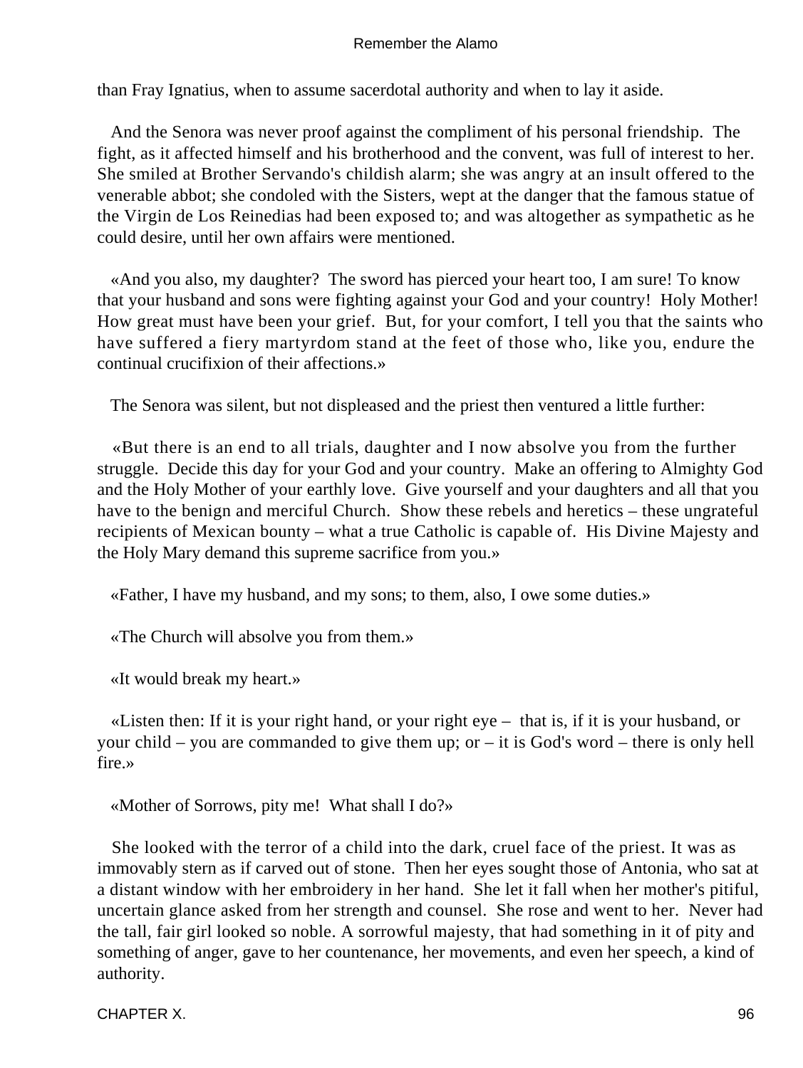than Fray Ignatius, when to assume sacerdotal authority and when to lay it aside.

And the Senora was never proof against the compliment of his personal friendship. The fight, as it affected himself and his brotherhood and the convent, was full of interest to her. She smiled at Brother Servando's childish alarm; she was angry at an insult offered to the venerable abbot; she condoled with the Sisters, wept at the danger that the famous statue of the Virgin de Los Reinedias had been exposed to; and was altogether as sympathetic as he could desire, until her own affairs were mentioned.

«And you also, my daughter? The sword has pierced your heart too, I am sure! To know that your husband and sons were fighting against your God and your country! Holy Mother! How great must have been your grief. But, for your comfort, I tell you that the saints who have suffered a fiery martyrdom stand at the feet of those who, like you, endure the continual crucifixion of their affections.»

The Senora was silent, but not displeased and the priest then ventured a little further:

«But there is an end to all trials, daughter and I now absolve you from the further struggle. Decide this day for your God and your country. Make an offering to Almighty God and the Holy Mother of your earthly love. Give yourself and your daughters and all that you have to the benign and merciful Church. Show these rebels and heretics – these ungrateful recipients of Mexican bounty – what a true Catholic is capable of. His Divine Majesty and the Holy Mary demand this supreme sacrifice from you.»

«Father, I have my husband, and my sons; to them, also, I owe some duties.»

«The Church will absolve you from them.»

«It would break my heart.»

«Listen then: If it is your right hand, or your right eye – that is, if it is your husband, or your child – you are commanded to give them up; or – it is God's word – there is only hell fire.»

«Mother of Sorrows, pity me! What shall I do?»

She looked with the terror of a child into the dark, cruel face of the priest. It was as immovably stern as if carved out of stone. Then her eyes sought those of Antonia, who sat at a distant window with her embroidery in her hand. She let it fall when her mother's pitiful, uncertain glance asked from her strength and counsel. She rose and went to her. Never had the tall, fair girl looked so noble. A sorrowful majesty, that had something in it of pity and something of anger, gave to her countenance, her movements, and even her speech, a kind of authority.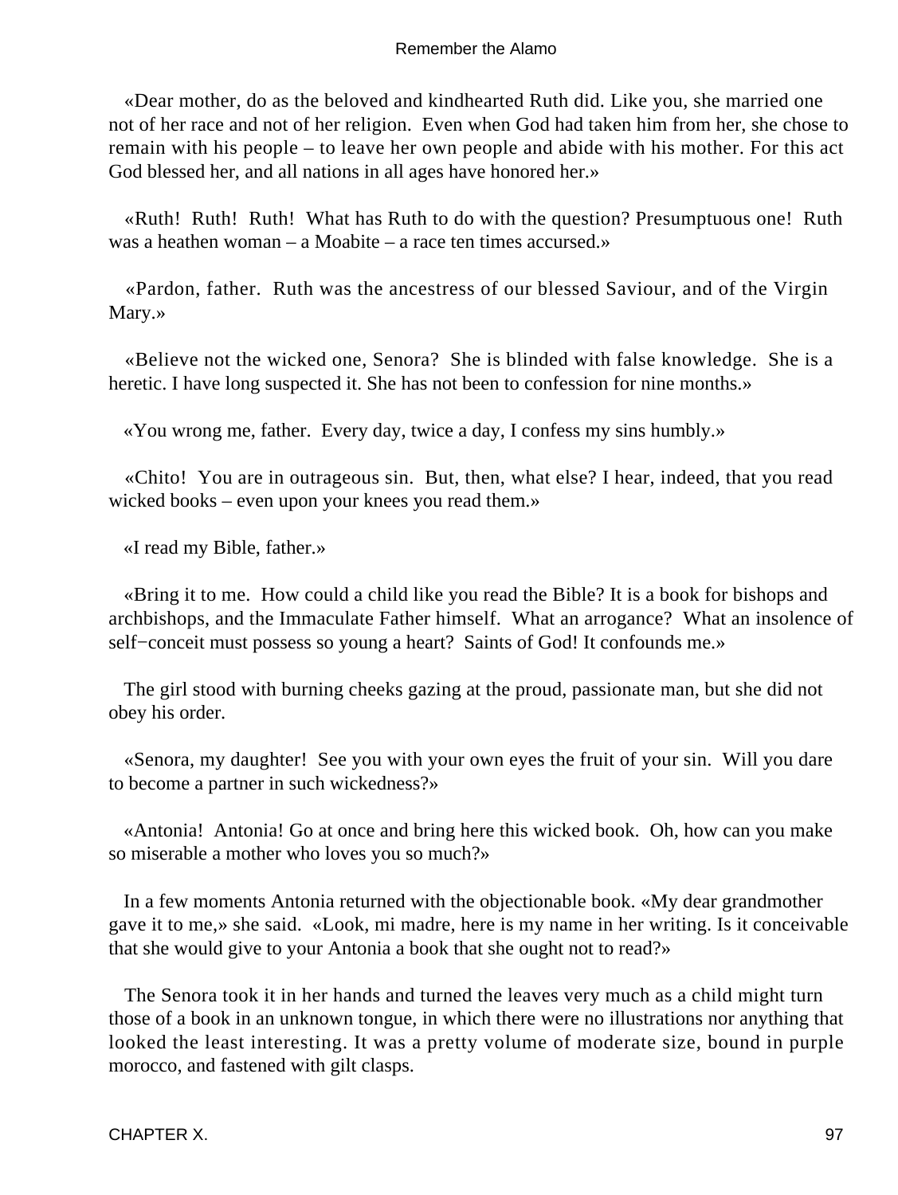«Dear mother, do as the beloved and kindhearted Ruth did. Like you, she married one not of her race and not of her religion. Even when God had taken him from her, she chose to remain with his people – to leave her own people and abide with his mother. For this act God blessed her, and all nations in all ages have honored her.»

«Ruth! Ruth! Ruth! What has Ruth to do with the question? Presumptuous one! Ruth was a heathen woman – a Moabite – a race ten times accursed.»

«Pardon, father. Ruth was the ancestress of our blessed Saviour, and of the Virgin Mary.»

«Believe not the wicked one, Senora? She is blinded with false knowledge. She is a heretic. I have long suspected it. She has not been to confession for nine months.»

«You wrong me, father. Every day, twice a day, I confess my sins humbly.»

«Chito! You are in outrageous sin. But, then, what else? I hear, indeed, that you read wicked books – even upon your knees you read them.»

«I read my Bible, father.»

«Bring it to me. How could a child like you read the Bible? It is a book for bishops and archbishops, and the Immaculate Father himself. What an arrogance? What an insolence of self−conceit must possess so young a heart? Saints of God! It confounds me.»

The girl stood with burning cheeks gazing at the proud, passionate man, but she did not obey his order.

«Senora, my daughter! See you with your own eyes the fruit of your sin. Will you dare to become a partner in such wickedness?»

«Antonia! Antonia! Go at once and bring here this wicked book. Oh, how can you make so miserable a mother who loves you so much?»

In a few moments Antonia returned with the objectionable book. «My dear grandmother gave it to me,» she said. «Look, mi madre, here is my name in her writing. Is it conceivable that she would give to your Antonia a book that she ought not to read?»

The Senora took it in her hands and turned the leaves very much as a child might turn those of a book in an unknown tongue, in which there were no illustrations nor anything that looked the least interesting. It was a pretty volume of moderate size, bound in purple morocco, and fastened with gilt clasps.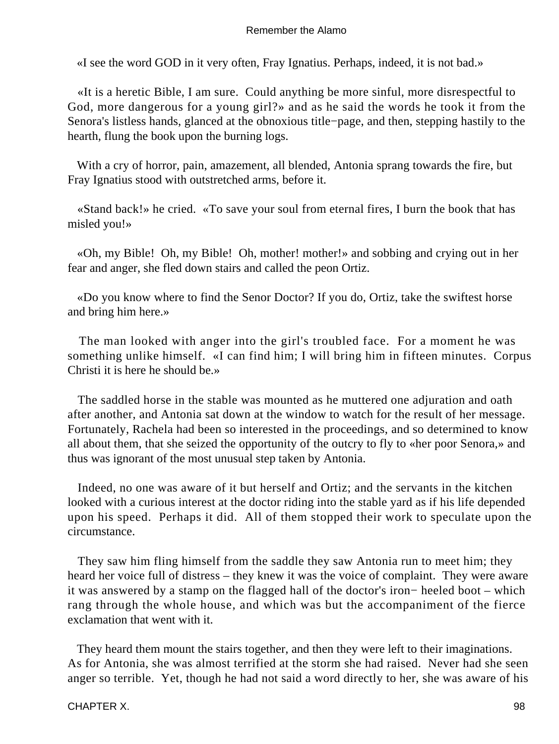«I see the word GOD in it very often, Fray Ignatius. Perhaps, indeed, it is not bad.»

«It is a heretic Bible, I am sure. Could anything be more sinful, more disrespectful to God, more dangerous for a young girl?» and as he said the words he took it from the Senora's listless hands, glanced at the obnoxious title−page, and then, stepping hastily to the hearth, flung the book upon the burning logs.

With a cry of horror, pain, amazement, all blended, Antonia sprang towards the fire, but Fray Ignatius stood with outstretched arms, before it.

«Stand back!» he cried. «To save your soul from eternal fires, I burn the book that has misled you!»

«Oh, my Bible! Oh, my Bible! Oh, mother! mother!» and sobbing and crying out in her fear and anger, she fled down stairs and called the peon Ortiz.

«Do you know where to find the Senor Doctor? If you do, Ortiz, take the swiftest horse and bring him here.»

The man looked with anger into the girl's troubled face. For a moment he was something unlike himself. «I can find him; I will bring him in fifteen minutes. Corpus Christi it is here he should be.»

The saddled horse in the stable was mounted as he muttered one adjuration and oath after another, and Antonia sat down at the window to watch for the result of her message. Fortunately, Rachela had been so interested in the proceedings, and so determined to know all about them, that she seized the opportunity of the outcry to fly to «her poor Senora,» and thus was ignorant of the most unusual step taken by Antonia.

Indeed, no one was aware of it but herself and Ortiz; and the servants in the kitchen looked with a curious interest at the doctor riding into the stable yard as if his life depended upon his speed. Perhaps it did. All of them stopped their work to speculate upon the circumstance.

They saw him fling himself from the saddle they saw Antonia run to meet him; they heard her voice full of distress – they knew it was the voice of complaint. They were aware it was answered by a stamp on the flagged hall of the doctor's iron− heeled boot – which rang through the whole house, and which was but the accompaniment of the fierce exclamation that went with it.

They heard them mount the stairs together, and then they were left to their imaginations. As for Antonia, she was almost terrified at the storm she had raised. Never had she seen anger so terrible. Yet, though he had not said a word directly to her, she was aware of his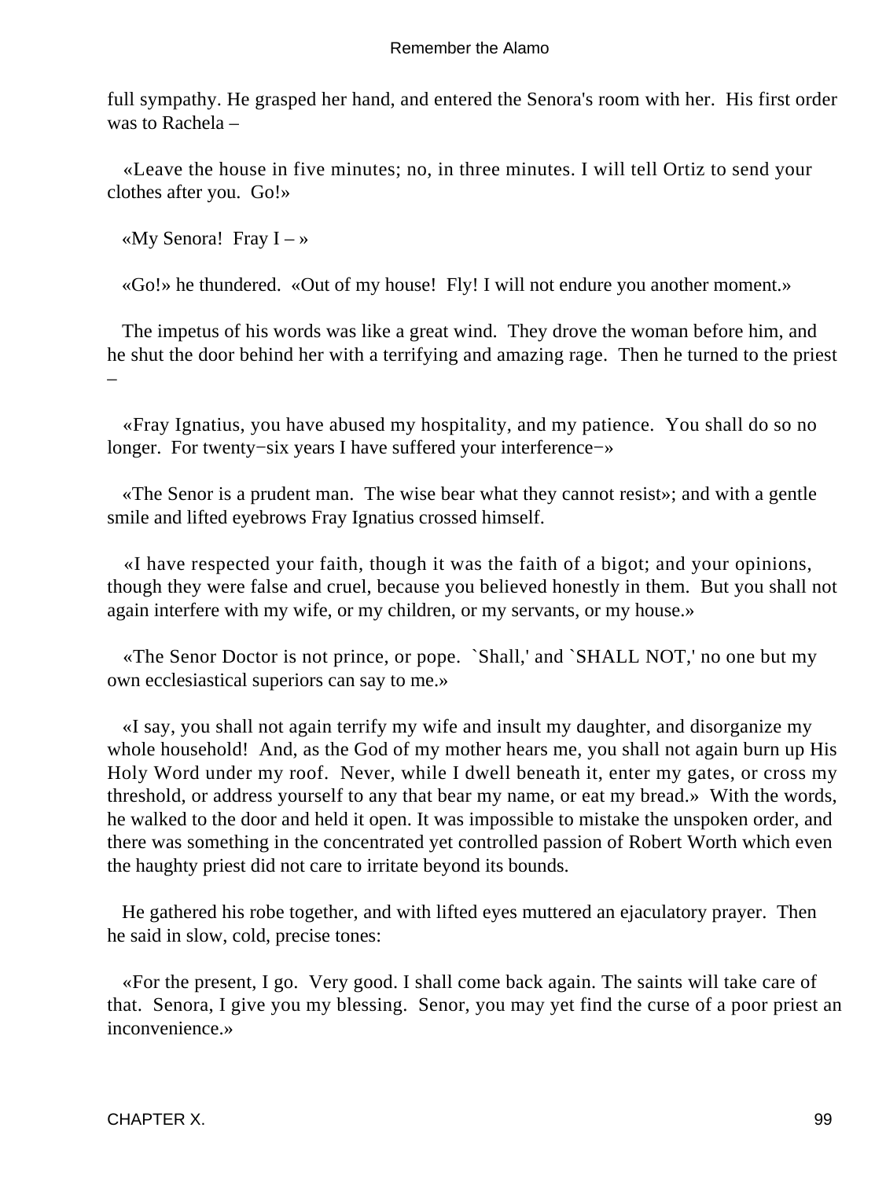full sympathy. He grasped her hand, and entered the Senora's room with her. His first order was to Rachela –

«Leave the house in five minutes; no, in three minutes. I will tell Ortiz to send your clothes after you. Go!»

«My Senora! Fray I – »

«Go!» he thundered. «Out of my house! Fly! I will not endure you another moment.»

The impetus of his words was like a great wind. They drove the woman before him, and he shut the door behind her with a terrifying and amazing rage. Then he turned to the priest –

«Fray Ignatius, you have abused my hospitality, and my patience. You shall do so no longer. For twenty−six years I have suffered your interference−»

«The Senor is a prudent man. The wise bear what they cannot resist»; and with a gentle smile and lifted eyebrows Fray Ignatius crossed himself.

«I have respected your faith, though it was the faith of a bigot; and your opinions, though they were false and cruel, because you believed honestly in them. But you shall not again interfere with my wife, or my children, or my servants, or my house.»

«The Senor Doctor is not prince, or pope. `Shall,' and `SHALL NOT,' no one but my own ecclesiastical superiors can say to me.»

«I say, you shall not again terrify my wife and insult my daughter, and disorganize my whole household! And, as the God of my mother hears me, you shall not again burn up His Holy Word under my roof. Never, while I dwell beneath it, enter my gates, or cross my threshold, or address yourself to any that bear my name, or eat my bread.» With the words, he walked to the door and held it open. It was impossible to mistake the unspoken order, and there was something in the concentrated yet controlled passion of Robert Worth which even the haughty priest did not care to irritate beyond its bounds.

He gathered his robe together, and with lifted eyes muttered an ejaculatory prayer. Then he said in slow, cold, precise tones:

«For the present, I go. Very good. I shall come back again. The saints will take care of that. Senora, I give you my blessing. Senor, you may yet find the curse of a poor priest an inconvenience.»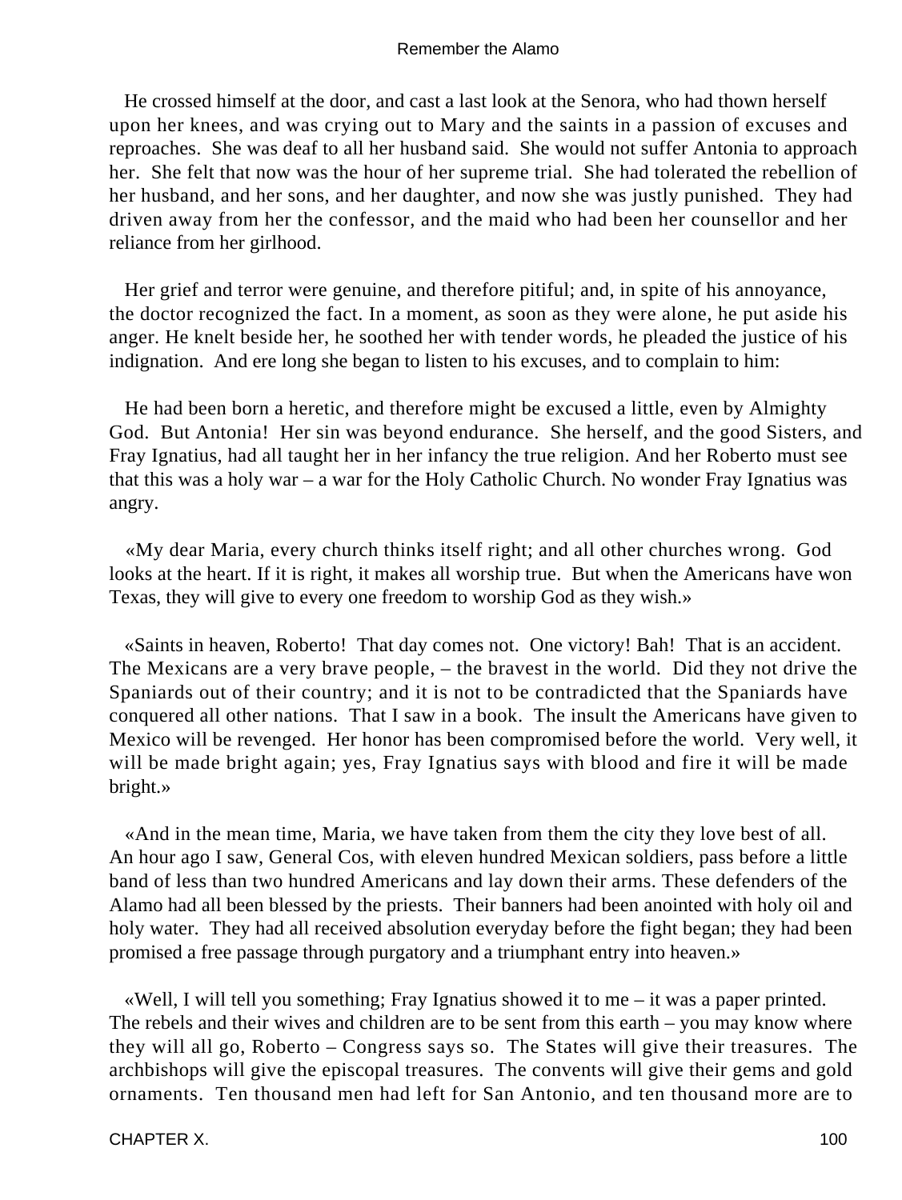He crossed himself at the door, and cast a last look at the Senora, who had thown herself upon her knees, and was crying out to Mary and the saints in a passion of excuses and reproaches. She was deaf to all her husband said. She would not suffer Antonia to approach her. She felt that now was the hour of her supreme trial. She had tolerated the rebellion of her husband, and her sons, and her daughter, and now she was justly punished. They had driven away from her the confessor, and the maid who had been her counsellor and her reliance from her girlhood.

Her grief and terror were genuine, and therefore pitiful; and, in spite of his annoyance, the doctor recognized the fact. In a moment, as soon as they were alone, he put aside his anger. He knelt beside her, he soothed her with tender words, he pleaded the justice of his indignation. And ere long she began to listen to his excuses, and to complain to him:

He had been born a heretic, and therefore might be excused a little, even by Almighty God. But Antonia! Her sin was beyond endurance. She herself, and the good Sisters, and Fray Ignatius, had all taught her in her infancy the true religion. And her Roberto must see that this was a holy war – a war for the Holy Catholic Church. No wonder Fray Ignatius was angry.

«My dear Maria, every church thinks itself right; and all other churches wrong. God looks at the heart. If it is right, it makes all worship true. But when the Americans have won Texas, they will give to every one freedom to worship God as they wish.»

«Saints in heaven, Roberto! That day comes not. One victory! Bah! That is an accident. The Mexicans are a very brave people, – the bravest in the world. Did they not drive the Spaniards out of their country; and it is not to be contradicted that the Spaniards have conquered all other nations. That I saw in a book. The insult the Americans have given to Mexico will be revenged. Her honor has been compromised before the world. Very well, it will be made bright again; yes, Fray Ignatius says with blood and fire it will be made bright.»

«And in the mean time, Maria, we have taken from them the city they love best of all. An hour ago I saw, General Cos, with eleven hundred Mexican soldiers, pass before a little band of less than two hundred Americans and lay down their arms. These defenders of the Alamo had all been blessed by the priests. Their banners had been anointed with holy oil and holy water. They had all received absolution everyday before the fight began; they had been promised a free passage through purgatory and a triumphant entry into heaven.»

«Well, I will tell you something; Fray Ignatius showed it to me – it was a paper printed. The rebels and their wives and children are to be sent from this earth – you may know where they will all go, Roberto – Congress says so. The States will give their treasures. The archbishops will give the episcopal treasures. The convents will give their gems and gold ornaments. Ten thousand men had left for San Antonio, and ten thousand more are to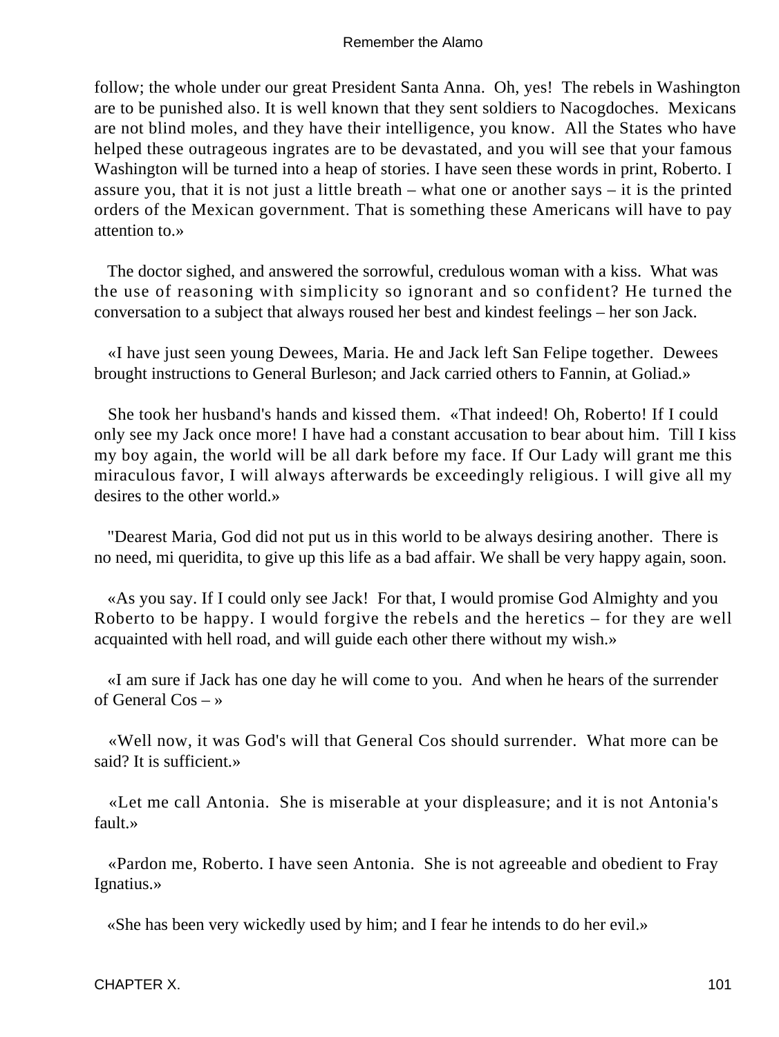follow; the whole under our great President Santa Anna. Oh, yes! The rebels in Washington are to be punished also. It is well known that they sent soldiers to Nacogdoches. Mexicans are not blind moles, and they have their intelligence, you know. All the States who have helped these outrageous ingrates are to be devastated, and you will see that your famous Washington will be turned into a heap of stories. I have seen these words in print, Roberto. I assure you, that it is not just a little breath – what one or another says – it is the printed orders of the Mexican government. That is something these Americans will have to pay attention to.»

The doctor sighed, and answered the sorrowful, credulous woman with a kiss. What was the use of reasoning with simplicity so ignorant and so confident? He turned the conversation to a subject that always roused her best and kindest feelings – her son Jack.

«I have just seen young Dewees, Maria. He and Jack left San Felipe together. Dewees brought instructions to General Burleson; and Jack carried others to Fannin, at Goliad.»

She took her husband's hands and kissed them. «That indeed! Oh, Roberto! If I could only see my Jack once more! I have had a constant accusation to bear about him. Till I kiss my boy again, the world will be all dark before my face. If Our Lady will grant me this miraculous favor, I will always afterwards be exceedingly religious. I will give all my desires to the other world.»

"Dearest Maria, God did not put us in this world to be always desiring another. There is no need, mi queridita, to give up this life as a bad affair. We shall be very happy again, soon.

«As you say. If I could only see Jack! For that, I would promise God Almighty and you Roberto to be happy. I would forgive the rebels and the heretics – for they are well acquainted with hell road, and will guide each other there without my wish.»

«I am sure if Jack has one day he will come to you. And when he hears of the surrender of General Cos – »

«Well now, it was God's will that General Cos should surrender. What more can be said? It is sufficient.»

«Let me call Antonia. She is miserable at your displeasure; and it is not Antonia's fault.»

«Pardon me, Roberto. I have seen Antonia. She is not agreeable and obedient to Fray Ignatius.»

«She has been very wickedly used by him; and I fear he intends to do her evil.»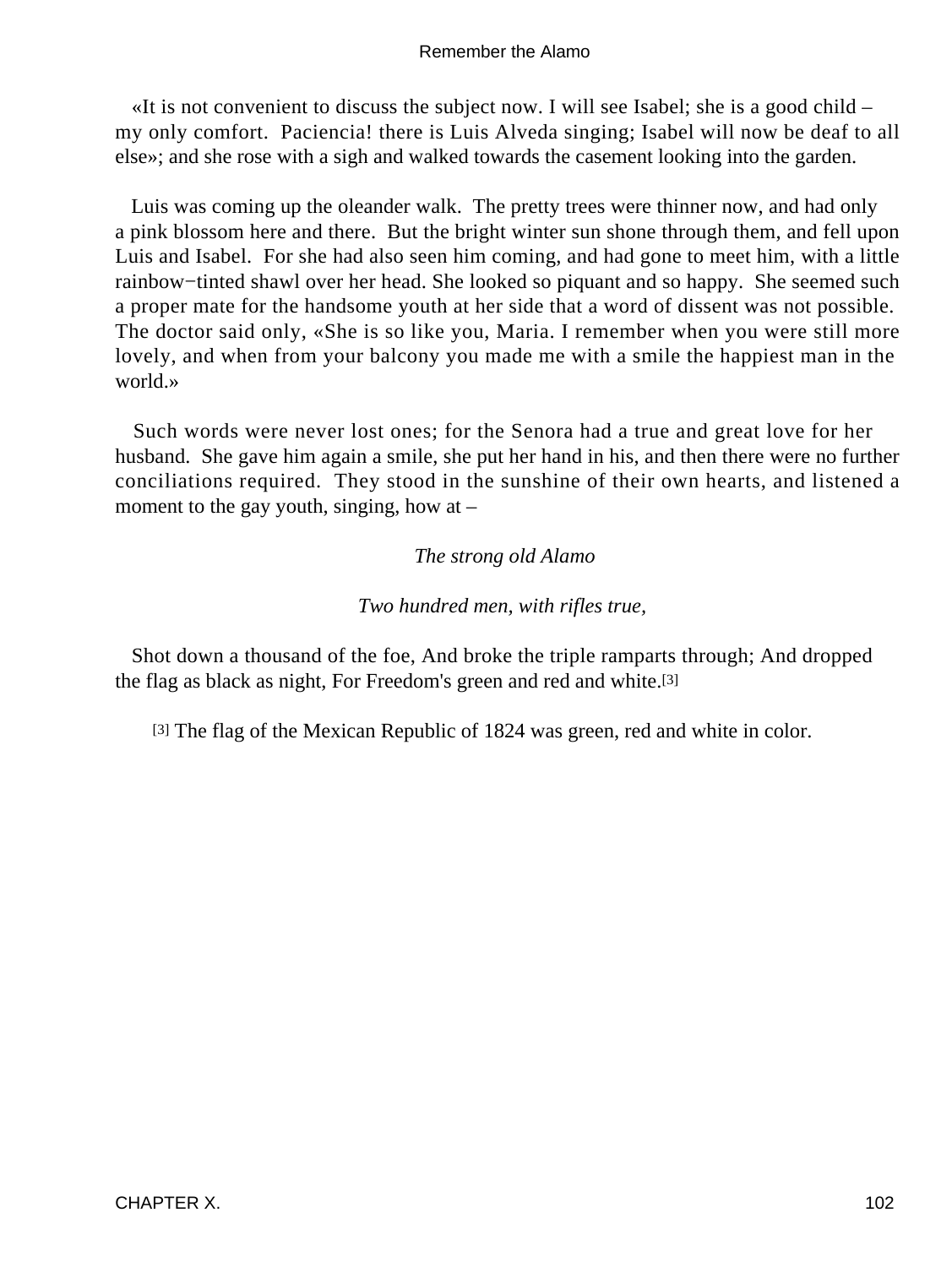«It is not convenient to discuss the subject now. I will see Isabel; she is a good child – my only comfort. Paciencia! there is Luis Alveda singing; Isabel will now be deaf to all else»; and she rose with a sigh and walked towards the casement looking into the garden.

Luis was coming up the oleander walk. The pretty trees were thinner now, and had only a pink blossom here and there. But the bright winter sun shone through them, and fell upon Luis and Isabel. For she had also seen him coming, and had gone to meet him, with a little rainbow−tinted shawl over her head. She looked so piquant and so happy. She seemed such a proper mate for the handsome youth at her side that a word of dissent was not possible. The doctor said only, «She is so like you, Maria. I remember when you were still more lovely, and when from your balcony you made me with a smile the happiest man in the world.»

Such words were never lost ones; for the Senora had a true and great love for her husband. She gave him again a smile, she put her hand in his, and then there were no further conciliations required. They stood in the sunshine of their own hearts, and listened a moment to the gay youth, singing, how at –

*The strong old Alamo*

*Two hundred men, with rifles true,*

Shot down a thousand of the foe, And broke the triple ramparts through; And dropped the flag as black as night, For Freedom's green and red and white.[3]

[3] The flag of the Mexican Republic of 1824 was green, red and white in color.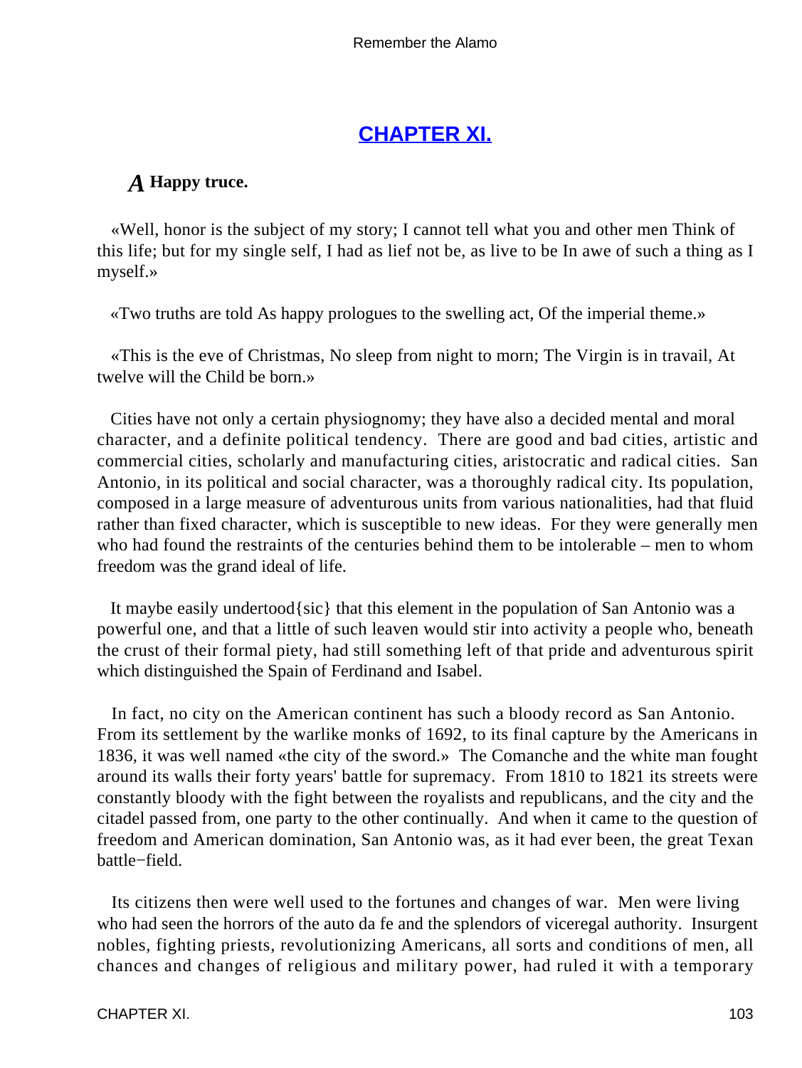## CHAPTER XI.

### *A* Happy truce.

«Well, honor is the subject of my story; I cannot tell what you and other men Think of this life; but for my single self, I had as lief not be, as live to be In awe of such a thing as I myself.»

«Two truths are told As happy prologues to the swelling act, Of the imperial theme.»

«This is the eve of Christmas, No sleep from night to morn; The Virgin is in travail, At twelve will the Child be born.»

Cities have not only a certain physiognomy; they have also a decided mental and moral character, and a definite political tendency. There are good and bad cities, artistic and commercial cities, scholarly and manufacturing cities, aristocratic and radical cities. San Antonio, in its political and social character, was a thoroughly radical city. Its population, composed in a large measure of adventurous units from various nationalities, had that fluid rather than fixed character, which is susceptible to new ideas. For they were generally men who had found the restraints of the centuries behind them to be intolerable – men to whom freedom was the grand ideal of life.

It maybe easily undertood{sic} that this element in the population of San Antonio was a powerful one, and that a little of such leaven would stir into activity a people who, beneath the crust of their formal piety, had still something left of that pride and adventurous spirit which distinguished the Spain of Ferdinand and Isabel.

In fact, no city on the American continent has such a bloody record as San Antonio. From its settlement by the warlike monks of 1692, to its final capture by the Americans in 1836, it was well named «the city of the sword.» The Comanche and the white man fought around its walls their forty years' battle for supremacy. From 1810 to 1821 its streets were constantly bloody with the fight between the royalists and republicans, and the city and the citadel passed from, one party to the other continually. And when it came to the question of freedom and American domination, San Antonio was, as it had ever been, the great Texan battle−field.

Its citizens then were well used to the fortunes and changes of war. Men were living who had seen the horrors of the auto da fe and the splendors of viceregal authority. Insurgent nobles, fighting priests, revolutionizing Americans, all sorts and conditions of men, all chances and changes of religious and military power, had ruled it with a temporary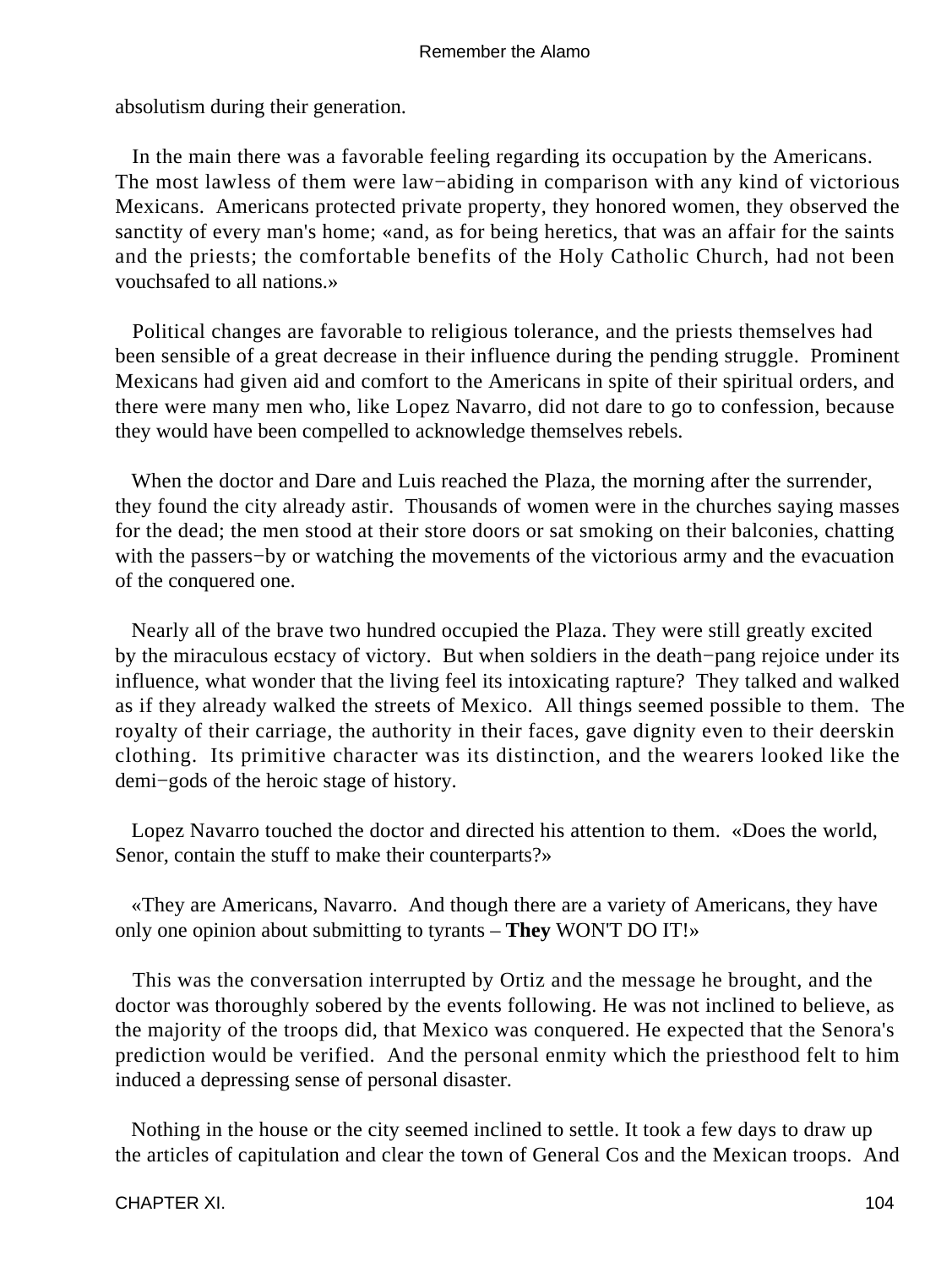absolutism during their generation.

In the main there was a favorable feeling regarding its occupation by the Americans. The most lawless of them were law−abiding in comparison with any kind of victorious Mexicans. Americans protected private property, they honored women, they observed the sanctity of every man's home; «and, as for being heretics, that was an affair for the saints and the priests; the comfortable benefits of the Holy Catholic Church, had not been vouchsafed to all nations.»

Political changes are favorable to religious tolerance, and the priests themselves had been sensible of a great decrease in their influence during the pending struggle. Prominent Mexicans had given aid and comfort to the Americans in spite of their spiritual orders, and there were many men who, like Lopez Navarro, did not dare to go to confession, because they would have been compelled to acknowledge themselves rebels.

When the doctor and Dare and Luis reached the Plaza, the morning after the surrender, they found the city already astir. Thousands of women were in the churches saying masses for the dead; the men stood at their store doors or sat smoking on their balconies, chatting with the passers−by or watching the movements of the victorious army and the evacuation of the conquered one.

Nearly all of the brave two hundred occupied the Plaza. They were still greatly excited by the miraculous ecstacy of victory. But when soldiers in the death−pang rejoice under its influence, what wonder that the living feel its intoxicating rapture? They talked and walked as if they already walked the streets of Mexico. All things seemed possible to them. The royalty of their carriage, the authority in their faces, gave dignity even to their deerskin clothing. Its primitive character was its distinction, and the wearers looked like the demi−gods of the heroic stage of history.

Lopez Navarro touched the doctor and directed his attention to them. «Does the world, Senor, contain the stuff to make their counterparts?»

«They are Americans, Navarro. And though there are a variety of Americans, they have only one opinion about submitting to tyrants – **They** WON'T DO IT!»

This was the conversation interrupted by Ortiz and the message he brought, and the doctor was thoroughly sobered by the events following. He was not inclined to believe, as the majority of the troops did, that Mexico was conquered. He expected that the Senora's prediction would be verified. And the personal enmity which the priesthood felt to him induced a depressing sense of personal disaster.

Nothing in the house or the city seemed inclined to settle. It took a few days to draw up the articles of capitulation and clear the town of General Cos and the Mexican troops. And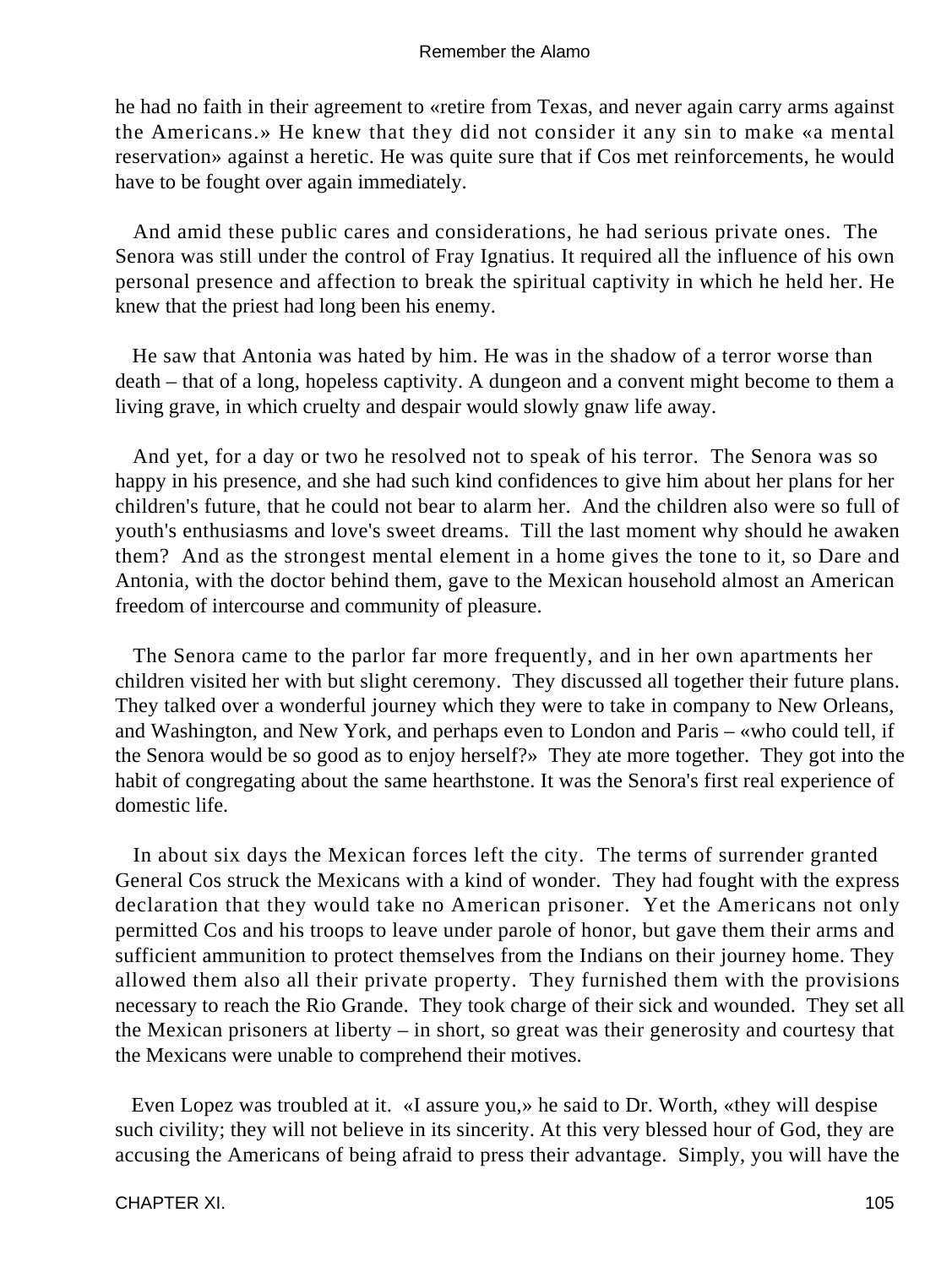he had no faith in their agreement to «retire from Texas, and never again carry arms against the Americans.» He knew that they did not consider it any sin to make «a mental reservation» against a heretic. He was quite sure that if Cos met reinforcements, he would have to be fought over again immediately.

And amid these public cares and considerations, he had serious private ones. The Senora was still under the control of Fray Ignatius. It required all the influence of his own personal presence and affection to break the spiritual captivity in which he held her. He knew that the priest had long been his enemy.

He saw that Antonia was hated by him. He was in the shadow of a terror worse than death – that of a long, hopeless captivity. A dungeon and a convent might become to them a living grave, in which cruelty and despair would slowly gnaw life away.

And yet, for a day or two he resolved not to speak of his terror. The Senora was so happy in his presence, and she had such kind confidences to give him about her plans for her children's future, that he could not bear to alarm her. And the children also were so full of youth's enthusiasms and love's sweet dreams. Till the last moment why should he awaken them? And as the strongest mental element in a home gives the tone to it, so Dare and Antonia, with the doctor behind them, gave to the Mexican household almost an American freedom of intercourse and community of pleasure.

The Senora came to the parlor far more frequently, and in her own apartments her children visited her with but slight ceremony. They discussed all together their future plans. They talked over a wonderful journey which they were to take in company to New Orleans, and Washington, and New York, and perhaps even to London and Paris – «who could tell, if the Senora would be so good as to enjoy herself?» They ate more together. They got into the habit of congregating about the same hearthstone. It was the Senora's first real experience of domestic life.

In about six days the Mexican forces left the city. The terms of surrender granted General Cos struck the Mexicans with a kind of wonder. They had fought with the express declaration that they would take no American prisoner. Yet the Americans not only permitted Cos and his troops to leave under parole of honor, but gave them their arms and sufficient ammunition to protect themselves from the Indians on their journey home. They allowed them also all their private property. They furnished them with the provisions necessary to reach the Rio Grande. They took charge of their sick and wounded. They set all the Mexican prisoners at liberty – in short, so great was their generosity and courtesy that the Mexicans were unable to comprehend their motives.

Even Lopez was troubled at it. «I assure you,» he said to Dr. Worth, «they will despise such civility; they will not believe in its sincerity. At this very blessed hour of God, they are accusing the Americans of being afraid to press their advantage. Simply, you will have the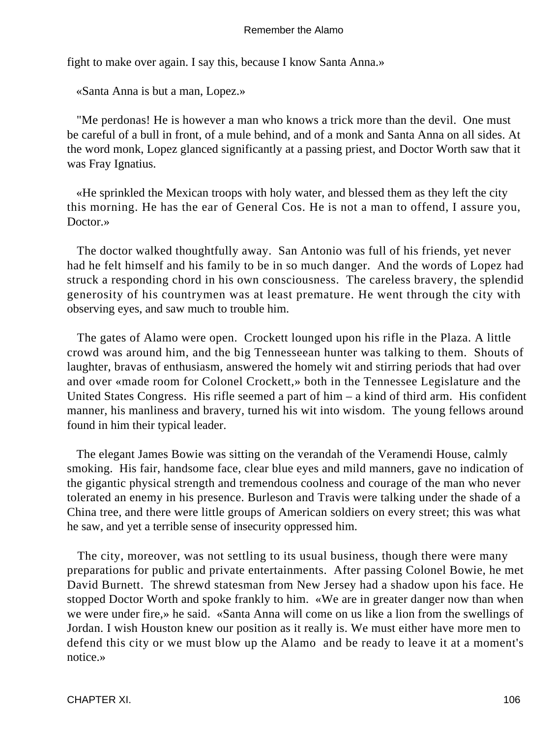fight to make over again. I say this, because I know Santa Anna.»

«Santa Anna is but a man, Lopez.»

"Me perdonas! He is however a man who knows a trick more than the devil. One must be careful of a bull in front, of a mule behind, and of a monk and Santa Anna on all sides. At the word monk, Lopez glanced significantly at a passing priest, and Doctor Worth saw that it was Fray Ignatius.

«He sprinkled the Mexican troops with holy water, and blessed them as they left the city this morning. He has the ear of General Cos. He is not a man to offend, I assure you, Doctor.»

The doctor walked thoughtfully away. San Antonio was full of his friends, yet never had he felt himself and his family to be in so much danger. And the words of Lopez had struck a responding chord in his own consciousness. The careless bravery, the splendid generosity of his countrymen was at least premature. He went through the city with observing eyes, and saw much to trouble him.

The gates of Alamo were open. Crockett lounged upon his rifle in the Plaza. A little crowd was around him, and the big Tennesseean hunter was talking to them. Shouts of laughter, bravas of enthusiasm, answered the homely wit and stirring periods that had over and over «made room for Colonel Crockett,» both in the Tennessee Legislature and the United States Congress. His rifle seemed a part of him – a kind of third arm. His confident manner, his manliness and bravery, turned his wit into wisdom. The young fellows around found in him their typical leader.

The elegant James Bowie was sitting on the verandah of the Veramendi House, calmly smoking. His fair, handsome face, clear blue eyes and mild manners, gave no indication of the gigantic physical strength and tremendous coolness and courage of the man who never tolerated an enemy in his presence. Burleson and Travis were talking under the shade of a China tree, and there were little groups of American soldiers on every street; this was what he saw, and yet a terrible sense of insecurity oppressed him.

The city, moreover, was not settling to its usual business, though there were many preparations for public and private entertainments. After passing Colonel Bowie, he met David Burnett. The shrewd statesman from New Jersey had a shadow upon his face. He stopped Doctor Worth and spoke frankly to him. «We are in greater danger now than when we were under fire,» he said. «Santa Anna will come on us like a lion from the swellings of Jordan. I wish Houston knew our position as it really is. We must either have more men to defend this city or we must blow up the Alamo and be ready to leave it at a moment's notice.»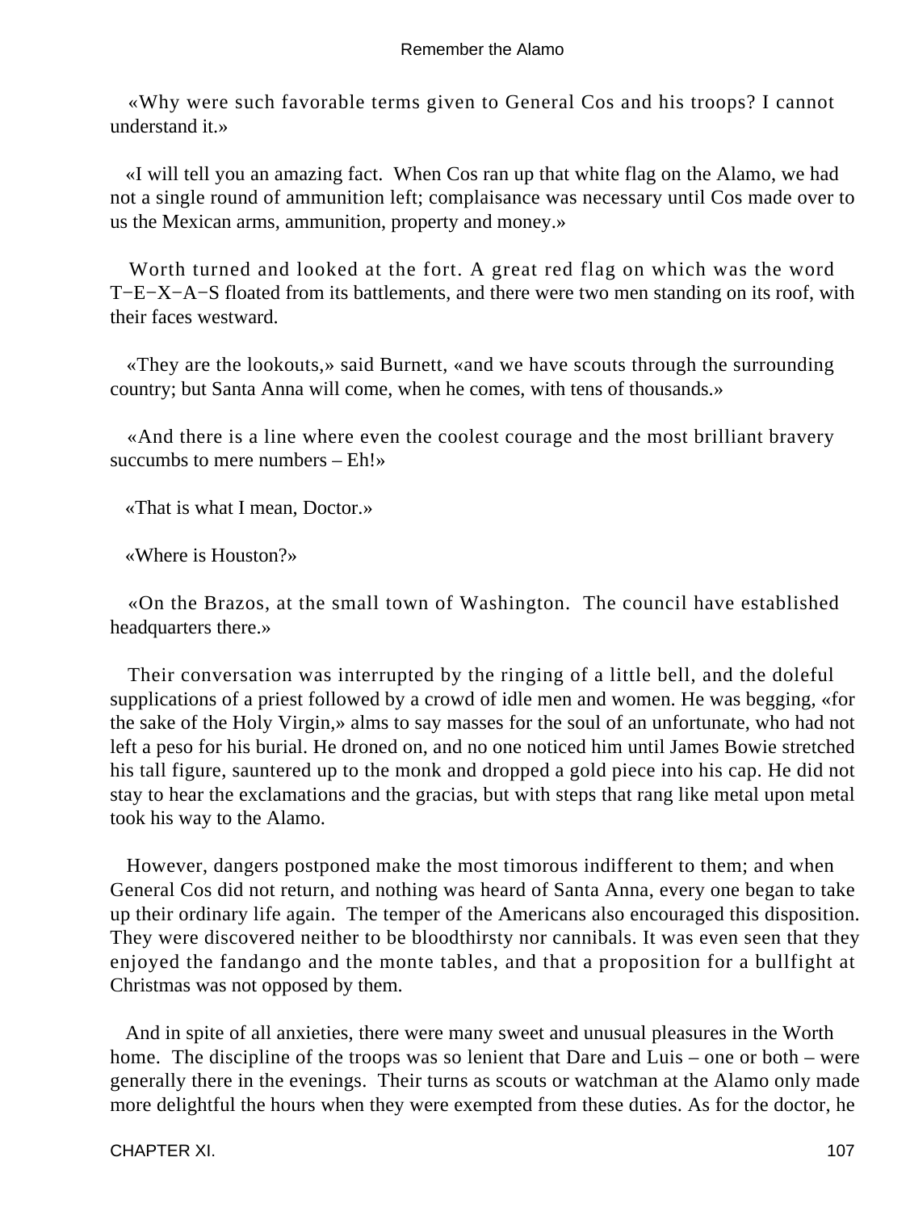«Why were such favorable terms given to General Cos and his troops? I cannot understand it.»

«I will tell you an amazing fact. When Cos ran up that white flag on the Alamo, we had not a single round of ammunition left; complaisance was necessary until Cos made over to us the Mexican arms, ammunition, property and money.»

Worth turned and looked at the fort. A great red flag on which was the word T−E−X−A−S floated from its battlements, and there were two men standing on its roof, with their faces westward.

«They are the lookouts,» said Burnett, «and we have scouts through the surrounding country; but Santa Anna will come, when he comes, with tens of thousands.»

«And there is a line where even the coolest courage and the most brilliant bravery succumbs to mere numbers – Eh!»

«That is what I mean, Doctor.»

«Where is Houston?»

«On the Brazos, at the small town of Washington. The council have established headquarters there.»

Their conversation was interrupted by the ringing of a little bell, and the doleful supplications of a priest followed by a crowd of idle men and women. He was begging, «for the sake of the Holy Virgin,» alms to say masses for the soul of an unfortunate, who had not left a peso for his burial. He droned on, and no one noticed him until James Bowie stretched his tall figure, sauntered up to the monk and dropped a gold piece into his cap. He did not stay to hear the exclamations and the gracias, but with steps that rang like metal upon metal took his way to the Alamo.

However, dangers postponed make the most timorous indifferent to them; and when General Cos did not return, and nothing was heard of Santa Anna, every one began to take up their ordinary life again. The temper of the Americans also encouraged this disposition. They were discovered neither to be bloodthirsty nor cannibals. It was even seen that they enjoyed the fandango and the monte tables, and that a proposition for a bullfight at Christmas was not opposed by them.

And in spite of all anxieties, there were many sweet and unusual pleasures in the Worth home. The discipline of the troops was so lenient that Dare and Luis – one or both – were generally there in the evenings. Their turns as scouts or watchman at the Alamo only made more delightful the hours when they were exempted from these duties. As for the doctor, he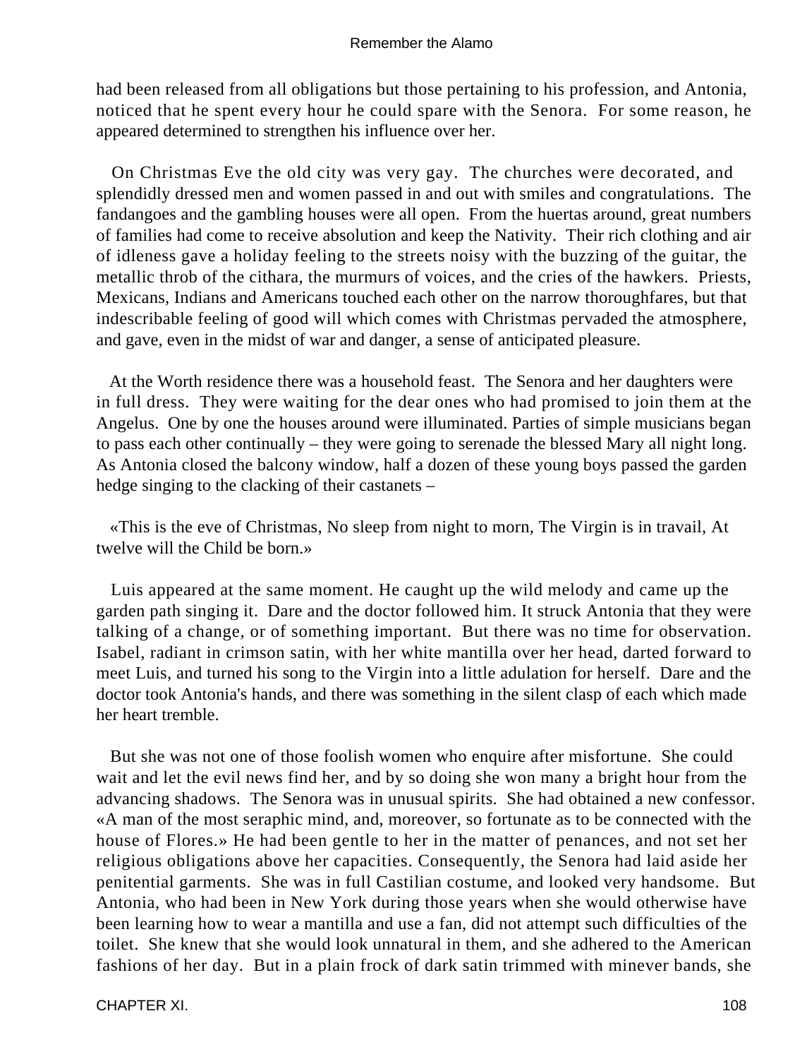had been released from all obligations but those pertaining to his profession, and Antonia, noticed that he spent every hour he could spare with the Senora. For some reason, he appeared determined to strengthen his influence over her.

On Christmas Eve the old city was very gay. The churches were decorated, and splendidly dressed men and women passed in and out with smiles and congratulations. The fandangoes and the gambling houses were all open. From the huertas around, great numbers of families had come to receive absolution and keep the Nativity. Their rich clothing and air of idleness gave a holiday feeling to the streets noisy with the buzzing of the guitar, the metallic throb of the cithara, the murmurs of voices, and the cries of the hawkers. Priests, Mexicans, Indians and Americans touched each other on the narrow thoroughfares, but that indescribable feeling of good will which comes with Christmas pervaded the atmosphere, and gave, even in the midst of war and danger, a sense of anticipated pleasure.

At the Worth residence there was a household feast. The Senora and her daughters were in full dress. They were waiting for the dear ones who had promised to join them at the Angelus. One by one the houses around were illuminated. Parties of simple musicians began to pass each other continually – they were going to serenade the blessed Mary all night long. As Antonia closed the balcony window, half a dozen of these young boys passed the garden hedge singing to the clacking of their castanets –

«This is the eve of Christmas, No sleep from night to morn, The Virgin is in travail, At twelve will the Child be born.»

Luis appeared at the same moment. He caught up the wild melody and came up the garden path singing it. Dare and the doctor followed him. It struck Antonia that they were talking of a change, or of something important. But there was no time for observation. Isabel, radiant in crimson satin, with her white mantilla over her head, darted forward to meet Luis, and turned his song to the Virgin into a little adulation for herself. Dare and the doctor took Antonia's hands, and there was something in the silent clasp of each which made her heart tremble.

But she was not one of those foolish women who enquire after misfortune. She could wait and let the evil news find her, and by so doing she won many a bright hour from the advancing shadows. The Senora was in unusual spirits. She had obtained a new confessor. «A man of the most seraphic mind, and, moreover, so fortunate as to be connected with the house of Flores.» He had been gentle to her in the matter of penances, and not set her religious obligations above her capacities. Consequently, the Senora had laid aside her penitential garments. She was in full Castilian costume, and looked very handsome. But Antonia, who had been in New York during those years when she would otherwise have been learning how to wear a mantilla and use a fan, did not attempt such difficulties of the toilet. She knew that she would look unnatural in them, and she adhered to the American fashions of her day. But in a plain frock of dark satin trimmed with minever bands, she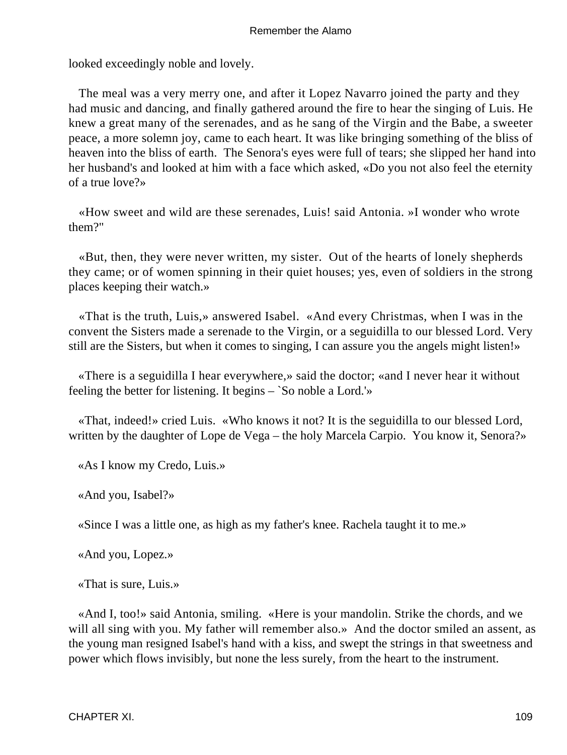looked exceedingly noble and lovely.

The meal was a very merry one, and after it Lopez Navarro joined the party and they had music and dancing, and finally gathered around the fire to hear the singing of Luis. He knew a great many of the serenades, and as he sang of the Virgin and the Babe, a sweeter peace, a more solemn joy, came to each heart. It was like bringing something of the bliss of heaven into the bliss of earth. The Senora's eyes were full of tears; she slipped her hand into her husband's and looked at him with a face which asked, «Do you not also feel the eternity of a true love?»

«How sweet and wild are these serenades, Luis! said Antonia. »I wonder who wrote them?"

«But, then, they were never written, my sister. Out of the hearts of lonely shepherds they came; or of women spinning in their quiet houses; yes, even of soldiers in the strong places keeping their watch.»

«That is the truth, Luis,» answered Isabel. «And every Christmas, when I was in the convent the Sisters made a serenade to the Virgin, or a seguidilla to our blessed Lord. Very still are the Sisters, but when it comes to singing, I can assure you the angels might listen!»

«There is a seguidilla I hear everywhere,» said the doctor; «and I never hear it without feeling the better for listening. It begins – `So noble a Lord.'»

«That, indeed!» cried Luis. «Who knows it not? It is the seguidilla to our blessed Lord, written by the daughter of Lope de Vega – the holy Marcela Carpio. You know it, Senora?»

«As I know my Credo, Luis.»

«And you, Isabel?»

«Since I was a little one, as high as my father's knee. Rachela taught it to me.»

«And you, Lopez.»

«That is sure, Luis.»

«And I, too!» said Antonia, smiling. «Here is your mandolin. Strike the chords, and we will all sing with you. My father will remember also.» And the doctor smiled an assent, as the young man resigned Isabel's hand with a kiss, and swept the strings in that sweetness and power which flows invisibly, but none the less surely, from the heart to the instrument.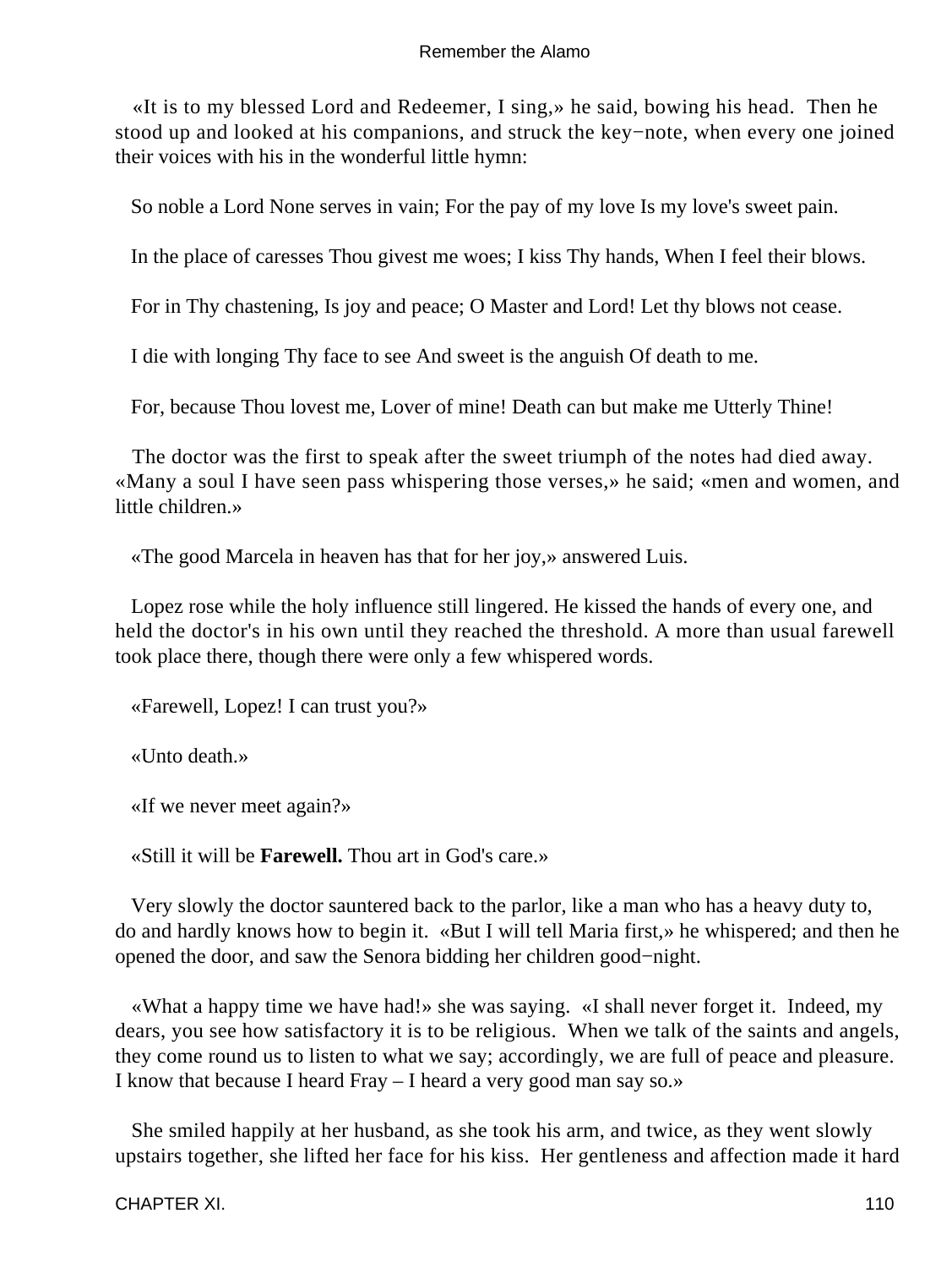«It is to my blessed Lord and Redeemer, I sing,» he said, bowing his head. Then he stood up and looked at his companions, and struck the key−note, when every one joined their voices with his in the wonderful little hymn:

So noble a Lord None serves in vain; For the pay of my love Is my love's sweet pain.

In the place of caresses Thou givest me woes; I kiss Thy hands, When I feel their blows.

For in Thy chastening, Is joy and peace; O Master and Lord! Let thy blows not cease.

I die with longing Thy face to see And sweet is the anguish Of death to me.

For, because Thou lovest me, Lover of mine! Death can but make me Utterly Thine!

The doctor was the first to speak after the sweet triumph of the notes had died away. «Many a soul I have seen pass whispering those verses,» he said; «men and women, and little children.»

«The good Marcela in heaven has that for her joy,» answered Luis.

Lopez rose while the holy influence still lingered. He kissed the hands of every one, and held the doctor's in his own until they reached the threshold. A more than usual farewell took place there, though there were only a few whispered words.

«Farewell, Lopez! I can trust you?»

«Unto death.»

«If we never meet again?»

«Still it will be **Farewell.** Thou art in God's care.»

Very slowly the doctor sauntered back to the parlor, like a man who has a heavy duty to, do and hardly knows how to begin it. «But I will tell Maria first,» he whispered; and then he opened the door, and saw the Senora bidding her children good−night.

«What a happy time we have had!» she was saying. «I shall never forget it. Indeed, my dears, you see how satisfactory it is to be religious. When we talk of the saints and angels, they come round us to listen to what we say; accordingly, we are full of peace and pleasure. I know that because I heard Fray – I heard a very good man say so.»

She smiled happily at her husband, as she took his arm, and twice, as they went slowly upstairs together, she lifted her face for his kiss. Her gentleness and affection made it hard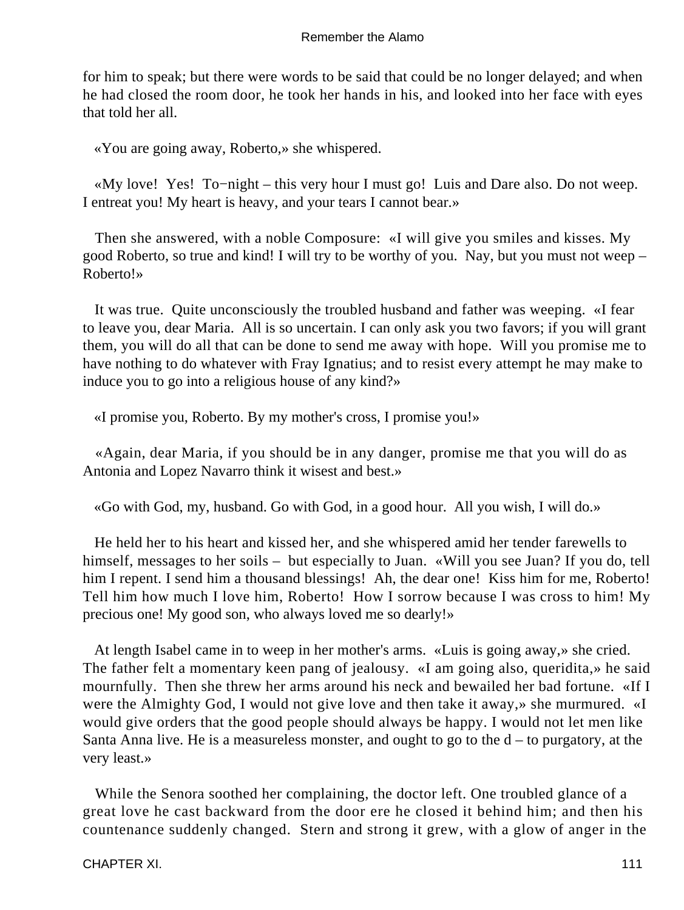for him to speak; but there were words to be said that could be no longer delayed; and when he had closed the room door, he took her hands in his, and looked into her face with eyes that told her all.

«You are going away, Roberto,» she whispered.

«My love! Yes! To−night – this very hour I must go! Luis and Dare also. Do not weep. I entreat you! My heart is heavy, and your tears I cannot bear.»

Then she answered, with a noble Composure: «I will give you smiles and kisses. My good Roberto, so true and kind! I will try to be worthy of you. Nay, but you must not weep – Roberto!»

It was true. Quite unconsciously the troubled husband and father was weeping. «I fear to leave you, dear Maria. All is so uncertain. I can only ask you two favors; if you will grant them, you will do all that can be done to send me away with hope. Will you promise me to have nothing to do whatever with Fray Ignatius; and to resist every attempt he may make to induce you to go into a religious house of any kind?»

«I promise you, Roberto. By my mother's cross, I promise you!»

«Again, dear Maria, if you should be in any danger, promise me that you will do as Antonia and Lopez Navarro think it wisest and best.»

«Go with God, my, husband. Go with God, in a good hour. All you wish, I will do.»

He held her to his heart and kissed her, and she whispered amid her tender farewells to himself, messages to her soils – but especially to Juan. «Will you see Juan? If you do, tell him I repent. I send him a thousand blessings! Ah, the dear one! Kiss him for me, Roberto! Tell him how much I love him, Roberto! How I sorrow because I was cross to him! My precious one! My good son, who always loved me so dearly!»

At length Isabel came in to weep in her mother's arms. «Luis is going away,» she cried. The father felt a momentary keen pang of jealousy. «I am going also, queridita,» he said mournfully. Then she threw her arms around his neck and bewailed her bad fortune. «If I were the Almighty God, I would not give love and then take it away,» she murmured. «I would give orders that the good people should always be happy. I would not let men like Santa Anna live. He is a measureless monster, and ought to go to the d – to purgatory, at the very least.»

While the Senora soothed her complaining, the doctor left. One troubled glance of a great love he cast backward from the door ere he closed it behind him; and then his countenance suddenly changed. Stern and strong it grew, with a glow of anger in the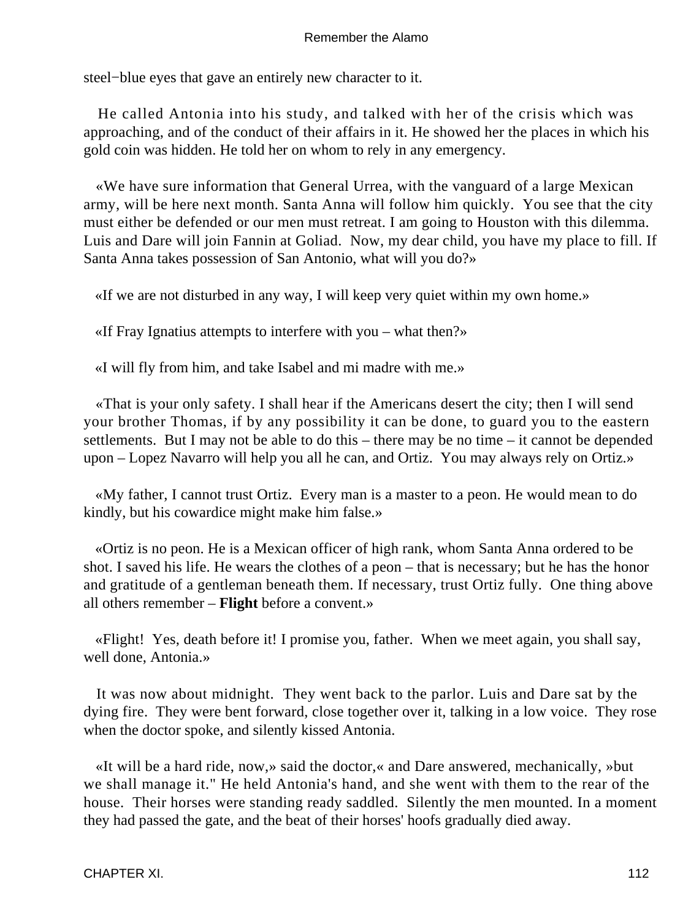steel−blue eyes that gave an entirely new character to it.

He called Antonia into his study, and talked with her of the crisis which was approaching, and of the conduct of their affairs in it. He showed her the places in which his gold coin was hidden. He told her on whom to rely in any emergency.

«We have sure information that General Urrea, with the vanguard of a large Mexican army, will be here next month. Santa Anna will follow him quickly. You see that the city must either be defended or our men must retreat. I am going to Houston with this dilemma. Luis and Dare will join Fannin at Goliad. Now, my dear child, you have my place to fill. If Santa Anna takes possession of San Antonio, what will you do?»

«If we are not disturbed in any way, I will keep very quiet within my own home.»

«If Fray Ignatius attempts to interfere with you – what then?»

«I will fly from him, and take Isabel and mi madre with me.»

«That is your only safety. I shall hear if the Americans desert the city; then I will send your brother Thomas, if by any possibility it can be done, to guard you to the eastern settlements. But I may not be able to do this – there may be no time – it cannot be depended upon – Lopez Navarro will help you all he can, and Ortiz. You may always rely on Ortiz.»

«My father, I cannot trust Ortiz. Every man is a master to a peon. He would mean to do kindly, but his cowardice might make him false.»

«Ortiz is no peon. He is a Mexican officer of high rank, whom Santa Anna ordered to be shot. I saved his life. He wears the clothes of a peon – that is necessary; but he has the honor and gratitude of a gentleman beneath them. If necessary, trust Ortiz fully. One thing above all others remember – **Flight** before a convent.»

«Flight! Yes, death before it! I promise you, father. When we meet again, you shall say, well done, Antonia.»

It was now about midnight. They went back to the parlor. Luis and Dare sat by the dying fire. They were bent forward, close together over it, talking in a low voice. They rose when the doctor spoke, and silently kissed Antonia.

«It will be a hard ride, now,» said the doctor,« and Dare answered, mechanically, »but we shall manage it." He held Antonia's hand, and she went with them to the rear of the house. Their horses were standing ready saddled. Silently the men mounted. In a moment they had passed the gate, and the beat of their horses' hoofs gradually died away.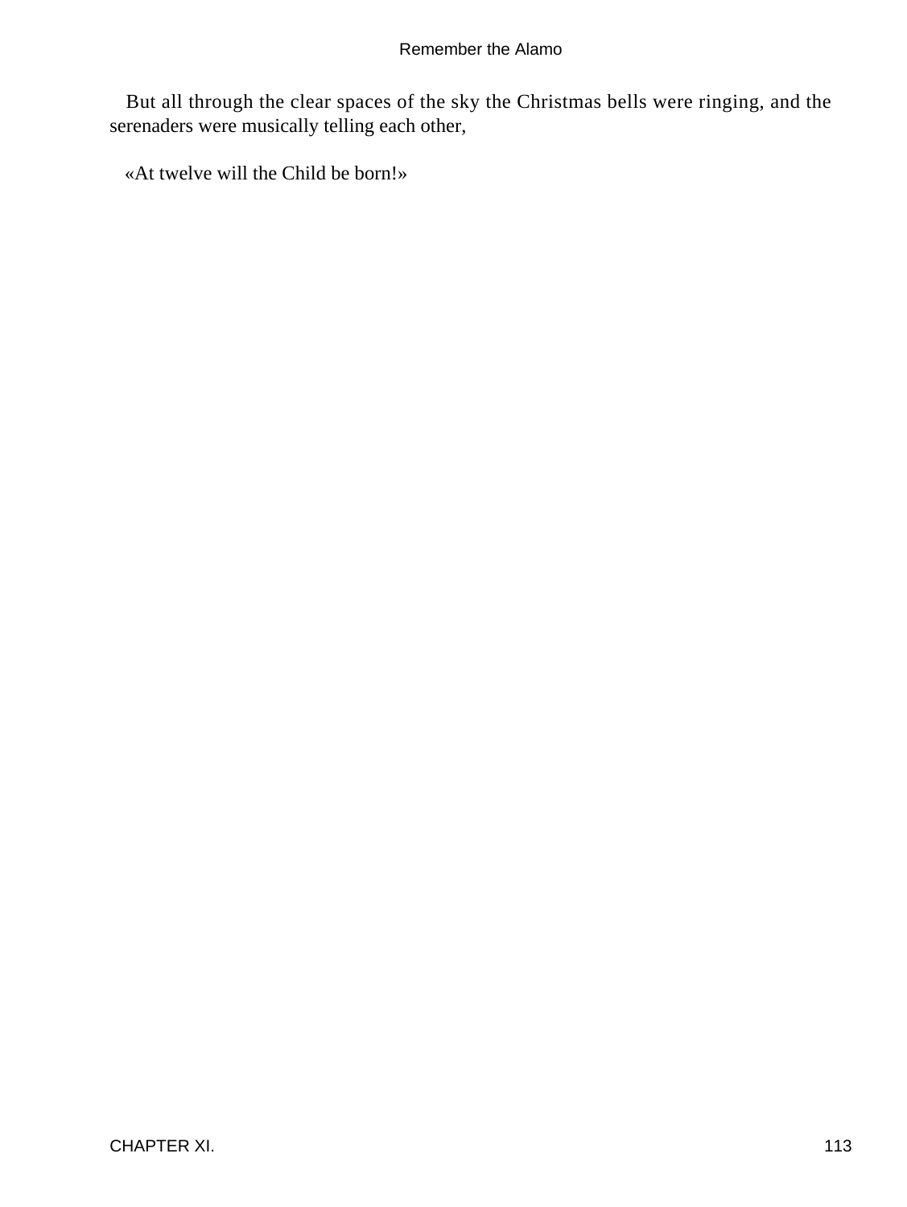But all through the clear spaces of the sky the Christmas bells were ringing, and the serenaders were musically telling each other,

«At twelve will the Child be born!»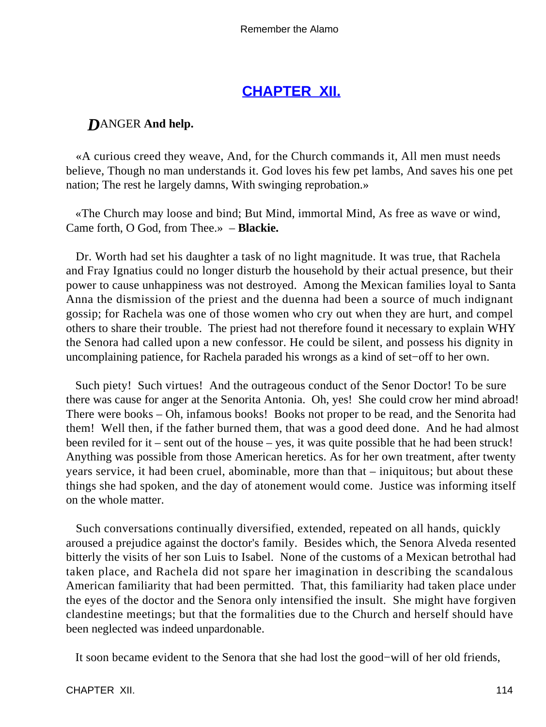## CHAPTER XII.

***D***ANGER **And help.**

«A curious creed they weave, And, for the Church commands it, All men must needs believe, Though no man understands it. God loves his few pet lambs, And saves his one pet nation; The rest he largely damns, With swinging reprobation.»

«The Church may loose and bind; But Mind, immortal Mind, As free as wave or wind, Came forth, O God, from Thee.» – **Blackie.**

Dr. Worth had set his daughter a task of no light magnitude. It was true, that Rachela and Fray Ignatius could no longer disturb the household by their actual presence, but their power to cause unhappiness was not destroyed. Among the Mexican families loyal to Santa Anna the dismission of the priest and the duenna had been a source of much indignant gossip; for Rachela was one of those women who cry out when they are hurt, and compel others to share their trouble. The priest had not therefore found it necessary to explain WHY the Senora had called upon a new confessor. He could be silent, and possess his dignity in uncomplaining patience, for Rachela paraded his wrongs as a kind of set−off to her own.

Such piety! Such virtues! And the outrageous conduct of the Senor Doctor! To be sure there was cause for anger at the Senorita Antonia. Oh, yes! She could crow her mind abroad! There were books – Oh, infamous books! Books not proper to be read, and the Senorita had them! Well then, if the father burned them, that was a good deed done. And he had almost been reviled for it – sent out of the house – yes, it was quite possible that he had been struck! Anything was possible from those American heretics. As for her own treatment, after twenty years service, it had been cruel, abominable, more than that – iniquitous; but about these things she had spoken, and the day of atonement would come. Justice was informing itself on the whole matter.

Such conversations continually diversified, extended, repeated on all hands, quickly aroused a prejudice against the doctor's family. Besides which, the Senora Alveda resented bitterly the visits of her son Luis to Isabel. None of the customs of a Mexican betrothal had taken place, and Rachela did not spare her imagination in describing the scandalous American familiarity that had been permitted. That, this familiarity had taken place under the eyes of the doctor and the Senora only intensified the insult. She might have forgiven clandestine meetings; but that the formalities due to the Church and herself should have been neglected was indeed unpardonable.

It soon became evident to the Senora that she had lost the good−will of her old friends,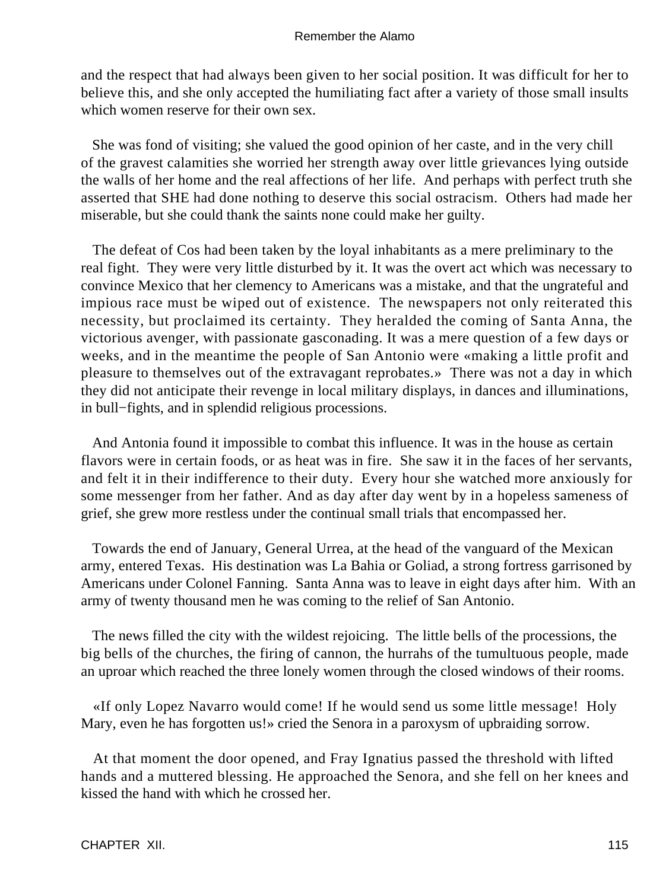and the respect that had always been given to her social position. It was difficult for her to believe this, and she only accepted the humiliating fact after a variety of those small insults which women reserve for their own sex.

She was fond of visiting; she valued the good opinion of her caste, and in the very chill of the gravest calamities she worried her strength away over little grievances lying outside the walls of her home and the real affections of her life. And perhaps with perfect truth she asserted that SHE had done nothing to deserve this social ostracism. Others had made her miserable, but she could thank the saints none could make her guilty.

The defeat of Cos had been taken by the loyal inhabitants as a mere preliminary to the real fight. They were very little disturbed by it. It was the overt act which was necessary to convince Mexico that her clemency to Americans was a mistake, and that the ungrateful and impious race must be wiped out of existence. The newspapers not only reiterated this necessity, but proclaimed its certainty. They heralded the coming of Santa Anna, the victorious avenger, with passionate gasconading. It was a mere question of a few days or weeks, and in the meantime the people of San Antonio were «making a little profit and pleasure to themselves out of the extravagant reprobates.» There was not a day in which they did not anticipate their revenge in local military displays, in dances and illuminations, in bull−fights, and in splendid religious processions.

And Antonia found it impossible to combat this influence. It was in the house as certain flavors were in certain foods, or as heat was in fire. She saw it in the faces of her servants, and felt it in their indifference to their duty. Every hour she watched more anxiously for some messenger from her father. And as day after day went by in a hopeless sameness of grief, she grew more restless under the continual small trials that encompassed her.

Towards the end of January, General Urrea, at the head of the vanguard of the Mexican army, entered Texas. His destination was La Bahia or Goliad, a strong fortress garrisoned by Americans under Colonel Fanning. Santa Anna was to leave in eight days after him. With an army of twenty thousand men he was coming to the relief of San Antonio.

The news filled the city with the wildest rejoicing. The little bells of the processions, the big bells of the churches, the firing of cannon, the hurrahs of the tumultuous people, made an uproar which reached the three lonely women through the closed windows of their rooms.

«If only Lopez Navarro would come! If he would send us some little message! Holy Mary, even he has forgotten us!» cried the Senora in a paroxysm of upbraiding sorrow.

At that moment the door opened, and Fray Ignatius passed the threshold with lifted hands and a muttered blessing. He approached the Senora, and she fell on her knees and kissed the hand with which he crossed her.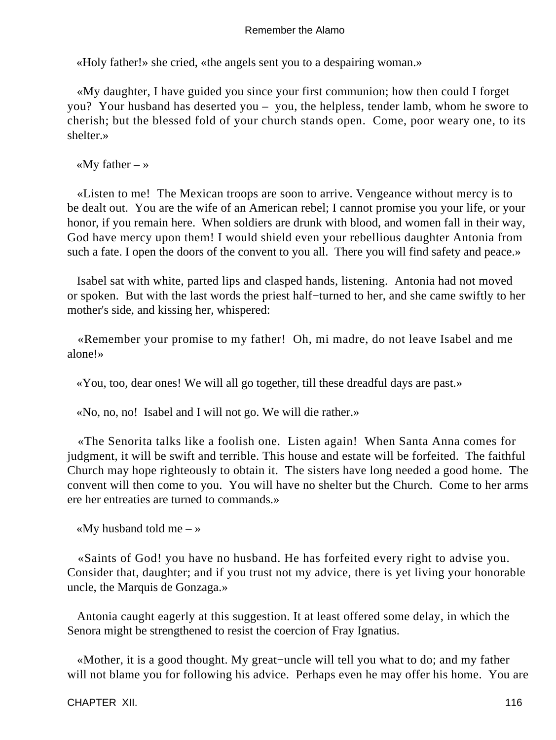«Holy father!» she cried, «the angels sent you to a despairing woman.»

«My daughter, I have guided you since your first communion; how then could I forget you? Your husband has deserted you – you, the helpless, tender lamb, whom he swore to cherish; but the blessed fold of your church stands open. Come, poor weary one, to its shelter.»

«My father – »

«Listen to me! The Mexican troops are soon to arrive. Vengeance without mercy is to be dealt out. You are the wife of an American rebel; I cannot promise you your life, or your honor, if you remain here. When soldiers are drunk with blood, and women fall in their way, God have mercy upon them! I would shield even your rebellious daughter Antonia from such a fate. I open the doors of the convent to you all. There you will find safety and peace.»

Isabel sat with white, parted lips and clasped hands, listening. Antonia had not moved or spoken. But with the last words the priest half−turned to her, and she came swiftly to her mother's side, and kissing her, whispered:

«Remember your promise to my father! Oh, mi madre, do not leave Isabel and me alone!»

«You, too, dear ones! We will all go together, till these dreadful days are past.»

«No, no, no! Isabel and I will not go. We will die rather.»

«The Senorita talks like a foolish one. Listen again! When Santa Anna comes for judgment, it will be swift and terrible. This house and estate will be forfeited. The faithful Church may hope righteously to obtain it. The sisters have long needed a good home. The convent will then come to you. You will have no shelter but the Church. Come to her arms ere her entreaties are turned to commands.»

«My husband told me – »

«Saints of God! you have no husband. He has forfeited every right to advise you. Consider that, daughter; and if you trust not my advice, there is yet living your honorable uncle, the Marquis de Gonzaga.»

Antonia caught eagerly at this suggestion. It at least offered some delay, in which the Senora might be strengthened to resist the coercion of Fray Ignatius.

«Mother, it is a good thought. My great−uncle will tell you what to do; and my father will not blame you for following his advice. Perhaps even he may offer his home. You are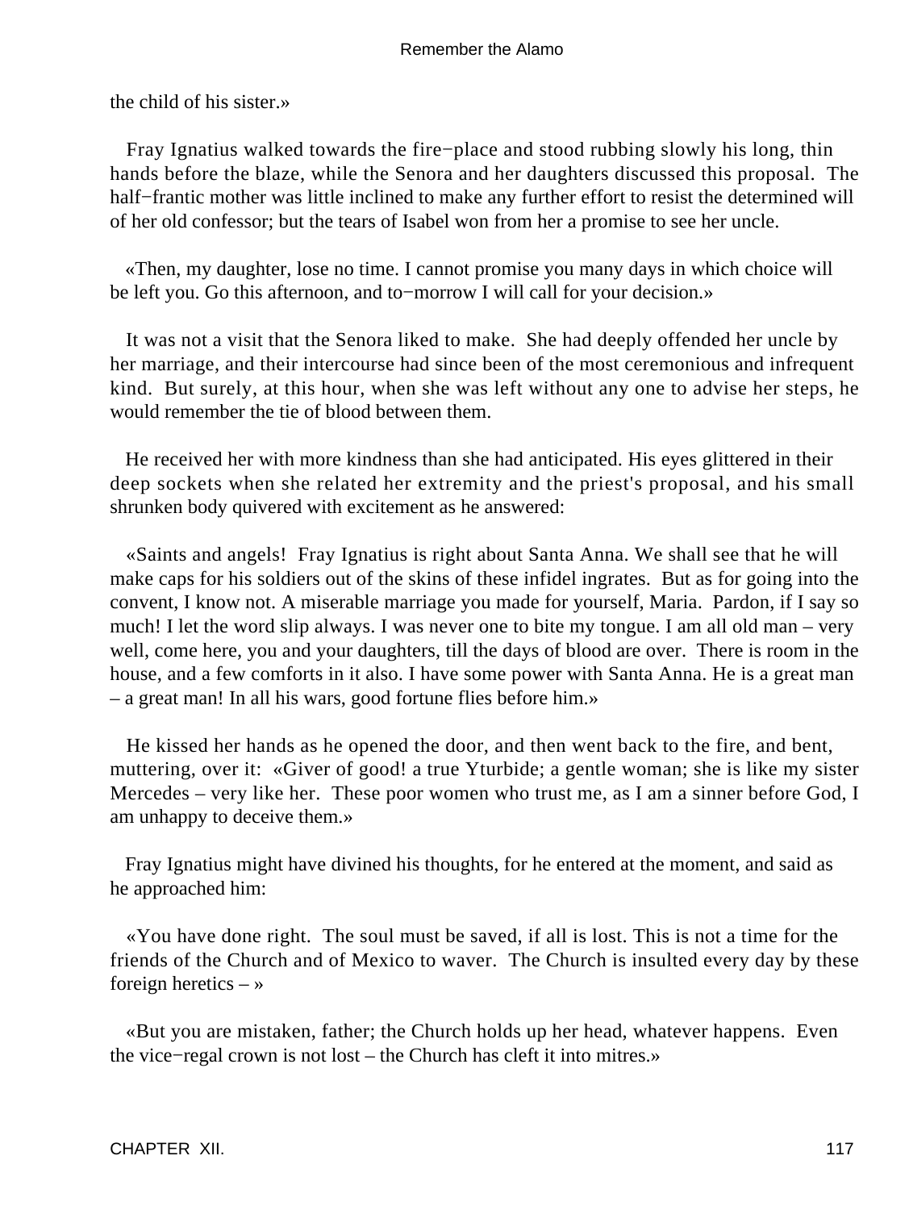the child of his sister.»

Fray Ignatius walked towards the fire−place and stood rubbing slowly his long, thin hands before the blaze, while the Senora and her daughters discussed this proposal. The half−frantic mother was little inclined to make any further effort to resist the determined will of her old confessor; but the tears of Isabel won from her a promise to see her uncle.

«Then, my daughter, lose no time. I cannot promise you many days in which choice will be left you. Go this afternoon, and to−morrow I will call for your decision.»

It was not a visit that the Senora liked to make. She had deeply offended her uncle by her marriage, and their intercourse had since been of the most ceremonious and infrequent kind. But surely, at this hour, when she was left without any one to advise her steps, he would remember the tie of blood between them.

He received her with more kindness than she had anticipated. His eyes glittered in their deep sockets when she related her extremity and the priest's proposal, and his small shrunken body quivered with excitement as he answered:

«Saints and angels! Fray Ignatius is right about Santa Anna. We shall see that he will make caps for his soldiers out of the skins of these infidel ingrates. But as for going into the convent, I know not. A miserable marriage you made for yourself, Maria. Pardon, if I say so much! I let the word slip always. I was never one to bite my tongue. I am all old man – very well, come here, you and your daughters, till the days of blood are over. There is room in the house, and a few comforts in it also. I have some power with Santa Anna. He is a great man – a great man! In all his wars, good fortune flies before him.»

He kissed her hands as he opened the door, and then went back to the fire, and bent, muttering, over it: «Giver of good! a true Yturbide; a gentle woman; she is like my sister Mercedes – very like her. These poor women who trust me, as I am a sinner before God, I am unhappy to deceive them.»

Fray Ignatius might have divined his thoughts, for he entered at the moment, and said as he approached him:

«You have done right. The soul must be saved, if all is lost. This is not a time for the friends of the Church and of Mexico to waver. The Church is insulted every day by these foreign heretics – »

«But you are mistaken, father; the Church holds up her head, whatever happens. Even the vice−regal crown is not lost – the Church has cleft it into mitres.»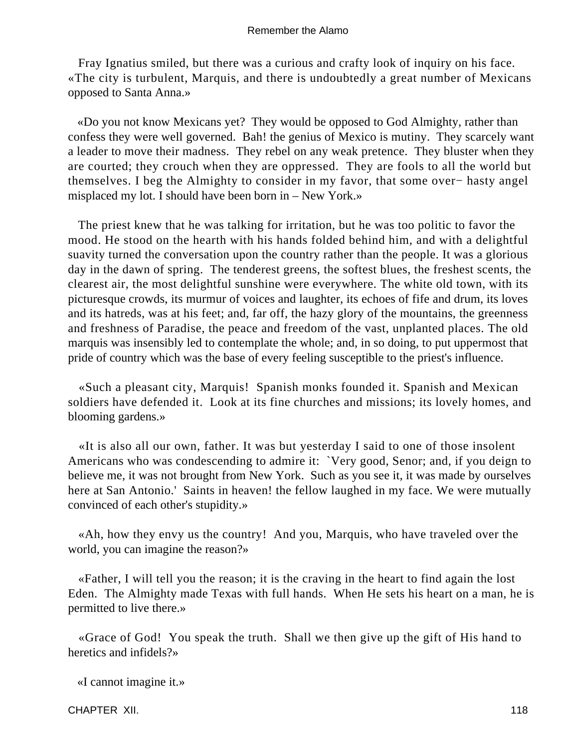Fray Ignatius smiled, but there was a curious and crafty look of inquiry on his face. «The city is turbulent, Marquis, and there is undoubtedly a great number of Mexicans opposed to Santa Anna.»

«Do you not know Mexicans yet? They would be opposed to God Almighty, rather than confess they were well governed. Bah! the genius of Mexico is mutiny. They scarcely want a leader to move their madness. They rebel on any weak pretence. They bluster when they are courted; they crouch when they are oppressed. They are fools to all the world but themselves. I beg the Almighty to consider in my favor, that some over− hasty angel misplaced my lot. I should have been born in – New York.»

The priest knew that he was talking for irritation, but he was too politic to favor the mood. He stood on the hearth with his hands folded behind him, and with a delightful suavity turned the conversation upon the country rather than the people. It was a glorious day in the dawn of spring. The tenderest greens, the softest blues, the freshest scents, the clearest air, the most delightful sunshine were everywhere. The white old town, with its picturesque crowds, its murmur of voices and laughter, its echoes of fife and drum, its loves and its hatreds, was at his feet; and, far off, the hazy glory of the mountains, the greenness and freshness of Paradise, the peace and freedom of the vast, unplanted places. The old marquis was insensibly led to contemplate the whole; and, in so doing, to put uppermost that pride of country which was the base of every feeling susceptible to the priest's influence.

«Such a pleasant city, Marquis! Spanish monks founded it. Spanish and Mexican soldiers have defended it. Look at its fine churches and missions; its lovely homes, and blooming gardens.»

«It is also all our own, father. It was but yesterday I said to one of those insolent Americans who was condescending to admire it: `Very good, Senor; and, if you deign to believe me, it was not brought from New York. Such as you see it, it was made by ourselves here at San Antonio.' Saints in heaven! the fellow laughed in my face. We were mutually convinced of each other's stupidity.»

«Ah, how they envy us the country! And you, Marquis, who have traveled over the world, you can imagine the reason?»

«Father, I will tell you the reason; it is the craving in the heart to find again the lost Eden. The Almighty made Texas with full hands. When He sets his heart on a man, he is permitted to live there.»

«Grace of God! You speak the truth. Shall we then give up the gift of His hand to heretics and infidels?»

«I cannot imagine it.»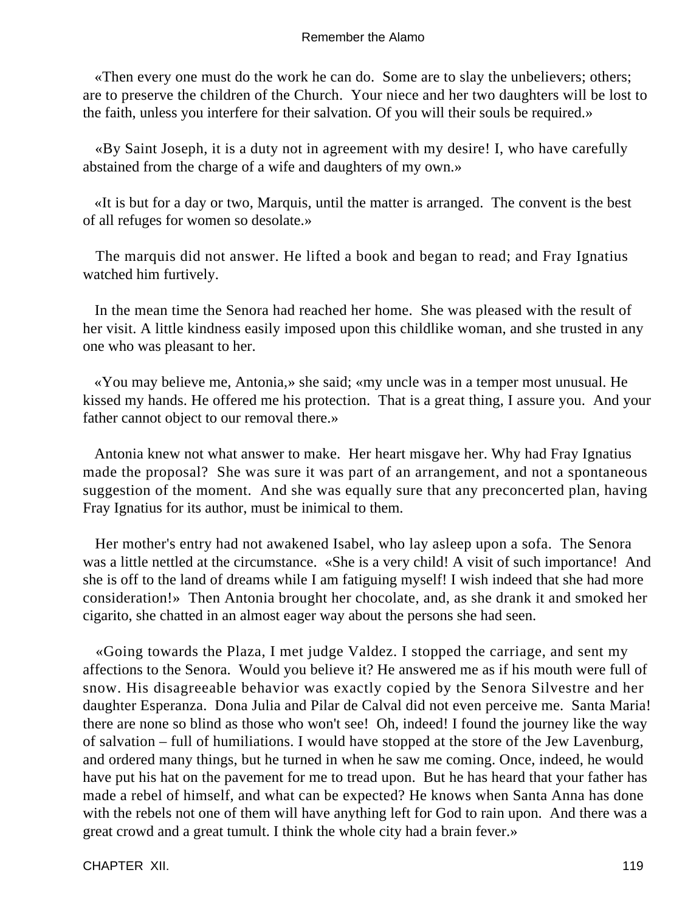«Then every one must do the work he can do. Some are to slay the unbelievers; others; are to preserve the children of the Church. Your niece and her two daughters will be lost to the faith, unless you interfere for their salvation. Of you will their souls be required.»

«By Saint Joseph, it is a duty not in agreement with my desire! I, who have carefully abstained from the charge of a wife and daughters of my own.»

«It is but for a day or two, Marquis, until the matter is arranged. The convent is the best of all refuges for women so desolate.»

The marquis did not answer. He lifted a book and began to read; and Fray Ignatius watched him furtively.

In the mean time the Senora had reached her home. She was pleased with the result of her visit. A little kindness easily imposed upon this childlike woman, and she trusted in any one who was pleasant to her.

«You may believe me, Antonia,» she said; «my uncle was in a temper most unusual. He kissed my hands. He offered me his protection. That is a great thing, I assure you. And your father cannot object to our removal there.»

Antonia knew not what answer to make. Her heart misgave her. Why had Fray Ignatius made the proposal? She was sure it was part of an arrangement, and not a spontaneous suggestion of the moment. And she was equally sure that any preconcerted plan, having Fray Ignatius for its author, must be inimical to them.

Her mother's entry had not awakened Isabel, who lay asleep upon a sofa. The Senora was a little nettled at the circumstance. «She is a very child! A visit of such importance! And she is off to the land of dreams while I am fatiguing myself! I wish indeed that she had more consideration!» Then Antonia brought her chocolate, and, as she drank it and smoked her cigarito, she chatted in an almost eager way about the persons she had seen.

«Going towards the Plaza, I met judge Valdez. I stopped the carriage, and sent my affections to the Senora. Would you believe it? He answered me as if his mouth were full of snow. His disagreeable behavior was exactly copied by the Senora Silvestre and her daughter Esperanza. Dona Julia and Pilar de Calval did not even perceive me. Santa Maria! there are none so blind as those who won't see! Oh, indeed! I found the journey like the way of salvation – full of humiliations. I would have stopped at the store of the Jew Lavenburg, and ordered many things, but he turned in when he saw me coming. Once, indeed, he would have put his hat on the pavement for me to tread upon. But he has heard that your father has made a rebel of himself, and what can be expected? He knows when Santa Anna has done with the rebels not one of them will have anything left for God to rain upon. And there was a great crowd and a great tumult. I think the whole city had a brain fever.»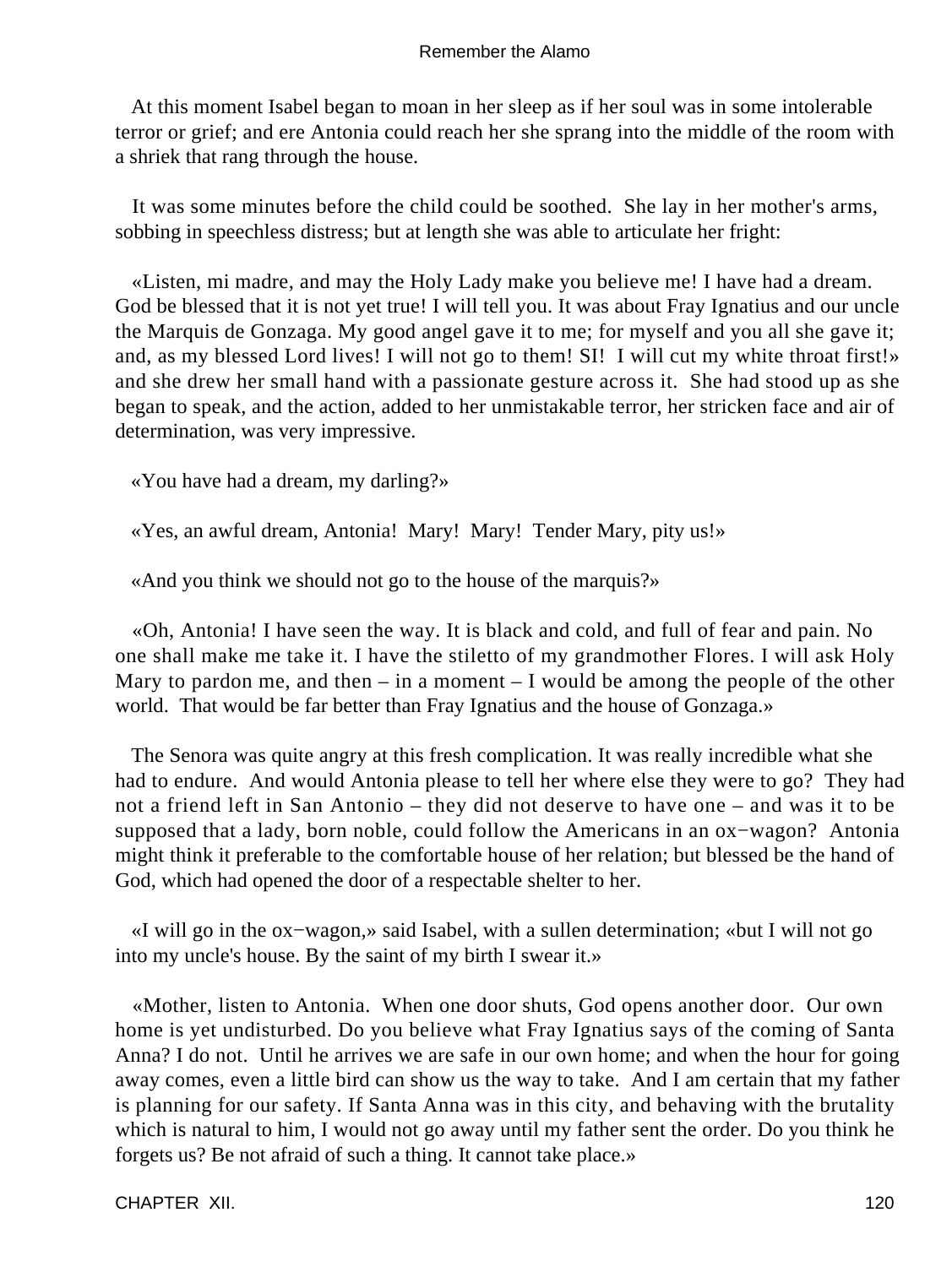At this moment Isabel began to moan in her sleep as if her soul was in some intolerable terror or grief; and ere Antonia could reach her she sprang into the middle of the room with a shriek that rang through the house.

It was some minutes before the child could be soothed. She lay in her mother's arms, sobbing in speechless distress; but at length she was able to articulate her fright:

«Listen, mi madre, and may the Holy Lady make you believe me! I have had a dream. God be blessed that it is not yet true! I will tell you. It was about Fray Ignatius and our uncle the Marquis de Gonzaga. My good angel gave it to me; for myself and you all she gave it; and, as my blessed Lord lives! I will not go to them! SI! I will cut my white throat first!» and she drew her small hand with a passionate gesture across it. She had stood up as she began to speak, and the action, added to her unmistakable terror, her stricken face and air of determination, was very impressive.

«You have had a dream, my darling?»

«Yes, an awful dream, Antonia! Mary! Mary! Tender Mary, pity us!»

«And you think we should not go to the house of the marquis?»

«Oh, Antonia! I have seen the way. It is black and cold, and full of fear and pain. No one shall make me take it. I have the stiletto of my grandmother Flores. I will ask Holy Mary to pardon me, and then – in a moment – I would be among the people of the other world. That would be far better than Fray Ignatius and the house of Gonzaga.»

The Senora was quite angry at this fresh complication. It was really incredible what she had to endure. And would Antonia please to tell her where else they were to go? They had not a friend left in San Antonio – they did not deserve to have one – and was it to be supposed that a lady, born noble, could follow the Americans in an ox−wagon? Antonia might think it preferable to the comfortable house of her relation; but blessed be the hand of God, which had opened the door of a respectable shelter to her.

«I will go in the ox−wagon,» said Isabel, with a sullen determination; «but I will not go into my uncle's house. By the saint of my birth I swear it.»

«Mother, listen to Antonia. When one door shuts, God opens another door. Our own home is yet undisturbed. Do you believe what Fray Ignatius says of the coming of Santa Anna? I do not. Until he arrives we are safe in our own home; and when the hour for going away comes, even a little bird can show us the way to take. And I am certain that my father is planning for our safety. If Santa Anna was in this city, and behaving with the brutality which is natural to him, I would not go away until my father sent the order. Do you think he forgets us? Be not afraid of such a thing. It cannot take place.»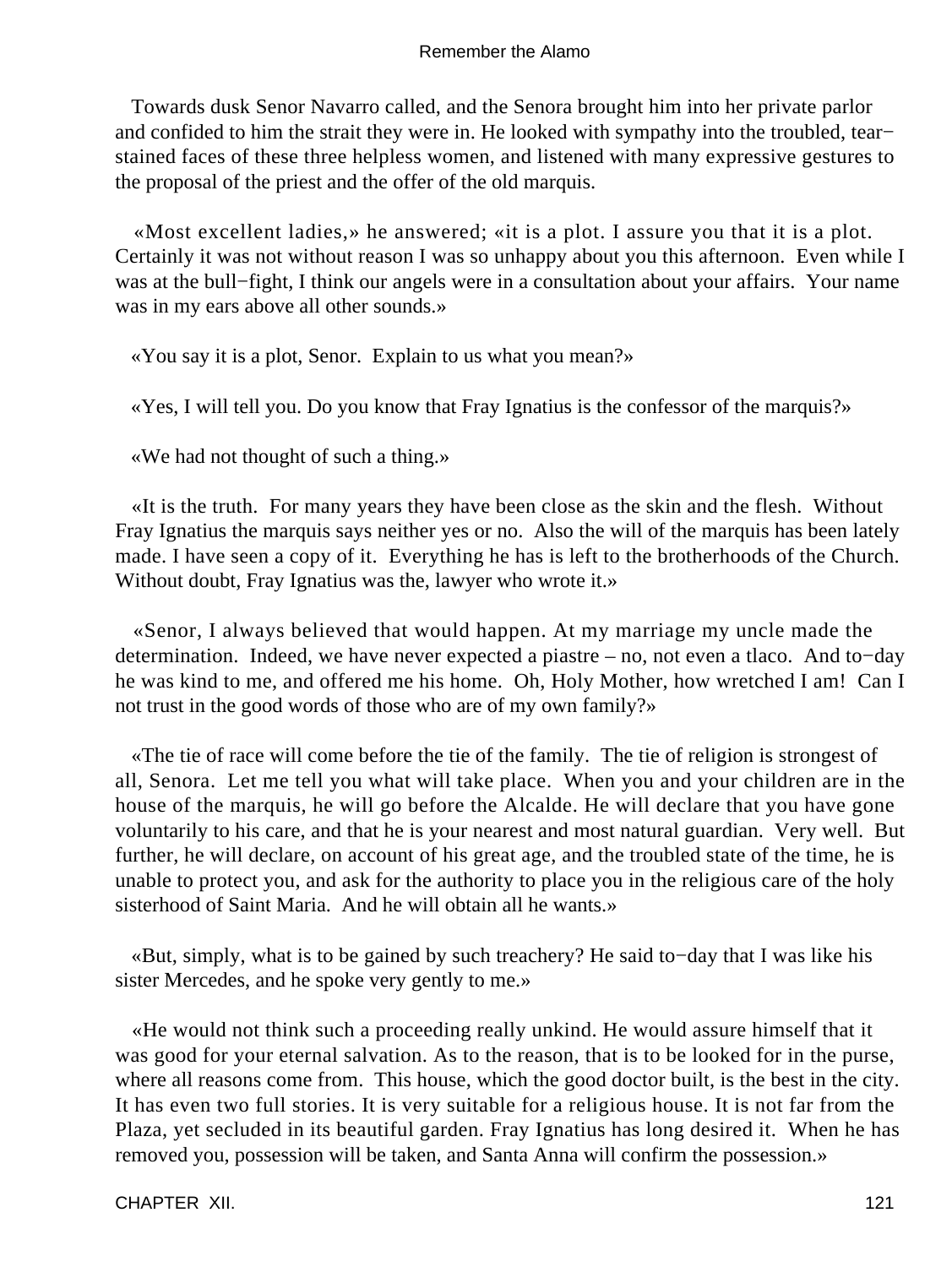Towards dusk Senor Navarro called, and the Senora brought him into her private parlor and confided to him the strait they were in. He looked with sympathy into the troubled, tear−stained faces of these three helpless women, and listened with many expressive gestures to the proposal of the priest and the offer of the old marquis.

«Most excellent ladies,» he answered; «it is a plot. I assure you that it is a plot. Certainly it was not without reason I was so unhappy about you this afternoon. Even while I was at the bull−fight, I think our angels were in a consultation about your affairs. Your name was in my ears above all other sounds.»

«You say it is a plot, Senor. Explain to us what you mean?»

«Yes, I will tell you. Do you know that Fray Ignatius is the confessor of the marquis?»

«We had not thought of such a thing.»

«It is the truth. For many years they have been close as the skin and the flesh. Without Fray Ignatius the marquis says neither yes or no. Also the will of the marquis has been lately made. I have seen a copy of it. Everything he has is left to the brotherhoods of the Church. Without doubt, Fray Ignatius was the, lawyer who wrote it.»

«Senor, I always believed that would happen. At my marriage my uncle made the determination. Indeed, we have never expected a piastre – no, not even a tlaco. And to−day he was kind to me, and offered me his home. Oh, Holy Mother, how wretched I am! Can I not trust in the good words of those who are of my own family?»

«The tie of race will come before the tie of the family. The tie of religion is strongest of all, Senora. Let me tell you what will take place. When you and your children are in the house of the marquis, he will go before the Alcalde. He will declare that you have gone voluntarily to his care, and that he is your nearest and most natural guardian. Very well. But further, he will declare, on account of his great age, and the troubled state of the time, he is unable to protect you, and ask for the authority to place you in the religious care of the holy sisterhood of Saint Maria. And he will obtain all he wants.»

«But, simply, what is to be gained by such treachery? He said to−day that I was like his sister Mercedes, and he spoke very gently to me.»

«He would not think such a proceeding really unkind. He would assure himself that it was good for your eternal salvation. As to the reason, that is to be looked for in the purse, where all reasons come from. This house, which the good doctor built, is the best in the city. It has even two full stories. It is very suitable for a religious house. It is not far from the Plaza, yet secluded in its beautiful garden. Fray Ignatius has long desired it. When he has removed you, possession will be taken, and Santa Anna will confirm the possession.»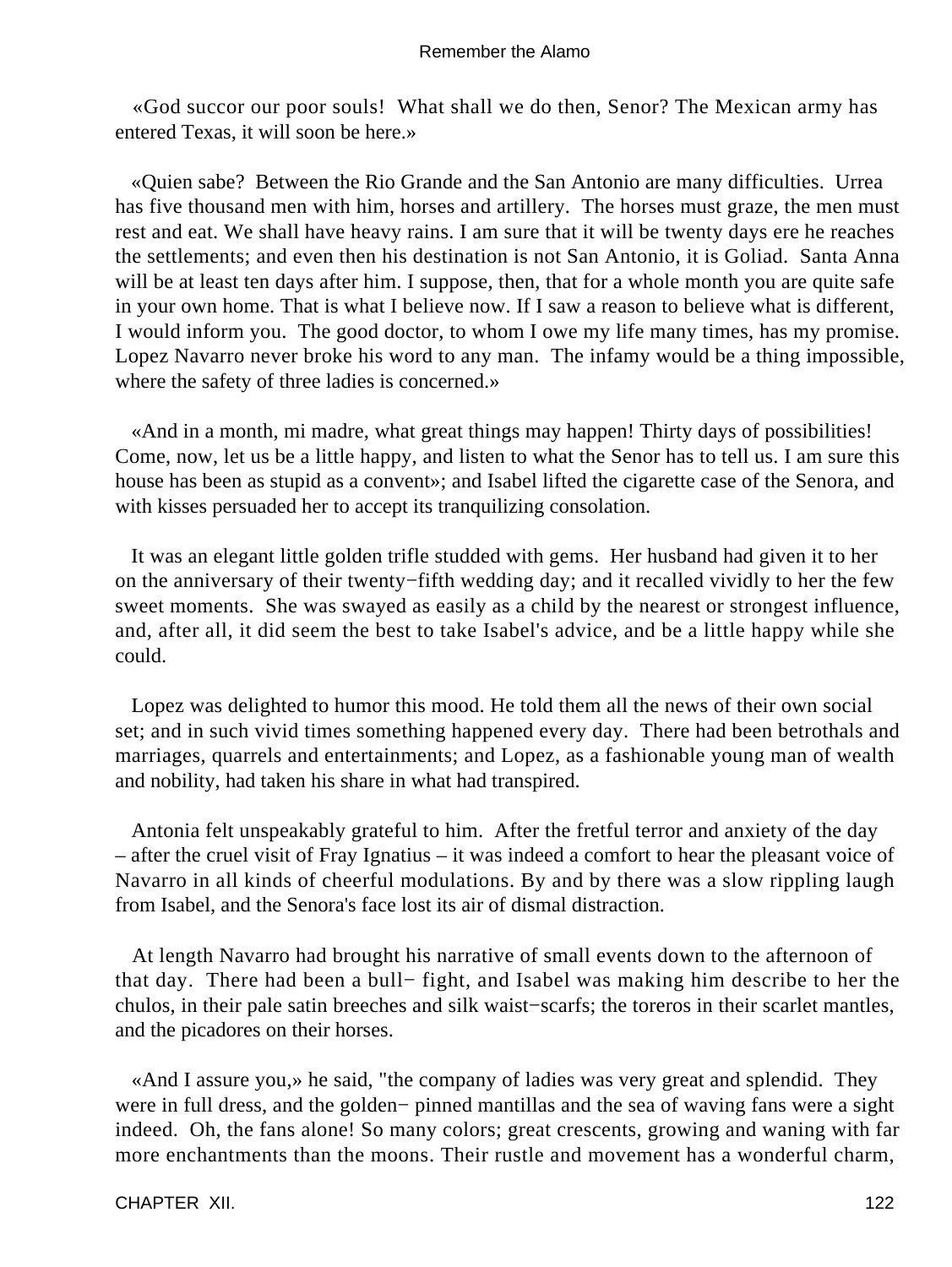«God succor our poor souls! What shall we do then, Senor? The Mexican army has entered Texas, it will soon be here.»

«Quien sabe? Between the Rio Grande and the San Antonio are many difficulties. Urrea has five thousand men with him, horses and artillery. The horses must graze, the men must rest and eat. We shall have heavy rains. I am sure that it will be twenty days ere he reaches the settlements; and even then his destination is not San Antonio, it is Goliad. Santa Anna will be at least ten days after him. I suppose, then, that for a whole month you are quite safe in your own home. That is what I believe now. If I saw a reason to believe what is different, I would inform you. The good doctor, to whom I owe my life many times, has my promise. Lopez Navarro never broke his word to any man. The infamy would be a thing impossible, where the safety of three ladies is concerned.»

«And in a month, mi madre, what great things may happen! Thirty days of possibilities! Come, now, let us be a little happy, and listen to what the Senor has to tell us. I am sure this house has been as stupid as a convent»; and Isabel lifted the cigarette case of the Senora, and with kisses persuaded her to accept its tranquilizing consolation.

It was an elegant little golden trifle studded with gems. Her husband had given it to her on the anniversary of their twenty−fifth wedding day; and it recalled vividly to her the few sweet moments. She was swayed as easily as a child by the nearest or strongest influence, and, after all, it did seem the best to take Isabel's advice, and be a little happy while she could.

Lopez was delighted to humor this mood. He told them all the news of their own social set; and in such vivid times something happened every day. There had been betrothals and marriages, quarrels and entertainments; and Lopez, as a fashionable young man of wealth and nobility, had taken his share in what had transpired.

Antonia felt unspeakably grateful to him. After the fretful terror and anxiety of the day – after the cruel visit of Fray Ignatius – it was indeed a comfort to hear the pleasant voice of Navarro in all kinds of cheerful modulations. By and by there was a slow rippling laugh from Isabel, and the Senora's face lost its air of dismal distraction.

At length Navarro had brought his narrative of small events down to the afternoon of that day. There had been a bull− fight, and Isabel was making him describe to her the chulos, in their pale satin breeches and silk waist−scarfs; the toreros in their scarlet mantles, and the picadores on their horses.

«And I assure you,» he said, "the company of ladies was very great and splendid. They were in full dress, and the golden− pinned mantillas and the sea of waving fans were a sight indeed. Oh, the fans alone! So many colors; great crescents, growing and waning with far more enchantments than the moons. Their rustle and movement has a wonderful charm,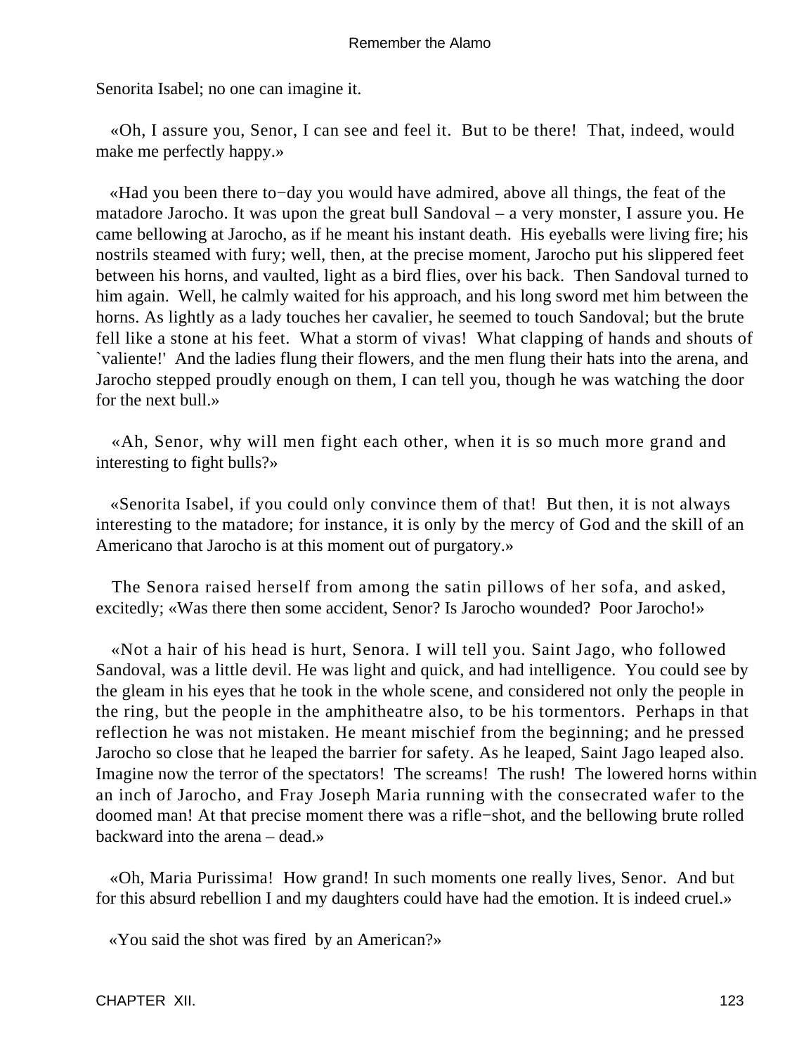Senorita Isabel; no one can imagine it.

«Oh, I assure you, Senor, I can see and feel it. But to be there! That, indeed, would make me perfectly happy.»

«Had you been there to−day you would have admired, above all things, the feat of the matadore Jarocho. It was upon the great bull Sandoval – a very monster, I assure you. He came bellowing at Jarocho, as if he meant his instant death. His eyeballs were living fire; his nostrils steamed with fury; well, then, at the precise moment, Jarocho put his slippered feet between his horns, and vaulted, light as a bird flies, over his back. Then Sandoval turned to him again. Well, he calmly waited for his approach, and his long sword met him between the horns. As lightly as a lady touches her cavalier, he seemed to touch Sandoval; but the brute fell like a stone at his feet. What a storm of vivas! What clapping of hands and shouts of `valiente!' And the ladies flung their flowers, and the men flung their hats into the arena, and Jarocho stepped proudly enough on them, I can tell you, though he was watching the door for the next bull.»

«Ah, Senor, why will men fight each other, when it is so much more grand and interesting to fight bulls?»

«Senorita Isabel, if you could only convince them of that! But then, it is not always interesting to the matadore; for instance, it is only by the mercy of God and the skill of an Americano that Jarocho is at this moment out of purgatory.»

The Senora raised herself from among the satin pillows of her sofa, and asked, excitedly; «Was there then some accident, Senor? Is Jarocho wounded? Poor Jarocho!»

«Not a hair of his head is hurt, Senora. I will tell you. Saint Jago, who followed Sandoval, was a little devil. He was light and quick, and had intelligence. You could see by the gleam in his eyes that he took in the whole scene, and considered not only the people in the ring, but the people in the amphitheatre also, to be his tormentors. Perhaps in that reflection he was not mistaken. He meant mischief from the beginning; and he pressed Jarocho so close that he leaped the barrier for safety. As he leaped, Saint Jago leaped also. Imagine now the terror of the spectators! The screams! The rush! The lowered horns within an inch of Jarocho, and Fray Joseph Maria running with the consecrated wafer to the doomed man! At that precise moment there was a rifle−shot, and the bellowing brute rolled backward into the arena – dead.»

«Oh, Maria Purissima! How grand! In such moments one really lives, Senor. And but for this absurd rebellion I and my daughters could have had the emotion. It is indeed cruel.»

«You said the shot was fired by an American?»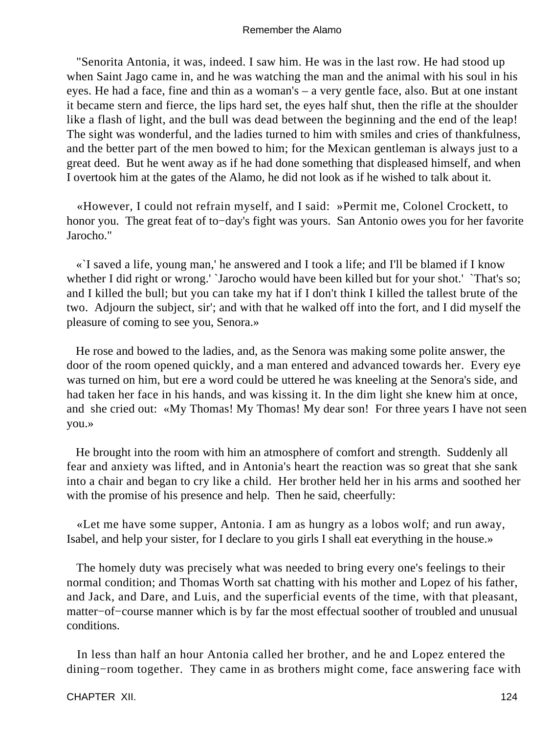"Senorita Antonia, it was, indeed. I saw him. He was in the last row. He had stood up when Saint Jago came in, and he was watching the man and the animal with his soul in his eyes. He had a face, fine and thin as a woman's – a very gentle face, also. But at one instant it became stern and fierce, the lips hard set, the eyes half shut, then the rifle at the shoulder like a flash of light, and the bull was dead between the beginning and the end of the leap! The sight was wonderful, and the ladies turned to him with smiles and cries of thankfulness, and the better part of the men bowed to him; for the Mexican gentleman is always just to a great deed. But he went away as if he had done something that displeased himself, and when I overtook him at the gates of the Alamo, he did not look as if he wished to talk about it.

«However, I could not refrain myself, and I said: »Permit me, Colonel Crockett, to honor you. The great feat of to−day's fight was yours. San Antonio owes you for her favorite Jarocho."

«`I saved a life, young man,' he answered and I took a life; and I'll be blamed if I know whether I did right or wrong.' `Jarocho would have been killed but for your shot.' `That's so; and I killed the bull; but you can take my hat if I don't think I killed the tallest brute of the two. Adjourn the subject, sir'; and with that he walked off into the fort, and I did myself the pleasure of coming to see you, Senora.»

He rose and bowed to the ladies, and, as the Senora was making some polite answer, the door of the room opened quickly, and a man entered and advanced towards her. Every eye was turned on him, but ere a word could be uttered he was kneeling at the Senora's side, and had taken her face in his hands, and was kissing it. In the dim light she knew him at once, and she cried out: «My Thomas! My Thomas! My dear son! For three years I have not seen you.»

He brought into the room with him an atmosphere of comfort and strength. Suddenly all fear and anxiety was lifted, and in Antonia's heart the reaction was so great that she sank into a chair and began to cry like a child. Her brother held her in his arms and soothed her with the promise of his presence and help. Then he said, cheerfully:

«Let me have some supper, Antonia. I am as hungry as a lobos wolf; and run away, Isabel, and help your sister, for I declare to you girls I shall eat everything in the house.»

The homely duty was precisely what was needed to bring every one's feelings to their normal condition; and Thomas Worth sat chatting with his mother and Lopez of his father, and Jack, and Dare, and Luis, and the superficial events of the time, with that pleasant, matter−of−course manner which is by far the most effectual soother of troubled and unusual conditions.

In less than half an hour Antonia called her brother, and he and Lopez entered the dining−room together. They came in as brothers might come, face answering face with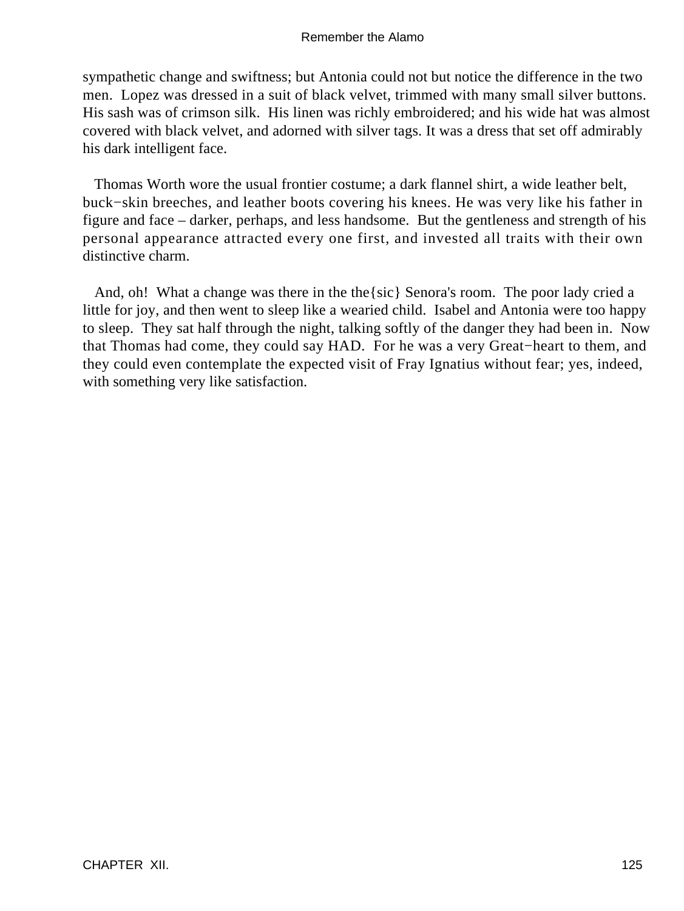sympathetic change and swiftness; but Antonia could not but notice the difference in the two men. Lopez was dressed in a suit of black velvet, trimmed with many small silver buttons. His sash was of crimson silk. His linen was richly embroidered; and his wide hat was almost covered with black velvet, and adorned with silver tags. It was a dress that set off admirably his dark intelligent face.

Thomas Worth wore the usual frontier costume; a dark flannel shirt, a wide leather belt, buck−skin breeches, and leather boots covering his knees. He was very like his father in figure and face – darker, perhaps, and less handsome. But the gentleness and strength of his personal appearance attracted every one first, and invested all traits with their own distinctive charm.

And, oh! What a change was there in the the{sic} Senora's room. The poor lady cried a little for joy, and then went to sleep like a wearied child. Isabel and Antonia were too happy to sleep. They sat half through the night, talking softly of the danger they had been in. Now that Thomas had come, they could say HAD. For he was a very Great−heart to them, and they could even contemplate the expected visit of Fray Ignatius without fear; yes, indeed, with something very like satisfaction.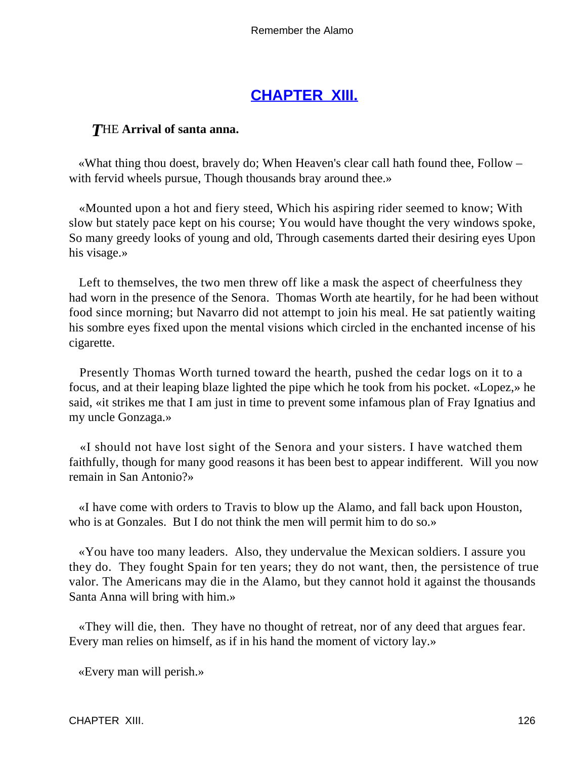## CHAPTER XIII.

***T****HE* **Arrival of santa anna.**

«What thing thou doest, bravely do; When Heaven's clear call hath found thee, Follow – with fervid wheels pursue, Though thousands bray around thee.»

«Mounted upon a hot and fiery steed, Which his aspiring rider seemed to know; With slow but stately pace kept on his course; You would have thought the very windows spoke, So many greedy looks of young and old, Through casements darted their desiring eyes Upon his visage.»

Left to themselves, the two men threw off like a mask the aspect of cheerfulness they had worn in the presence of the Senora. Thomas Worth ate heartily, for he had been without food since morning; but Navarro did not attempt to join his meal. He sat patiently waiting his sombre eyes fixed upon the mental visions which circled in the enchanted incense of his cigarette.

Presently Thomas Worth turned toward the hearth, pushed the cedar logs on it to a focus, and at their leaping blaze lighted the pipe which he took from his pocket. «Lopez,» he said, «it strikes me that I am just in time to prevent some infamous plan of Fray Ignatius and my uncle Gonzaga.»

«I should not have lost sight of the Senora and your sisters. I have watched them faithfully, though for many good reasons it has been best to appear indifferent. Will you now remain in San Antonio?»

«I have come with orders to Travis to blow up the Alamo, and fall back upon Houston, who is at Gonzales. But I do not think the men will permit him to do so.»

«You have too many leaders. Also, they undervalue the Mexican soldiers. I assure you they do. They fought Spain for ten years; they do not want, then, the persistence of true valor. The Americans may die in the Alamo, but they cannot hold it against the thousands Santa Anna will bring with him.»

«They will die, then. They have no thought of retreat, nor of any deed that argues fear. Every man relies on himself, as if in his hand the moment of victory lay.»

«Every man will perish.»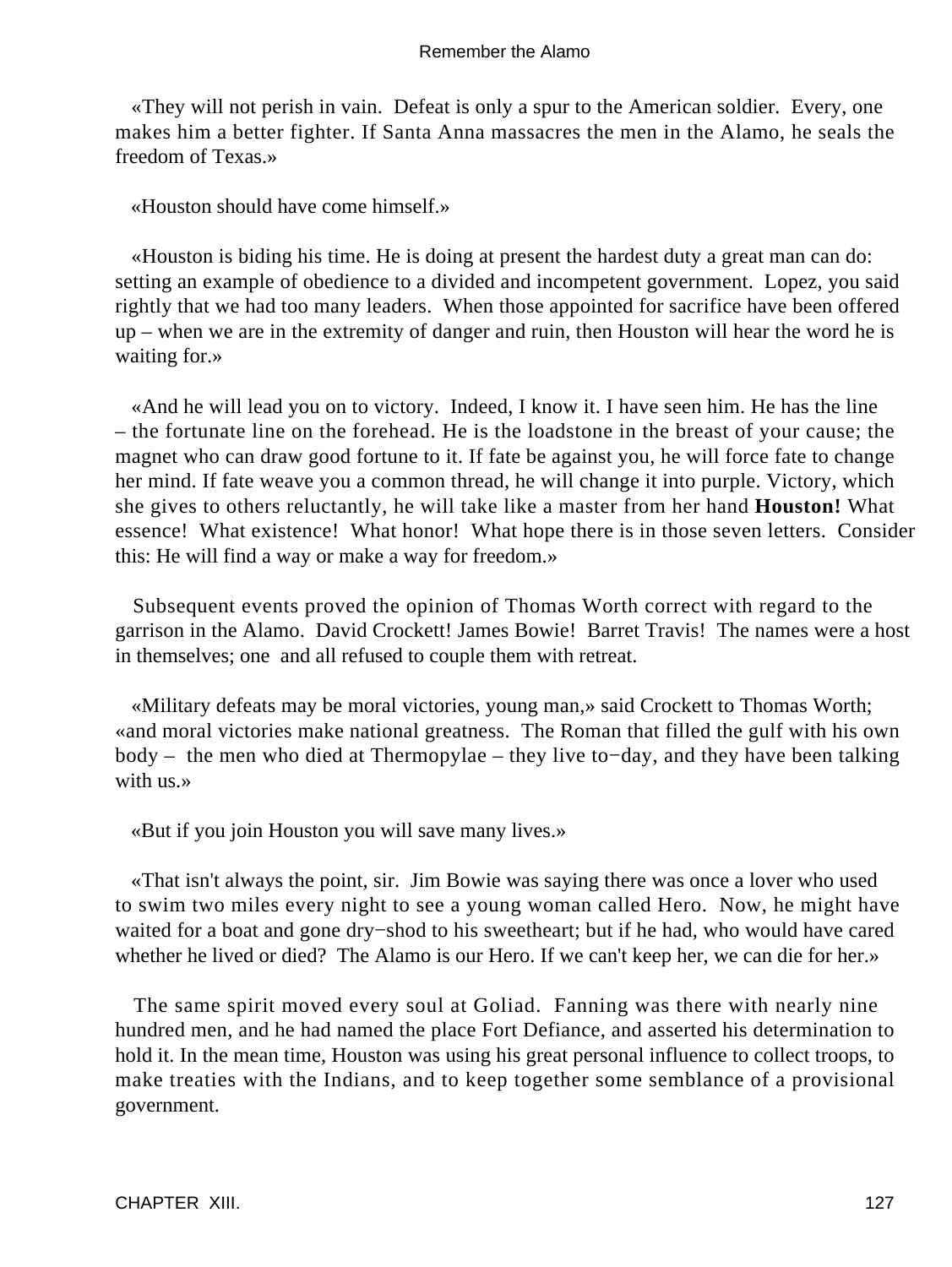«They will not perish in vain.  Defeat is only a spur to the American soldier.  Every, one makes him a better fighter. If Santa Anna massacres the men in the Alamo, he seals the freedom of Texas.»

«Houston should have come himself.»

«Houston is biding his time. He is doing at present the hardest duty a great man can do: setting an example of obedience to a divided and incompetent government.  Lopez, you said rightly that we had too many leaders.  When those appointed for sacrifice have been offered up – when we are in the extremity of danger and ruin, then Houston will hear the word he is waiting for.»

«And he will lead you on to victory.  Indeed, I know it. I have seen him. He has the line – the fortunate line on the forehead. He is the loadstone in the breast of your cause; the magnet who can draw good fortune to it. If fate be against you, he will force fate to change her mind. If fate weave you a common thread, he will change it into purple. Victory, which she gives to others reluctantly, he will take like a master from her hand **Houston!** What essence!  What existence!  What honor!  What hope there is in those seven letters.  Consider this: He will find a way or make a way for freedom.»

Subsequent events proved the opinion of Thomas Worth correct with regard to the garrison in the Alamo.  David Crockett! James Bowie!  Barret Travis!  The names were a host in themselves; one  and all refused to couple them with retreat.

«Military defeats may be moral victories, young man,» said Crockett to Thomas Worth; «and moral victories make national greatness.  The Roman that filled the gulf with his own body –  the men who died at Thermopylae – they live to−day, and they have been talking with us.»

«But if you join Houston you will save many lives.»

«That isn't always the point, sir.  Jim Bowie was saying there was once a lover who used to swim two miles every night to see a young woman called Hero.  Now, he might have waited for a boat and gone dry−shod to his sweetheart; but if he had, who would have cared whether he lived or died?  The Alamo is our Hero. If we can't keep her, we can die for her.»

The same spirit moved every soul at Goliad.  Fanning was there with nearly nine hundred men, and he had named the place Fort Defiance, and asserted his determination to hold it. In the mean time, Houston was using his great personal influence to collect troops, to make treaties with the Indians, and to keep together some semblance of a provisional government.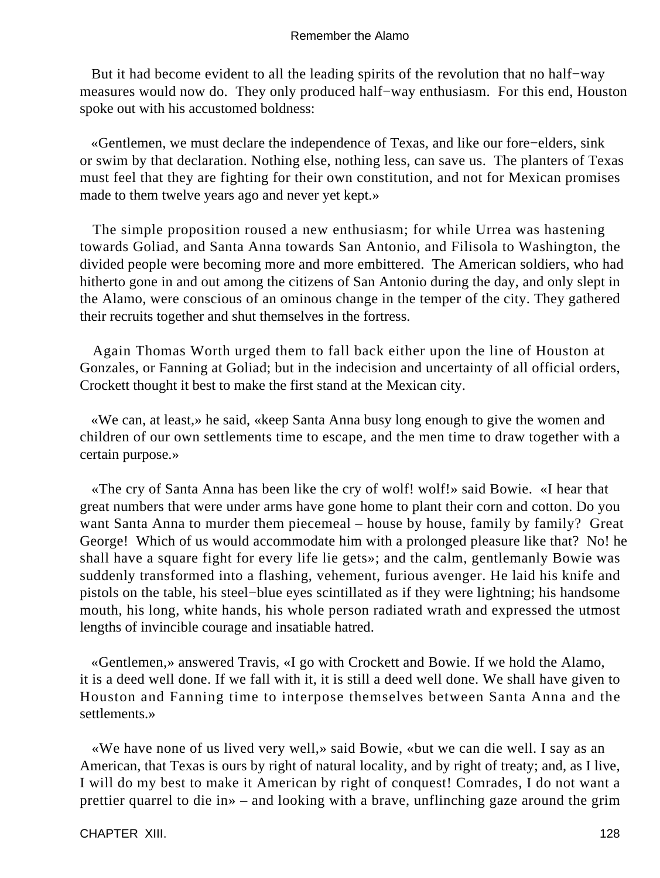But it had become evident to all the leading spirits of the revolution that no half−way measures would now do. They only produced half−way enthusiasm. For this end, Houston spoke out with his accustomed boldness:

«Gentlemen, we must declare the independence of Texas, and like our fore−elders, sink or swim by that declaration. Nothing else, nothing less, can save us. The planters of Texas must feel that they are fighting for their own constitution, and not for Mexican promises made to them twelve years ago and never yet kept.»

The simple proposition roused a new enthusiasm; for while Urrea was hastening towards Goliad, and Santa Anna towards San Antonio, and Filisola to Washington, the divided people were becoming more and more embittered. The American soldiers, who had hitherto gone in and out among the citizens of San Antonio during the day, and only slept in the Alamo, were conscious of an ominous change in the temper of the city. They gathered their recruits together and shut themselves in the fortress.

Again Thomas Worth urged them to fall back either upon the line of Houston at Gonzales, or Fanning at Goliad; but in the indecision and uncertainty of all official orders, Crockett thought it best to make the first stand at the Mexican city.

«We can, at least,» he said, «keep Santa Anna busy long enough to give the women and children of our own settlements time to escape, and the men time to draw together with a certain purpose.»

«The cry of Santa Anna has been like the cry of wolf! wolf!» said Bowie. «I hear that great numbers that were under arms have gone home to plant their corn and cotton. Do you want Santa Anna to murder them piecemeal – house by house, family by family? Great George! Which of us would accommodate him with a prolonged pleasure like that? No! he shall have a square fight for every life lie gets»; and the calm, gentlemanly Bowie was suddenly transformed into a flashing, vehement, furious avenger. He laid his knife and pistols on the table, his steel−blue eyes scintillated as if they were lightning; his handsome mouth, his long, white hands, his whole person radiated wrath and expressed the utmost lengths of invincible courage and insatiable hatred.

«Gentlemen,» answered Travis, «I go with Crockett and Bowie. If we hold the Alamo, it is a deed well done. If we fall with it, it is still a deed well done. We shall have given to Houston and Fanning time to interpose themselves between Santa Anna and the settlements.»

«We have none of us lived very well,» said Bowie, «but we can die well. I say as an American, that Texas is ours by right of natural locality, and by right of treaty; and, as I live, I will do my best to make it American by right of conquest! Comrades, I do not want a prettier quarrel to die in» – and looking with a brave, unflinching gaze around the grim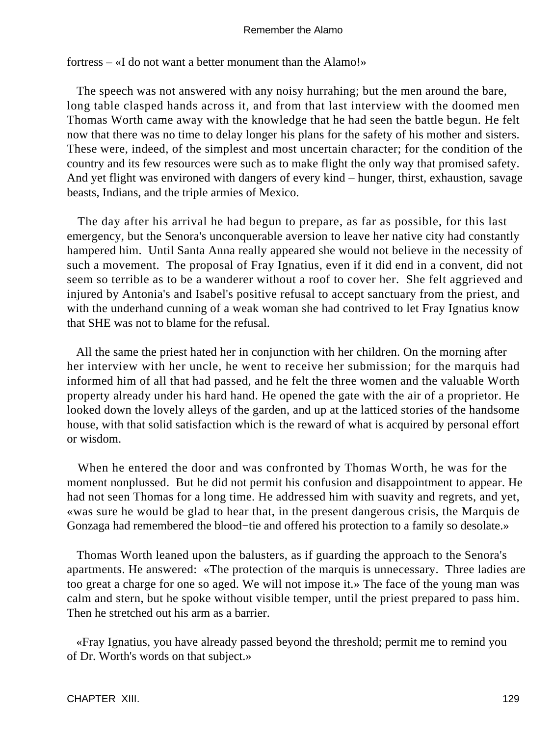fortress – «I do not want a better monument than the Alamo!»

The speech was not answered with any noisy hurrahing; but the men around the bare, long table clasped hands across it, and from that last interview with the doomed men Thomas Worth came away with the knowledge that he had seen the battle begun. He felt now that there was no time to delay longer his plans for the safety of his mother and sisters. These were, indeed, of the simplest and most uncertain character; for the condition of the country and its few resources were such as to make flight the only way that promised safety. And yet flight was environed with dangers of every kind – hunger, thirst, exhaustion, savage beasts, Indians, and the triple armies of Mexico.

The day after his arrival he had begun to prepare, as far as possible, for this last emergency, but the Senora's unconquerable aversion to leave her native city had constantly hampered him. Until Santa Anna really appeared she would not believe in the necessity of such a movement. The proposal of Fray Ignatius, even if it did end in a convent, did not seem so terrible as to be a wanderer without a roof to cover her. She felt aggrieved and injured by Antonia's and Isabel's positive refusal to accept sanctuary from the priest, and with the underhand cunning of a weak woman she had contrived to let Fray Ignatius know that SHE was not to blame for the refusal.

All the same the priest hated her in conjunction with her children. On the morning after her interview with her uncle, he went to receive her submission; for the marquis had informed him of all that had passed, and he felt the three women and the valuable Worth property already under his hard hand. He opened the gate with the air of a proprietor. He looked down the lovely alleys of the garden, and up at the latticed stories of the handsome house, with that solid satisfaction which is the reward of what is acquired by personal effort or wisdom.

When he entered the door and was confronted by Thomas Worth, he was for the moment nonplussed. But he did not permit his confusion and disappointment to appear. He had not seen Thomas for a long time. He addressed him with suavity and regrets, and yet, «was sure he would be glad to hear that, in the present dangerous crisis, the Marquis de Gonzaga had remembered the blood−tie and offered his protection to a family so desolate.»

Thomas Worth leaned upon the balusters, as if guarding the approach to the Senora's apartments. He answered: «The protection of the marquis is unnecessary. Three ladies are too great a charge for one so aged. We will not impose it.» The face of the young man was calm and stern, but he spoke without visible temper, until the priest prepared to pass him. Then he stretched out his arm as a barrier.

«Fray Ignatius, you have already passed beyond the threshold; permit me to remind you of Dr. Worth's words on that subject.»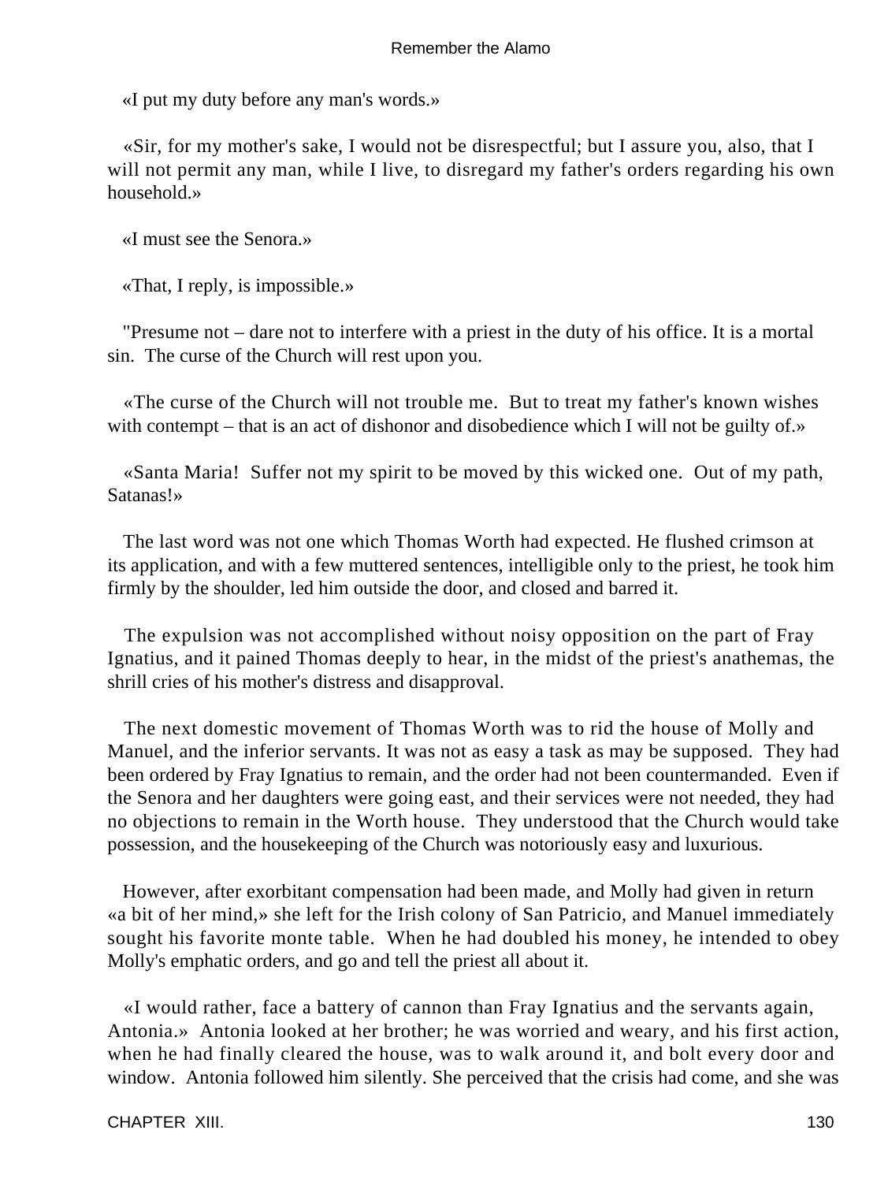«I put my duty before any man's words.»

«Sir, for my mother's sake, I would not be disrespectful; but I assure you, also, that I will not permit any man, while I live, to disregard my father's orders regarding his own household.»

«I must see the Senora.»

«That, I reply, is impossible.»

"Presume not – dare not to interfere with a priest in the duty of his office. It is a mortal sin. The curse of the Church will rest upon you.

«The curse of the Church will not trouble me. But to treat my father's known wishes with contempt – that is an act of dishonor and disobedience which I will not be guilty of.»

«Santa Maria! Suffer not my spirit to be moved by this wicked one. Out of my path, Satanas!»

The last word was not one which Thomas Worth had expected. He flushed crimson at its application, and with a few muttered sentences, intelligible only to the priest, he took him firmly by the shoulder, led him outside the door, and closed and barred it.

The expulsion was not accomplished without noisy opposition on the part of Fray Ignatius, and it pained Thomas deeply to hear, in the midst of the priest's anathemas, the shrill cries of his mother's distress and disapproval.

The next domestic movement of Thomas Worth was to rid the house of Molly and Manuel, and the inferior servants. It was not as easy a task as may be supposed. They had been ordered by Fray Ignatius to remain, and the order had not been countermanded. Even if the Senora and her daughters were going east, and their services were not needed, they had no objections to remain in the Worth house. They understood that the Church would take possession, and the housekeeping of the Church was notoriously easy and luxurious.

However, after exorbitant compensation had been made, and Molly had given in return «a bit of her mind,» she left for the Irish colony of San Patricio, and Manuel immediately sought his favorite monte table. When he had doubled his money, he intended to obey Molly's emphatic orders, and go and tell the priest all about it.

«I would rather, face a battery of cannon than Fray Ignatius and the servants again, Antonia.» Antonia looked at her brother; he was worried and weary, and his first action, when he had finally cleared the house, was to walk around it, and bolt every door and window. Antonia followed him silently. She perceived that the crisis had come, and she was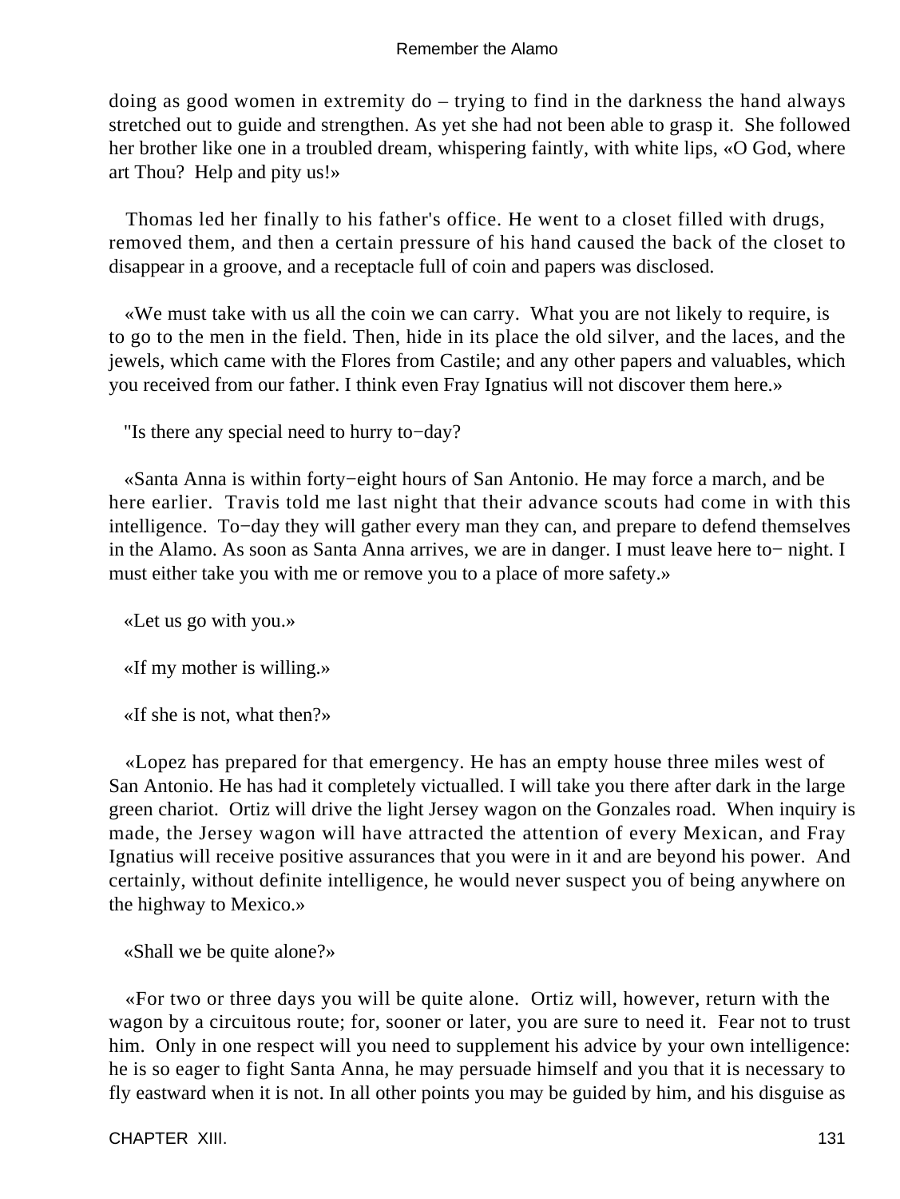doing as good women in extremity do – trying to find in the darkness the hand always stretched out to guide and strengthen. As yet she had not been able to grasp it. She followed her brother like one in a troubled dream, whispering faintly, with white lips, «O God, where art Thou? Help and pity us!»

Thomas led her finally to his father's office. He went to a closet filled with drugs, removed them, and then a certain pressure of his hand caused the back of the closet to disappear in a groove, and a receptacle full of coin and papers was disclosed.

«We must take with us all the coin we can carry. What you are not likely to require, is to go to the men in the field. Then, hide in its place the old silver, and the laces, and the jewels, which came with the Flores from Castile; and any other papers and valuables, which you received from our father. I think even Fray Ignatius will not discover them here.»

"Is there any special need to hurry to−day?

«Santa Anna is within forty−eight hours of San Antonio. He may force a march, and be here earlier. Travis told me last night that their advance scouts had come in with this intelligence. To−day they will gather every man they can, and prepare to defend themselves in the Alamo. As soon as Santa Anna arrives, we are in danger. I must leave here to− night. I must either take you with me or remove you to a place of more safety.»

«Let us go with you.»

«If my mother is willing.»

«If she is not, what then?»

«Lopez has prepared for that emergency. He has an empty house three miles west of San Antonio. He has had it completely victualled. I will take you there after dark in the large green chariot. Ortiz will drive the light Jersey wagon on the Gonzales road. When inquiry is made, the Jersey wagon will have attracted the attention of every Mexican, and Fray Ignatius will receive positive assurances that you were in it and are beyond his power. And certainly, without definite intelligence, he would never suspect you of being anywhere on the highway to Mexico.»

«Shall we be quite alone?»

«For two or three days you will be quite alone. Ortiz will, however, return with the wagon by a circuitous route; for, sooner or later, you are sure to need it. Fear not to trust him. Only in one respect will you need to supplement his advice by your own intelligence: he is so eager to fight Santa Anna, he may persuade himself and you that it is necessary to fly eastward when it is not. In all other points you may be guided by him, and his disguise as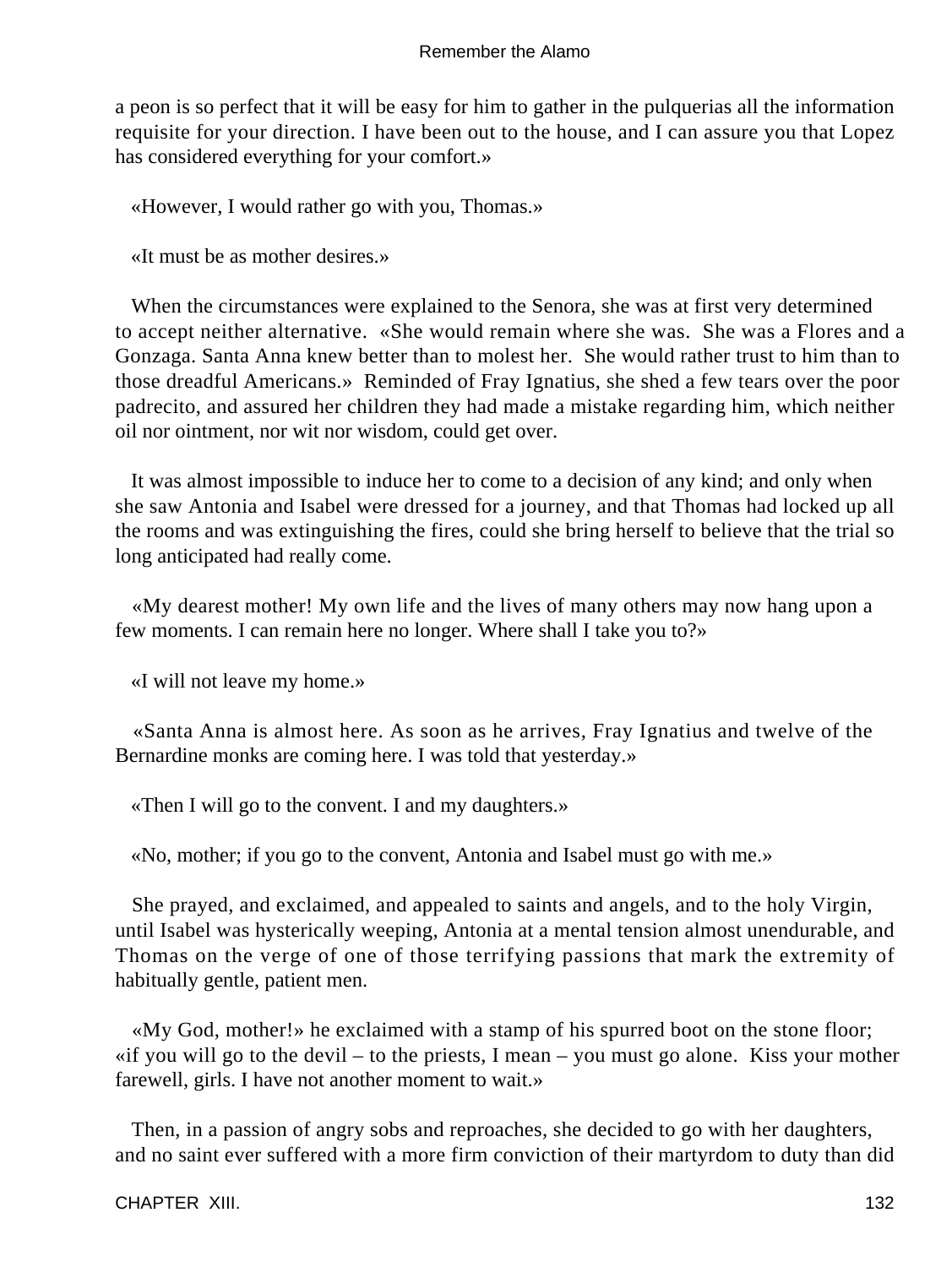a peon is so perfect that it will be easy for him to gather in the pulquerias all the information requisite for your direction. I have been out to the house, and I can assure you that Lopez has considered everything for your comfort.»

«However, I would rather go with you, Thomas.»

«It must be as mother desires.»

When the circumstances were explained to the Senora, she was at first very determined to accept neither alternative. «She would remain where she was. She was a Flores and a Gonzaga. Santa Anna knew better than to molest her. She would rather trust to him than to those dreadful Americans.» Reminded of Fray Ignatius, she shed a few tears over the poor padrecito, and assured her children they had made a mistake regarding him, which neither oil nor ointment, nor wit nor wisdom, could get over.

It was almost impossible to induce her to come to a decision of any kind; and only when she saw Antonia and Isabel were dressed for a journey, and that Thomas had locked up all the rooms and was extinguishing the fires, could she bring herself to believe that the trial so long anticipated had really come.

«My dearest mother! My own life and the lives of many others may now hang upon a few moments. I can remain here no longer. Where shall I take you to?»

«I will not leave my home.»

«Santa Anna is almost here. As soon as he arrives, Fray Ignatius and twelve of the Bernardine monks are coming here. I was told that yesterday.»

«Then I will go to the convent. I and my daughters.»

«No, mother; if you go to the convent, Antonia and Isabel must go with me.»

She prayed, and exclaimed, and appealed to saints and angels, and to the holy Virgin, until Isabel was hysterically weeping, Antonia at a mental tension almost unendurable, and Thomas on the verge of one of those terrifying passions that mark the extremity of habitually gentle, patient men.

«My God, mother!» he exclaimed with a stamp of his spurred boot on the stone floor; «if you will go to the devil – to the priests, I mean – you must go alone. Kiss your mother farewell, girls. I have not another moment to wait.»

Then, in a passion of angry sobs and reproaches, she decided to go with her daughters, and no saint ever suffered with a more firm conviction of their martyrdom to duty than did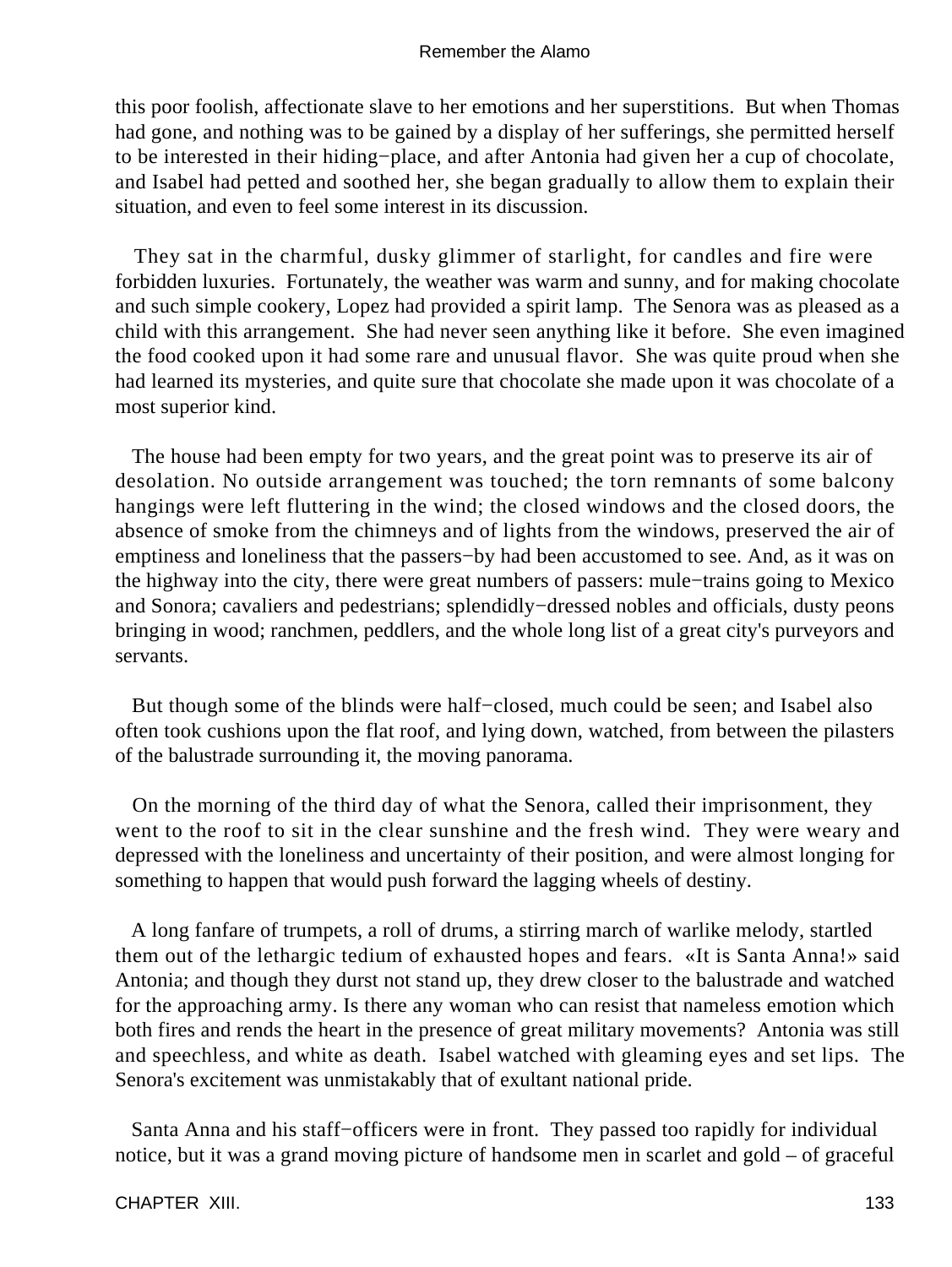this poor foolish, affectionate slave to her emotions and her superstitions. But when Thomas had gone, and nothing was to be gained by a display of her sufferings, she permitted herself to be interested in their hiding−place, and after Antonia had given her a cup of chocolate, and Isabel had petted and soothed her, she began gradually to allow them to explain their situation, and even to feel some interest in its discussion.

They sat in the charmful, dusky glimmer of starlight, for candles and fire were forbidden luxuries. Fortunately, the weather was warm and sunny, and for making chocolate and such simple cookery, Lopez had provided a spirit lamp. The Senora was as pleased as a child with this arrangement. She had never seen anything like it before. She even imagined the food cooked upon it had some rare and unusual flavor. She was quite proud when she had learned its mysteries, and quite sure that chocolate she made upon it was chocolate of a most superior kind.

The house had been empty for two years, and the great point was to preserve its air of desolation. No outside arrangement was touched; the torn remnants of some balcony hangings were left fluttering in the wind; the closed windows and the closed doors, the absence of smoke from the chimneys and of lights from the windows, preserved the air of emptiness and loneliness that the passers−by had been accustomed to see. And, as it was on the highway into the city, there were great numbers of passers: mule−trains going to Mexico and Sonora; cavaliers and pedestrians; splendidly−dressed nobles and officials, dusty peons bringing in wood; ranchmen, peddlers, and the whole long list of a great city's purveyors and servants.

But though some of the blinds were half−closed, much could be seen; and Isabel also often took cushions upon the flat roof, and lying down, watched, from between the pilasters of the balustrade surrounding it, the moving panorama.

On the morning of the third day of what the Senora, called their imprisonment, they went to the roof to sit in the clear sunshine and the fresh wind. They were weary and depressed with the loneliness and uncertainty of their position, and were almost longing for something to happen that would push forward the lagging wheels of destiny.

A long fanfare of trumpets, a roll of drums, a stirring march of warlike melody, startled them out of the lethargic tedium of exhausted hopes and fears. «It is Santa Anna!» said Antonia; and though they durst not stand up, they drew closer to the balustrade and watched for the approaching army. Is there any woman who can resist that nameless emotion which both fires and rends the heart in the presence of great military movements? Antonia was still and speechless, and white as death. Isabel watched with gleaming eyes and set lips. The Senora's excitement was unmistakably that of exultant national pride.

Santa Anna and his staff−officers were in front. They passed too rapidly for individual notice, but it was a grand moving picture of handsome men in scarlet and gold – of graceful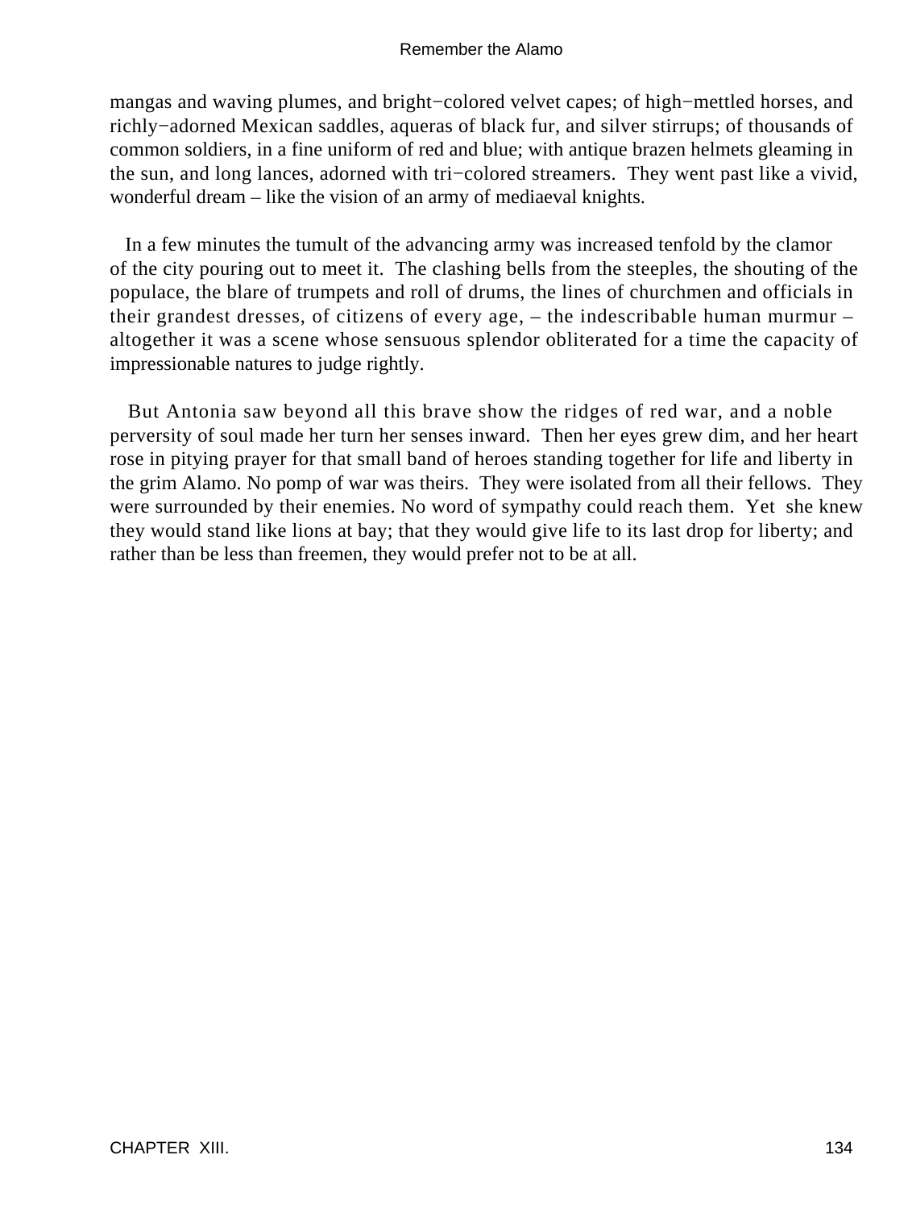mangas and waving plumes, and bright−colored velvet capes; of high−mettled horses, and richly−adorned Mexican saddles, aqueras of black fur, and silver stirrups; of thousands of common soldiers, in a fine uniform of red and blue; with antique brazen helmets gleaming in the sun, and long lances, adorned with tri−colored streamers. They went past like a vivid, wonderful dream – like the vision of an army of mediaeval knights.

In a few minutes the tumult of the advancing army was increased tenfold by the clamor of the city pouring out to meet it. The clashing bells from the steeples, the shouting of the populace, the blare of trumpets and roll of drums, the lines of churchmen and officials in their grandest dresses, of citizens of every age, – the indescribable human murmur – altogether it was a scene whose sensuous splendor obliterated for a time the capacity of impressionable natures to judge rightly.

But Antonia saw beyond all this brave show the ridges of red war, and a noble perversity of soul made her turn her senses inward. Then her eyes grew dim, and her heart rose in pitying prayer for that small band of heroes standing together for life and liberty in the grim Alamo. No pomp of war was theirs. They were isolated from all their fellows. They were surrounded by their enemies. No word of sympathy could reach them. Yet she knew they would stand like lions at bay; that they would give life to its last drop for liberty; and rather than be less than freemen, they would prefer not to be at all.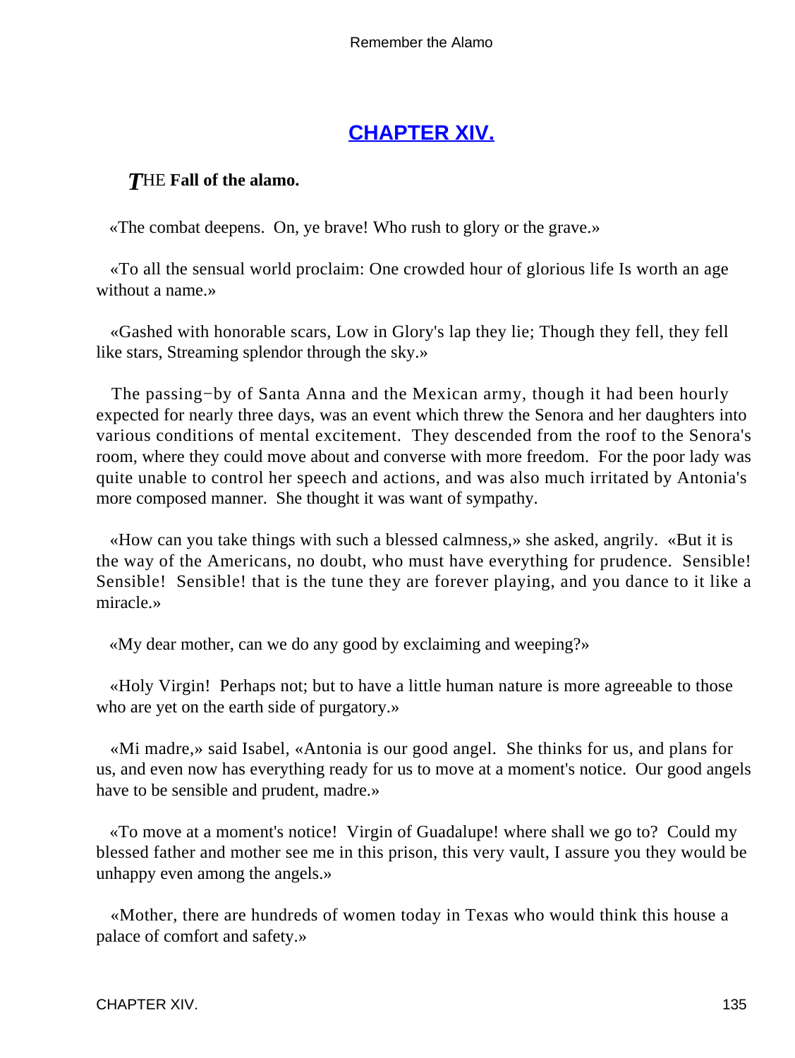## CHAPTER XIV.

*T*HE **Fall of the alamo.**

«The combat deepens. On, ye brave! Who rush to glory or the grave.»

«To all the sensual world proclaim: One crowded hour of glorious life Is worth an age without a name.»

«Gashed with honorable scars, Low in Glory's lap they lie; Though they fell, they fell like stars, Streaming splendor through the sky.»

The passing−by of Santa Anna and the Mexican army, though it had been hourly expected for nearly three days, was an event which threw the Senora and her daughters into various conditions of mental excitement. They descended from the roof to the Senora's room, where they could move about and converse with more freedom. For the poor lady was quite unable to control her speech and actions, and was also much irritated by Antonia's more composed manner. She thought it was want of sympathy.

«How can you take things with such a blessed calmness,» she asked, angrily. «But it is the way of the Americans, no doubt, who must have everything for prudence. Sensible! Sensible! Sensible! that is the tune they are forever playing, and you dance to it like a miracle.»

«My dear mother, can we do any good by exclaiming and weeping?»

«Holy Virgin! Perhaps not; but to have a little human nature is more agreeable to those who are yet on the earth side of purgatory.»

«Mi madre,» said Isabel, «Antonia is our good angel. She thinks for us, and plans for us, and even now has everything ready for us to move at a moment's notice. Our good angels have to be sensible and prudent, madre.»

«To move at a moment's notice! Virgin of Guadalupe! where shall we go to? Could my blessed father and mother see me in this prison, this very vault, I assure you they would be unhappy even among the angels.»

«Mother, there are hundreds of women today in Texas who would think this house a palace of comfort and safety.»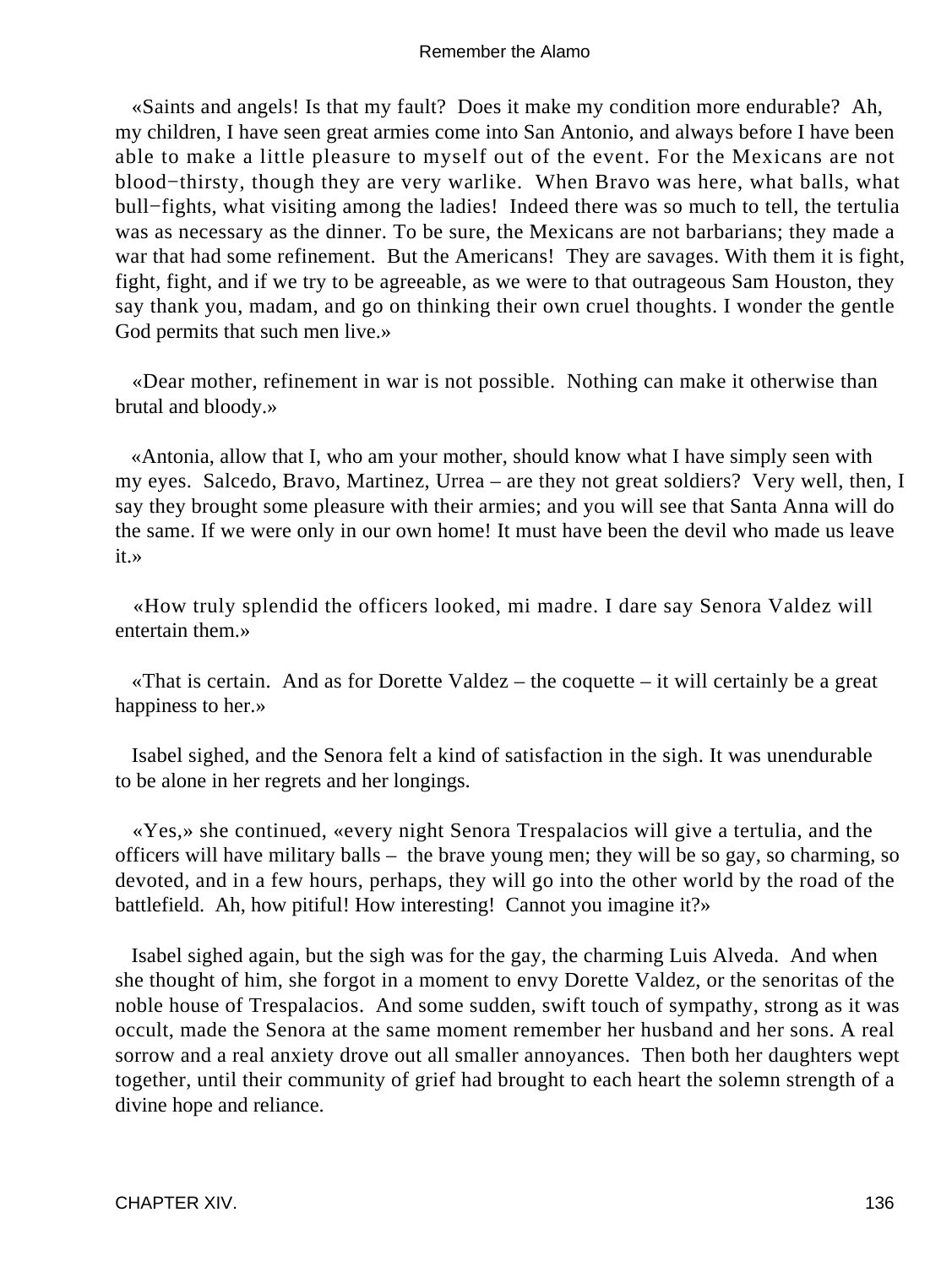«Saints and angels! Is that my fault? Does it make my condition more endurable? Ah, my children, I have seen great armies come into San Antonio, and always before I have been able to make a little pleasure to myself out of the event. For the Mexicans are not blood−thirsty, though they are very warlike. When Bravo was here, what balls, what bull−fights, what visiting among the ladies! Indeed there was so much to tell, the tertulia was as necessary as the dinner. To be sure, the Mexicans are not barbarians; they made a war that had some refinement. But the Americans! They are savages. With them it is fight, fight, fight, and if we try to be agreeable, as we were to that outrageous Sam Houston, they say thank you, madam, and go on thinking their own cruel thoughts. I wonder the gentle God permits that such men live.»

«Dear mother, refinement in war is not possible. Nothing can make it otherwise than brutal and bloody.»

«Antonia, allow that I, who am your mother, should know what I have simply seen with my eyes. Salcedo, Bravo, Martinez, Urrea – are they not great soldiers? Very well, then, I say they brought some pleasure with their armies; and you will see that Santa Anna will do the same. If we were only in our own home! It must have been the devil who made us leave it.»

«How truly splendid the officers looked, mi madre. I dare say Senora Valdez will entertain them.»

«That is certain. And as for Dorette Valdez – the coquette – it will certainly be a great happiness to her.»

Isabel sighed, and the Senora felt a kind of satisfaction in the sigh. It was unendurable to be alone in her regrets and her longings.

«Yes,» she continued, «every night Senora Trespalacios will give a tertulia, and the officers will have military balls – the brave young men; they will be so gay, so charming, so devoted, and in a few hours, perhaps, they will go into the other world by the road of the battlefield. Ah, how pitiful! How interesting! Cannot you imagine it?»

Isabel sighed again, but the sigh was for the gay, the charming Luis Alveda. And when she thought of him, she forgot in a moment to envy Dorette Valdez, or the senoritas of the noble house of Trespalacios. And some sudden, swift touch of sympathy, strong as it was occult, made the Senora at the same moment remember her husband and her sons. A real sorrow and a real anxiety drove out all smaller annoyances. Then both her daughters wept together, until their community of grief had brought to each heart the solemn strength of a divine hope and reliance.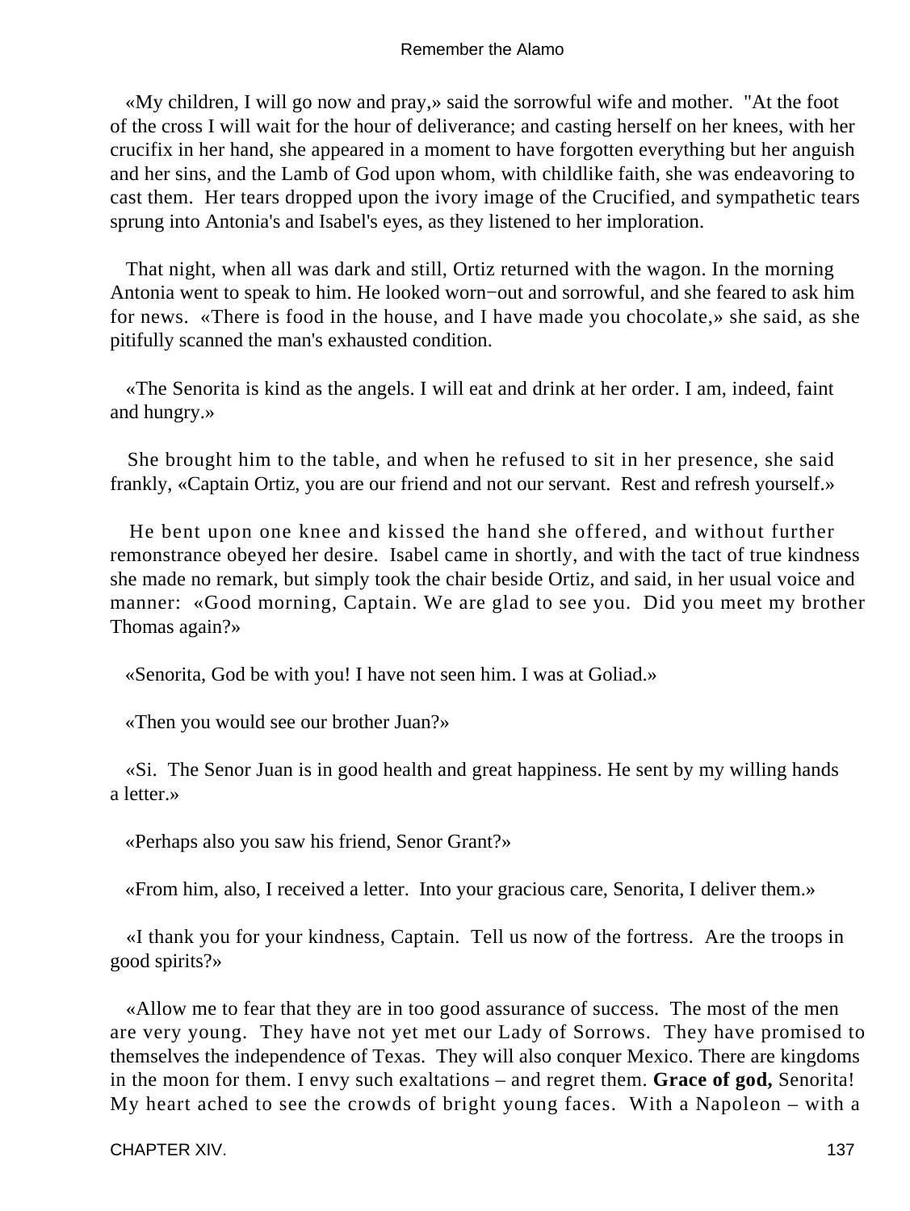«My children, I will go now and pray,» said the sorrowful wife and mother. "At the foot of the cross I will wait for the hour of deliverance; and casting herself on her knees, with her crucifix in her hand, she appeared in a moment to have forgotten everything but her anguish and her sins, and the Lamb of God upon whom, with childlike faith, she was endeavoring to cast them. Her tears dropped upon the ivory image of the Crucified, and sympathetic tears sprung into Antonia's and Isabel's eyes, as they listened to her imploration.

That night, when all was dark and still, Ortiz returned with the wagon. In the morning Antonia went to speak to him. He looked worn−out and sorrowful, and she feared to ask him for news. «There is food in the house, and I have made you chocolate,» she said, as she pitifully scanned the man's exhausted condition.

«The Senorita is kind as the angels. I will eat and drink at her order. I am, indeed, faint and hungry.»

She brought him to the table, and when he refused to sit in her presence, she said frankly, «Captain Ortiz, you are our friend and not our servant. Rest and refresh yourself.»

He bent upon one knee and kissed the hand she offered, and without further remonstrance obeyed her desire. Isabel came in shortly, and with the tact of true kindness she made no remark, but simply took the chair beside Ortiz, and said, in her usual voice and manner: «Good morning, Captain. We are glad to see you. Did you meet my brother Thomas again?»

«Senorita, God be with you! I have not seen him. I was at Goliad.»

«Then you would see our brother Juan?»

«Si. The Senor Juan is in good health and great happiness. He sent by my willing hands a letter.»

«Perhaps also you saw his friend, Senor Grant?»

«From him, also, I received a letter. Into your gracious care, Senorita, I deliver them.»

«I thank you for your kindness, Captain. Tell us now of the fortress. Are the troops in good spirits?»

«Allow me to fear that they are in too good assurance of success. The most of the men are very young. They have not yet met our Lady of Sorrows. They have promised to themselves the independence of Texas. They will also conquer Mexico. There are kingdoms in the moon for them. I envy such exaltations – and regret them. **Grace of god,** Senorita! My heart ached to see the crowds of bright young faces. With a Napoleon – with a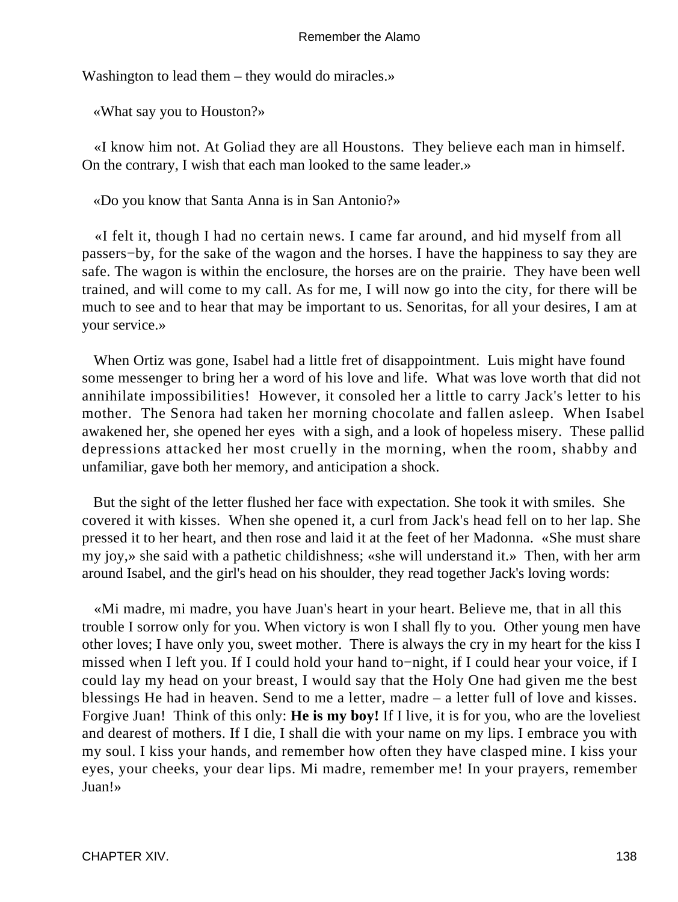Washington to lead them – they would do miracles.»

«What say you to Houston?»

«I know him not. At Goliad they are all Houstons. They believe each man in himself. On the contrary, I wish that each man looked to the same leader.»

«Do you know that Santa Anna is in San Antonio?»

«I felt it, though I had no certain news. I came far around, and hid myself from all passers−by, for the sake of the wagon and the horses. I have the happiness to say they are safe. The wagon is within the enclosure, the horses are on the prairie. They have been well trained, and will come to my call. As for me, I will now go into the city, for there will be much to see and to hear that may be important to us. Senoritas, for all your desires, I am at your service.»

When Ortiz was gone, Isabel had a little fret of disappointment. Luis might have found some messenger to bring her a word of his love and life. What was love worth that did not annihilate impossibilities! However, it consoled her a little to carry Jack's letter to his mother. The Senora had taken her morning chocolate and fallen asleep. When Isabel awakened her, she opened her eyes with a sigh, and a look of hopeless misery. These pallid depressions attacked her most cruelly in the morning, when the room, shabby and unfamiliar, gave both her memory, and anticipation a shock.

But the sight of the letter flushed her face with expectation. She took it with smiles. She covered it with kisses. When she opened it, a curl from Jack's head fell on to her lap. She pressed it to her heart, and then rose and laid it at the feet of her Madonna. «She must share my joy,» she said with a pathetic childishness; «she will understand it.» Then, with her arm around Isabel, and the girl's head on his shoulder, they read together Jack's loving words:

«Mi madre, mi madre, you have Juan's heart in your heart. Believe me, that in all this trouble I sorrow only for you. When victory is won I shall fly to you. Other young men have other loves; I have only you, sweet mother. There is always the cry in my heart for the kiss I missed when I left you. If I could hold your hand to−night, if I could hear your voice, if I could lay my head on your breast, I would say that the Holy One had given me the best blessings He had in heaven. Send to me a letter, madre – a letter full of love and kisses. Forgive Juan! Think of this only: **He is my boy!** If I live, it is for you, who are the loveliest and dearest of mothers. If I die, I shall die with your name on my lips. I embrace you with my soul. I kiss your hands, and remember how often they have clasped mine. I kiss your eyes, your cheeks, your dear lips. Mi madre, remember me! In your prayers, remember Juan!»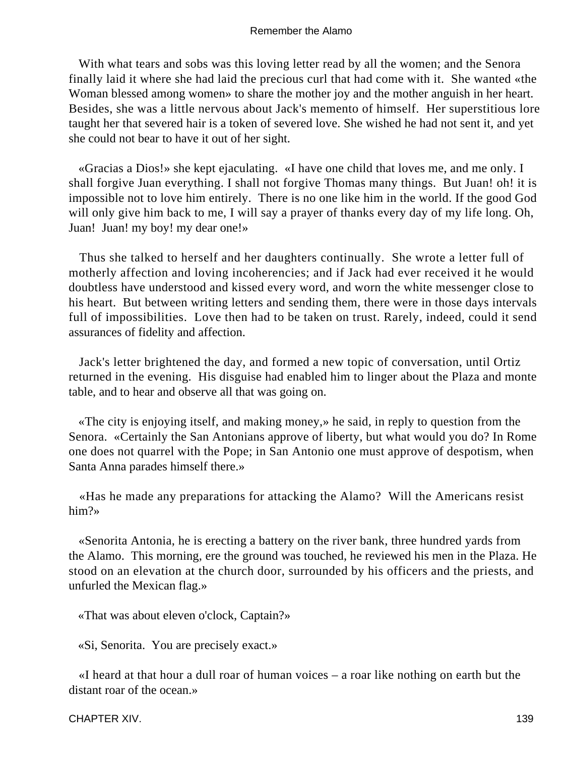With what tears and sobs was this loving letter read by all the women; and the Senora finally laid it where she had laid the precious curl that had come with it. She wanted «the Woman blessed among women» to share the mother joy and the mother anguish in her heart. Besides, she was a little nervous about Jack's memento of himself. Her superstitious lore taught her that severed hair is a token of severed love. She wished he had not sent it, and yet she could not bear to have it out of her sight.

«Gracias a Dios!» she kept ejaculating. «I have one child that loves me, and me only. I shall forgive Juan everything. I shall not forgive Thomas many things. But Juan! oh! it is impossible not to love him entirely. There is no one like him in the world. If the good God will only give him back to me, I will say a prayer of thanks every day of my life long. Oh, Juan! Juan! my boy! my dear one!»

Thus she talked to herself and her daughters continually. She wrote a letter full of motherly affection and loving incoherencies; and if Jack had ever received it he would doubtless have understood and kissed every word, and worn the white messenger close to his heart. But between writing letters and sending them, there were in those days intervals full of impossibilities. Love then had to be taken on trust. Rarely, indeed, could it send assurances of fidelity and affection.

Jack's letter brightened the day, and formed a new topic of conversation, until Ortiz returned in the evening. His disguise had enabled him to linger about the Plaza and monte table, and to hear and observe all that was going on.

«The city is enjoying itself, and making money,» he said, in reply to question from the Senora. «Certainly the San Antonians approve of liberty, but what would you do? In Rome one does not quarrel with the Pope; in San Antonio one must approve of despotism, when Santa Anna parades himself there.»

«Has he made any preparations for attacking the Alamo? Will the Americans resist him?»

«Senorita Antonia, he is erecting a battery on the river bank, three hundred yards from the Alamo. This morning, ere the ground was touched, he reviewed his men in the Plaza. He stood on an elevation at the church door, surrounded by his officers and the priests, and unfurled the Mexican flag.»

«That was about eleven o'clock, Captain?»

«Si, Senorita. You are precisely exact.»

«I heard at that hour a dull roar of human voices – a roar like nothing on earth but the distant roar of the ocean.»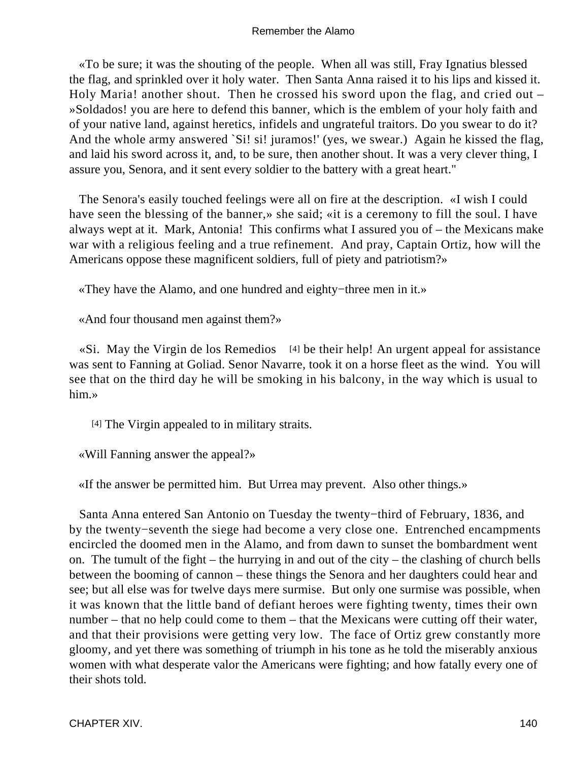«To be sure; it was the shouting of the people. When all was still, Fray Ignatius blessed the flag, and sprinkled over it holy water. Then Santa Anna raised it to his lips and kissed it. Holy Maria! another shout. Then he crossed his sword upon the flag, and cried out – »Soldados! you are here to defend this banner, which is the emblem of your holy faith and of your native land, against heretics, infidels and ungrateful traitors. Do you swear to do it? And the whole army answered `Si! si! juramos!' (yes, we swear.) Again he kissed the flag, and laid his sword across it, and, to be sure, then another shout. It was a very clever thing, I assure you, Senora, and it sent every soldier to the battery with a great heart."

The Senora's easily touched feelings were all on fire at the description. «I wish I could have seen the blessing of the banner,» she said; «it is a ceremony to fill the soul. I have always wept at it. Mark, Antonia! This confirms what I assured you of – the Mexicans make war with a religious feeling and a true refinement. And pray, Captain Ortiz, how will the Americans oppose these magnificent soldiers, full of piety and patriotism?»

«They have the Alamo, and one hundred and eighty−three men in it.»

«And four thousand men against them?»

«Si. May the Virgin de los Remedios [4] be their help! An urgent appeal for assistance was sent to Fanning at Goliad. Senor Navarre, took it on a horse fleet as the wind. You will see that on the third day he will be smoking in his balcony, in the way which is usual to him.»

[4] The Virgin appealed to in military straits.

«Will Fanning answer the appeal?»

«If the answer be permitted him. But Urrea may prevent. Also other things.»

Santa Anna entered San Antonio on Tuesday the twenty−third of February, 1836, and by the twenty−seventh the siege had become a very close one. Entrenched encampments encircled the doomed men in the Alamo, and from dawn to sunset the bombardment went on. The tumult of the fight – the hurrying in and out of the city – the clashing of church bells between the booming of cannon – these things the Senora and her daughters could hear and see; but all else was for twelve days mere surmise. But only one surmise was possible, when it was known that the little band of defiant heroes were fighting twenty, times their own number – that no help could come to them – that the Mexicans were cutting off their water, and that their provisions were getting very low. The face of Ortiz grew constantly more gloomy, and yet there was something of triumph in his tone as he told the miserably anxious women with what desperate valor the Americans were fighting; and how fatally every one of their shots told.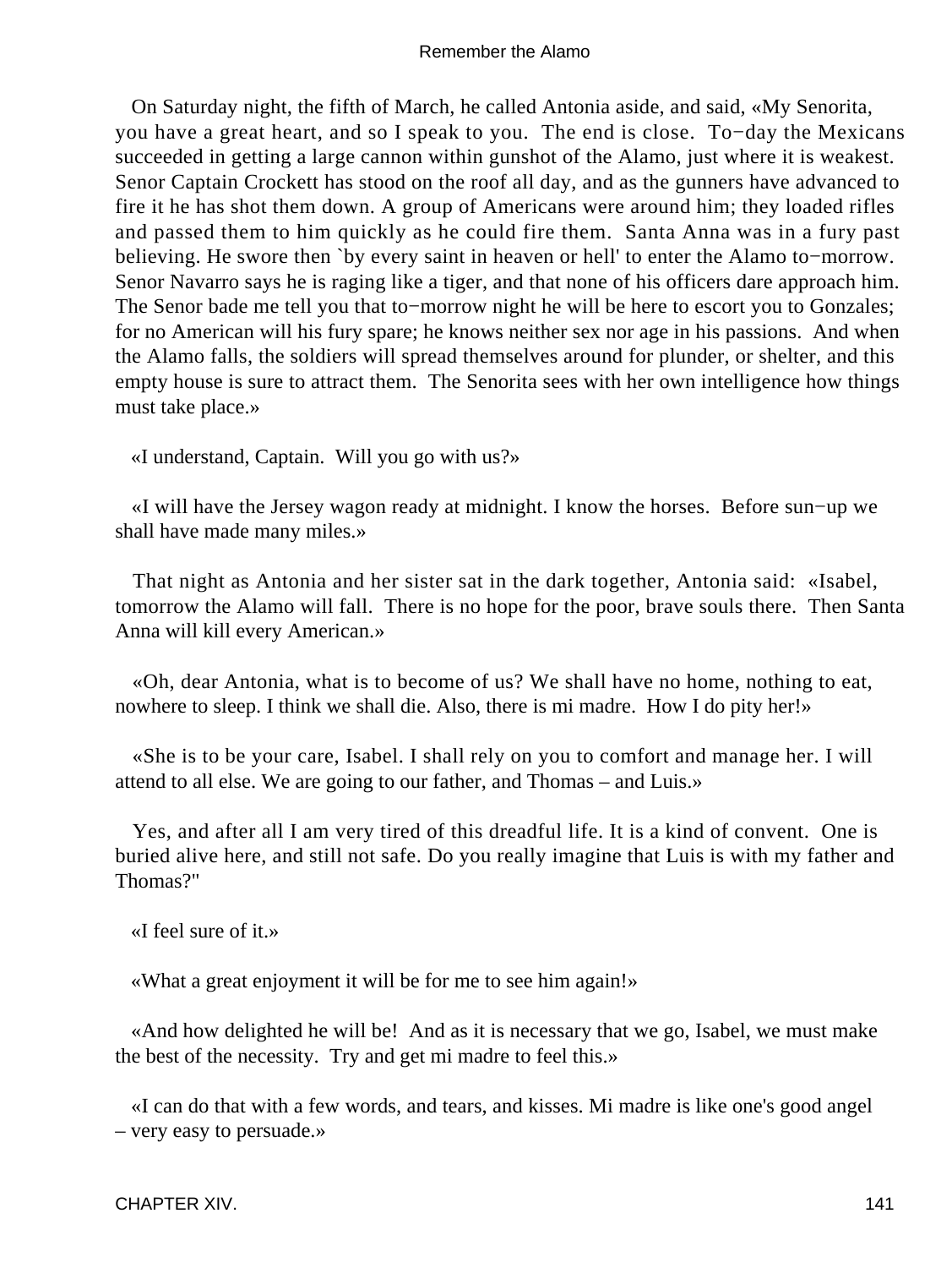On Saturday night, the fifth of March, he called Antonia aside, and said, «My Senorita, you have a great heart, and so I speak to you. The end is close. To−day the Mexicans succeeded in getting a large cannon within gunshot of the Alamo, just where it is weakest. Senor Captain Crockett has stood on the roof all day, and as the gunners have advanced to fire it he has shot them down. A group of Americans were around him; they loaded rifles and passed them to him quickly as he could fire them. Santa Anna was in a fury past believing. He swore then `by every saint in heaven or hell' to enter the Alamo to−morrow. Senor Navarro says he is raging like a tiger, and that none of his officers dare approach him. The Senor bade me tell you that to−morrow night he will be here to escort you to Gonzales; for no American will his fury spare; he knows neither sex nor age in his passions. And when the Alamo falls, the soldiers will spread themselves around for plunder, or shelter, and this empty house is sure to attract them. The Senorita sees with her own intelligence how things must take place.»

«I understand, Captain. Will you go with us?»

«I will have the Jersey wagon ready at midnight. I know the horses. Before sun−up we shall have made many miles.»

That night as Antonia and her sister sat in the dark together, Antonia said: «Isabel, tomorrow the Alamo will fall. There is no hope for the poor, brave souls there. Then Santa Anna will kill every American.»

«Oh, dear Antonia, what is to become of us? We shall have no home, nothing to eat, nowhere to sleep. I think we shall die. Also, there is mi madre. How I do pity her!»

«She is to be your care, Isabel. I shall rely on you to comfort and manage her. I will attend to all else. We are going to our father, and Thomas – and Luis.»

Yes, and after all I am very tired of this dreadful life. It is a kind of convent. One is buried alive here, and still not safe. Do you really imagine that Luis is with my father and Thomas?"

«I feel sure of it.»

«What a great enjoyment it will be for me to see him again!»

«And how delighted he will be! And as it is necessary that we go, Isabel, we must make the best of the necessity. Try and get mi madre to feel this.»

«I can do that with a few words, and tears, and kisses. Mi madre is like one's good angel – very easy to persuade.»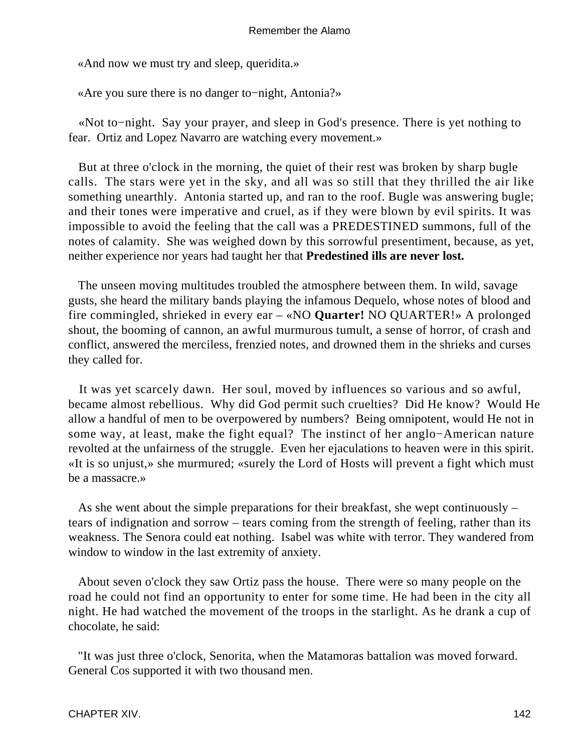«And now we must try and sleep, queridita.»

«Are you sure there is no danger to−night, Antonia?»

«Not to−night. Say your prayer, and sleep in God's presence. There is yet nothing to fear. Ortiz and Lopez Navarro are watching every movement.»

But at three o'clock in the morning, the quiet of their rest was broken by sharp bugle calls. The stars were yet in the sky, and all was so still that they thrilled the air like something unearthly. Antonia started up, and ran to the roof. Bugle was answering bugle; and their tones were imperative and cruel, as if they were blown by evil spirits. It was impossible to avoid the feeling that the call was a PREDESTINED summons, full of the notes of calamity. She was weighed down by this sorrowful presentiment, because, as yet, neither experience nor years had taught her that **Predestined ills are never lost.**

The unseen moving multitudes troubled the atmosphere between them. In wild, savage gusts, she heard the military bands playing the infamous Dequelo, whose notes of blood and fire commingled, shrieked in every ear – «NO **Quarter!** NO QUARTER!» A prolonged shout, the booming of cannon, an awful murmurous tumult, a sense of horror, of crash and conflict, answered the merciless, frenzied notes, and drowned them in the shrieks and curses they called for.

It was yet scarcely dawn. Her soul, moved by influences so various and so awful, became almost rebellious. Why did God permit such cruelties? Did He know? Would He allow a handful of men to be overpowered by numbers? Being omnipotent, would He not in some way, at least, make the fight equal? The instinct of her anglo−American nature revolted at the unfairness of the struggle. Even her ejaculations to heaven were in this spirit. «It is so unjust,» she murmured; «surely the Lord of Hosts will prevent a fight which must be a massacre.»

As she went about the simple preparations for their breakfast, she wept continuously – tears of indignation and sorrow – tears coming from the strength of feeling, rather than its weakness. The Senora could eat nothing. Isabel was white with terror. They wandered from window to window in the last extremity of anxiety.

About seven o'clock they saw Ortiz pass the house. There were so many people on the road he could not find an opportunity to enter for some time. He had been in the city all night. He had watched the movement of the troops in the starlight. As he drank a cup of chocolate, he said:

"It was just three o'clock, Senorita, when the Matamoras battalion was moved forward. General Cos supported it with two thousand men.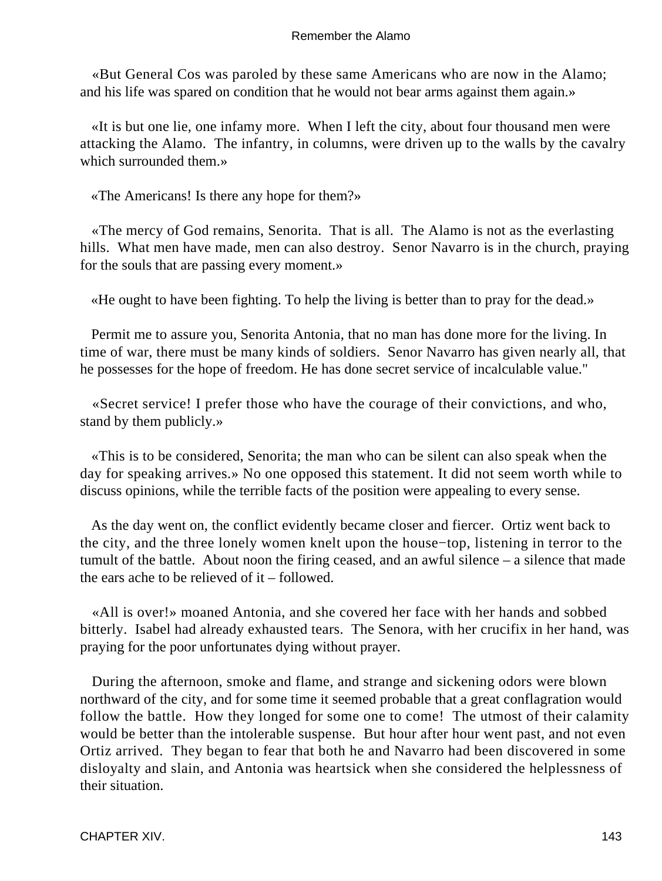«But General Cos was paroled by these same Americans who are now in the Alamo; and his life was spared on condition that he would not bear arms against them again.»

«It is but one lie, one infamy more. When I left the city, about four thousand men were attacking the Alamo. The infantry, in columns, were driven up to the walls by the cavalry which surrounded them.»

«The Americans! Is there any hope for them?»

«The mercy of God remains, Senorita. That is all. The Alamo is not as the everlasting hills. What men have made, men can also destroy. Senor Navarro is in the church, praying for the souls that are passing every moment.»

«He ought to have been fighting. To help the living is better than to pray for the dead.»

Permit me to assure you, Senorita Antonia, that no man has done more for the living. In time of war, there must be many kinds of soldiers. Senor Navarro has given nearly all, that he possesses for the hope of freedom. He has done secret service of incalculable value."

«Secret service! I prefer those who have the courage of their convictions, and who, stand by them publicly.»

«This is to be considered, Senorita; the man who can be silent can also speak when the day for speaking arrives.» No one opposed this statement. It did not seem worth while to discuss opinions, while the terrible facts of the position were appealing to every sense.

As the day went on, the conflict evidently became closer and fiercer. Ortiz went back to the city, and the three lonely women knelt upon the house−top, listening in terror to the tumult of the battle. About noon the firing ceased, and an awful silence – a silence that made the ears ache to be relieved of it – followed.

«All is over!» moaned Antonia, and she covered her face with her hands and sobbed bitterly. Isabel had already exhausted tears. The Senora, with her crucifix in her hand, was praying for the poor unfortunates dying without prayer.

During the afternoon, smoke and flame, and strange and sickening odors were blown northward of the city, and for some time it seemed probable that a great conflagration would follow the battle. How they longed for some one to come! The utmost of their calamity would be better than the intolerable suspense. But hour after hour went past, and not even Ortiz arrived. They began to fear that both he and Navarro had been discovered in some disloyalty and slain, and Antonia was heartsick when she considered the helplessness of their situation.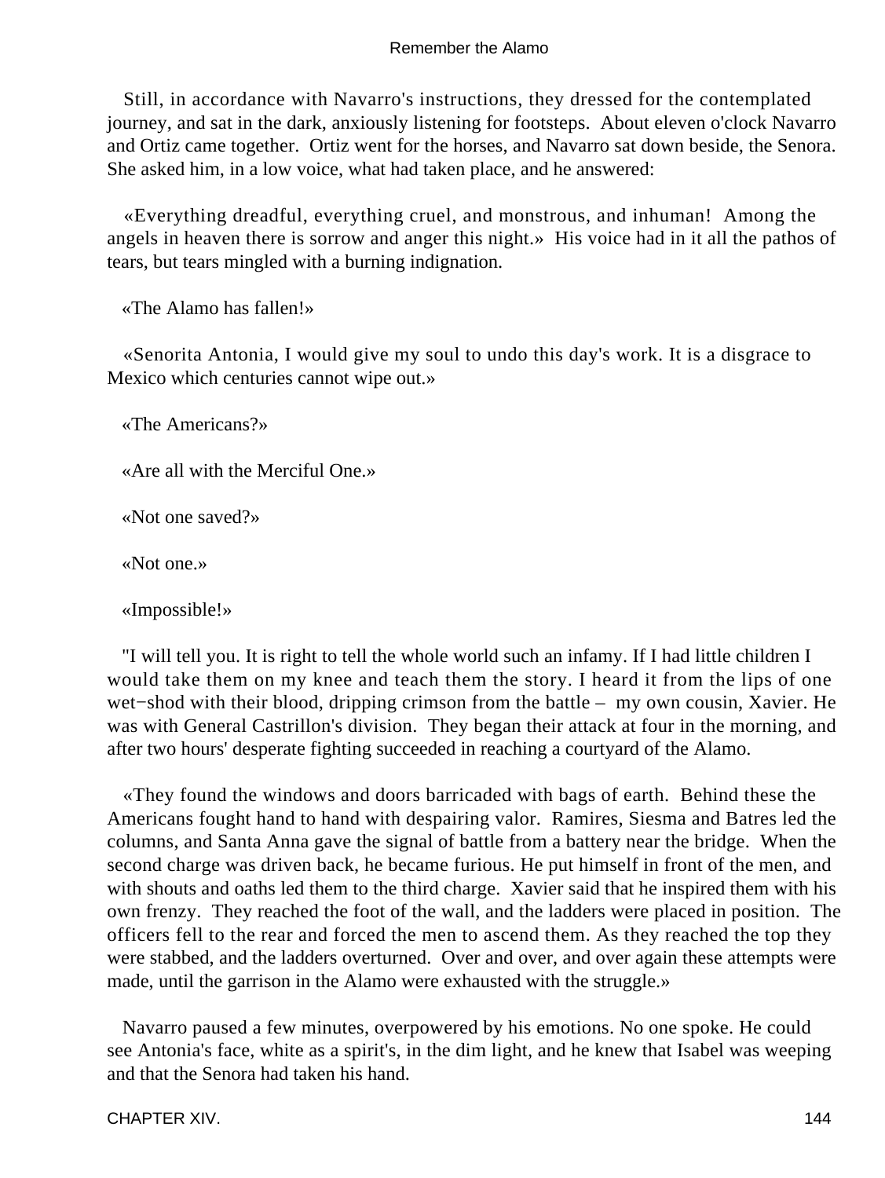Still, in accordance with Navarro's instructions, they dressed for the contemplated journey, and sat in the dark, anxiously listening for footsteps. About eleven o'clock Navarro and Ortiz came together. Ortiz went for the horses, and Navarro sat down beside, the Senora. She asked him, in a low voice, what had taken place, and he answered:

«Everything dreadful, everything cruel, and monstrous, and inhuman! Among the angels in heaven there is sorrow and anger this night.» His voice had in it all the pathos of tears, but tears mingled with a burning indignation.

«The Alamo has fallen!»

«Senorita Antonia, I would give my soul to undo this day's work. It is a disgrace to Mexico which centuries cannot wipe out.»

«The Americans?»

«Are all with the Merciful One.»

«Not one saved?»

«Not one.»

«Impossible!»

"I will tell you. It is right to tell the whole world such an infamy. If I had little children I would take them on my knee and teach them the story. I heard it from the lips of one wet−shod with their blood, dripping crimson from the battle – my own cousin, Xavier. He was with General Castrillon's division. They began their attack at four in the morning, and after two hours' desperate fighting succeeded in reaching a courtyard of the Alamo.

«They found the windows and doors barricaded with bags of earth. Behind these the Americans fought hand to hand with despairing valor. Ramires, Siesma and Batres led the columns, and Santa Anna gave the signal of battle from a battery near the bridge. When the second charge was driven back, he became furious. He put himself in front of the men, and with shouts and oaths led them to the third charge. Xavier said that he inspired them with his own frenzy. They reached the foot of the wall, and the ladders were placed in position. The officers fell to the rear and forced the men to ascend them. As they reached the top they were stabbed, and the ladders overturned. Over and over, and over again these attempts were made, until the garrison in the Alamo were exhausted with the struggle.»

Navarro paused a few minutes, overpowered by his emotions. No one spoke. He could see Antonia's face, white as a spirit's, in the dim light, and he knew that Isabel was weeping and that the Senora had taken his hand.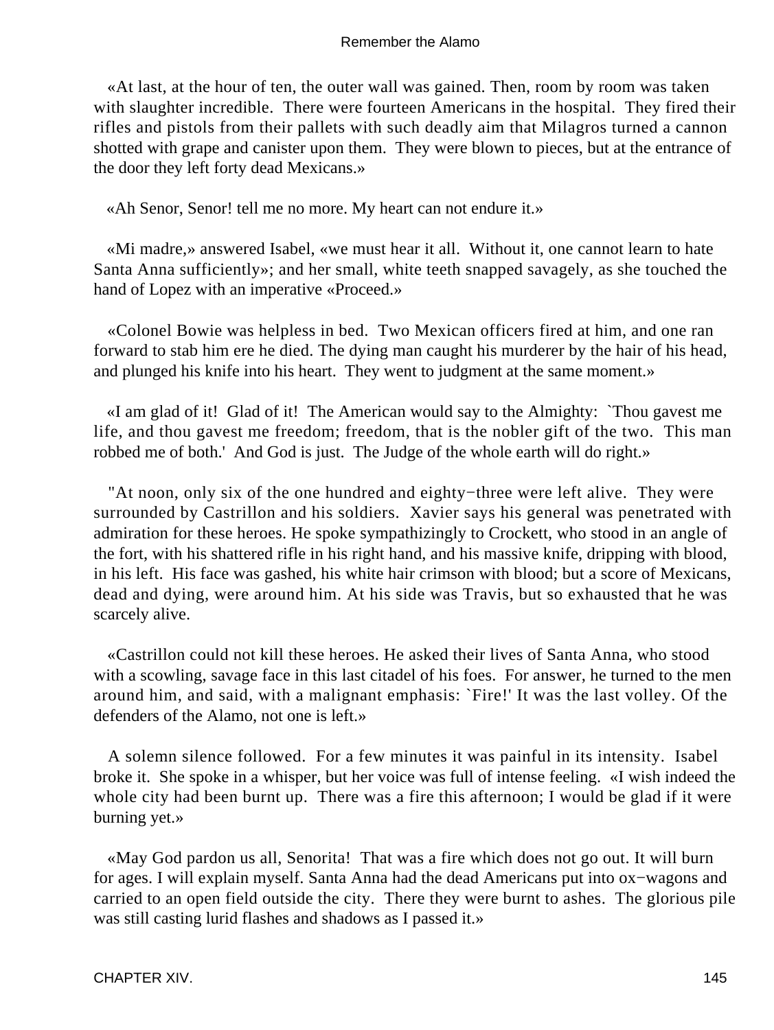«At last, at the hour of ten, the outer wall was gained. Then, room by room was taken with slaughter incredible. There were fourteen Americans in the hospital. They fired their rifles and pistols from their pallets with such deadly aim that Milagros turned a cannon shotted with grape and canister upon them. They were blown to pieces, but at the entrance of the door they left forty dead Mexicans.»

«Ah Senor, Senor! tell me no more. My heart can not endure it.»

«Mi madre,» answered Isabel, «we must hear it all. Without it, one cannot learn to hate Santa Anna sufficiently»; and her small, white teeth snapped savagely, as she touched the hand of Lopez with an imperative «Proceed.»

«Colonel Bowie was helpless in bed. Two Mexican officers fired at him, and one ran forward to stab him ere he died. The dying man caught his murderer by the hair of his head, and plunged his knife into his heart. They went to judgment at the same moment.»

«I am glad of it! Glad of it! The American would say to the Almighty: `Thou gavest me life, and thou gavest me freedom; freedom, that is the nobler gift of the two. This man robbed me of both.' And God is just. The Judge of the whole earth will do right.»

"At noon, only six of the one hundred and eighty−three were left alive. They were surrounded by Castrillon and his soldiers. Xavier says his general was penetrated with admiration for these heroes. He spoke sympathizingly to Crockett, who stood in an angle of the fort, with his shattered rifle in his right hand, and his massive knife, dripping with blood, in his left. His face was gashed, his white hair crimson with blood; but a score of Mexicans, dead and dying, were around him. At his side was Travis, but so exhausted that he was scarcely alive.

«Castrillon could not kill these heroes. He asked their lives of Santa Anna, who stood with a scowling, savage face in this last citadel of his foes. For answer, he turned to the men around him, and said, with a malignant emphasis: `Fire!' It was the last volley. Of the defenders of the Alamo, not one is left.»

A solemn silence followed. For a few minutes it was painful in its intensity. Isabel broke it. She spoke in a whisper, but her voice was full of intense feeling. «I wish indeed the whole city had been burnt up. There was a fire this afternoon; I would be glad if it were burning yet.»

«May God pardon us all, Senorita! That was a fire which does not go out. It will burn for ages. I will explain myself. Santa Anna had the dead Americans put into ox−wagons and carried to an open field outside the city. There they were burnt to ashes. The glorious pile was still casting lurid flashes and shadows as I passed it.»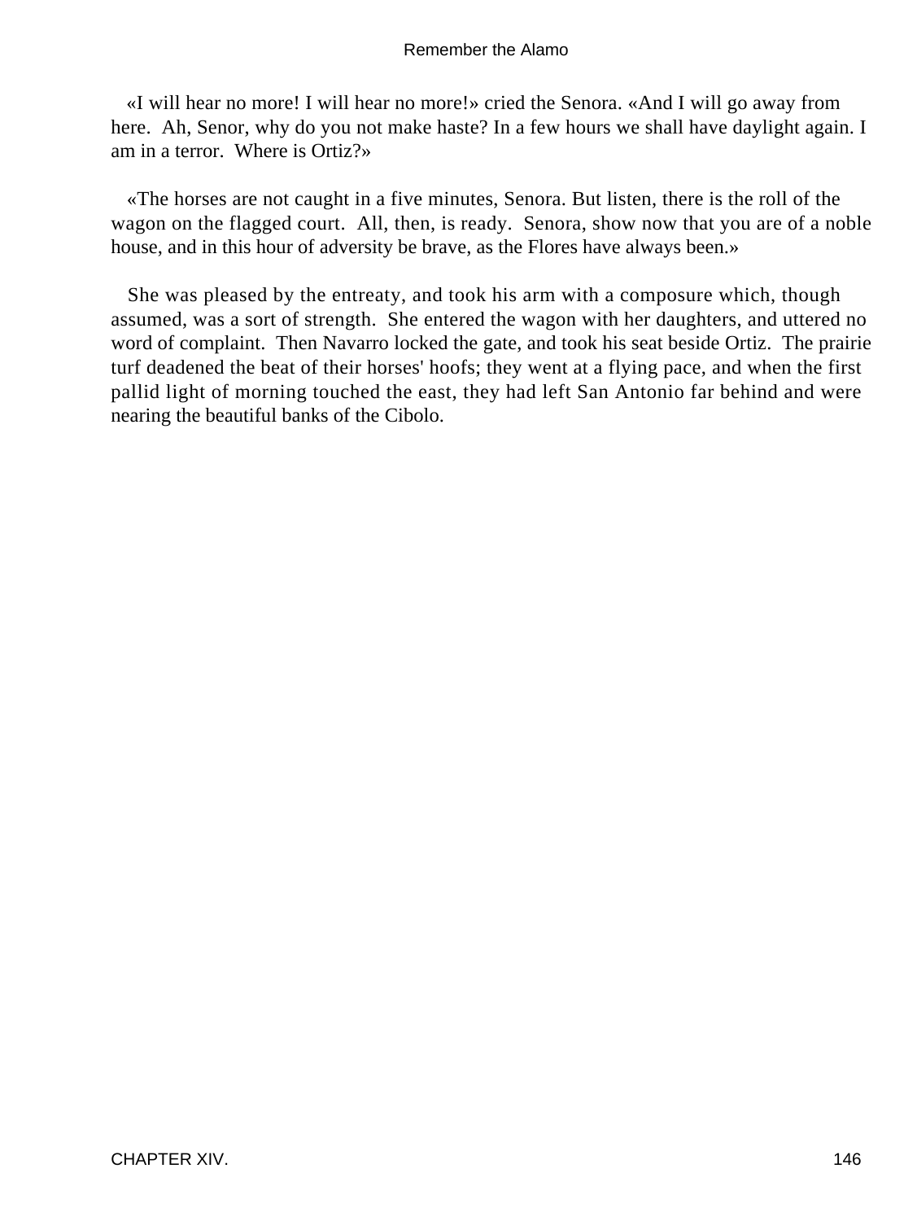«I will hear no more! I will hear no more!» cried the Senora. «And I will go away from here. Ah, Senor, why do you not make haste? In a few hours we shall have daylight again. I am in a terror. Where is Ortiz?»

«The horses are not caught in a five minutes, Senora. But listen, there is the roll of the wagon on the flagged court. All, then, is ready. Senora, show now that you are of a noble house, and in this hour of adversity be brave, as the Flores have always been.»

She was pleased by the entreaty, and took his arm with a composure which, though assumed, was a sort of strength. She entered the wagon with her daughters, and uttered no word of complaint. Then Navarro locked the gate, and took his seat beside Ortiz. The prairie turf deadened the beat of their horses' hoofs; they went at a flying pace, and when the first pallid light of morning touched the east, they had left San Antonio far behind and were nearing the beautiful banks of the Cibolo.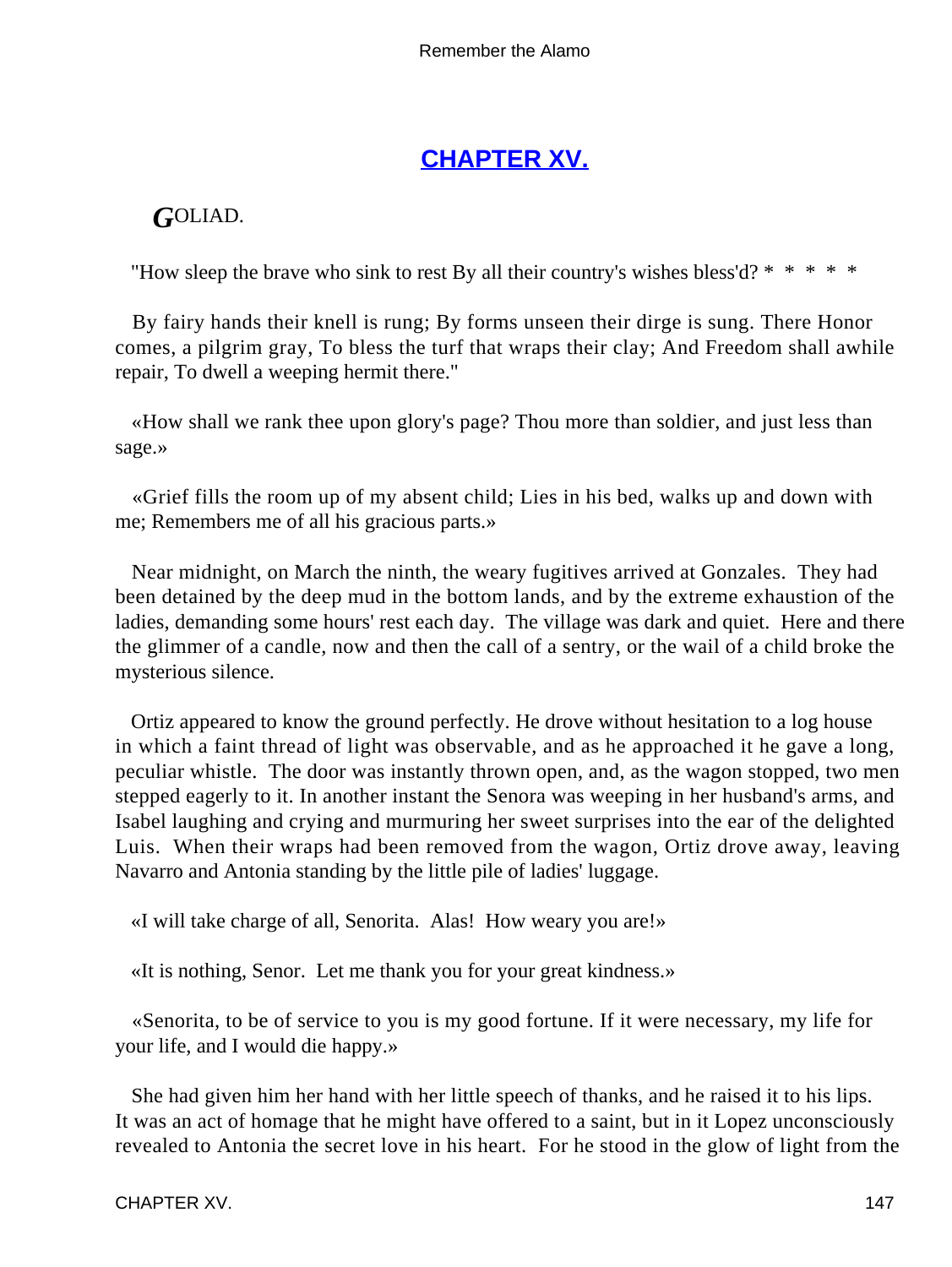## CHAPTER XV.

*G*OLIAD.

"How sleep the brave who sink to rest By all their country's wishes bless'd? * * * * *

By fairy hands their knell is rung; By forms unseen their dirge is sung. There Honor comes, a pilgrim gray, To bless the turf that wraps their clay; And Freedom shall awhile repair, To dwell a weeping hermit there."

«How shall we rank thee upon glory's page? Thou more than soldier, and just less than sage.»

«Grief fills the room up of my absent child; Lies in his bed, walks up and down with me; Remembers me of all his gracious parts.»

Near midnight, on March the ninth, the weary fugitives arrived at Gonzales. They had been detained by the deep mud in the bottom lands, and by the extreme exhaustion of the ladies, demanding some hours' rest each day. The village was dark and quiet. Here and there the glimmer of a candle, now and then the call of a sentry, or the wail of a child broke the mysterious silence.

Ortiz appeared to know the ground perfectly. He drove without hesitation to a log house in which a faint thread of light was observable, and as he approached it he gave a long, peculiar whistle. The door was instantly thrown open, and, as the wagon stopped, two men stepped eagerly to it. In another instant the Senora was weeping in her husband's arms, and Isabel laughing and crying and murmuring her sweet surprises into the ear of the delighted Luis. When their wraps had been removed from the wagon, Ortiz drove away, leaving Navarro and Antonia standing by the little pile of ladies' luggage.

«I will take charge of all, Senorita. Alas! How weary you are!»

«It is nothing, Senor. Let me thank you for your great kindness.»

«Senorita, to be of service to you is my good fortune. If it were necessary, my life for your life, and I would die happy.»

She had given him her hand with her little speech of thanks, and he raised it to his lips. It was an act of homage that he might have offered to a saint, but in it Lopez unconsciously revealed to Antonia the secret love in his heart. For he stood in the glow of light from the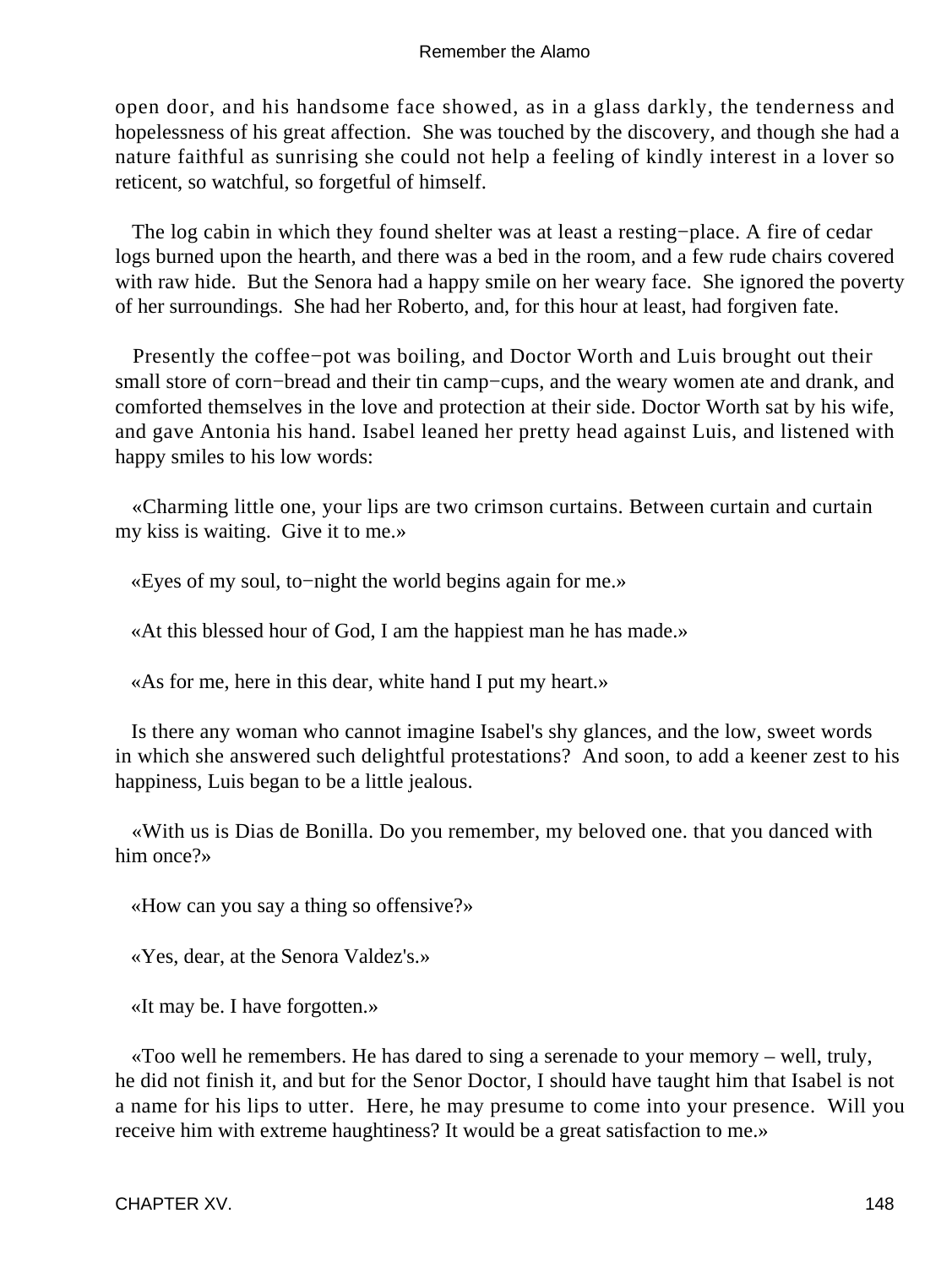open door, and his handsome face showed, as in a glass darkly, the tenderness and hopelessness of his great affection. She was touched by the discovery, and though she had a nature faithful as sunrising she could not help a feeling of kindly interest in a lover so reticent, so watchful, so forgetful of himself.

The log cabin in which they found shelter was at least a resting−place. A fire of cedar logs burned upon the hearth, and there was a bed in the room, and a few rude chairs covered with raw hide. But the Senora had a happy smile on her weary face. She ignored the poverty of her surroundings. She had her Roberto, and, for this hour at least, had forgiven fate.

Presently the coffee−pot was boiling, and Doctor Worth and Luis brought out their small store of corn−bread and their tin camp−cups, and the weary women ate and drank, and comforted themselves in the love and protection at their side. Doctor Worth sat by his wife, and gave Antonia his hand. Isabel leaned her pretty head against Luis, and listened with happy smiles to his low words:

«Charming little one, your lips are two crimson curtains. Between curtain and curtain my kiss is waiting. Give it to me.»

«Eyes of my soul, to−night the world begins again for me.»

«At this blessed hour of God, I am the happiest man he has made.»

«As for me, here in this dear, white hand I put my heart.»

Is there any woman who cannot imagine Isabel's shy glances, and the low, sweet words in which she answered such delightful protestations? And soon, to add a keener zest to his happiness, Luis began to be a little jealous.

«With us is Dias de Bonilla. Do you remember, my beloved one. that you danced with him once?»

«How can you say a thing so offensive?»

«Yes, dear, at the Senora Valdez's.»

«It may be. I have forgotten.»

«Too well he remembers. He has dared to sing a serenade to your memory – well, truly, he did not finish it, and but for the Senor Doctor, I should have taught him that Isabel is not a name for his lips to utter. Here, he may presume to come into your presence. Will you receive him with extreme haughtiness? It would be a great satisfaction to me.»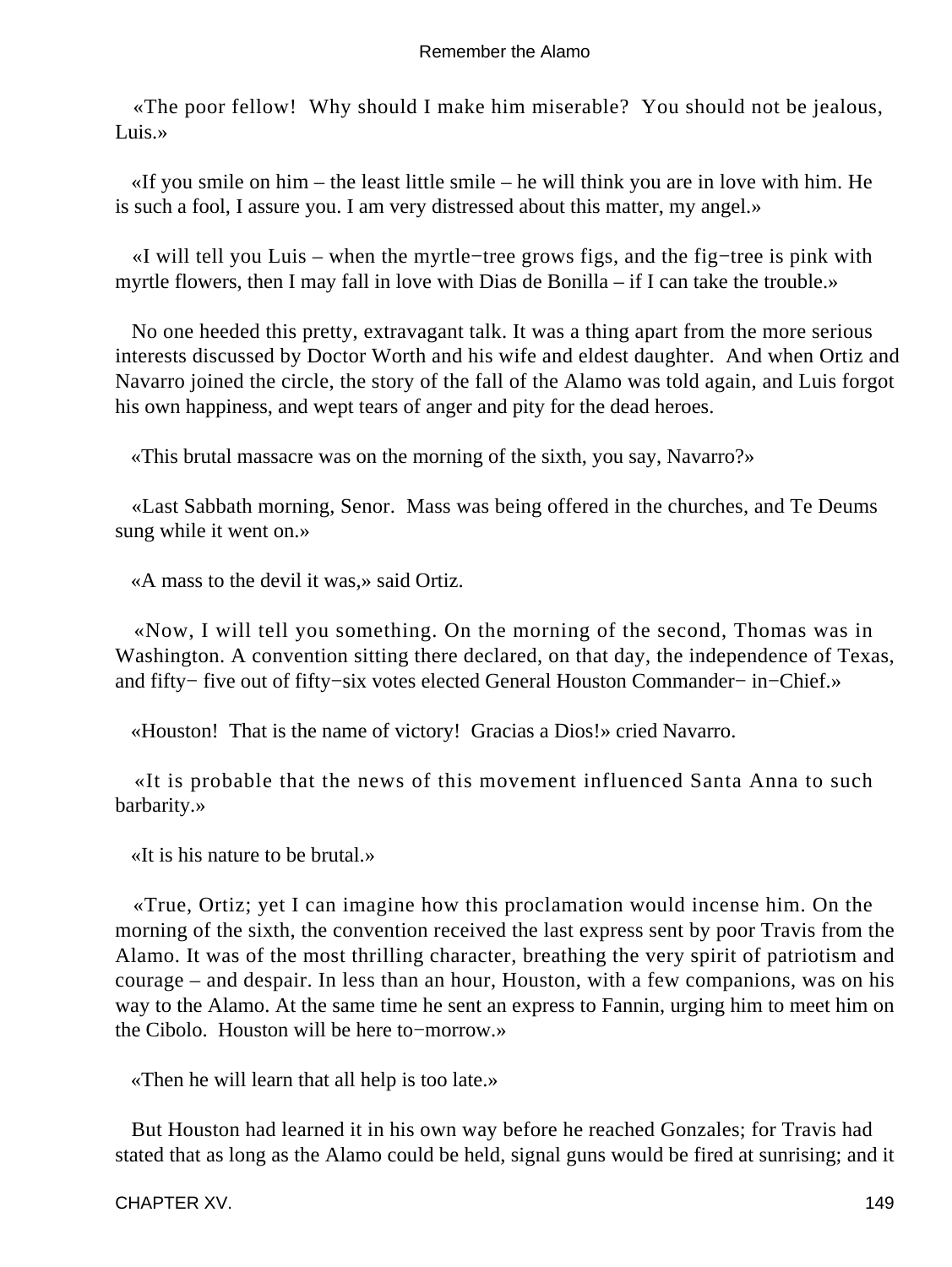«The poor fellow! Why should I make him miserable? You should not be jealous, Luis.»

«If you smile on him – the least little smile – he will think you are in love with him. He is such a fool, I assure you. I am very distressed about this matter, my angel.»

«I will tell you Luis – when the myrtle−tree grows figs, and the fig−tree is pink with myrtle flowers, then I may fall in love with Dias de Bonilla – if I can take the trouble.»

No one heeded this pretty, extravagant talk. It was a thing apart from the more serious interests discussed by Doctor Worth and his wife and eldest daughter. And when Ortiz and Navarro joined the circle, the story of the fall of the Alamo was told again, and Luis forgot his own happiness, and wept tears of anger and pity for the dead heroes.

«This brutal massacre was on the morning of the sixth, you say, Navarro?»

«Last Sabbath morning, Senor. Mass was being offered in the churches, and Te Deums sung while it went on.»

«A mass to the devil it was,» said Ortiz.

«Now, I will tell you something. On the morning of the second, Thomas was in Washington. A convention sitting there declared, on that day, the independence of Texas, and fifty− five out of fifty−six votes elected General Houston Commander− in−Chief.»

«Houston! That is the name of victory! Gracias a Dios!» cried Navarro.

«It is probable that the news of this movement influenced Santa Anna to such barbarity.»

«It is his nature to be brutal.»

«True, Ortiz; yet I can imagine how this proclamation would incense him. On the morning of the sixth, the convention received the last express sent by poor Travis from the Alamo. It was of the most thrilling character, breathing the very spirit of patriotism and courage – and despair. In less than an hour, Houston, with a few companions, was on his way to the Alamo. At the same time he sent an express to Fannin, urging him to meet him on the Cibolo. Houston will be here to−morrow.»

«Then he will learn that all help is too late.»

But Houston had learned it in his own way before he reached Gonzales; for Travis had stated that as long as the Alamo could be held, signal guns would be fired at sunrising; and it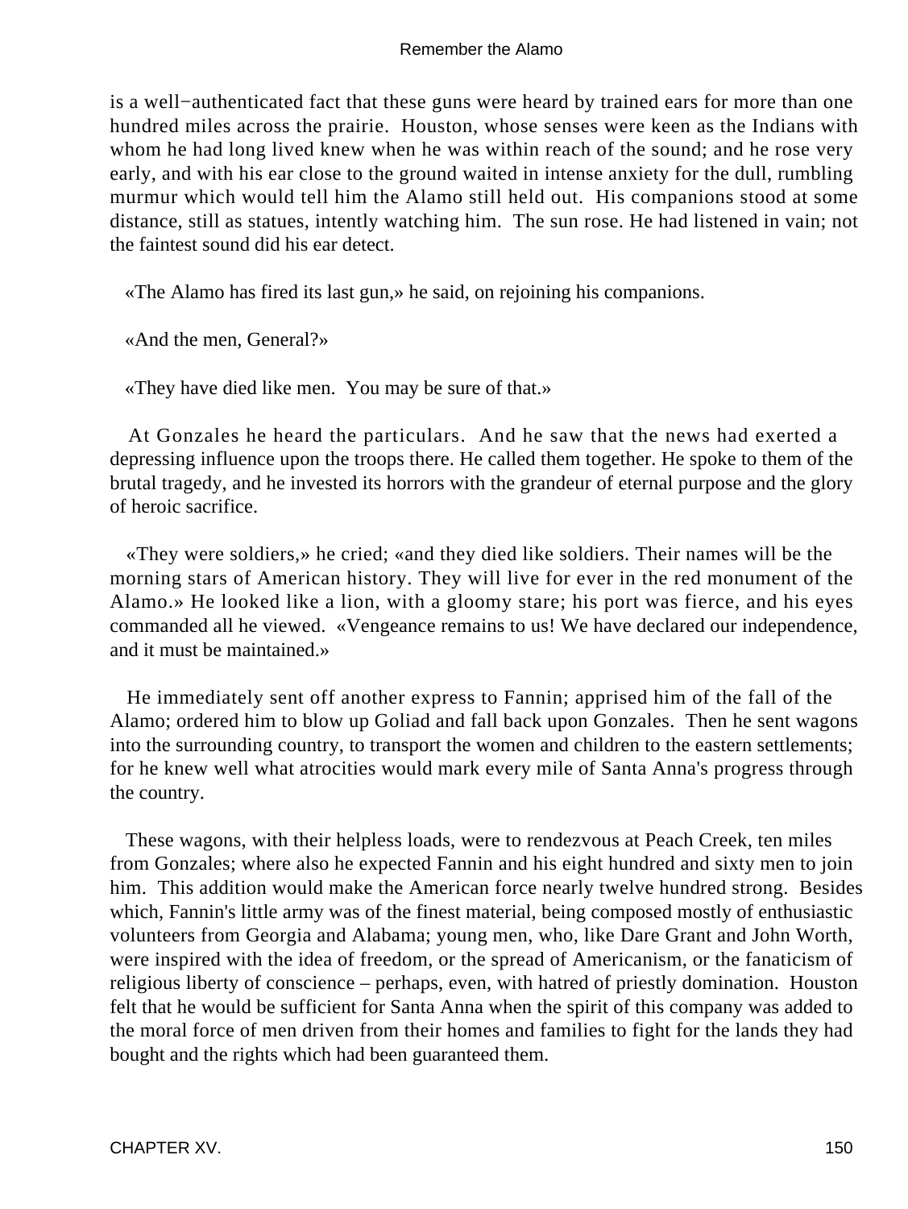is a well−authenticated fact that these guns were heard by trained ears for more than one hundred miles across the prairie. Houston, whose senses were keen as the Indians with whom he had long lived knew when he was within reach of the sound; and he rose very early, and with his ear close to the ground waited in intense anxiety for the dull, rumbling murmur which would tell him the Alamo still held out. His companions stood at some distance, still as statues, intently watching him. The sun rose. He had listened in vain; not the faintest sound did his ear detect.

«The Alamo has fired its last gun,» he said, on rejoining his companions.

«And the men, General?»

«They have died like men. You may be sure of that.»

At Gonzales he heard the particulars. And he saw that the news had exerted a depressing influence upon the troops there. He called them together. He spoke to them of the brutal tragedy, and he invested its horrors with the grandeur of eternal purpose and the glory of heroic sacrifice.

«They were soldiers,» he cried; «and they died like soldiers. Their names will be the morning stars of American history. They will live for ever in the red monument of the Alamo.» He looked like a lion, with a gloomy stare; his port was fierce, and his eyes commanded all he viewed. «Vengeance remains to us! We have declared our independence, and it must be maintained.»

He immediately sent off another express to Fannin; apprised him of the fall of the Alamo; ordered him to blow up Goliad and fall back upon Gonzales. Then he sent wagons into the surrounding country, to transport the women and children to the eastern settlements; for he knew well what atrocities would mark every mile of Santa Anna's progress through the country.

These wagons, with their helpless loads, were to rendezvous at Peach Creek, ten miles from Gonzales; where also he expected Fannin and his eight hundred and sixty men to join him. This addition would make the American force nearly twelve hundred strong. Besides which, Fannin's little army was of the finest material, being composed mostly of enthusiastic volunteers from Georgia and Alabama; young men, who, like Dare Grant and John Worth, were inspired with the idea of freedom, or the spread of Americanism, or the fanaticism of religious liberty of conscience – perhaps, even, with hatred of priestly domination. Houston felt that he would be sufficient for Santa Anna when the spirit of this company was added to the moral force of men driven from their homes and families to fight for the lands they had bought and the rights which had been guaranteed them.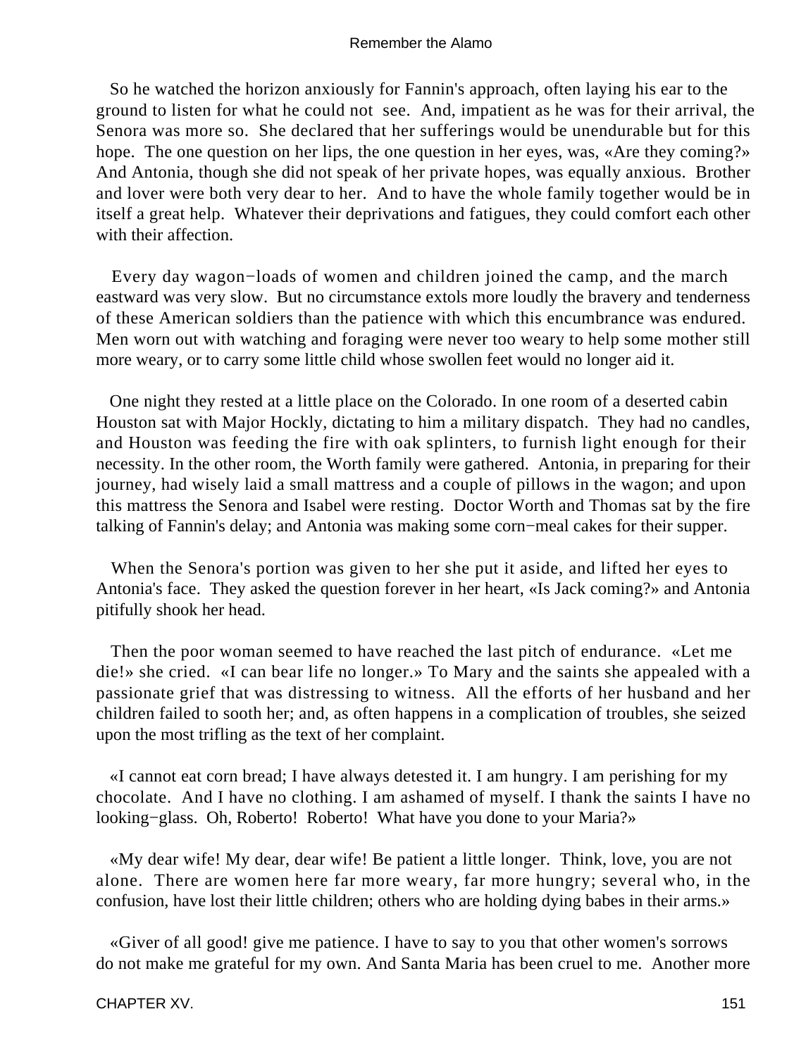So he watched the horizon anxiously for Fannin's approach, often laying his ear to the ground to listen for what he could not see. And, impatient as he was for their arrival, the Senora was more so. She declared that her sufferings would be unendurable but for this hope. The one question on her lips, the one question in her eyes, was, «Are they coming?» And Antonia, though she did not speak of her private hopes, was equally anxious. Brother and lover were both very dear to her. And to have the whole family together would be in itself a great help. Whatever their deprivations and fatigues, they could comfort each other with their affection.

Every day wagon−loads of women and children joined the camp, and the march eastward was very slow. But no circumstance extols more loudly the bravery and tenderness of these American soldiers than the patience with which this encumbrance was endured. Men worn out with watching and foraging were never too weary to help some mother still more weary, or to carry some little child whose swollen feet would no longer aid it.

One night they rested at a little place on the Colorado. In one room of a deserted cabin Houston sat with Major Hockly, dictating to him a military dispatch. They had no candles, and Houston was feeding the fire with oak splinters, to furnish light enough for their necessity. In the other room, the Worth family were gathered. Antonia, in preparing for their journey, had wisely laid a small mattress and a couple of pillows in the wagon; and upon this mattress the Senora and Isabel were resting. Doctor Worth and Thomas sat by the fire talking of Fannin's delay; and Antonia was making some corn−meal cakes for their supper.

When the Senora's portion was given to her she put it aside, and lifted her eyes to Antonia's face. They asked the question forever in her heart, «Is Jack coming?» and Antonia pitifully shook her head.

Then the poor woman seemed to have reached the last pitch of endurance. «Let me die!» she cried. «I can bear life no longer.» To Mary and the saints she appealed with a passionate grief that was distressing to witness. All the efforts of her husband and her children failed to sooth her; and, as often happens in a complication of troubles, she seized upon the most trifling as the text of her complaint.

«I cannot eat corn bread; I have always detested it. I am hungry. I am perishing for my chocolate. And I have no clothing. I am ashamed of myself. I thank the saints I have no looking−glass. Oh, Roberto! Roberto! What have you done to your Maria?»

«My dear wife! My dear, dear wife! Be patient a little longer. Think, love, you are not alone. There are women here far more weary, far more hungry; several who, in the confusion, have lost their little children; others who are holding dying babes in their arms.»

«Giver of all good! give me patience. I have to say to you that other women's sorrows do not make me grateful for my own. And Santa Maria has been cruel to me. Another more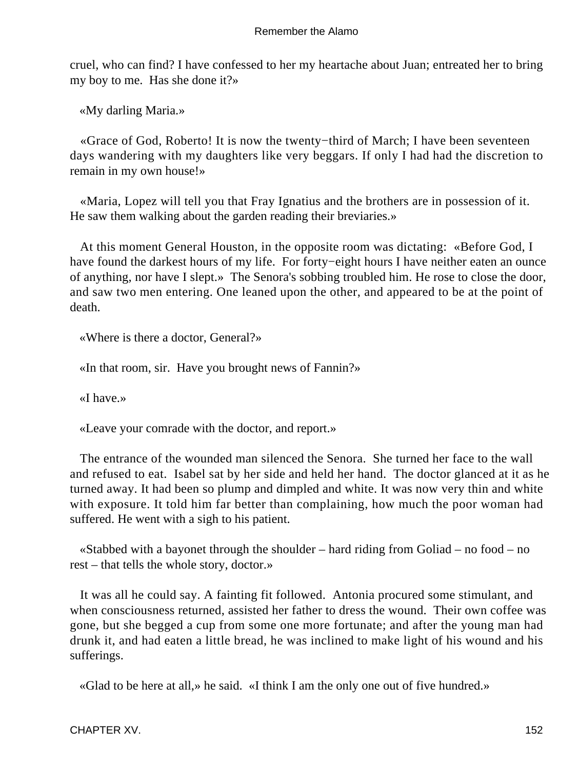cruel, who can find? I have confessed to her my heartache about Juan; entreated her to bring my boy to me. Has she done it?»

«My darling Maria.»

«Grace of God, Roberto! It is now the twenty−third of March; I have been seventeen days wandering with my daughters like very beggars. If only I had had the discretion to remain in my own house!»

«Maria, Lopez will tell you that Fray Ignatius and the brothers are in possession of it. He saw them walking about the garden reading their breviaries.»

At this moment General Houston, in the opposite room was dictating: «Before God, I have found the darkest hours of my life. For forty−eight hours I have neither eaten an ounce of anything, nor have I slept.» The Senora's sobbing troubled him. He rose to close the door, and saw two men entering. One leaned upon the other, and appeared to be at the point of death.

«Where is there a doctor, General?»

«In that room, sir. Have you brought news of Fannin?»

«I have.»

«Leave your comrade with the doctor, and report.»

The entrance of the wounded man silenced the Senora. She turned her face to the wall and refused to eat. Isabel sat by her side and held her hand. The doctor glanced at it as he turned away. It had been so plump and dimpled and white. It was now very thin and white with exposure. It told him far better than complaining, how much the poor woman had suffered. He went with a sigh to his patient.

«Stabbed with a bayonet through the shoulder – hard riding from Goliad – no food – no rest – that tells the whole story, doctor.»

It was all he could say. A fainting fit followed. Antonia procured some stimulant, and when consciousness returned, assisted her father to dress the wound. Their own coffee was gone, but she begged a cup from some one more fortunate; and after the young man had drunk it, and had eaten a little bread, he was inclined to make light of his wound and his sufferings.

«Glad to be here at all,» he said. «I think I am the only one out of five hundred.»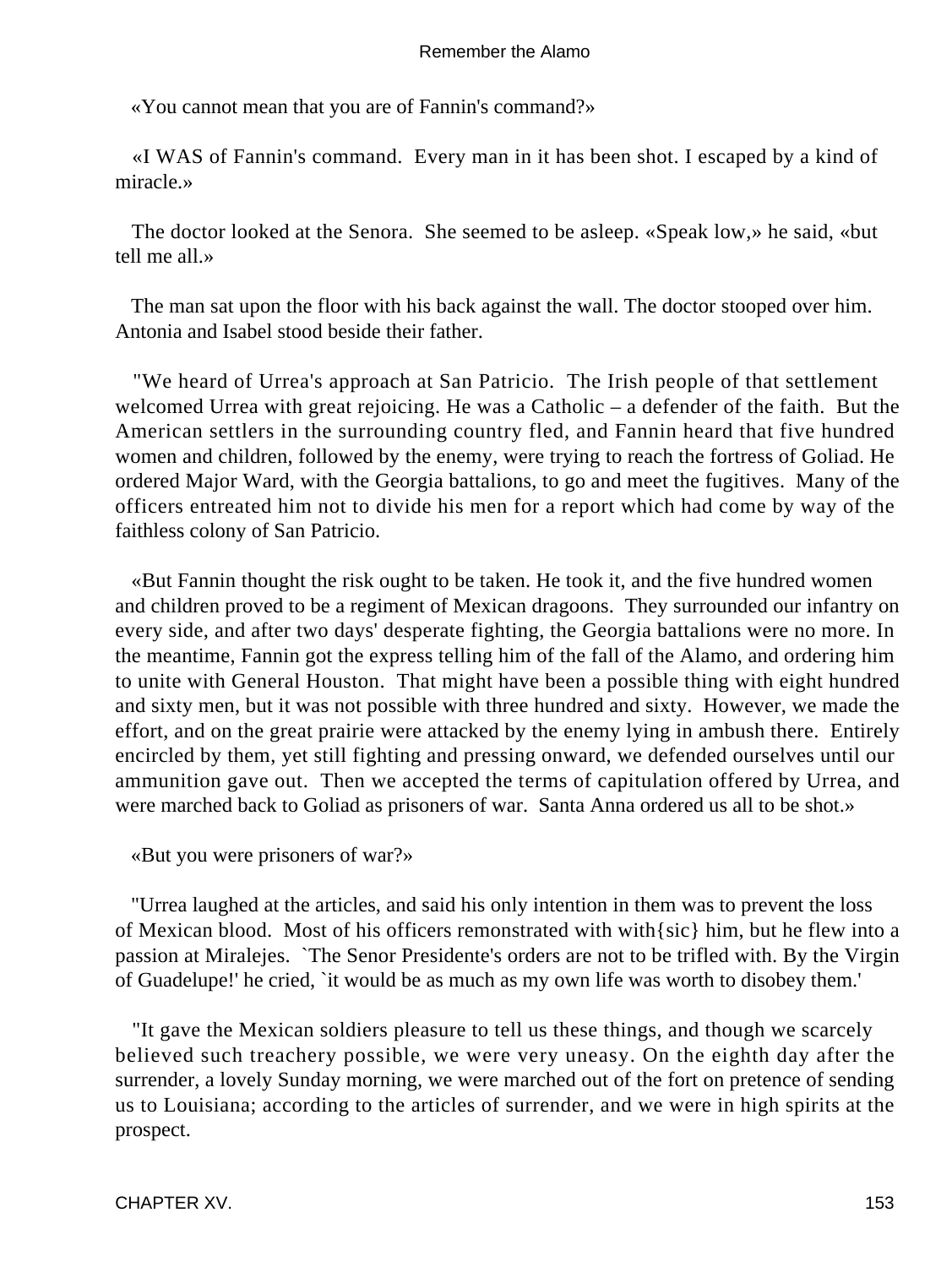«You cannot mean that you are of Fannin's command?»

«I WAS of Fannin's command. Every man in it has been shot. I escaped by a kind of miracle.»

The doctor looked at the Senora. She seemed to be asleep. «Speak low,» he said, «but tell me all.»

The man sat upon the floor with his back against the wall. The doctor stooped over him. Antonia and Isabel stood beside their father.

"We heard of Urrea's approach at San Patricio. The Irish people of that settlement welcomed Urrea with great rejoicing. He was a Catholic – a defender of the faith. But the American settlers in the surrounding country fled, and Fannin heard that five hundred women and children, followed by the enemy, were trying to reach the fortress of Goliad. He ordered Major Ward, with the Georgia battalions, to go and meet the fugitives. Many of the officers entreated him not to divide his men for a report which had come by way of the faithless colony of San Patricio.

«But Fannin thought the risk ought to be taken. He took it, and the five hundred women and children proved to be a regiment of Mexican dragoons. They surrounded our infantry on every side, and after two days' desperate fighting, the Georgia battalions were no more. In the meantime, Fannin got the express telling him of the fall of the Alamo, and ordering him to unite with General Houston. That might have been a possible thing with eight hundred and sixty men, but it was not possible with three hundred and sixty. However, we made the effort, and on the great prairie were attacked by the enemy lying in ambush there. Entirely encircled by them, yet still fighting and pressing onward, we defended ourselves until our ammunition gave out. Then we accepted the terms of capitulation offered by Urrea, and were marched back to Goliad as prisoners of war. Santa Anna ordered us all to be shot.»

«But you were prisoners of war?»

"Urrea laughed at the articles, and said his only intention in them was to prevent the loss of Mexican blood. Most of his officers remonstrated with with{sic} him, but he flew into a passion at Miralejes. `The Senor Presidente's orders are not to be trifled with. By the Virgin of Guadelupe!' he cried, `it would be as much as my own life was worth to disobey them.'

"It gave the Mexican soldiers pleasure to tell us these things, and though we scarcely believed such treachery possible, we were very uneasy. On the eighth day after the surrender, a lovely Sunday morning, we were marched out of the fort on pretence of sending us to Louisiana; according to the articles of surrender, and we were in high spirits at the prospect.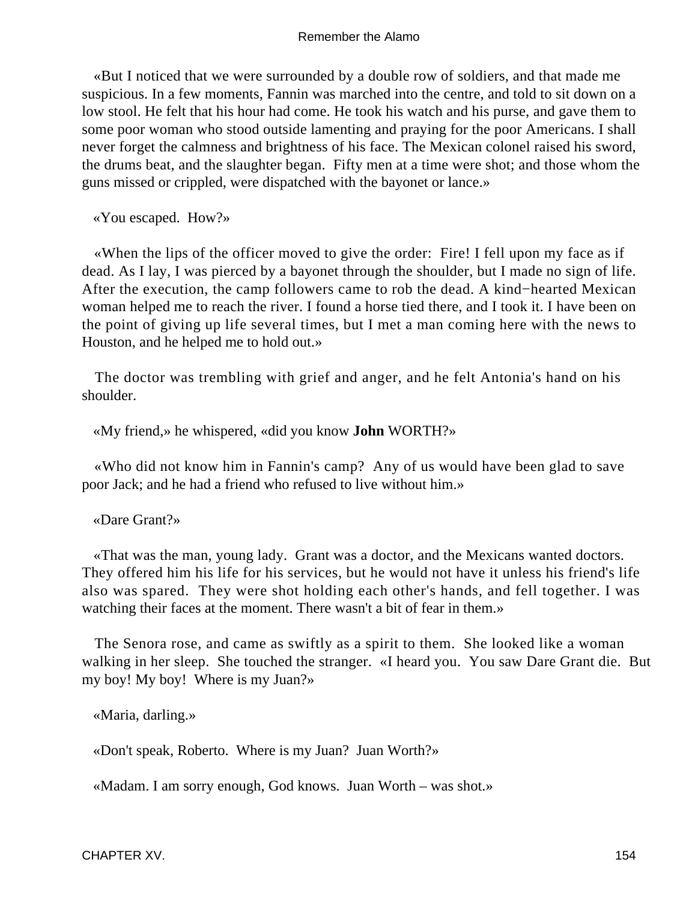«But I noticed that we were surrounded by a double row of soldiers, and that made me suspicious. In a few moments, Fannin was marched into the centre, and told to sit down on a low stool. He felt that his hour had come. He took his watch and his purse, and gave them to some poor woman who stood outside lamenting and praying for the poor Americans. I shall never forget the calmness and brightness of his face. The Mexican colonel raised his sword, the drums beat, and the slaughter began. Fifty men at a time were shot; and those whom the guns missed or crippled, were dispatched with the bayonet or lance.»

«You escaped. How?»

«When the lips of the officer moved to give the order: Fire! I fell upon my face as if dead. As I lay, I was pierced by a bayonet through the shoulder, but I made no sign of life. After the execution, the camp followers came to rob the dead. A kind−hearted Mexican woman helped me to reach the river. I found a horse tied there, and I took it. I have been on the point of giving up life several times, but I met a man coming here with the news to Houston, and he helped me to hold out.»

The doctor was trembling with grief and anger, and he felt Antonia's hand on his shoulder.

«My friend,» he whispered, «did you know **John** WORTH?»

«Who did not know him in Fannin's camp? Any of us would have been glad to save poor Jack; and he had a friend who refused to live without him.»

«Dare Grant?»

«That was the man, young lady. Grant was a doctor, and the Mexicans wanted doctors. They offered him his life for his services, but he would not have it unless his friend's life also was spared. They were shot holding each other's hands, and fell together. I was watching their faces at the moment. There wasn't a bit of fear in them.»

The Senora rose, and came as swiftly as a spirit to them. She looked like a woman walking in her sleep. She touched the stranger. «I heard you. You saw Dare Grant die. But my boy! My boy! Where is my Juan?»

«Maria, darling.»

«Don't speak, Roberto. Where is my Juan? Juan Worth?»

«Madam. I am sorry enough, God knows. Juan Worth – was shot.»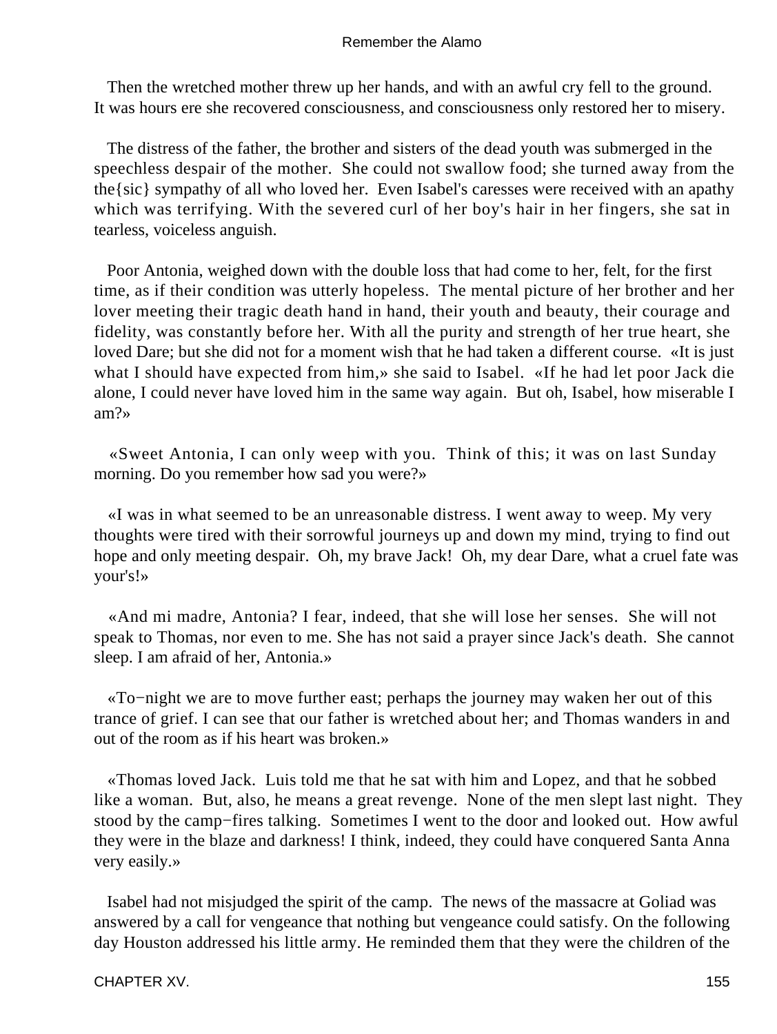Then the wretched mother threw up her hands, and with an awful cry fell to the ground. It was hours ere she recovered consciousness, and consciousness only restored her to misery.

The distress of the father, the brother and sisters of the dead youth was submerged in the speechless despair of the mother. She could not swallow food; she turned away from the the{sic} sympathy of all who loved her. Even Isabel's caresses were received with an apathy which was terrifying. With the severed curl of her boy's hair in her fingers, she sat in tearless, voiceless anguish.

Poor Antonia, weighed down with the double loss that had come to her, felt, for the first time, as if their condition was utterly hopeless. The mental picture of her brother and her lover meeting their tragic death hand in hand, their youth and beauty, their courage and fidelity, was constantly before her. With all the purity and strength of her true heart, she loved Dare; but she did not for a moment wish that he had taken a different course. «It is just what I should have expected from him,» she said to Isabel. «If he had let poor Jack die alone, I could never have loved him in the same way again. But oh, Isabel, how miserable I am?»

«Sweet Antonia, I can only weep with you. Think of this; it was on last Sunday morning. Do you remember how sad you were?»

«I was in what seemed to be an unreasonable distress. I went away to weep. My very thoughts were tired with their sorrowful journeys up and down my mind, trying to find out hope and only meeting despair. Oh, my brave Jack! Oh, my dear Dare, what a cruel fate was your's!»

«And mi madre, Antonia? I fear, indeed, that she will lose her senses. She will not speak to Thomas, nor even to me. She has not said a prayer since Jack's death. She cannot sleep. I am afraid of her, Antonia.»

«To−night we are to move further east; perhaps the journey may waken her out of this trance of grief. I can see that our father is wretched about her; and Thomas wanders in and out of the room as if his heart was broken.»

«Thomas loved Jack. Luis told me that he sat with him and Lopez, and that he sobbed like a woman. But, also, he means a great revenge. None of the men slept last night. They stood by the camp−fires talking. Sometimes I went to the door and looked out. How awful they were in the blaze and darkness! I think, indeed, they could have conquered Santa Anna very easily.»

Isabel had not misjudged the spirit of the camp. The news of the massacre at Goliad was answered by a call for vengeance that nothing but vengeance could satisfy. On the following day Houston addressed his little army. He reminded them that they were the children of the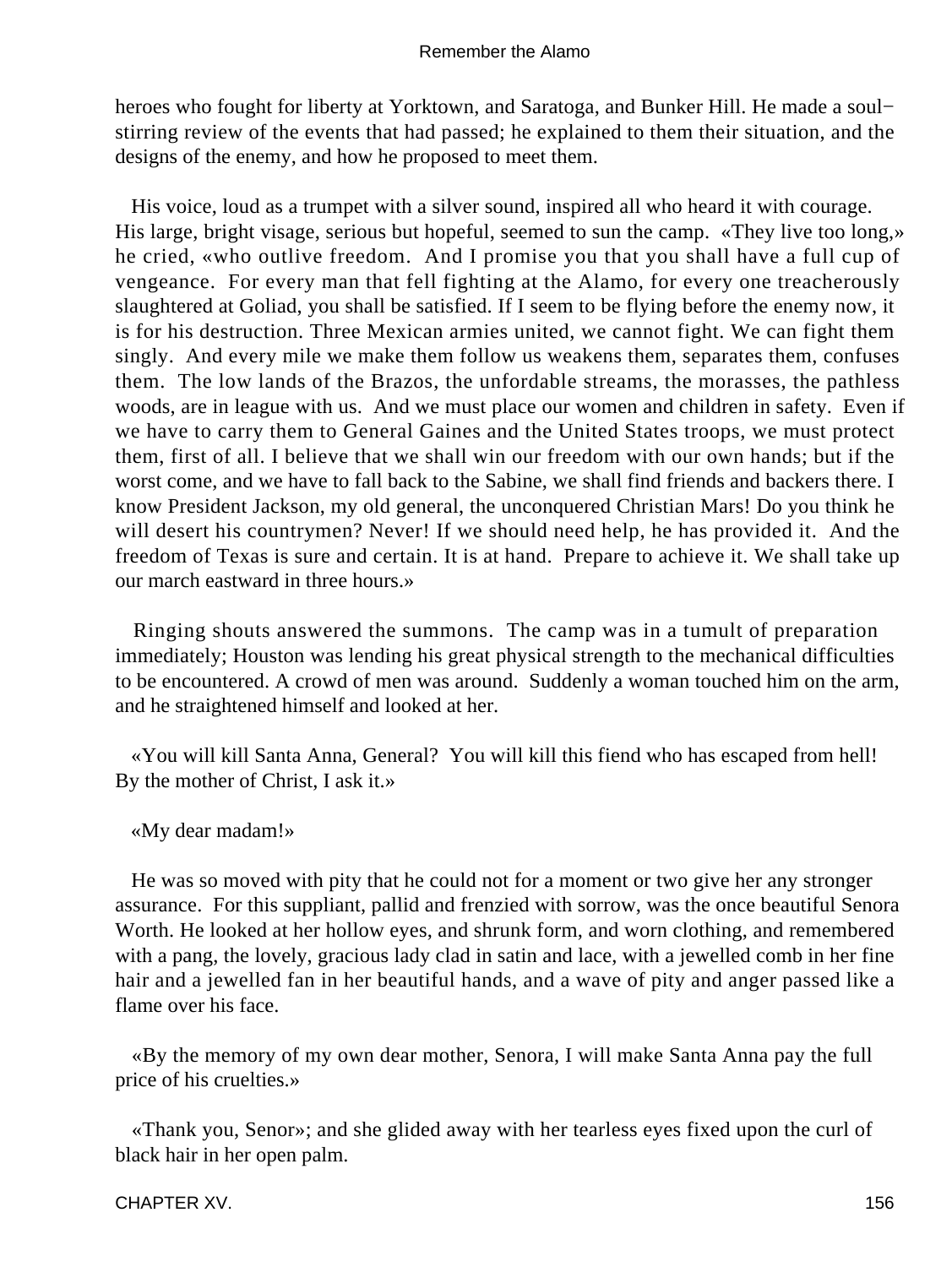heroes who fought for liberty at Yorktown, and Saratoga, and Bunker Hill. He made a soul−stirring review of the events that had passed; he explained to them their situation, and the designs of the enemy, and how he proposed to meet them.

His voice, loud as a trumpet with a silver sound, inspired all who heard it with courage. His large, bright visage, serious but hopeful, seemed to sun the camp. «They live too long,» he cried, «who outlive freedom. And I promise you that you shall have a full cup of vengeance. For every man that fell fighting at the Alamo, for every one treacherously slaughtered at Goliad, you shall be satisfied. If I seem to be flying before the enemy now, it is for his destruction. Three Mexican armies united, we cannot fight. We can fight them singly. And every mile we make them follow us weakens them, separates them, confuses them. The low lands of the Brazos, the unfordable streams, the morasses, the pathless woods, are in league with us. And we must place our women and children in safety. Even if we have to carry them to General Gaines and the United States troops, we must protect them, first of all. I believe that we shall win our freedom with our own hands; but if the worst come, and we have to fall back to the Sabine, we shall find friends and backers there. I know President Jackson, my old general, the unconquered Christian Mars! Do you think he will desert his countrymen? Never! If we should need help, he has provided it. And the freedom of Texas is sure and certain. It is at hand. Prepare to achieve it. We shall take up our march eastward in three hours.»

Ringing shouts answered the summons. The camp was in a tumult of preparation immediately; Houston was lending his great physical strength to the mechanical difficulties to be encountered. A crowd of men was around. Suddenly a woman touched him on the arm, and he straightened himself and looked at her.

«You will kill Santa Anna, General? You will kill this fiend who has escaped from hell! By the mother of Christ, I ask it.»

«My dear madam!»

He was so moved with pity that he could not for a moment or two give her any stronger assurance. For this suppliant, pallid and frenzied with sorrow, was the once beautiful Senora Worth. He looked at her hollow eyes, and shrunk form, and worn clothing, and remembered with a pang, the lovely, gracious lady clad in satin and lace, with a jewelled comb in her fine hair and a jewelled fan in her beautiful hands, and a wave of pity and anger passed like a flame over his face.

«By the memory of my own dear mother, Senora, I will make Santa Anna pay the full price of his cruelties.»

«Thank you, Senor»; and she glided away with her tearless eyes fixed upon the curl of black hair in her open palm.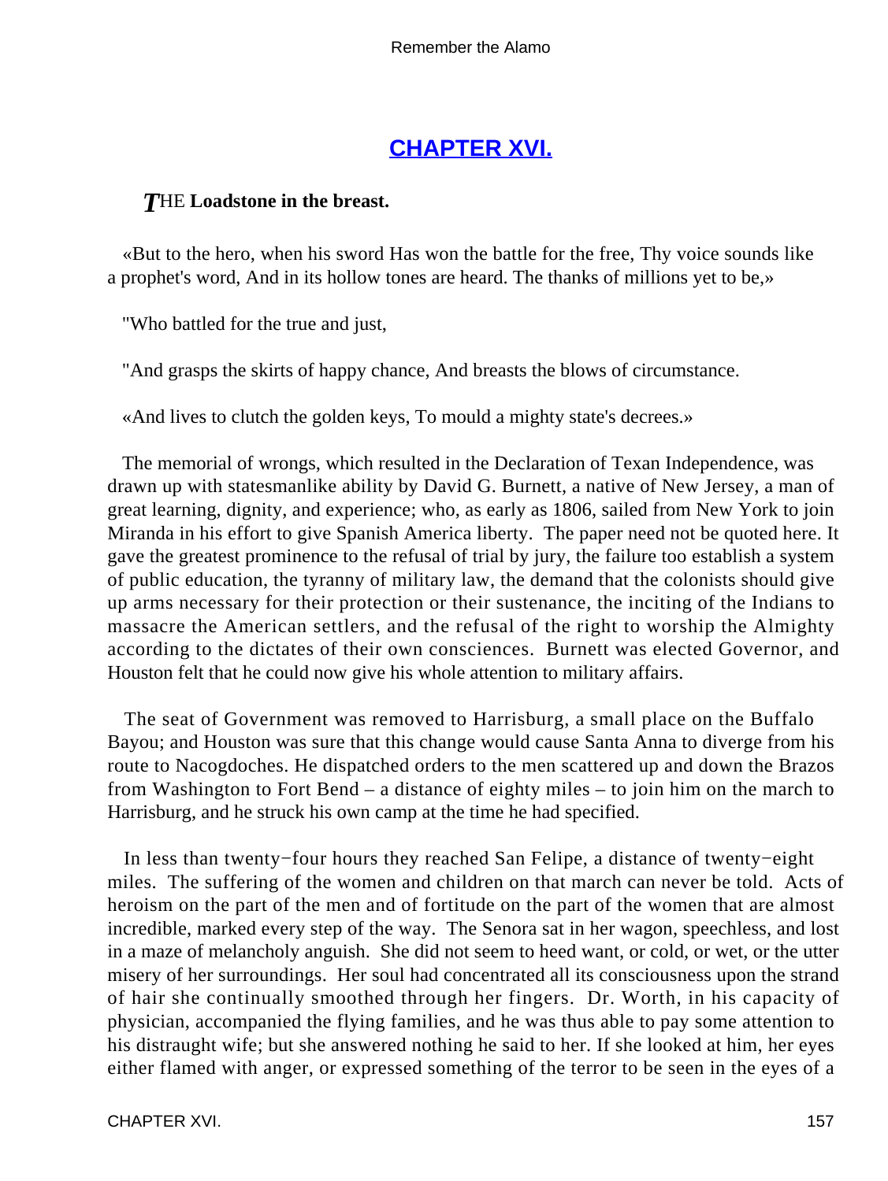## CHAPTER XVI.

***T*HE Loadstone in the breast.**

«But to the hero, when his sword Has won the battle for the free, Thy voice sounds like a prophet's word, And in its hollow tones are heard. The thanks of millions yet to be,»

"Who battled for the true and just,

"And grasps the skirts of happy chance, And breasts the blows of circumstance.

«And lives to clutch the golden keys, To mould a mighty state's decrees.»

The memorial of wrongs, which resulted in the Declaration of Texan Independence, was drawn up with statesmanlike ability by David G. Burnett, a native of New Jersey, a man of great learning, dignity, and experience; who, as early as 1806, sailed from New York to join Miranda in his effort to give Spanish America liberty. The paper need not be quoted here. It gave the greatest prominence to the refusal of trial by jury, the failure too establish a system of public education, the tyranny of military law, the demand that the colonists should give up arms necessary for their protection or their sustenance, the inciting of the Indians to massacre the American settlers, and the refusal of the right to worship the Almighty according to the dictates of their own consciences. Burnett was elected Governor, and Houston felt that he could now give his whole attention to military affairs.

The seat of Government was removed to Harrisburg, a small place on the Buffalo Bayou; and Houston was sure that this change would cause Santa Anna to diverge from his route to Nacogdoches. He dispatched orders to the men scattered up and down the Brazos from Washington to Fort Bend – a distance of eighty miles – to join him on the march to Harrisburg, and he struck his own camp at the time he had specified.

In less than twenty−four hours they reached San Felipe, a distance of twenty−eight miles. The suffering of the women and children on that march can never be told. Acts of heroism on the part of the men and of fortitude on the part of the women that are almost incredible, marked every step of the way. The Senora sat in her wagon, speechless, and lost in a maze of melancholy anguish. She did not seem to heed want, or cold, or wet, or the utter misery of her surroundings. Her soul had concentrated all its consciousness upon the strand of hair she continually smoothed through her fingers. Dr. Worth, in his capacity of physician, accompanied the flying families, and he was thus able to pay some attention to his distraught wife; but she answered nothing he said to her. If she looked at him, her eyes either flamed with anger, or expressed something of the terror to be seen in the eyes of a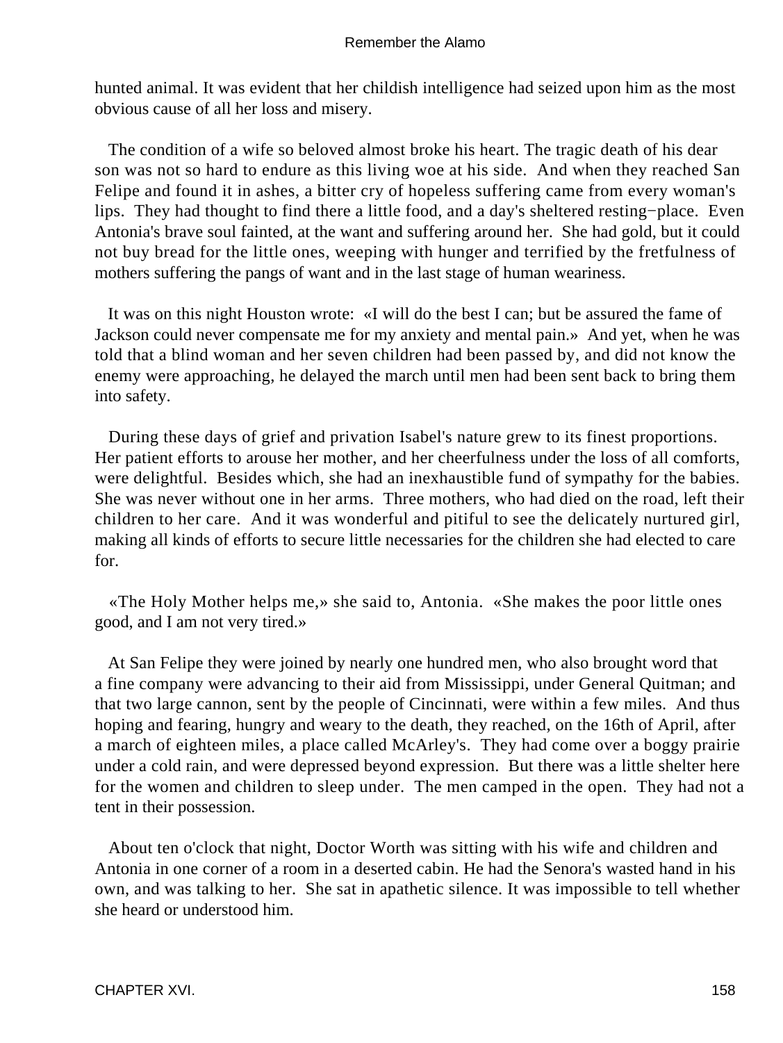hunted animal. It was evident that her childish intelligence had seized upon him as the most obvious cause of all her loss and misery.

The condition of a wife so beloved almost broke his heart. The tragic death of his dear son was not so hard to endure as this living woe at his side. And when they reached San Felipe and found it in ashes, a bitter cry of hopeless suffering came from every woman's lips. They had thought to find there a little food, and a day's sheltered resting−place. Even Antonia's brave soul fainted, at the want and suffering around her. She had gold, but it could not buy bread for the little ones, weeping with hunger and terrified by the fretfulness of mothers suffering the pangs of want and in the last stage of human weariness.

It was on this night Houston wrote: «I will do the best I can; but be assured the fame of Jackson could never compensate me for my anxiety and mental pain.» And yet, when he was told that a blind woman and her seven children had been passed by, and did not know the enemy were approaching, he delayed the march until men had been sent back to bring them into safety.

During these days of grief and privation Isabel's nature grew to its finest proportions. Her patient efforts to arouse her mother, and her cheerfulness under the loss of all comforts, were delightful. Besides which, she had an inexhaustible fund of sympathy for the babies. She was never without one in her arms. Three mothers, who had died on the road, left their children to her care. And it was wonderful and pitiful to see the delicately nurtured girl, making all kinds of efforts to secure little necessaries for the children she had elected to care for.

«The Holy Mother helps me,» she said to, Antonia. «She makes the poor little ones good, and I am not very tired.»

At San Felipe they were joined by nearly one hundred men, who also brought word that a fine company were advancing to their aid from Mississippi, under General Quitman; and that two large cannon, sent by the people of Cincinnati, were within a few miles. And thus hoping and fearing, hungry and weary to the death, they reached, on the 16th of April, after a march of eighteen miles, a place called McArley's. They had come over a boggy prairie under a cold rain, and were depressed beyond expression. But there was a little shelter here for the women and children to sleep under. The men camped in the open. They had not a tent in their possession.

About ten o'clock that night, Doctor Worth was sitting with his wife and children and Antonia in one corner of a room in a deserted cabin. He had the Senora's wasted hand in his own, and was talking to her. She sat in apathetic silence. It was impossible to tell whether she heard or understood him.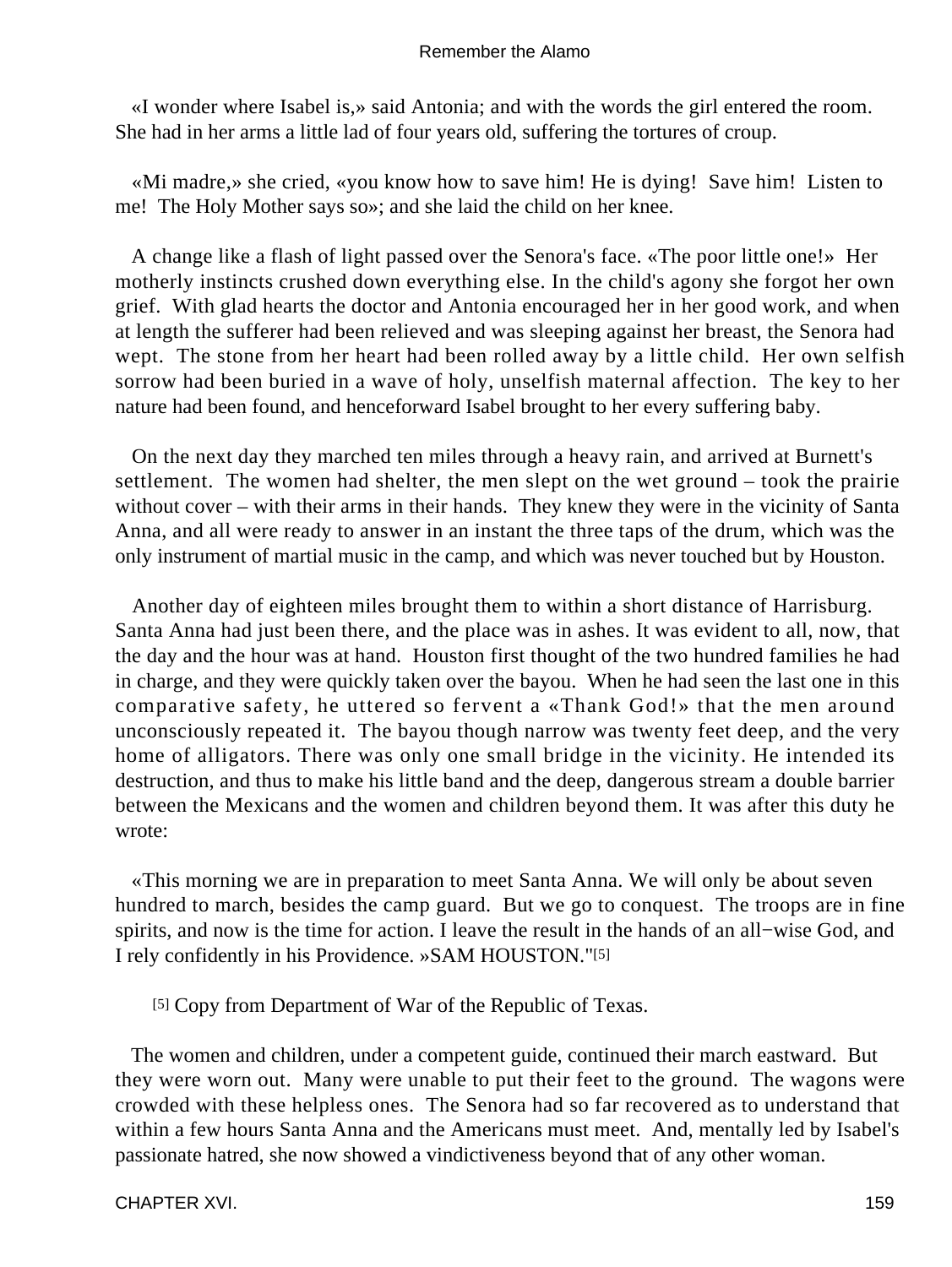«I wonder where Isabel is,» said Antonia; and with the words the girl entered the room. She had in her arms a little lad of four years old, suffering the tortures of croup.

«Mi madre,» she cried, «you know how to save him! He is dying! Save him! Listen to me! The Holy Mother says so»; and she laid the child on her knee.

A change like a flash of light passed over the Senora's face. «The poor little one!» Her motherly instincts crushed down everything else. In the child's agony she forgot her own grief. With glad hearts the doctor and Antonia encouraged her in her good work, and when at length the sufferer had been relieved and was sleeping against her breast, the Senora had wept. The stone from her heart had been rolled away by a little child. Her own selfish sorrow had been buried in a wave of holy, unselfish maternal affection. The key to her nature had been found, and henceforward Isabel brought to her every suffering baby.

On the next day they marched ten miles through a heavy rain, and arrived at Burnett's settlement. The women had shelter, the men slept on the wet ground – took the prairie without cover – with their arms in their hands. They knew they were in the vicinity of Santa Anna, and all were ready to answer in an instant the three taps of the drum, which was the only instrument of martial music in the camp, and which was never touched but by Houston.

Another day of eighteen miles brought them to within a short distance of Harrisburg. Santa Anna had just been there, and the place was in ashes. It was evident to all, now, that the day and the hour was at hand. Houston first thought of the two hundred families he had in charge, and they were quickly taken over the bayou. When he had seen the last one in this comparative safety, he uttered so fervent a «Thank God!» that the men around unconsciously repeated it. The bayou though narrow was twenty feet deep, and the very home of alligators. There was only one small bridge in the vicinity. He intended its destruction, and thus to make his little band and the deep, dangerous stream a double barrier between the Mexicans and the women and children beyond them. It was after this duty he wrote:

«This morning we are in preparation to meet Santa Anna. We will only be about seven hundred to march, besides the camp guard. But we go to conquest. The troops are in fine spirits, and now is the time for action. I leave the result in the hands of an all−wise God, and I rely confidently in his Providence. »SAM HOUSTON."[5]

[5] Copy from Department of War of the Republic of Texas.

The women and children, under a competent guide, continued their march eastward. But they were worn out. Many were unable to put their feet to the ground. The wagons were crowded with these helpless ones. The Senora had so far recovered as to understand that within a few hours Santa Anna and the Americans must meet. And, mentally led by Isabel's passionate hatred, she now showed a vindictiveness beyond that of any other woman.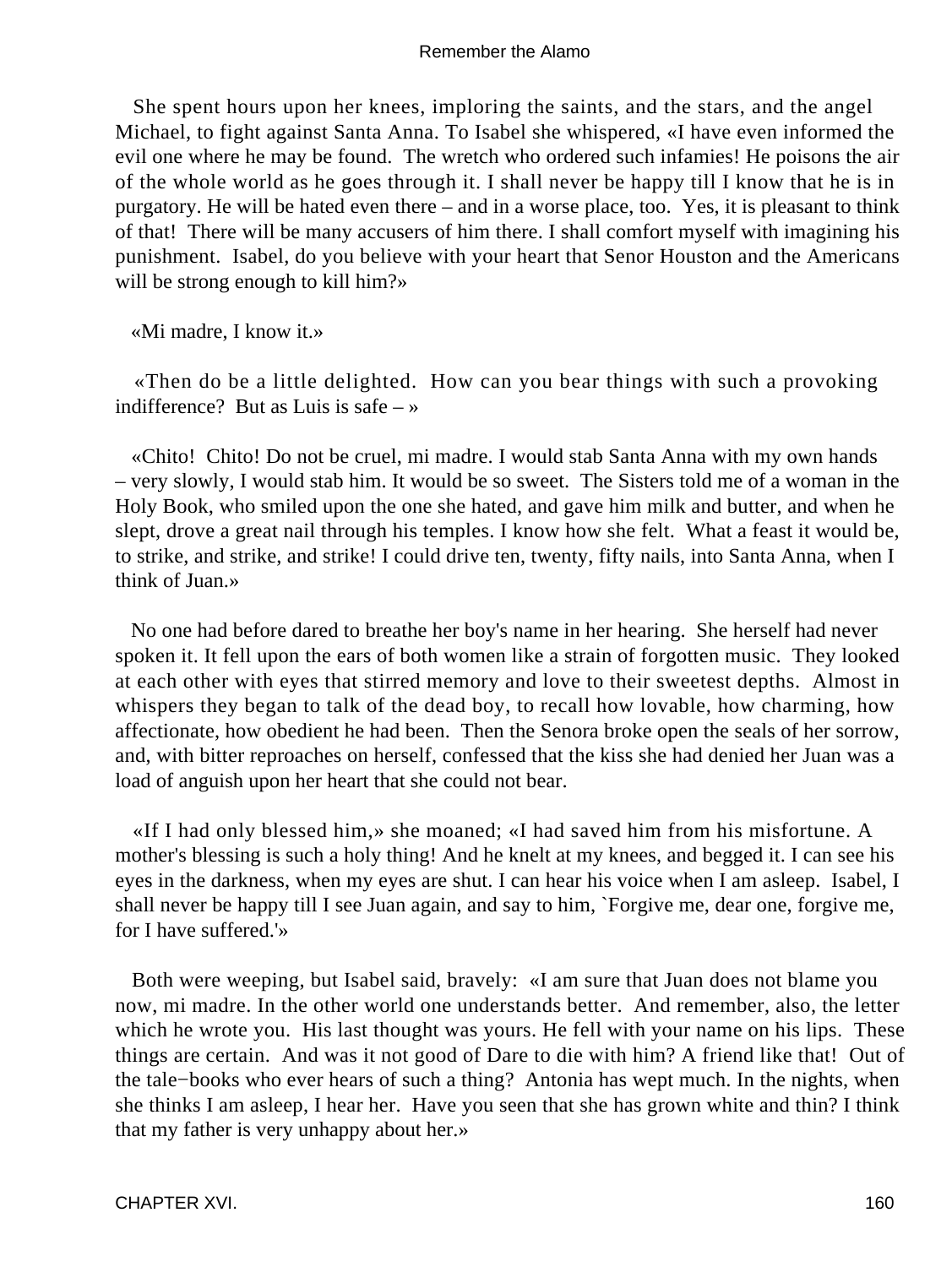She spent hours upon her knees, imploring the saints, and the stars, and the angel Michael, to fight against Santa Anna. To Isabel she whispered, «I have even informed the evil one where he may be found. The wretch who ordered such infamies! He poisons the air of the whole world as he goes through it. I shall never be happy till I know that he is in purgatory. He will be hated even there – and in a worse place, too. Yes, it is pleasant to think of that! There will be many accusers of him there. I shall comfort myself with imagining his punishment. Isabel, do you believe with your heart that Senor Houston and the Americans will be strong enough to kill him?»

«Mi madre, I know it.»

«Then do be a little delighted. How can you bear things with such a provoking indifference? But as Luis is safe – »

«Chito! Chito! Do not be cruel, mi madre. I would stab Santa Anna with my own hands – very slowly, I would stab him. It would be so sweet. The Sisters told me of a woman in the Holy Book, who smiled upon the one she hated, and gave him milk and butter, and when he slept, drove a great nail through his temples. I know how she felt. What a feast it would be, to strike, and strike, and strike! I could drive ten, twenty, fifty nails, into Santa Anna, when I think of Juan.»

No one had before dared to breathe her boy's name in her hearing. She herself had never spoken it. It fell upon the ears of both women like a strain of forgotten music. They looked at each other with eyes that stirred memory and love to their sweetest depths. Almost in whispers they began to talk of the dead boy, to recall how lovable, how charming, how affectionate, how obedient he had been. Then the Senora broke open the seals of her sorrow, and, with bitter reproaches on herself, confessed that the kiss she had denied her Juan was a load of anguish upon her heart that she could not bear.

«If I had only blessed him,» she moaned; «I had saved him from his misfortune. A mother's blessing is such a holy thing! And he knelt at my knees, and begged it. I can see his eyes in the darkness, when my eyes are shut. I can hear his voice when I am asleep. Isabel, I shall never be happy till I see Juan again, and say to him, `Forgive me, dear one, forgive me, for I have suffered.'»

Both were weeping, but Isabel said, bravely: «I am sure that Juan does not blame you now, mi madre. In the other world one understands better. And remember, also, the letter which he wrote you. His last thought was yours. He fell with your name on his lips. These things are certain. And was it not good of Dare to die with him? A friend like that! Out of the tale−books who ever hears of such a thing? Antonia has wept much. In the nights, when she thinks I am asleep, I hear her. Have you seen that she has grown white and thin? I think that my father is very unhappy about her.»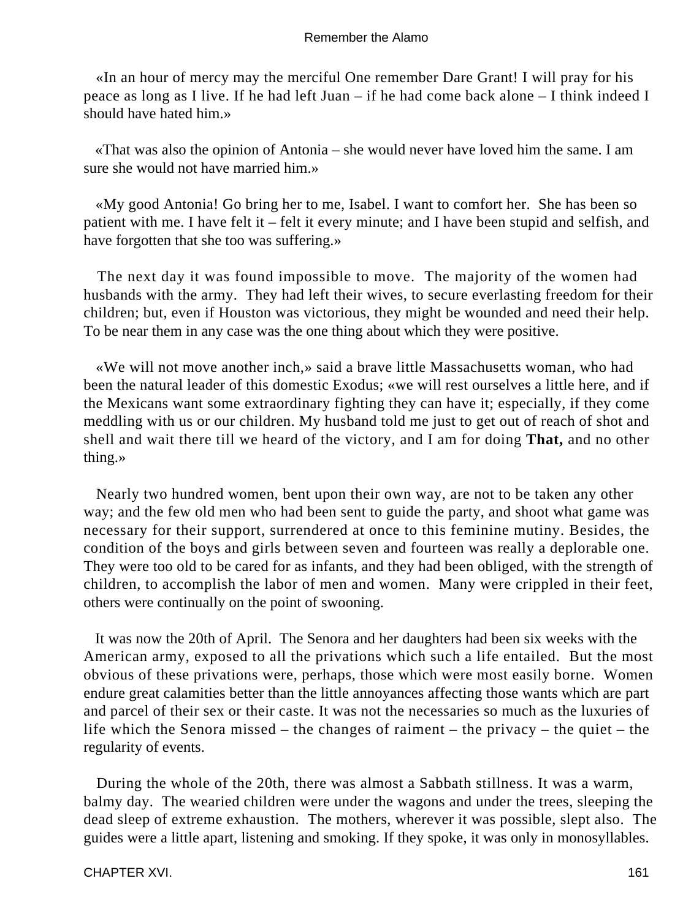«In an hour of mercy may the merciful One remember Dare Grant! I will pray for his peace as long as I live. If he had left Juan – if he had come back alone – I think indeed I should have hated him.»

«That was also the opinion of Antonia – she would never have loved him the same. I am sure she would not have married him.»

«My good Antonia! Go bring her to me, Isabel. I want to comfort her. She has been so patient with me. I have felt it – felt it every minute; and I have been stupid and selfish, and have forgotten that she too was suffering.»

The next day it was found impossible to move. The majority of the women had husbands with the army. They had left their wives, to secure everlasting freedom for their children; but, even if Houston was victorious, they might be wounded and need their help. To be near them in any case was the one thing about which they were positive.

«We will not move another inch,» said a brave little Massachusetts woman, who had been the natural leader of this domestic Exodus; «we will rest ourselves a little here, and if the Mexicans want some extraordinary fighting they can have it; especially, if they come meddling with us or our children. My husband told me just to get out of reach of shot and shell and wait there till we heard of the victory, and I am for doing **That,** and no other thing.»

Nearly two hundred women, bent upon their own way, are not to be taken any other way; and the few old men who had been sent to guide the party, and shoot what game was necessary for their support, surrendered at once to this feminine mutiny. Besides, the condition of the boys and girls between seven and fourteen was really a deplorable one. They were too old to be cared for as infants, and they had been obliged, with the strength of children, to accomplish the labor of men and women. Many were crippled in their feet, others were continually on the point of swooning.

It was now the 20th of April. The Senora and her daughters had been six weeks with the American army, exposed to all the privations which such a life entailed. But the most obvious of these privations were, perhaps, those which were most easily borne. Women endure great calamities better than the little annoyances affecting those wants which are part and parcel of their sex or their caste. It was not the necessaries so much as the luxuries of life which the Senora missed – the changes of raiment – the privacy – the quiet – the regularity of events.

During the whole of the 20th, there was almost a Sabbath stillness. It was a warm, balmy day. The wearied children were under the wagons and under the trees, sleeping the dead sleep of extreme exhaustion. The mothers, wherever it was possible, slept also. The guides were a little apart, listening and smoking. If they spoke, it was only in monosyllables.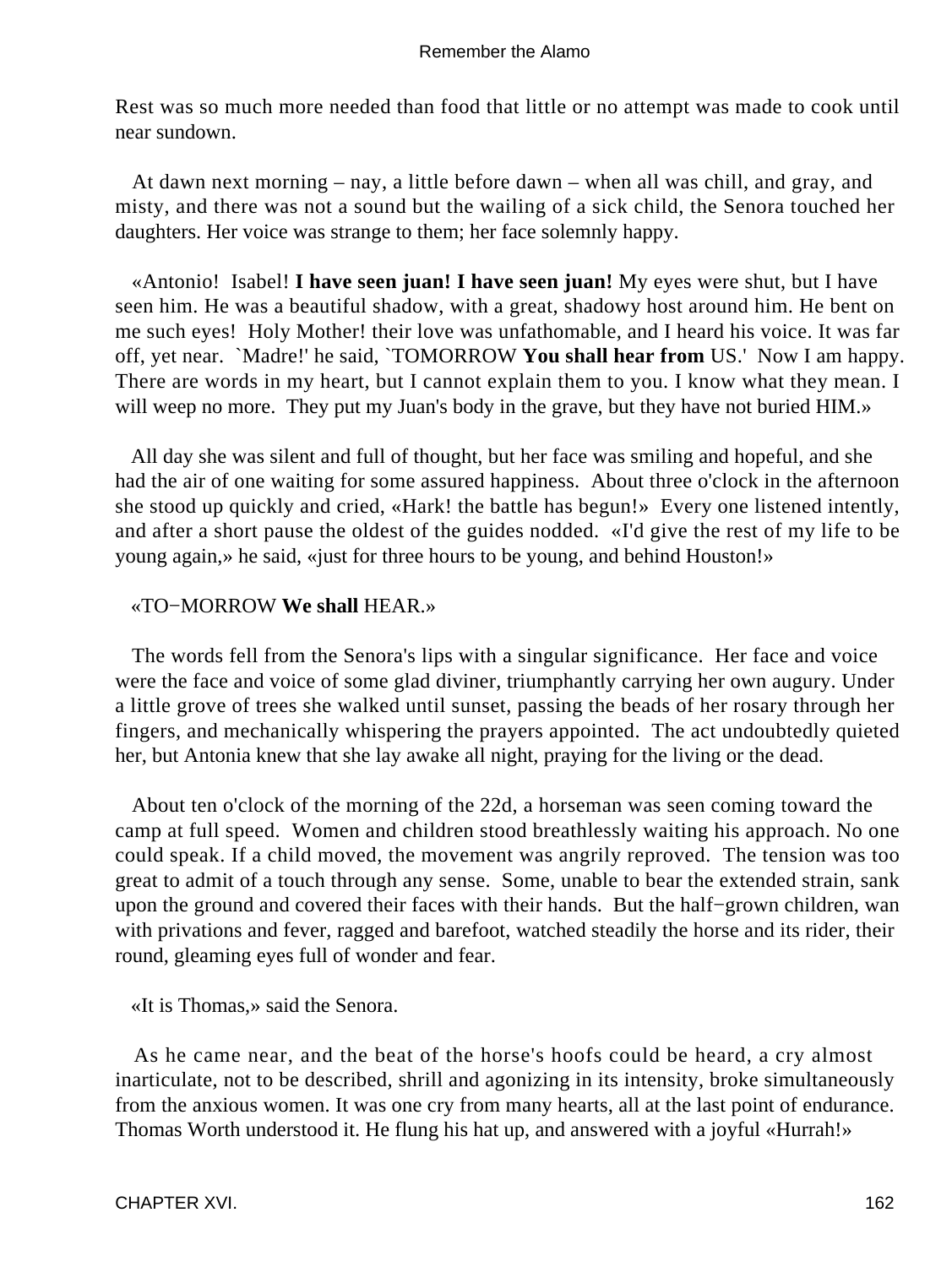Rest was so much more needed than food that little or no attempt was made to cook until near sundown.

At dawn next morning – nay, a little before dawn – when all was chill, and gray, and misty, and there was not a sound but the wailing of a sick child, the Senora touched her daughters. Her voice was strange to them; her face solemnly happy.

«Antonio! Isabel! **I have seen juan! I have seen juan!** My eyes were shut, but I have seen him. He was a beautiful shadow, with a great, shadowy host around him. He bent on me such eyes! Holy Mother! their love was unfathomable, and I heard his voice. It was far off, yet near. `Madre!' he said, `TOMORROW **You shall hear from** US.' Now I am happy. There are words in my heart, but I cannot explain them to you. I know what they mean. I will weep no more. They put my Juan's body in the grave, but they have not buried HIM.»

All day she was silent and full of thought, but her face was smiling and hopeful, and she had the air of one waiting for some assured happiness. About three o'clock in the afternoon she stood up quickly and cried, «Hark! the battle has begun!» Every one listened intently, and after a short pause the oldest of the guides nodded. «I'd give the rest of my life to be young again,» he said, «just for three hours to be young, and behind Houston!»

«TO−MORROW **We shall** HEAR.»

The words fell from the Senora's lips with a singular significance. Her face and voice were the face and voice of some glad diviner, triumphantly carrying her own augury. Under a little grove of trees she walked until sunset, passing the beads of her rosary through her fingers, and mechanically whispering the prayers appointed. The act undoubtedly quieted her, but Antonia knew that she lay awake all night, praying for the living or the dead.

About ten o'clock of the morning of the 22d, a horseman was seen coming toward the camp at full speed. Women and children stood breathlessly waiting his approach. No one could speak. If a child moved, the movement was angrily reproved. The tension was too great to admit of a touch through any sense. Some, unable to bear the extended strain, sank upon the ground and covered their faces with their hands. But the half−grown children, wan with privations and fever, ragged and barefoot, watched steadily the horse and its rider, their round, gleaming eyes full of wonder and fear.

«It is Thomas,» said the Senora.

As he came near, and the beat of the horse's hoofs could be heard, a cry almost inarticulate, not to be described, shrill and agonizing in its intensity, broke simultaneously from the anxious women. It was one cry from many hearts, all at the last point of endurance. Thomas Worth understood it. He flung his hat up, and answered with a joyful «Hurrah!»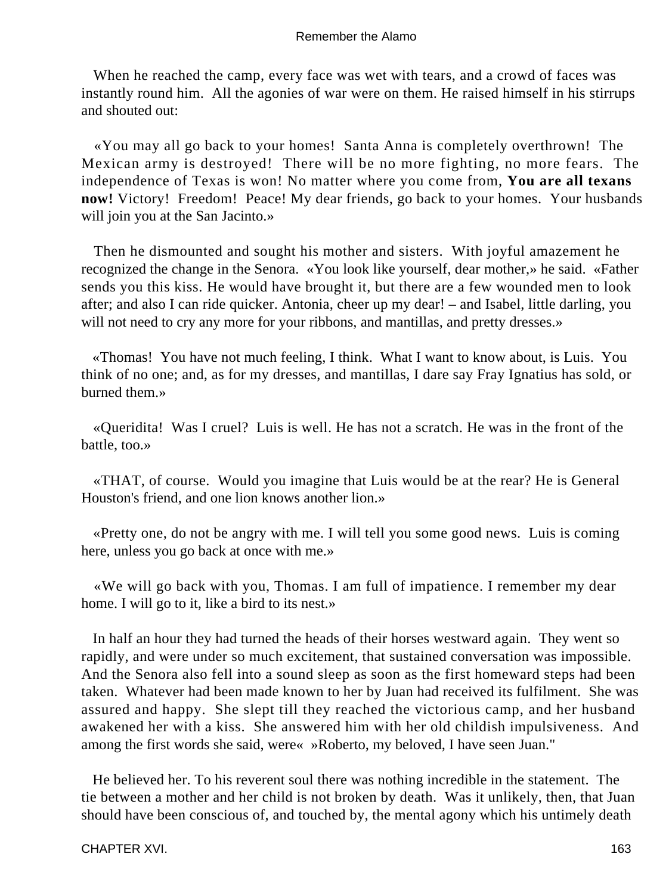When he reached the camp, every face was wet with tears, and a crowd of faces was instantly round him. All the agonies of war were on them. He raised himself in his stirrups and shouted out:

«You may all go back to your homes! Santa Anna is completely overthrown! The Mexican army is destroyed! There will be no more fighting, no more fears. The independence of Texas is won! No matter where you come from, **You are all texans now!** Victory! Freedom! Peace! My dear friends, go back to your homes. Your husbands will join you at the San Jacinto.»

Then he dismounted and sought his mother and sisters. With joyful amazement he recognized the change in the Senora. «You look like yourself, dear mother,» he said. «Father sends you this kiss. He would have brought it, but there are a few wounded men to look after; and also I can ride quicker. Antonia, cheer up my dear! – and Isabel, little darling, you will not need to cry any more for your ribbons, and mantillas, and pretty dresses.»

«Thomas! You have not much feeling, I think. What I want to know about, is Luis. You think of no one; and, as for my dresses, and mantillas, I dare say Fray Ignatius has sold, or burned them.»

«Queridita! Was I cruel? Luis is well. He has not a scratch. He was in the front of the battle, too.»

«THAT, of course. Would you imagine that Luis would be at the rear? He is General Houston's friend, and one lion knows another lion.»

«Pretty one, do not be angry with me. I will tell you some good news. Luis is coming here, unless you go back at once with me.»

«We will go back with you, Thomas. I am full of impatience. I remember my dear home. I will go to it, like a bird to its nest.»

In half an hour they had turned the heads of their horses westward again. They went so rapidly, and were under so much excitement, that sustained conversation was impossible. And the Senora also fell into a sound sleep as soon as the first homeward steps had been taken. Whatever had been made known to her by Juan had received its fulfilment. She was assured and happy. She slept till they reached the victorious camp, and her husband awakened her with a kiss. She answered him with her old childish impulsiveness. And among the first words she said, were« »Roberto, my beloved, I have seen Juan."

He believed her. To his reverent soul there was nothing incredible in the statement. The tie between a mother and her child is not broken by death. Was it unlikely, then, that Juan should have been conscious of, and touched by, the mental agony which his untimely death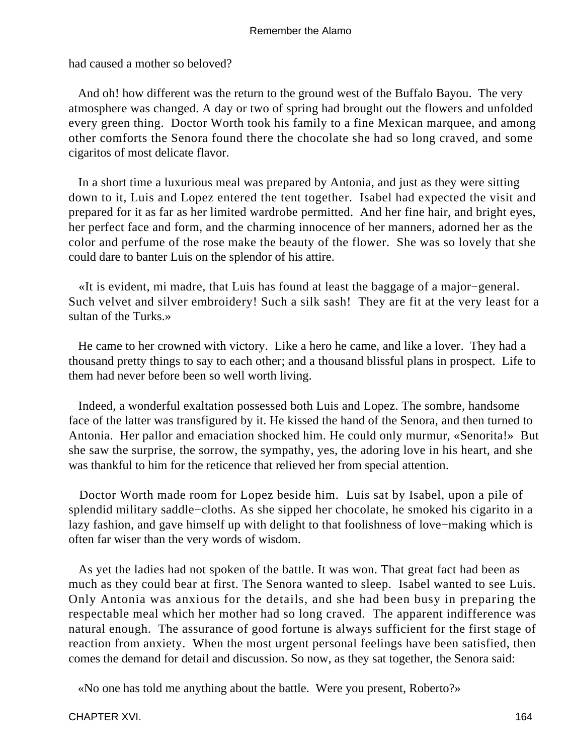had caused a mother so beloved?

And oh! how different was the return to the ground west of the Buffalo Bayou. The very atmosphere was changed. A day or two of spring had brought out the flowers and unfolded every green thing. Doctor Worth took his family to a fine Mexican marquee, and among other comforts the Senora found there the chocolate she had so long craved, and some cigaritos of most delicate flavor.

In a short time a luxurious meal was prepared by Antonia, and just as they were sitting down to it, Luis and Lopez entered the tent together. Isabel had expected the visit and prepared for it as far as her limited wardrobe permitted. And her fine hair, and bright eyes, her perfect face and form, and the charming innocence of her manners, adorned her as the color and perfume of the rose make the beauty of the flower. She was so lovely that she could dare to banter Luis on the splendor of his attire.

«It is evident, mi madre, that Luis has found at least the baggage of a major−general. Such velvet and silver embroidery! Such a silk sash! They are fit at the very least for a sultan of the Turks.»

He came to her crowned with victory. Like a hero he came, and like a lover. They had a thousand pretty things to say to each other; and a thousand blissful plans in prospect. Life to them had never before been so well worth living.

Indeed, a wonderful exaltation possessed both Luis and Lopez. The sombre, handsome face of the latter was transfigured by it. He kissed the hand of the Senora, and then turned to Antonia. Her pallor and emaciation shocked him. He could only murmur, «Senorita!» But she saw the surprise, the sorrow, the sympathy, yes, the adoring love in his heart, and she was thankful to him for the reticence that relieved her from special attention.

Doctor Worth made room for Lopez beside him. Luis sat by Isabel, upon a pile of splendid military saddle−cloths. As she sipped her chocolate, he smoked his cigarito in a lazy fashion, and gave himself up with delight to that foolishness of love−making which is often far wiser than the very words of wisdom.

As yet the ladies had not spoken of the battle. It was won. That great fact had been as much as they could bear at first. The Senora wanted to sleep. Isabel wanted to see Luis. Only Antonia was anxious for the details, and she had been busy in preparing the respectable meal which her mother had so long craved. The apparent indifference was natural enough. The assurance of good fortune is always sufficient for the first stage of reaction from anxiety. When the most urgent personal feelings have been satisfied, then comes the demand for detail and discussion. So now, as they sat together, the Senora said:

«No one has told me anything about the battle. Were you present, Roberto?»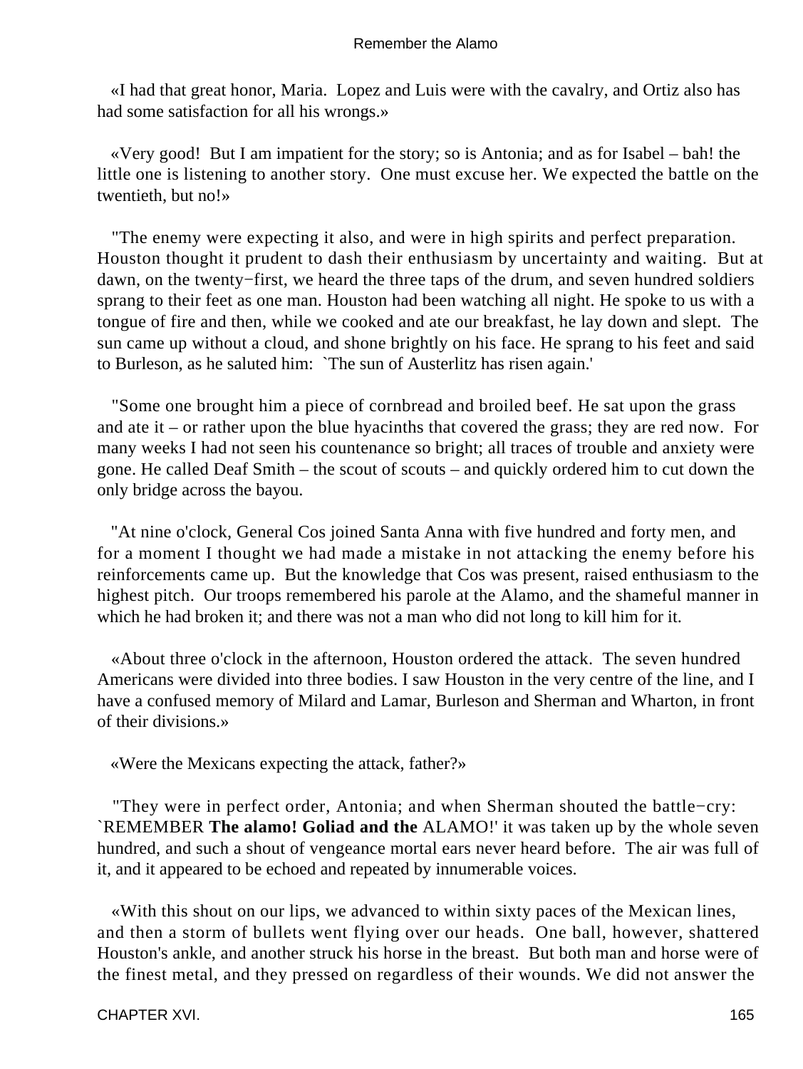«I had that great honor, Maria. Lopez and Luis were with the cavalry, and Ortiz also has had some satisfaction for all his wrongs.»

«Very good! But I am impatient for the story; so is Antonia; and as for Isabel – bah! the little one is listening to another story. One must excuse her. We expected the battle on the twentieth, but no!»

"The enemy were expecting it also, and were in high spirits and perfect preparation. Houston thought it prudent to dash their enthusiasm by uncertainty and waiting. But at dawn, on the twenty−first, we heard the three taps of the drum, and seven hundred soldiers sprang to their feet as one man. Houston had been watching all night. He spoke to us with a tongue of fire and then, while we cooked and ate our breakfast, he lay down and slept. The sun came up without a cloud, and shone brightly on his face. He sprang to his feet and said to Burleson, as he saluted him: `The sun of Austerlitz has risen again.'

"Some one brought him a piece of cornbread and broiled beef. He sat upon the grass and ate it – or rather upon the blue hyacinths that covered the grass; they are red now. For many weeks I had not seen his countenance so bright; all traces of trouble and anxiety were gone. He called Deaf Smith – the scout of scouts – and quickly ordered him to cut down the only bridge across the bayou.

"At nine o'clock, General Cos joined Santa Anna with five hundred and forty men, and for a moment I thought we had made a mistake in not attacking the enemy before his reinforcements came up. But the knowledge that Cos was present, raised enthusiasm to the highest pitch. Our troops remembered his parole at the Alamo, and the shameful manner in which he had broken it; and there was not a man who did not long to kill him for it.

«About three o'clock in the afternoon, Houston ordered the attack. The seven hundred Americans were divided into three bodies. I saw Houston in the very centre of the line, and I have a confused memory of Milard and Lamar, Burleson and Sherman and Wharton, in front of their divisions.»

«Were the Mexicans expecting the attack, father?»

"They were in perfect order, Antonia; and when Sherman shouted the battle−cry: `REMEMBER **The alamo! Goliad and the** ALAMO!' it was taken up by the whole seven hundred, and such a shout of vengeance mortal ears never heard before. The air was full of it, and it appeared to be echoed and repeated by innumerable voices.

«With this shout on our lips, we advanced to within sixty paces of the Mexican lines, and then a storm of bullets went flying over our heads. One ball, however, shattered Houston's ankle, and another struck his horse in the breast. But both man and horse were of the finest metal, and they pressed on regardless of their wounds. We did not answer the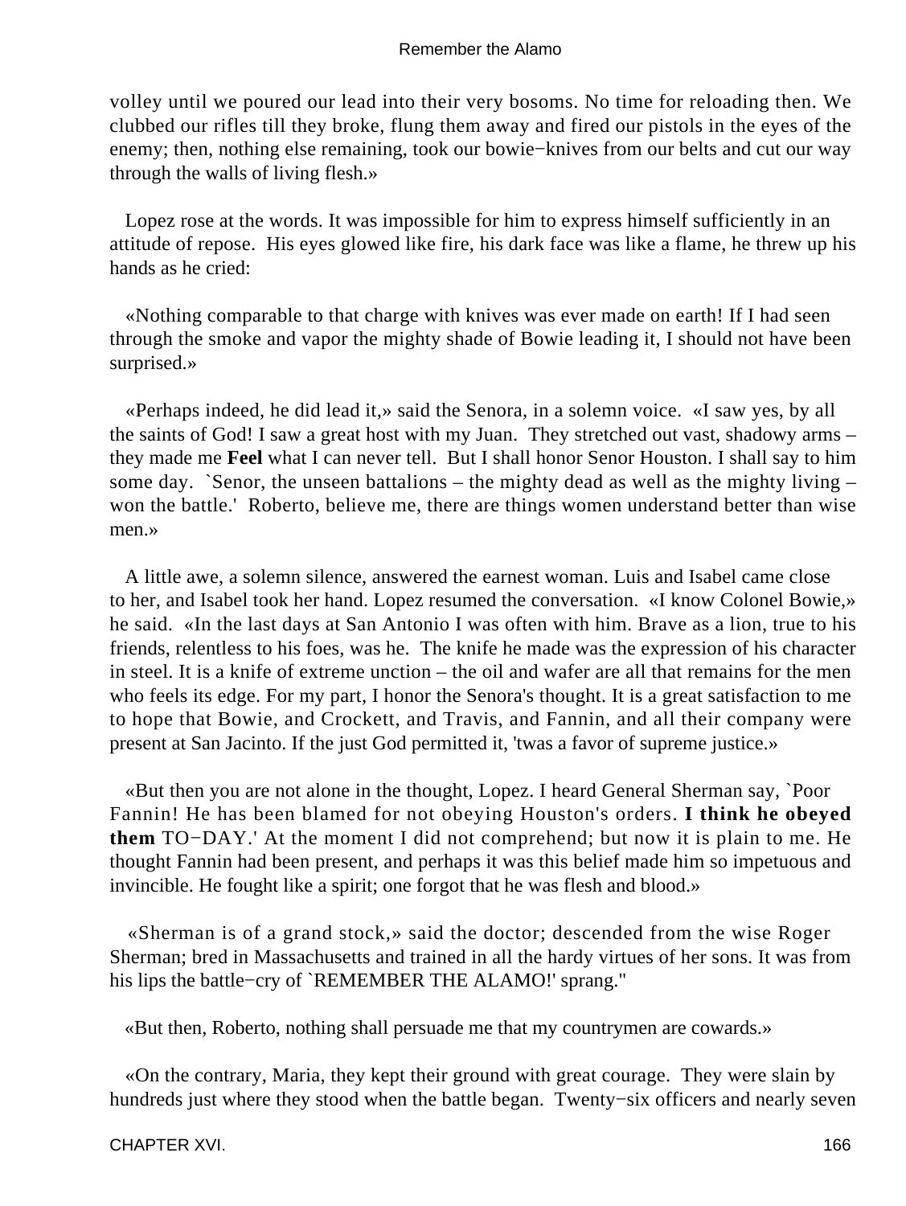volley until we poured our lead into their very bosoms. No time for reloading then. We clubbed our rifles till they broke, flung them away and fired our pistols in the eyes of the enemy; then, nothing else remaining, took our bowie−knives from our belts and cut our way through the walls of living flesh.»

Lopez rose at the words. It was impossible for him to express himself sufficiently in an attitude of repose. His eyes glowed like fire, his dark face was like a flame, he threw up his hands as he cried:

«Nothing comparable to that charge with knives was ever made on earth! If I had seen through the smoke and vapor the mighty shade of Bowie leading it, I should not have been surprised.»

«Perhaps indeed, he did lead it,» said the Senora, in a solemn voice. «I saw yes, by all the saints of God! I saw a great host with my Juan. They stretched out vast, shadowy arms – they made me **Feel** what I can never tell. But I shall honor Senor Houston. I shall say to him some day. `Senor, the unseen battalions – the mighty dead as well as the mighty living – won the battle.' Roberto, believe me, there are things women understand better than wise men.»

A little awe, a solemn silence, answered the earnest woman. Luis and Isabel came close to her, and Isabel took her hand. Lopez resumed the conversation. «I know Colonel Bowie,» he said. «In the last days at San Antonio I was often with him. Brave as a lion, true to his friends, relentless to his foes, was he. The knife he made was the expression of his character in steel. It is a knife of extreme unction – the oil and wafer are all that remains for the men who feels its edge. For my part, I honor the Senora's thought. It is a great satisfaction to me to hope that Bowie, and Crockett, and Travis, and Fannin, and all their company were present at San Jacinto. If the just God permitted it, 'twas a favor of supreme justice.»

«But then you are not alone in the thought, Lopez. I heard General Sherman say, `Poor Fannin! He has been blamed for not obeying Houston's orders. **I think he obeyed them** TO−DAY.' At the moment I did not comprehend; but now it is plain to me. He thought Fannin had been present, and perhaps it was this belief made him so impetuous and invincible. He fought like a spirit; one forgot that he was flesh and blood.»

«Sherman is of a grand stock,» said the doctor; descended from the wise Roger Sherman; bred in Massachusetts and trained in all the hardy virtues of her sons. It was from his lips the battle−cry of `REMEMBER THE ALAMO!' sprang."

«But then, Roberto, nothing shall persuade me that my countrymen are cowards.»

«On the contrary, Maria, they kept their ground with great courage. They were slain by hundreds just where they stood when the battle began. Twenty−six officers and nearly seven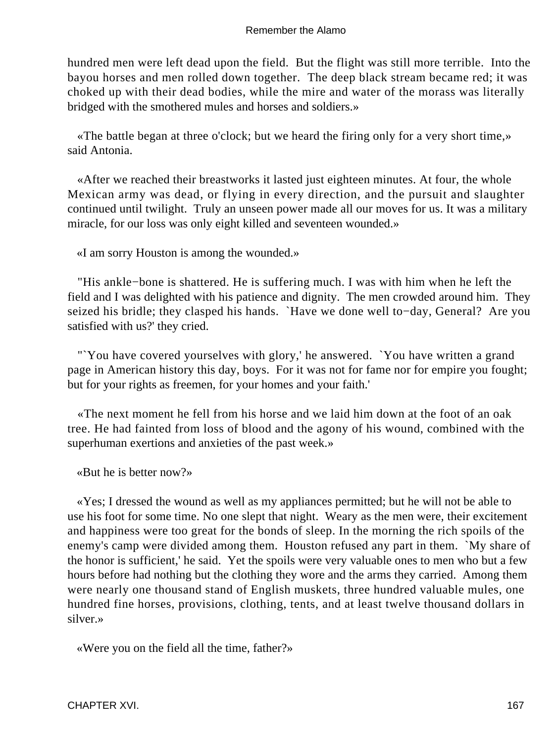hundred men were left dead upon the field. But the flight was still more terrible. Into the bayou horses and men rolled down together. The deep black stream became red; it was choked up with their dead bodies, while the mire and water of the morass was literally bridged with the smothered mules and horses and soldiers.»

«The battle began at three o'clock; but we heard the firing only for a very short time,» said Antonia.

«After we reached their breastworks it lasted just eighteen minutes. At four, the whole Mexican army was dead, or flying in every direction, and the pursuit and slaughter continued until twilight. Truly an unseen power made all our moves for us. It was a military miracle, for our loss was only eight killed and seventeen wounded.»

«I am sorry Houston is among the wounded.»

"His ankle−bone is shattered. He is suffering much. I was with him when he left the field and I was delighted with his patience and dignity. The men crowded around him. They seized his bridle; they clasped his hands. `Have we done well to−day, General? Are you satisfied with us?' they cried.

"`You have covered yourselves with glory,' he answered. `You have written a grand page in American history this day, boys. For it was not for fame nor for empire you fought; but for your rights as freemen, for your homes and your faith.'

«The next moment he fell from his horse and we laid him down at the foot of an oak tree. He had fainted from loss of blood and the agony of his wound, combined with the superhuman exertions and anxieties of the past week.»

«But he is better now?»

«Yes; I dressed the wound as well as my appliances permitted; but he will not be able to use his foot for some time. No one slept that night. Weary as the men were, their excitement and happiness were too great for the bonds of sleep. In the morning the rich spoils of the enemy's camp were divided among them. Houston refused any part in them. `My share of the honor is sufficient,' he said. Yet the spoils were very valuable ones to men who but a few hours before had nothing but the clothing they wore and the arms they carried. Among them were nearly one thousand stand of English muskets, three hundred valuable mules, one hundred fine horses, provisions, clothing, tents, and at least twelve thousand dollars in silver.»

«Were you on the field all the time, father?»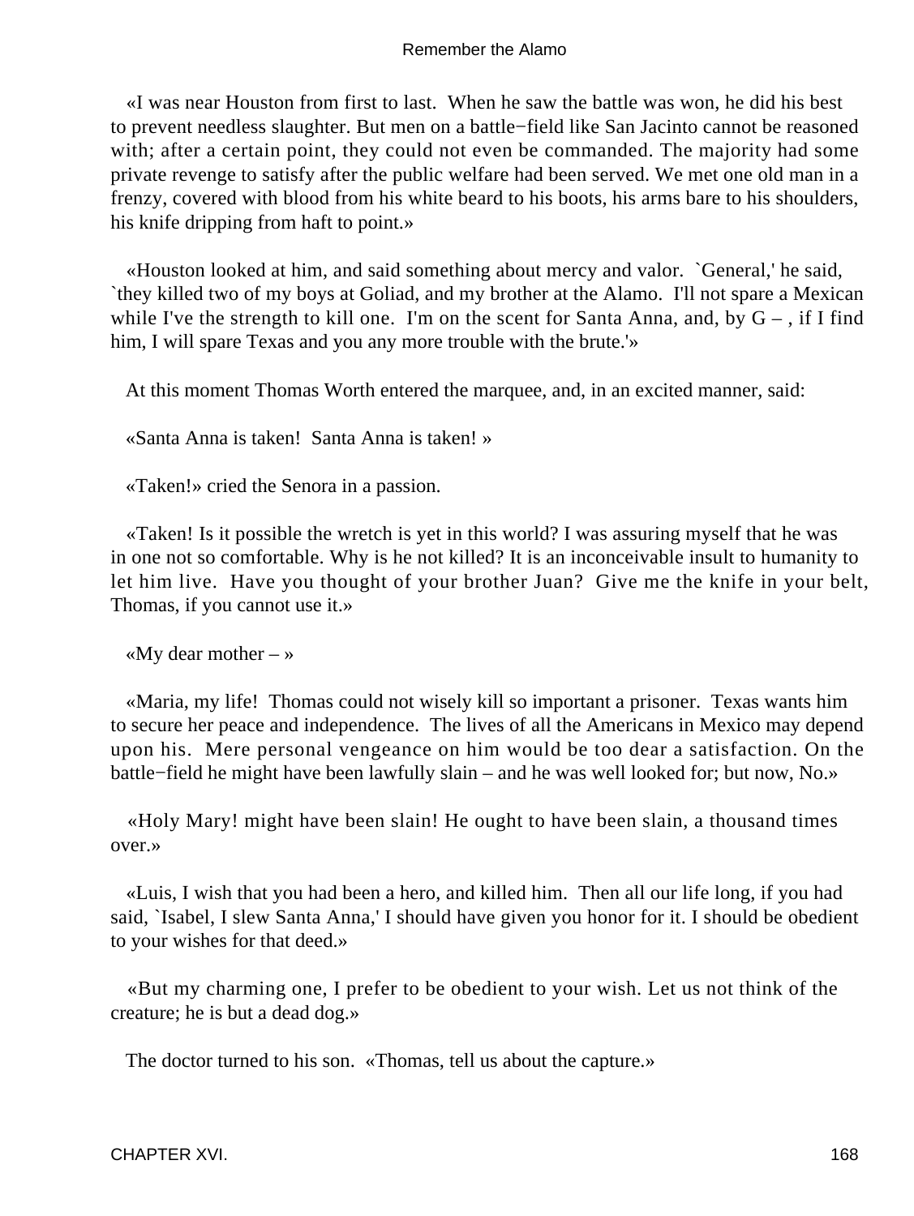«I was near Houston from first to last. When he saw the battle was won, he did his best to prevent needless slaughter. But men on a battle−field like San Jacinto cannot be reasoned with; after a certain point, they could not even be commanded. The majority had some private revenge to satisfy after the public welfare had been served. We met one old man in a frenzy, covered with blood from his white beard to his boots, his arms bare to his shoulders, his knife dripping from haft to point.»

«Houston looked at him, and said something about mercy and valor. `General,' he said, `they killed two of my boys at Goliad, and my brother at the Alamo. I'll not spare a Mexican while I've the strength to kill one. I'm on the scent for Santa Anna, and, by G – , if I find him, I will spare Texas and you any more trouble with the brute.'»

At this moment Thomas Worth entered the marquee, and, in an excited manner, said:

«Santa Anna is taken! Santa Anna is taken! »

«Taken!» cried the Senora in a passion.

«Taken! Is it possible the wretch is yet in this world? I was assuring myself that he was in one not so comfortable. Why is he not killed? It is an inconceivable insult to humanity to let him live. Have you thought of your brother Juan? Give me the knife in your belt, Thomas, if you cannot use it.»

«My dear mother – »

«Maria, my life! Thomas could not wisely kill so important a prisoner. Texas wants him to secure her peace and independence. The lives of all the Americans in Mexico may depend upon his. Mere personal vengeance on him would be too dear a satisfaction. On the battle−field he might have been lawfully slain – and he was well looked for; but now, No.»

«Holy Mary! might have been slain! He ought to have been slain, a thousand times over.»

«Luis, I wish that you had been a hero, and killed him. Then all our life long, if you had said, `Isabel, I slew Santa Anna,' I should have given you honor for it. I should be obedient to your wishes for that deed.»

«But my charming one, I prefer to be obedient to your wish. Let us not think of the creature; he is but a dead dog.»

The doctor turned to his son. «Thomas, tell us about the capture.»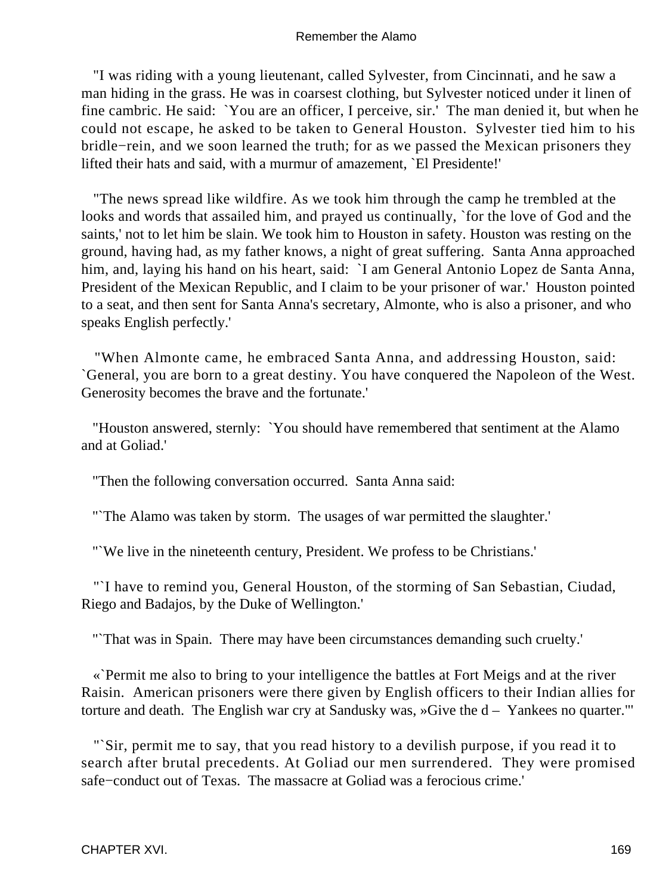"I was riding with a young lieutenant, called Sylvester, from Cincinnati, and he saw a man hiding in the grass. He was in coarsest clothing, but Sylvester noticed under it linen of fine cambric. He said: `You are an officer, I perceive, sir.' The man denied it, but when he could not escape, he asked to be taken to General Houston. Sylvester tied him to his bridle−rein, and we soon learned the truth; for as we passed the Mexican prisoners they lifted their hats and said, with a murmur of amazement, `El Presidente!'

"The news spread like wildfire. As we took him through the camp he trembled at the looks and words that assailed him, and prayed us continually, `for the love of God and the saints,' not to let him be slain. We took him to Houston in safety. Houston was resting on the ground, having had, as my father knows, a night of great suffering. Santa Anna approached him, and, laying his hand on his heart, said: `I am General Antonio Lopez de Santa Anna, President of the Mexican Republic, and I claim to be your prisoner of war.' Houston pointed to a seat, and then sent for Santa Anna's secretary, Almonte, who is also a prisoner, and who speaks English perfectly.'

"When Almonte came, he embraced Santa Anna, and addressing Houston, said: `General, you are born to a great destiny. You have conquered the Napoleon of the West. Generosity becomes the brave and the fortunate.'

"Houston answered, sternly: `You should have remembered that sentiment at the Alamo and at Goliad.'

"Then the following conversation occurred. Santa Anna said:

"`The Alamo was taken by storm. The usages of war permitted the slaughter.'

"`We live in the nineteenth century, President. We profess to be Christians.'

"`I have to remind you, General Houston, of the storming of San Sebastian, Ciudad, Riego and Badajos, by the Duke of Wellington.'

"`That was in Spain. There may have been circumstances demanding such cruelty.'

«`Permit me also to bring to your intelligence the battles at Fort Meigs and at the river Raisin. American prisoners were there given by English officers to their Indian allies for torture and death. The English war cry at Sandusky was, »Give the d – Yankees no quarter."'

"`Sir, permit me to say, that you read history to a devilish purpose, if you read it to search after brutal precedents. At Goliad our men surrendered. They were promised safe−conduct out of Texas. The massacre at Goliad was a ferocious crime.'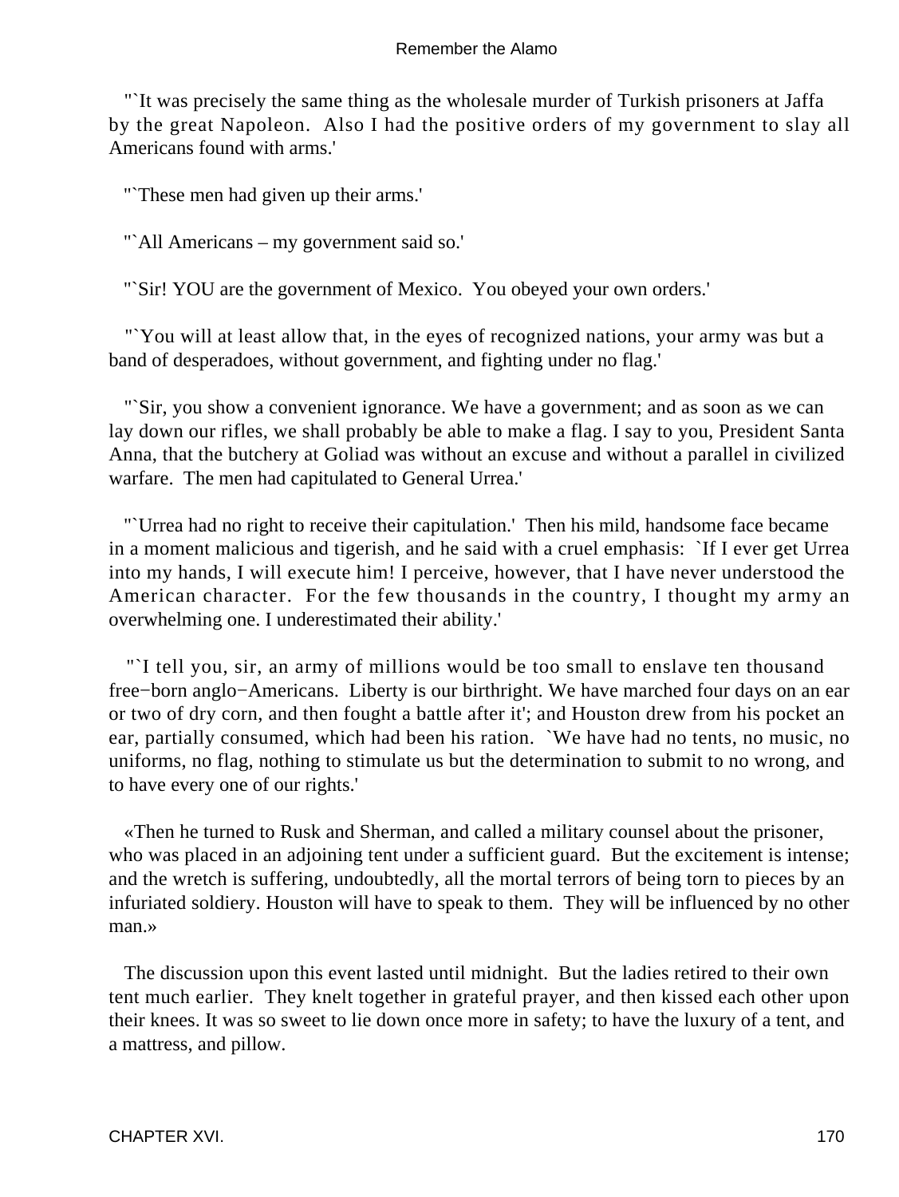"`It was precisely the same thing as the wholesale murder of Turkish prisoners at Jaffa by the great Napoleon. Also I had the positive orders of my government to slay all Americans found with arms.'

"`These men had given up their arms.'

"`All Americans – my government said so.'

"`Sir! YOU are the government of Mexico. You obeyed your own orders.'

"`You will at least allow that, in the eyes of recognized nations, your army was but a band of desperadoes, without government, and fighting under no flag.'

"`Sir, you show a convenient ignorance. We have a government; and as soon as we can lay down our rifles, we shall probably be able to make a flag. I say to you, President Santa Anna, that the butchery at Goliad was without an excuse and without a parallel in civilized warfare. The men had capitulated to General Urrea.'

"`Urrea had no right to receive their capitulation.' Then his mild, handsome face became in a moment malicious and tigerish, and he said with a cruel emphasis: `If I ever get Urrea into my hands, I will execute him! I perceive, however, that I have never understood the American character. For the few thousands in the country, I thought my army an overwhelming one. I underestimated their ability.'

"`I tell you, sir, an army of millions would be too small to enslave ten thousand free−born anglo−Americans. Liberty is our birthright. We have marched four days on an ear or two of dry corn, and then fought a battle after it'; and Houston drew from his pocket an ear, partially consumed, which had been his ration. `We have had no tents, no music, no uniforms, no flag, nothing to stimulate us but the determination to submit to no wrong, and to have every one of our rights.'

«Then he turned to Rusk and Sherman, and called a military counsel about the prisoner, who was placed in an adjoining tent under a sufficient guard. But the excitement is intense; and the wretch is suffering, undoubtedly, all the mortal terrors of being torn to pieces by an infuriated soldiery. Houston will have to speak to them. They will be influenced by no other man.»

The discussion upon this event lasted until midnight. But the ladies retired to their own tent much earlier. They knelt together in grateful prayer, and then kissed each other upon their knees. It was so sweet to lie down once more in safety; to have the luxury of a tent, and a mattress, and pillow.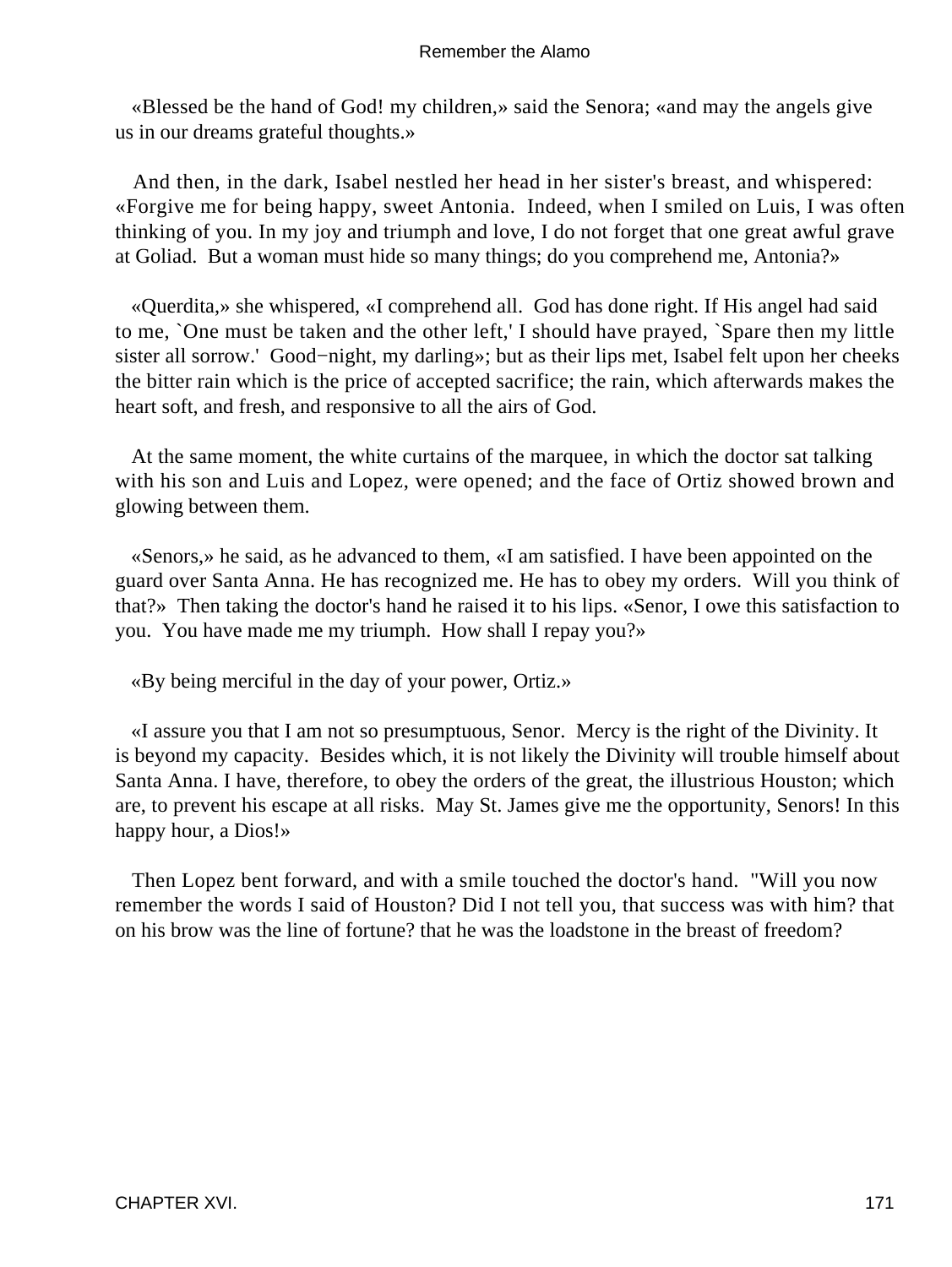«Blessed be the hand of God! my children,» said the Senora; «and may the angels give us in our dreams grateful thoughts.»

And then, in the dark, Isabel nestled her head in her sister's breast, and whispered: «Forgive me for being happy, sweet Antonia. Indeed, when I smiled on Luis, I was often thinking of you. In my joy and triumph and love, I do not forget that one great awful grave at Goliad. But a woman must hide so many things; do you comprehend me, Antonia?»

«Querdita,» she whispered, «I comprehend all. God has done right. If His angel had said to me, `One must be taken and the other left,' I should have prayed, `Spare then my little sister all sorrow.' Good−night, my darling»; but as their lips met, Isabel felt upon her cheeks the bitter rain which is the price of accepted sacrifice; the rain, which afterwards makes the heart soft, and fresh, and responsive to all the airs of God.

At the same moment, the white curtains of the marquee, in which the doctor sat talking with his son and Luis and Lopez, were opened; and the face of Ortiz showed brown and glowing between them.

«Senors,» he said, as he advanced to them, «I am satisfied. I have been appointed on the guard over Santa Anna. He has recognized me. He has to obey my orders. Will you think of that?» Then taking the doctor's hand he raised it to his lips. «Senor, I owe this satisfaction to you. You have made me my triumph. How shall I repay you?»

«By being merciful in the day of your power, Ortiz.»

«I assure you that I am not so presumptuous, Senor. Mercy is the right of the Divinity. It is beyond my capacity. Besides which, it is not likely the Divinity will trouble himself about Santa Anna. I have, therefore, to obey the orders of the great, the illustrious Houston; which are, to prevent his escape at all risks. May St. James give me the opportunity, Senors! In this happy hour, a Dios!»

Then Lopez bent forward, and with a smile touched the doctor's hand. "Will you now remember the words I said of Houston? Did I not tell you, that success was with him? that on his brow was the line of fortune? that he was the loadstone in the breast of freedom?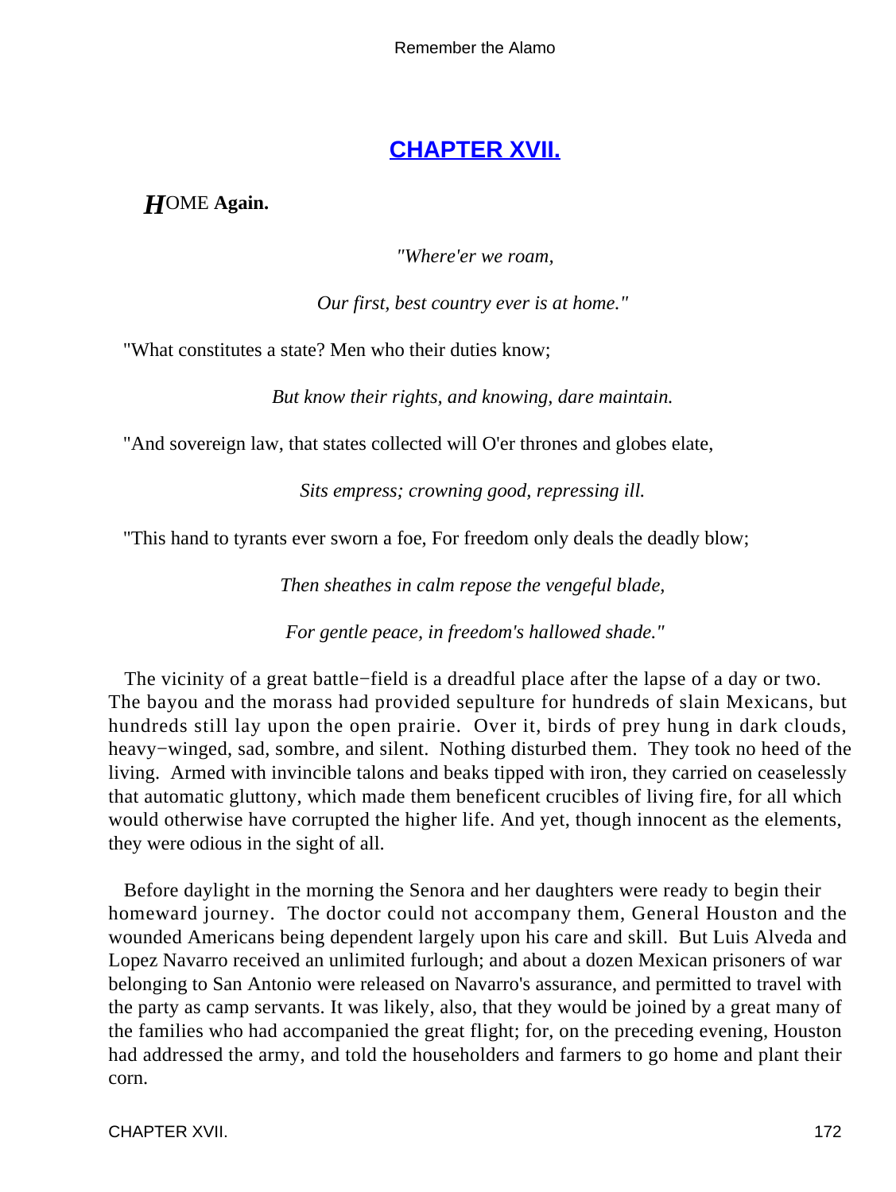## CHAPTER XVII.

***H*OME Again.**

*"Where'er we roam,*

*Our first, best country ever is at home."*

"What constitutes a state? Men who their duties know;

*But know their rights, and knowing, dare maintain.*

"And sovereign law, that states collected will O'er thrones and globes elate,

*Sits empress; crowning good, repressing ill.*

"This hand to tyrants ever sworn a foe, For freedom only deals the deadly blow;

*Then sheathes in calm repose the vengeful blade,*

*For gentle peace, in freedom's hallowed shade."*

The vicinity of a great battle−field is a dreadful place after the lapse of a day or two. The bayou and the morass had provided sepulture for hundreds of slain Mexicans, but hundreds still lay upon the open prairie. Over it, birds of prey hung in dark clouds, heavy−winged, sad, sombre, and silent. Nothing disturbed them. They took no heed of the living. Armed with invincible talons and beaks tipped with iron, they carried on ceaselessly that automatic gluttony, which made them beneficent crucibles of living fire, for all which would otherwise have corrupted the higher life. And yet, though innocent as the elements, they were odious in the sight of all.

Before daylight in the morning the Senora and her daughters were ready to begin their homeward journey. The doctor could not accompany them, General Houston and the wounded Americans being dependent largely upon his care and skill. But Luis Alveda and Lopez Navarro received an unlimited furlough; and about a dozen Mexican prisoners of war belonging to San Antonio were released on Navarro's assurance, and permitted to travel with the party as camp servants. It was likely, also, that they would be joined by a great many of the families who had accompanied the great flight; for, on the preceding evening, Houston had addressed the army, and told the householders and farmers to go home and plant their corn.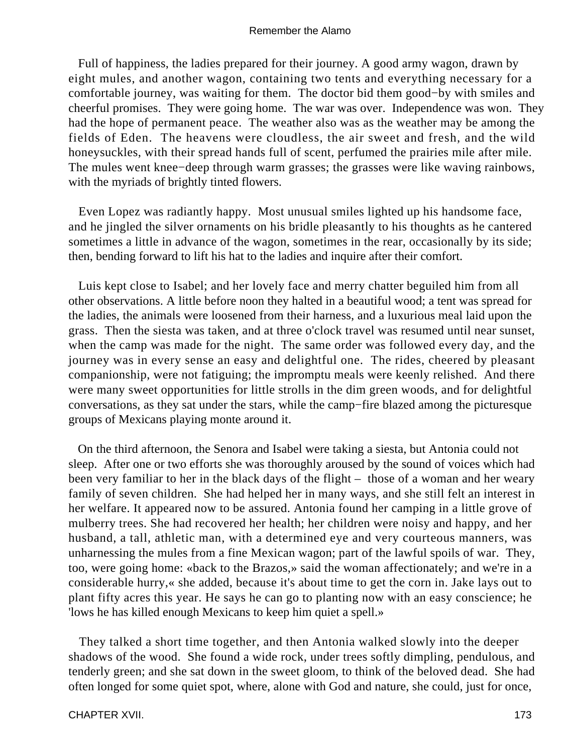Full of happiness, the ladies prepared for their journey. A good army wagon, drawn by eight mules, and another wagon, containing two tents and everything necessary for a comfortable journey, was waiting for them. The doctor bid them good−by with smiles and cheerful promises. They were going home. The war was over. Independence was won. They had the hope of permanent peace. The weather also was as the weather may be among the fields of Eden. The heavens were cloudless, the air sweet and fresh, and the wild honeysuckles, with their spread hands full of scent, perfumed the prairies mile after mile. The mules went knee−deep through warm grasses; the grasses were like waving rainbows, with the myriads of brightly tinted flowers.

Even Lopez was radiantly happy. Most unusual smiles lighted up his handsome face, and he jingled the silver ornaments on his bridle pleasantly to his thoughts as he cantered sometimes a little in advance of the wagon, sometimes in the rear, occasionally by its side; then, bending forward to lift his hat to the ladies and inquire after their comfort.

Luis kept close to Isabel; and her lovely face and merry chatter beguiled him from all other observations. A little before noon they halted in a beautiful wood; a tent was spread for the ladies, the animals were loosened from their harness, and a luxurious meal laid upon the grass. Then the siesta was taken, and at three o'clock travel was resumed until near sunset, when the camp was made for the night. The same order was followed every day, and the journey was in every sense an easy and delightful one. The rides, cheered by pleasant companionship, were not fatiguing; the impromptu meals were keenly relished. And there were many sweet opportunities for little strolls in the dim green woods, and for delightful conversations, as they sat under the stars, while the camp−fire blazed among the picturesque groups of Mexicans playing monte around it.

On the third afternoon, the Senora and Isabel were taking a siesta, but Antonia could not sleep. After one or two efforts she was thoroughly aroused by the sound of voices which had been very familiar to her in the black days of the flight – those of a woman and her weary family of seven children. She had helped her in many ways, and she still felt an interest in her welfare. It appeared now to be assured. Antonia found her camping in a little grove of mulberry trees. She had recovered her health; her children were noisy and happy, and her husband, a tall, athletic man, with a determined eye and very courteous manners, was unharnessing the mules from a fine Mexican wagon; part of the lawful spoils of war. They, too, were going home: «back to the Brazos,» said the woman affectionately; and we're in a considerable hurry,« she added, because it's about time to get the corn in. Jake lays out to plant fifty acres this year. He says he can go to planting now with an easy conscience; he 'lows he has killed enough Mexicans to keep him quiet a spell.»

They talked a short time together, and then Antonia walked slowly into the deeper shadows of the wood. She found a wide rock, under trees softly dimpling, pendulous, and tenderly green; and she sat down in the sweet gloom, to think of the beloved dead. She had often longed for some quiet spot, where, alone with God and nature, she could, just for once,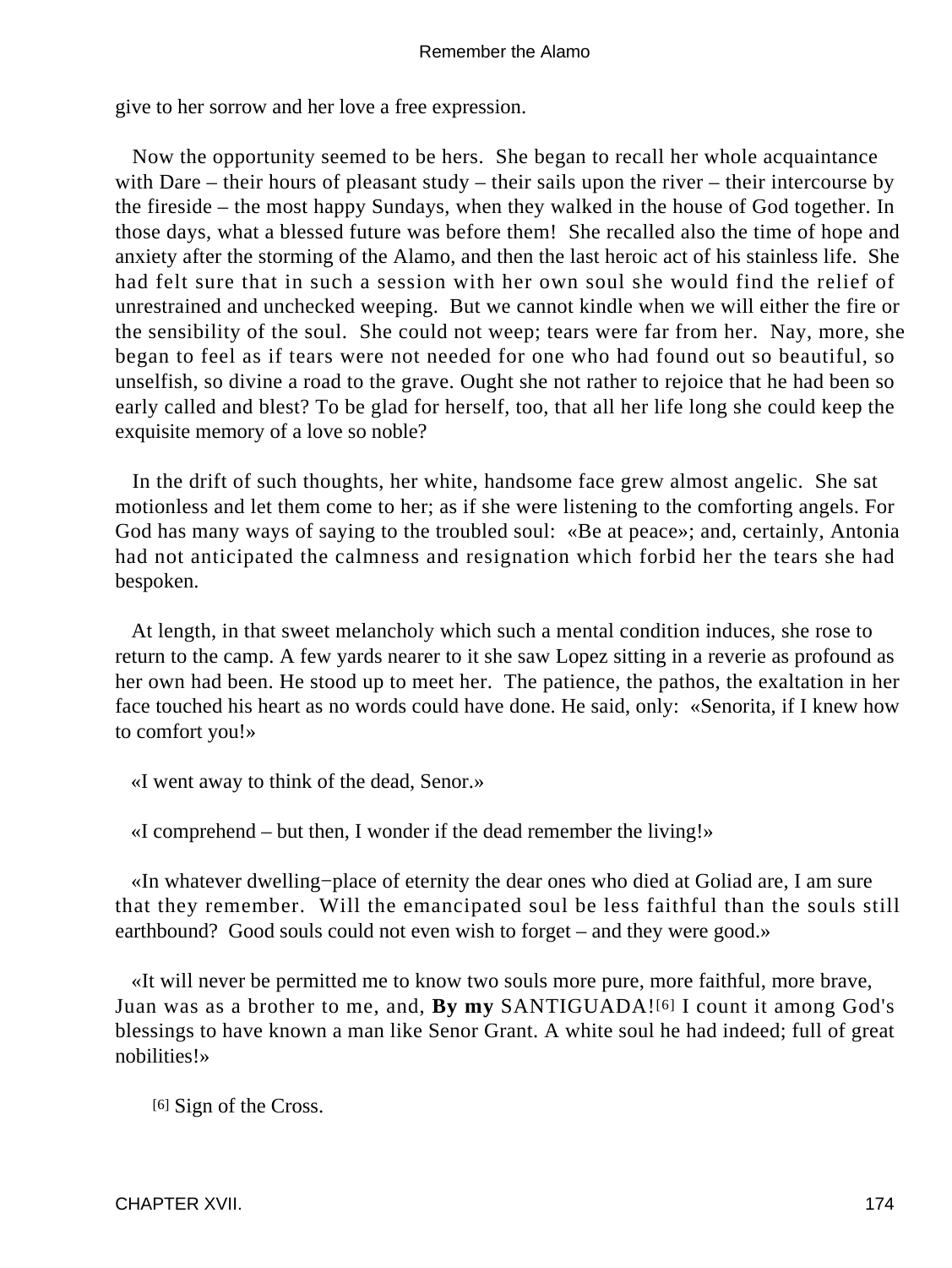give to her sorrow and her love a free expression.

Now the opportunity seemed to be hers. She began to recall her whole acquaintance with Dare – their hours of pleasant study – their sails upon the river – their intercourse by the fireside – the most happy Sundays, when they walked in the house of God together. In those days, what a blessed future was before them! She recalled also the time of hope and anxiety after the storming of the Alamo, and then the last heroic act of his stainless life. She had felt sure that in such a session with her own soul she would find the relief of unrestrained and unchecked weeping. But we cannot kindle when we will either the fire or the sensibility of the soul. She could not weep; tears were far from her. Nay, more, she began to feel as if tears were not needed for one who had found out so beautiful, so unselfish, so divine a road to the grave. Ought she not rather to rejoice that he had been so early called and blest? To be glad for herself, too, that all her life long she could keep the exquisite memory of a love so noble?

In the drift of such thoughts, her white, handsome face grew almost angelic. She sat motionless and let them come to her; as if she were listening to the comforting angels. For God has many ways of saying to the troubled soul: «Be at peace»; and, certainly, Antonia had not anticipated the calmness and resignation which forbid her the tears she had bespoken.

At length, in that sweet melancholy which such a mental condition induces, she rose to return to the camp. A few yards nearer to it she saw Lopez sitting in a reverie as profound as her own had been. He stood up to meet her. The patience, the pathos, the exaltation in her face touched his heart as no words could have done. He said, only: «Senorita, if I knew how to comfort you!»

«I went away to think of the dead, Senor.»

«I comprehend – but then, I wonder if the dead remember the living!»

«In whatever dwelling−place of eternity the dear ones who died at Goliad are, I am sure that they remember. Will the emancipated soul be less faithful than the souls still earthbound? Good souls could not even wish to forget – and they were good.»

«It will never be permitted me to know two souls more pure, more faithful, more brave, Juan was as a brother to me, and, **By my** SANTIGUADA![6] I count it among God's blessings to have known a man like Senor Grant. A white soul he had indeed; full of great nobilities!»

[6] Sign of the Cross.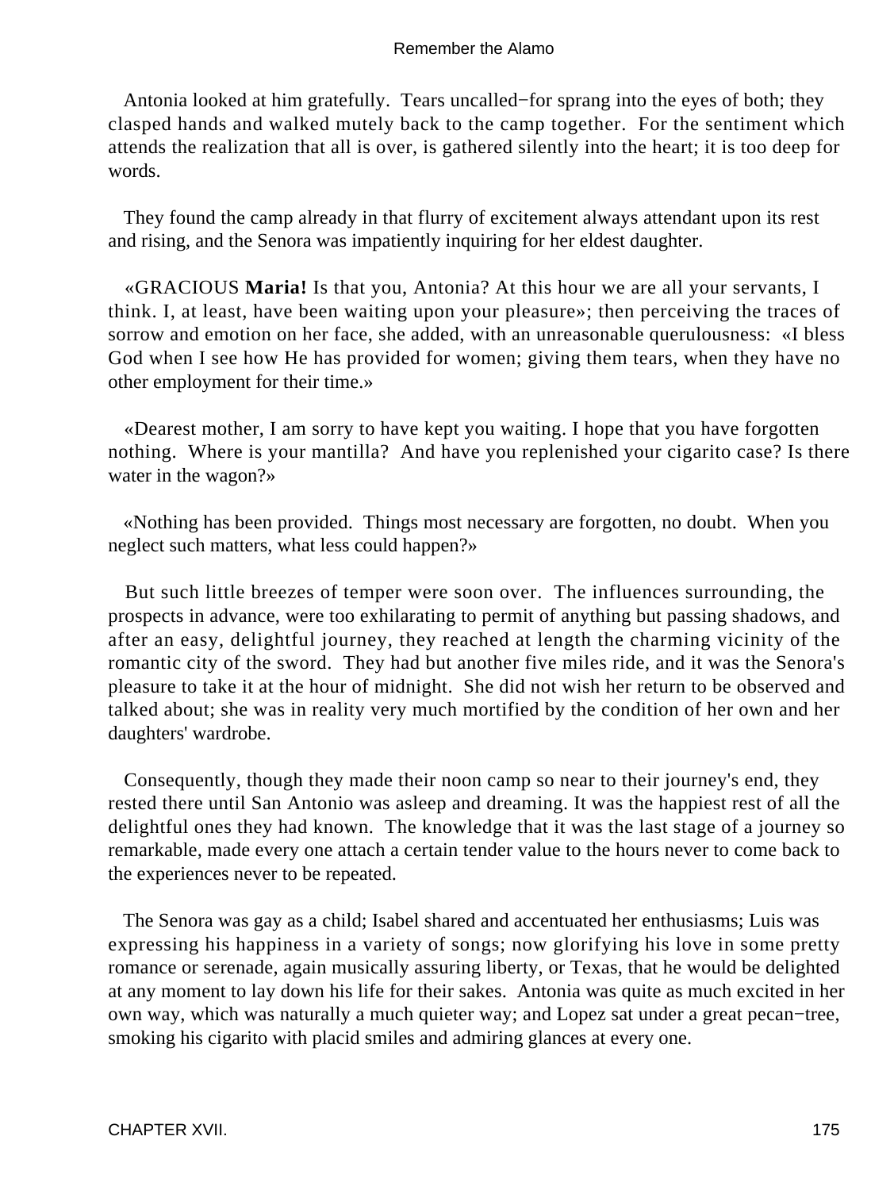Antonia looked at him gratefully. Tears uncalled−for sprang into the eyes of both; they clasped hands and walked mutely back to the camp together. For the sentiment which attends the realization that all is over, is gathered silently into the heart; it is too deep for words.

They found the camp already in that flurry of excitement always attendant upon its rest and rising, and the Senora was impatiently inquiring for her eldest daughter.

«GRACIOUS **Maria!** Is that you, Antonia? At this hour we are all your servants, I think. I, at least, have been waiting upon your pleasure»; then perceiving the traces of sorrow and emotion on her face, she added, with an unreasonable querulousness: «I bless God when I see how He has provided for women; giving them tears, when they have no other employment for their time.»

«Dearest mother, I am sorry to have kept you waiting. I hope that you have forgotten nothing. Where is your mantilla? And have you replenished your cigarito case? Is there water in the wagon?»

«Nothing has been provided. Things most necessary are forgotten, no doubt. When you neglect such matters, what less could happen?»

But such little breezes of temper were soon over. The influences surrounding, the prospects in advance, were too exhilarating to permit of anything but passing shadows, and after an easy, delightful journey, they reached at length the charming vicinity of the romantic city of the sword. They had but another five miles ride, and it was the Senora's pleasure to take it at the hour of midnight. She did not wish her return to be observed and talked about; she was in reality very much mortified by the condition of her own and her daughters' wardrobe.

Consequently, though they made their noon camp so near to their journey's end, they rested there until San Antonio was asleep and dreaming. It was the happiest rest of all the delightful ones they had known. The knowledge that it was the last stage of a journey so remarkable, made every one attach a certain tender value to the hours never to come back to the experiences never to be repeated.

The Senora was gay as a child; Isabel shared and accentuated her enthusiasms; Luis was expressing his happiness in a variety of songs; now glorifying his love in some pretty romance or serenade, again musically assuring liberty, or Texas, that he would be delighted at any moment to lay down his life for their sakes. Antonia was quite as much excited in her own way, which was naturally a much quieter way; and Lopez sat under a great pecan−tree, smoking his cigarito with placid smiles and admiring glances at every one.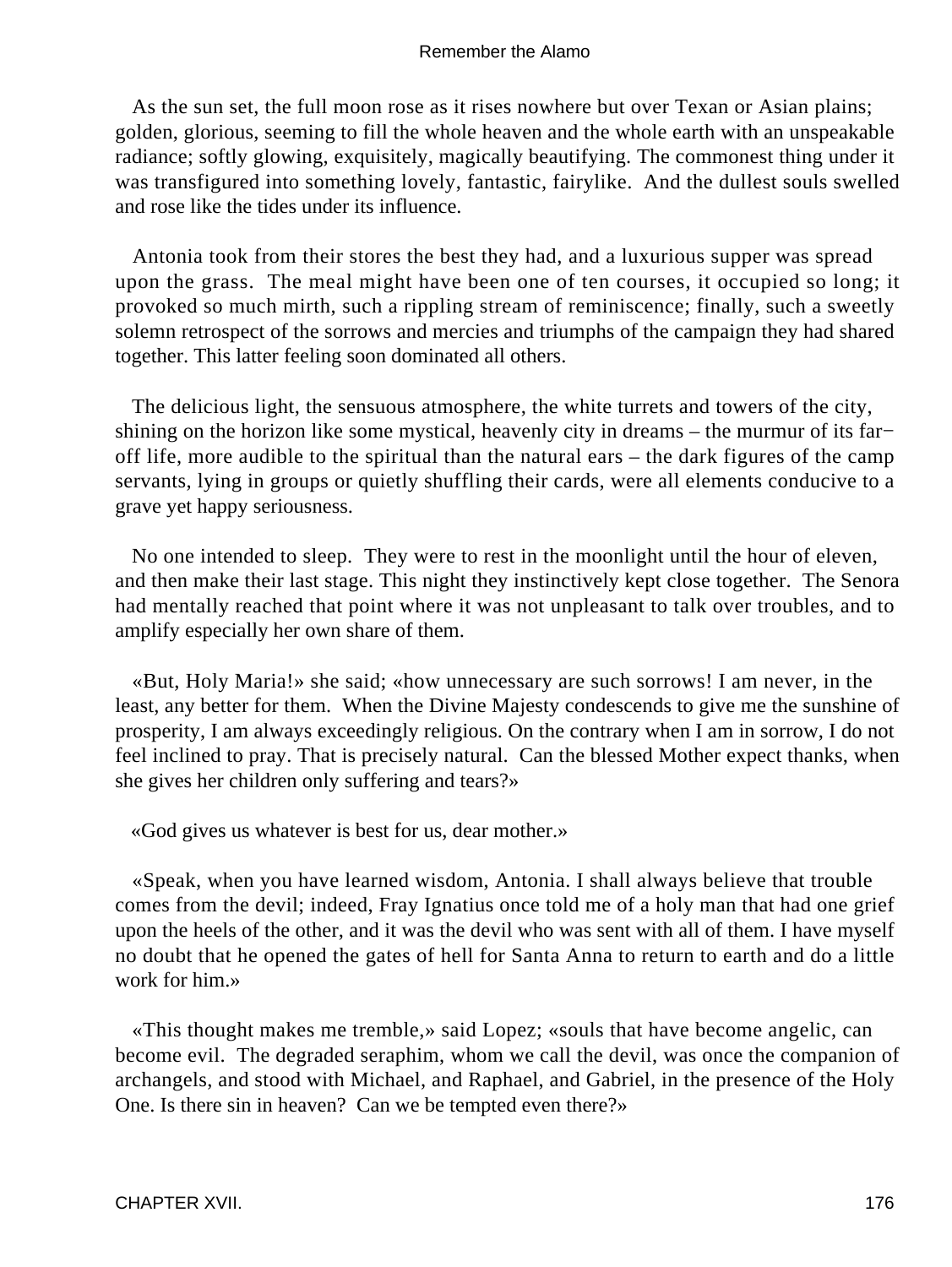As the sun set, the full moon rose as it rises nowhere but over Texan or Asian plains; golden, glorious, seeming to fill the whole heaven and the whole earth with an unspeakable radiance; softly glowing, exquisitely, magically beautifying. The commonest thing under it was transfigured into something lovely, fantastic, fairylike. And the dullest souls swelled and rose like the tides under its influence.

Antonia took from their stores the best they had, and a luxurious supper was spread upon the grass. The meal might have been one of ten courses, it occupied so long; it provoked so much mirth, such a rippling stream of reminiscence; finally, such a sweetly solemn retrospect of the sorrows and mercies and triumphs of the campaign they had shared together. This latter feeling soon dominated all others.

The delicious light, the sensuous atmosphere, the white turrets and towers of the city, shining on the horizon like some mystical, heavenly city in dreams – the murmur of its far−off life, more audible to the spiritual than the natural ears – the dark figures of the camp servants, lying in groups or quietly shuffling their cards, were all elements conducive to a grave yet happy seriousness.

No one intended to sleep. They were to rest in the moonlight until the hour of eleven, and then make their last stage. This night they instinctively kept close together. The Senora had mentally reached that point where it was not unpleasant to talk over troubles, and to amplify especially her own share of them.

«But, Holy Maria!» she said; «how unnecessary are such sorrows! I am never, in the least, any better for them. When the Divine Majesty condescends to give me the sunshine of prosperity, I am always exceedingly religious. On the contrary when I am in sorrow, I do not feel inclined to pray. That is precisely natural. Can the blessed Mother expect thanks, when she gives her children only suffering and tears?»

«God gives us whatever is best for us, dear mother.»

«Speak, when you have learned wisdom, Antonia. I shall always believe that trouble comes from the devil; indeed, Fray Ignatius once told me of a holy man that had one grief upon the heels of the other, and it was the devil who was sent with all of them. I have myself no doubt that he opened the gates of hell for Santa Anna to return to earth and do a little work for him.»

«This thought makes me tremble,» said Lopez; «souls that have become angelic, can become evil. The degraded seraphim, whom we call the devil, was once the companion of archangels, and stood with Michael, and Raphael, and Gabriel, in the presence of the Holy One. Is there sin in heaven? Can we be tempted even there?»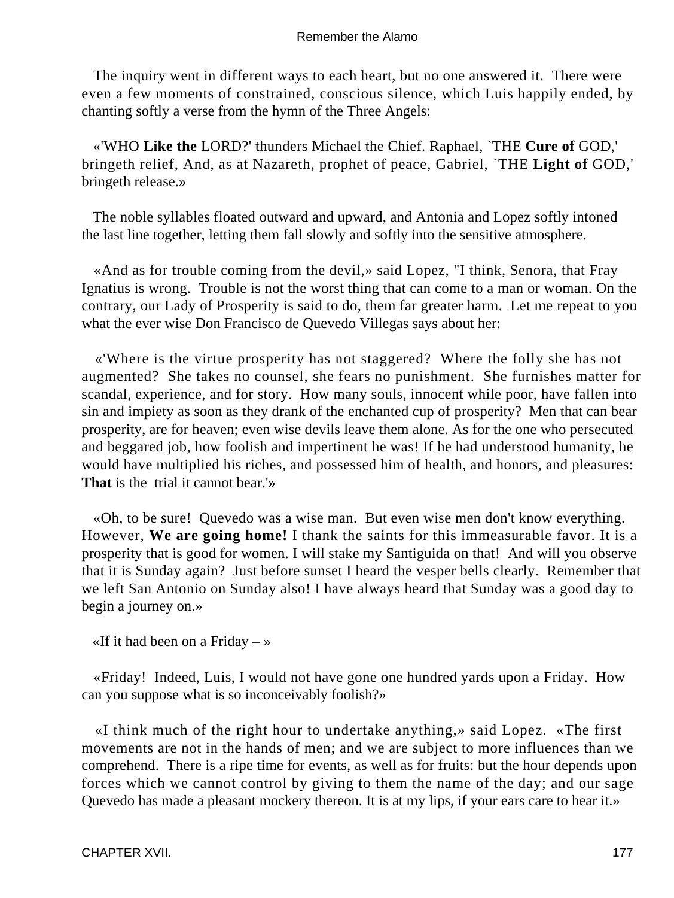The inquiry went in different ways to each heart, but no one answered it. There were even a few moments of constrained, conscious silence, which Luis happily ended, by chanting softly a verse from the hymn of the Three Angels:

«'WHO **Like the** LORD?' thunders Michael the Chief. Raphael, `THE **Cure of** GOD,' bringeth relief, And, as at Nazareth, prophet of peace, Gabriel, `THE **Light of** GOD,' bringeth release.»

The noble syllables floated outward and upward, and Antonia and Lopez softly intoned the last line together, letting them fall slowly and softly into the sensitive atmosphere.

«And as for trouble coming from the devil,» said Lopez, "I think, Senora, that Fray Ignatius is wrong. Trouble is not the worst thing that can come to a man or woman. On the contrary, our Lady of Prosperity is said to do, them far greater harm. Let me repeat to you what the ever wise Don Francisco de Quevedo Villegas says about her:

«'Where is the virtue prosperity has not staggered? Where the folly she has not augmented? She takes no counsel, she fears no punishment. She furnishes matter for scandal, experience, and for story. How many souls, innocent while poor, have fallen into sin and impiety as soon as they drank of the enchanted cup of prosperity? Men that can bear prosperity, are for heaven; even wise devils leave them alone. As for the one who persecuted and beggared job, how foolish and impertinent he was! If he had understood humanity, he would have multiplied his riches, and possessed him of health, and honors, and pleasures: **That** is the trial it cannot bear.'»

«Oh, to be sure! Quevedo was a wise man. But even wise men don't know everything. However, **We are going home!** I thank the saints for this immeasurable favor. It is a prosperity that is good for women. I will stake my Santiguida on that! And will you observe that it is Sunday again? Just before sunset I heard the vesper bells clearly. Remember that we left San Antonio on Sunday also! I have always heard that Sunday was a good day to begin a journey on.»

«If it had been on a Friday – »

«Friday! Indeed, Luis, I would not have gone one hundred yards upon a Friday. How can you suppose what is so inconceivably foolish?»

«I think much of the right hour to undertake anything,» said Lopez. «The first movements are not in the hands of men; and we are subject to more influences than we comprehend. There is a ripe time for events, as well as for fruits: but the hour depends upon forces which we cannot control by giving to them the name of the day; and our sage Quevedo has made a pleasant mockery thereon. It is at my lips, if your ears care to hear it.»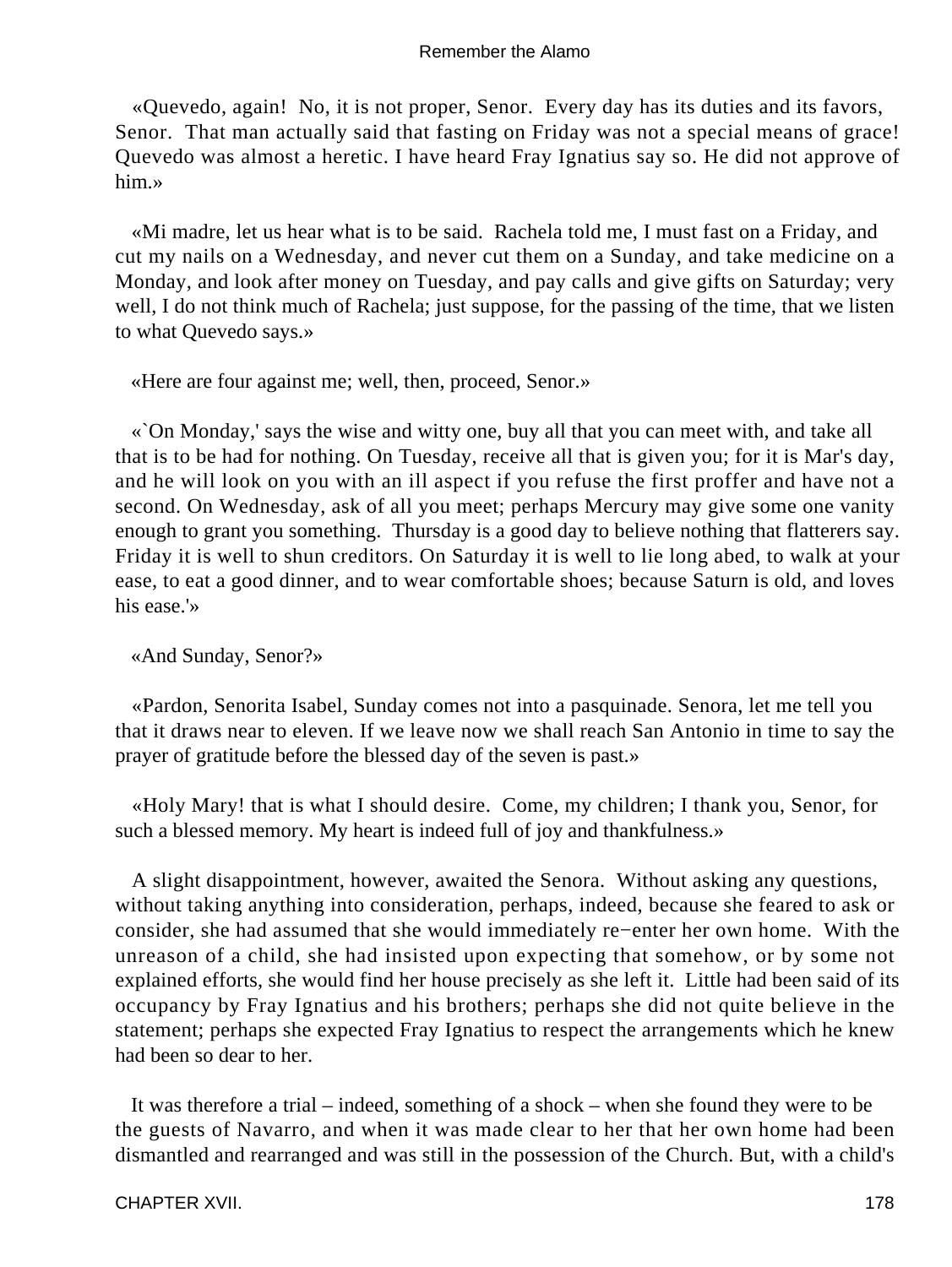«Quevedo, again! No, it is not proper, Senor. Every day has its duties and its favors, Senor. That man actually said that fasting on Friday was not a special means of grace! Quevedo was almost a heretic. I have heard Fray Ignatius say so. He did not approve of him.»

«Mi madre, let us hear what is to be said. Rachela told me, I must fast on a Friday, and cut my nails on a Wednesday, and never cut them on a Sunday, and take medicine on a Monday, and look after money on Tuesday, and pay calls and give gifts on Saturday; very well, I do not think much of Rachela; just suppose, for the passing of the time, that we listen to what Quevedo says.»

«Here are four against me; well, then, proceed, Senor.»

«`On Monday,' says the wise and witty one, buy all that you can meet with, and take all that is to be had for nothing. On Tuesday, receive all that is given you; for it is Mar's day, and he will look on you with an ill aspect if you refuse the first proffer and have not a second. On Wednesday, ask of all you meet; perhaps Mercury may give some one vanity enough to grant you something. Thursday is a good day to believe nothing that flatterers say. Friday it is well to shun creditors. On Saturday it is well to lie long abed, to walk at your ease, to eat a good dinner, and to wear comfortable shoes; because Saturn is old, and loves his ease.'»

«And Sunday, Senor?»

«Pardon, Senorita Isabel, Sunday comes not into a pasquinade. Senora, let me tell you that it draws near to eleven. If we leave now we shall reach San Antonio in time to say the prayer of gratitude before the blessed day of the seven is past.»

«Holy Mary! that is what I should desire. Come, my children; I thank you, Senor, for such a blessed memory. My heart is indeed full of joy and thankfulness.»

A slight disappointment, however, awaited the Senora. Without asking any questions, without taking anything into consideration, perhaps, indeed, because she feared to ask or consider, she had assumed that she would immediately re−enter her own home. With the unreason of a child, she had insisted upon expecting that somehow, or by some not explained efforts, she would find her house precisely as she left it. Little had been said of its occupancy by Fray Ignatius and his brothers; perhaps she did not quite believe in the statement; perhaps she expected Fray Ignatius to respect the arrangements which he knew had been so dear to her.

It was therefore a trial – indeed, something of a shock – when she found they were to be the guests of Navarro, and when it was made clear to her that her own home had been dismantled and rearranged and was still in the possession of the Church. But, with a child's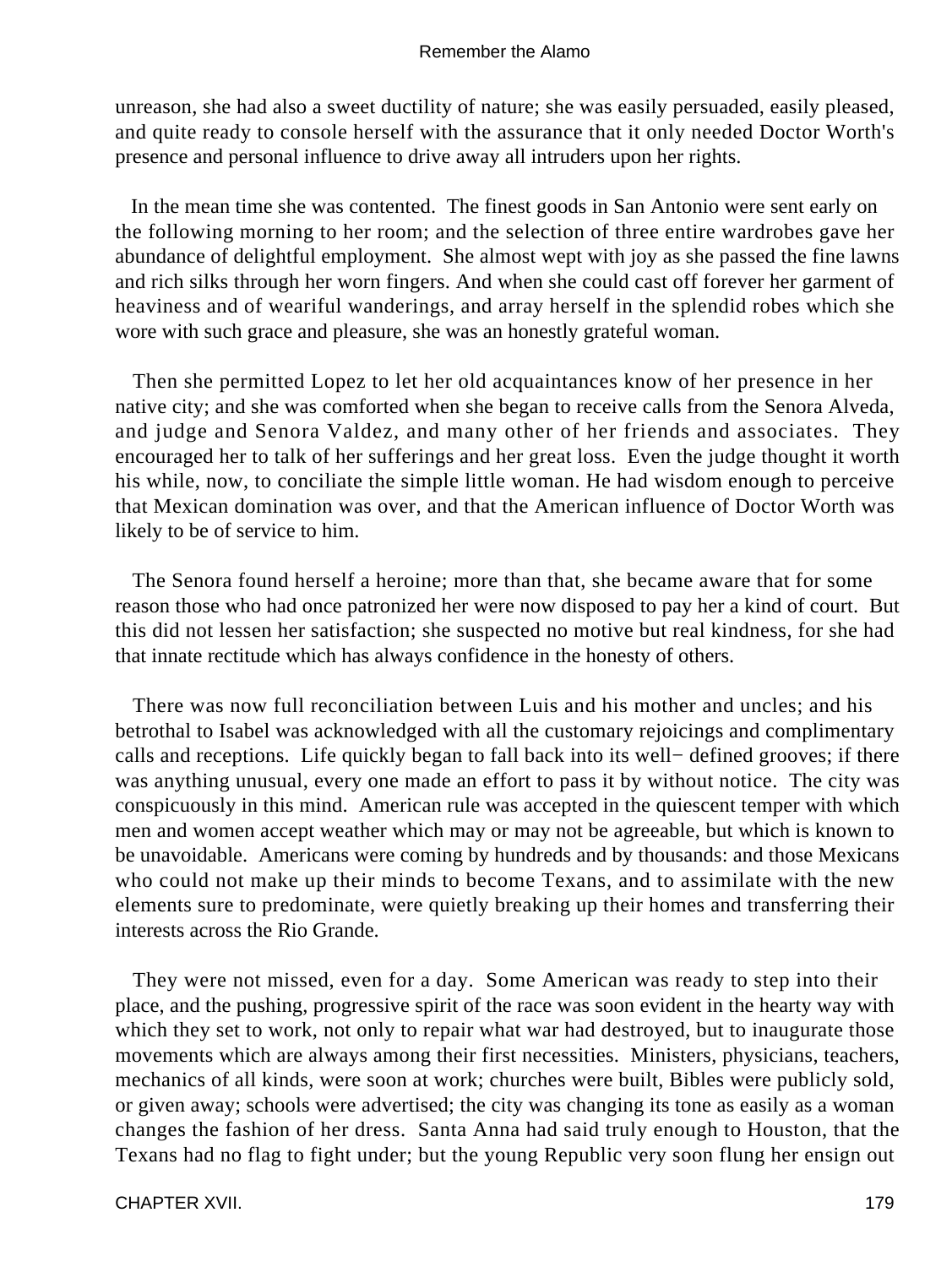unreason, she had also a sweet ductility of nature; she was easily persuaded, easily pleased, and quite ready to console herself with the assurance that it only needed Doctor Worth's presence and personal influence to drive away all intruders upon her rights.

In the mean time she was contented. The finest goods in San Antonio were sent early on the following morning to her room; and the selection of three entire wardrobes gave her abundance of delightful employment. She almost wept with joy as she passed the fine lawns and rich silks through her worn fingers. And when she could cast off forever her garment of heaviness and of weariful wanderings, and array herself in the splendid robes which she wore with such grace and pleasure, she was an honestly grateful woman.

Then she permitted Lopez to let her old acquaintances know of her presence in her native city; and she was comforted when she began to receive calls from the Senora Alveda, and judge and Senora Valdez, and many other of her friends and associates. They encouraged her to talk of her sufferings and her great loss. Even the judge thought it worth his while, now, to conciliate the simple little woman. He had wisdom enough to perceive that Mexican domination was over, and that the American influence of Doctor Worth was likely to be of service to him.

The Senora found herself a heroine; more than that, she became aware that for some reason those who had once patronized her were now disposed to pay her a kind of court. But this did not lessen her satisfaction; she suspected no motive but real kindness, for she had that innate rectitude which has always confidence in the honesty of others.

There was now full reconciliation between Luis and his mother and uncles; and his betrothal to Isabel was acknowledged with all the customary rejoicings and complimentary calls and receptions. Life quickly began to fall back into its well− defined grooves; if there was anything unusual, every one made an effort to pass it by without notice. The city was conspicuously in this mind. American rule was accepted in the quiescent temper with which men and women accept weather which may or may not be agreeable, but which is known to be unavoidable. Americans were coming by hundreds and by thousands: and those Mexicans who could not make up their minds to become Texans, and to assimilate with the new elements sure to predominate, were quietly breaking up their homes and transferring their interests across the Rio Grande.

They were not missed, even for a day. Some American was ready to step into their place, and the pushing, progressive spirit of the race was soon evident in the hearty way with which they set to work, not only to repair what war had destroyed, but to inaugurate those movements which are always among their first necessities. Ministers, physicians, teachers, mechanics of all kinds, were soon at work; churches were built, Bibles were publicly sold, or given away; schools were advertised; the city was changing its tone as easily as a woman changes the fashion of her dress. Santa Anna had said truly enough to Houston, that the Texans had no flag to fight under; but the young Republic very soon flung her ensign out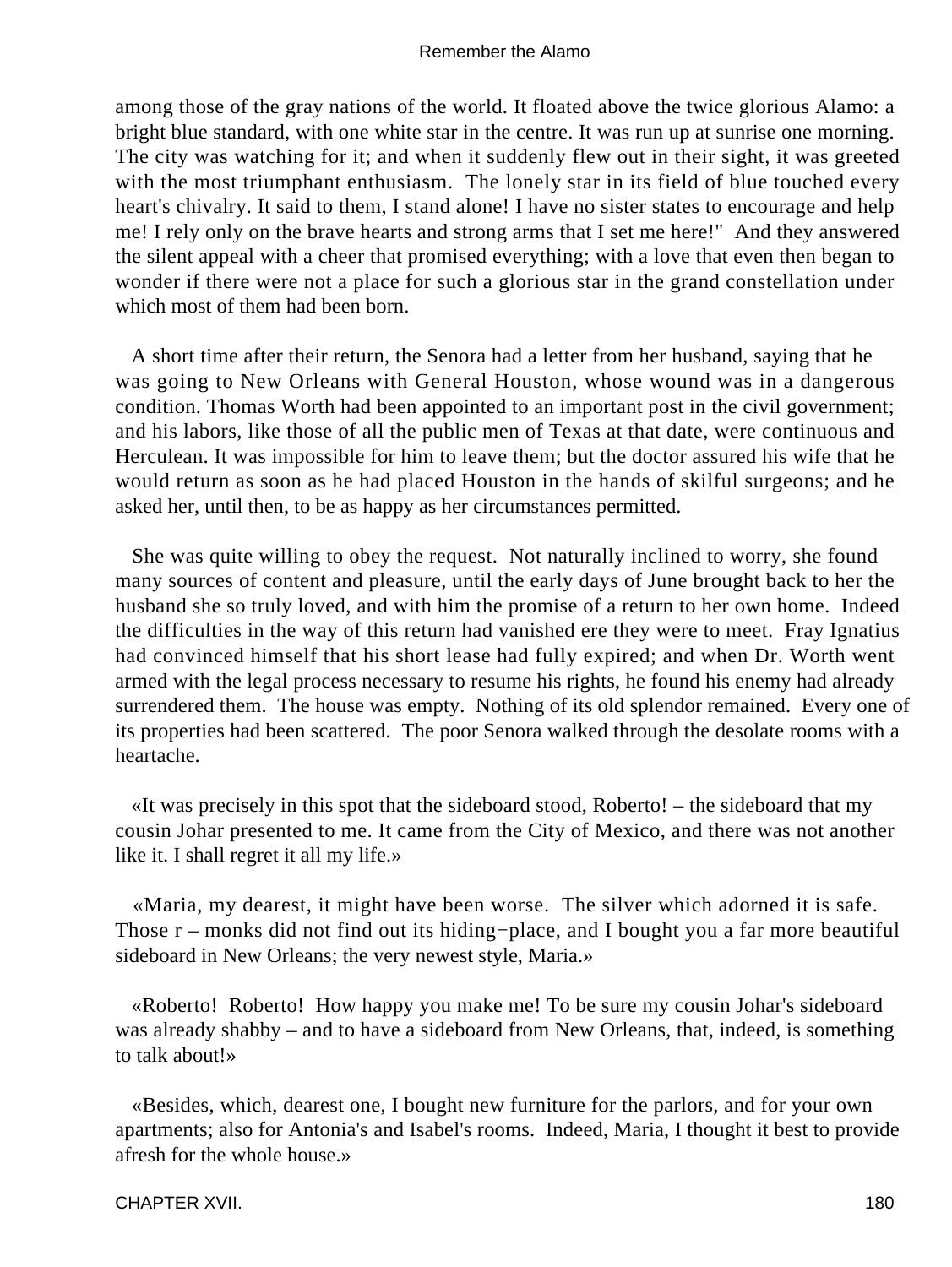among those of the gray nations of the world. It floated above the twice glorious Alamo: a bright blue standard, with one white star in the centre. It was run up at sunrise one morning. The city was watching for it; and when it suddenly flew out in their sight, it was greeted with the most triumphant enthusiasm. The lonely star in its field of blue touched every heart's chivalry. It said to them, I stand alone! I have no sister states to encourage and help me! I rely only on the brave hearts and strong arms that I set me here!" And they answered the silent appeal with a cheer that promised everything; with a love that even then began to wonder if there were not a place for such a glorious star in the grand constellation under which most of them had been born.

A short time after their return, the Senora had a letter from her husband, saying that he was going to New Orleans with General Houston, whose wound was in a dangerous condition. Thomas Worth had been appointed to an important post in the civil government; and his labors, like those of all the public men of Texas at that date, were continuous and Herculean. It was impossible for him to leave them; but the doctor assured his wife that he would return as soon as he had placed Houston in the hands of skilful surgeons; and he asked her, until then, to be as happy as her circumstances permitted.

She was quite willing to obey the request. Not naturally inclined to worry, she found many sources of content and pleasure, until the early days of June brought back to her the husband she so truly loved, and with him the promise of a return to her own home. Indeed the difficulties in the way of this return had vanished ere they were to meet. Fray Ignatius had convinced himself that his short lease had fully expired; and when Dr. Worth went armed with the legal process necessary to resume his rights, he found his enemy had already surrendered them. The house was empty. Nothing of its old splendor remained. Every one of its properties had been scattered. The poor Senora walked through the desolate rooms with a heartache.

«It was precisely in this spot that the sideboard stood, Roberto! – the sideboard that my cousin Johar presented to me. It came from the City of Mexico, and there was not another like it. I shall regret it all my life.»

«Maria, my dearest, it might have been worse. The silver which adorned it is safe. Those r – monks did not find out its hiding−place, and I bought you a far more beautiful sideboard in New Orleans; the very newest style, Maria.»

«Roberto! Roberto! How happy you make me! To be sure my cousin Johar's sideboard was already shabby – and to have a sideboard from New Orleans, that, indeed, is something to talk about!»

«Besides, which, dearest one, I bought new furniture for the parlors, and for your own apartments; also for Antonia's and Isabel's rooms. Indeed, Maria, I thought it best to provide afresh for the whole house.»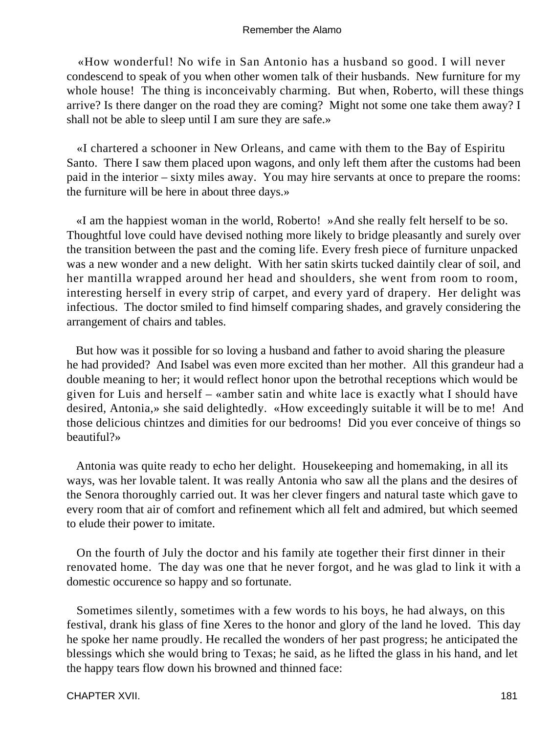«How wonderful! No wife in San Antonio has a husband so good. I will never condescend to speak of you when other women talk of their husbands. New furniture for my whole house! The thing is inconceivably charming. But when, Roberto, will these things arrive? Is there danger on the road they are coming? Might not some one take them away? I shall not be able to sleep until I am sure they are safe.»

«I chartered a schooner in New Orleans, and came with them to the Bay of Espiritu Santo. There I saw them placed upon wagons, and only left them after the customs had been paid in the interior – sixty miles away. You may hire servants at once to prepare the rooms: the furniture will be here in about three days.»

«I am the happiest woman in the world, Roberto! »And she really felt herself to be so. Thoughtful love could have devised nothing more likely to bridge pleasantly and surely over the transition between the past and the coming life. Every fresh piece of furniture unpacked was a new wonder and a new delight. With her satin skirts tucked daintily clear of soil, and her mantilla wrapped around her head and shoulders, she went from room to room, interesting herself in every strip of carpet, and every yard of drapery. Her delight was infectious. The doctor smiled to find himself comparing shades, and gravely considering the arrangement of chairs and tables.

But how was it possible for so loving a husband and father to avoid sharing the pleasure he had provided? And Isabel was even more excited than her mother. All this grandeur had a double meaning to her; it would reflect honor upon the betrothal receptions which would be given for Luis and herself – «amber satin and white lace is exactly what I should have desired, Antonia,» she said delightedly. «How exceedingly suitable it will be to me! And those delicious chintzes and dimities for our bedrooms! Did you ever conceive of things so beautiful?»

Antonia was quite ready to echo her delight. Housekeeping and homemaking, in all its ways, was her lovable talent. It was really Antonia who saw all the plans and the desires of the Senora thoroughly carried out. It was her clever fingers and natural taste which gave to every room that air of comfort and refinement which all felt and admired, but which seemed to elude their power to imitate.

On the fourth of July the doctor and his family ate together their first dinner in their renovated home. The day was one that he never forgot, and he was glad to link it with a domestic occurence so happy and so fortunate.

Sometimes silently, sometimes with a few words to his boys, he had always, on this festival, drank his glass of fine Xeres to the honor and glory of the land he loved. This day he spoke her name proudly. He recalled the wonders of her past progress; he anticipated the blessings which she would bring to Texas; he said, as he lifted the glass in his hand, and let the happy tears flow down his browned and thinned face: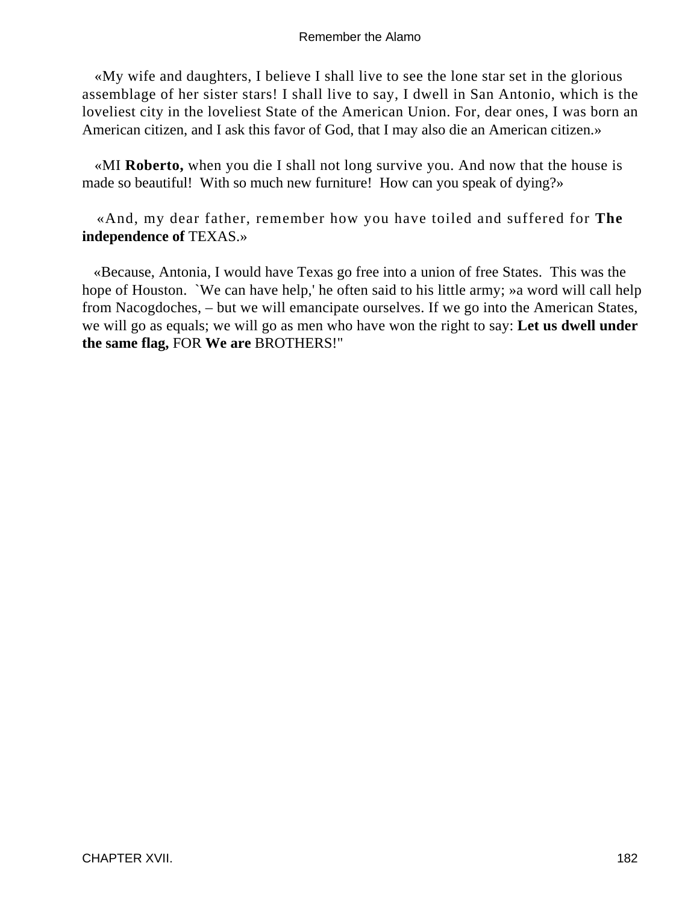«My wife and daughters, I believe I shall live to see the lone star set in the glorious assemblage of her sister stars! I shall live to say, I dwell in San Antonio, which is the loveliest city in the loveliest State of the American Union. For, dear ones, I was born an American citizen, and I ask this favor of God, that I may also die an American citizen.»

«MI **Roberto,** when you die I shall not long survive you. And now that the house is made so beautiful! With so much new furniture! How can you speak of dying?»

«And, my dear father, remember how you have toiled and suffered for **The independence of** TEXAS.»

«Because, Antonia, I would have Texas go free into a union of free States. This was the hope of Houston. `We can have help,' he often said to his little army; »a word will call help from Nacogdoches, – but we will emancipate ourselves. If we go into the American States, we will go as equals; we will go as men who have won the right to say: **Let us dwell under the same flag,** FOR **We are** BROTHERS!"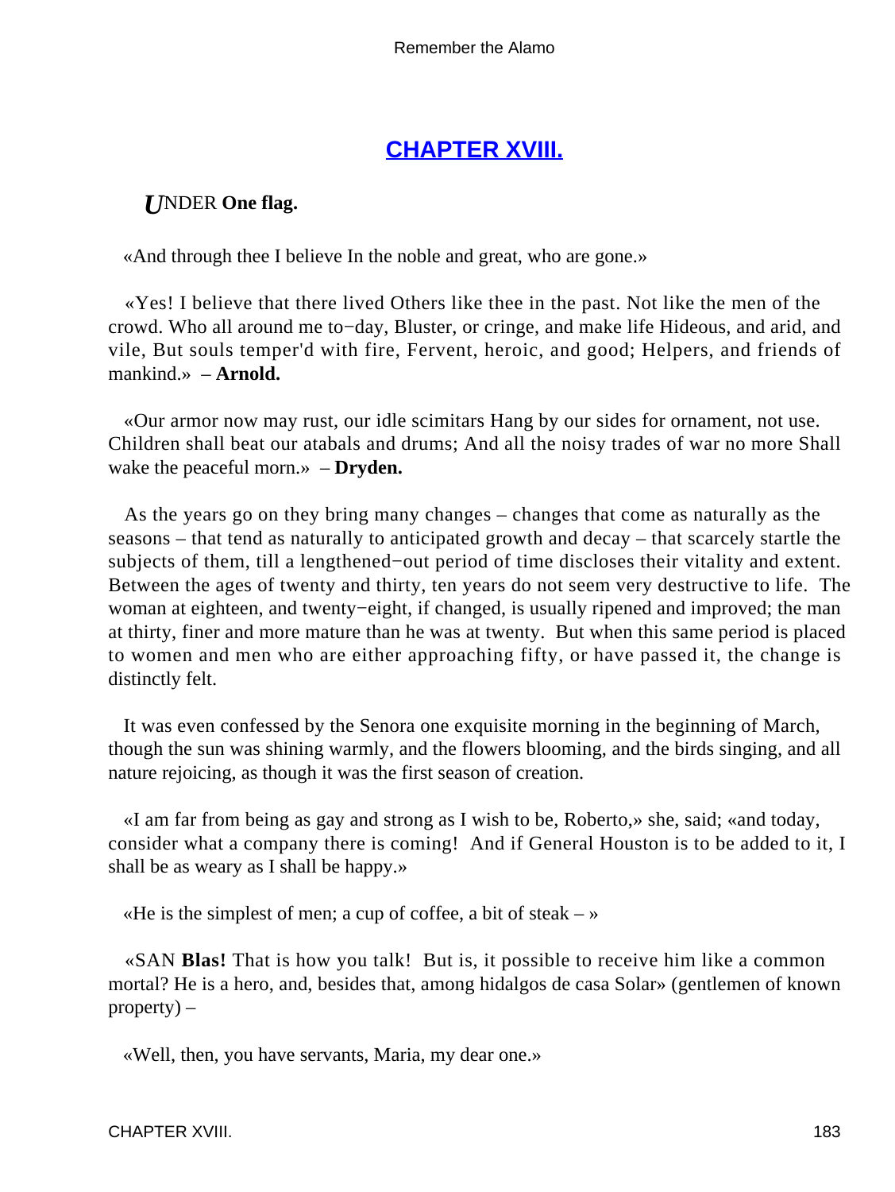## CHAPTER XVIII.

***U*NDER One flag.**

«And through thee I believe In the noble and great, who are gone.»

«Yes! I believe that there lived Others like thee in the past. Not like the men of the crowd. Who all around me to−day, Bluster, or cringe, and make life Hideous, and arid, and vile, But souls temper'd with fire, Fervent, heroic, and good; Helpers, and friends of mankind.» – **Arnold.**

«Our armor now may rust, our idle scimitars Hang by our sides for ornament, not use. Children shall beat our atabals and drums; And all the noisy trades of war no more Shall wake the peaceful morn.» – **Dryden.**

As the years go on they bring many changes – changes that come as naturally as the seasons – that tend as naturally to anticipated growth and decay – that scarcely startle the subjects of them, till a lengthened−out period of time discloses their vitality and extent. Between the ages of twenty and thirty, ten years do not seem very destructive to life. The woman at eighteen, and twenty−eight, if changed, is usually ripened and improved; the man at thirty, finer and more mature than he was at twenty. But when this same period is placed to women and men who are either approaching fifty, or have passed it, the change is distinctly felt.

It was even confessed by the Senora one exquisite morning in the beginning of March, though the sun was shining warmly, and the flowers blooming, and the birds singing, and all nature rejoicing, as though it was the first season of creation.

«I am far from being as gay and strong as I wish to be, Roberto,» she, said; «and today, consider what a company there is coming! And if General Houston is to be added to it, I shall be as weary as I shall be happy.»

«He is the simplest of men; a cup of coffee, a bit of steak – »

«SAN **Blas!** That is how you talk! But is, it possible to receive him like a common mortal? He is a hero, and, besides that, among hidalgos de casa Solar» (gentlemen of known property) –

«Well, then, you have servants, Maria, my dear one.»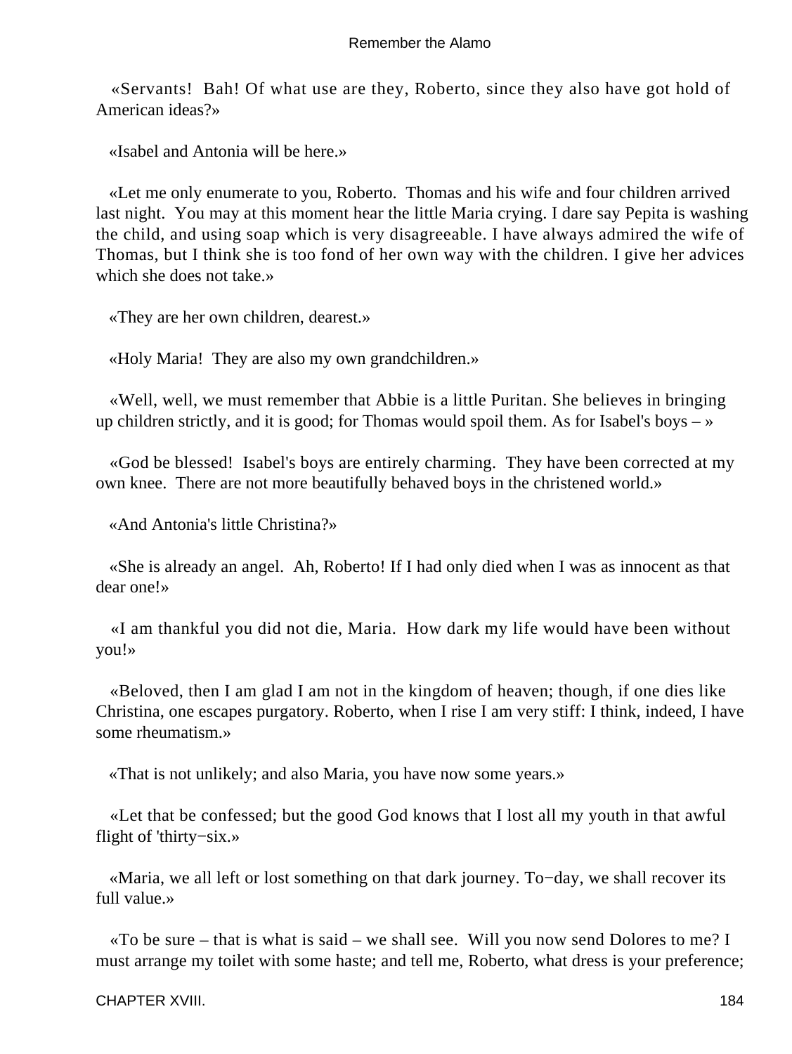«Servants! Bah! Of what use are they, Roberto, since they also have got hold of American ideas?»

«Isabel and Antonia will be here.»

«Let me only enumerate to you, Roberto. Thomas and his wife and four children arrived last night. You may at this moment hear the little Maria crying. I dare say Pepita is washing the child, and using soap which is very disagreeable. I have always admired the wife of Thomas, but I think she is too fond of her own way with the children. I give her advices which she does not take.»

«They are her own children, dearest.»

«Holy Maria! They are also my own grandchildren.»

«Well, well, we must remember that Abbie is a little Puritan. She believes in bringing up children strictly, and it is good; for Thomas would spoil them. As for Isabel's boys – »

«God be blessed! Isabel's boys are entirely charming. They have been corrected at my own knee. There are not more beautifully behaved boys in the christened world.»

«And Antonia's little Christina?»

«She is already an angel. Ah, Roberto! If I had only died when I was as innocent as that dear one!»

«I am thankful you did not die, Maria. How dark my life would have been without you!»

«Beloved, then I am glad I am not in the kingdom of heaven; though, if one dies like Christina, one escapes purgatory. Roberto, when I rise I am very stiff: I think, indeed, I have some rheumatism.»

«That is not unlikely; and also Maria, you have now some years.»

«Let that be confessed; but the good God knows that I lost all my youth in that awful flight of 'thirty−six.»

«Maria, we all left or lost something on that dark journey. To−day, we shall recover its full value.»

«To be sure – that is what is said – we shall see. Will you now send Dolores to me? I must arrange my toilet with some haste; and tell me, Roberto, what dress is your preference;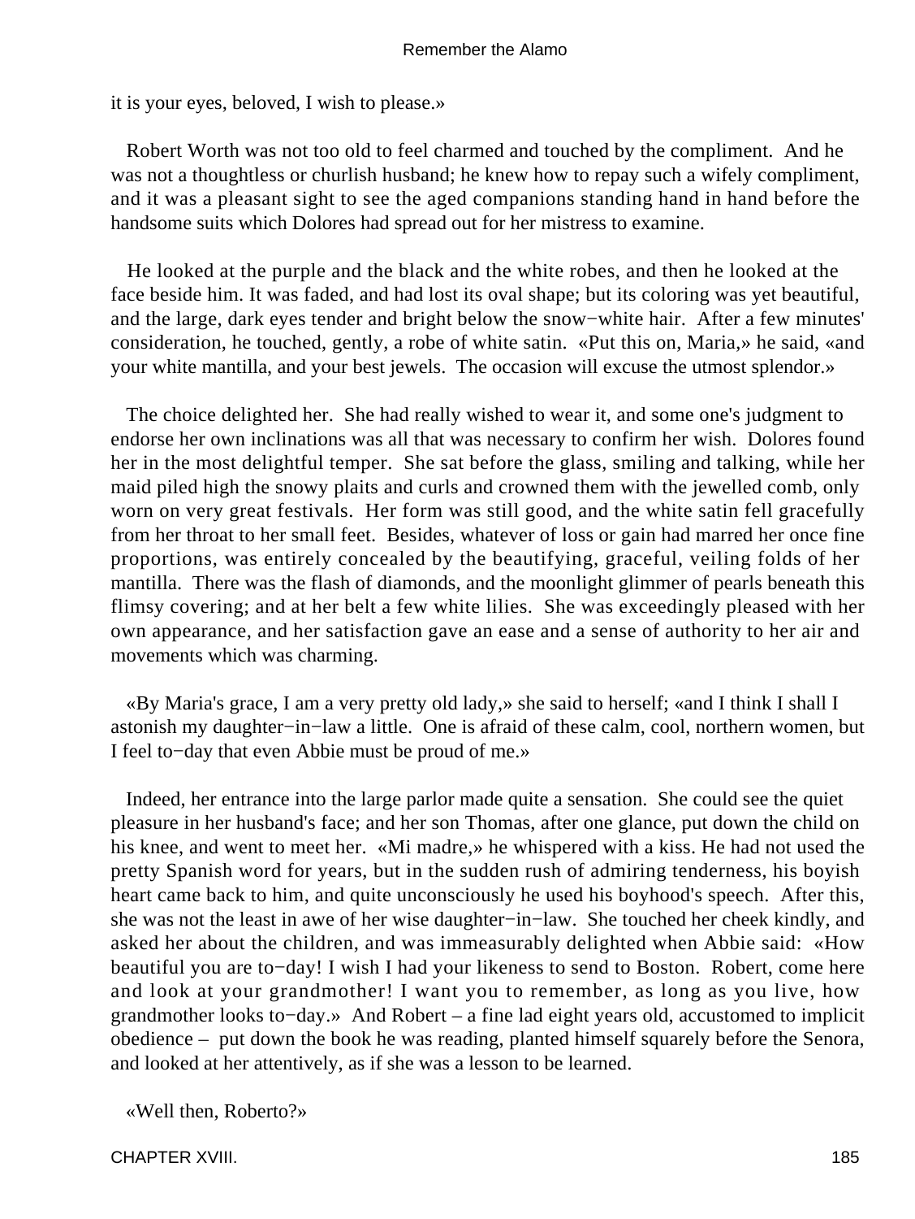it is your eyes, beloved, I wish to please.»

Robert Worth was not too old to feel charmed and touched by the compliment. And he was not a thoughtless or churlish husband; he knew how to repay such a wifely compliment, and it was a pleasant sight to see the aged companions standing hand in hand before the handsome suits which Dolores had spread out for her mistress to examine.

He looked at the purple and the black and the white robes, and then he looked at the face beside him. It was faded, and had lost its oval shape; but its coloring was yet beautiful, and the large, dark eyes tender and bright below the snow−white hair. After a few minutes' consideration, he touched, gently, a robe of white satin. «Put this on, Maria,» he said, «and your white mantilla, and your best jewels. The occasion will excuse the utmost splendor.»

The choice delighted her. She had really wished to wear it, and some one's judgment to endorse her own inclinations was all that was necessary to confirm her wish. Dolores found her in the most delightful temper. She sat before the glass, smiling and talking, while her maid piled high the snowy plaits and curls and crowned them with the jewelled comb, only worn on very great festivals. Her form was still good, and the white satin fell gracefully from her throat to her small feet. Besides, whatever of loss or gain had marred her once fine proportions, was entirely concealed by the beautifying, graceful, veiling folds of her mantilla. There was the flash of diamonds, and the moonlight glimmer of pearls beneath this flimsy covering; and at her belt a few white lilies. She was exceedingly pleased with her own appearance, and her satisfaction gave an ease and a sense of authority to her air and movements which was charming.

«By Maria's grace, I am a very pretty old lady,» she said to herself; «and I think I shall I astonish my daughter−in−law a little. One is afraid of these calm, cool, northern women, but I feel to−day that even Abbie must be proud of me.»

Indeed, her entrance into the large parlor made quite a sensation. She could see the quiet pleasure in her husband's face; and her son Thomas, after one glance, put down the child on his knee, and went to meet her. «Mi madre,» he whispered with a kiss. He had not used the pretty Spanish word for years, but in the sudden rush of admiring tenderness, his boyish heart came back to him, and quite unconsciously he used his boyhood's speech. After this, she was not the least in awe of her wise daughter−in−law. She touched her cheek kindly, and asked her about the children, and was immeasurably delighted when Abbie said: «How beautiful you are to−day! I wish I had your likeness to send to Boston. Robert, come here and look at your grandmother! I want you to remember, as long as you live, how grandmother looks to−day.» And Robert – a fine lad eight years old, accustomed to implicit obedience – put down the book he was reading, planted himself squarely before the Senora, and looked at her attentively, as if she was a lesson to be learned.

«Well then, Roberto?»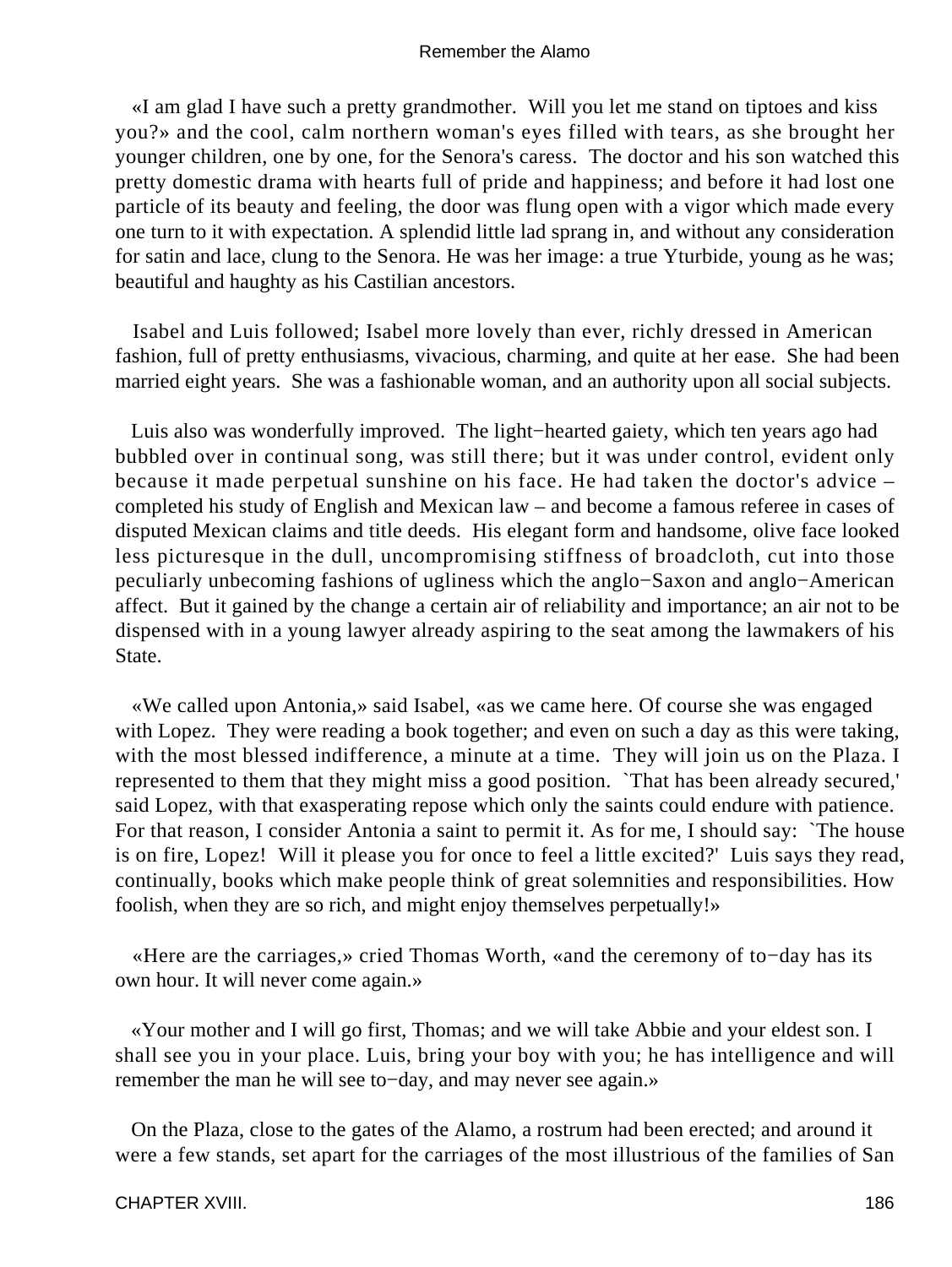«I am glad I have such a pretty grandmother. Will you let me stand on tiptoes and kiss you?» and the cool, calm northern woman's eyes filled with tears, as she brought her younger children, one by one, for the Senora's caress. The doctor and his son watched this pretty domestic drama with hearts full of pride and happiness; and before it had lost one particle of its beauty and feeling, the door was flung open with a vigor which made every one turn to it with expectation. A splendid little lad sprang in, and without any consideration for satin and lace, clung to the Senora. He was her image: a true Yturbide, young as he was; beautiful and haughty as his Castilian ancestors.

Isabel and Luis followed; Isabel more lovely than ever, richly dressed in American fashion, full of pretty enthusiasms, vivacious, charming, and quite at her ease. She had been married eight years. She was a fashionable woman, and an authority upon all social subjects.

Luis also was wonderfully improved. The light−hearted gaiety, which ten years ago had bubbled over in continual song, was still there; but it was under control, evident only because it made perpetual sunshine on his face. He had taken the doctor's advice – completed his study of English and Mexican law – and become a famous referee in cases of disputed Mexican claims and title deeds. His elegant form and handsome, olive face looked less picturesque in the dull, uncompromising stiffness of broadcloth, cut into those peculiarly unbecoming fashions of ugliness which the anglo−Saxon and anglo−American affect. But it gained by the change a certain air of reliability and importance; an air not to be dispensed with in a young lawyer already aspiring to the seat among the lawmakers of his State.

«We called upon Antonia,» said Isabel, «as we came here. Of course she was engaged with Lopez. They were reading a book together; and even on such a day as this were taking, with the most blessed indifference, a minute at a time. They will join us on the Plaza. I represented to them that they might miss a good position. `That has been already secured,' said Lopez, with that exasperating repose which only the saints could endure with patience. For that reason, I consider Antonia a saint to permit it. As for me, I should say: `The house is on fire, Lopez! Will it please you for once to feel a little excited?' Luis says they read, continually, books which make people think of great solemnities and responsibilities. How foolish, when they are so rich, and might enjoy themselves perpetually!»

«Here are the carriages,» cried Thomas Worth, «and the ceremony of to−day has its own hour. It will never come again.»

«Your mother and I will go first, Thomas; and we will take Abbie and your eldest son. I shall see you in your place. Luis, bring your boy with you; he has intelligence and will remember the man he will see to−day, and may never see again.»

On the Plaza, close to the gates of the Alamo, a rostrum had been erected; and around it were a few stands, set apart for the carriages of the most illustrious of the families of San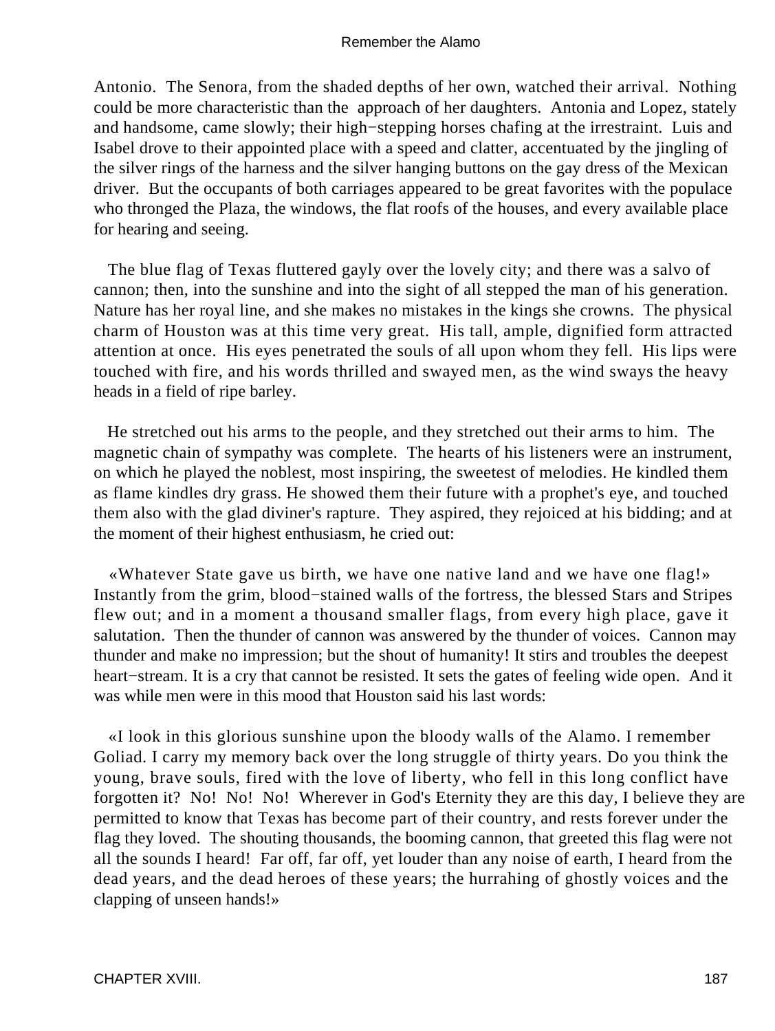Antonio. The Senora, from the shaded depths of her own, watched their arrival. Nothing could be more characteristic than the approach of her daughters. Antonia and Lopez, stately and handsome, came slowly; their high−stepping horses chafing at the irrestraint. Luis and Isabel drove to their appointed place with a speed and clatter, accentuated by the jingling of the silver rings of the harness and the silver hanging buttons on the gay dress of the Mexican driver. But the occupants of both carriages appeared to be great favorites with the populace who thronged the Plaza, the windows, the flat roofs of the houses, and every available place for hearing and seeing.

The blue flag of Texas fluttered gayly over the lovely city; and there was a salvo of cannon; then, into the sunshine and into the sight of all stepped the man of his generation. Nature has her royal line, and she makes no mistakes in the kings she crowns. The physical charm of Houston was at this time very great. His tall, ample, dignified form attracted attention at once. His eyes penetrated the souls of all upon whom they fell. His lips were touched with fire, and his words thrilled and swayed men, as the wind sways the heavy heads in a field of ripe barley.

He stretched out his arms to the people, and they stretched out their arms to him. The magnetic chain of sympathy was complete. The hearts of his listeners were an instrument, on which he played the noblest, most inspiring, the sweetest of melodies. He kindled them as flame kindles dry grass. He showed them their future with a prophet's eye, and touched them also with the glad diviner's rapture. They aspired, they rejoiced at his bidding; and at the moment of their highest enthusiasm, he cried out:

«Whatever State gave us birth, we have one native land and we have one flag!» Instantly from the grim, blood−stained walls of the fortress, the blessed Stars and Stripes flew out; and in a moment a thousand smaller flags, from every high place, gave it salutation. Then the thunder of cannon was answered by the thunder of voices. Cannon may thunder and make no impression; but the shout of humanity! It stirs and troubles the deepest heart−stream. It is a cry that cannot be resisted. It sets the gates of feeling wide open. And it was while men were in this mood that Houston said his last words:

«I look in this glorious sunshine upon the bloody walls of the Alamo. I remember Goliad. I carry my memory back over the long struggle of thirty years. Do you think the young, brave souls, fired with the love of liberty, who fell in this long conflict have forgotten it? No! No! No! Wherever in God's Eternity they are this day, I believe they are permitted to know that Texas has become part of their country, and rests forever under the flag they loved. The shouting thousands, the booming cannon, that greeted this flag were not all the sounds I heard! Far off, far off, yet louder than any noise of earth, I heard from the dead years, and the dead heroes of these years; the hurrahing of ghostly voices and the clapping of unseen hands!»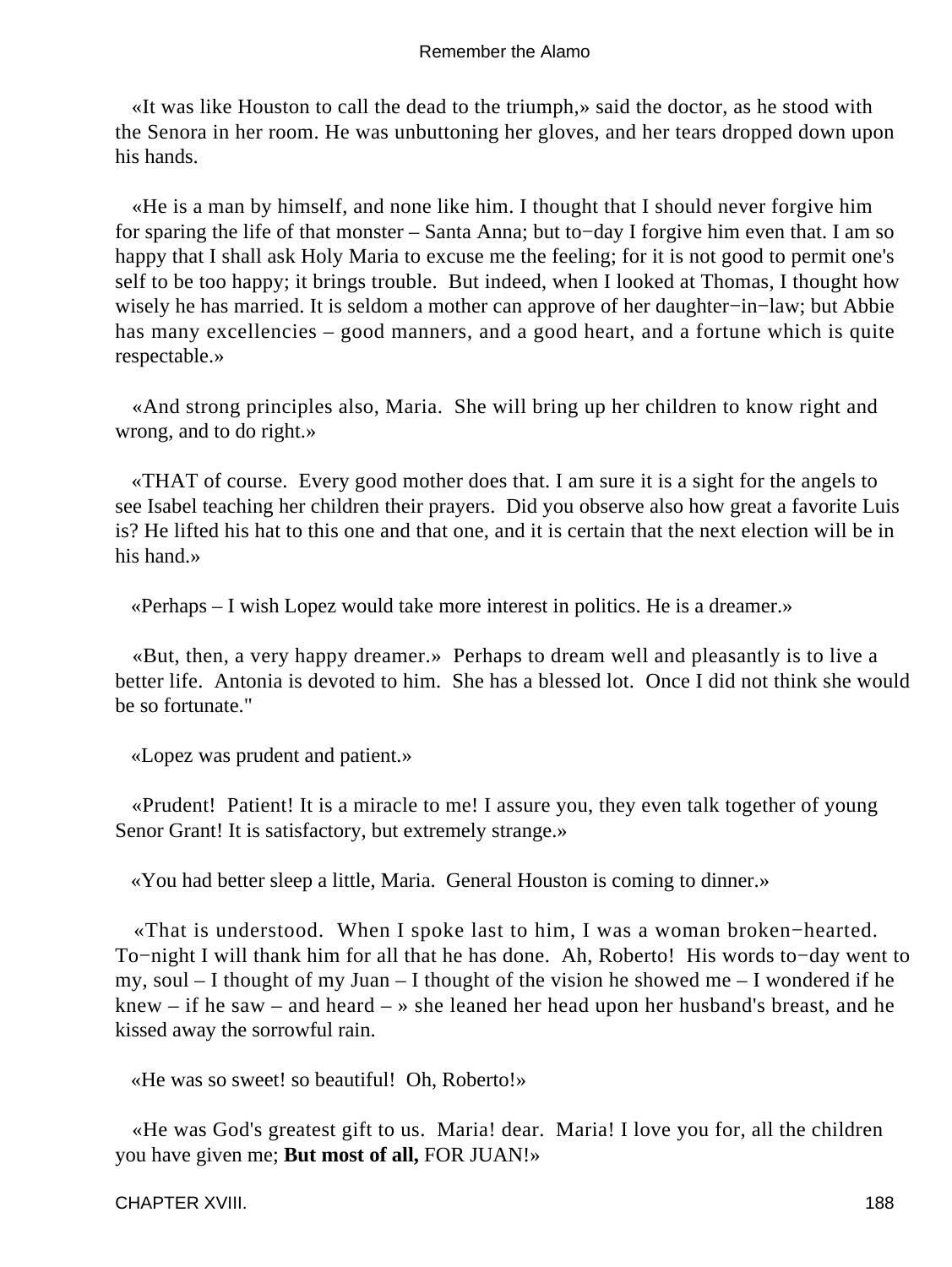«It was like Houston to call the dead to the triumph,» said the doctor, as he stood with the Senora in her room. He was unbuttoning her gloves, and her tears dropped down upon his hands.

«He is a man by himself, and none like him. I thought that I should never forgive him for sparing the life of that monster – Santa Anna; but to−day I forgive him even that. I am so happy that I shall ask Holy Maria to excuse me the feeling; for it is not good to permit one's self to be too happy; it brings trouble.  But indeed, when I looked at Thomas, I thought how wisely he has married. It is seldom a mother can approve of her daughter−in−law; but Abbie has many excellencies – good manners, and a good heart, and a fortune which is quite respectable.»

«And strong principles also, Maria.  She will bring up her children to know right and wrong, and to do right.»

«THAT of course.  Every good mother does that. I am sure it is a sight for the angels to see Isabel teaching her children their prayers.  Did you observe also how great a favorite Luis is? He lifted his hat to this one and that one, and it is certain that the next election will be in his hand.»

«Perhaps – I wish Lopez would take more interest in politics. He is a dreamer.»

«But, then, a very happy dreamer.»  Perhaps to dream well and pleasantly is to live a better life.  Antonia is devoted to him.  She has a blessed lot.  Once I did not think she would be so fortunate."

«Lopez was prudent and patient.»

«Prudent!  Patient! It is a miracle to me! I assure you, they even talk together of young Senor Grant! It is satisfactory, but extremely strange.»

«You had better sleep a little, Maria.  General Houston is coming to dinner.»

«That is understood.  When I spoke last to him, I was a woman broken−hearted. To−night I will thank him for all that he has done.  Ah, Roberto!  His words to−day went to my, soul – I thought of my Juan – I thought of the vision he showed me – I wondered if he knew – if he saw – and heard – » she leaned her head upon her husband's breast, and he kissed away the sorrowful rain.

«He was so sweet! so beautiful!  Oh, Roberto!»

«He was God's greatest gift to us.  Maria! dear.  Maria! I love you for, all the children you have given me; **But most of all,** FOR JUAN!»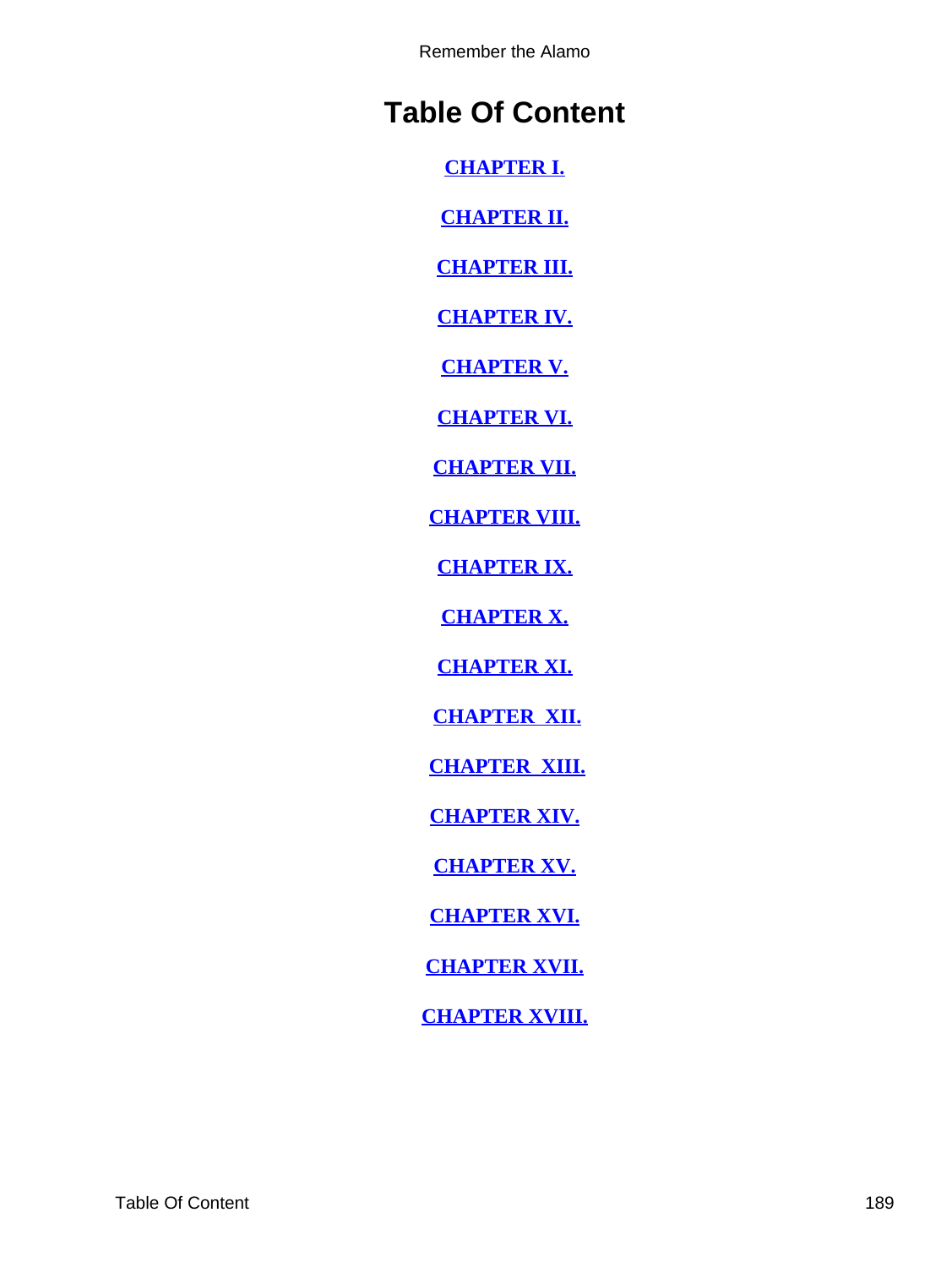# Table Of Content

CHAPTER I.

CHAPTER II.

CHAPTER III.

CHAPTER IV.

CHAPTER V.

CHAPTER VI.

CHAPTER VII.

CHAPTER VIII.

CHAPTER IX.

CHAPTER X.

CHAPTER XI.

CHAPTER  XII.

CHAPTER  XIII.

CHAPTER XIV.

CHAPTER XV.

CHAPTER XVI.

CHAPTER XVII.

CHAPTER XVIII.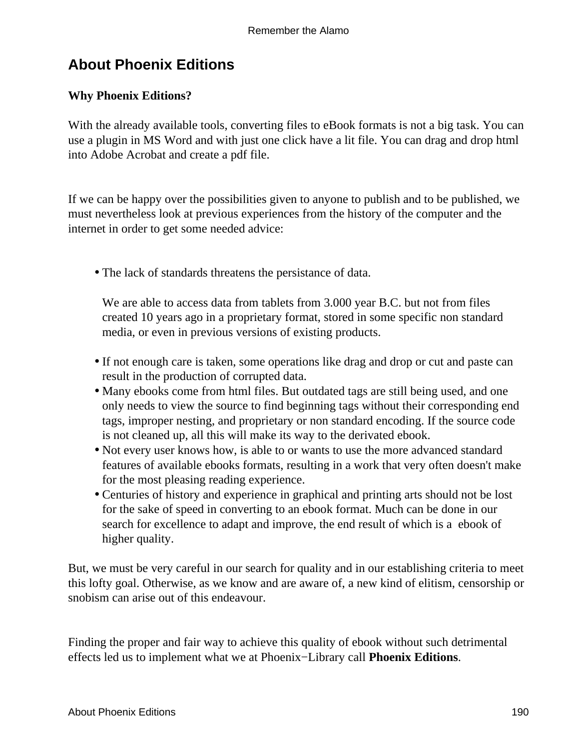## About Phoenix Editions

**Why Phoenix Editions?**

With the already available tools, converting files to eBook formats is not a big task. You can use a plugin in MS Word and with just one click have a lit file. You can drag and drop html into Adobe Acrobat and create a pdf file.

If we can be happy over the possibilities given to anyone to publish and to be published, we must nevertheless look at previous experiences from the history of the computer and the internet in order to get some needed advice:

- The lack of standards threatens the persistance of data.

  We are able to access data from tablets from 3.000 year B.C. but not from files created 10 years ago in a proprietary format, stored in some specific non standard media, or even in previous versions of existing products.
- If not enough care is taken, some operations like drag and drop or cut and paste can result in the production of corrupted data.
- Many ebooks come from html files. But outdated tags are still being used, and one only needs to view the source to find beginning tags without their corresponding end tags, improper nesting, and proprietary or non standard encoding. If the source code is not cleaned up, all this will make its way to the derivated ebook.
- Not every user knows how, is able to or wants to use the more advanced standard features of available ebooks formats, resulting in a work that very often doesn't make for the most pleasing reading experience.
- Centuries of history and experience in graphical and printing arts should not be lost for the sake of speed in converting to an ebook format. Much can be done in our search for excellence to adapt and improve, the end result of which is a ebook of higher quality.

But, we must be very careful in our search for quality and in our establishing criteria to meet this lofty goal. Otherwise, as we know and are aware of, a new kind of elitism, censorship or snobism can arise out of this endeavour.

Finding the proper and fair way to achieve this quality of ebook without such detrimental effects led us to implement what we at Phoenix−Library call **Phoenix Editions**.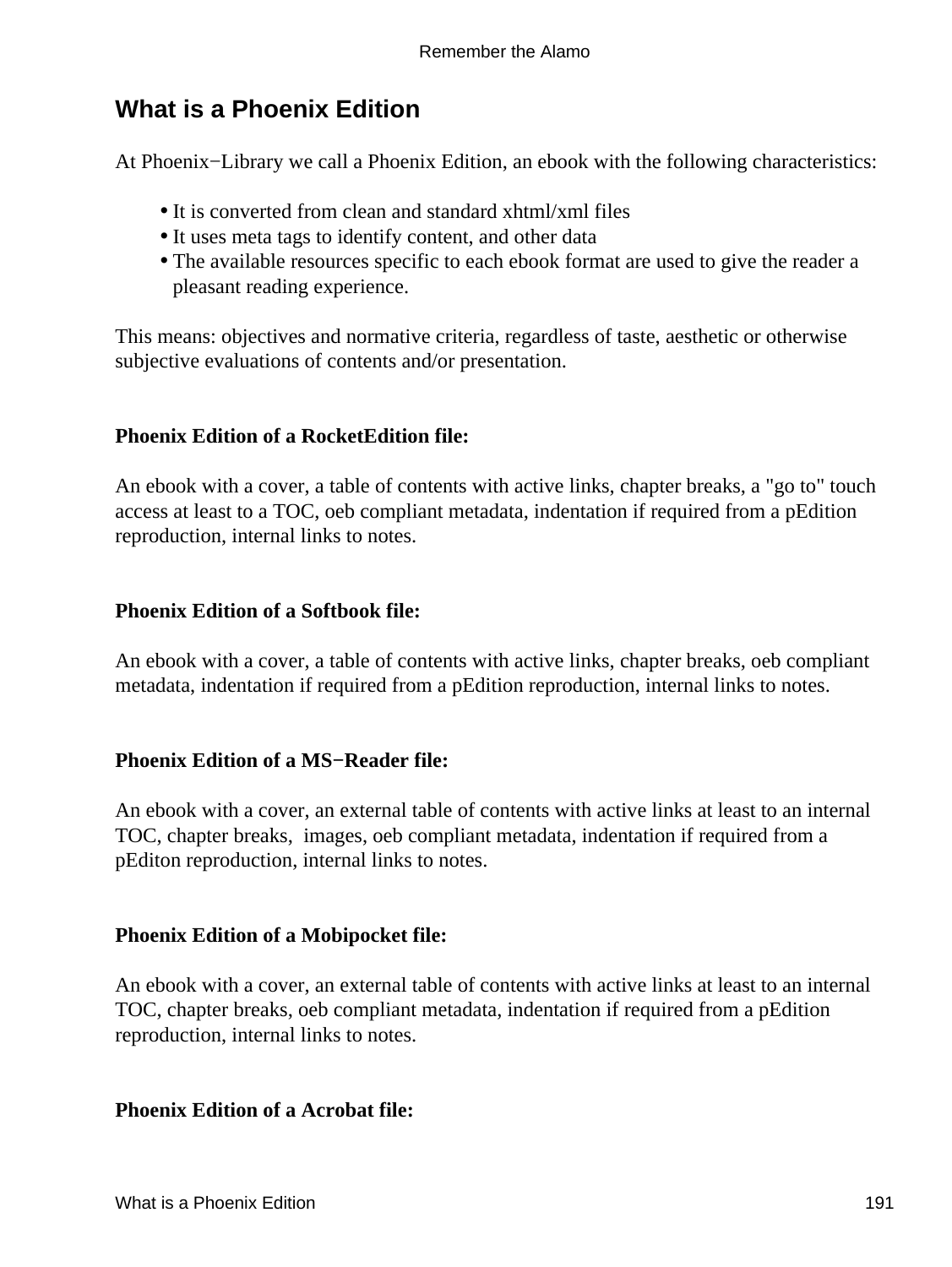## What is a Phoenix Edition

At Phoenix−Library we call a Phoenix Edition, an ebook with the following characteristics:

- It is converted from clean and standard xhtml/xml files
- It uses meta tags to identify content, and other data
- The available resources specific to each ebook format are used to give the reader a pleasant reading experience.

This means: objectives and normative criteria, regardless of taste, aesthetic or otherwise subjective evaluations of contents and/or presentation.

**Phoenix Edition of a RocketEdition file:**

An ebook with a cover, a table of contents with active links, chapter breaks, a "go to" touch access at least to a TOC, oeb compliant metadata, indentation if required from a pEdition reproduction, internal links to notes.

**Phoenix Edition of a Softbook file:**

An ebook with a cover, a table of contents with active links, chapter breaks, oeb compliant metadata, indentation if required from a pEdition reproduction, internal links to notes.

**Phoenix Edition of a MS−Reader file:**

An ebook with a cover, an external table of contents with active links at least to an internal TOC, chapter breaks, images, oeb compliant metadata, indentation if required from a pEditon reproduction, internal links to notes.

**Phoenix Edition of a Mobipocket file:**

An ebook with a cover, an external table of contents with active links at least to an internal TOC, chapter breaks, oeb compliant metadata, indentation if required from a pEdition reproduction, internal links to notes.

**Phoenix Edition of a Acrobat file:**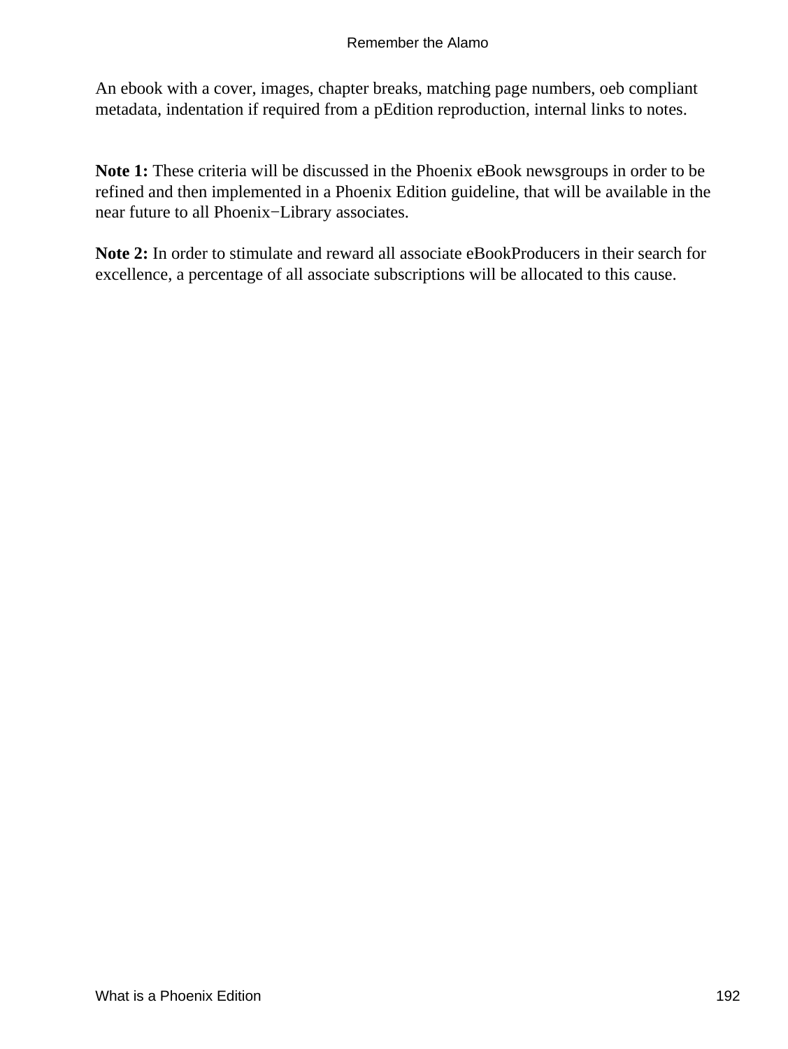An ebook with a cover, images, chapter breaks, matching page numbers, oeb compliant metadata, indentation if required from a pEdition reproduction, internal links to notes.

**Note 1:** These criteria will be discussed in the Phoenix eBook newsgroups in order to be refined and then implemented in a Phoenix Edition guideline, that will be available in the near future to all Phoenix−Library associates.

**Note 2:** In order to stimulate and reward all associate eBookProducers in their search for excellence, a percentage of all associate subscriptions will be allocated to this cause.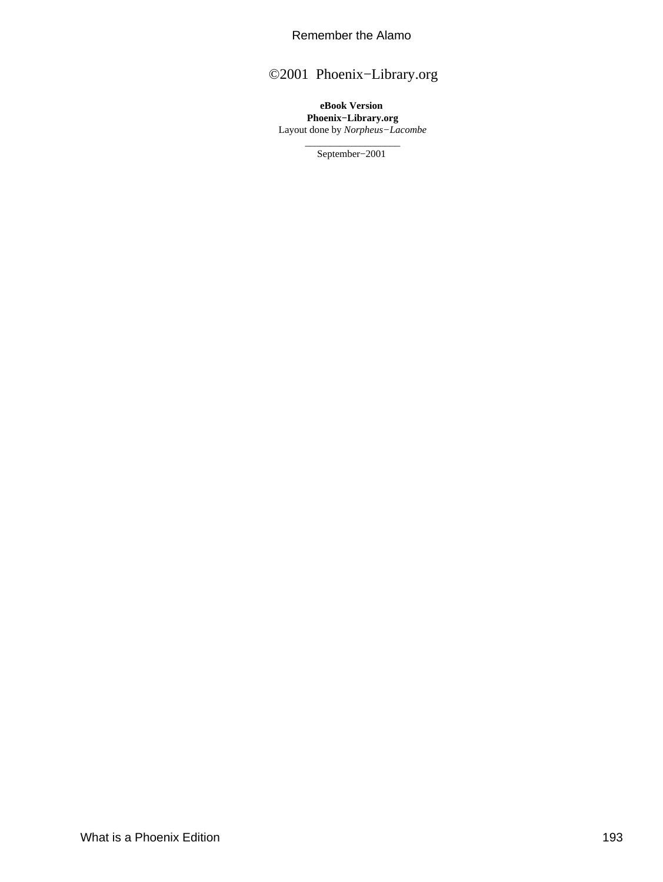©2001 Phoenix−Library.org

**eBook Version**
**Phoenix−Library.org**
Layout done by *Norpheus−Lacombe*

___________________

September−2001